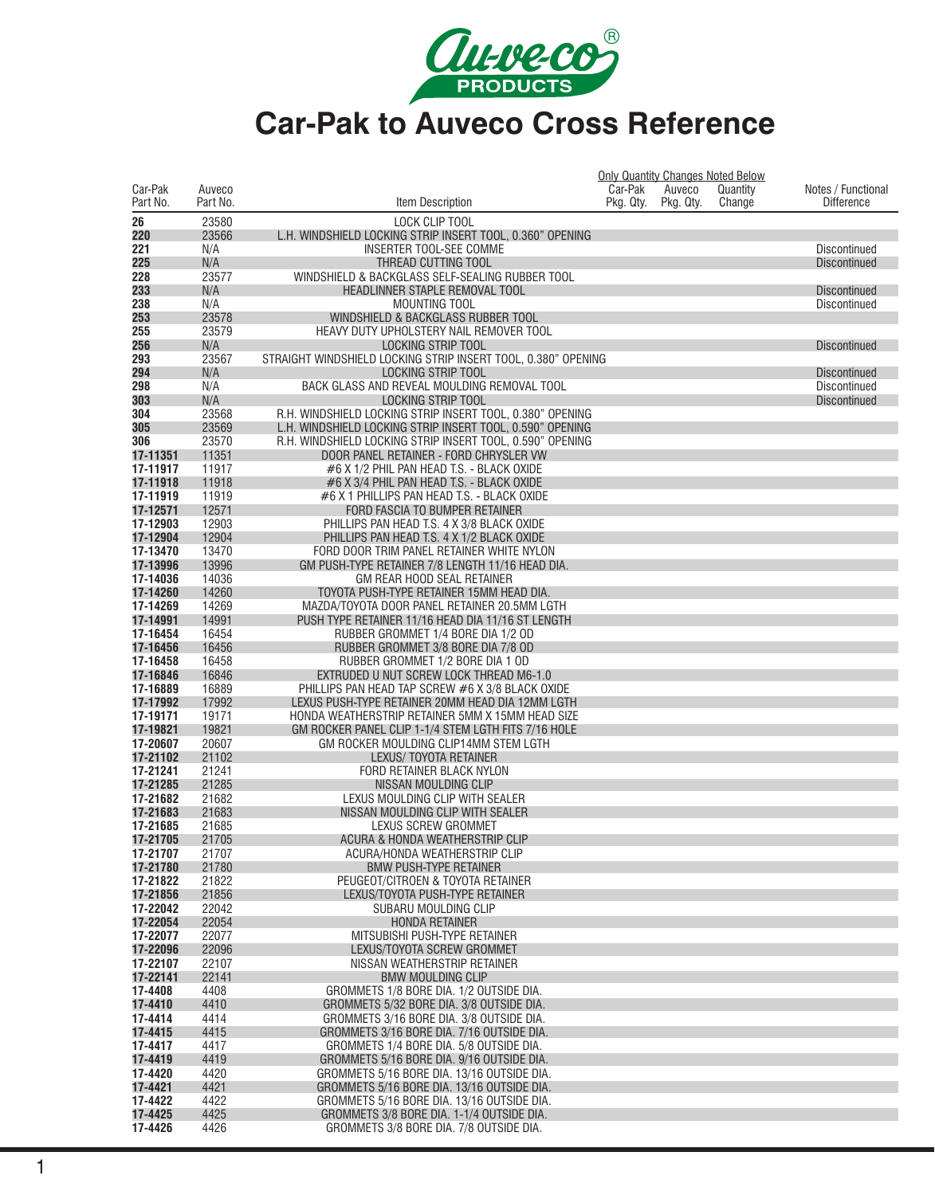# Car-Pak to Auveco Cross Reference

| Car-Pak Part No. | Auveco Part No. | Item Description | Only Quantity Changes Noted Below Car-Pak Pkg. Qty. | Auveco Pkg. Qty. | Quantity Change | Notes / Functional Difference |
|---|---|---|---|---|---|---|
| 26 | 23580 | LOCK CLIP TOOL | | | | |
| 220 | 23566 | L.H. WINDSHIELD LOCKING STRIP INSERT TOOL, 0.360" OPENING | | | | |
| 221 | N/A | INSERTER TOOL-SEE COMME | | | | Discontinued |
| 225 | N/A | THREAD CUTTING TOOL | | | | Discontinued |
| 228 | 23577 | WINDSHIELD & BACKGLASS SELF-SEALING RUBBER TOOL | | | | |
| 233 | N/A | HEADLINNER STAPLE REMOVAL TOOL | | | | Discontinued |
| 238 | N/A | MOUNTING TOOL | | | | Discontinued |
| 253 | 23578 | WINDSHIELD & BACKGLASS RUBBER TOOL | | | | |
| 255 | 23579 | HEAVY DUTY UPHOLSTERY NAIL REMOVER TOOL | | | | |
| 256 | N/A | LOCKING STRIP TOOL | | | | Discontinued |
| 293 | 23567 | STRAIGHT WINDSHIELD LOCKING STRIP INSERT TOOL, 0.380" OPENING | | | | |
| 294 | N/A | LOCKING STRIP TOOL | | | | Discontinued |
| 298 | N/A | BACK GLASS AND REVEAL MOULDING REMOVAL TOOL | | | | Discontinued |
| 303 | N/A | LOCKING STRIP TOOL | | | | Discontinued |
| 304 | 23568 | R.H. WINDSHIELD LOCKING STRIP INSERT TOOL, 0.380" OPENING | | | | |
| 305 | 23569 | L.H. WINDSHIELD LOCKING STRIP INSERT TOOL, 0.590" OPENING | | | | |
| 306 | 23570 | R.H. WINDSHIELD LOCKING STRIP INSERT TOOL, 0.590" OPENING | | | | |
| 17-11351 | 11351 | DOOR PANEL RETAINER - FORD CHRYSLER VW | | | | |
| 17-11917 | 11917 | #6 X 1/2 PHIL PAN HEAD T.S. - BLACK OXIDE | | | | |
| 17-11918 | 11918 | #6 X 3/4 PHIL PAN HEAD T.S. - BLACK OXIDE | | | | |
| 17-11919 | 11919 | #6 X 1 PHILLIPS PAN HEAD T.S. - BLACK OXIDE | | | | |
| 17-12571 | 12571 | FORD FASCIA TO BUMPER RETAINER | | | | |
| 17-12903 | 12903 | PHILLIPS PAN HEAD T.S. 4 X 3/8 BLACK OXIDE | | | | |
| 17-12904 | 12904 | PHILLIPS PAN HEAD T.S. 4 X 1/2 BLACK OXIDE | | | | |
| 17-13470 | 13470 | FORD DOOR TRIM PANEL RETAINER WHITE NYLON | | | | |
| 17-13996 | 13996 | GM PUSH-TYPE RETAINER 7/8 LENGTH 11/16 HEAD DIA. | | | | |
| 17-14036 | 14036 | GM REAR HOOD SEAL RETAINER | | | | |
| 17-14260 | 14260 | TOYOTA PUSH-TYPE RETAINER 15MM HEAD DIA. | | | | |
| 17-14269 | 14269 | MAZDA/TOYOTA DOOR PANEL RETAINER 20.5MM LGTH | | | | |
| 17-14991 | 14991 | PUSH TYPE RETAINER 11/16 HEAD DIA 11/16 ST LENGTH | | | | |
| 17-16454 | 16454 | RUBBER GROMMET 1/4 BORE DIA 1/2 OD | | | | |
| 17-16456 | 16456 | RUBBER GROMMET 3/8 BORE DIA 7/8 OD | | | | |
| 17-16458 | 16458 | RUBBER GROMMET 1/2 BORE DIA 1 OD | | | | |
| 17-16846 | 16846 | EXTRUDED U NUT SCREW LOCK THREAD M6-1.0 | | | | |
| 17-16889 | 16889 | PHILLIPS PAN HEAD TAP SCREW #6 X 3/8 BLACK OXIDE | | | | |
| 17-17992 | 17992 | LEXUS PUSH-TYPE RETAINER 20MM HEAD DIA 12MM LGTH | | | | |
| 17-19171 | 19171 | HONDA WEATHERSTRIP RETAINER 5MM X 15MM HEAD SIZE | | | | |
| 17-19821 | 19821 | GM ROCKER PANEL CLIP 1-1/4 STEM LGTH FITS 7/16 HOLE | | | | |
| 17-20607 | 20607 | GM ROCKER MOULDING CLIP14MM STEM LGTH | | | | |
| 17-21102 | 21102 | LEXUS/ TOYOTA RETAINER | | | | |
| 17-21241 | 21241 | FORD RETAINER BLACK NYLON | | | | |
| 17-21285 | 21285 | NISSAN MOULDING CLIP | | | | |
| 17-21682 | 21682 | LEXUS MOULDING CLIP WITH SEALER | | | | |
| 17-21683 | 21683 | NISSAN MOULDING CLIP WITH SEALER | | | | |
| 17-21685 | 21685 | LEXUS SCREW GROMMET | | | | |
| 17-21705 | 21705 | ACURA & HONDA WEATHERSTRIP CLIP | | | | |
| 17-21707 | 21707 | ACURA/HONDA WEATHERSTRIP CLIP | | | | |
| 17-21780 | 21780 | BMW PUSH-TYPE RETAINER | | | | |
| 17-21822 | 21822 | PEUGEOT/CITROEN & TOYOTA RETAINER | | | | |
| 17-21856 | 21856 | LEXUS/TOYOTA PUSH-TYPE RETAINER | | | | |
| 17-22042 | 22042 | SUBARU MOULDING CLIP | | | | |
| 17-22054 | 22054 | HONDA RETAINER | | | | |
| 17-22077 | 22077 | MITSUBISHI PUSH-TYPE RETAINER | | | | |
| 17-22096 | 22096 | LEXUS/TOYOTA SCREW GROMMET | | | | |
| 17-22107 | 22107 | NISSAN WEATHERSTRIP RETAINER | | | | |
| 17-22141 | 22141 | BMW MOULDING CLIP | | | | |
| 17-4408 | 4408 | GROMMETS 1/8 BORE DIA. 1/2 OUTSIDE DIA. | | | | |
| 17-4410 | 4410 | GROMMETS 5/32 BORE DIA. 3/8 OUTSIDE DIA. | | | | |
| 17-4414 | 4414 | GROMMETS 3/16 BORE DIA. 3/8 OUTSIDE DIA. | | | | |
| 17-4415 | 4415 | GROMMETS 3/16 BORE DIA. 7/16 OUTSIDE DIA. | | | | |
| 17-4417 | 4417 | GROMMETS 1/4 BORE DIA. 5/8 OUTSIDE DIA. | | | | |
| 17-4419 | 4419 | GROMMETS 5/16 BORE DIA. 9/16 OUTSIDE DIA. | | | | |
| 17-4420 | 4420 | GROMMETS 5/16 BORE DIA. 13/16 OUTSIDE DIA. | | | | |
| 17-4421 | 4421 | GROMMETS 5/16 BORE DIA. 13/16 OUTSIDE DIA. | | | | |
| 17-4422 | 4422 | GROMMETS 5/16 BORE DIA. 13/16 OUTSIDE DIA. | | | | |
| 17-4425 | 4425 | GROMMETS 3/8 BORE DIA. 1-1/4 OUTSIDE DIA. | | | | |
| 17-4426 | 4426 | GROMMETS 3/8 BORE DIA. 7/8 OUTSIDE DIA. | | | | |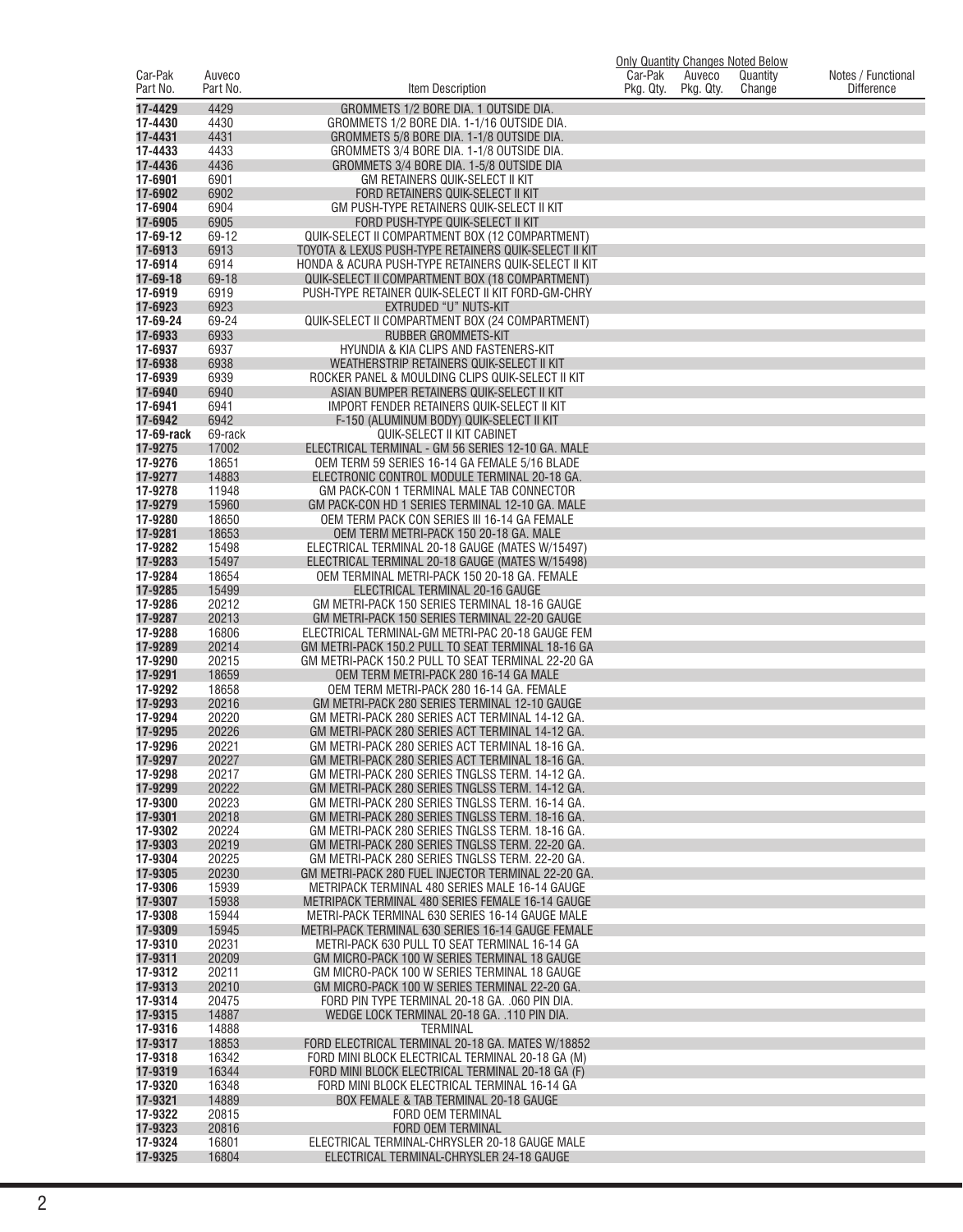| Car-Pak Part No. | Auveco Part No. | Item Description | Only Quantity Changes Noted Below Car-Pak Pkg. Qty. | Auveco Pkg. Qty. | Quantity Change | Notes / Functional Difference |
|---|---|---|---|---|---|---|
| **17-4429** | 4429 | GROMMETS 1/2 BORE DIA. 1 OUTSIDE DIA. | | | | |
| **17-4430** | 4430 | GROMMETS 1/2 BORE DIA. 1-1/16 OUTSIDE DIA. | | | | |
| **17-4431** | 4431 | GROMMETS 5/8 BORE DIA. 1-1/8 OUTSIDE DIA. | | | | |
| **17-4433** | 4433 | GROMMETS 3/4 BORE DIA. 1-1/8 OUTSIDE DIA. | | | | |
| **17-4436** | 4436 | GROMMETS 3/4 BORE DIA. 1-5/8 OUTSIDE DIA | | | | |
| **17-6901** | 6901 | GM RETAINERS QUIK-SELECT II KIT | | | | |
| **17-6902** | 6902 | FORD RETAINERS QUIK-SELECT II KIT | | | | |
| **17-6904** | 6904 | GM PUSH-TYPE RETAINERS QUIK-SELECT II KIT | | | | |
| **17-6905** | 6905 | FORD PUSH-TYPE QUIK-SELECT II KIT | | | | |
| **17-69-12** | 69-12 | QUIK-SELECT II COMPARTMENT BOX (12 COMPARTMENT) | | | | |
| **17-6913** | 6913 | TOYOTA & LEXUS PUSH-TYPE RETAINERS QUIK-SELECT II KIT | | | | |
| **17-6914** | 6914 | HONDA & ACURA PUSH-TYPE RETAINERS QUIK-SELECT II KIT | | | | |
| **17-69-18** | 69-18 | QUIK-SELECT II COMPARTMENT BOX (18 COMPARTMENT) | | | | |
| **17-6919** | 6919 | PUSH-TYPE RETAINER QUIK-SELECT II KIT FORD-GM-CHRY | | | | |
| **17-6923** | 6923 | EXTRUDED "U" NUTS-KIT | | | | |
| **17-69-24** | 69-24 | QUIK-SELECT II COMPARTMENT BOX (24 COMPARTMENT) | | | | |
| **17-6933** | 6933 | RUBBER GROMMETS-KIT | | | | |
| **17-6937** | 6937 | HYUNDIA & KIA CLIPS AND FASTENERS-KIT | | | | |
| **17-6938** | 6938 | WEATHERSTRIP RETAINERS QUIK-SELECT II KIT | | | | |
| **17-6939** | 6939 | ROCKER PANEL & MOULDING CLIPS QUIK-SELECT II KIT | | | | |
| **17-6940** | 6940 | ASIAN BUMPER RETAINERS QUIK-SELECT II KIT | | | | |
| **17-6941** | 6941 | IMPORT FENDER RETAINERS QUIK-SELECT II KIT | | | | |
| **17-6942** | 6942 | F-150 (ALUMINUM BODY) QUIK-SELECT II KIT | | | | |
| **17-69-rack** | 69-rack | QUIK-SELECT II KIT CABINET | | | | |
| **17-9275** | 17002 | ELECTRICAL TERMINAL - GM 56 SERIES 12-10 GA. MALE | | | | |
| **17-9276** | 18651 | OEM TERM 59 SERIES 16-14 GA FEMALE 5/16 BLADE | | | | |
| **17-9277** | 14883 | ELECTRONIC CONTROL MODULE TERMINAL 20-18 GA. | | | | |
| **17-9278** | 11948 | GM PACK-CON 1 TERMINAL MALE TAB CONNECTOR | | | | |
| **17-9279** | 15960 | GM PACK-CON HD 1 SERIES TERMINAL 12-10 GA. MALE | | | | |
| **17-9280** | 18650 | OEM TERM PACK CON SERIES III 16-14 GA FEMALE | | | | |
| **17-9281** | 18653 | OEM TERM METRI-PACK 150 20-18 GA. MALE | | | | |
| **17-9282** | 15498 | ELECTRICAL TERMINAL 20-18 GAUGE (MATES W/15497) | | | | |
| **17-9283** | 15497 | ELECTRICAL TERMINAL 20-18 GAUGE (MATES W/15498) | | | | |
| **17-9284** | 18654 | OEM TERMINAL METRI-PACK 150 20-18 GA. FEMALE | | | | |
| **17-9285** | 15499 | ELECTRICAL TERMINAL 20-16 GAUGE | | | | |
| **17-9286** | 20212 | GM METRI-PACK 150 SERIES TERMINAL 18-16 GAUGE | | | | |
| **17-9287** | 20213 | GM METRI-PACK 150 SERIES TERMINAL 22-20 GAUGE | | | | |
| **17-9288** | 16806 | ELECTRICAL TERMINAL-GM METRI-PAC 20-18 GAUGE FEM | | | | |
| **17-9289** | 20214 | GM METRI-PACK 150.2 PULL TO SEAT TERMINAL 18-16 GA | | | | |
| **17-9290** | 20215 | GM METRI-PACK 150.2 PULL TO SEAT TERMINAL 22-20 GA | | | | |
| **17-9291** | 18659 | OEM TERM METRI-PACK 280 16-14 GA MALE | | | | |
| **17-9292** | 18658 | OEM TERM METRI-PACK 280 16-14 GA. FEMALE | | | | |
| **17-9293** | 20216 | GM METRI-PACK 280 SERIES TERMINAL 12-10 GAUGE | | | | |
| **17-9294** | 20220 | GM METRI-PACK 280 SERIES ACT TERMINAL 14-12 GA. | | | | |
| **17-9295** | 20226 | GM METRI-PACK 280 SERIES ACT TERMINAL 14-12 GA. | | | | |
| **17-9296** | 20221 | GM METRI-PACK 280 SERIES ACT TERMINAL 18-16 GA. | | | | |
| **17-9297** | 20227 | GM METRI-PACK 280 SERIES ACT TERMINAL 18-16 GA. | | | | |
| **17-9298** | 20217 | GM METRI-PACK 280 SERIES TNGLSS TERM. 14-12 GA. | | | | |
| **17-9299** | 20222 | GM METRI-PACK 280 SERIES TNGLSS TERM. 14-12 GA. | | | | |
| **17-9300** | 20223 | GM METRI-PACK 280 SERIES TNGLSS TERM. 16-14 GA. | | | | |
| **17-9301** | 20218 | GM METRI-PACK 280 SERIES TNGLSS TERM. 18-16 GA. | | | | |
| **17-9302** | 20224 | GM METRI-PACK 280 SERIES TNGLSS TERM. 18-16 GA. | | | | |
| **17-9303** | 20219 | GM METRI-PACK 280 SERIES TNGLSS TERM. 22-20 GA. | | | | |
| **17-9304** | 20225 | GM METRI-PACK 280 SERIES TNGLSS TERM. 22-20 GA. | | | | |
| **17-9305** | 20230 | GM METRI-PACK 280 FUEL INJECTOR TERMINAL 22-20 GA. | | | | |
| **17-9306** | 15939 | METRIPACK TERMINAL 480 SERIES MALE 16-14 GAUGE | | | | |
| **17-9307** | 15938 | METRIPACK TERMINAL 480 SERIES FEMALE 16-14 GAUGE | | | | |
| **17-9308** | 15944 | METRI-PACK TERMINAL 630 SERIES 16-14 GAUGE MALE | | | | |
| **17-9309** | 15945 | METRI-PACK TERMINAL 630 SERIES 16-14 GAUGE FEMALE | | | | |
| **17-9310** | 20231 | METRI-PACK 630 PULL TO SEAT TERMINAL 16-14 GA | | | | |
| **17-9311** | 20209 | GM MICRO-PACK 100 W SERIES TERMINAL 18 GAUGE | | | | |
| **17-9312** | 20211 | GM MICRO-PACK 100 W SERIES TERMINAL 18 GAUGE | | | | |
| **17-9313** | 20210 | GM MICRO-PACK 100 W SERIES TERMINAL 22-20 GA. | | | | |
| **17-9314** | 20475 | FORD PIN TYPE TERMINAL 20-18 GA. .060 PIN DIA. | | | | |
| **17-9315** | 14887 | WEDGE LOCK TERMINAL 20-18 GA. .110 PIN DIA. | | | | |
| **17-9316** | 14888 | TERMINAL | | | | |
| **17-9317** | 18853 | FORD ELECTRICAL TERMINAL 20-18 GA. MATES W/18852 | | | | |
| **17-9318** | 16342 | FORD MINI BLOCK ELECTRICAL TERMINAL 20-18 GA (M) | | | | |
| **17-9319** | 16344 | FORD MINI BLOCK ELECTRICAL TERMINAL 20-18 GA (F) | | | | |
| **17-9320** | 16348 | FORD MINI BLOCK ELECTRICAL TERMINAL 16-14 GA | | | | |
| **17-9321** | 14889 | BOX FEMALE & TAB TERMINAL 20-18 GAUGE | | | | |
| **17-9322** | 20815 | FORD OEM TERMINAL | | | | |
| **17-9323** | 20816 | FORD OEM TERMINAL | | | | |
| **17-9324** | 16801 | ELECTRICAL TERMINAL-CHRYSLER 20-18 GAUGE MALE | | | | |
| **17-9325** | 16804 | ELECTRICAL TERMINAL-CHRYSLER 24-18 GAUGE | | | | |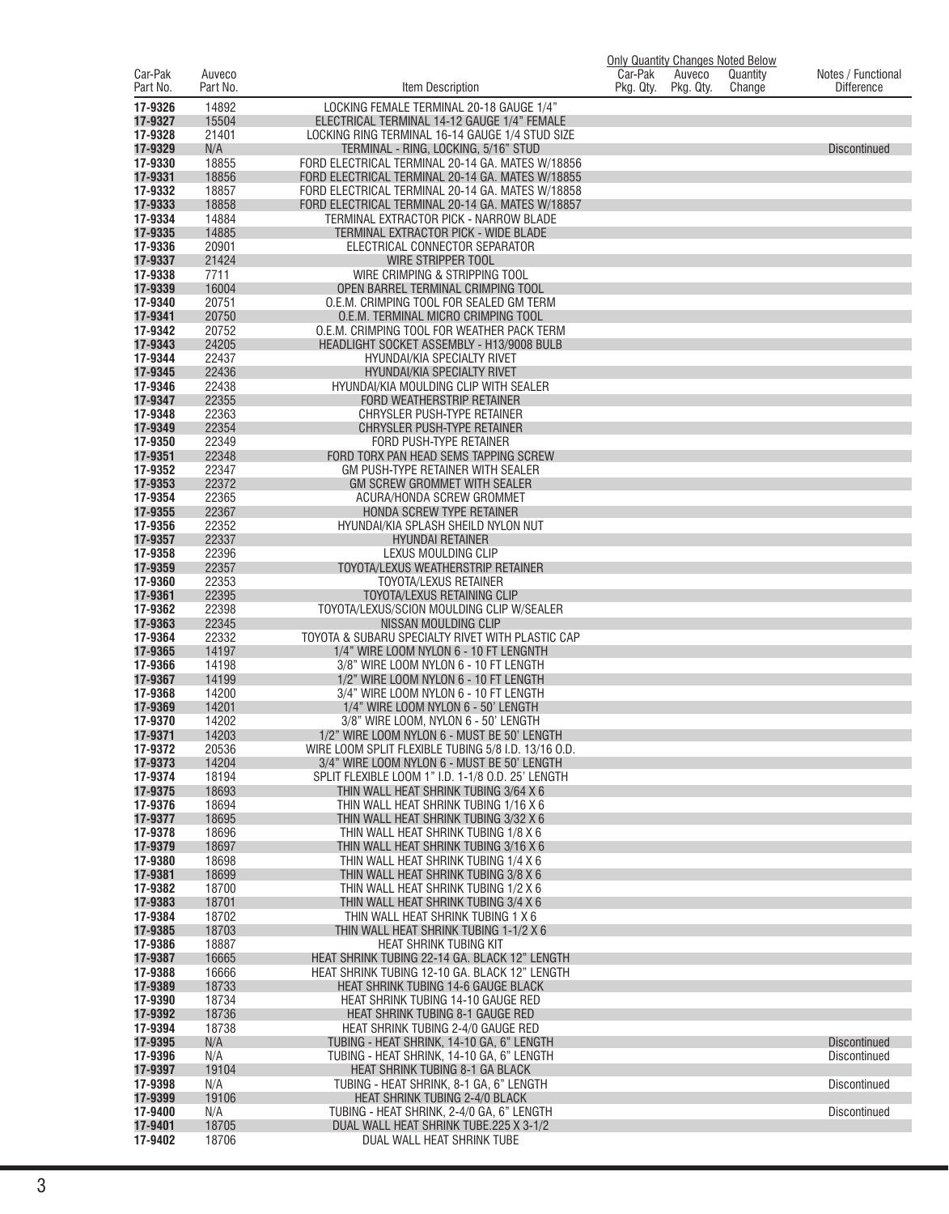| Car-Pak Part No. | Auveco Part No. | Item Description | Only Quantity Changes Noted Below Car-Pak Pkg. Qty. | Auveco Pkg. Qty. | Quantity Change | Notes / Functional Difference |
|---|---|---|---|---|---|---|
| 17-9326 | 14892 | LOCKING FEMALE TERMINAL 20-18 GAUGE 1/4" | | | | |
| 17-9327 | 15504 | ELECTRICAL TERMINAL 14-12 GAUGE 1/4" FEMALE | | | | |
| 17-9328 | 21401 | LOCKING RING TERMINAL 16-14 GAUGE 1/4 STUD SIZE | | | | |
| 17-9329 | N/A | TERMINAL - RING, LOCKING, 5/16" STUD | | | | Discontinued |
| 17-9330 | 18855 | FORD ELECTRICAL TERMINAL 20-14 GA. MATES W/18856 | | | | |
| 17-9331 | 18856 | FORD ELECTRICAL TERMINAL 20-14 GA. MATES W/18855 | | | | |
| 17-9332 | 18857 | FORD ELECTRICAL TERMINAL 20-14 GA. MATES W/18858 | | | | |
| 17-9333 | 18858 | FORD ELECTRICAL TERMINAL 20-14 GA. MATES W/18857 | | | | |
| 17-9334 | 14884 | TERMINAL EXTRACTOR PICK - NARROW BLADE | | | | |
| 17-9335 | 14885 | TERMINAL EXTRACTOR PICK - WIDE BLADE | | | | |
| 17-9336 | 20901 | ELECTRICAL CONNECTOR SEPARATOR | | | | |
| 17-9337 | 21424 | WIRE STRIPPER TOOL | | | | |
| 17-9338 | 7711 | WIRE CRIMPING & STRIPPING TOOL | | | | |
| 17-9339 | 16004 | OPEN BARREL TERMINAL CRIMPING TOOL | | | | |
| 17-9340 | 20751 | O.E.M. CRIMPING TOOL FOR SEALED GM TERM | | | | |
| 17-9341 | 20750 | O.E.M. TERMINAL MICRO CRIMPING TOOL | | | | |
| 17-9342 | 20752 | O.E.M. CRIMPING TOOL FOR WEATHER PACK TERM | | | | |
| 17-9343 | 24205 | HEADLIGHT SOCKET ASSEMBLY - H13/9008 BULB | | | | |
| 17-9344 | 22437 | HYUNDAI/KIA SPECIALTY RIVET | | | | |
| 17-9345 | 22436 | HYUNDAI/KIA SPECIALTY RIVET | | | | |
| 17-9346 | 22438 | HYUNDAI/KIA MOULDING CLIP WITH SEALER | | | | |
| 17-9347 | 22355 | FORD WEATHERSTRIP RETAINER | | | | |
| 17-9348 | 22363 | CHRYSLER PUSH-TYPE RETAINER | | | | |
| 17-9349 | 22354 | CHRYSLER PUSH-TYPE RETAINER | | | | |
| 17-9350 | 22349 | FORD PUSH-TYPE RETAINER | | | | |
| 17-9351 | 22348 | FORD TORX PAN HEAD SEMS TAPPING SCREW | | | | |
| 17-9352 | 22347 | GM PUSH-TYPE RETAINER WITH SEALER | | | | |
| 17-9353 | 22372 | GM SCREW GROMMET WITH SEALER | | | | |
| 17-9354 | 22365 | ACURA/HONDA SCREW GROMMET | | | | |
| 17-9355 | 22367 | HONDA SCREW TYPE RETAINER | | | | |
| 17-9356 | 22352 | HYUNDAI/KIA SPLASH SHEILD NYLON NUT | | | | |
| 17-9357 | 22337 | HYUNDAI RETAINER | | | | |
| 17-9358 | 22396 | LEXUS MOULDING CLIP | | | | |
| 17-9359 | 22357 | TOYOTA/LEXUS WEATHERSTRIP RETAINER | | | | |
| 17-9360 | 22353 | TOYOTA/LEXUS RETAINER | | | | |
| 17-9361 | 22395 | TOYOTA/LEXUS RETAINING CLIP | | | | |
| 17-9362 | 22398 | TOYOTA/LEXUS/SCION MOULDING CLIP W/SEALER | | | | |
| 17-9363 | 22345 | NISSAN MOULDING CLIP | | | | |
| 17-9364 | 22332 | TOYOTA & SUBARU SPECIALTY RIVET WITH PLASTIC CAP | | | | |
| 17-9365 | 14197 | 1/4" WIRE LOOM NYLON 6 - 10 FT LENGNTH | | | | |
| 17-9366 | 14198 | 3/8" WIRE LOOM NYLON 6 - 10 FT LENGTH | | | | |
| 17-9367 | 14199 | 1/2" WIRE LOOM NYLON 6 - 10 FT LENGTH | | | | |
| 17-9368 | 14200 | 3/4" WIRE LOOM NYLON 6 - 10 FT LENGTH | | | | |
| 17-9369 | 14201 | 1/4" WIRE LOOM NYLON 6 - 50' LENGTH | | | | |
| 17-9370 | 14202 | 3/8" WIRE LOOM, NYLON 6 - 50' LENGTH | | | | |
| 17-9371 | 14203 | 1/2" WIRE LOOM NYLON 6 - MUST BE 50' LENGTH | | | | |
| 17-9372 | 20536 | WIRE LOOM SPLIT FLEXIBLE TUBING 5/8 I.D. 13/16 O.D. | | | | |
| 17-9373 | 14204 | 3/4" WIRE LOOM NYLON 6 - MUST BE 50' LENGTH | | | | |
| 17-9374 | 18194 | SPLIT FLEXIBLE LOOM 1" I.D. 1-1/8 O.D. 25' LENGTH | | | | |
| 17-9375 | 18693 | THIN WALL HEAT SHRINK TUBING 3/64 X 6 | | | | |
| 17-9376 | 18694 | THIN WALL HEAT SHRINK TUBING 1/16 X 6 | | | | |
| 17-9377 | 18695 | THIN WALL HEAT SHRINK TUBING 3/32 X 6 | | | | |
| 17-9378 | 18696 | THIN WALL HEAT SHRINK TUBING 1/8 X 6 | | | | |
| 17-9379 | 18697 | THIN WALL HEAT SHRINK TUBING 3/16 X 6 | | | | |
| 17-9380 | 18698 | THIN WALL HEAT SHRINK TUBING 1/4 X 6 | | | | |
| 17-9381 | 18699 | THIN WALL HEAT SHRINK TUBING 3/8 X 6 | | | | |
| 17-9382 | 18700 | THIN WALL HEAT SHRINK TUBING 1/2 X 6 | | | | |
| 17-9383 | 18701 | THIN WALL HEAT SHRINK TUBING 3/4 X 6 | | | | |
| 17-9384 | 18702 | THIN WALL HEAT SHRINK TUBING 1 X 6 | | | | |
| 17-9385 | 18703 | THIN WALL HEAT SHRINK TUBING 1-1/2 X 6 | | | | |
| 17-9386 | 18887 | HEAT SHRINK TUBING KIT | | | | |
| 17-9387 | 16665 | HEAT SHRINK TUBING 22-14 GA. BLACK 12" LENGTH | | | | |
| 17-9388 | 16666 | HEAT SHRINK TUBING 12-10 GA. BLACK 12" LENGTH | | | | |
| 17-9389 | 18733 | HEAT SHRINK TUBING 14-6 GAUGE BLACK | | | | |
| 17-9390 | 18734 | HEAT SHRINK TUBING 14-10 GAUGE RED | | | | |
| 17-9392 | 18736 | HEAT SHRINK TUBING 8-1 GAUGE RED | | | | |
| 17-9394 | 18738 | HEAT SHRINK TUBING 2-4/0 GAUGE RED | | | | |
| 17-9395 | N/A | TUBING - HEAT SHRINK, 14-10 GA, 6" LENGTH | | | | Discontinued |
| 17-9396 | N/A | TUBING - HEAT SHRINK, 14-10 GA, 6" LENGTH | | | | Discontinued |
| 17-9397 | 19104 | HEAT SHRINK TUBING 8-1 GA BLACK | | | | |
| 17-9398 | N/A | TUBING - HEAT SHRINK, 8-1 GA, 6" LENGTH | | | | Discontinued |
| 17-9399 | 19106 | HEAT SHRINK TUBING 2-4/0 GA BLACK | | | | |
| 17-9400 | N/A | TUBING - HEAT SHRINK, 2-4/0 GA, 6" LENGTH | | | | Discontinued |
| 17-9401 | 18705 | DUAL WALL HEAT SHRINK TUBE.225 X 3-1/2 | | | | |
| 17-9402 | 18706 | DUAL WALL HEAT SHRINK TUBE | | | | |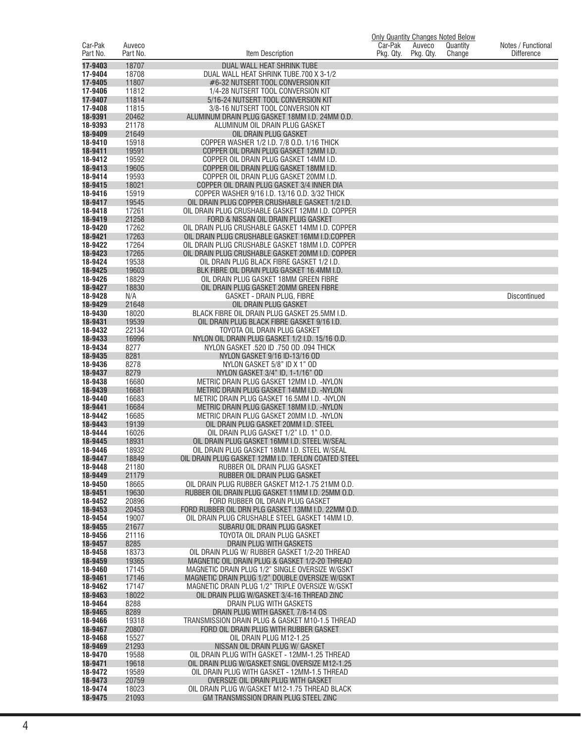| Car-Pak Part No. | Auveco Part No. | Item Description | Car-Pak Pkg. Qty. | Auveco Pkg. Qty. | Quantity Change | Notes / Functional Difference |
|---|---|---|---|---|---|---|
| | | | Only Quantity Changes Noted Below | | | |
| 17-9403 | 18707 | DUAL WALL HEAT SHRINK TUBE | | | | |
| 17-9404 | 18708 | DUAL WALL HEAT SHRINK TUBE.700 X 3-1/2 | | | | |
| 17-9405 | 11807 | #6-32 NUTSERT TOOL CONVERSION KIT | | | | |
| 17-9406 | 11812 | 1/4-28 NUTSERT TOOL CONVERSION KIT | | | | |
| 17-9407 | 11814 | 5/16-24 NUTSERT TOOL CONVERSION KIT | | | | |
| 17-9408 | 11815 | 3/8-16 NUTSERT TOOL CONVERSION KIT | | | | |
| 18-9391 | 20462 | ALUMINUM DRAIN PLUG GASKET 18MM I.D. 24MM O.D. | | | | |
| 18-9393 | 21178 | ALUMINUM OIL DRAIN PLUG GASKET | | | | |
| 18-9409 | 21649 | OIL DRAIN PLUG GASKET | | | | |
| 18-9410 | 15918 | COPPER WASHER 1/2 I.D. 7/8 O.D. 1/16 THICK | | | | |
| 18-9411 | 19591 | COPPER OIL DRAIN PLUG GASKET 12MM I.D. | | | | |
| 18-9412 | 19592 | COPPER OIL DRAIN PLUG GASKET 14MM I.D. | | | | |
| 18-9413 | 19605 | COPPER OIL DRAIN PLUG GASKET 18MM I.D. | | | | |
| 18-9414 | 19593 | COPPER OIL DRAIN PLUG GASKET 20MM I.D. | | | | |
| 18-9415 | 18021 | COPPER OIL DRAIN PLUG GASKET 3/4 INNER DIA | | | | |
| 18-9416 | 15919 | COPPER WASHER 9/16 I.D. 13/16 O.D. 3/32 THICK | | | | |
| 18-9417 | 19545 | OIL DRAIN PLUG COPPER CRUSHABLE GASKET 1/2 I.D. | | | | |
| 18-9418 | 17261 | OIL DRAIN PLUG CRUSHABLE GASKET 12MM I.D. COPPER | | | | |
| 18-9419 | 21258 | FORD & NISSAN OIL DRAIN PLUG GASKET | | | | |
| 18-9420 | 17262 | OIL DRAIN PLUG CRUSHABLE GASKET 14MM I.D. COPPER | | | | |
| 18-9421 | 17263 | OIL DRAIN PLUG CRUSHABLE GASKET 16MM I.D.COPPER | | | | |
| 18-9422 | 17264 | OIL DRAIN PLUG CRUSHABLE GASKET 18MM I.D. COPPER | | | | |
| 18-9423 | 17265 | OIL DRAIN PLUG CRUSHABLE GASKET 20MM I.D. COPPER | | | | |
| 18-9424 | 19538 | OIL DRAIN PLUG BLACK FIBRE GASKET 1/2 I.D. | | | | |
| 18-9425 | 19603 | BLK FIBRE OIL DRAIN PLUG GASKET 16.4MM I.D. | | | | |
| 18-9426 | 18829 | OIL DRAIN PLUG GASKET 18MM GREEN FIBRE | | | | |
| 18-9427 | 18830 | OIL DRAIN PLUG GASKET 20MM GREEN FIBRE | | | | |
| 18-9428 | N/A | GASKET - DRAIN PLUG, FIBRE | | | | Discontinued |
| 18-9429 | 21648 | OIL DRAIN PLUG GASKET | | | | |
| 18-9430 | 18020 | BLACK FIBRE OIL DRAIN PLUG GASKET 25.5MM I.D. | | | | |
| 18-9431 | 19539 | OIL DRAIN PLUG BLACK FIBRE GASKET 9/16 I.D. | | | | |
| 18-9432 | 22134 | TOYOTA OIL DRAIN PLUG GASKET | | | | |
| 18-9433 | 16996 | NYLON OIL DRAIN PLUG GASKET 1/2 I.D. 15/16 O.D. | | | | |
| 18-9434 | 8277 | NYLON GASKET .520 ID .750 OD .094 THICK | | | | |
| 18-9435 | 8281 | NYLON GASKET 9/16 ID-13/16 OD | | | | |
| 18-9436 | 8278 | NYLON GASKET 5/8" ID X 1" OD | | | | |
| 18-9437 | 8279 | NYLON GASKET 3/4" ID, 1-1/16" OD | | | | |
| 18-9438 | 16680 | METRIC DRAIN PLUG GASKET 12MM I.D. -NYLON | | | | |
| 18-9439 | 16681 | METRIC DRAIN PLUG GASKET 14MM I.D. -NYLON | | | | |
| 18-9440 | 16683 | METRIC DRAIN PLUG GASKET 16.5MM I.D. -NYLON | | | | |
| 18-9441 | 16684 | METRIC DRAIN PLUG GASKET 18MM I.D. -NYLON | | | | |
| 18-9442 | 16685 | METRIC DRAIN PLUG GASKET 20MM I.D. -NYLON | | | | |
| 18-9443 | 19139 | OIL DRAIN PLUG GASKET 20MM I.D. STEEL | | | | |
| 18-9444 | 16026 | OIL DRAIN PLUG GASKET 1/2" I.D. 1" O.D. | | | | |
| 18-9445 | 18931 | OIL DRAIN PLUG GASKET 16MM I.D. STEEL W/SEAL | | | | |
| 18-9446 | 18932 | OIL DRAIN PLUG GASKET 18MM I.D. STEEL W/SEAL | | | | |
| 18-9447 | 18849 | OIL DRAIN PLUG GASKET 12MM I.D. TEFLON COATED STEEL | | | | |
| 18-9448 | 21180 | RUBBER OIL DRAIN PLUG GASKET | | | | |
| 18-9449 | 21179 | RUBBER OIL DRAIN PLUG GASKET | | | | |
| 18-9450 | 18665 | OIL DRAIN PLUG RUBBER GASKET M12-1.75 21MM O.D. | | | | |
| 18-9451 | 19630 | RUBBER OIL DRAIN PLUG GASKET 11MM I.D. 25MM O.D. | | | | |
| 18-9452 | 20896 | FORD RUBBER OIL DRAIN PLUG GASKET | | | | |
| 18-9453 | 20453 | FORD RUBBER OIL DRN PLG GASKET 13MM I.D. 22MM O.D. | | | | |
| 18-9454 | 19007 | OIL DRAIN PLUG CRUSHABLE STEEL GASKET 14MM I.D. | | | | |
| 18-9455 | 21677 | SUBARU OIL DRAIN PLUG GASKET | | | | |
| 18-9456 | 21116 | TOYOTA OIL DRAIN PLUG GASKET | | | | |
| 18-9457 | 8285 | DRAIN PLUG WITH GASKETS | | | | |
| 18-9458 | 18373 | OIL DRAIN PLUG W/ RUBBER GASKET 1/2-20 THREAD | | | | |
| 18-9459 | 19365 | MAGNETIC OIL DRAIN PLUG & GASKET 1/2-20 THREAD | | | | |
| 18-9460 | 17145 | MAGNETIC DRAIN PLUG 1/2" SINGLE OVERSIZE W/GSKT | | | | |
| 18-9461 | 17146 | MAGNETIC DRAIN PLUG 1/2" DOUBLE OVERSIZE W/GSKT | | | | |
| 18-9462 | 17147 | MAGNETIC DRAIN PLUG 1/2" TRIPLE OVERSIZE W/GSKT | | | | |
| 18-9463 | 18022 | OIL DRAIN PLUG W/GASKET 3/4-16 THREAD ZINC | | | | |
| 18-9464 | 8288 | DRAIN PLUG WITH GASKETS | | | | |
| 18-9465 | 8289 | DRAIN PLUG WITH GASKET, 7/8-14 OS | | | | |
| 18-9466 | 19318 | TRANSMISSION DRAIN PLUG & GASKET M10-1.5 THREAD | | | | |
| 18-9467 | 20807 | FORD OIL DRAIN PLUG WITH RUBBER GASKET | | | | |
| 18-9468 | 15527 | OIL DRAIN PLUG M12-1.25 | | | | |
| 18-9469 | 21293 | NISSAN OIL DRAIN PLUG W/ GASKET | | | | |
| 18-9470 | 19588 | OIL DRAIN PLUG WITH GASKET - 12MM-1.25 THREAD | | | | |
| 18-9471 | 19618 | OIL DRAIN PLUG W/GASKET SNGL OVERSIZE M12-1.25 | | | | |
| 18-9472 | 19589 | OIL DRAIN PLUG WITH GASKET - 12MM-1.5 THREAD | | | | |
| 18-9473 | 20759 | OVERSIZE OIL DRAIN PLUG WITH GASKET | | | | |
| 18-9474 | 18023 | OIL DRAIN PLUG W/GASKET M12-1.75 THREAD BLACK | | | | |
| 18-9475 | 21093 | GM TRANSMISSION DRAIN PLUG STEEL ZINC | | | | |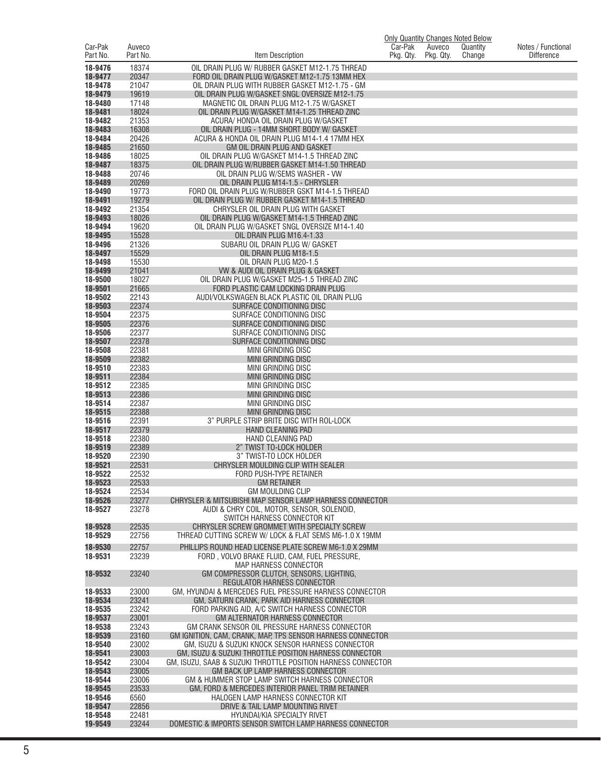| Car-Pak Part No. | Auveco Part No. | Item Description | Car-Pak Pkg. Qty. | Auveco Pkg. Qty. | Quantity Change | Notes / Functional Difference |
|---|---|---|---|---|---|---|
| | | | Only Quantity Changes Noted Below | | | |
| 18-9476 | 18374 | OIL DRAIN PLUG W/ RUBBER GASKET M12-1.75 THREAD | | | | |
| 18-9477 | 20347 | FORD OIL DRAIN PLUG W/GASKET M12-1.75 13MM HEX | | | | |
| 18-9478 | 21047 | OIL DRAIN PLUG WITH RUBBER GASKET M12-1.75 - GM | | | | |
| 18-9479 | 19619 | OIL DRAIN PLUG W/GASKET SNGL OVERSIZE M12-1.75 | | | | |
| 18-9480 | 17148 | MAGNETIC OIL DRAIN PLUG M12-1.75 W/GASKET | | | | |
| 18-9481 | 18024 | OIL DRAIN PLUG W/GASKET M14-1.25 THREAD ZINC | | | | |
| 18-9482 | 21353 | ACURA/ HONDA OIL DRAIN PLUG W/GASKET | | | | |
| 18-9483 | 16308 | OIL DRAIN PLUG - 14MM SHORT BODY W/ GASKET | | | | |
| 18-9484 | 20426 | ACURA & HONDA OIL DRAIN PLUG M14-1.4 17MM HEX | | | | |
| 18-9485 | 21650 | GM OIL DRAIN PLUG AND GASKET | | | | |
| 18-9486 | 18025 | OIL DRAIN PLUG W/GASKET M14-1.5 THREAD ZINC | | | | |
| 18-9487 | 18375 | OIL DRAIN PLUG W/RUBBER GASKET M14-1.50 THREAD | | | | |
| 18-9488 | 20746 | OIL DRAIN PLUG W/SEMS WASHER - VW | | | | |
| 18-9489 | 20269 | OIL DRAIN PLUG M14-1.5 - CHRYSLER | | | | |
| 18-9490 | 19773 | FORD OIL DRAIN PLUG W/RUBBER GSKT M14-1.5 THREAD | | | | |
| 18-9491 | 19279 | OIL DRAIN PLUG W/ RUBBER GASKET M14-1.5 THREAD | | | | |
| 18-9492 | 21354 | CHRYSLER OIL DRAIN PLUG WITH GASKET | | | | |
| 18-9493 | 18026 | OIL DRAIN PLUG W/GASKET M14-1.5 THREAD ZINC | | | | |
| 18-9494 | 19620 | OIL DRAIN PLUG W/GASKET SNGL OVERSIZE M14-1.40 | | | | |
| 18-9495 | 15528 | OIL DRAIN PLUG M16.4-1.33 | | | | |
| 18-9496 | 21326 | SUBARU OIL DRAIN PLUG W/ GASKET | | | | |
| 18-9497 | 15529 | OIL DRAIN PLUG M18-1.5 | | | | |
| 18-9498 | 15530 | OIL DRAIN PLUG M20-1.5 | | | | |
| 18-9499 | 21041 | VW & AUDI OIL DRAIN PLUG & GASKET | | | | |
| 18-9500 | 18027 | OIL DRAIN PLUG W/GASKET M25-1.5 THREAD ZINC | | | | |
| 18-9501 | 21665 | FORD PLASTIC CAM LOCKING DRAIN PLUG | | | | |
| 18-9502 | 22143 | AUDI/VOLKSWAGEN BLACK PLASTIC OIL DRAIN PLUG | | | | |
| 18-9503 | 22374 | SURFACE CONDITIONING DISC | | | | |
| 18-9504 | 22375 | SURFACE CONDITIONING DISC | | | | |
| 18-9505 | 22376 | SURFACE CONDITIONING DISC | | | | |
| 18-9506 | 22377 | SURFACE CONDITIONING DISC | | | | |
| 18-9507 | 22378 | SURFACE CONDITIONING DISC | | | | |
| 18-9508 | 22381 | MINI GRINDING DISC | | | | |
| 18-9509 | 22382 | MINI GRINDING DISC | | | | |
| 18-9510 | 22383 | MINI GRINDING DISC | | | | |
| 18-9511 | 22384 | MINI GRINDING DISC | | | | |
| 18-9512 | 22385 | MINI GRINDING DISC | | | | |
| 18-9513 | 22386 | MINI GRINDING DISC | | | | |
| 18-9514 | 22387 | MINI GRINDING DISC | | | | |
| 18-9515 | 22388 | MINI GRINDING DISC | | | | |
| 18-9516 | 22391 | 3" PURPLE STRIP BRITE DISC WITH ROL-LOCK | | | | |
| 18-9517 | 22379 | HAND CLEANING PAD | | | | |
| 18-9518 | 22380 | HAND CLEANING PAD | | | | |
| 18-9519 | 22389 | 2" TWIST TO-LOCK HOLDER | | | | |
| 18-9520 | 22390 | 3" TWIST-TO LOCK HOLDER | | | | |
| 18-9521 | 22531 | CHRYSLER MOULDING CLIP WITH SEALER | | | | |
| 18-9522 | 22532 | FORD PUSH-TYPE RETAINER | | | | |
| 18-9523 | 22533 | GM RETAINER | | | | |
| 18-9524 | 22534 | GM MOULDING CLIP | | | | |
| 18-9526 | 23277 | CHRYSLER & MITSUBISHI MAP SENSOR LAMP HARNESS CONNECTOR | | | | |
| 18-9527 | 23278 | AUDI & CHRY COIL, MOTOR, SENSOR, SOLENOID, SWITCH HARNESS CONNECTOR KIT | | | | |
| 18-9528 | 22535 | CHRYSLER SCREW GROMMET WITH SPECIALTY SCREW | | | | |
| 18-9529 | 22756 | THREAD CUTTING SCREW W/ LOCK & FLAT SEMS M6-1.0 X 19MM | | | | |
| 18-9530 | 22757 | PHILLIPS ROUND HEAD LICENSE PLATE SCREW M6-1.0 X 29MM | | | | |
| 18-9531 | 23239 | FORD , VOLVO BRAKE FLUID, CAM, FUEL PRESSURE, MAP HARNESS CONNECTOR | | | | |
| 18-9532 | 23240 | GM COMPRESSOR CLUTCH, SENSORS, LIGHTING, REGULATOR HARNESS CONNECTOR | | | | |
| 18-9533 | 23000 | GM, HYUNDAI & MERCEDES FUEL PRESSURE HARNESS CONNECTOR | | | | |
| 18-9534 | 23241 | GM, SATURN CRANK, PARK AID HARNESS CONNECTOR | | | | |
| 18-9535 | 23242 | FORD PARKING AID, A/C SWITCH HARNESS CONNECTOR | | | | |
| 18-9537 | 23001 | GM ALTERNATOR HARNESS CONNECTOR | | | | |
| 18-9538 | 23243 | GM CRANK SENSOR OIL PRESSURE HARNESS CONNECTOR | | | | |
| 18-9539 | 23160 | GM IGNITION, CAM, CRANK, MAP, TPS SENSOR HARNESS CONNECTOR | | | | |
| 18-9540 | 23002 | GM, ISUZU & SUZUKI KNOCK SENSOR HARNESS CONNECTOR | | | | |
| 18-9541 | 23003 | GM, ISUZU & SUZUKI THROTTLE POSITION HARNESS CONNECTOR | | | | |
| 18-9542 | 23004 | GM, ISUZU, SAAB & SUZUKI THROTTLE POSITION HARNESS CONNECTOR | | | | |
| 18-9543 | 23005 | GM BACK UP LAMP HARNESS CONNECTOR | | | | |
| 18-9544 | 23006 | GM & HUMMER STOP LAMP SWITCH HARNESS CONNECTOR | | | | |
| 18-9545 | 23533 | GM, FORD & MERCEDES INTERIOR PANEL TRIM RETAINER | | | | |
| 18-9546 | 6560 | HALOGEN LAMP HARNESS CONNECTOR KIT | | | | |
| 18-9547 | 22856 | DRIVE & TAIL LAMP MOUNTING RIVET | | | | |
| 18-9548 | 22481 | HYUNDAI/KIA SPECIALTY RIVET | | | | |
| 19-9549 | 23244 | DOMESTIC & IMPORTS SENSOR SWITCH LAMP HARNESS CONNECTOR | | | | |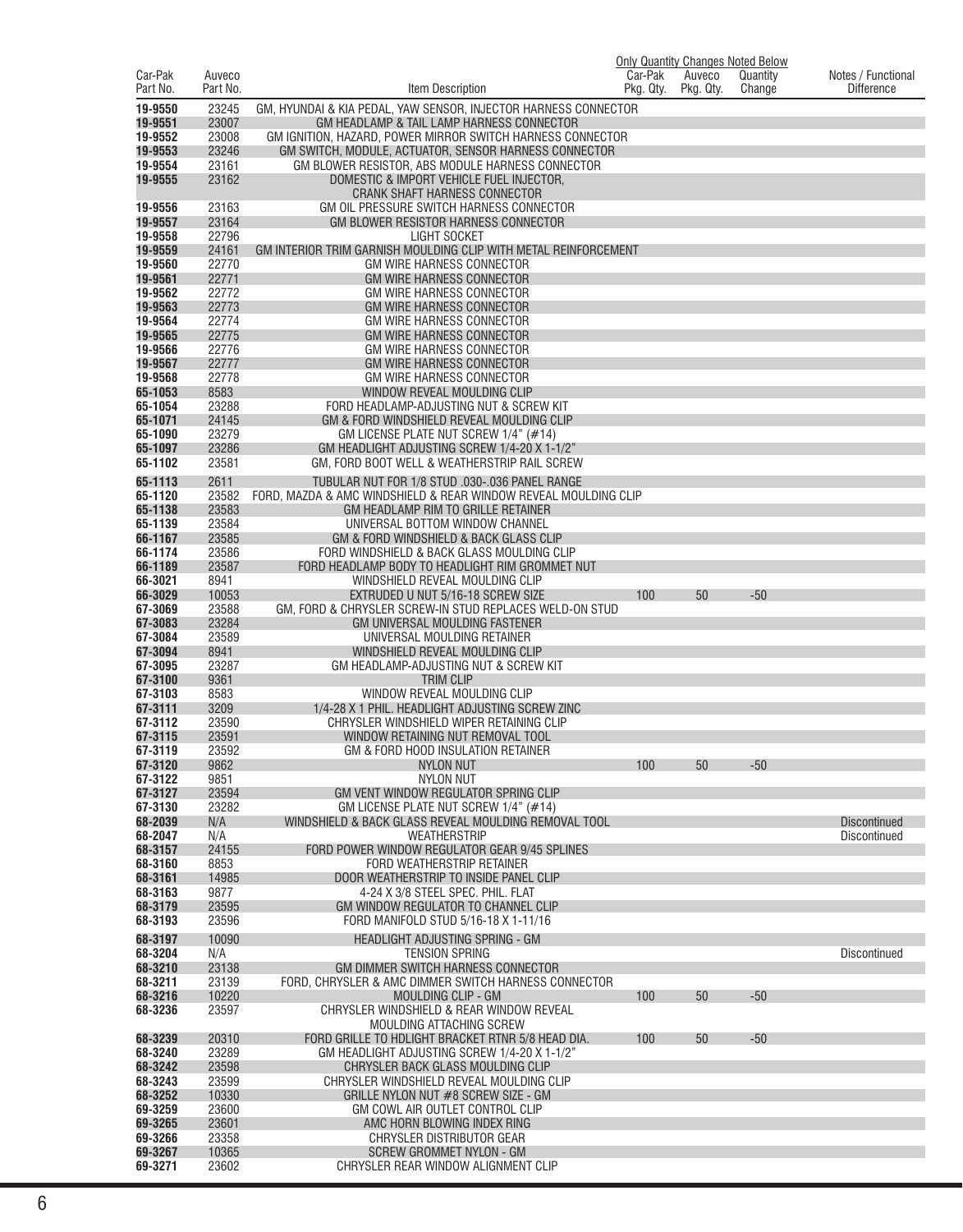| Car-Pak Part No. | Auveco Part No. | Item Description | Only Quantity Changes Noted Below Car-Pak Pkg. Qty. | Auveco Pkg. Qty. | Quantity Change | Notes / Functional Difference |
|---|---|---|---|---|---|---|
| 19-9550 | 23245 | GM, HYUNDAI & KIA PEDAL, YAW SENSOR, INJECTOR HARNESS CONNECTOR | | | | |
| 19-9551 | 23007 | GM HEADLAMP & TAIL LAMP HARNESS CONNECTOR | | | | |
| 19-9552 | 23008 | GM IGNITION, HAZARD, POWER MIRROR SWITCH HARNESS CONNECTOR | | | | |
| 19-9553 | 23246 | GM SWITCH, MODULE, ACTUATOR, SENSOR HARNESS CONNECTOR | | | | |
| 19-9554 | 23161 | GM BLOWER RESISTOR, ABS MODULE HARNESS CONNECTOR | | | | |
| 19-9555 | 23162 | DOMESTIC & IMPORT VEHICLE FUEL INJECTOR, CRANK SHAFT HARNESS CONNECTOR | | | | |
| 19-9556 | 23163 | GM OIL PRESSURE SWITCH HARNESS CONNECTOR | | | | |
| 19-9557 | 23164 | GM BLOWER RESISTOR HARNESS CONNECTOR | | | | |
| 19-9558 | 22796 | LIGHT SOCKET | | | | |
| 19-9559 | 24161 | GM INTERIOR TRIM GARNISH MOULDING CLIP WITH METAL REINFORCEMENT | | | | |
| 19-9560 | 22770 | GM WIRE HARNESS CONNECTOR | | | | |
| 19-9561 | 22771 | GM WIRE HARNESS CONNECTOR | | | | |
| 19-9562 | 22772 | GM WIRE HARNESS CONNECTOR | | | | |
| 19-9563 | 22773 | GM WIRE HARNESS CONNECTOR | | | | |
| 19-9564 | 22774 | GM WIRE HARNESS CONNECTOR | | | | |
| 19-9565 | 22775 | GM WIRE HARNESS CONNECTOR | | | | |
| 19-9566 | 22776 | GM WIRE HARNESS CONNECTOR | | | | |
| 19-9567 | 22777 | GM WIRE HARNESS CONNECTOR | | | | |
| 19-9568 | 22778 | GM WIRE HARNESS CONNECTOR | | | | |
| 65-1053 | 8583 | WINDOW REVEAL MOULDING CLIP | | | | |
| 65-1054 | 23288 | FORD HEADLAMP-ADJUSTING NUT & SCREW KIT | | | | |
| 65-1071 | 24145 | GM & FORD WINDSHIELD REVEAL MOULDING CLIP | | | | |
| 65-1090 | 23279 | GM LICENSE PLATE NUT SCREW 1/4" (#14) | | | | |
| 65-1097 | 23286 | GM HEADLIGHT ADJUSTING SCREW 1/4-20 X 1-1/2" | | | | |
| 65-1102 | 23581 | GM, FORD BOOT WELL & WEATHERSTRIP RAIL SCREW | | | | |
| 65-1113 | 2611 | TUBULAR NUT FOR 1/8 STUD .030-.036 PANEL RANGE | | | | |
| 65-1120 | 23582 | FORD, MAZDA & AMC WINDSHIELD & REAR WINDOW REVEAL MOULDING CLIP | | | | |
| 65-1138 | 23583 | GM HEADLAMP RIM TO GRILLE RETAINER | | | | |
| 65-1139 | 23584 | UNIVERSAL BOTTOM WINDOW CHANNEL | | | | |
| 66-1167 | 23585 | GM & FORD WINDSHIELD & BACK GLASS CLIP | | | | |
| 66-1174 | 23586 | FORD WINDSHIELD & BACK GLASS MOULDING CLIP | | | | |
| 66-1189 | 23587 | FORD HEADLAMP BODY TO HEADLIGHT RIM GROMMET NUT | | | | |
| 66-3021 | 8941 | WINDSHIELD REVEAL MOULDING CLIP | | | | |
| 66-3029 | 10053 | EXTRUDED U NUT 5/16-18 SCREW SIZE | 100 | 50 | -50 | |
| 67-3069 | 23588 | GM, FORD & CHRYSLER SCREW-IN STUD REPLACES WELD-ON STUD | | | | |
| 67-3083 | 23284 | GM UNIVERSAL MOULDING FASTENER | | | | |
| 67-3084 | 23589 | UNIVERSAL MOULDING RETAINER | | | | |
| 67-3094 | 8941 | WINDSHIELD REVEAL MOULDING CLIP | | | | |
| 67-3095 | 23287 | GM HEADLAMP-ADJUSTING NUT & SCREW KIT | | | | |
| 67-3100 | 9361 | TRIM CLIP | | | | |
| 67-3103 | 8583 | WINDOW REVEAL MOULDING CLIP | | | | |
| 67-3111 | 3209 | 1/4-28 X 1 PHIL. HEADLIGHT ADJUSTING SCREW ZINC | | | | |
| 67-3112 | 23590 | CHRYSLER WINDSHIELD WIPER RETAINING CLIP | | | | |
| 67-3115 | 23591 | WINDOW RETAINING NUT REMOVAL TOOL | | | | |
| 67-3119 | 23592 | GM & FORD HOOD INSULATION RETAINER | | | | |
| 67-3120 | 9862 | NYLON NUT | 100 | 50 | -50 | |
| 67-3122 | 9851 | NYLON NUT | | | | |
| 67-3127 | 23594 | GM VENT WINDOW REGULATOR SPRING CLIP | | | | |
| 67-3130 | 23282 | GM LICENSE PLATE NUT SCREW 1/4" (#14) | | | | |
| 68-2039 | N/A | WINDSHIELD & BACK GLASS REVEAL MOULDING REMOVAL TOOL | | | | Discontinued |
| 68-2047 | N/A | WEATHERSTRIP | | | | Discontinued |
| 68-3157 | 24155 | FORD POWER WINDOW REGULATOR GEAR 9/45 SPLINES | | | | |
| 68-3160 | 8853 | FORD WEATHERSTRIP RETAINER | | | | |
| 68-3161 | 14985 | DOOR WEATHERSTRIP TO INSIDE PANEL CLIP | | | | |
| 68-3163 | 9877 | 4-24 X 3/8 STEEL SPEC. PHIL. FLAT | | | | |
| 68-3179 | 23595 | GM WINDOW REGULATOR TO CHANNEL CLIP | | | | |
| 68-3193 | 23596 | FORD MANIFOLD STUD 5/16-18 X 1-11/16 | | | | |
| 68-3197 | 10090 | HEADLIGHT ADJUSTING SPRING - GM | | | | |
| 68-3204 | N/A | TENSION SPRING | | | | Discontinued |
| 68-3210 | 23138 | GM DIMMER SWITCH HARNESS CONNECTOR | | | | |
| 68-3211 | 23139 | FORD, CHRYSLER & AMC DIMMER SWITCH HARNESS CONNECTOR | | | | |
| 68-3216 | 10220 | MOULDING CLIP - GM | 100 | 50 | -50 | |
| 68-3236 | 23597 | CHRYSLER WINDSHIELD & REAR WINDOW REVEAL MOULDING ATTACHING SCREW | | | | |
| 68-3239 | 20310 | FORD GRILLE TO HDLIGHT BRACKET RTNR 5/8 HEAD DIA. | 100 | 50 | -50 | |
| 68-3240 | 23289 | GM HEADLIGHT ADJUSTING SCREW 1/4-20 X 1-1/2" | | | | |
| 68-3242 | 23598 | CHRYSLER BACK GLASS MOULDING CLIP | | | | |
| 68-3243 | 23599 | CHRYSLER WINDSHIELD REVEAL MOULDING CLIP | | | | |
| 68-3252 | 10330 | GRILLE NYLON NUT #8 SCREW SIZE - GM | | | | |
| 69-3259 | 23600 | GM COWL AIR OUTLET CONTROL CLIP | | | | |
| 69-3265 | 23601 | AMC HORN BLOWING INDEX RING | | | | |
| 69-3266 | 23358 | CHRYSLER DISTRIBUTOR GEAR | | | | |
| 69-3267 | 10365 | SCREW GROMMET NYLON - GM | | | | |
| 69-3271 | 23602 | CHRYSLER REAR WINDOW ALIGNMENT CLIP | | | | |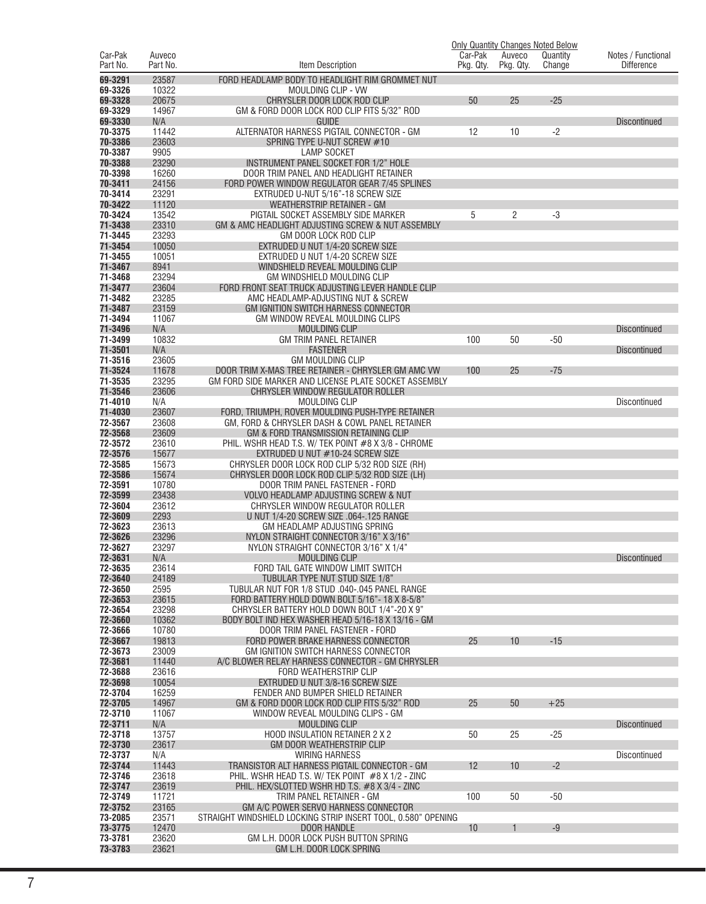| Car-Pak Part No. | Auveco Part No. | Item Description | Car-Pak Pkg. Qty. | Auveco Pkg. Qty. | Quantity Change | Notes / Functional Difference |
|---|---|---|---|---|---|---|
| | | | Only Quantity Changes Noted Below | | | |
| 69-3291 | 23587 | FORD HEADLAMP BODY TO HEADLIGHT RIM GROMMET NUT | | | | |
| 69-3326 | 10322 | MOULDING CLIP - VW | | | | |
| 69-3328 | 20675 | CHRYSLER DOOR LOCK ROD CLIP | 50 | 25 | -25 | |
| 69-3329 | 14967 | GM & FORD DOOR LOCK ROD CLIP FITS 5/32" ROD | | | | |
| 69-3330 | N/A | GUIDE | | | | Discontinued |
| 70-3375 | 11442 | ALTERNATOR HARNESS PIGTAIL CONNECTOR - GM | 12 | 10 | -2 | |
| 70-3386 | 23603 | SPRING TYPE U-NUT SCREW #10 | | | | |
| 70-3387 | 9905 | LAMP SOCKET | | | | |
| 70-3388 | 23290 | INSTRUMENT PANEL SOCKET FOR 1/2" HOLE | | | | |
| 70-3398 | 16260 | DOOR TRIM PANEL AND HEADLIGHT RETAINER | | | | |
| 70-3411 | 24156 | FORD POWER WINDOW REGULATOR GEAR 7/45 SPLINES | | | | |
| 70-3414 | 23291 | EXTRUDED U-NUT 5/16"-18 SCREW SIZE | | | | |
| 70-3422 | 11120 | WEATHERSTRIP RETAINER - GM | | | | |
| 70-3424 | 13542 | PIGTAIL SOCKET ASSEMBLY SIDE MARKER | 5 | 2 | -3 | |
| 71-3438 | 23310 | GM & AMC HEADLIGHT ADJUSTING SCREW & NUT ASSEMBLY | | | | |
| 71-3445 | 23293 | GM DOOR LOCK ROD CLIP | | | | |
| 71-3454 | 10050 | EXTRUDED U NUT 1/4-20 SCREW SIZE | | | | |
| 71-3455 | 10051 | EXTRUDED U NUT 1/4-20 SCREW SIZE | | | | |
| 71-3467 | 8941 | WINDSHIELD REVEAL MOULDING CLIP | | | | |
| 71-3468 | 23294 | GM WINDSHIELD MOULDING CLIP | | | | |
| 71-3477 | 23604 | FORD FRONT SEAT TRUCK ADJUSTING LEVER HANDLE CLIP | | | | |
| 71-3482 | 23285 | AMC HEADLAMP-ADJUSTING NUT & SCREW | | | | |
| 71-3487 | 23159 | GM IGNITION SWITCH HARNESS CONNECTOR | | | | |
| 71-3494 | 11067 | GM WINDOW REVEAL MOULDING CLIPS | | | | |
| 71-3496 | N/A | MOULDING CLIP | | | | Discontinued |
| 71-3499 | 10832 | GM TRIM PANEL RETAINER | 100 | 50 | -50 | |
| 71-3501 | N/A | FASTENER | | | | Discontinued |
| 71-3516 | 23605 | GM MOULDING CLIP | | | | |
| 71-3524 | 11678 | DOOR TRIM X-MAS TREE RETAINER - CHRYSLER GM AMC VW | 100 | 25 | -75 | |
| 71-3535 | 23295 | GM FORD SIDE MARKER AND LICENSE PLATE SOCKET ASSEMBLY | | | | |
| 71-3546 | 23606 | CHRYSLER WINDOW REGULATOR ROLLER | | | | |
| 71-4010 | N/A | MOULDING CLIP | | | | Discontinued |
| 71-4030 | 23607 | FORD, TRIUMPH, ROVER MOULDING PUSH-TYPE RETAINER | | | | |
| 72-3567 | 23608 | GM, FORD & CHRYSLER DASH & COWL PANEL RETAINER | | | | |
| 72-3568 | 23609 | GM & FORD TRANSMISSION RETAINING CLIP | | | | |
| 72-3572 | 23610 | PHIL. WSHR HEAD T.S. W/ TEK POINT #8 X 3/8 - CHROME | | | | |
| 72-3576 | 15677 | EXTRUDED U NUT #10-24 SCREW SIZE | | | | |
| 72-3585 | 15673 | CHRYSLER DOOR LOCK ROD CLIP 5/32 ROD SIZE (RH) | | | | |
| 72-3586 | 15674 | CHRYSLER DOOR LOCK ROD CLIP 5/32 ROD SIZE (LH) | | | | |
| 72-3591 | 10780 | DOOR TRIM PANEL FASTENER - FORD | | | | |
| 72-3599 | 23438 | VOLVO HEADLAMP ADJUSTING SCREW & NUT | | | | |
| 72-3604 | 23612 | CHRYSLER WINDOW REGULATOR ROLLER | | | | |
| 72-3609 | 2293 | U NUT 1/4-20 SCREW SIZE .064-.125 RANGE | | | | |
| 72-3623 | 23613 | GM HEADLAMP ADJUSTING SPRING | | | | |
| 72-3626 | 23296 | NYLON STRAIGHT CONNECTOR 3/16" X 3/16" | | | | |
| 72-3627 | 23297 | NYLON STRAIGHT CONNECTOR 3/16" X 1/4" | | | | |
| 72-3631 | N/A | MOULDING CLIP | | | | Discontinued |
| 72-3635 | 23614 | FORD TAIL GATE WINDOW LIMIT SWITCH | | | | |
| 72-3640 | 24189 | TUBULAR TYPE NUT STUD SIZE 1/8" | | | | |
| 72-3650 | 2595 | TUBULAR NUT FOR 1/8 STUD .040-.045 PANEL RANGE | | | | |
| 72-3653 | 23615 | FORD BATTERY HOLD DOWN BOLT 5/16"- 18 X 8-5/8" | | | | |
| 72-3654 | 23298 | CHRYSLER BATTERY HOLD DOWN BOLT 1/4"-20 X 9" | | | | |
| 72-3660 | 10362 | BODY BOLT IND HEX WASHER HEAD 5/16-18 X 13/16 - GM | | | | |
| 72-3666 | 10780 | DOOR TRIM PANEL FASTENER - FORD | | | | |
| 72-3667 | 19813 | FORD POWER BRAKE HARNESS CONNECTOR | 25 | 10 | -15 | |
| 72-3673 | 23009 | GM IGNITION SWITCH HARNESS CONNECTOR | | | | |
| 72-3681 | 11440 | A/C BLOWER RELAY HARNESS CONNECTOR - GM CHRYSLER | | | | |
| 72-3688 | 23616 | FORD WEATHERSTRIP CLIP | | | | |
| 72-3698 | 10054 | EXTRUDED U NUT 3/8-16 SCREW SIZE | | | | |
| 72-3704 | 16259 | FENDER AND BUMPER SHIELD RETAINER | | | | |
| 72-3705 | 14967 | GM & FORD DOOR LOCK ROD CLIP FITS 5/32" ROD | 25 | 50 | +25 | |
| 72-3710 | 11067 | WINDOW REVEAL MOULDING CLIPS - GM | | | | |
| 72-3711 | N/A | MOULDING CLIP | | | | Discontinued |
| 72-3718 | 13757 | HOOD INSULATION RETAINER 2 X 2 | 50 | 25 | -25 | |
| 72-3730 | 23617 | GM DOOR WEATHERSTRIP CLIP | | | | |
| 72-3737 | N/A | WIRING HARNESS | | | | Discontinued |
| 72-3744 | 11443 | TRANSISTOR ALT HARNESS PIGTAIL CONNECTOR - GM | 12 | 10 | -2 | |
| 72-3746 | 23618 | PHIL. WSHR HEAD T.S. W/ TEK POINT #8 X 1/2 - ZINC | | | | |
| 72-3747 | 23619 | PHIL. HEX/SLOTTED WSHR HD T.S. #8 X 3/4 - ZINC | | | | |
| 72-3749 | 11721 | TRIM PANEL RETAINER - GM | 100 | 50 | -50 | |
| 72-3752 | 23165 | GM A/C POWER SERVO HARNESS CONNECTOR | | | | |
| 73-2085 | 23571 | STRAIGHT WINDSHIELD LOCKING STRIP INSERT TOOL, 0.580" OPENING | | | | |
| 73-3775 | 12470 | DOOR HANDLE | 10 | 1 | -9 | |
| 73-3781 | 23620 | GM L.H. DOOR LOCK PUSH BUTTON SPRING | | | | |
| 73-3783 | 23621 | GM L.H. DOOR LOCK SPRING | | | | |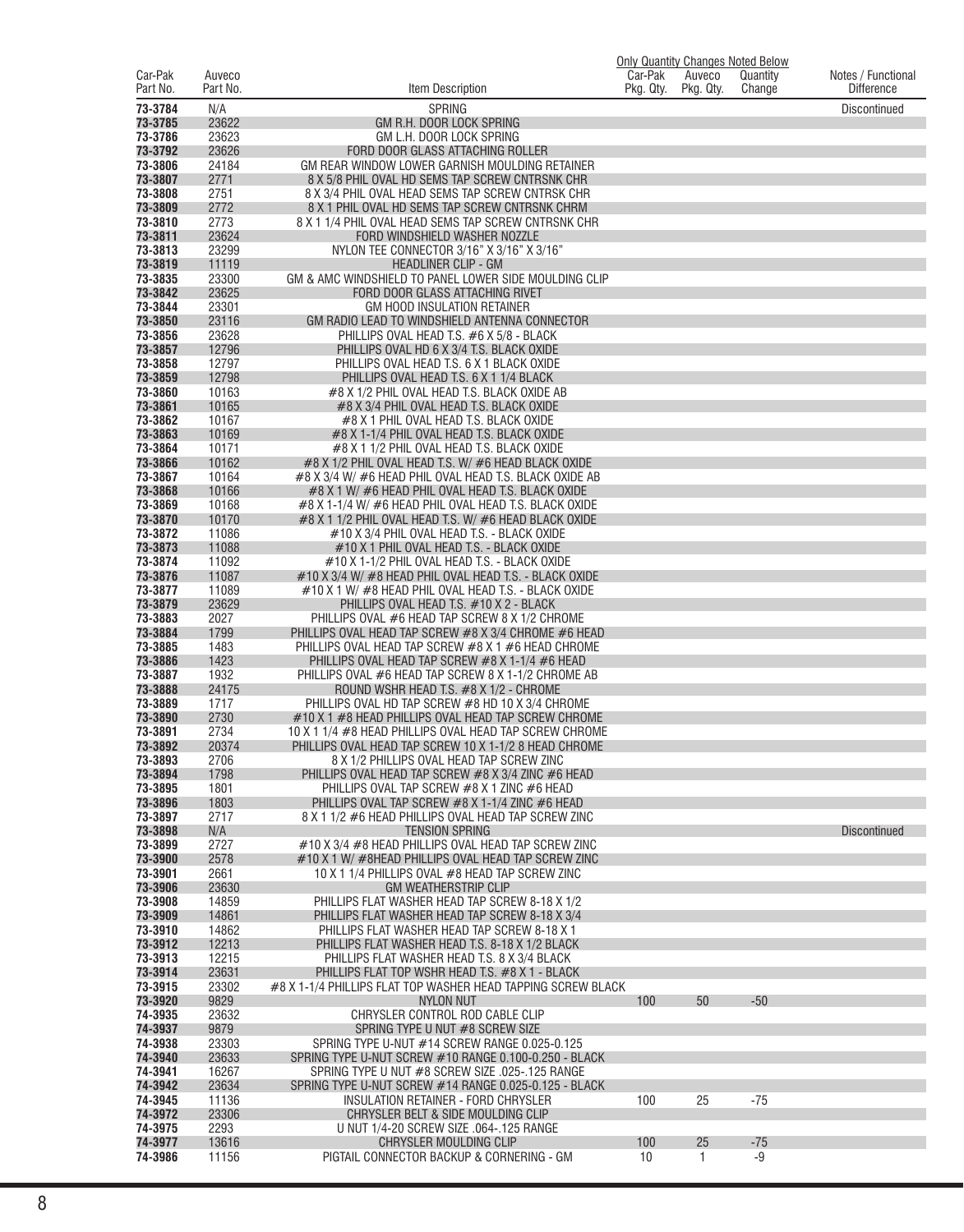| Car-Pak Part No. | Auveco Part No. | Item Description | Only Quantity Changes Noted Below Car-Pak Pkg. Qty. | Auveco Pkg. Qty. | Quantity Change | Notes / Functional Difference |
|---|---|---|---|---|---|---|
| 73-3784 | N/A | SPRING | | | | Discontinued |
| 73-3785 | 23622 | GM R.H. DOOR LOCK SPRING | | | | |
| 73-3786 | 23623 | GM L.H. DOOR LOCK SPRING | | | | |
| 73-3792 | 23626 | FORD DOOR GLASS ATTACHING ROLLER | | | | |
| 73-3806 | 24184 | GM REAR WINDOW LOWER GARNISH MOULDING RETAINER | | | | |
| 73-3807 | 2771 | 8 X 5/8 PHIL OVAL HD SEMS TAP SCREW CNTRSNK CHR | | | | |
| 73-3808 | 2751 | 8 X 3/4 PHIL OVAL HEAD SEMS TAP SCREW CNTRSK CHR | | | | |
| 73-3809 | 2772 | 8 X 1 PHIL OVAL HD SEMS TAP SCREW CNTRSNK CHRM | | | | |
| 73-3810 | 2773 | 8 X 1 1/4 PHIL OVAL HEAD SEMS TAP SCREW CNTRSNK CHR | | | | |
| 73-3811 | 23624 | FORD WINDSHIELD WASHER NOZZLE | | | | |
| 73-3813 | 23299 | NYLON TEE CONNECTOR 3/16" X 3/16" X 3/16" | | | | |
| 73-3819 | 11119 | HEADLINER CLIP - GM | | | | |
| 73-3835 | 23300 | GM & AMC WINDSHIELD TO PANEL LOWER SIDE MOULDING CLIP | | | | |
| 73-3842 | 23625 | FORD DOOR GLASS ATTACHING RIVET | | | | |
| 73-3844 | 23301 | GM HOOD INSULATION RETAINER | | | | |
| 73-3850 | 23116 | GM RADIO LEAD TO WINDSHIELD ANTENNA CONNECTOR | | | | |
| 73-3856 | 23628 | PHILLIPS OVAL HEAD T.S. #6 X 5/8 - BLACK | | | | |
| 73-3857 | 12796 | PHILLIPS OVAL HD 6 X 3/4 T.S. BLACK OXIDE | | | | |
| 73-3858 | 12797 | PHILLIPS OVAL HEAD T.S. 6 X 1 BLACK OXIDE | | | | |
| 73-3859 | 12798 | PHILLIPS OVAL HEAD T.S. 6 X 1 1/4 BLACK | | | | |
| 73-3860 | 10163 | #8 X 1/2 PHIL OVAL HEAD T.S. BLACK OXIDE AB | | | | |
| 73-3861 | 10165 | #8 X 3/4 PHIL OVAL HEAD T.S. BLACK OXIDE | | | | |
| 73-3862 | 10167 | #8 X 1 PHIL OVAL HEAD T.S. BLACK OXIDE | | | | |
| 73-3863 | 10169 | #8 X 1-1/4 PHIL OVAL HEAD T.S. BLACK OXIDE | | | | |
| 73-3864 | 10171 | #8 X 1 1/2 PHIL OVAL HEAD T.S. BLACK OXIDE | | | | |
| 73-3866 | 10162 | #8 X 1/2 PHIL OVAL HEAD T.S. W/ #6 HEAD BLACK OXIDE | | | | |
| 73-3867 | 10164 | #8 X 3/4 W/ #6 HEAD PHIL OVAL HEAD T.S. BLACK OXIDE AB | | | | |
| 73-3868 | 10166 | #8 X 1 W/ #6 HEAD PHIL OVAL HEAD T.S. BLACK OXIDE | | | | |
| 73-3869 | 10168 | #8 X 1-1/4 W/ #6 HEAD PHIL OVAL HEAD T.S. BLACK OXIDE | | | | |
| 73-3870 | 10170 | #8 X 1 1/2 PHIL OVAL HEAD T.S. W/ #6 HEAD BLACK OXIDE | | | | |
| 73-3872 | 11086 | #10 X 3/4 PHIL OVAL HEAD T.S. - BLACK OXIDE | | | | |
| 73-3873 | 11088 | #10 X 1 PHIL OVAL HEAD T.S. - BLACK OXIDE | | | | |
| 73-3874 | 11092 | #10 X 1-1/2 PHIL OVAL HEAD T.S. - BLACK OXIDE | | | | |
| 73-3876 | 11087 | #10 X 3/4 W/ #8 HEAD PHIL OVAL HEAD T.S. - BLACK OXIDE | | | | |
| 73-3877 | 11089 | #10 X 1 W/ #8 HEAD PHIL OVAL HEAD T.S. - BLACK OXIDE | | | | |
| 73-3879 | 23629 | PHILLIPS OVAL HEAD T.S. #10 X 2 - BLACK | | | | |
| 73-3883 | 2027 | PHILLIPS OVAL #6 HEAD TAP SCREW 8 X 1/2 CHROME | | | | |
| 73-3884 | 1799 | PHILLIPS OVAL HEAD TAP SCREW #8 X 3/4 CHROME #6 HEAD | | | | |
| 73-3885 | 1483 | PHILLIPS OVAL HEAD TAP SCREW #8 X 1 #6 HEAD CHROME | | | | |
| 73-3886 | 1423 | PHILLIPS OVAL HEAD TAP SCREW #8 X 1-1/4 #6 HEAD | | | | |
| 73-3887 | 1932 | PHILLIPS OVAL #6 HEAD TAP SCREW 8 X 1-1/2 CHROME AB | | | | |
| 73-3888 | 24175 | ROUND WSHR HEAD T.S. #8 X 1/2 - CHROME | | | | |
| 73-3889 | 1717 | PHILLIPS OVAL HD TAP SCREW #8 HD 10 X 3/4 CHROME | | | | |
| 73-3890 | 2730 | #10 X 1 #8 HEAD PHILLIPS OVAL HEAD TAP SCREW CHROME | | | | |
| 73-3891 | 2734 | 10 X 1 1/4 #8 HEAD PHILLIPS OVAL HEAD TAP SCREW CHROME | | | | |
| 73-3892 | 20374 | PHILLIPS OVAL HEAD TAP SCREW 10 X 1-1/2 8 HEAD CHROME | | | | |
| 73-3893 | 2706 | 8 X 1/2 PHILLIPS OVAL HEAD TAP SCREW ZINC | | | | |
| 73-3894 | 1798 | PHILLIPS OVAL HEAD TAP SCREW #8 X 3/4 ZINC #6 HEAD | | | | |
| 73-3895 | 1801 | PHILLIPS OVAL TAP SCREW #8 X 1 ZINC #6 HEAD | | | | |
| 73-3896 | 1803 | PHILLIPS OVAL TAP SCREW #8 X 1-1/4 ZINC #6 HEAD | | | | |
| 73-3897 | 2717 | 8 X 1 1/2 #6 HEAD PHILLIPS OVAL HEAD TAP SCREW ZINC | | | | |
| 73-3898 | N/A | TENSION SPRING | | | | Discontinued |
| 73-3899 | 2727 | #10 X 3/4 #8 HEAD PHILLIPS OVAL HEAD TAP SCREW ZINC | | | | |
| 73-3900 | 2578 | #10 X 1 W/ #8HEAD PHILLIPS OVAL HEAD TAP SCREW ZINC | | | | |
| 73-3901 | 2661 | 10 X 1 1/4 PHILLIPS OVAL #8 HEAD TAP SCREW ZINC | | | | |
| 73-3906 | 23630 | GM WEATHERSTRIP CLIP | | | | |
| 73-3908 | 14859 | PHILLIPS FLAT WASHER HEAD TAP SCREW 8-18 X 1/2 | | | | |
| 73-3909 | 14861 | PHILLIPS FLAT WASHER HEAD TAP SCREW 8-18 X 3/4 | | | | |
| 73-3910 | 14862 | PHILLIPS FLAT WASHER HEAD TAP SCREW 8-18 X 1 | | | | |
| 73-3912 | 12213 | PHILLIPS FLAT WASHER HEAD T.S. 8-18 X 1/2 BLACK | | | | |
| 73-3913 | 12215 | PHILLIPS FLAT WASHER HEAD T.S. 8 X 3/4 BLACK | | | | |
| 73-3914 | 23631 | PHILLIPS FLAT TOP WSHR HEAD T.S. #8 X 1 - BLACK | | | | |
| 73-3915 | 23302 | #8 X 1-1/4 PHILLIPS FLAT TOP WASHER HEAD TAPPING SCREW BLACK | | | | |
| 73-3920 | 9829 | NYLON NUT | 100 | 50 | -50 | |
| 74-3935 | 23632 | CHRYSLER CONTROL ROD CABLE CLIP | | | | |
| 74-3937 | 9879 | SPRING TYPE U NUT #8 SCREW SIZE | | | | |
| 74-3938 | 23303 | SPRING TYPE U-NUT #14 SCREW RANGE 0.025-0.125 | | | | |
| 74-3940 | 23633 | SPRING TYPE U-NUT SCREW #10 RANGE 0.100-0.250 - BLACK | | | | |
| 74-3941 | 16267 | SPRING TYPE U NUT #8 SCREW SIZE .025-.125 RANGE | | | | |
| 74-3942 | 23634 | SPRING TYPE U-NUT SCREW #14 RANGE 0.025-0.125 - BLACK | | | | |
| 74-3945 | 11136 | INSULATION RETAINER - FORD CHRYSLER | 100 | 25 | -75 | |
| 74-3972 | 23306 | CHRYSLER BELT & SIDE MOULDING CLIP | | | | |
| 74-3975 | 2293 | U NUT 1/4-20 SCREW SIZE .064-.125 RANGE | | | | |
| 74-3977 | 13616 | CHRYSLER MOULDING CLIP | 100 | 25 | -75 | |
| 74-3986 | 11156 | PIGTAIL CONNECTOR BACKUP & CORNERING - GM | 10 | 1 | -9 | |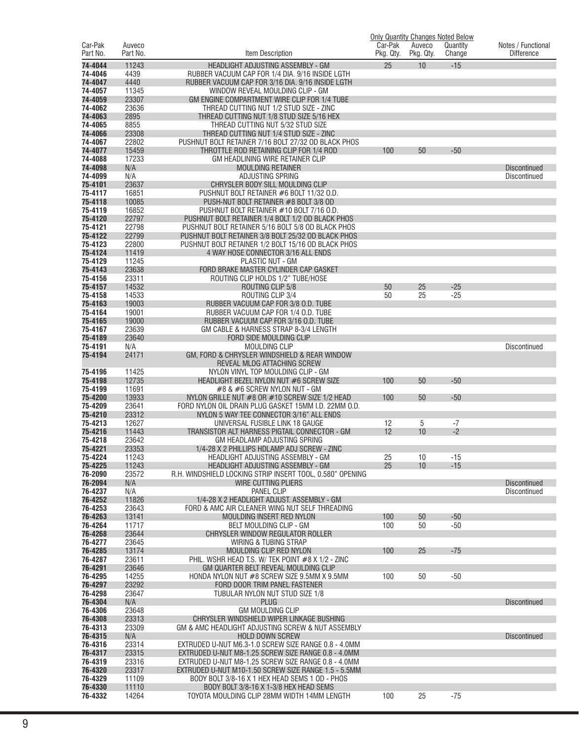| Car-Pak Part No. | Auveco Part No. | Item Description | Only Quantity Changes Noted Below Car-Pak Pkg. Qty. | Auveco Pkg. Qty. | Quantity Change | Notes / Functional Difference |
|---|---|---|---|---|---|---|
| 74-4044 | 11243 | HEADLIGHT ADJUSTING ASSEMBLY - GM | 25 | 10 | -15 | |
| 74-4046 | 4439 | RUBBER VACUUM CAP FOR 1/4 DIA. 9/16 INSIDE LGTH | | | | |
| 74-4047 | 4440 | RUBBER VACUUM CAP FOR 3/16 DIA. 9/16 INSIDE LGTH | | | | |
| 74-4057 | 11345 | WINDOW REVEAL MOULDING CLIP - GM | | | | |
| 74-4059 | 23307 | GM ENGINE COMPARTMENT WIRE CLIP FOR 1/4 TUBE | | | | |
| 74-4062 | 23636 | THREAD CUTTING NUT 1/2 STUD SIZE - ZINC | | | | |
| 74-4063 | 2895 | THREAD CUTTING NUT 1/8 STUD SIZE 5/16 HEX | | | | |
| 74-4065 | 8855 | THREAD CUTTING NUT 5/32 STUD SIZE | | | | |
| 74-4066 | 23308 | THREAD CUTTING NUT 1/4 STUD SIZE - ZINC | | | | |
| 74-4067 | 22802 | PUSHNUT BOLT RETAINER 7/16 BOLT 27/32 OD BLACK PHOS | | | | |
| 74-4077 | 15459 | THROTTLE ROD RETAINING CLIP FOR 1/4 ROD | 100 | 50 | -50 | |
| 74-4088 | 17233 | GM HEADLINING WIRE RETAINER CLIP | | | | |
| 74-4098 | N/A | MOULDING RETAINER | | | | Discontinued |
| 74-4099 | N/A | ADJUSTING SPRING | | | | Discontinued |
| 75-4101 | 23637 | CHRYSLER BODY SILL MOULDING CLIP | | | | |
| 75-4117 | 16851 | PUSHNUT BOLT RETAINER #6 BOLT 11/32 O.D. | | | | |
| 75-4118 | 10085 | PUSH-NUT BOLT RETAINER #8 BOLT 3/8 OD | | | | |
| 75-4119 | 16852 | PUSHNUT BOLT RETAINER #10 BOLT 7/16 O.D. | | | | |
| 75-4120 | 22797 | PUSHNUT BOLT RETAINER 1/4 BOLT 1/2 OD BLACK PHOS | | | | |
| 75-4121 | 22798 | PUSHNUT BOLT RETAINER 5/16 BOLT 5/8 OD BLACK PHOS | | | | |
| 75-4122 | 22799 | PUSHNUT BOLT RETAINER 3/8 BOLT 25/32 OD BLACK PHOS | | | | |
| 75-4123 | 22800 | PUSHNUT BOLT RETAINER 1/2 BOLT 15/16 OD BLACK PHOS | | | | |
| 75-4124 | 11419 | 4 WAY HOSE CONNECTOR 3/16 ALL ENDS | | | | |
| 75-4129 | 11245 | PLASTIC NUT - GM | | | | |
| 75-4143 | 23638 | FORD BRAKE MASTER CYLINDER CAP GASKET | | | | |
| 75-4156 | 23311 | ROUTING CLIP HOLDS 1/2" TUBE/HOSE | | | | |
| 75-4157 | 14532 | ROUTING CLIP 5/8 | 50 | 25 | -25 | |
| 75-4158 | 14533 | ROUTING CLIP 3/4 | 50 | 25 | -25 | |
| 75-4163 | 19003 | RUBBER VACUUM CAP FOR 3/8 O.D. TUBE | | | | |
| 75-4164 | 19001 | RUBBER VACUUM CAP FOR 1/4 O.D. TUBE | | | | |
| 75-4165 | 19000 | RUBBER VACUUM CAP FOR 3/16 O.D. TUBE | | | | |
| 75-4167 | 23639 | GM CABLE & HARNESS STRAP 8-3/4 LENGTH | | | | |
| 75-4189 | 23640 | FORD SIDE MOULDING CLIP | | | | |
| 75-4191 | N/A | MOULDING CLIP | | | | Discontinued |
| 75-4194 | 24171 | GM, FORD & CHRYSLER WINDSHIELD & REAR WINDOW REVEAL MLDG ATTACHING SCREW | | | | |
| 75-4196 | 11425 | NYLON VINYL TOP MOULDING CLIP - GM | | | | |
| 75-4198 | 12735 | HEADLIGHT BEZEL NYLON NUT #6 SCREW SIZE | 100 | 50 | -50 | |
| 75-4199 | 11691 | #8 & #6 SCREW NYLON NUT - GM | | | | |
| 75-4200 | 13933 | NYLON GRILLE NUT #8 OR #10 SCREW SIZE 1/2 HEAD | 100 | 50 | -50 | |
| 75-4209 | 23641 | FORD NYLON OIL DRAIN PLUG GASKET 15MM I.D. 22MM O.D. | | | | |
| 75-4210 | 23312 | NYLON 5 WAY TEE CONNECTOR 3/16" ALL ENDS | | | | |
| 75-4213 | 12627 | UNIVERSAL FUSIBLE LINK 18 GAUGE | 12 | 5 | -7 | |
| 75-4216 | 11443 | TRANSISTOR ALT HARNESS PIGTAIL CONNECTOR - GM | 12 | 10 | -2 | |
| 75-4218 | 23642 | GM HEADLAMP ADJUSTING SPRING | | | | |
| 75-4221 | 23353 | 1/4-28 X 2 PHILLIPS HDLAMP ADJ SCREW - ZINC | | | | |
| 75-4224 | 11243 | HEADLIGHT ADJUSTING ASSEMBLY - GM | 25 | 10 | -15 | |
| 75-4225 | 11243 | HEADLIGHT ADJUSTING ASSEMBLY - GM | 25 | 10 | -15 | |
| 76-2090 | 23572 | R.H. WINDSHIELD LOCKING STRIP INSERT TOOL, 0.580" OPENING | | | | |
| 76-2094 | N/A | WIRE CUTTING PLIERS | | | | Discontinued |
| 76-4237 | N/A | PANEL CLIP | | | | Discontinued |
| 76-4252 | 11826 | 1/4-28 X 2 HEADLIGHT ADJUST. ASSEMBLY - GM | | | | |
| 76-4253 | 23643 | FORD & AMC AIR CLEANER WING NUT SELF THREADING | | | | |
| 76-4263 | 13141 | MOULDING INSERT RED NYLON | 100 | 50 | -50 | |
| 76-4264 | 11717 | BELT MOULDING CLIP - GM | 100 | 50 | -50 | |
| 76-4268 | 23644 | CHRYSLER WINDOW REGULATOR ROLLER | | | | |
| 76-4277 | 23645 | WIRING & TUBING STRAP | | | | |
| 76-4285 | 13174 | MOULDING CLIP RED NYLON | 100 | 25 | -75 | |
| 76-4287 | 23611 | PHIL. WSHR HEAD T.S. W/ TEK POINT #8 X 1/2 - ZINC | | | | |
| 76-4291 | 23646 | GM QUARTER BELT REVEAL MOULDING CLIP | | | | |
| 76-4295 | 14255 | HONDA NYLON NUT #8 SCREW SIZE 9.5MM X 9.5MM | 100 | 50 | -50 | |
| 76-4297 | 23292 | FORD DOOR TRIM PANEL FASTENER | | | | |
| 76-4298 | 23647 | TUBULAR NYLON NUT STUD SIZE 1/8 | | | | |
| 76-4304 | N/A | PLUG | | | | Discontinued |
| 76-4306 | 23648 | GM MOULDING CLIP | | | | |
| 76-4308 | 23313 | CHRYSLER WINDSHIELD WIPER LINKAGE BUSHING | | | | |
| 76-4313 | 23309 | GM & AMC HEADLIGHT ADJUSTING SCREW & NUT ASSEMBLY | | | | |
| 76-4315 | N/A | HOLD DOWN SCREW | | | | Discontinued |
| 76-4316 | 23314 | EXTRUDED U-NUT M6.3-1.0 SCREW SIZE RANGE 0.8 - 4.0MM | | | | |
| 76-4317 | 23315 | EXTRUDED U-NUT M8-1.25 SCREW SIZE RANGE 0.8 - 4.0MM | | | | |
| 76-4319 | 23316 | EXTRUDED U-NUT M8-1.25 SCREW SIZE RANGE 0.8 - 4.0MM | | | | |
| 76-4320 | 23317 | EXTRUDED U-NUT M10-1.50 SCREW SIZE RANGE 1.5 - 5.5MM | | | | |
| 76-4329 | 11109 | BODY BOLT 3/8-16 X 1 HEX HEAD SEMS 1 OD - PHOS | | | | |
| 76-4330 | 11110 | BODY BOLT 3/8-16 X 1-3/8 HEX HEAD SEMS | | | | |
| 76-4332 | 14264 | TOYOTA MOULDING CLIP 28MM WIDTH 14MM LENGTH | 100 | 25 | -75 | |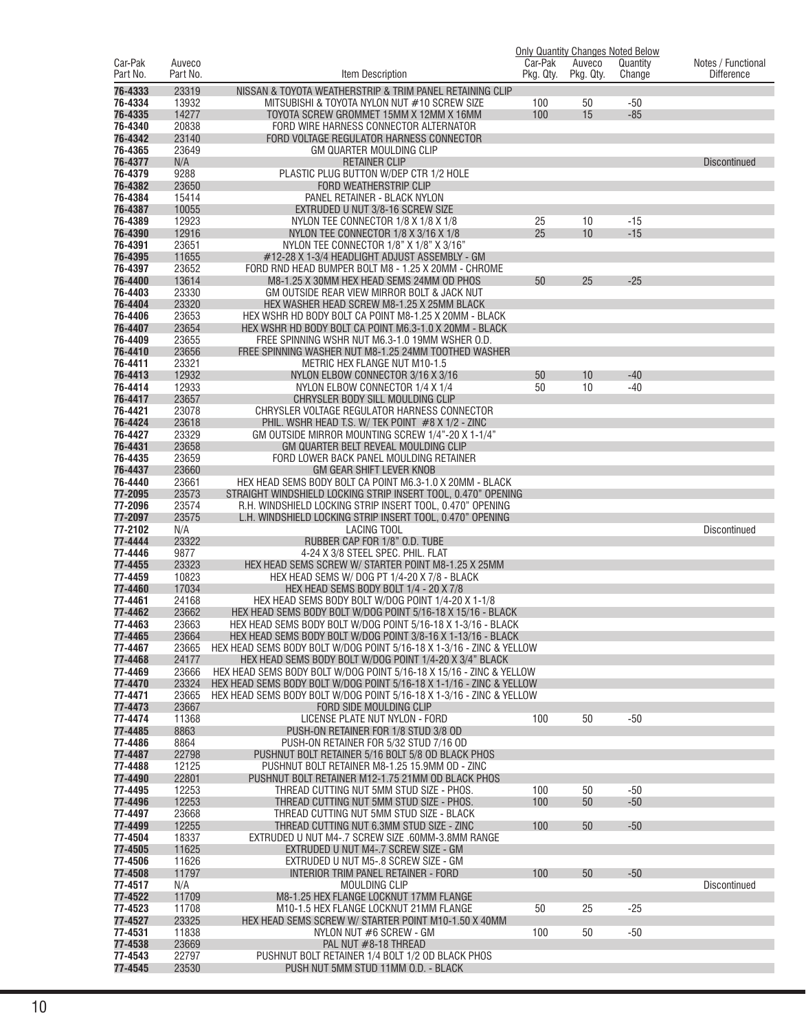| Car-Pak Part No. | Auveco Part No. | Item Description | Car-Pak Pkg. Qty. | Auveco Pkg. Qty. | Quantity Change | Notes / Functional Difference |
|---|---|---|---|---|---|---|
| | | | Only Quantity Changes Noted Below | | | |
| 76-4333 | 23319 | NISSAN & TOYOTA WEATHERSTRIP & TRIM PANEL RETAINING CLIP | | | | |
| 76-4334 | 13932 | MITSUBISHI & TOYOTA NYLON NUT #10 SCREW SIZE | 100 | 50 | -50 | |
| 76-4335 | 14277 | TOYOTA SCREW GROMMET 15MM X 12MM X 16MM | 100 | 15 | -85 | |
| 76-4340 | 20838 | FORD WIRE HARNESS CONNECTOR ALTERNATOR | | | | |
| 76-4342 | 23140 | FORD VOLTAGE REGULATOR HARNESS CONNECTOR | | | | |
| 76-4365 | 23649 | GM QUARTER MOULDING CLIP | | | | |
| 76-4377 | N/A | RETAINER CLIP | | | | Discontinued |
| 76-4379 | 9288 | PLASTIC PLUG BUTTON W/DEP CTR 1/2 HOLE | | | | |
| 76-4382 | 23650 | FORD WEATHERSTRIP CLIP | | | | |
| 76-4384 | 15414 | PANEL RETAINER - BLACK NYLON | | | | |
| 76-4387 | 10055 | EXTRUDED U NUT 3/8-16 SCREW SIZE | | | | |
| 76-4389 | 12923 | NYLON TEE CONNECTOR 1/8 X 1/8 X 1/8 | 25 | 10 | -15 | |
| 76-4390 | 12916 | NYLON TEE CONNECTOR 1/8 X 3/16 X 1/8 | 25 | 10 | -15 | |
| 76-4391 | 23651 | NYLON TEE CONNECTOR 1/8" X 1/8" X 3/16" | | | | |
| 76-4395 | 11655 | #12-28 X 1-3/4 HEADLIGHT ADJUST ASSEMBLY - GM | | | | |
| 76-4397 | 23652 | FORD RND HEAD BUMPER BOLT M8 - 1.25 X 20MM - CHROME | | | | |
| 76-4400 | 13614 | M8-1.25 X 30MM HEX HEAD SEMS 24MM OD PHOS | 50 | 25 | -25 | |
| 76-4403 | 23330 | GM OUTSIDE REAR VIEW MIRROR BOLT & JACK NUT | | | | |
| 76-4404 | 23320 | HEX WASHER HEAD SCREW M8-1.25 X 25MM BLACK | | | | |
| 76-4406 | 23653 | HEX WSHR HD BODY BOLT CA POINT M8-1.25 X 20MM - BLACK | | | | |
| 76-4407 | 23654 | HEX WSHR HD BODY BOLT CA POINT M6.3-1.0 X 20MM - BLACK | | | | |
| 76-4409 | 23655 | FREE SPINNING WSHR NUT M6.3-1.0 19MM WSHER O.D. | | | | |
| 76-4410 | 23656 | FREE SPINNING WASHER NUT M8-1.25 24MM TOOTHED WASHER | | | | |
| 76-4411 | 23321 | METRIC HEX FLANGE NUT M10-1.5 | | | | |
| 76-4413 | 12932 | NYLON ELBOW CONNECTOR 3/16 X 3/16 | 50 | 10 | -40 | |
| 76-4414 | 12933 | NYLON ELBOW CONNECTOR 1/4 X 1/4 | 50 | 10 | -40 | |
| 76-4417 | 23657 | CHRYSLER BODY SILL MOULDING CLIP | | | | |
| 76-4421 | 23078 | CHRYSLER VOLTAGE REGULATOR HARNESS CONNECTOR | | | | |
| 76-4424 | 23618 | PHIL. WSHR HEAD T.S. W/ TEK POINT #8 X 1/2 - ZINC | | | | |
| 76-4427 | 23329 | GM OUTSIDE MIRROR MOUNTING SCREW 1/4"-20 X 1-1/4" | | | | |
| 76-4431 | 23658 | GM QUARTER BELT REVEAL MOULDING CLIP | | | | |
| 76-4435 | 23659 | FORD LOWER BACK PANEL MOULDING RETAINER | | | | |
| 76-4437 | 23660 | GM GEAR SHIFT LEVER KNOB | | | | |
| 76-4440 | 23661 | HEX HEAD SEMS BODY BOLT CA POINT M6.3-1.0 X 20MM - BLACK | | | | |
| 77-2095 | 23573 | STRAIGHT WINDSHIELD LOCKING STRIP INSERT TOOL, 0.470" OPENING | | | | |
| 77-2096 | 23574 | R.H. WINDSHIELD LOCKING STRIP INSERT TOOL, 0.470" OPENING | | | | |
| 77-2097 | 23575 | L.H. WINDSHIELD LOCKING STRIP INSERT TOOL, 0.470" OPENING | | | | |
| 77-2102 | N/A | LACING TOOL | | | | Discontinued |
| 77-4444 | 23322 | RUBBER CAP FOR 1/8" O.D. TUBE | | | | |
| 77-4446 | 9877 | 4-24 X 3/8 STEEL SPEC. PHIL. FLAT | | | | |
| 77-4455 | 23323 | HEX HEAD SEMS SCREW W/ STARTER POINT M8-1.25 X 25MM | | | | |
| 77-4459 | 10823 | HEX HEAD SEMS W/ DOG PT 1/4-20 X 7/8 - BLACK | | | | |
| 77-4460 | 17034 | HEX HEAD SEMS BODY BOLT 1/4 - 20 X 7/8 | | | | |
| 77-4461 | 24168 | HEX HEAD SEMS BODY BOLT W/DOG POINT 1/4-20 X 1-1/8 | | | | |
| 77-4462 | 23662 | HEX HEAD SEMS BODY BOLT W/DOG POINT 5/16-18 X 15/16 - BLACK | | | | |
| 77-4463 | 23663 | HEX HEAD SEMS BODY BOLT W/DOG POINT 5/16-18 X 1-3/16 - BLACK | | | | |
| 77-4465 | 23664 | HEX HEAD SEMS BODY BOLT W/DOG POINT 3/8-16 X 1-13/16 - BLACK | | | | |
| 77-4467 | 23665 | HEX HEAD SEMS BODY BOLT W/DOG POINT 5/16-18 X 1-3/16 - ZINC & YELLOW | | | | |
| 77-4468 | 24177 | HEX HEAD SEMS BODY BOLT W/DOG POINT 1/4-20 X 3/4" BLACK | | | | |
| 77-4469 | 23666 | HEX HEAD SEMS BODY BOLT W/DOG POINT 5/16-18 X 15/16 - ZINC & YELLOW | | | | |
| 77-4470 | 23324 | HEX HEAD SEMS BODY BOLT W/DOG POINT 5/16-18 X 1-1/16 - ZINC & YELLOW | | | | |
| 77-4471 | 23665 | HEX HEAD SEMS BODY BOLT W/DOG POINT 5/16-18 X 1-3/16 - ZINC & YELLOW | | | | |
| 77-4473 | 23667 | FORD SIDE MOULDING CLIP | | | | |
| 77-4474 | 11368 | LICENSE PLATE NUT NYLON - FORD | 100 | 50 | -50 | |
| 77-4485 | 8863 | PUSH-ON RETAINER FOR 1/8 STUD 3/8 OD | | | | |
| 77-4486 | 8864 | PUSH-ON RETAINER FOR 5/32 STUD 7/16 OD | | | | |
| 77-4487 | 22798 | PUSHNUT BOLT RETAINER 5/16 BOLT 5/8 OD BLACK PHOS | | | | |
| 77-4488 | 12125 | PUSHNUT BOLT RETAINER M8-1.25 15.9MM OD - ZINC | | | | |
| 77-4490 | 22801 | PUSHNUT BOLT RETAINER M12-1.75 21MM OD BLACK PHOS | | | | |
| 77-4495 | 12253 | THREAD CUTTING NUT 5MM STUD SIZE - PHOS. | 100 | 50 | -50 | |
| 77-4496 | 12253 | THREAD CUTTING NUT 5MM STUD SIZE - PHOS. | 100 | 50 | -50 | |
| 77-4497 | 23668 | THREAD CUTTING NUT 5MM STUD SIZE - BLACK | | | | |
| 77-4499 | 12255 | THREAD CUTTING NUT 6.3MM STUD SIZE - ZINC | 100 | 50 | -50 | |
| 77-4504 | 18337 | EXTRUDED U NUT M4-.7 SCREW SIZE .60MM-3.8MM RANGE | | | | |
| 77-4505 | 11625 | EXTRUDED U NUT M4-.7 SCREW SIZE - GM | | | | |
| 77-4506 | 11626 | EXTRUDED U NUT M5-.8 SCREW SIZE - GM | | | | |
| 77-4508 | 11797 | INTERIOR TRIM PANEL RETAINER - FORD | 100 | 50 | -50 | |
| 77-4517 | N/A | MOULDING CLIP | | | | Discontinued |
| 77-4522 | 11709 | M8-1.25 HEX FLANGE LOCKNUT 17MM FLANGE | | | | |
| 77-4523 | 11708 | M10-1.5 HEX FLANGE LOCKNUT 21MM FLANGE | 50 | 25 | -25 | |
| 77-4527 | 23325 | HEX HEAD SEMS SCREW W/ STARTER POINT M10-1.50 X 40MM | | | | |
| 77-4531 | 11838 | NYLON NUT #6 SCREW - GM | 100 | 50 | -50 | |
| 77-4538 | 23669 | PAL NUT #8-18 THREAD | | | | |
| 77-4543 | 22797 | PUSHNUT BOLT RETAINER 1/4 BOLT 1/2 OD BLACK PHOS | | | | |
| 77-4545 | 23530 | PUSH NUT 5MM STUD 11MM O.D. - BLACK | | | | |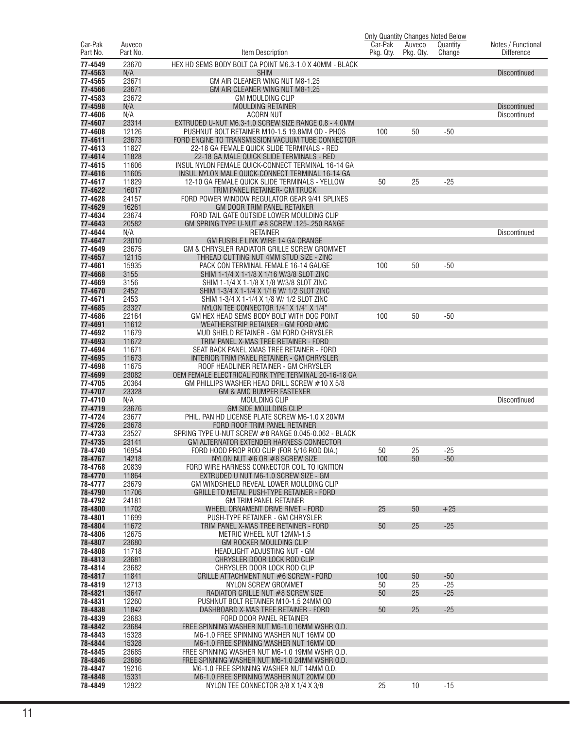| Car-Pak Part No. | Auveco Part No. | Item Description | Only Quantity Changes Noted Below Car-Pak Pkg. Qty. | Auveco Pkg. Qty. | Quantity Change | Notes / Functional Difference |
|---|---|---|---|---|---|---|
| 77-4549 | 23670 | HEX HD SEMS BODY BOLT CA POINT M6.3-1.0 X 40MM - BLACK | | | | |
| 77-4563 | N/A | SHIM | | | | Discontinued |
| 77-4565 | 23671 | GM AIR CLEANER WING NUT M8-1.25 | | | | |
| 77-4566 | 23671 | GM AIR CLEANER WING NUT M8-1.25 | | | | |
| 77-4583 | 23672 | GM MOULDING CLIP | | | | |
| 77-4598 | N/A | MOULDING RETAINER | | | | Discontinued |
| 77-4606 | N/A | ACORN NUT | | | | Discontinued |
| 77-4607 | 23314 | EXTRUDED U-NUT M6.3-1.0 SCREW SIZE RANGE 0.8 - 4.0MM | | | | |
| 77-4608 | 12126 | PUSHNUT BOLT RETAINER M10-1.5 19.8MM OD - PHOS | 100 | 50 | -50 | |
| 77-4611 | 23673 | FORD ENGINE TO TRANSMISSION VACUUM TUBE CONNECTOR | | | | |
| 77-4613 | 11827 | 22-18 GA FEMALE QUICK SLIDE TERMINALS - RED | | | | |
| 77-4614 | 11828 | 22-18 GA MALE QUICK SLIDE TERMINALS - RED | | | | |
| 77-4615 | 11606 | INSUL NYLON FEMALE QUICK-CONNECT TERMINAL 16-14 GA | | | | |
| 77-4616 | 11605 | INSUL NYLON MALE QUICK-CONNECT TERMINAL 16-14 GA | | | | |
| 77-4617 | 11829 | 12-10 GA FEMALE QUICK SLIDE TERMINALS - YELLOW | 50 | 25 | -25 | |
| 77-4622 | 16017 | TRIM PANEL RETAINER- GM TRUCK | | | | |
| 77-4628 | 24157 | FORD POWER WINDOW REGULATOR GEAR 9/41 SPLINES | | | | |
| 77-4629 | 16261 | GM DOOR TRIM PANEL RETAINER | | | | |
| 77-4634 | 23674 | FORD TAIL GATE OUTSIDE LOWER MOULDING CLIP | | | | |
| 77-4643 | 20582 | GM SPRING TYPE U-NUT #8 SCREW .125-.250 RANGE | | | | |
| 77-4644 | N/A | RETAINER | | | | Discontinued |
| 77-4647 | 23010 | GM FUSIBLE LINK WIRE 14 GA ORANGE | | | | |
| 77-4649 | 23675 | GM & CHRYSLER RADIATOR GRILLE SCREW GROMMET | | | | |
| 77-4657 | 12115 | THREAD CUTTING NUT 4MM STUD SIZE - ZINC | | | | |
| 77-4661 | 15935 | PACK CON TERMINAL FEMALE 16-14 GAUGE | 100 | 50 | -50 | |
| 77-4668 | 3155 | SHIM 1-1/4 X 1-1/8 X 1/16 W/3/8 SLOT ZINC | | | | |
| 77-4669 | 3156 | SHIM 1-1/4 X 1-1/8 X 1/8 W/3/8 SLOT ZINC | | | | |
| 77-4670 | 2452 | SHIM 1-3/4 X 1-1/4 X 1/16 W/ 1/2 SLOT ZINC | | | | |
| 77-4671 | 2453 | SHIM 1-3/4 X 1-1/4 X 1/8 W/ 1/2 SLOT ZINC | | | | |
| 77-4685 | 23327 | NYLON TEE CONNECTOR 1/4" X 1/4" X 1/4" | | | | |
| 77-4686 | 22164 | GM HEX HEAD SEMS BODY BOLT WITH DOG POINT | 100 | 50 | -50 | |
| 77-4691 | 11612 | WEATHERSTRIP RETAINER - GM FORD AMC | | | | |
| 77-4692 | 11679 | MUD SHIELD RETAINER - GM FORD CHRYSLER | | | | |
| 77-4693 | 11672 | TRIM PANEL X-MAS TREE RETAINER - FORD | | | | |
| 77-4694 | 11671 | SEAT BACK PANEL XMAS TREE RETAINER - FORD | | | | |
| 77-4695 | 11673 | INTERIOR TRIM PANEL RETAINER - GM CHRYSLER | | | | |
| 77-4698 | 11675 | ROOF HEADLINER RETAINER - GM CHRYSLER | | | | |
| 77-4699 | 23082 | OEM FEMALE ELECTRICAL FORK TYPE TERMINAL 20-16-18 GA | | | | |
| 77-4705 | 20364 | GM PHILLIPS WASHER HEAD DRILL SCREW #10 X 5/8 | | | | |
| 77-4707 | 23328 | GM & AMC BUMPER FASTENER | | | | |
| 77-4710 | N/A | MOULDING CLIP | | | | Discontinued |
| 77-4719 | 23676 | GM SIDE MOULDING CLIP | | | | |
| 77-4724 | 23677 | PHIL. PAN HD LICENSE PLATE SCREW M6-1.0 X 20MM | | | | |
| 77-4726 | 23678 | FORD ROOF TRIM PANEL RETAINER | | | | |
| 77-4733 | 23527 | SPRING TYPE U-NUT SCREW #8 RANGE 0.045-0.062 - BLACK | | | | |
| 77-4735 | 23141 | GM ALTERNATOR EXTENDER HARNESS CONNECTOR | | | | |
| 78-4740 | 16954 | FORD HOOD PROP ROD CLIP (FOR 5/16 ROD DIA.) | 50 | 25 | -25 | |
| 78-4767 | 14218 | NYLON NUT #6 OR #8 SCREW SIZE | 100 | 50 | -50 | |
| 78-4768 | 20839 | FORD WIRE HARNESS CONNECTOR COIL TO IGNITION | | | | |
| 78-4770 | 11864 | EXTRUDED U NUT M6-1.0 SCREW SIZE - GM | | | | |
| 78-4777 | 23679 | GM WINDSHIELD REVEAL LOWER MOULDING CLIP | | | | |
| 78-4790 | 11706 | GRILLE TO METAL PUSH-TYPE RETAINER - FORD | | | | |
| 78-4792 | 24181 | GM TRIM PANEL RETAINER | | | | |
| 78-4800 | 11702 | WHEEL ORNAMENT DRIVE RIVET - FORD | 25 | 50 | +25 | |
| 78-4801 | 11699 | PUSH-TYPE RETAINER - GM CHRYSLER | | | | |
| 78-4804 | 11672 | TRIM PANEL X-MAS TREE RETAINER - FORD | 50 | 25 | -25 | |
| 78-4806 | 12675 | METRIC WHEEL NUT 12MM-1.5 | | | | |
| 78-4807 | 23680 | GM ROCKER MOULDING CLIP | | | | |
| 78-4808 | 11718 | HEADLIGHT ADJUSTING NUT - GM | | | | |
| 78-4813 | 23681 | CHRYSLER DOOR LOCK ROD CLIP | | | | |
| 78-4814 | 23682 | CHRYSLER DOOR LOCK ROD CLIP | | | | |
| 78-4817 | 11841 | GRILLE ATTACHMENT NUT #6 SCREW - FORD | 100 | 50 | -50 | |
| 78-4819 | 12713 | NYLON SCREW GROMMET | 50 | 25 | -25 | |
| 78-4821 | 13647 | RADIATOR GRILLE NUT #8 SCREW SIZE | 50 | 25 | -25 | |
| 78-4831 | 12260 | PUSHNUT BOLT RETAINER M10-1.5 24MM OD | | | | |
| 78-4838 | 11842 | DASHBOARD X-MAS TREE RETAINER - FORD | 50 | 25 | -25 | |
| 78-4839 | 23683 | FORD DOOR PANEL RETAINER | | | | |
| 78-4842 | 23684 | FREE SPINNING WASHER NUT M6-1.0 16MM WSHR O.D. | | | | |
| 78-4843 | 15328 | M6-1.0 FREE SPINNING WASHER NUT 16MM OD | | | | |
| 78-4844 | 15328 | M6-1.0 FREE SPINNING WASHER NUT 16MM OD | | | | |
| 78-4845 | 23685 | FREE SPINNING WASHER NUT M6-1.0 19MM WSHR O.D. | | | | |
| 78-4846 | 23686 | FREE SPINNING WASHER NUT M6-1.0 24MM WSHR O.D. | | | | |
| 78-4847 | 19216 | M6-1.0 FREE SPINNING WASHER NUT 14MM O.D. | | | | |
| 78-4848 | 15331 | M6-1.0 FREE SPINNING WASHER NUT 20MM OD | | | | |
| 78-4849 | 12922 | NYLON TEE CONNECTOR 3/8 X 1/4 X 3/8 | 25 | 10 | -15 | |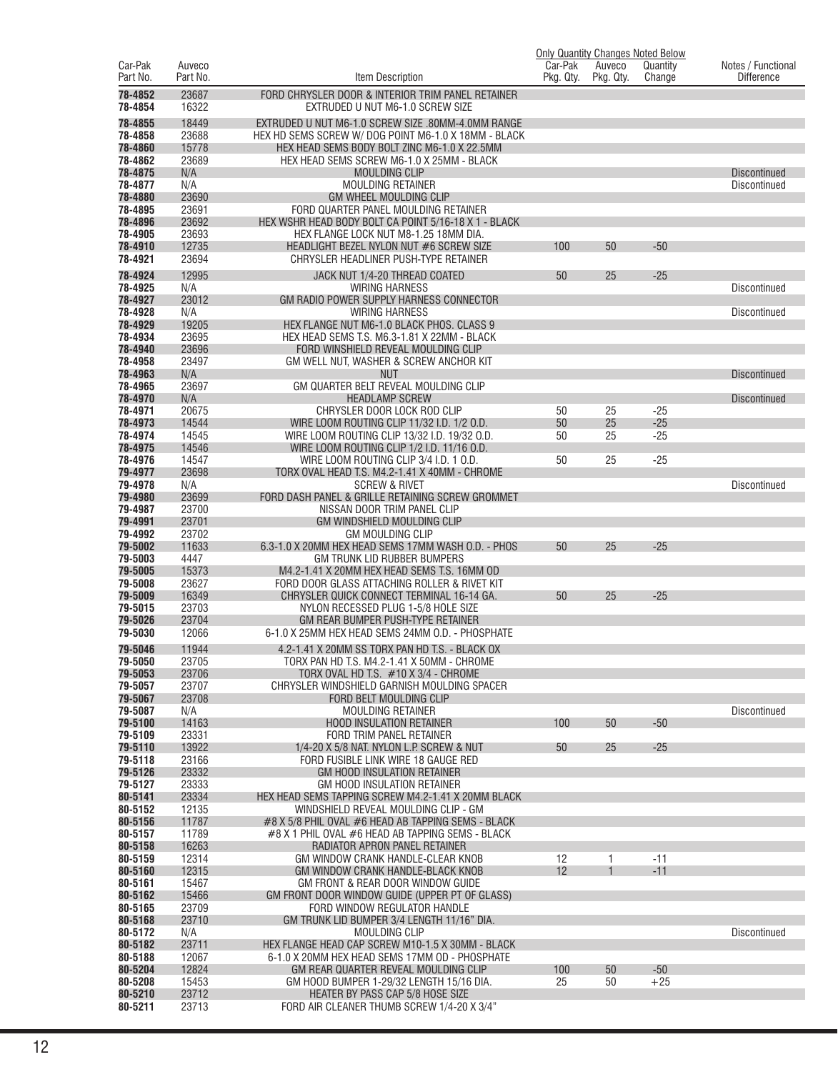| Car-Pak Part No. | Auveco Part No. | Item Description | Car-Pak Pkg. Qty. | Auveco Pkg. Qty. | Quantity Change | Notes / Functional Difference |
|---|---|---|---|---|---|---|
| | | | Only Quantity Changes Noted Below | | | |
| 78-4852 | 23687 | FORD CHRYSLER DOOR & INTERIOR TRIM PANEL RETAINER | | | | |
| 78-4854 | 16322 | EXTRUDED U NUT M6-1.0 SCREW SIZE | | | | |
| 78-4855 | 18449 | EXTRUDED U NUT M6-1.0 SCREW SIZE .80MM-4.0MM RANGE | | | | |
| 78-4858 | 23688 | HEX HD SEMS SCREW W/ DOG POINT M6-1.0 X 18MM - BLACK | | | | |
| 78-4860 | 15778 | HEX HEAD SEMS BODY BOLT ZINC M6-1.0 X 22.5MM | | | | |
| 78-4862 | 23689 | HEX HEAD SEMS SCREW M6-1.0 X 25MM - BLACK | | | | |
| 78-4875 | N/A | MOULDING CLIP | | | | Discontinued |
| 78-4877 | N/A | MOULDING RETAINER | | | | Discontinued |
| 78-4880 | 23690 | GM WHEEL MOULDING CLIP | | | | |
| 78-4895 | 23691 | FORD QUARTER PANEL MOULDING RETAINER | | | | |
| 78-4896 | 23692 | HEX WSHR HEAD BODY BOLT CA POINT 5/16-18 X 1 - BLACK | | | | |
| 78-4905 | 23693 | HEX FLANGE LOCK NUT M8-1.25 18MM DIA. | | | | |
| 78-4910 | 12735 | HEADLIGHT BEZEL NYLON NUT #6 SCREW SIZE | 100 | 50 | -50 | |
| 78-4921 | 23694 | CHRYSLER HEADLINER PUSH-TYPE RETAINER | | | | |
| 78-4924 | 12995 | JACK NUT 1/4-20 THREAD COATED | 50 | 25 | -25 | |
| 78-4925 | N/A | WIRING HARNESS | | | | Discontinued |
| 78-4927 | 23012 | GM RADIO POWER SUPPLY HARNESS CONNECTOR | | | | |
| 78-4928 | N/A | WIRING HARNESS | | | | Discontinued |
| 78-4929 | 19205 | HEX FLANGE NUT M6-1.0 BLACK PHOS. CLASS 9 | | | | |
| 78-4934 | 23695 | HEX HEAD SEMS T.S. M6.3-1.81 X 22MM - BLACK | | | | |
| 78-4940 | 23696 | FORD WINSHIELD REVEAL MOULDING CLIP | | | | |
| 78-4958 | 23497 | GM WELL NUT, WASHER & SCREW ANCHOR KIT | | | | |
| 78-4963 | N/A | NUT | | | | Discontinued |
| 78-4965 | 23697 | GM QUARTER BELT REVEAL MOULDING CLIP | | | | |
| 78-4970 | N/A | HEADLAMP SCREW | | | | Discontinued |
| 78-4971 | 20675 | CHRYSLER DOOR LOCK ROD CLIP | 50 | 25 | -25 | |
| 78-4973 | 14544 | WIRE LOOM ROUTING CLIP 11/32 I.D. 1/2 O.D. | 50 | 25 | -25 | |
| 78-4974 | 14545 | WIRE LOOM ROUTING CLIP 13/32 I.D. 19/32 O.D. | 50 | 25 | -25 | |
| 78-4975 | 14546 | WIRE LOOM ROUTING CLIP 1/2 I.D. 11/16 O.D. | | | | |
| 78-4976 | 14547 | WIRE LOOM ROUTING CLIP 3/4 I.D. 1 O.D. | 50 | 25 | -25 | |
| 79-4977 | 23698 | TORX OVAL HEAD T.S. M4.2-1.41 X 40MM - CHROME | | | | |
| 79-4978 | N/A | SCREW & RIVET | | | | Discontinued |
| 79-4980 | 23699 | FORD DASH PANEL & GRILLE RETAINING SCREW GROMMET | | | | |
| 79-4987 | 23700 | NISSAN DOOR TRIM PANEL CLIP | | | | |
| 79-4991 | 23701 | GM WINDSHIELD MOULDING CLIP | | | | |
| 79-4992 | 23702 | GM MOULDING CLIP | | | | |
| 79-5002 | 11633 | 6.3-1.0 X 20MM HEX HEAD SEMS 17MM WASH O.D. - PHOS | 50 | 25 | -25 | |
| 79-5003 | 4447 | GM TRUNK LID RUBBER BUMPERS | | | | |
| 79-5005 | 15373 | M4.2-1.41 X 20MM HEX HEAD SEMS T.S. 16MM OD | | | | |
| 79-5008 | 23627 | FORD DOOR GLASS ATTACHING ROLLER & RIVET KIT | | | | |
| 79-5009 | 16349 | CHRYSLER QUICK CONNECT TERMINAL 16-14 GA. | 50 | 25 | -25 | |
| 79-5015 | 23703 | NYLON RECESSED PLUG 1-5/8 HOLE SIZE | | | | |
| 79-5026 | 23704 | GM REAR BUMPER PUSH-TYPE RETAINER | | | | |
| 79-5030 | 12066 | 6-1.0 X 25MM HEX HEAD SEMS 24MM O.D. - PHOSPHATE | | | | |
| 79-5046 | 11944 | 4.2-1.41 X 20MM SS TORX PAN HD T.S. - BLACK OX | | | | |
| 79-5050 | 23705 | TORX PAN HD T.S. M4.2-1.41 X 50MM - CHROME | | | | |
| 79-5053 | 23706 | TORX OVAL HD T.S. #10 X 3/4 - CHROME | | | | |
| 79-5057 | 23707 | CHRYSLER WINDSHIELD GARNISH MOULDING SPACER | | | | |
| 79-5067 | 23708 | FORD BELT MOULDING CLIP | | | | |
| 79-5087 | N/A | MOULDING RETAINER | | | | Discontinued |
| 79-5100 | 14163 | HOOD INSULATION RETAINER | 100 | 50 | -50 | |
| 79-5109 | 23331 | FORD TRIM PANEL RETAINER | | | | |
| 79-5110 | 13922 | 1/4-20 X 5/8 NAT. NYLON L.P. SCREW & NUT | 50 | 25 | -25 | |
| 79-5118 | 23166 | FORD FUSIBLE LINK WIRE 18 GAUGE RED | | | | |
| 79-5126 | 23332 | GM HOOD INSULATION RETAINER | | | | |
| 79-5127 | 23333 | GM HOOD INSULATION RETAINER | | | | |
| 80-5141 | 23334 | HEX HEAD SEMS TAPPING SCREW M4.2-1.41 X 20MM BLACK | | | | |
| 80-5152 | 12135 | WINDSHIELD REVEAL MOULDING CLIP - GM | | | | |
| 80-5156 | 11787 | #8 X 5/8 PHIL OVAL #6 HEAD AB TAPPING SEMS - BLACK | | | | |
| 80-5157 | 11789 | #8 X 1 PHIL OVAL #6 HEAD AB TAPPING SEMS - BLACK | | | | |
| 80-5158 | 16263 | RADIATOR APRON PANEL RETAINER | | | | |
| 80-5159 | 12314 | GM WINDOW CRANK HANDLE-CLEAR KNOB | 12 | 1 | -11 | |
| 80-5160 | 12315 | GM WINDOW CRANK HANDLE-BLACK KNOB | 12 | 1 | -11 | |
| 80-5161 | 15467 | GM FRONT & REAR DOOR WINDOW GUIDE | | | | |
| 80-5162 | 15466 | GM FRONT DOOR WINDOW GUIDE (UPPER PT OF GLASS) | | | | |
| 80-5165 | 23709 | FORD WINDOW REGULATOR HANDLE | | | | |
| 80-5168 | 23710 | GM TRUNK LID BUMPER 3/4 LENGTH 11/16" DIA. | | | | |
| 80-5172 | N/A | MOULDING CLIP | | | | Discontinued |
| 80-5182 | 23711 | HEX FLANGE HEAD CAP SCREW M10-1.5 X 30MM - BLACK | | | | |
| 80-5188 | 12067 | 6-1.0 X 20MM HEX HEAD SEMS 17MM OD - PHOSPHATE | | | | |
| 80-5204 | 12824 | GM REAR QUARTER REVEAL MOULDING CLIP | 100 | 50 | -50 | |
| 80-5208 | 15453 | GM HOOD BUMPER 1-29/32 LENGTH 15/16 DIA. | 25 | 50 | +25 | |
| 80-5210 | 23712 | HEATER BY PASS CAP 5/8 HOSE SIZE | | | | |
| 80-5211 | 23713 | FORD AIR CLEANER THUMB SCREW 1/4-20 X 3/4" | | | | |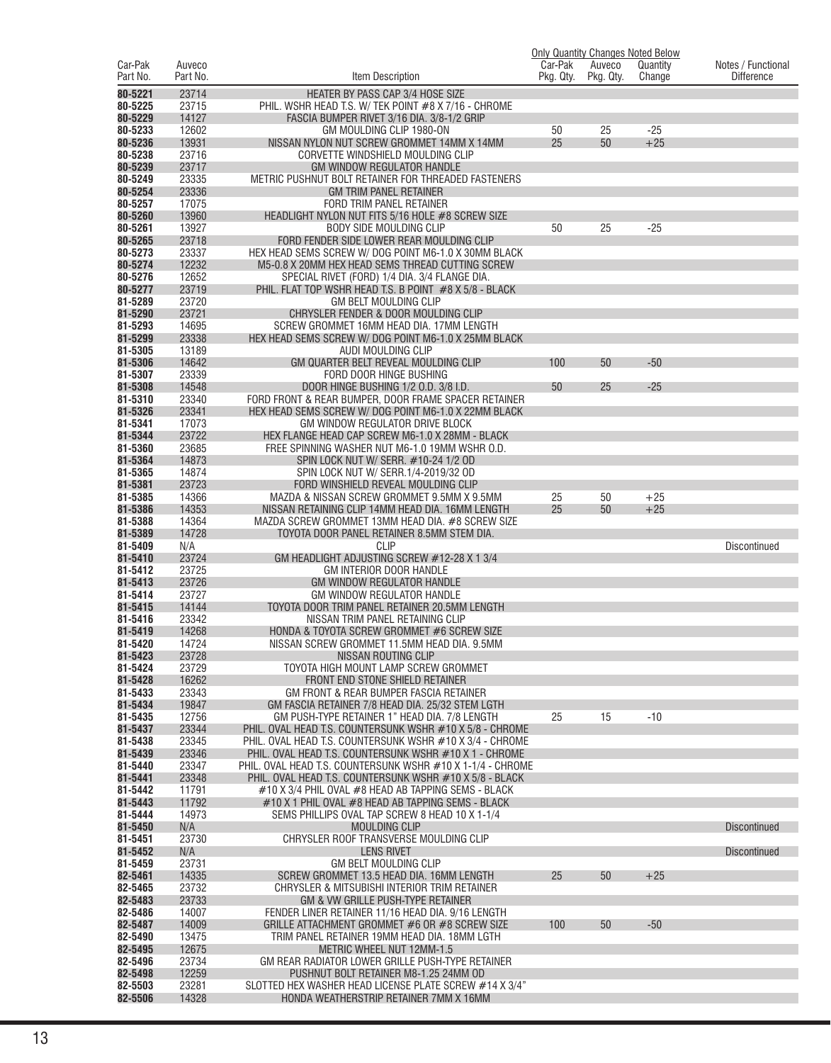| Car-Pak Part No. | Auveco Part No. | Item Description | Only Quantity Changes Noted Below Car-Pak Pkg. Qty. | Auveco Pkg. Qty. | Quantity Change | Notes / Functional Difference |
|---|---|---|---|---|---|---|
| 80-5221 | 23714 | HEATER BY PASS CAP 3/4 HOSE SIZE | | | | |
| 80-5225 | 23715 | PHIL. WSHR HEAD T.S. W/ TEK POINT #8 X 7/16 - CHROME | | | | |
| 80-5229 | 14127 | FASCIA BUMPER RIVET 3/16 DIA. 3/8-1/2 GRIP | | | | |
| 80-5233 | 12602 | GM MOULDING CLIP 1980-ON | 50 | 25 | -25 | |
| 80-5236 | 13931 | NISSAN NYLON NUT SCREW GROMMET 14MM X 14MM | 25 | 50 | +25 | |
| 80-5238 | 23716 | CORVETTE WINDSHIELD MOULDING CLIP | | | | |
| 80-5239 | 23717 | GM WINDOW REGULATOR HANDLE | | | | |
| 80-5249 | 23335 | METRIC PUSHNUT BOLT RETAINER FOR THREADED FASTENERS | | | | |
| 80-5254 | 23336 | GM TRIM PANEL RETAINER | | | | |
| 80-5257 | 17075 | FORD TRIM PANEL RETAINER | | | | |
| 80-5260 | 13960 | HEADLIGHT NYLON NUT FITS 5/16 HOLE #8 SCREW SIZE | | | | |
| 80-5261 | 13927 | BODY SIDE MOULDING CLIP | 50 | 25 | -25 | |
| 80-5265 | 23718 | FORD FENDER SIDE LOWER REAR MOULDING CLIP | | | | |
| 80-5273 | 23337 | HEX HEAD SEMS SCREW W/ DOG POINT M6-1.0 X 30MM BLACK | | | | |
| 80-5274 | 12232 | M5-0.8 X 20MM HEX HEAD SEMS THREAD CUTTING SCREW | | | | |
| 80-5276 | 12652 | SPECIAL RIVET (FORD) 1/4 DIA. 3/4 FLANGE DIA. | | | | |
| 80-5277 | 23719 | PHIL. FLAT TOP WSHR HEAD T.S. B POINT #8 X 5/8 - BLACK | | | | |
| 81-5289 | 23720 | GM BELT MOULDING CLIP | | | | |
| 81-5290 | 23721 | CHRYSLER FENDER & DOOR MOULDING CLIP | | | | |
| 81-5293 | 14695 | SCREW GROMMET 16MM HEAD DIA. 17MM LENGTH | | | | |
| 81-5299 | 23338 | HEX HEAD SEMS SCREW W/ DOG POINT M6-1.0 X 25MM BLACK | | | | |
| 81-5305 | 13189 | AUDI MOULDING CLIP | | | | |
| 81-5306 | 14642 | GM QUARTER BELT REVEAL MOULDING CLIP | 100 | 50 | -50 | |
| 81-5307 | 23339 | FORD DOOR HINGE BUSHING | | | | |
| 81-5308 | 14548 | DOOR HINGE BUSHING 1/2 O.D. 3/8 I.D. | 50 | 25 | -25 | |
| 81-5310 | 23340 | FORD FRONT & REAR BUMPER, DOOR FRAME SPACER RETAINER | | | | |
| 81-5326 | 23341 | HEX HEAD SEMS SCREW W/ DOG POINT M6-1.0 X 22MM BLACK | | | | |
| 81-5341 | 17073 | GM WINDOW REGULATOR DRIVE BLOCK | | | | |
| 81-5344 | 23722 | HEX FLANGE HEAD CAP SCREW M6-1.0 X 28MM - BLACK | | | | |
| 81-5360 | 23685 | FREE SPINNING WASHER NUT M6-1.0 19MM WSHR O.D. | | | | |
| 81-5364 | 14873 | SPIN LOCK NUT W/ SERR. #10-24 1/2 OD | | | | |
| 81-5365 | 14874 | SPIN LOCK NUT W/ SERR.1/4-2019/32 OD | | | | |
| 81-5381 | 23723 | FORD WINSHIELD REVEAL MOULDING CLIP | | | | |
| 81-5385 | 14366 | MAZDA & NISSAN SCREW GROMMET 9.5MM X 9.5MM | 25 | 50 | +25 | |
| 81-5386 | 14353 | NISSAN RETAINING CLIP 14MM HEAD DIA. 16MM LENGTH | 25 | 50 | +25 | |
| 81-5388 | 14364 | MAZDA SCREW GROMMET 13MM HEAD DIA. #8 SCREW SIZE | | | | |
| 81-5389 | 14728 | TOYOTA DOOR PANEL RETAINER 8.5MM STEM DIA. | | | | |
| 81-5409 | N/A | CLIP | | | | Discontinued |
| 81-5410 | 23724 | GM HEADLIGHT ADJUSTING SCREW #12-28 X 1 3/4 | | | | |
| 81-5412 | 23725 | GM INTERIOR DOOR HANDLE | | | | |
| 81-5413 | 23726 | GM WINDOW REGULATOR HANDLE | | | | |
| 81-5414 | 23727 | GM WINDOW REGULATOR HANDLE | | | | |
| 81-5415 | 14144 | TOYOTA DOOR TRIM PANEL RETAINER 20.5MM LENGTH | | | | |
| 81-5416 | 23342 | NISSAN TRIM PANEL RETAINING CLIP | | | | |
| 81-5419 | 14268 | HONDA & TOYOTA SCREW GROMMET #6 SCREW SIZE | | | | |
| 81-5420 | 14724 | NISSAN SCREW GROMMET 11.5MM HEAD DIA. 9.5MM | | | | |
| 81-5423 | 23728 | NISSAN ROUTING CLIP | | | | |
| 81-5424 | 23729 | TOYOTA HIGH MOUNT LAMP SCREW GROMMET | | | | |
| 81-5428 | 16262 | FRONT END STONE SHIELD RETAINER | | | | |
| 81-5433 | 23343 | GM FRONT & REAR BUMPER FASCIA RETAINER | | | | |
| 81-5434 | 19847 | GM FASCIA RETAINER 7/8 HEAD DIA. 25/32 STEM LGTH | | | | |
| 81-5435 | 12756 | GM PUSH-TYPE RETAINER 1" HEAD DIA. 7/8 LENGTH | 25 | 15 | -10 | |
| 81-5437 | 23344 | PHIL. OVAL HEAD T.S. COUNTERSUNK WSHR #10 X 5/8 - CHROME | | | | |
| 81-5438 | 23345 | PHIL. OVAL HEAD T.S. COUNTERSUNK WSHR #10 X 3/4 - CHROME | | | | |
| 81-5439 | 23346 | PHIL. OVAL HEAD T.S. COUNTERSUNK WSHR #10 X 1 - CHROME | | | | |
| 81-5440 | 23347 | PHIL. OVAL HEAD T.S. COUNTERSUNK WSHR #10 X 1-1/4 - CHROME | | | | |
| 81-5441 | 23348 | PHIL. OVAL HEAD T.S. COUNTERSUNK WSHR #10 X 5/8 - BLACK | | | | |
| 81-5442 | 11791 | #10 X 3/4 PHIL OVAL #8 HEAD AB TAPPING SEMS - BLACK | | | | |
| 81-5443 | 11792 | #10 X 1 PHIL OVAL #8 HEAD AB TAPPING SEMS - BLACK | | | | |
| 81-5444 | 14973 | SEMS PHILLIPS OVAL TAP SCREW 8 HEAD 10 X 1-1/4 | | | | |
| 81-5450 | N/A | MOULDING CLIP | | | | Discontinued |
| 81-5451 | 23730 | CHRYSLER ROOF TRANSVERSE MOULDING CLIP | | | | |
| 81-5452 | N/A | LENS RIVET | | | | Discontinued |
| 81-5459 | 23731 | GM BELT MOULDING CLIP | | | | |
| 82-5461 | 14335 | SCREW GROMMET 13.5 HEAD DIA. 16MM LENGTH | 25 | 50 | +25 | |
| 82-5465 | 23732 | CHRYSLER & MITSUBISHI INTERIOR TRIM RETAINER | | | | |
| 82-5483 | 23733 | GM & VW GRILLE PUSH-TYPE RETAINER | | | | |
| 82-5486 | 14007 | FENDER LINER RETAINER 11/16 HEAD DIA. 9/16 LENGTH | | | | |
| 82-5487 | 14009 | GRILLE ATTACHMENT GROMMET #6 OR #8 SCREW SIZE | 100 | 50 | -50 | |
| 82-5490 | 13475 | TRIM PANEL RETAINER 19MM HEAD DIA. 18MM LGTH | | | | |
| 82-5495 | 12675 | METRIC WHEEL NUT 12MM-1.5 | | | | |
| 82-5496 | 23734 | GM REAR RADIATOR LOWER GRILLE PUSH-TYPE RETAINER | | | | |
| 82-5498 | 12259 | PUSHNUT BOLT RETAINER M8-1.25 24MM OD | | | | |
| 82-5503 | 23281 | SLOTTED HEX WASHER HEAD LICENSE PLATE SCREW #14 X 3/4" | | | | |
| 82-5506 | 14328 | HONDA WEATHERSTRIP RETAINER 7MM X 16MM | | | | |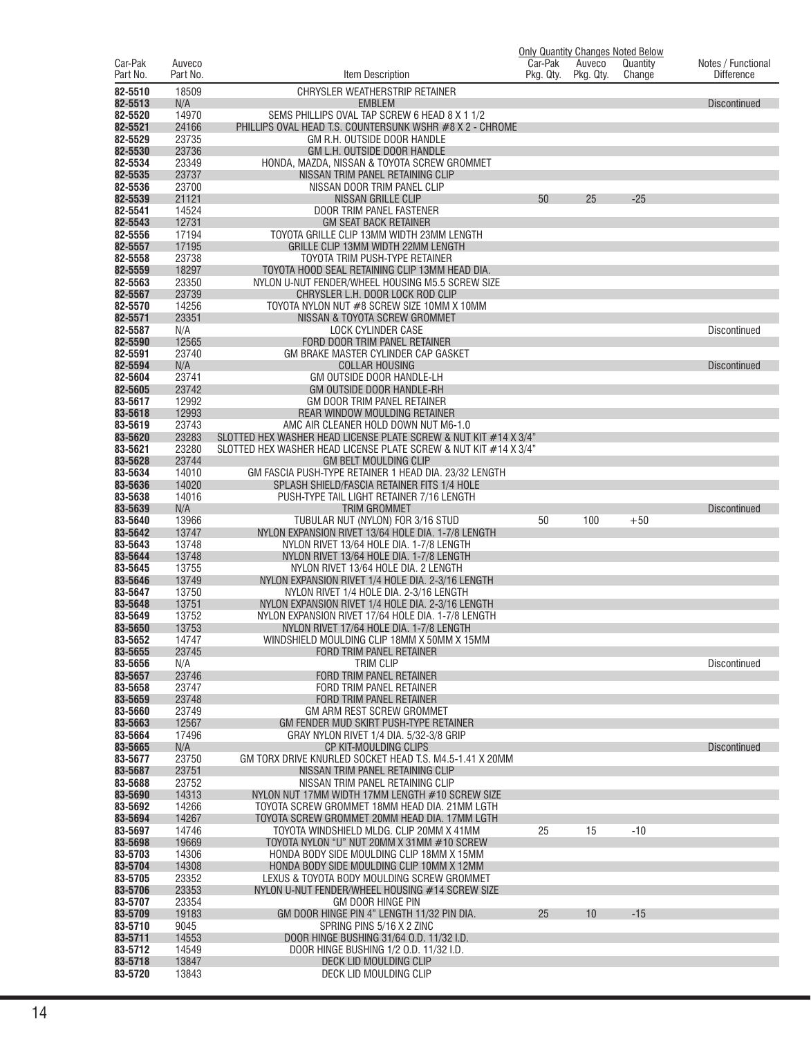| Car-Pak Part No. | Auveco Part No. | Item Description | Car-Pak Pkg. Qty. | Auveco Pkg. Qty. | Quantity Change | Notes / Functional Difference |
|---|---|---|---|---|---|---|
| | | | Only Quantity Changes Noted Below | | | |
| 82-5510 | 18509 | CHRYSLER WEATHERSTRIP RETAINER | | | | |
| 82-5513 | N/A | EMBLEM | | | | Discontinued |
| 82-5520 | 14970 | SEMS PHILLIPS OVAL TAP SCREW 6 HEAD 8 X 1 1/2 | | | | |
| 82-5521 | 24166 | PHILLIPS OVAL HEAD T.S. COUNTERSUNK WSHR #8 X 2 - CHROME | | | | |
| 82-5529 | 23735 | GM R.H. OUTSIDE DOOR HANDLE | | | | |
| 82-5530 | 23736 | GM L.H. OUTSIDE DOOR HANDLE | | | | |
| 82-5534 | 23349 | HONDA, MAZDA, NISSAN & TOYOTA SCREW GROMMET | | | | |
| 82-5535 | 23737 | NISSAN TRIM PANEL RETAINING CLIP | | | | |
| 82-5536 | 23700 | NISSAN DOOR TRIM PANEL CLIP | | | | |
| 82-5539 | 21121 | NISSAN GRILLE CLIP | 50 | 25 | -25 | |
| 82-5541 | 14524 | DOOR TRIM PANEL FASTENER | | | | |
| 82-5543 | 12731 | GM SEAT BACK RETAINER | | | | |
| 82-5556 | 17194 | TOYOTA GRILLE CLIP 13MM WIDTH 23MM LENGTH | | | | |
| 82-5557 | 17195 | GRILLE CLIP 13MM WIDTH 22MM LENGTH | | | | |
| 82-5558 | 23738 | TOYOTA TRIM PUSH-TYPE RETAINER | | | | |
| 82-5559 | 18297 | TOYOTA HOOD SEAL RETAINING CLIP 13MM HEAD DIA. | | | | |
| 82-5563 | 23350 | NYLON U-NUT FENDER/WHEEL HOUSING M5.5 SCREW SIZE | | | | |
| 82-5567 | 23739 | CHRYSLER L.H. DOOR LOCK ROD CLIP | | | | |
| 82-5570 | 14256 | TOYOTA NYLON NUT #8 SCREW SIZE 10MM X 10MM | | | | |
| 82-5571 | 23351 | NISSAN & TOYOTA SCREW GROMMET | | | | |
| 82-5587 | N/A | LOCK CYLINDER CASE | | | | Discontinued |
| 82-5590 | 12565 | FORD DOOR TRIM PANEL RETAINER | | | | |
| 82-5591 | 23740 | GM BRAKE MASTER CYLINDER CAP GASKET | | | | |
| 82-5594 | N/A | COLLAR HOUSING | | | | Discontinued |
| 82-5604 | 23741 | GM OUTSIDE DOOR HANDLE-LH | | | | |
| 82-5605 | 23742 | GM OUTSIDE DOOR HANDLE-RH | | | | |
| 83-5617 | 12992 | GM DOOR TRIM PANEL RETAINER | | | | |
| 83-5618 | 12993 | REAR WINDOW MOULDING RETAINER | | | | |
| 83-5619 | 23743 | AMC AIR CLEANER HOLD DOWN NUT M6-1.0 | | | | |
| 83-5620 | 23283 | SLOTTED HEX WASHER HEAD LICENSE PLATE SCREW & NUT KIT #14 X 3/4" | | | | |
| 83-5621 | 23280 | SLOTTED HEX WASHER HEAD LICENSE PLATE SCREW & NUT KIT #14 X 3/4" | | | | |
| 83-5628 | 23744 | GM BELT MOULDING CLIP | | | | |
| 83-5634 | 14010 | GM FASCIA PUSH-TYPE RETAINER 1 HEAD DIA. 23/32 LENGTH | | | | |
| 83-5636 | 14020 | SPLASH SHIELD/FASCIA RETAINER FITS 1/4 HOLE | | | | |
| 83-5638 | 14016 | PUSH-TYPE TAIL LIGHT RETAINER 7/16 LENGTH | | | | |
| 83-5639 | N/A | TRIM GROMMET | | | | Discontinued |
| 83-5640 | 13966 | TUBULAR NUT (NYLON) FOR 3/16 STUD | 50 | 100 | +50 | |
| 83-5642 | 13747 | NYLON EXPANSION RIVET 13/64 HOLE DIA. 1-7/8 LENGTH | | | | |
| 83-5643 | 13748 | NYLON RIVET 13/64 HOLE DIA. 1-7/8 LENGTH | | | | |
| 83-5644 | 13748 | NYLON RIVET 13/64 HOLE DIA. 1-7/8 LENGTH | | | | |
| 83-5645 | 13755 | NYLON RIVET 13/64 HOLE DIA. 2 LENGTH | | | | |
| 83-5646 | 13749 | NYLON EXPANSION RIVET 1/4 HOLE DIA. 2-3/16 LENGTH | | | | |
| 83-5647 | 13750 | NYLON RIVET 1/4 HOLE DIA. 2-3/16 LENGTH | | | | |
| 83-5648 | 13751 | NYLON EXPANSION RIVET 1/4 HOLE DIA. 2-3/16 LENGTH | | | | |
| 83-5649 | 13752 | NYLON EXPANSION RIVET 17/64 HOLE DIA. 1-7/8 LENGTH | | | | |
| 83-5650 | 13753 | NYLON RIVET 17/64 HOLE DIA. 1-7/8 LENGTH | | | | |
| 83-5652 | 14747 | WINDSHIELD MOULDING CLIP 18MM X 50MM X 15MM | | | | |
| 83-5655 | 23745 | FORD TRIM PANEL RETAINER | | | | |
| 83-5656 | N/A | TRIM CLIP | | | | Discontinued |
| 83-5657 | 23746 | FORD TRIM PANEL RETAINER | | | | |
| 83-5658 | 23747 | FORD TRIM PANEL RETAINER | | | | |
| 83-5659 | 23748 | FORD TRIM PANEL RETAINER | | | | |
| 83-5660 | 23749 | GM ARM REST SCREW GROMMET | | | | |
| 83-5663 | 12567 | GM FENDER MUD SKIRT PUSH-TYPE RETAINER | | | | |
| 83-5664 | 17496 | GRAY NYLON RIVET 1/4 DIA. 5/32-3/8 GRIP | | | | |
| 83-5665 | N/A | CP KIT-MOULDING CLIPS | | | | Discontinued |
| 83-5677 | 23750 | GM TORX DRIVE KNURLED SOCKET HEAD T.S. M4.5-1.41 X 20MM | | | | |
| 83-5687 | 23751 | NISSAN TRIM PANEL RETAINING CLIP | | | | |
| 83-5688 | 23752 | NISSAN TRIM PANEL RETAINING CLIP | | | | |
| 83-5690 | 14313 | NYLON NUT 17MM WIDTH 17MM LENGTH #10 SCREW SIZE | | | | |
| 83-5692 | 14266 | TOYOTA SCREW GROMMET 18MM HEAD DIA. 21MM LGTH | | | | |
| 83-5694 | 14267 | TOYOTA SCREW GROMMET 20MM HEAD DIA. 17MM LGTH | | | | |
| 83-5697 | 14746 | TOYOTA WINDSHIELD MLDG. CLIP 20MM X 41MM | 25 | 15 | -10 | |
| 83-5698 | 19669 | TOYOTA NYLON "U" NUT 20MM X 31MM #10 SCREW | | | | |
| 83-5703 | 14306 | HONDA BODY SIDE MOULDING CLIP 18MM X 15MM | | | | |
| 83-5704 | 14308 | HONDA BODY SIDE MOULDING CLIP 10MM X 12MM | | | | |
| 83-5705 | 23352 | LEXUS & TOYOTA BODY MOULDING SCREW GROMMET | | | | |
| 83-5706 | 23353 | NYLON U-NUT FENDER/WHEEL HOUSING #14 SCREW SIZE | | | | |
| 83-5707 | 23354 | GM DOOR HINGE PIN | | | | |
| 83-5709 | 19183 | GM DOOR HINGE PIN 4" LENGTH 11/32 PIN DIA. | 25 | 10 | -15 | |
| 83-5710 | 9045 | SPRING PINS 5/16 X 2 ZINC | | | | |
| 83-5711 | 14553 | DOOR HINGE BUSHING 31/64 O.D. 11/32 I.D. | | | | |
| 83-5712 | 14549 | DOOR HINGE BUSHING 1/2 O.D. 11/32 I.D. | | | | |
| 83-5718 | 13847 | DECK LID MOULDING CLIP | | | | |
| 83-5720 | 13843 | DECK LID MOULDING CLIP | | | | |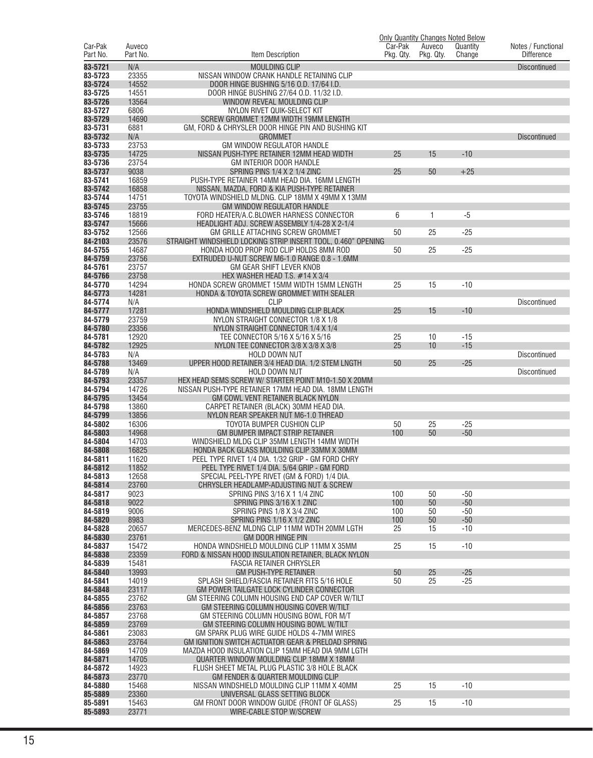| Car-Pak Part No. | Auveco Part No. | Item Description | Car-Pak Pkg. Qty. | Auveco Pkg. Qty. | Quantity Change | Notes / Functional Difference |
|---|---|---|---|---|---|---|
| | | | Only Quantity Changes Noted Below | | | |
| 83-5721 | N/A | MOULDING CLIP | | | | Discontinued |
| 83-5723 | 23355 | NISSAN WINDOW CRANK HANDLE RETAINING CLIP | | | | |
| 83-5724 | 14552 | DOOR HINGE BUSHING 5/16 O.D. 17/64 I.D. | | | | |
| 83-5725 | 14551 | DOOR HINGE BUSHING 27/64 O.D. 11/32 I.D. | | | | |
| 83-5726 | 13564 | WINDOW REVEAL MOULDING CLIP | | | | |
| 83-5727 | 6806 | NYLON RIVET QUIK-SELECT KIT | | | | |
| 83-5729 | 14690 | SCREW GROMMET 12MM WIDTH 19MM LENGTH | | | | |
| 83-5731 | 6881 | GM, FORD & CHRYSLER DOOR HINGE PIN AND BUSHING KIT | | | | |
| 83-5732 | N/A | GROMMET | | | | Discontinued |
| 83-5733 | 23753 | GM WINDOW REGULATOR HANDLE | | | | |
| 83-5735 | 14725 | NISSAN PUSH-TYPE RETAINER 12MM HEAD WIDTH | 25 | 15 | -10 | |
| 83-5736 | 23754 | GM INTERIOR DOOR HANDLE | | | | |
| 83-5737 | 9038 | SPRING PINS 1/4 X 2 1/4 ZINC | 25 | 50 | +25 | |
| 83-5741 | 16859 | PUSH-TYPE RETAINER 14MM HEAD DIA. 16MM LENGTH | | | | |
| 83-5742 | 16858 | NISSAN, MAZDA, FORD & KIA PUSH-TYPE RETAINER | | | | |
| 83-5744 | 14751 | TOYOTA WINDSHIELD MLDNG. CLIP 18MM X 49MM X 13MM | | | | |
| 83-5745 | 23755 | GM WINDOW REGULATOR HANDLE | | | | |
| 83-5746 | 18819 | FORD HEATER/A.C.BLOWER HARNESS CONNECTOR | 6 | 1 | -5 | |
| 83-5747 | 15666 | HEADLIGHT ADJ. SCREW ASSEMBLY 1/4-28 X 2-1/4 | | | | |
| 83-5752 | 12566 | GM GRILLE ATTACHING SCREW GROMMET | 50 | 25 | -25 | |
| 84-2103 | 23576 | STRAIGHT WINDSHIELD LOCKING STRIP INSERT TOOL, 0.460" OPENING | | | | |
| 84-5755 | 14687 | HONDA HOOD PROP ROD CLIP HOLDS 8MM ROD | 50 | 25 | -25 | |
| 84-5759 | 23756 | EXTRUDED U-NUT SCREW M6-1.0 RANGE 0.8 - 1.6MM | | | | |
| 84-5761 | 23757 | GM GEAR SHIFT LEVER KNOB | | | | |
| 84-5766 | 23758 | HEX WASHER HEAD T.S. #14 X 3/4 | | | | |
| 84-5770 | 14294 | HONDA SCREW GROMMET 15MM WIDTH 15MM LENGTH | 25 | 15 | -10 | |
| 84-5773 | 14281 | HONDA & TOYOTA SCREW GROMMET WITH SEALER | | | | |
| 84-5774 | N/A | CLIP | | | | Discontinued |
| 84-5777 | 17281 | HONDA WINDSHIELD MOULDING CLIP BLACK | 25 | 15 | -10 | |
| 84-5779 | 23759 | NYLON STRAIGHT CONNECTOR 1/8 X 1/8 | | | | |
| 84-5780 | 23356 | NYLON STRAIGHT CONNECTOR 1/4 X 1/4 | | | | |
| 84-5781 | 12920 | TEE CONNECTOR 5/16 X 5/16 X 5/16 | 25 | 10 | -15 | |
| 84-5782 | 12925 | NYLON TEE CONNECTOR 3/8 X 3/8 X 3/8 | 25 | 10 | -15 | |
| 84-5783 | N/A | HOLD DOWN NUT | | | | Discontinued |
| 84-5788 | 13469 | UPPER HOOD RETAINER 3/4 HEAD DIA. 1/2 STEM LNGTH | 50 | 25 | -25 | |
| 84-5789 | N/A | HOLD DOWN NUT | | | | Discontinued |
| 84-5793 | 23357 | HEX HEAD SEMS SCREW W/ STARTER POINT M10-1.50 X 20MM | | | | |
| 84-5794 | 14726 | NISSAN PUSH-TYPE RETAINER 17MM HEAD DIA. 18MM LENGTH | | | | |
| 84-5795 | 13454 | GM COWL VENT RETAINER BLACK NYLON | | | | |
| 84-5798 | 13860 | CARPET RETAINER (BLACK) 30MM HEAD DIA. | | | | |
| 84-5799 | 13856 | NYLON REAR SPEAKER NUT M6-1.0 THREAD | | | | |
| 84-5802 | 16306 | TOYOTA BUMPER CUSHION CLIP | 50 | 25 | -25 | |
| 84-5803 | 14968 | GM BUMPER IMPACT STRIP RETAINER | 100 | 50 | -50 | |
| 84-5804 | 14703 | WINDSHIELD MLDG CLIP 35MM LENGTH 14MM WIDTH | | | | |
| 84-5808 | 16825 | HONDA BACK GLASS MOULDING CLIP 33MM X 30MM | | | | |
| 84-5811 | 11620 | PEEL TYPE RIVET 1/4 DIA. 1/32 GRIP - GM FORD CHRY | | | | |
| 84-5812 | 11852 | PEEL TYPE RIVET 1/4 DIA. 5/64 GRIP - GM FORD | | | | |
| 84-5813 | 12658 | SPECIAL PEEL-TYPE RIVET (GM & FORD) 1/4 DIA. | | | | |
| 84-5814 | 23760 | CHRYSLER HEADLAMP-ADJUSTING NUT & SCREW | | | | |
| 84-5817 | 9023 | SPRING PINS 3/16 X 1 1/4 ZINC | 100 | 50 | -50 | |
| 84-5818 | 9022 | SPRING PINS 3/16 X 1 ZINC | 100 | 50 | -50 | |
| 84-5819 | 9006 | SPRING PINS 1/8 X 3/4 ZINC | 100 | 50 | -50 | |
| 84-5820 | 8983 | SPRING PINS 1/16 X 1/2 ZINC | 100 | 50 | -50 | |
| 84-5828 | 20657 | MERCEDES-BENZ MLDNG CLIP 11MM WDTH 20MM LGTH | 25 | 15 | -10 | |
| 84-5830 | 23761 | GM DOOR HINGE PIN | | | | |
| 84-5837 | 15472 | HONDA WINDSHIELD MOULDING CLIP 11MM X 35MM | 25 | 15 | -10 | |
| 84-5838 | 23359 | FORD & NISSAN HOOD INSULATION RETAINER, BLACK NYLON | | | | |
| 84-5839 | 15481 | FASCIA RETAINER CHRYSLER | | | | |
| 84-5840 | 13993 | GM PUSH-TYPE RETAINER | 50 | 25 | -25 | |
| 84-5841 | 14019 | SPLASH SHIELD/FASCIA RETAINER FITS 5/16 HOLE | 50 | 25 | -25 | |
| 84-5848 | 23117 | GM POWER TAILGATE LOCK CYLINDER CONNECTOR | | | | |
| 84-5855 | 23762 | GM STEERING COLUMN HOUSING END CAP COVER W/TILT | | | | |
| 84-5856 | 23763 | GM STEERING COLUMN HOUSING COVER W/TILT | | | | |
| 84-5857 | 23768 | GM STEERING COLUMN HOUSING BOWL FOR M/T | | | | |
| 84-5859 | 23769 | GM STEERING COLUMN HOUSING BOWL W/TILT | | | | |
| 84-5861 | 23083 | GM SPARK PLUG WIRE GUIDE HOLDS 4-7MM WIRES | | | | |
| 84-5863 | 23764 | GM IGNITION SWITCH ACTUATOR GEAR & PRELOAD SPRING | | | | |
| 84-5869 | 14709 | MAZDA HOOD INSULATION CLIP 15MM HEAD DIA 9MM LGTH | | | | |
| 84-5871 | 14705 | QUARTER WINDOW MOULDING CLIP 18MM X 18MM | | | | |
| 84-5872 | 14923 | FLUSH SHEET METAL PLUG PLASTIC 3/8 HOLE BLACK | | | | |
| 84-5873 | 23770 | GM FENDER & QUARTER MOULDING CLIP | | | | |
| 84-5880 | 15468 | NISSAN WINDSHIELD MOULDING CLIP 11MM X 40MM | 25 | 15 | -10 | |
| 85-5889 | 23360 | UNIVERSAL GLASS SETTING BLOCK | | | | |
| 85-5891 | 15463 | GM FRONT DOOR WINDOW GUIDE (FRONT OF GLASS) | 25 | 15 | -10 | |
| 85-5893 | 23771 | WIRE-CABLE STOP W/SCREW | | | | |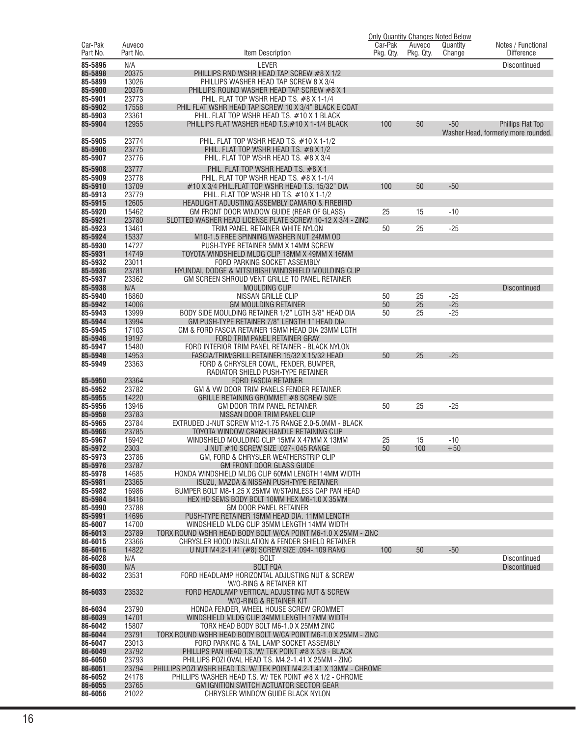| Car-Pak Part No. | Auveco Part No. | Item Description | Car-Pak Pkg. Qty. | Auveco Pkg. Qty. | Quantity Change | Notes / Functional Difference |
|---|---|---|---|---|---|---|
| | | | Only Quantity Changes Noted Below | | | |
| 85-5896 | N/A | LEVER | | | | Discontinued |
| 85-5898 | 20375 | PHILLIPS RND WSHR HEAD TAP SCREW #8 X 1/2 | | | | |
| 85-5899 | 13026 | PHILLIPS WASHER HEAD TAP SCREW 8 X 3/4 | | | | |
| 85-5900 | 20376 | PHILLIPS ROUND WASHER HEAD TAP SCREW #8 X 1 | | | | |
| 85-5901 | 23773 | PHIL. FLAT TOP WSHR HEAD T.S. #8 X 1-1/4 | | | | |
| 85-5902 | 17558 | PHIL FLAT WSHR HEAD TAP SCREW 10 X 3/4" BLACK E COAT | | | | |
| 85-5903 | 23361 | PHIL. FLAT TOP WSHR HEAD T.S. #10 X 1 BLACK | | | | |
| 85-5904 | 12955 | PHILLIPS FLAT WASHER HEAD T.S.#10 X 1-1/4 BLACK | 100 | 50 | -50 | Phillips Flat Top Washer Head, formerly more rounded. |
| 85-5905 | 23774 | PHIL. FLAT TOP WSHR HEAD T.S. #10 X 1-1/2 | | | | |
| 85-5906 | 23775 | PHIL. FLAT TOP WSHR HEAD T.S. #8 X 1/2 | | | | |
| 85-5907 | 23776 | PHIL. FLAT TOP WSHR HEAD T.S. #8 X 3/4 | | | | |
| 85-5908 | 23777 | PHIL. FLAT TOP WSHR HEAD T.S. #8 X 1 | | | | |
| 85-5909 | 23778 | PHIL. FLAT TOP WSHR HEAD T.S. #8 X 1-1/4 | | | | |
| 85-5910 | 13709 | #10 X 3/4 PHIL.FLAT TOP WSHR HEAD T.S. 15/32" DIA | 100 | 50 | -50 | |
| 85-5913 | 23779 | PHIL. FLAT TOP WSHR HD T.S. #10 X 1-1/2 | | | | |
| 85-5915 | 12605 | HEADLIGHT ADJUSTING ASSEMBLY CAMARO & FIREBIRD | | | | |
| 85-5920 | 15462 | GM FRONT DOOR WINDOW GUIDE (REAR OF GLASS) | 25 | 15 | -10 | |
| 85-5921 | 23780 | SLOTTED WASHER HEAD LICENSE PLATE SCREW 10-12 X 3/4 - ZINC | | | | |
| 85-5923 | 13461 | TRIM PANEL RETAINER WHITE NYLON | 50 | 25 | -25 | |
| 85-5924 | 15337 | M10-1.5 FREE SPINNING WASHER NUT 24MM OD | | | | |
| 85-5930 | 14727 | PUSH-TYPE RETAINER 5MM X 14MM SCREW | | | | |
| 85-5931 | 14749 | TOYOTA WINDSHIELD MLDG CLIP 18MM X 49MM X 16MM | | | | |
| 85-5932 | 23011 | FORD PARKING SOCKET ASSEMBLY | | | | |
| 85-5936 | 23781 | HYUNDAI, DODGE & MITSUBISHI WINDSHIELD MOULDING CLIP | | | | |
| 85-5937 | 23362 | GM SCREEN SHROUD VENT GRILLE TO PANEL RETAINER | | | | |
| 85-5938 | N/A | MOULDING CLIP | | | | Discontinued |
| 85-5940 | 16860 | NISSAN GRILLE CLIP | 50 | 25 | -25 | |
| 85-5942 | 14006 | GM MOULDING RETAINER | 50 | 25 | -25 | |
| 85-5943 | 13999 | BODY SIDE MOULDING RETAINER 1/2" LGTH 3/8" HEAD DIA | 50 | 25 | -25 | |
| 85-5944 | 13994 | GM PUSH-TYPE RETAINER 7/8" LENGTH 1" HEAD DIA. | | | | |
| 85-5945 | 17103 | GM & FORD FASCIA RETAINER 15MM HEAD DIA 23MM LGTH | | | | |
| 85-5946 | 19197 | FORD TRIM PANEL RETAINER GRAY | | | | |
| 85-5947 | 15480 | FORD INTERIOR TRIM PANEL RETAINER - BLACK NYLON | | | | |
| 85-5948 | 14953 | FASCIA/TRIM/GRILL RETAINER 15/32 X 15/32 HEAD | 50 | 25 | -25 | |
| 85-5949 | 23363 | FORD & CHRYSLER COWL, FENDER, BUMPER, RADIATOR SHIELD PUSH-TYPE RETAINER | | | | |
| 85-5950 | 23364 | FORD FASCIA RETAINER | | | | |
| 85-5952 | 23782 | GM & VW DOOR TRIM PANELS FENDER RETAINER | | | | |
| 85-5955 | 14220 | GRILLE RETAINING GROMMET #8 SCREW SIZE | | | | |
| 85-5956 | 13946 | GM DOOR TRIM PANEL RETAINER | 50 | 25 | -25 | |
| 85-5958 | 23783 | NISSAN DOOR TRIM PANEL CLIP | | | | |
| 85-5965 | 23784 | EXTRUDED J-NUT SCREW M12-1.75 RANGE 2.0-5.0MM - BLACK | | | | |
| 85-5966 | 23785 | TOYOTA WINDOW CRANK HANDLE RETAINING CLIP | | | | |
| 85-5967 | 16942 | WINDSHIELD MOULDING CLIP 15MM X 47MM X 13MM | 25 | 15 | -10 | |
| 85-5972 | 2303 | J NUT #10 SCREW SIZE .027-.045 RANGE | 50 | 100 | +50 | |
| 85-5973 | 23786 | GM, FORD & CHRYSLER WEATHERSTRIP CLIP | | | | |
| 85-5976 | 23787 | GM FRONT DOOR GLASS GUIDE | | | | |
| 85-5978 | 14685 | HONDA WINDSHIELD MLDG CLIP 60MM LENGTH 14MM WIDTH | | | | |
| 85-5981 | 23365 | ISUZU, MAZDA & NISSAN PUSH-TYPE RETAINER | | | | |
| 85-5982 | 16986 | BUMPER BOLT M8-1.25 X 25MM W/STAINLESS CAP PAN HEAD | | | | |
| 85-5984 | 18416 | HEX HD SEMS BODY BOLT 10MM HEX M6-1.0 X 35MM | | | | |
| 85-5990 | 23788 | GM DOOR PANEL RETAINER | | | | |
| 85-5991 | 14696 | PUSH-TYPE RETAINER 15MM HEAD DIA. 11MM LENGTH | | | | |
| 85-6007 | 14700 | WINDSHIELD MLDG CLIP 35MM LENGTH 14MM WIDTH | | | | |
| 86-6013 | 23789 | TORX ROUND WSHR HEAD BODY BOLT W/CA POINT M6-1.0 X 25MM - ZINC | | | | |
| 86-6015 | 23366 | CHRYSLER HOOD INSULATION & FENDER SHIELD RETAINER | | | | |
| 86-6016 | 14822 | U NUT M4.2-1.41 (#8) SCREW SIZE .094-.109 RANG | 100 | 50 | -50 | |
| 86-6028 | N/A | BOLT | | | | Discontinued |
| 86-6030 | N/A | BOLT FQA | | | | Discontinued |
| 86-6032 | 23531 | FORD HEADLAMP HORIZONTAL ADJUSTING NUT & SCREW W/O-RING & RETAINER KIT | | | | |
| 86-6033 | 23532 | FORD HEADLAMP VERTICAL ADJUSTING NUT & SCREW W/O-RING & RETAINER KIT | | | | |
| 86-6034 | 23790 | HONDA FENDER, WHEEL HOUSE SCREW GROMMET | | | | |
| 86-6039 | 14701 | WINDSHIELD MLDG CLIP 34MM LENGTH 17MM WIDTH | | | | |
| 86-6042 | 15807 | TORX HEAD BODY BOLT M6-1.0 X 25MM ZINC | | | | |
| 86-6044 | 23791 | TORX ROUND WSHR HEAD BODY BOLT W/CA POINT M6-1.0 X 25MM - ZINC | | | | |
| 86-6047 | 23013 | FORD PARKING & TAIL LAMP SOCKET ASSEMBLY | | | | |
| 86-6049 | 23792 | PHILLIPS PAN HEAD T.S. W/ TEK POINT #8 X 5/8 - BLACK | | | | |
| 86-6050 | 23793 | PHILLIPS POZI OVAL HEAD T.S. M4.2-1.41 X 25MM - ZINC | | | | |
| 86-6051 | 23794 | PHILLIPS POZI WSHR HEAD T.S. W/ TEK POINT M4.2-1.41 X 13MM - CHROME | | | | |
| 86-6052 | 24178 | PHILLIPS WASHER HEAD T.S. W/ TEK POINT #8 X 1/2 - CHROME | | | | |
| 86-6055 | 23765 | GM IGNITION SWITCH ACTUATOR SECTOR GEAR | | | | |
| 86-6056 | 21022 | CHRYSLER WINDOW GUIDE BLACK NYLON | | | | |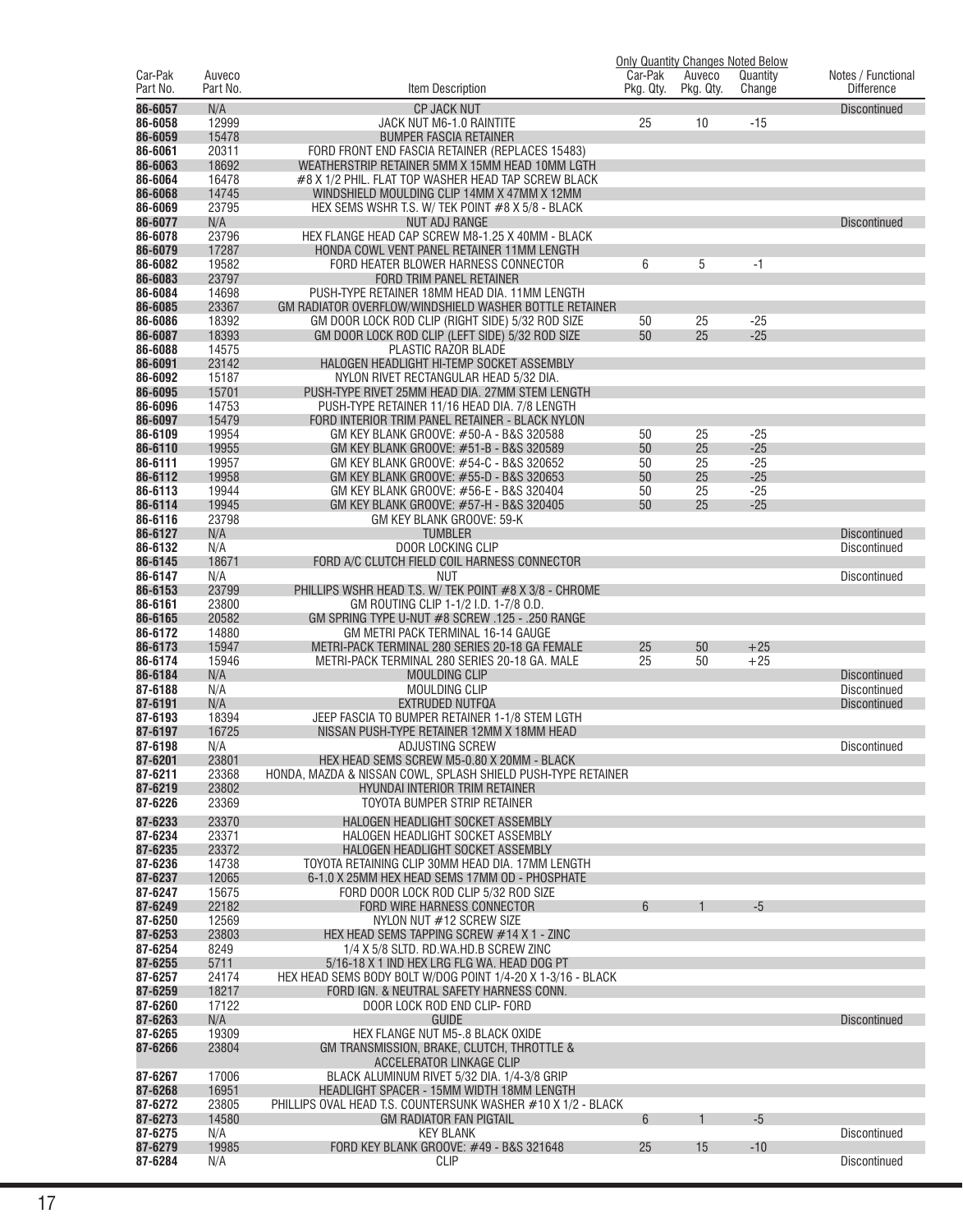| Car-Pak Part No. | Auveco Part No. | Item Description | Car-Pak Pkg. Qty. | Auveco Pkg. Qty. | Quantity Change | Notes / Functional Difference |
|---|---|---|---|---|---|---|
| | | | Only Quantity Changes Noted Below | | | |
| 86-6057 | N/A | CP JACK NUT | | | | Discontinued |
| 86-6058 | 12999 | JACK NUT M6-1.0 RAINTITE | 25 | 10 | -15 | |
| 86-6059 | 15478 | BUMPER FASCIA RETAINER | | | | |
| 86-6061 | 20311 | FORD FRONT END FASCIA RETAINER (REPLACES 15483) | | | | |
| 86-6063 | 18692 | WEATHERSTRIP RETAINER 5MM X 15MM HEAD 10MM LGTH | | | | |
| 86-6064 | 16478 | #8 X 1/2 PHIL. FLAT TOP WASHER HEAD TAP SCREW BLACK | | | | |
| 86-6068 | 14745 | WINDSHIELD MOULDING CLIP 14MM X 47MM X 12MM | | | | |
| 86-6069 | 23795 | HEX SEMS WSHR T.S. W/ TEK POINT #8 X 5/8 - BLACK | | | | |
| 86-6077 | N/A | NUT ADJ RANGE | | | | Discontinued |
| 86-6078 | 23796 | HEX FLANGE HEAD CAP SCREW M8-1.25 X 40MM - BLACK | | | | |
| 86-6079 | 17287 | HONDA COWL VENT PANEL RETAINER 11MM LENGTH | | | | |
| 86-6082 | 19582 | FORD HEATER BLOWER HARNESS CONNECTOR | 6 | 5 | -1 | |
| 86-6083 | 23797 | FORD TRIM PANEL RETAINER | | | | |
| 86-6084 | 14698 | PUSH-TYPE RETAINER 18MM HEAD DIA. 11MM LENGTH | | | | |
| 86-6085 | 23367 | GM RADIATOR OVERFLOW/WINDSHIELD WASHER BOTTLE RETAINER | | | | |
| 86-6086 | 18392 | GM DOOR LOCK ROD CLIP (RIGHT SIDE) 5/32 ROD SIZE | 50 | 25 | -25 | |
| 86-6087 | 18393 | GM DOOR LOCK ROD CLIP (LEFT SIDE) 5/32 ROD SIZE | 50 | 25 | -25 | |
| 86-6088 | 14575 | PLASTIC RAZOR BLADE | | | | |
| 86-6091 | 23142 | HALOGEN HEADLIGHT HI-TEMP SOCKET ASSEMBLY | | | | |
| 86-6092 | 15187 | NYLON RIVET RECTANGULAR HEAD 5/32 DIA. | | | | |
| 86-6095 | 15701 | PUSH-TYPE RIVET 25MM HEAD DIA. 27MM STEM LENGTH | | | | |
| 86-6096 | 14753 | PUSH-TYPE RETAINER 11/16 HEAD DIA. 7/8 LENGTH | | | | |
| 86-6097 | 15479 | FORD INTERIOR TRIM PANEL RETAINER - BLACK NYLON | | | | |
| 86-6109 | 19954 | GM KEY BLANK GROOVE: #50-A - B&S 320588 | 50 | 25 | -25 | |
| 86-6110 | 19955 | GM KEY BLANK GROOVE: #51-B - B&S 320589 | 50 | 25 | -25 | |
| 86-6111 | 19957 | GM KEY BLANK GROOVE: #54-C - B&S 320652 | 50 | 25 | -25 | |
| 86-6112 | 19958 | GM KEY BLANK GROOVE: #55-D - B&S 320653 | 50 | 25 | -25 | |
| 86-6113 | 19944 | GM KEY BLANK GROOVE: #56-E - B&S 320404 | 50 | 25 | -25 | |
| 86-6114 | 19945 | GM KEY BLANK GROOVE: #57-H - B&S 320405 | 50 | 25 | -25 | |
| 86-6116 | 23798 | GM KEY BLANK GROOVE: 59-K | | | | |
| 86-6127 | N/A | TUMBLER | | | | Discontinued |
| 86-6132 | N/A | DOOR LOCKING CLIP | | | | Discontinued |
| 86-6145 | 18671 | FORD A/C CLUTCH FIELD COIL HARNESS CONNECTOR | | | | |
| 86-6147 | N/A | NUT | | | | Discontinued |
| 86-6153 | 23799 | PHILLIPS WSHR HEAD T.S. W/ TEK POINT #8 X 3/8 - CHROME | | | | |
| 86-6161 | 23800 | GM ROUTING CLIP 1-1/2 I.D. 1-7/8 O.D. | | | | |
| 86-6165 | 20582 | GM SPRING TYPE U-NUT #8 SCREW .125 - .250 RANGE | | | | |
| 86-6172 | 14880 | GM METRI PACK TERMINAL 16-14 GAUGE | | | | |
| 86-6173 | 15947 | METRI-PACK TERMINAL 280 SERIES 20-18 GA FEMALE | 25 | 50 | +25 | |
| 86-6174 | 15946 | METRI-PACK TERMINAL 280 SERIES 20-18 GA. MALE | 25 | 50 | +25 | |
| 86-6184 | N/A | MOULDING CLIP | | | | Discontinued |
| 87-6188 | N/A | MOULDING CLIP | | | | Discontinued |
| 87-6191 | N/A | EXTRUDED NUTFQA | | | | Discontinued |
| 87-6193 | 18394 | JEEP FASCIA TO BUMPER RETAINER 1-1/8 STEM LGTH | | | | |
| 87-6197 | 16725 | NISSAN PUSH-TYPE RETAINER 12MM X 18MM HEAD | | | | |
| 87-6198 | N/A | ADJUSTING SCREW | | | | Discontinued |
| 87-6201 | 23801 | HEX HEAD SEMS SCREW M5-0.80 X 20MM - BLACK | | | | |
| 87-6211 | 23368 | HONDA, MAZDA & NISSAN COWL, SPLASH SHIELD PUSH-TYPE RETAINER | | | | |
| 87-6219 | 23802 | HYUNDAI INTERIOR TRIM RETAINER | | | | |
| 87-6226 | 23369 | TOYOTA BUMPER STRIP RETAINER | | | | |
| 87-6233 | 23370 | HALOGEN HEADLIGHT SOCKET ASSEMBLY | | | | |
| 87-6234 | 23371 | HALOGEN HEADLIGHT SOCKET ASSEMBLY | | | | |
| 87-6235 | 23372 | HALOGEN HEADLIGHT SOCKET ASSEMBLY | | | | |
| 87-6236 | 14738 | TOYOTA RETAINING CLIP 30MM HEAD DIA. 17MM LENGTH | | | | |
| 87-6237 | 12065 | 6-1.0 X 25MM HEX HEAD SEMS 17MM OD - PHOSPHATE | | | | |
| 87-6247 | 15675 | FORD DOOR LOCK ROD CLIP 5/32 ROD SIZE | | | | |
| 87-6249 | 22182 | FORD WIRE HARNESS CONNECTOR | 6 | 1 | -5 | |
| 87-6250 | 12569 | NYLON NUT #12 SCREW SIZE | | | | |
| 87-6253 | 23803 | HEX HEAD SEMS TAPPING SCREW #14 X 1 - ZINC | | | | |
| 87-6254 | 8249 | 1/4 X 5/8 SLTD. RD.WA.HD.B SCREW ZINC | | | | |
| 87-6255 | 5711 | 5/16-18 X 1 IND HEX LRG FLG WA. HEAD DOG PT | | | | |
| 87-6257 | 24174 | HEX HEAD SEMS BODY BOLT W/DOG POINT 1/4-20 X 1-3/16 - BLACK | | | | |
| 87-6259 | 18217 | FORD IGN. & NEUTRAL SAFETY HARNESS CONN. | | | | |
| 87-6260 | 17122 | DOOR LOCK ROD END CLIP- FORD | | | | |
| 87-6263 | N/A | GUIDE | | | | Discontinued |
| 87-6265 | 19309 | HEX FLANGE NUT M5-.8 BLACK OXIDE | | | | |
| 87-6266 | 23804 | GM TRANSMISSION, BRAKE, CLUTCH, THROTTLE & ACCELERATOR LINKAGE CLIP | | | | |
| 87-6267 | 17006 | BLACK ALUMINUM RIVET 5/32 DIA. 1/4-3/8 GRIP | | | | |
| 87-6268 | 16951 | HEADLIGHT SPACER - 15MM WIDTH 18MM LENGTH | | | | |
| 87-6272 | 23805 | PHILLIPS OVAL HEAD T.S. COUNTERSUNK WASHER #10 X 1/2 - BLACK | | | | |
| 87-6273 | 14580 | GM RADIATOR FAN PIGTAIL | 6 | 1 | -5 | |
| 87-6275 | N/A | KEY BLANK | | | | Discontinued |
| 87-6279 | 19985 | FORD KEY BLANK GROOVE: #49 - B&S 321648 | 25 | 15 | -10 | |
| 87-6284 | N/A | CLIP | | | | Discontinued |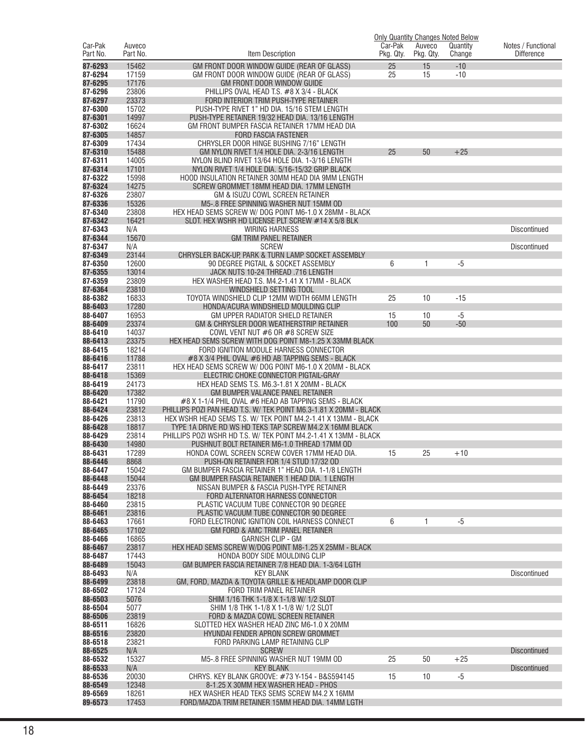| Car-Pak Part No. | Auveco Part No. | Item Description | Only Quantity Changes Noted Below Car-Pak Pkg. Qty. | Auveco Pkg. Qty. | Quantity Change | Notes / Functional Difference |
|---|---|---|---|---|---|---|
| 87-6293 | 15462 | GM FRONT DOOR WINDOW GUIDE (REAR OF GLASS) | 25 | 15 | -10 | |
| 87-6294 | 17159 | GM FRONT DOOR WINDOW GUIDE (REAR OF GLASS) | 25 | 15 | -10 | |
| 87-6295 | 17176 | GM FRONT DOOR WINDOW GUIDE | | | | |
| 87-6296 | 23806 | PHILLIPS OVAL HEAD T.S. #8 X 3/4 - BLACK | | | | |
| 87-6297 | 23373 | FORD INTERIOR TRIM PUSH-TYPE RETAINER | | | | |
| 87-6300 | 15702 | PUSH-TYPE RIVET 1" HD DIA. 15/16 STEM LENGTH | | | | |
| 87-6301 | 14997 | PUSH-TYPE RETAINER 19/32 HEAD DIA. 13/16 LENGTH | | | | |
| 87-6302 | 16624 | GM FRONT BUMPER FASCIA RETAINER 17MM HEAD DIA | | | | |
| 87-6305 | 14857 | FORD FASCIA FASTENER | | | | |
| 87-6309 | 17434 | CHRYSLER DOOR HINGE BUSHING 7/16" LENGTH | | | | |
| 87-6310 | 15488 | GM NYLON RIVET 1/4 HOLE DIA. 2-3/16 LENGTH | 25 | 50 | +25 | |
| 87-6311 | 14005 | NYLON BLIND RIVET 13/64 HOLE DIA. 1-3/16 LENGTH | | | | |
| 87-6314 | 17101 | NYLON RIVET 1/4 HOLE DIA. 5/16-15/32 GRIP BLACK | | | | |
| 87-6322 | 15998 | HOOD INSULATION RETAINER 30MM HEAD DIA 9MM LENGTH | | | | |
| 87-6324 | 14275 | SCREW GROMMET 18MM HEAD DIA. 17MM LENGTH | | | | |
| 87-6326 | 23807 | GM & ISUZU COWL SCREEN RETAINER | | | | |
| 87-6336 | 15326 | M5-.8 FREE SPINNING WASHER NUT 15MM OD | | | | |
| 87-6340 | 23808 | HEX HEAD SEMS SCREW W/ DOG POINT M6-1.0 X 28MM - BLACK | | | | |
| 87-6342 | 16421 | SLOT. HEX WSHR HD LICENSE PLT SCREW #14 X 5/8 BLK | | | | |
| 87-6343 | N/A | WIRING HARNESS | | | | Discontinued |
| 87-6344 | 15670 | GM TRIM PANEL RETAINER | | | | |
| 87-6347 | N/A | SCREW | | | | Discontinued |
| 87-6349 | 23144 | CHRYSLER BACK-UP, PARK & TURN LAMP SOCKET ASSEMBLY | | | | |
| 87-6350 | 12600 | 90 DEGREE PIGTAIL & SOCKET ASSEMBLY | 6 | 1 | -5 | |
| 87-6355 | 13014 | JACK NUTS 10-24 THREAD .716 LENGTH | | | | |
| 87-6359 | 23809 | HEX WASHER HEAD T.S. M4.2-1.41 X 17MM - BLACK | | | | |
| 87-6364 | 23810 | WINDSHIELD SETTING TOOL | | | | |
| 88-6382 | 16833 | TOYOTA WINDSHIELD CLIP 12MM WIDTH 66MM LENGTH | 25 | 10 | -15 | |
| 88-6403 | 17280 | HONDA/ACURA WINDSHIELD MOULDING CLIP | | | | |
| 88-6407 | 16953 | GM UPPER RADIATOR SHIELD RETAINER | 15 | 10 | -5 | |
| 88-6409 | 23374 | GM & CHRYSLER DOOR WEATHERSTRIP RETAINER | 100 | 50 | -50 | |
| 88-6410 | 14037 | COWL VENT NUT #6 OR #8 SCREW SIZE | | | | |
| 88-6413 | 23375 | HEX HEAD SEMS SCREW WITH DOG POINT M8-1.25 X 33MM BLACK | | | | |
| 88-6415 | 18214 | FORD IGNITION MODULE HARNESS CONNECTOR | | | | |
| 88-6416 | 11788 | #8 X 3/4 PHIL OVAL #6 HD AB TAPPING SEMS - BLACK | | | | |
| 88-6417 | 23811 | HEX HEAD SEMS SCREW W/ DOG POINT M6-1.0 X 20MM - BLACK | | | | |
| 88-6418 | 15369 | ELECTRIC CHOKE CONNECTOR PIGTAIL-GRAY | | | | |
| 88-6419 | 24173 | HEX HEAD SEMS T.S. M6.3-1.81 X 20MM - BLACK | | | | |
| 88-6420 | 17382 | GM BUMPER VALANCE PANEL RETAINER | | | | |
| 88-6421 | 11790 | #8 X 1-1/4 PHIL OVAL #6 HEAD AB TAPPING SEMS - BLACK | | | | |
| 88-6424 | 23812 | PHILLIPS POZI PAN HEAD T.S. W/ TEK POINT M6.3-1.81 X 20MM - BLACK | | | | |
| 88-6426 | 23813 | HEX WSHR HEAD SEMS T.S. W/ TEK POINT M4.2-1.41 X 13MM - BLACK | | | | |
| 88-6428 | 18817 | TYPE 1A DRIVE RD WS HD TEKS TAP SCREW M4.2 X 16MM BLACK | | | | |
| 88-6429 | 23814 | PHILLIPS POZI WSHR HD T.S. W/ TEK POINT M4.2-1.41 X 13MM - BLACK | | | | |
| 88-6430 | 14980 | PUSHNUT BOLT RETAINER M6-1.0 THREAD 17MM OD | | | | |
| 88-6431 | 17289 | HONDA COWL SCREEN SCREW COVER 17MM HEAD DIA. | 15 | 25 | +10 | |
| 88-6446 | 8868 | PUSH-ON RETAINER FOR 1/4 STUD 17/32 OD | | | | |
| 88-6447 | 15042 | GM BUMPER FASCIA RETAINER 1" HEAD DIA. 1-1/8 LENGTH | | | | |
| 88-6448 | 15044 | GM BUMPER FASCIA RETAINER 1 HEAD DIA. 1 LENGTH | | | | |
| 88-6449 | 23376 | NISSAN BUMPER & FASCIA PUSH-TYPE RETAINER | | | | |
| 88-6454 | 18218 | FORD ALTERNATOR HARNESS CONNECTOR | | | | |
| 88-6460 | 23815 | PLASTIC VACUUM TUBE CONNECTOR 90 DEGREE | | | | |
| 88-6461 | 23816 | PLASTIC VACUUM TUBE CONNECTOR 90 DEGREE | | | | |
| 88-6463 | 17661 | FORD ELECTRONIC IGNITION COIL HARNESS CONNECT | 6 | 1 | -5 | |
| 88-6465 | 17102 | GM FORD & AMC TRIM PANEL RETAINER | | | | |
| 88-6466 | 16865 | GARNISH CLIP - GM | | | | |
| 88-6467 | 23817 | HEX HEAD SEMS SCREW W/DOG POINT M8-1.25 X 25MM - BLACK | | | | |
| 88-6487 | 17443 | HONDA BODY SIDE MOULDING CLIP | | | | |
| 88-6489 | 15043 | GM BUMPER FASCIA RETAINER 7/8 HEAD DIA. 1-3/64 LGTH | | | | |
| 88-6493 | N/A | KEY BLANK | | | | Discontinued |
| 88-6499 | 23818 | GM, FORD, MAZDA & TOYOTA GRILLE & HEADLAMP DOOR CLIP | | | | |
| 88-6502 | 17124 | FORD TRIM PANEL RETAINER | | | | |
| 88-6503 | 5076 | SHIM 1/16 THK 1-1/8 X 1-1/8 W/ 1/2 SLOT | | | | |
| 88-6504 | 5077 | SHIM 1/8 THK 1-1/8 X 1-1/8 W/ 1/2 SLOT | | | | |
| 88-6506 | 23819 | FORD & MAZDA COWL SCREEN RETAINER | | | | |
| 88-6511 | 16826 | SLOTTED HEX WASHER HEAD ZINC M6-1.0 X 20MM | | | | |
| 88-6516 | 23820 | HYUNDAI FENDER APRON SCREW GROMMET | | | | |
| 88-6518 | 23821 | FORD PARKING LAMP RETAINING CLIP | | | | |
| 88-6525 | N/A | SCREW | | | | Discontinued |
| 88-6532 | 15327 | M5-.8 FREE SPINNING WASHER NUT 19MM OD | 25 | 50 | +25 | |
| 88-6533 | N/A | KEY BLANK | | | | Discontinued |
| 88-6536 | 20030 | CHRYS. KEY BLANK GROOVE: #73 Y-154 - B&S594145 | 15 | 10 | -5 | |
| 88-6549 | 12348 | 8-1.25 X 30MM HEX WASHER HEAD - PHOS | | | | |
| 89-6569 | 18261 | HEX WASHER HEAD TEKS SEMS SCREW M4.2 X 16MM | | | | |
| 89-6573 | 17453 | FORD/MAZDA TRIM RETAINER 15MM HEAD DIA. 14MM LGTH | | | | |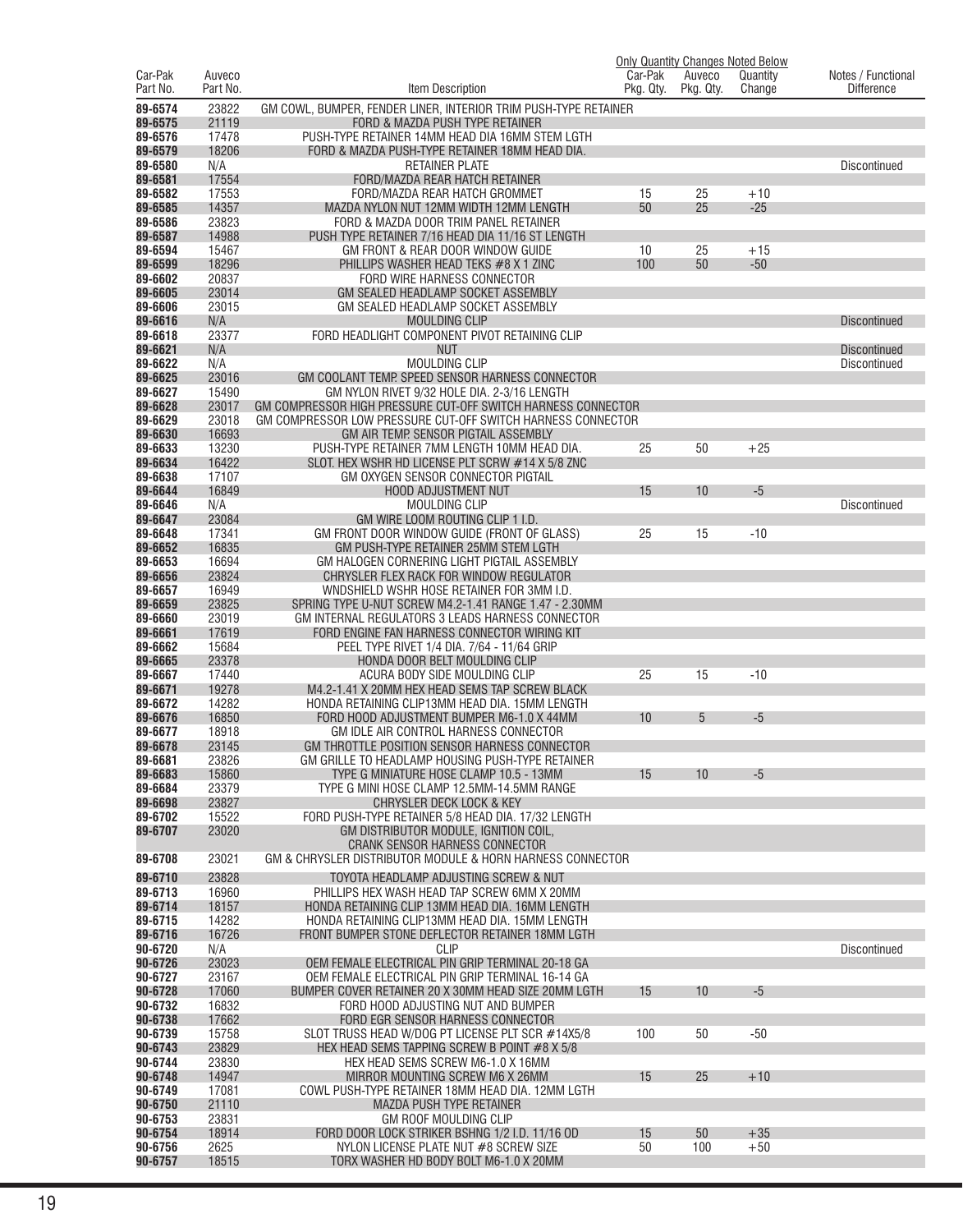| Car-Pak Part No. | Auveco Part No. | Item Description | Car-Pak Pkg. Qty. | Auveco Pkg. Qty. | Quantity Change | Notes / Functional Difference |
|---|---|---|---|---|---|---|
| | | | Only Quantity Changes Noted Below | | | |
| 89-6574 | 23822 | GM COWL, BUMPER, FENDER LINER, INTERIOR TRIM PUSH-TYPE RETAINER | | | | |
| 89-6575 | 21119 | FORD & MAZDA PUSH TYPE RETAINER | | | | |
| 89-6576 | 17478 | PUSH-TYPE RETAINER 14MM HEAD DIA 16MM STEM LGTH | | | | |
| 89-6579 | 18206 | FORD & MAZDA PUSH-TYPE RETAINER 18MM HEAD DIA. | | | | |
| 89-6580 | N/A | RETAINER PLATE | | | | Discontinued |
| 89-6581 | 17554 | FORD/MAZDA REAR HATCH RETAINER | | | | |
| 89-6582 | 17553 | FORD/MAZDA REAR HATCH GROMMET | 15 | 25 | +10 | |
| 89-6585 | 14357 | MAZDA NYLON NUT 12MM WIDTH 12MM LENGTH | 50 | 25 | -25 | |
| 89-6586 | 23823 | FORD & MAZDA DOOR TRIM PANEL RETAINER | | | | |
| 89-6587 | 14988 | PUSH TYPE RETAINER 7/16 HEAD DIA 11/16 ST LENGTH | | | | |
| 89-6594 | 15467 | GM FRONT & REAR DOOR WINDOW GUIDE | 10 | 25 | +15 | |
| 89-6599 | 18296 | PHILLIPS WASHER HEAD TEKS #8 X 1 ZINC | 100 | 50 | -50 | |
| 89-6602 | 20837 | FORD WIRE HARNESS CONNECTOR | | | | |
| 89-6605 | 23014 | GM SEALED HEADLAMP SOCKET ASSEMBLY | | | | |
| 89-6606 | 23015 | GM SEALED HEADLAMP SOCKET ASSEMBLY | | | | |
| 89-6616 | N/A | MOULDING CLIP | | | | Discontinued |
| 89-6618 | 23377 | FORD HEADLIGHT COMPONENT PIVOT RETAINING CLIP | | | | |
| 89-6621 | N/A | NUT | | | | Discontinued |
| 89-6622 | N/A | MOULDING CLIP | | | | Discontinued |
| 89-6625 | 23016 | GM COOLANT TEMP. SPEED SENSOR HARNESS CONNECTOR | | | | |
| 89-6627 | 15490 | GM NYLON RIVET 9/32 HOLE DIA. 2-3/16 LENGTH | | | | |
| 89-6628 | 23017 | GM COMPRESSOR HIGH PRESSURE CUT-OFF SWITCH HARNESS CONNECTOR | | | | |
| 89-6629 | 23018 | GM COMPRESSOR LOW PRESSURE CUT-OFF SWITCH HARNESS CONNECTOR | | | | |
| 89-6630 | 16693 | GM AIR TEMP. SENSOR PIGTAIL ASSEMBLY | | | | |
| 89-6633 | 13230 | PUSH-TYPE RETAINER 7MM LENGTH 10MM HEAD DIA. | 25 | 50 | +25 | |
| 89-6634 | 16422 | SLOT. HEX WSHR HD LICENSE PLT SCRW #14 X 5/8 ZNC | | | | |
| 89-6638 | 17107 | GM OXYGEN SENSOR CONNECTOR PIGTAIL | | | | |
| 89-6644 | 16849 | HOOD ADJUSTMENT NUT | 15 | 10 | -5 | |
| 89-6646 | N/A | MOULDING CLIP | | | | Discontinued |
| 89-6647 | 23084 | GM WIRE LOOM ROUTING CLIP 1 I.D. | | | | |
| 89-6648 | 17341 | GM FRONT DOOR WINDOW GUIDE (FRONT OF GLASS) | 25 | 15 | -10 | |
| 89-6652 | 16835 | GM PUSH-TYPE RETAINER 25MM STEM LGTH | | | | |
| 89-6653 | 16694 | GM HALOGEN CORNERING LIGHT PIGTAIL ASSEMBLY | | | | |
| 89-6656 | 23824 | CHRYSLER FLEX RACK FOR WINDOW REGULATOR | | | | |
| 89-6657 | 16949 | WNDSHIELD WSHR HOSE RETAINER FOR 3MM I.D. | | | | |
| 89-6659 | 23825 | SPRING TYPE U-NUT SCREW M4.2-1.41 RANGE 1.47 - 2.30MM | | | | |
| 89-6660 | 23019 | GM INTERNAL REGULATORS 3 LEADS HARNESS CONNECTOR | | | | |
| 89-6661 | 17619 | FORD ENGINE FAN HARNESS CONNECTOR WIRING KIT | | | | |
| 89-6662 | 15684 | PEEL TYPE RIVET 1/4 DIA. 7/64 - 11/64 GRIP | | | | |
| 89-6665 | 23378 | HONDA DOOR BELT MOULDING CLIP | | | | |
| 89-6667 | 17440 | ACURA BODY SIDE MOULDING CLIP | 25 | 15 | -10 | |
| 89-6671 | 19278 | M4.2-1.41 X 20MM HEX HEAD SEMS TAP SCREW BLACK | | | | |
| 89-6672 | 14282 | HONDA RETAINING CLIP13MM HEAD DIA. 15MM LENGTH | | | | |
| 89-6676 | 16850 | FORD HOOD ADJUSTMENT BUMPER M6-1.0 X 44MM | 10 | 5 | -5 | |
| 89-6677 | 18918 | GM IDLE AIR CONTROL HARNESS CONNECTOR | | | | |
| 89-6678 | 23145 | GM THROTTLE POSITION SENSOR HARNESS CONNECTOR | | | | |
| 89-6681 | 23826 | GM GRILLE TO HEADLAMP HOUSING PUSH-TYPE RETAINER | | | | |
| 89-6683 | 15860 | TYPE G MINIATURE HOSE CLAMP 10.5 - 13MM | 15 | 10 | -5 | |
| 89-6684 | 23379 | TYPE G MINI HOSE CLAMP 12.5MM-14.5MM RANGE | | | | |
| 89-6698 | 23827 | CHRYSLER DECK LOCK & KEY | | | | |
| 89-6702 | 15522 | FORD PUSH-TYPE RETAINER 5/8 HEAD DIA. 17/32 LENGTH | | | | |
| 89-6707 | 23020 | GM DISTRIBUTOR MODULE, IGNITION COIL, CRANK SENSOR HARNESS CONNECTOR | | | | |
| 89-6708 | 23021 | GM & CHRYSLER DISTRIBUTOR MODULE & HORN HARNESS CONNECTOR | | | | |
| 89-6710 | 23828 | TOYOTA HEADLAMP ADJUSTING SCREW & NUT | | | | |
| 89-6713 | 16960 | PHILLIPS HEX WASH HEAD TAP SCREW 6MM X 20MM | | | | |
| 89-6714 | 18157 | HONDA RETAINING CLIP 13MM HEAD DIA. 16MM LENGTH | | | | |
| 89-6715 | 14282 | HONDA RETAINING CLIP13MM HEAD DIA. 15MM LENGTH | | | | |
| 89-6716 | 16726 | FRONT BUMPER STONE DEFLECTOR RETAINER 18MM LGTH | | | | |
| 90-6720 | N/A | CLIP | | | | Discontinued |
| 90-6726 | 23023 | OEM FEMALE ELECTRICAL PIN GRIP TERMINAL 20-18 GA | | | | |
| 90-6727 | 23167 | OEM FEMALE ELECTRICAL PIN GRIP TERMINAL 16-14 GA | | | | |
| 90-6728 | 17060 | BUMPER COVER RETAINER 20 X 30MM HEAD SIZE 20MM LGTH | 15 | 10 | -5 | |
| 90-6732 | 16832 | FORD HOOD ADJUSTING NUT AND BUMPER | | | | |
| 90-6738 | 17662 | FORD EGR SENSOR HARNESS CONNECTOR | | | | |
| 90-6739 | 15758 | SLOT TRUSS HEAD W/DOG PT LICENSE PLT SCR #14X5/8 | 100 | 50 | -50 | |
| 90-6743 | 23829 | HEX HEAD SEMS TAPPING SCREW B POINT #8 X 5/8 | | | | |
| 90-6744 | 23830 | HEX HEAD SEMS SCREW M6-1.0 X 16MM | | | | |
| 90-6748 | 14947 | MIRROR MOUNTING SCREW M6 X 26MM | 15 | 25 | +10 | |
| 90-6749 | 17081 | COWL PUSH-TYPE RETAINER 18MM HEAD DIA. 12MM LGTH | | | | |
| 90-6750 | 21110 | MAZDA PUSH TYPE RETAINER | | | | |
| 90-6753 | 23831 | GM ROOF MOULDING CLIP | | | | |
| 90-6754 | 18914 | FORD DOOR LOCK STRIKER BSHNG 1/2 I.D. 11/16 OD | 15 | 50 | +35 | |
| 90-6756 | 2625 | NYLON LICENSE PLATE NUT #8 SCREW SIZE | 50 | 100 | +50 | |
| 90-6757 | 18515 | TORX WASHER HD BODY BOLT M6-1.0 X 20MM | | | | |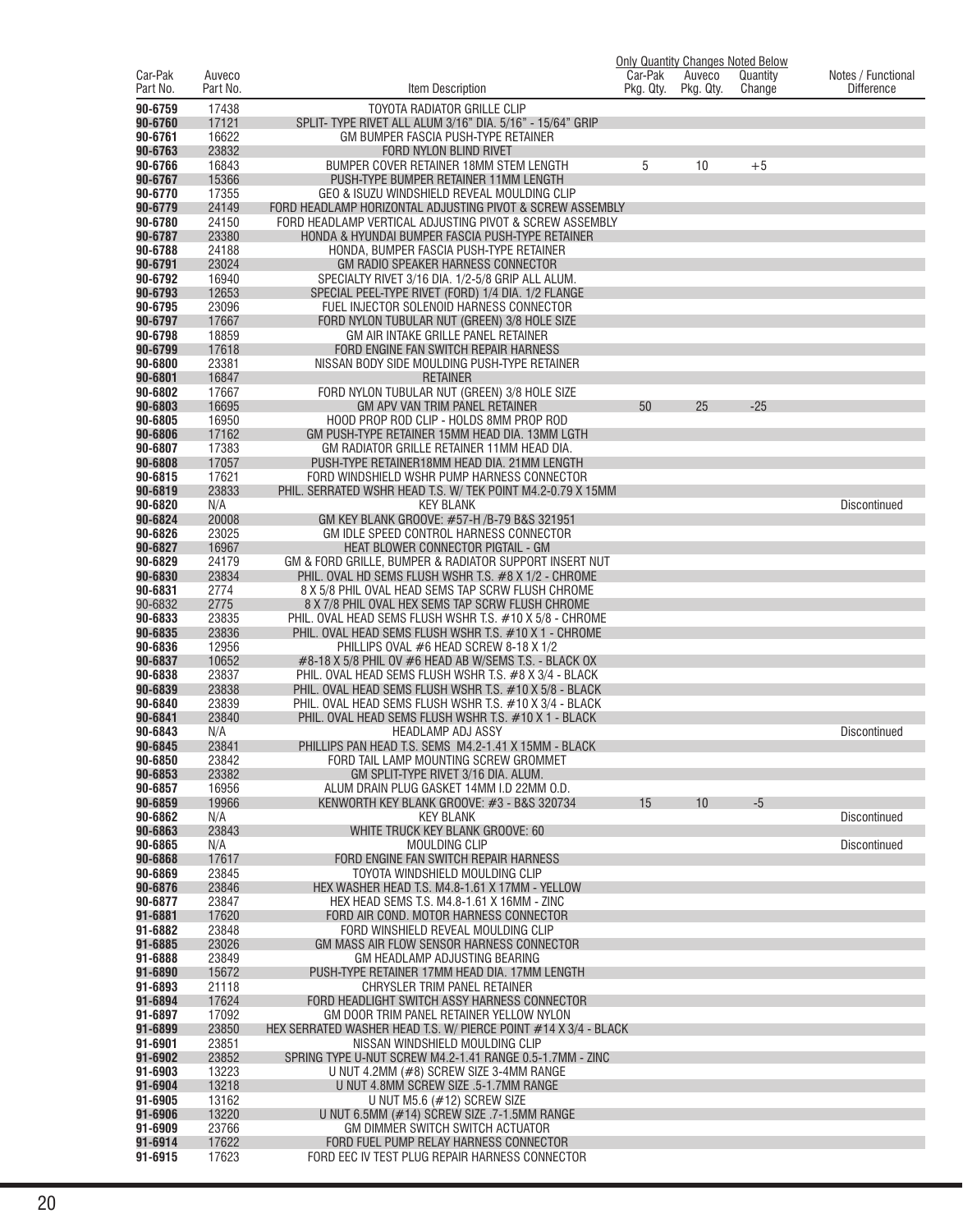| Car-Pak Part No. | Auveco Part No. | Item Description | Only Quantity Changes Noted Below Car-Pak Pkg. Qty. | Auveco Pkg. Qty. | Quantity Change | Notes / Functional Difference |
|---|---|---|---|---|---|---|
| 90-6759 | 17438 | TOYOTA RADIATOR GRILLE CLIP | | | | |
| 90-6760 | 17121 | SPLIT- TYPE RIVET ALL ALUM 3/16" DIA. 5/16" - 15/64" GRIP | | | | |
| 90-6761 | 16622 | GM BUMPER FASCIA PUSH-TYPE RETAINER | | | | |
| 90-6763 | 23832 | FORD NYLON BLIND RIVET | | | | |
| 90-6766 | 16843 | BUMPER COVER RETAINER 18MM STEM LENGTH | 5 | 10 | +5 | |
| 90-6767 | 15366 | PUSH-TYPE BUMPER RETAINER 11MM LENGTH | | | | |
| 90-6770 | 17355 | GEO & ISUZU WINDSHIELD REVEAL MOULDING CLIP | | | | |
| 90-6779 | 24149 | FORD HEADLAMP HORIZONTAL ADJUSTING PIVOT & SCREW ASSEMBLY | | | | |
| 90-6780 | 24150 | FORD HEADLAMP VERTICAL ADJUSTING PIVOT & SCREW ASSEMBLY | | | | |
| 90-6787 | 23380 | HONDA & HYUNDAI BUMPER FASCIA PUSH-TYPE RETAINER | | | | |
| 90-6788 | 24188 | HONDA, BUMPER FASCIA PUSH-TYPE RETAINER | | | | |
| 90-6791 | 23024 | GM RADIO SPEAKER HARNESS CONNECTOR | | | | |
| 90-6792 | 16940 | SPECIALTY RIVET 3/16 DIA. 1/2-5/8 GRIP ALL ALUM. | | | | |
| 90-6793 | 12653 | SPECIAL PEEL-TYPE RIVET (FORD) 1/4 DIA. 1/2 FLANGE | | | | |
| 90-6795 | 23096 | FUEL INJECTOR SOLENOID HARNESS CONNECTOR | | | | |
| 90-6797 | 17667 | FORD NYLON TUBULAR NUT (GREEN) 3/8 HOLE SIZE | | | | |
| 90-6798 | 18859 | GM AIR INTAKE GRILLE PANEL RETAINER | | | | |
| 90-6799 | 17618 | FORD ENGINE FAN SWITCH REPAIR HARNESS | | | | |
| 90-6800 | 23381 | NISSAN BODY SIDE MOULDING PUSH-TYPE RETAINER | | | | |
| 90-6801 | 16847 | RETAINER | | | | |
| 90-6802 | 17667 | FORD NYLON TUBULAR NUT (GREEN) 3/8 HOLE SIZE | | | | |
| 90-6803 | 16695 | GM APV VAN TRIM PANEL RETAINER | 50 | 25 | -25 | |
| 90-6805 | 16950 | HOOD PROP ROD CLIP - HOLDS 8MM PROP ROD | | | | |
| 90-6806 | 17162 | GM PUSH-TYPE RETAINER 15MM HEAD DIA. 13MM LGTH | | | | |
| 90-6807 | 17383 | GM RADIATOR GRILLE RETAINER 11MM HEAD DIA. | | | | |
| 90-6808 | 17057 | PUSH-TYPE RETAINER18MM HEAD DIA. 21MM LENGTH | | | | |
| 90-6815 | 17621 | FORD WINDSHIELD WSHR PUMP HARNESS CONNECTOR | | | | |
| 90-6819 | 23833 | PHIL. SERRATED WSHR HEAD T.S. W/ TEK POINT M4.2-0.79 X 15MM | | | | |
| 90-6820 | N/A | KEY BLANK | | | | Discontinued |
| 90-6824 | 20008 | GM KEY BLANK GROOVE: #57-H /B-79 B&S 321951 | | | | |
| 90-6826 | 23025 | GM IDLE SPEED CONTROL HARNESS CONNECTOR | | | | |
| 90-6827 | 16967 | HEAT BLOWER CONNECTOR PIGTAIL - GM | | | | |
| 90-6829 | 24179 | GM & FORD GRILLE, BUMPER & RADIATOR SUPPORT INSERT NUT | | | | |
| 90-6830 | 23834 | PHIL. OVAL HD SEMS FLUSH WSHR T.S. #8 X 1/2 - CHROME | | | | |
| 90-6831 | 2774 | 8 X 5/8 PHIL OVAL HEAD SEMS TAP SCRW FLUSH CHROME | | | | |
| 90-6832 | 2775 | 8 X 7/8 PHIL OVAL HEX SEMS TAP SCRW FLUSH CHROME | | | | |
| 90-6833 | 23835 | PHIL. OVAL HEAD SEMS FLUSH WSHR T.S. #10 X 5/8 - CHROME | | | | |
| 90-6835 | 23836 | PHIL. OVAL HEAD SEMS FLUSH WSHR T.S. #10 X 1 - CHROME | | | | |
| 90-6836 | 12956 | PHILLIPS OVAL #6 HEAD SCREW 8-18 X 1/2 | | | | |
| 90-6837 | 10652 | #8-18 X 5/8 PHIL OV #6 HEAD AB W/SEMS T.S. - BLACK OX | | | | |
| 90-6838 | 23837 | PHIL. OVAL HEAD SEMS FLUSH WSHR T.S. #8 X 3/4 - BLACK | | | | |
| 90-6839 | 23838 | PHIL. OVAL HEAD SEMS FLUSH WSHR T.S. #10 X 5/8 - BLACK | | | | |
| 90-6840 | 23839 | PHIL. OVAL HEAD SEMS FLUSH WSHR T.S. #10 X 3/4 - BLACK | | | | |
| 90-6841 | 23840 | PHIL. OVAL HEAD SEMS FLUSH WSHR T.S. #10 X 1 - BLACK | | | | |
| 90-6843 | N/A | HEADLAMP ADJ ASSY | | | | Discontinued |
| 90-6845 | 23841 | PHILLIPS PAN HEAD T.S. SEMS M4.2-1.41 X 15MM - BLACK | | | | |
| 90-6850 | 23842 | FORD TAIL LAMP MOUNTING SCREW GROMMET | | | | |
| 90-6853 | 23382 | GM SPLIT-TYPE RIVET 3/16 DIA. ALUM. | | | | |
| 90-6857 | 16956 | ALUM DRAIN PLUG GASKET 14MM I.D 22MM O.D. | | | | |
| 90-6859 | 19966 | KENWORTH KEY BLANK GROOVE: #3 - B&S 320734 | 15 | 10 | -5 | |
| 90-6862 | N/A | KEY BLANK | | | | Discontinued |
| 90-6863 | 23843 | WHITE TRUCK KEY BLANK GROOVE: 60 | | | | |
| 90-6865 | N/A | MOULDING CLIP | | | | Discontinued |
| 90-6868 | 17617 | FORD ENGINE FAN SWITCH REPAIR HARNESS | | | | |
| 90-6869 | 23845 | TOYOTA WINDSHIELD MOULDING CLIP | | | | |
| 90-6876 | 23846 | HEX WASHER HEAD T.S. M4.8-1.61 X 17MM - YELLOW | | | | |
| 90-6877 | 23847 | HEX HEAD SEMS T.S. M4.8-1.61 X 16MM - ZINC | | | | |
| 91-6881 | 17620 | FORD AIR COND. MOTOR HARNESS CONNECTOR | | | | |
| 91-6882 | 23848 | FORD WINSHIELD REVEAL MOULDING CLIP | | | | |
| 91-6885 | 23026 | GM MASS AIR FLOW SENSOR HARNESS CONNECTOR | | | | |
| 91-6888 | 23849 | GM HEADLAMP ADJUSTING BEARING | | | | |
| 91-6890 | 15672 | PUSH-TYPE RETAINER 17MM HEAD DIA. 17MM LENGTH | | | | |
| 91-6893 | 21118 | CHRYSLER TRIM PANEL RETAINER | | | | |
| 91-6894 | 17624 | FORD HEADLIGHT SWITCH ASSY HARNESS CONNECTOR | | | | |
| 91-6897 | 17092 | GM DOOR TRIM PANEL RETAINER YELLOW NYLON | | | | |
| 91-6899 | 23850 | HEX SERRATED WASHER HEAD T.S. W/ PIERCE POINT #14 X 3/4 - BLACK | | | | |
| 91-6901 | 23851 | NISSAN WINDSHIELD MOULDING CLIP | | | | |
| 91-6902 | 23852 | SPRING TYPE U-NUT SCREW M4.2-1.41 RANGE 0.5-1.7MM - ZINC | | | | |
| 91-6903 | 13223 | U NUT 4.2MM (#8) SCREW SIZE 3-4MM RANGE | | | | |
| 91-6904 | 13218 | U NUT 4.8MM SCREW SIZE .5-1.7MM RANGE | | | | |
| 91-6905 | 13162 | U NUT M5.6 (#12) SCREW SIZE | | | | |
| 91-6906 | 13220 | U NUT 6.5MM (#14) SCREW SIZE .7-1.5MM RANGE | | | | |
| 91-6909 | 23766 | GM DIMMER SWITCH SWITCH ACTUATOR | | | | |
| 91-6914 | 17622 | FORD FUEL PUMP RELAY HARNESS CONNECTOR | | | | |
| 91-6915 | 17623 | FORD EEC IV TEST PLUG REPAIR HARNESS CONNECTOR | | | | |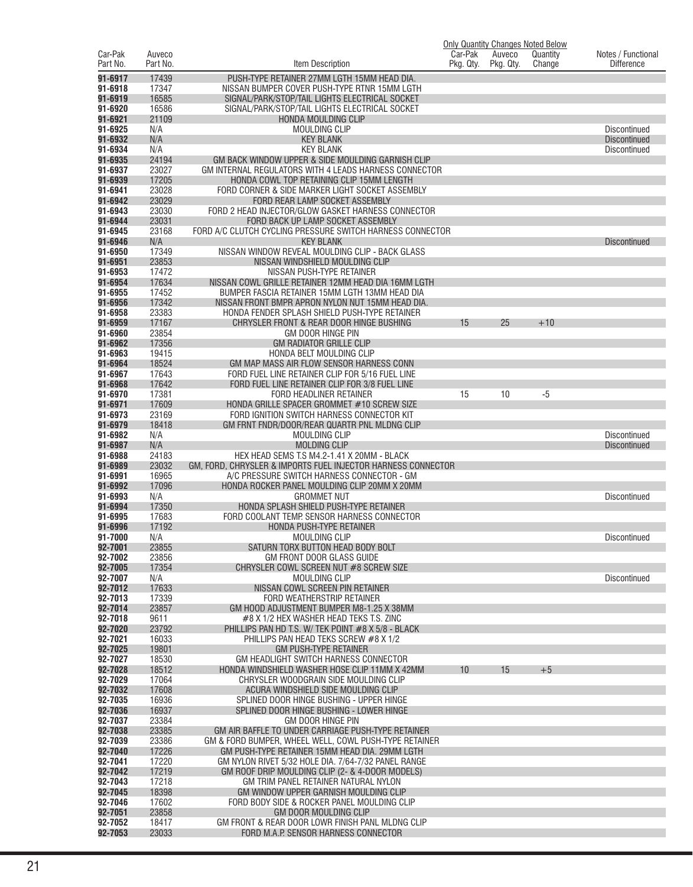| Car-Pak Part No. | Auveco Part No. | Item Description | Car-Pak Pkg. Qty. | Auveco Pkg. Qty. | Quantity Change | Notes / Functional Difference |
|---|---|---|---|---|---|---|
| | | | Only Quantity Changes Noted Below | | | |
| 91-6917 | 17439 | PUSH-TYPE RETAINER 27MM LGTH 15MM HEAD DIA. | | | | |
| 91-6918 | 17347 | NISSAN BUMPER COVER PUSH-TYPE RTNR 15MM LGTH | | | | |
| 91-6919 | 16585 | SIGNAL/PARK/STOP/TAIL LIGHTS ELECTRICAL SOCKET | | | | |
| 91-6920 | 16586 | SIGNAL/PARK/STOP/TAIL LIGHTS ELECTRICAL SOCKET | | | | |
| 91-6921 | 21109 | HONDA MOULDING CLIP | | | | |
| 91-6925 | N/A | MOULDING CLIP | | | | Discontinued |
| 91-6932 | N/A | KEY BLANK | | | | Discontinued |
| 91-6934 | N/A | KEY BLANK | | | | Discontinued |
| 91-6935 | 24194 | GM BACK WINDOW UPPER & SIDE MOULDING GARNISH CLIP | | | | |
| 91-6937 | 23027 | GM INTERNAL REGULATORS WITH 4 LEADS HARNESS CONNECTOR | | | | |
| 91-6939 | 17205 | HONDA COWL TOP RETAINING CLIP 15MM LENGTH | | | | |
| 91-6941 | 23028 | FORD CORNER & SIDE MARKER LIGHT SOCKET ASSEMBLY | | | | |
| 91-6942 | 23029 | FORD REAR LAMP SOCKET ASSEMBLY | | | | |
| 91-6943 | 23030 | FORD 2 HEAD INJECTOR/GLOW GASKET HARNESS CONNECTOR | | | | |
| 91-6944 | 23031 | FORD BACK UP LAMP SOCKET ASSEMBLY | | | | |
| 91-6945 | 23168 | FORD A/C CLUTCH CYCLING PRESSURE SWITCH HARNESS CONNECTOR | | | | |
| 91-6946 | N/A | KEY BLANK | | | | Discontinued |
| 91-6950 | 17349 | NISSAN WINDOW REVEAL MOULDING CLIP - BACK GLASS | | | | |
| 91-6951 | 23853 | NISSAN WINDSHIELD MOULDING CLIP | | | | |
| 91-6953 | 17472 | NISSAN PUSH-TYPE RETAINER | | | | |
| 91-6954 | 17634 | NISSAN COWL GRILLE RETAINER 12MM HEAD DIA 16MM LGTH | | | | |
| 91-6955 | 17452 | BUMPER FASCIA RETAINER 15MM LGTH 13MM HEAD DIA | | | | |
| 91-6956 | 17342 | NISSAN FRONT BMPR APRON NYLON NUT 15MM HEAD DIA. | | | | |
| 91-6958 | 23383 | HONDA FENDER SPLASH SHIELD PUSH-TYPE RETAINER | | | | |
| 91-6959 | 17167 | CHRYSLER FRONT & REAR DOOR HINGE BUSHING | 15 | 25 | +10 | |
| 91-6960 | 23854 | GM DOOR HINGE PIN | | | | |
| 91-6962 | 17356 | GM RADIATOR GRILLE CLIP | | | | |
| 91-6963 | 19415 | HONDA BELT MOULDING CLIP | | | | |
| 91-6964 | 18524 | GM MAP MASS AIR FLOW SENSOR HARNESS CONN | | | | |
| 91-6967 | 17643 | FORD FUEL LINE RETAINER CLIP FOR 5/16 FUEL LINE | | | | |
| 91-6968 | 17642 | FORD FUEL LINE RETAINER CLIP FOR 3/8 FUEL LINE | | | | |
| 91-6970 | 17381 | FORD HEADLINER RETAINER | 15 | 10 | -5 | |
| 91-6971 | 17609 | HONDA GRILLE SPACER GROMMET #10 SCREW SIZE | | | | |
| 91-6973 | 23169 | FORD IGNITION SWITCH HARNESS CONNECTOR KIT | | | | |
| 91-6979 | 18418 | GM FRNT FNDR/DOOR/REAR QUARTR PNL MLDNG CLIP | | | | |
| 91-6982 | N/A | MOULDING CLIP | | | | Discontinued |
| 91-6987 | N/A | MOLDING CLIP | | | | Discontinued |
| 91-6988 | 24183 | HEX HEAD SEMS T.S M4.2-1.41 X 20MM - BLACK | | | | |
| 91-6989 | 23032 | GM, FORD, CHRYSLER & IMPORTS FUEL INJECTOR HARNESS CONNECTOR | | | | |
| 91-6991 | 16965 | A/C PRESSURE SWITCH HARNESS CONNECTOR - GM | | | | |
| 91-6992 | 17096 | HONDA ROCKER PANEL MOULDING CLIP 20MM X 20MM | | | | |
| 91-6993 | N/A | GROMMET NUT | | | | Discontinued |
| 91-6994 | 17350 | HONDA SPLASH SHIELD PUSH-TYPE RETAINER | | | | |
| 91-6995 | 17683 | FORD COOLANT TEMP. SENSOR HARNESS CONNECTOR | | | | |
| 91-6996 | 17192 | HONDA PUSH-TYPE RETAINER | | | | |
| 91-7000 | N/A | MOULDING CLIP | | | | Discontinued |
| 92-7001 | 23855 | SATURN TORX BUTTON HEAD BODY BOLT | | | | |
| 92-7002 | 23856 | GM FRONT DOOR GLASS GUIDE | | | | |
| 92-7005 | 17354 | CHRYSLER COWL SCREEN NUT #8 SCREW SIZE | | | | |
| 92-7007 | N/A | MOULDING CLIP | | | | Discontinued |
| 92-7012 | 17633 | NISSAN COWL SCREEN PIN RETAINER | | | | |
| 92-7013 | 17339 | FORD WEATHERSTRIP RETAINER | | | | |
| 92-7014 | 23857 | GM HOOD ADJUSTMENT BUMPER M8-1.25 X 38MM | | | | |
| 92-7018 | 9611 | #8 X 1/2 HEX WASHER HEAD TEKS T.S. ZINC | | | | |
| 92-7020 | 23792 | PHILLIPS PAN HD T.S. W/ TEK POINT #8 X 5/8 - BLACK | | | | |
| 92-7021 | 16033 | PHILLIPS PAN HEAD TEKS SCREW #8 X 1/2 | | | | |
| 92-7025 | 19801 | GM PUSH-TYPE RETAINER | | | | |
| 92-7027 | 18530 | GM HEADLIGHT SWITCH HARNESS CONNECTOR | | | | |
| 92-7028 | 18512 | HONDA WINDSHIELD WASHER HOSE CLIP 11MM X 42MM | 10 | 15 | +5 | |
| 92-7029 | 17064 | CHRYSLER WOODGRAIN SIDE MOULDING CLIP | | | | |
| 92-7032 | 17608 | ACURA WINDSHIELD SIDE MOULDING CLIP | | | | |
| 92-7035 | 16936 | SPLINED DOOR HINGE BUSHING - UPPER HINGE | | | | |
| 92-7036 | 16937 | SPLINED DOOR HINGE BUSHING - LOWER HINGE | | | | |
| 92-7037 | 23384 | GM DOOR HINGE PIN | | | | |
| 92-7038 | 23385 | GM AIR BAFFLE TO UNDER CARRIAGE PUSH-TYPE RETAINER | | | | |
| 92-7039 | 23386 | GM & FORD BUMPER, WHEEL WELL, COWL PUSH-TYPE RETAINER | | | | |
| 92-7040 | 17226 | GM PUSH-TYPE RETAINER 15MM HEAD DIA. 29MM LGTH | | | | |
| 92-7041 | 17220 | GM NYLON RIVET 5/32 HOLE DIA. 7/64-7/32 PANEL RANGE | | | | |
| 92-7042 | 17219 | GM ROOF DRIP MOULDING CLIP (2- & 4-DOOR MODELS) | | | | |
| 92-7043 | 17218 | GM TRIM PANEL RETAINER NATURAL NYLON | | | | |
| 92-7045 | 18398 | GM WINDOW UPPER GARNISH MOULDING CLIP | | | | |
| 92-7046 | 17602 | FORD BODY SIDE & ROCKER PANEL MOULDING CLIP | | | | |
| 92-7051 | 23858 | GM DOOR MOULDING CLIP | | | | |
| 92-7052 | 18417 | GM FRONT & REAR DOOR LOWR FINISH PANL MLDNG CLIP | | | | |
| 92-7053 | 23033 | FORD M.A.P. SENSOR HARNESS CONNECTOR | | | | |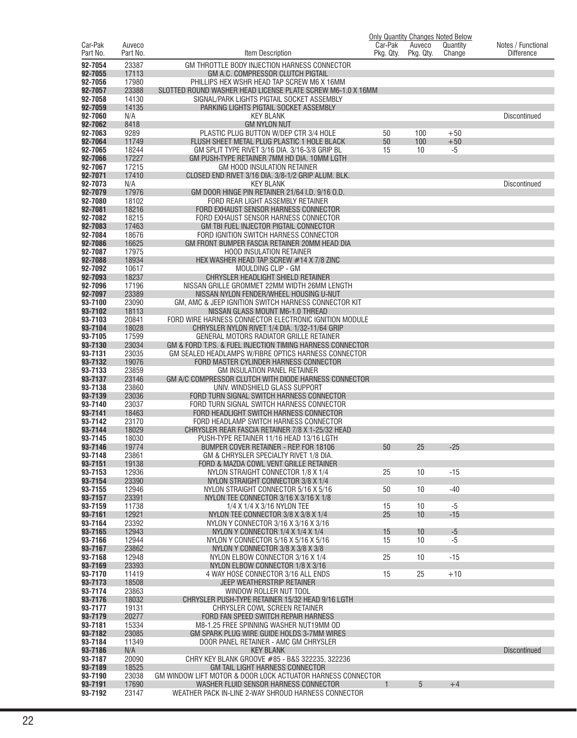| Car-Pak Part No. | Auveco Part No. | Item Description | Only Quantity Changes Noted Below | | | Notes / Functional Difference |
|---|---|---|---|---|---|---|
| | | | Car-Pak Pkg. Qty. | Auveco Pkg. Qty. | Quantity Change | |
| 92-7054 | 23387 | GM THROTTLE BODY INJECTION HARNESS CONNECTOR | | | | |
| 92-7055 | 17113 | GM A.C. COMPRESSOR CLUTCH PIGTAIL | | | | |
| 92-7056 | 17980 | PHILLIPS HEX WSHR HEAD TAP SCREW M6 X 16MM | | | | |
| 92-7057 | 23388 | SLOTTED ROUND WASHER HEAD LICENSE PLATE SCREW M6-1.0 X 16MM | | | | |
| 92-7058 | 14130 | SIGNAL/PARK LIGHTS PIGTAIL SOCKET ASSEMBLY | | | | |
| 92-7059 | 14135 | PARKING LIGHTS PIGTAIL SOCKET ASSEMBLY | | | | |
| 92-7060 | N/A | KEY BLANK | | | | Discontinued |
| 92-7062 | 8418 | GM NYLON NUT | | | | |
| 92-7063 | 9289 | PLASTIC PLUG BUTTON W/DEP CTR 3/4 HOLE | 50 | 100 | +50 | |
| 92-7064 | 11749 | FLUSH SHEET METAL PLUG PLASTIC 1 HOLE BLACK | 50 | 100 | +50 | |
| 92-7065 | 18244 | GM SPLIT TYPE RIVET 3/16 DIA. 3/16-3/8 GRIP BL | 15 | 10 | -5 | |
| 92-7066 | 17227 | GM PUSH-TYPE RETAINER 7MM HD DIA. 10MM LGTH | | | | |
| 92-7067 | 17215 | GM HOOD INSULATION RETAINER | | | | |
| 92-7071 | 17410 | CLOSED END RIVET 3/16 DIA. 3/8-1/2 GRIP ALUM. BLK. | | | | |
| 92-7073 | N/A | KEY BLANK | | | | Discontinued |
| 92-7079 | 17976 | GM DOOR HINGE PIN RETAINER 21/64 I.D. 9/16 O.D. | | | | |
| 92-7080 | 18102 | FORD REAR LIGHT ASSEMBLY RETAINER | | | | |
| 92-7081 | 18216 | FORD EXHAUST SENSOR HARNESS CONNECTOR | | | | |
| 92-7082 | 18215 | FORD EXHAUST SENSOR HARNESS CONNECTOR | | | | |
| 92-7083 | 17463 | GM TBI FUEL INJECTOR PIGTAIL CONNECTOR | | | | |
| 92-7084 | 18676 | FORD IGNITION SWITCH HARNESS CONNECTOR | | | | |
| 92-7086 | 16625 | GM FRONT BUMPER FASCIA RETAINER 20MM HEAD DIA | | | | |
| 92-7087 | 17975 | HOOD INSULATION RETAINER | | | | |
| 92-7088 | 18934 | HEX WASHER HEAD TAP SCREW #14 X 7/8 ZINC | | | | |
| 92-7092 | 10617 | MOULDING CLIP - GM | | | | |
| 92-7093 | 18237 | CHRYSLER HEADLIGHT SHIELD RETAINER | | | | |
| 92-7096 | 17196 | NISSAN GRILLE GROMMET 22MM WIDTH 26MM LENGTH | | | | |
| 92-7097 | 23389 | NISSAN NYLON FENDER/WHEEL HOUSING U-NUT | | | | |
| 93-7100 | 23090 | GM, AMC & JEEP IGNITION SWITCH HARNESS CONNECTOR KIT | | | | |
| 93-7102 | 18113 | NISSAN GLASS MOUNT M6-1.0 THREAD | | | | |
| 93-7103 | 20841 | FORD WIRE HARNESS CONNECTOR ELECTRONIC IGNITION MODULE | | | | |
| 93-7104 | 18028 | CHRYSLER NYLON RIVET 1/4 DIA. 1/32-11/64 GRIP | | | | |
| 93-7105 | 17599 | GENERAL MOTORS RADIATOR GRILLE RETAINER | | | | |
| 93-7130 | 23034 | GM & FORD T.P.S. & FUEL INJECTION TIMING HARNESS CONNECTOR | | | | |
| 93-7131 | 23035 | GM SEALED HEADLAMPS W/FIBRE OPTICS HARNESS CONNECTOR | | | | |
| 93-7132 | 19076 | FORD MASTER CYLINDER HARNESS CONNECTOR | | | | |
| 93-7133 | 23859 | GM INSULATION PANEL RETAINER | | | | |
| 93-7137 | 23146 | GM A/C COMPRESSOR CLUTCH WITH DIODE HARNESS CONNECTOR | | | | |
| 93-7138 | 23860 | UNIV. WINDSHIELD GLASS SUPPORT | | | | |
| 93-7139 | 23036 | FORD TURN SIGNAL SWITCH HARNESS CONNECTOR | | | | |
| 93-7140 | 23037 | FORD TURN SIGNAL SWITCH HARNESS CONNECTOR | | | | |
| 93-7141 | 18463 | FORD HEADLIGHT SWITCH HARNESS CONNECTOR | | | | |
| 93-7142 | 23170 | FORD HEADLAMP SWITCH HARNESS CONNECTOR | | | | |
| 93-7144 | 18029 | CHRYSLER REAR FASCIA RETAINER 7/8 X 1-25/32 HEAD | | | | |
| 93-7145 | 18030 | PUSH-TYPE RETAINER 11/16 HEAD 13/16 LGTH | | | | |
| 93-7146 | 19774 | BUMPER COVER RETAINER - REP. FOR 18106 | 50 | 25 | -25 | |
| 93-7148 | 23861 | GM & CHRYSLER SPECIALTY RIVET 1/8 DIA. | | | | |
| 93-7151 | 19138 | FORD & MAZDA COWL VENT GRILLE RETAINER | | | | |
| 93-7153 | 12936 | NYLON STRAIGHT CONNECTOR 1/8 X 1/4 | 25 | 10 | -15 | |
| 93-7154 | 23390 | NYLON STRAIGHT CONNECTOR 3/8 X 1/4 | | | | |
| 93-7155 | 12946 | NYLON STRAIGHT CONNECTOR 5/16 X 5/16 | 50 | 10 | -40 | |
| 93-7157 | 23391 | NYLON TEE CONNECTOR 3/16 X 3/16 X 1/8 | | | | |
| 93-7159 | 11738 | 1/4 X 1/4 X 3/16 NYLON TEE | 15 | 10 | -5 | |
| 93-7161 | 12921 | NYLON TEE CONNECTOR 3/8 X 3/8 X 1/4 | 25 | 10 | -15 | |
| 93-7164 | 23392 | NYLON Y CONNECTOR 3/16 X 3/16 X 3/16 | | | | |
| 93-7165 | 12943 | NYLON Y CONNECTOR 1/4 X 1/4 X 1/4 | 15 | 10 | -5 | |
| 93-7166 | 12944 | NYLON Y CONNECTOR 5/16 X 5/16 X 5/16 | 15 | 10 | -5 | |
| 93-7167 | 23862 | NYLON Y CONNECTOR 3/8 X 3/8 X 3/8 | | | | |
| 93-7168 | 12948 | NYLON ELBOW CONNECTOR 3/16 X 1/4 | 25 | 10 | -15 | |
| 93-7169 | 23393 | NYLON ELBOW CONNECTOR 1/8 X 3/16 | | | | |
| 93-7170 | 11419 | 4 WAY HOSE CONNECTOR 3/16 ALL ENDS | 15 | 25 | +10 | |
| 93-7173 | 18508 | JEEP WEATHERSTRIP RETAINER | | | | |
| 93-7174 | 23863 | WINDOW ROLLER NUT TOOL | | | | |
| 93-7176 | 18032 | CHRYSLER PUSH-TYPE RETAINER 15/32 HEAD 9/16 LGTH | | | | |
| 93-7177 | 19131 | CHRYSLER COWL SCREEN RETAINER | | | | |
| 93-7179 | 20277 | FORD FAN SPEED SWITCH REPAIR HARNESS | | | | |
| 93-7181 | 15334 | M8-1.25 FREE SPINNING WASHER NUT19MM OD | | | | |
| 93-7182 | 23085 | GM SPARK PLUG WIRE GUIDE HOLDS 3-7MM WIRES | | | | |
| 93-7184 | 11349 | DOOR PANEL RETAINER - AMC GM CHRYSLER | | | | |
| 93-7186 | N/A | KEY BLANK | | | | Discontinued |
| 93-7187 | 20090 | CHRY KEY BLANK GROOVE #85 - B&S 322235, 322236 | | | | |
| 93-7189 | 18525 | GM TAIL LIGHT HARNESS CONNECTOR | | | | |
| 93-7190 | 23038 | GM WINDOW LIFT MOTOR & DOOR LOCK ACTUATOR HARNESS CONNECTOR | | | | |
| 93-7191 | 17690 | WASHER FLUID SENSOR HARNESS CONNECTOR | 1 | 5 | +4 | |
| 93-7192 | 23147 | WEATHER PACK IN-LINE 2-WAY SHROUD HARNESS CONNECTOR | | | | |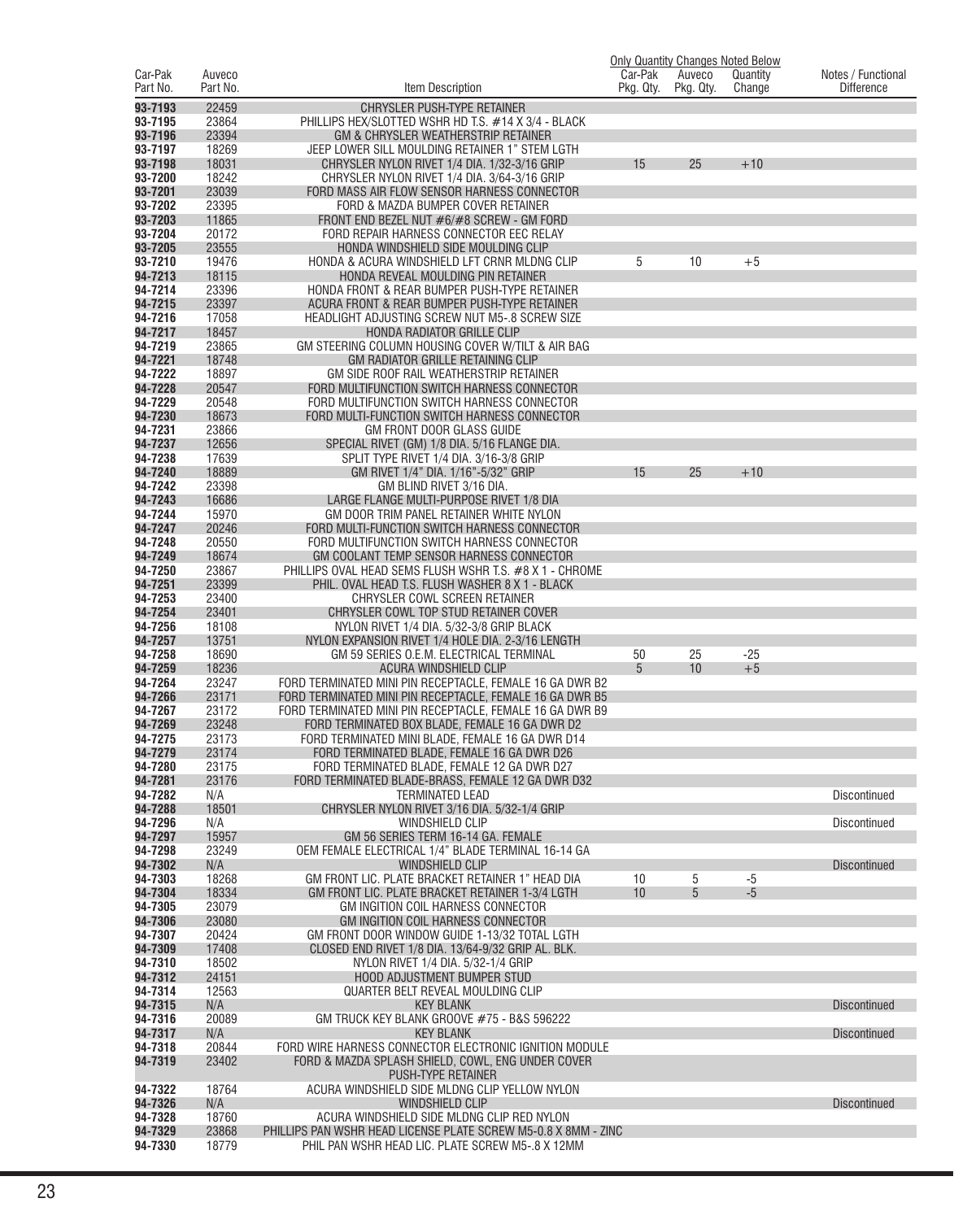| Car-Pak Part No. | Auveco Part No. | Item Description | Only Quantity Changes Noted Below | | | Notes / Functional Difference |
|---|---|---|---|---|---|---|
| | | | Car-Pak Pkg. Qty. | Auveco Pkg. Qty. | Quantity Change | |
| 93-7193 | 22459 | CHRYSLER PUSH-TYPE RETAINER | | | | |
| 93-7195 | 23864 | PHILLIPS HEX/SLOTTED WSHR HD T.S. #14 X 3/4 - BLACK | | | | |
| 93-7196 | 23394 | GM & CHRYSLER WEATHERSTRIP RETAINER | | | | |
| 93-7197 | 18269 | JEEP LOWER SILL MOULDING RETAINER 1" STEM LGTH | | | | |
| 93-7198 | 18031 | CHRYSLER NYLON RIVET 1/4 DIA. 1/32-3/16 GRIP | 15 | 25 | +10 | |
| 93-7200 | 18242 | CHRYSLER NYLON RIVET 1/4 DIA. 3/64-3/16 GRIP | | | | |
| 93-7201 | 23039 | FORD MASS AIR FLOW SENSOR HARNESS CONNECTOR | | | | |
| 93-7202 | 23395 | FORD & MAZDA BUMPER COVER RETAINER | | | | |
| 93-7203 | 11865 | FRONT END BEZEL NUT #6/#8 SCREW - GM FORD | | | | |
| 93-7204 | 20172 | FORD REPAIR HARNESS CONNECTOR EEC RELAY | | | | |
| 93-7205 | 23555 | HONDA WINDSHIELD SIDE MOULDING CLIP | | | | |
| 93-7210 | 19476 | HONDA & ACURA WINDSHIELD LFT CRNR MLDNG CLIP | 5 | 10 | +5 | |
| 94-7213 | 18115 | HONDA REVEAL MOULDING PIN RETAINER | | | | |
| 94-7214 | 23396 | HONDA FRONT & REAR BUMPER PUSH-TYPE RETAINER | | | | |
| 94-7215 | 23397 | ACURA FRONT & REAR BUMPER PUSH-TYPE RETAINER | | | | |
| 94-7216 | 17058 | HEADLIGHT ADJUSTING SCREW NUT M5-.8 SCREW SIZE | | | | |
| 94-7217 | 18457 | HONDA RADIATOR GRILLE CLIP | | | | |
| 94-7219 | 23865 | GM STEERING COLUMN HOUSING COVER W/TILT & AIR BAG | | | | |
| 94-7221 | 18748 | GM RADIATOR GRILLE RETAINING CLIP | | | | |
| 94-7222 | 18897 | GM SIDE ROOF RAIL WEATHERSTRIP RETAINER | | | | |
| 94-7228 | 20547 | FORD MULTIFUNCTION SWITCH HARNESS CONNECTOR | | | | |
| 94-7229 | 20548 | FORD MULTIFUNCTION SWITCH HARNESS CONNECTOR | | | | |
| 94-7230 | 18673 | FORD MULTI-FUNCTION SWITCH HARNESS CONNECTOR | | | | |
| 94-7231 | 23866 | GM FRONT DOOR GLASS GUIDE | | | | |
| 94-7237 | 12656 | SPECIAL RIVET (GM) 1/8 DIA. 5/16 FLANGE DIA. | | | | |
| 94-7238 | 17639 | SPLIT TYPE RIVET 1/4 DIA. 3/16-3/8 GRIP | | | | |
| 94-7240 | 18889 | GM RIVET 1/4" DIA. 1/16"-5/32" GRIP | 15 | 25 | +10 | |
| 94-7242 | 23398 | GM BLIND RIVET 3/16 DIA. | | | | |
| 94-7243 | 16686 | LARGE FLANGE MULTI-PURPOSE RIVET 1/8 DIA | | | | |
| 94-7244 | 15970 | GM DOOR TRIM PANEL RETAINER WHITE NYLON | | | | |
| 94-7247 | 20246 | FORD MULTI-FUNCTION SWITCH HARNESS CONNECTOR | | | | |
| 94-7248 | 20550 | FORD MULTIFUNCTION SWITCH HARNESS CONNECTOR | | | | |
| 94-7249 | 18674 | GM COOLANT TEMP SENSOR HARNESS CONNECTOR | | | | |
| 94-7250 | 23867 | PHILLIPS OVAL HEAD SEMS FLUSH WSHR T.S. #8 X 1 - CHROME | | | | |
| 94-7251 | 23399 | PHIL. OVAL HEAD T.S. FLUSH WASHER 8 X 1 - BLACK | | | | |
| 94-7253 | 23400 | CHRYSLER COWL SCREEN RETAINER | | | | |
| 94-7254 | 23401 | CHRYSLER COWL TOP STUD RETAINER COVER | | | | |
| 94-7256 | 18108 | NYLON RIVET 1/4 DIA. 5/32-3/8 GRIP BLACK | | | | |
| 94-7257 | 13751 | NYLON EXPANSION RIVET 1/4 HOLE DIA. 2-3/16 LENGTH | | | | |
| 94-7258 | 18690 | GM 59 SERIES O.E.M. ELECTRICAL TERMINAL | 50 | 25 | -25 | |
| 94-7259 | 18236 | ACURA WINDSHIELD CLIP | 5 | 10 | +5 | |
| 94-7264 | 23247 | FORD TERMINATED MINI PIN RECEPTACLE, FEMALE 16 GA DWR B2 | | | | |
| 94-7266 | 23171 | FORD TERMINATED MINI PIN RECEPTACLE, FEMALE 16 GA DWR B5 | | | | |
| 94-7267 | 23172 | FORD TERMINATED MINI PIN RECEPTACLE, FEMALE 16 GA DWR B9 | | | | |
| 94-7269 | 23248 | FORD TERMINATED BOX BLADE, FEMALE 16 GA DWR D2 | | | | |
| 94-7275 | 23173 | FORD TERMINATED MINI BLADE, FEMALE 16 GA DWR D14 | | | | |
| 94-7279 | 23174 | FORD TERMINATED BLADE, FEMALE 16 GA DWR D26 | | | | |
| 94-7280 | 23175 | FORD TERMINATED BLADE, FEMALE 12 GA DWR D27 | | | | |
| 94-7281 | 23176 | FORD TERMINATED BLADE-BRASS, FEMALE 12 GA DWR D32 | | | | |
| 94-7282 | N/A | TERMINATED LEAD | | | | Discontinued |
| 94-7288 | 18501 | CHRYSLER NYLON RIVET 3/16 DIA. 5/32-1/4 GRIP | | | | |
| 94-7296 | N/A | WINDSHIELD CLIP | | | | Discontinued |
| 94-7297 | 15957 | GM 56 SERIES TERM 16-14 GA. FEMALE | | | | |
| 94-7298 | 23249 | OEM FEMALE ELECTRICAL 1/4" BLADE TERMINAL 16-14 GA | | | | |
| 94-7302 | N/A | WINDSHIELD CLIP | | | | Discontinued |
| 94-7303 | 18268 | GM FRONT LIC. PLATE BRACKET RETAINER 1" HEAD DIA | 10 | 5 | -5 | |
| 94-7304 | 18334 | GM FRONT LIC. PLATE BRACKET RETAINER 1-3/4 LGTH | 10 | 5 | -5 | |
| 94-7305 | 23079 | GM INGITION COIL HARNESS CONNECTOR | | | | |
| 94-7306 | 23080 | GM INGITION COIL HARNESS CONNECTOR | | | | |
| 94-7307 | 20424 | GM FRONT DOOR WINDOW GUIDE 1-13/32 TOTAL LGTH | | | | |
| 94-7309 | 17408 | CLOSED END RIVET 1/8 DIA. 13/64-9/32 GRIP AL. BLK. | | | | |
| 94-7310 | 18502 | NYLON RIVET 1/4 DIA. 5/32-1/4 GRIP | | | | |
| 94-7312 | 24151 | HOOD ADJUSTMENT BUMPER STUD | | | | |
| 94-7314 | 12563 | QUARTER BELT REVEAL MOULDING CLIP | | | | |
| 94-7315 | N/A | KEY BLANK | | | | Discontinued |
| 94-7316 | 20089 | GM TRUCK KEY BLANK GROOVE #75 - B&S 596222 | | | | |
| 94-7317 | N/A | KEY BLANK | | | | Discontinued |
| 94-7318 | 20844 | FORD WIRE HARNESS CONNECTOR ELECTRONIC IGNITION MODULE | | | | |
| 94-7319 | 23402 | FORD & MAZDA SPLASH SHIELD, COWL, ENG UNDER COVER PUSH-TYPE RETAINER | | | | |
| 94-7322 | 18764 | ACURA WINDSHIELD SIDE MLDNG CLIP YELLOW NYLON | | | | |
| 94-7326 | N/A | WINDSHIELD CLIP | | | | Discontinued |
| 94-7328 | 18760 | ACURA WINDSHIELD SIDE MLDNG CLIP RED NYLON | | | | |
| 94-7329 | 23868 | PHILLIPS PAN WSHR HEAD LICENSE PLATE SCREW M5-0.8 X 8MM - ZINC | | | | |
| 94-7330 | 18779 | PHIL PAN WSHR HEAD LIC. PLATE SCREW M5-.8 X 12MM | | | | |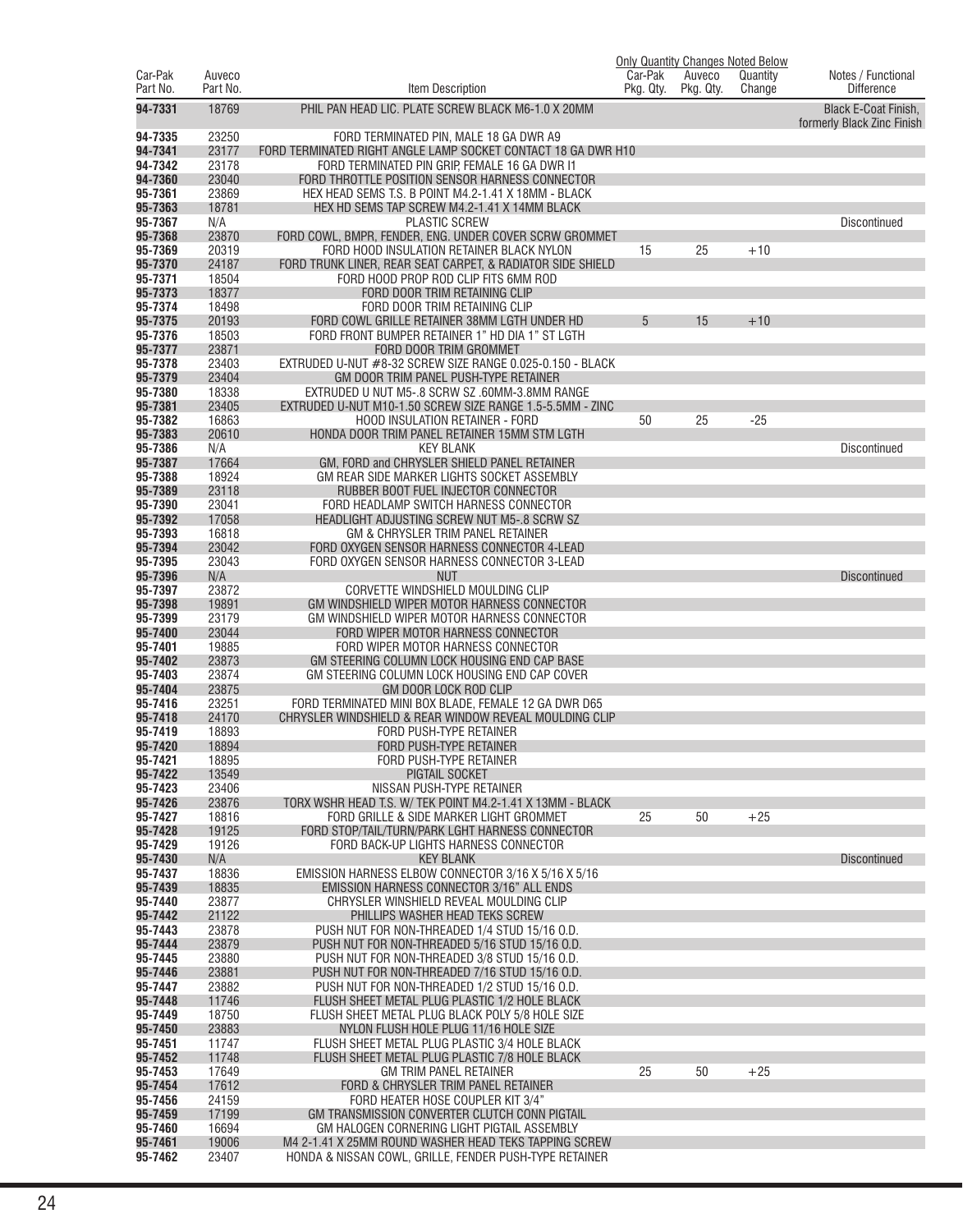| Car-Pak Part No. | Auveco Part No. | Item Description | Only Quantity Changes Noted Below | | | Notes / Functional Difference |
|---|---|---|---|---|---|---|
| | | | Car-Pak Pkg. Qty. | Auveco Pkg. Qty. | Quantity Change | |
| **94-7331** | 18769 | PHIL PAN HEAD LIC. PLATE SCREW BLACK M6-1.0 X 20MM | | | | Black E-Coat Finish, formerly Black Zinc Finish |
| **94-7335** | 23250 | FORD TERMINATED PIN, MALE 18 GA DWR A9 | | | | |
| **94-7341** | 23177 | FORD TERMINATED RIGHT ANGLE LAMP SOCKET CONTACT 18 GA DWR H10 | | | | |
| **94-7342** | 23178 | FORD TERMINATED PIN GRIP, FEMALE 16 GA DWR I1 | | | | |
| **94-7360** | 23040 | FORD THROTTLE POSITION SENSOR HARNESS CONNECTOR | | | | |
| **95-7361** | 23869 | HEX HEAD SEMS T.S. B POINT M4.2-1.41 X 18MM - BLACK | | | | |
| **95-7363** | 18781 | HEX HD SEMS TAP SCREW M4.2-1.41 X 14MM BLACK | | | | |
| **95-7367** | N/A | PLASTIC SCREW | | | | Discontinued |
| **95-7368** | 23870 | FORD COWL, BMPR, FENDER, ENG. UNDER COVER SCRW GROMMET | | | | |
| **95-7369** | 20319 | FORD HOOD INSULATION RETAINER BLACK NYLON | 15 | 25 | +10 | |
| **95-7370** | 24187 | FORD TRUNK LINER, REAR SEAT CARPET, & RADIATOR SIDE SHIELD | | | | |
| **95-7371** | 18504 | FORD HOOD PROP ROD CLIP FITS 6MM ROD | | | | |
| **95-7373** | 18377 | FORD DOOR TRIM RETAINING CLIP | | | | |
| **95-7374** | 18498 | FORD DOOR TRIM RETAINING CLIP | | | | |
| **95-7375** | 20193 | FORD COWL GRILLE RETAINER 38MM LGTH UNDER HD | 5 | 15 | +10 | |
| **95-7376** | 18503 | FORD FRONT BUMPER RETAINER 1" HD DIA 1" ST LGTH | | | | |
| **95-7377** | 23871 | FORD DOOR TRIM GROMMET | | | | |
| **95-7378** | 23403 | EXTRUDED U-NUT #8-32 SCREW SIZE RANGE 0.025-0.150 - BLACK | | | | |
| **95-7379** | 23404 | GM DOOR TRIM PANEL PUSH-TYPE RETAINER | | | | |
| **95-7380** | 18338 | EXTRUDED U NUT M5-.8 SCRW SZ .60MM-3.8MM RANGE | | | | |
| **95-7381** | 23405 | EXTRUDED U-NUT M10-1.50 SCREW SIZE RANGE 1.5-5.5MM - ZINC | | | | |
| **95-7382** | 16863 | HOOD INSULATION RETAINER - FORD | 50 | 25 | -25 | |
| **95-7383** | 20610 | HONDA DOOR TRIM PANEL RETAINER 15MM STM LGTH | | | | |
| **95-7386** | N/A | KEY BLANK | | | | Discontinued |
| **95-7387** | 17664 | GM, FORD and CHRYSLER SHIELD PANEL RETAINER | | | | |
| **95-7388** | 18924 | GM REAR SIDE MARKER LIGHTS SOCKET ASSEMBLY | | | | |
| **95-7389** | 23118 | RUBBER BOOT FUEL INJECTOR CONNECTOR | | | | |
| **95-7390** | 23041 | FORD HEADLAMP SWITCH HARNESS CONNECTOR | | | | |
| **95-7392** | 17058 | HEADLIGHT ADJUSTING SCREW NUT M5-.8 SCRW SZ | | | | |
| **95-7393** | 16818 | GM & CHRYSLER TRIM PANEL RETAINER | | | | |
| **95-7394** | 23042 | FORD OXYGEN SENSOR HARNESS CONNECTOR 4-LEAD | | | | |
| **95-7395** | 23043 | FORD OXYGEN SENSOR HARNESS CONNECTOR 3-LEAD | | | | |
| **95-7396** | N/A | NUT | | | | Discontinued |
| **95-7397** | 23872 | CORVETTE WINDSHIELD MOULDING CLIP | | | | |
| **95-7398** | 19891 | GM WINDSHIELD WIPER MOTOR HARNESS CONNECTOR | | | | |
| **95-7399** | 23179 | GM WINDSHIELD WIPER MOTOR HARNESS CONNECTOR | | | | |
| **95-7400** | 23044 | FORD WIPER MOTOR HARNESS CONNECTOR | | | | |
| **95-7401** | 19885 | FORD WIPER MOTOR HARNESS CONNECTOR | | | | |
| **95-7402** | 23873 | GM STEERING COLUMN LOCK HOUSING END CAP BASE | | | | |
| **95-7403** | 23874 | GM STEERING COLUMN LOCK HOUSING END CAP COVER | | | | |
| **95-7404** | 23875 | GM DOOR LOCK ROD CLIP | | | | |
| **95-7416** | 23251 | FORD TERMINATED MINI BOX BLADE, FEMALE 12 GA DWR D65 | | | | |
| **95-7418** | 24170 | CHRYSLER WINDSHIELD & REAR WINDOW REVEAL MOULDING CLIP | | | | |
| **95-7419** | 18893 | FORD PUSH-TYPE RETAINER | | | | |
| **95-7420** | 18894 | FORD PUSH-TYPE RETAINER | | | | |
| **95-7421** | 18895 | FORD PUSH-TYPE RETAINER | | | | |
| **95-7422** | 13549 | PIGTAIL SOCKET | | | | |
| **95-7423** | 23406 | NISSAN PUSH-TYPE RETAINER | | | | |
| **95-7426** | 23876 | TORX WSHR HEAD T.S. W/ TEK POINT M4.2-1.41 X 13MM - BLACK | | | | |
| **95-7427** | 18816 | FORD GRILLE & SIDE MARKER LIGHT GROMMET | 25 | 50 | +25 | |
| **95-7428** | 19125 | FORD STOP/TAIL/TURN/PARK LGHT HARNESS CONNECTOR | | | | |
| **95-7429** | 19126 | FORD BACK-UP LIGHTS HARNESS CONNECTOR | | | | |
| **95-7430** | N/A | KEY BLANK | | | | Discontinued |
| **95-7437** | 18836 | EMISSION HARNESS ELBOW CONNECTOR 3/16 X 5/16 X 5/16 | | | | |
| **95-7439** | 18835 | EMISSION HARNESS CONNECTOR 3/16" ALL ENDS | | | | |
| **95-7440** | 23877 | CHRYSLER WINSHIELD REVEAL MOULDING CLIP | | | | |
| **95-7442** | 21122 | PHILLIPS WASHER HEAD TEKS SCREW | | | | |
| **95-7443** | 23878 | PUSH NUT FOR NON-THREADED 1/4 STUD 15/16 O.D. | | | | |
| **95-7444** | 23879 | PUSH NUT FOR NON-THREADED 5/16 STUD 15/16 O.D. | | | | |
| **95-7445** | 23880 | PUSH NUT FOR NON-THREADED 3/8 STUD 15/16 O.D. | | | | |
| **95-7446** | 23881 | PUSH NUT FOR NON-THREADED 7/16 STUD 15/16 O.D. | | | | |
| **95-7447** | 23882 | PUSH NUT FOR NON-THREADED 1/2 STUD 15/16 O.D. | | | | |
| **95-7448** | 11746 | FLUSH SHEET METAL PLUG PLASTIC 1/2 HOLE BLACK | | | | |
| **95-7449** | 18750 | FLUSH SHEET METAL PLUG BLACK POLY 5/8 HOLE SIZE | | | | |
| **95-7450** | 23883 | NYLON FLUSH HOLE PLUG 11/16 HOLE SIZE | | | | |
| **95-7451** | 11747 | FLUSH SHEET METAL PLUG PLASTIC 3/4 HOLE BLACK | | | | |
| **95-7452** | 11748 | FLUSH SHEET METAL PLUG PLASTIC 7/8 HOLE BLACK | | | | |
| **95-7453** | 17649 | GM TRIM PANEL RETAINER | 25 | 50 | +25 | |
| **95-7454** | 17612 | FORD & CHRYSLER TRIM PANEL RETAINER | | | | |
| **95-7456** | 24159 | FORD HEATER HOSE COUPLER KIT 3/4" | | | | |
| **95-7459** | 17199 | GM TRANSMISSION CONVERTER CLUTCH CONN PIGTAIL | | | | |
| **95-7460** | 16694 | GM HALOGEN CORNERING LIGHT PIGTAIL ASSEMBLY | | | | |
| **95-7461** | 19006 | M4 2-1.41 X 25MM ROUND WASHER HEAD TEKS TAPPING SCREW | | | | |
| **95-7462** | 23407 | HONDA & NISSAN COWL, GRILLE, FENDER PUSH-TYPE RETAINER | | | | |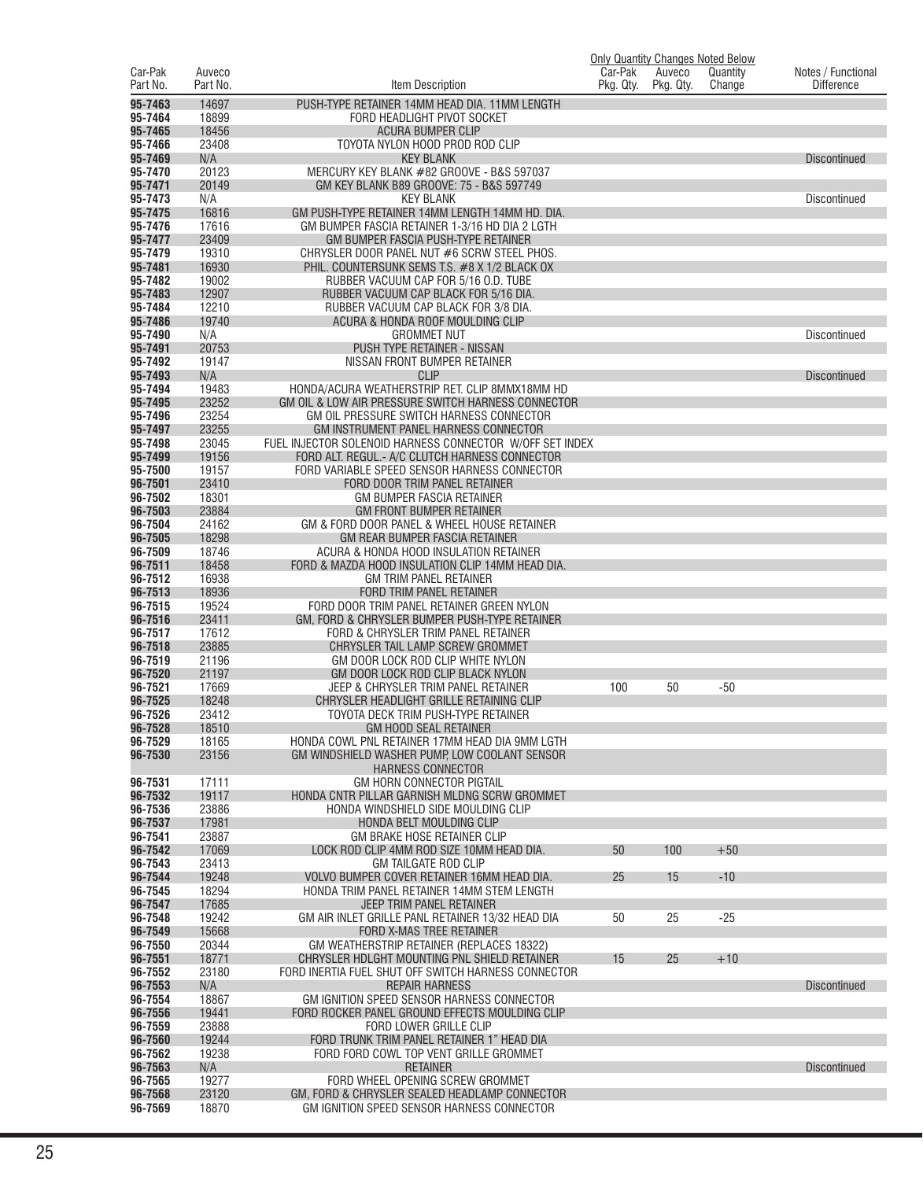| Car-Pak Part No. | Auveco Part No. | Item Description | Car-Pak Pkg. Qty. | Auveco Pkg. Qty. | Quantity Change | Notes / Functional Difference |
|---|---|---|---|---|---|---|
| | | | Only Quantity Changes Noted Below | | | |
| 95-7463 | 14697 | PUSH-TYPE RETAINER 14MM HEAD DIA. 11MM LENGTH | | | | |
| 95-7464 | 18899 | FORD HEADLIGHT PIVOT SOCKET | | | | |
| 95-7465 | 18456 | ACURA BUMPER CLIP | | | | |
| 95-7466 | 23408 | TOYOTA NYLON HOOD PROD ROD CLIP | | | | |
| 95-7469 | N/A | KEY BLANK | | | | Discontinued |
| 95-7470 | 20123 | MERCURY KEY BLANK #82 GROOVE - B&S 597037 | | | | |
| 95-7471 | 20149 | GM KEY BLANK B89 GROOVE: 75 - B&S 597749 | | | | |
| 95-7473 | N/A | KEY BLANK | | | | Discontinued |
| 95-7475 | 16816 | GM PUSH-TYPE RETAINER 14MM LENGTH 14MM HD. DIA. | | | | |
| 95-7476 | 17616 | GM BUMPER FASCIA RETAINER 1-3/16 HD DIA 2 LGTH | | | | |
| 95-7477 | 23409 | GM BUMPER FASCIA PUSH-TYPE RETAINER | | | | |
| 95-7479 | 19310 | CHRYSLER DOOR PANEL NUT #6 SCRW STEEL PHOS. | | | | |
| 95-7481 | 16930 | PHIL. COUNTERSUNK SEMS T.S. #8 X 1/2 BLACK OX | | | | |
| 95-7482 | 19002 | RUBBER VACUUM CAP FOR 5/16 O.D. TUBE | | | | |
| 95-7483 | 12907 | RUBBER VACUUM CAP BLACK FOR 5/16 DIA. | | | | |
| 95-7484 | 12210 | RUBBER VACUUM CAP BLACK FOR 3/8 DIA. | | | | |
| 95-7486 | 19740 | ACURA & HONDA ROOF MOULDING CLIP | | | | |
| 95-7490 | N/A | GROMMET NUT | | | | Discontinued |
| 95-7491 | 20753 | PUSH TYPE RETAINER - NISSAN | | | | |
| 95-7492 | 19147 | NISSAN FRONT BUMPER RETAINER | | | | |
| 95-7493 | N/A | CLIP | | | | Discontinued |
| 95-7494 | 19483 | HONDA/ACURA WEATHERSTRIP RET. CLIP 8MMX18MM HD | | | | |
| 95-7495 | 23252 | GM OIL & LOW AIR PRESSURE SWITCH HARNESS CONNECTOR | | | | |
| 95-7496 | 23254 | GM OIL PRESSURE SWITCH HARNESS CONNECTOR | | | | |
| 95-7497 | 23255 | GM INSTRUMENT PANEL HARNESS CONNECTOR | | | | |
| 95-7498 | 23045 | FUEL INJECTOR SOLENOID HARNESS CONNECTOR W/OFF SET INDEX | | | | |
| 95-7499 | 19156 | FORD ALT. REGUL.- A/C CLUTCH HARNESS CONNECTOR | | | | |
| 95-7500 | 19157 | FORD VARIABLE SPEED SENSOR HARNESS CONNECTOR | | | | |
| 96-7501 | 23410 | FORD DOOR TRIM PANEL RETAINER | | | | |
| 96-7502 | 18301 | GM BUMPER FASCIA RETAINER | | | | |
| 96-7503 | 23884 | GM FRONT BUMPER RETAINER | | | | |
| 96-7504 | 24162 | GM & FORD DOOR PANEL & WHEEL HOUSE RETAINER | | | | |
| 96-7505 | 18298 | GM REAR BUMPER FASCIA RETAINER | | | | |
| 96-7509 | 18746 | ACURA & HONDA HOOD INSULATION RETAINER | | | | |
| 96-7511 | 18458 | FORD & MAZDA HOOD INSULATION CLIP 14MM HEAD DIA. | | | | |
| 96-7512 | 16938 | GM TRIM PANEL RETAINER | | | | |
| 96-7513 | 18936 | FORD TRIM PANEL RETAINER | | | | |
| 96-7515 | 19524 | FORD DOOR TRIM PANEL RETAINER GREEN NYLON | | | | |
| 96-7516 | 23411 | GM, FORD & CHRYSLER BUMPER PUSH-TYPE RETAINER | | | | |
| 96-7517 | 17612 | FORD & CHRYSLER TRIM PANEL RETAINER | | | | |
| 96-7518 | 23885 | CHRYSLER TAIL LAMP SCREW GROMMET | | | | |
| 96-7519 | 21196 | GM DOOR LOCK ROD CLIP WHITE NYLON | | | | |
| 96-7520 | 21197 | GM DOOR LOCK ROD CLIP BLACK NYLON | | | | |
| 96-7521 | 17669 | JEEP & CHRYSLER TRIM PANEL RETAINER | 100 | 50 | -50 | |
| 96-7525 | 18248 | CHRYSLER HEADLIGHT GRILLE RETAINING CLIP | | | | |
| 96-7526 | 23412 | TOYOTA DECK TRIM PUSH-TYPE RETAINER | | | | |
| 96-7528 | 18510 | GM HOOD SEAL RETAINER | | | | |
| 96-7529 | 18165 | HONDA COWL PNL RETAINER 17MM HEAD DIA 9MM LGTH | | | | |
| 96-7530 | 23156 | GM WINDSHIELD WASHER PUMP, LOW COOLANT SENSOR HARNESS CONNECTOR | | | | |
| 96-7531 | 17111 | GM HORN CONNECTOR PIGTAIL | | | | |
| 96-7532 | 19117 | HONDA CNTR PILLAR GARNISH MLDNG SCRW GROMMET | | | | |
| 96-7536 | 23886 | HONDA WINDSHIELD SIDE MOULDING CLIP | | | | |
| 96-7537 | 17981 | HONDA BELT MOULDING CLIP | | | | |
| 96-7541 | 23887 | GM BRAKE HOSE RETAINER CLIP | | | | |
| 96-7542 | 17069 | LOCK ROD CLIP 4MM ROD SIZE 10MM HEAD DIA. | 50 | 100 | +50 | |
| 96-7543 | 23413 | GM TAILGATE ROD CLIP | | | | |
| 96-7544 | 19248 | VOLVO BUMPER COVER RETAINER 16MM HEAD DIA. | 25 | 15 | -10 | |
| 96-7545 | 18294 | HONDA TRIM PANEL RETAINER 14MM STEM LENGTH | | | | |
| 96-7547 | 17685 | JEEP TRIM PANEL RETAINER | | | | |
| 96-7548 | 19242 | GM AIR INLET GRILLE PANL RETAINER 13/32 HEAD DIA | 50 | 25 | -25 | |
| 96-7549 | 15668 | FORD X-MAS TREE RETAINER | | | | |
| 96-7550 | 20344 | GM WEATHERSTRIP RETAINER (REPLACES 18322) | | | | |
| 96-7551 | 18771 | CHRYSLER HDLGHT MOUNTING PNL SHIELD RETAINER | 15 | 25 | +10 | |
| 96-7552 | 23180 | FORD INERTIA FUEL SHUT OFF SWITCH HARNESS CONNECTOR | | | | |
| 96-7553 | N/A | REPAIR HARNESS | | | | Discontinued |
| 96-7554 | 18867 | GM IGNITION SPEED SENSOR HARNESS CONNECTOR | | | | |
| 96-7556 | 19441 | FORD ROCKER PANEL GROUND EFFECTS MOULDING CLIP | | | | |
| 96-7559 | 23888 | FORD LOWER GRILLE CLIP | | | | |
| 96-7560 | 19244 | FORD TRUNK TRIM PANEL RETAINER 1" HEAD DIA | | | | |
| 96-7562 | 19238 | FORD FORD COWL TOP VENT GRILLE GROMMET | | | | |
| 96-7563 | N/A | RETAINER | | | | Discontinued |
| 96-7565 | 19277 | FORD WHEEL OPENING SCREW GROMMET | | | | |
| 96-7568 | 23120 | GM, FORD & CHRYSLER SEALED HEADLAMP CONNECTOR | | | | |
| 96-7569 | 18870 | GM IGNITION SPEED SENSOR HARNESS CONNECTOR | | | | |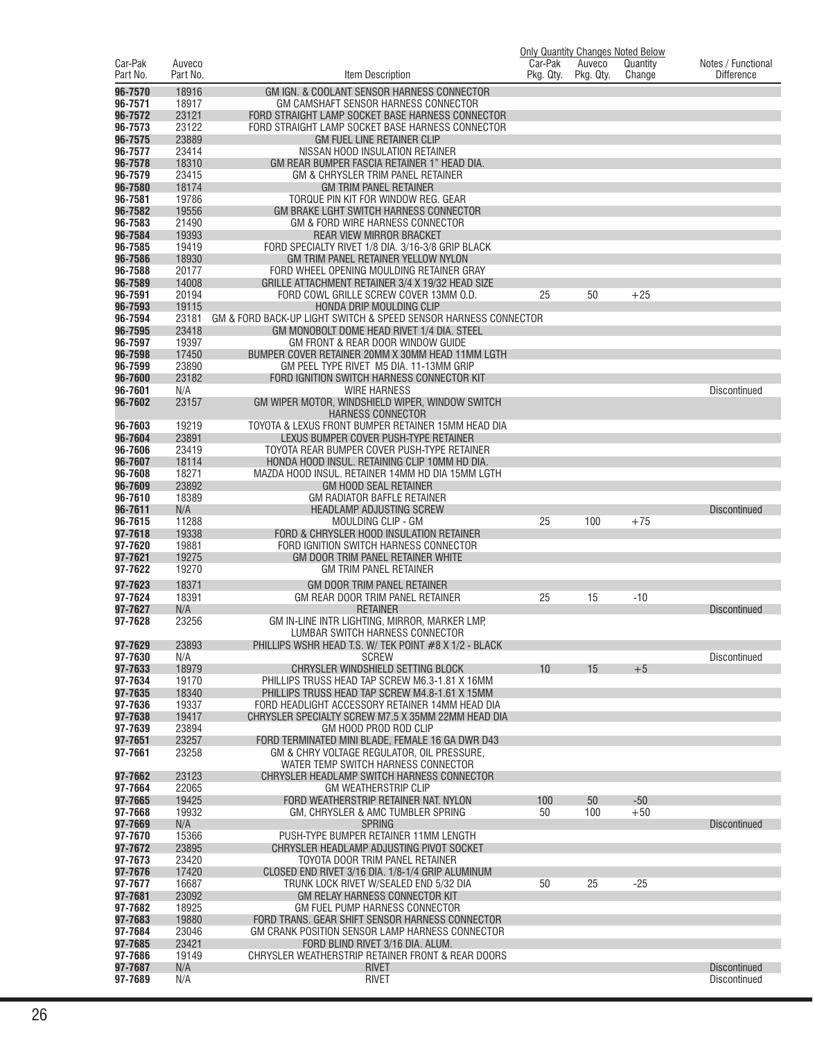| Car-Pak Part No. | Auveco Part No. | Item Description | Only Quantity Changes Noted Below Car-Pak Pkg. Qty. | Auveco Pkg. Qty. | Quantity Change | Notes / Functional Difference |
|---|---|---|---|---|---|---|
| 96-7570 | 18916 | GM IGN. & COOLANT SENSOR HARNESS CONNECTOR | | | | |
| 96-7571 | 18917 | GM CAMSHAFT SENSOR HARNESS CONNECTOR | | | | |
| 96-7572 | 23121 | FORD STRAIGHT LAMP SOCKET BASE HARNESS CONNECTOR | | | | |
| 96-7573 | 23122 | FORD STRAIGHT LAMP SOCKET BASE HARNESS CONNECTOR | | | | |
| 96-7575 | 23889 | GM FUEL LINE RETAINER CLIP | | | | |
| 96-7577 | 23414 | NISSAN HOOD INSULATION RETAINER | | | | |
| 96-7578 | 18310 | GM REAR BUMPER FASCIA RETAINER 1" HEAD DIA. | | | | |
| 96-7579 | 23415 | GM & CHRYSLER TRIM PANEL RETAINER | | | | |
| 96-7580 | 18174 | GM TRIM PANEL RETAINER | | | | |
| 96-7581 | 19786 | TORQUE PIN KIT FOR WINDOW REG. GEAR | | | | |
| 96-7582 | 19556 | GM BRAKE LGHT SWITCH HARNESS CONNECTOR | | | | |
| 96-7583 | 21490 | GM & FORD WIRE HARNESS CONNECTOR | | | | |
| 96-7584 | 19393 | REAR VIEW MIRROR BRACKET | | | | |
| 96-7585 | 19419 | FORD SPECIALTY RIVET 1/8 DIA. 3/16-3/8 GRIP BLACK | | | | |
| 96-7586 | 18930 | GM TRIM PANEL RETAINER YELLOW NYLON | | | | |
| 96-7588 | 20177 | FORD WHEEL OPENING MOULDING RETAINER GRAY | | | | |
| 96-7589 | 14008 | GRILLE ATTACHMENT RETAINER 3/4 X 19/32 HEAD SIZE | | | | |
| 96-7591 | 20194 | FORD COWL GRILLE SCREW COVER 13MM O.D. | 25 | 50 | +25 | |
| 96-7593 | 19115 | HONDA DRIP MOULDING CLIP | | | | |
| 96-7594 | 23181 | GM & FORD BACK-UP LIGHT SWITCH & SPEED SENSOR HARNESS CONNECTOR | | | | |
| 96-7595 | 23418 | GM MONOBOLT DOME HEAD RIVET 1/4 DIA. STEEL | | | | |
| 96-7597 | 19397 | GM FRONT & REAR DOOR WINDOW GUIDE | | | | |
| 96-7598 | 17450 | BUMPER COVER RETAINER 20MM X 30MM HEAD 11MM LGTH | | | | |
| 96-7599 | 23890 | GM PEEL TYPE RIVET M5 DIA. 11-13MM GRIP | | | | |
| 96-7600 | 23182 | FORD IGNITION SWITCH HARNESS CONNECTOR KIT | | | | |
| 96-7601 | N/A | WIRE HARNESS | | | | Discontinued |
| 96-7602 | 23157 | GM WIPER MOTOR, WINDSHIELD WIPER, WINDOW SWITCH HARNESS CONNECTOR | | | | |
| 96-7603 | 19219 | TOYOTA & LEXUS FRONT BUMPER RETAINER 15MM HEAD DIA | | | | |
| 96-7604 | 23891 | LEXUS BUMPER COVER PUSH-TYPE RETAINER | | | | |
| 96-7606 | 23419 | TOYOTA REAR BUMPER COVER PUSH-TYPE RETAINER | | | | |
| 96-7607 | 18114 | HONDA HOOD INSUL. RETAINING CLIP 10MM HD DIA. | | | | |
| 96-7608 | 18271 | MAZDA HOOD INSUL. RETAINER 14MM HD DIA 15MM LGTH | | | | |
| 96-7609 | 23892 | GM HOOD SEAL RETAINER | | | | |
| 96-7610 | 18389 | GM RADIATOR BAFFLE RETAINER | | | | |
| 96-7611 | N/A | HEADLAMP ADJUSTING SCREW | | | | Discontinued |
| 96-7615 | 11288 | MOULDING CLIP - GM | 25 | 100 | +75 | |
| 97-7618 | 19338 | FORD & CHRYSLER HOOD INSULATION RETAINER | | | | |
| 97-7620 | 19881 | FORD IGNITION SWITCH HARNESS CONNECTOR | | | | |
| 97-7621 | 19275 | GM DOOR TRIM PANEL RETAINER WHITE | | | | |
| 97-7622 | 19270 | GM TRIM PANEL RETAINER | | | | |
| 97-7623 | 18371 | GM DOOR TRIM PANEL RETAINER | | | | |
| 97-7624 | 18391 | GM REAR DOOR TRIM PANEL RETAINER | 25 | 15 | -10 | |
| 97-7627 | N/A | RETAINER | | | | Discontinued |
| 97-7628 | 23256 | GM IN-LINE INTR LIGHTING, MIRROR, MARKER LMP, LUMBAR SWITCH HARNESS CONNECTOR | | | | |
| 97-7629 | 23893 | PHILLIPS WSHR HEAD T.S. W/ TEK POINT #8 X 1/2 - BLACK | | | | |
| 97-7630 | N/A | SCREW | | | | Discontinued |
| 97-7633 | 18979 | CHRYSLER WINDSHIELD SETTING BLOCK | 10 | 15 | +5 | |
| 97-7634 | 19170 | PHILLIPS TRUSS HEAD TAP SCREW M6.3-1.81 X 16MM | | | | |
| 97-7635 | 18340 | PHILLIPS TRUSS HEAD TAP SCREW M4.8-1.61 X 15MM | | | | |
| 97-7636 | 19337 | FORD HEADLIGHT ACCESSORY RETAINER 14MM HEAD DIA | | | | |
| 97-7638 | 19417 | CHRYSLER SPECIALTY SCREW M7.5 X 35MM 22MM HEAD DIA | | | | |
| 97-7639 | 23894 | GM HOOD PROD ROD CLIP | | | | |
| 97-7651 | 23257 | FORD TERMINATED MINI BLADE, FEMALE 16 GA DWR D43 | | | | |
| 97-7661 | 23258 | GM & CHRY VOLTAGE REGULATOR, OIL PRESSURE, WATER TEMP SWITCH HARNESS CONNECTOR | | | | |
| 97-7662 | 23123 | CHRYSLER HEADLAMP SWITCH HARNESS CONNECTOR | | | | |
| 97-7664 | 22065 | GM WEATHERSTRIP CLIP | | | | |
| 97-7665 | 19425 | FORD WEATHERSTRIP RETAINER NAT. NYLON | 100 | 50 | -50 | |
| 97-7668 | 19932 | GM, CHRYSLER & AMC TUMBLER SPRING | 50 | 100 | +50 | |
| 97-7669 | N/A | SPRING | | | | Discontinued |
| 97-7670 | 15366 | PUSH-TYPE BUMPER RETAINER 11MM LENGTH | | | | |
| 97-7672 | 23895 | CHRYSLER HEADLAMP ADJUSTING PIVOT SOCKET | | | | |
| 97-7673 | 23420 | TOYOTA DOOR TRIM PANEL RETAINER | | | | |
| 97-7676 | 17420 | CLOSED END RIVET 3/16 DIA. 1/8-1/4 GRIP ALUMINUM | | | | |
| 97-7677 | 16687 | TRUNK LOCK RIVET W/SEALED END 5/32 DIA | 50 | 25 | -25 | |
| 97-7681 | 23092 | GM RELAY HARNESS CONNECTOR KIT | | | | |
| 97-7682 | 18925 | GM FUEL PUMP HARNESS CONNECTOR | | | | |
| 97-7683 | 19880 | FORD TRANS. GEAR SHIFT SENSOR HARNESS CONNECTOR | | | | |
| 97-7684 | 23046 | GM CRANK POSITION SENSOR LAMP HARNESS CONNECTOR | | | | |
| 97-7685 | 23421 | FORD BLIND RIVET 3/16 DIA. ALUM. | | | | |
| 97-7686 | 19149 | CHRYSLER WEATHERSTRIP RETAINER FRONT & REAR DOORS | | | | |
| 97-7687 | N/A | RIVET | | | | Discontinued |
| 97-7689 | N/A | RIVET | | | | Discontinued |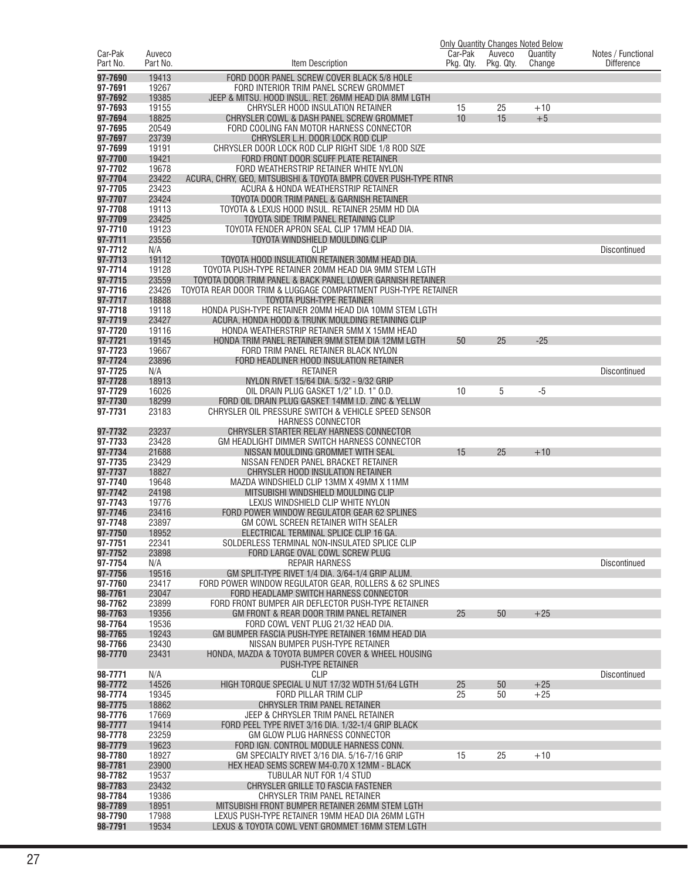| Car-Pak Part No. | Auveco Part No. | Item Description | Only Quantity Changes Noted Below Car-Pak Pkg. Qty. | Auveco Pkg. Qty. | Quantity Change | Notes / Functional Difference |
|---|---|---|---|---|---|---|
| 97-7690 | 19413 | FORD DOOR PANEL SCREW COVER BLACK 5/8 HOLE | | | | |
| 97-7691 | 19267 | FORD INTERIOR TRIM PANEL SCREW GROMMET | | | | |
| 97-7692 | 19385 | JEEP & MITSU. HOOD INSUL. RET. 26MM HEAD DIA 8MM LGTH | | | | |
| 97-7693 | 19155 | CHRYSLER HOOD INSULATION RETAINER | 15 | 25 | +10 | |
| 97-7694 | 18825 | CHRYSLER COWL & DASH PANEL SCREW GROMMET | 10 | 15 | +5 | |
| 97-7695 | 20549 | FORD COOLING FAN MOTOR HARNESS CONNECTOR | | | | |
| 97-7697 | 23739 | CHRYSLER L.H. DOOR LOCK ROD CLIP | | | | |
| 97-7699 | 19191 | CHRYSLER DOOR LOCK ROD CLIP RIGHT SIDE 1/8 ROD SIZE | | | | |
| 97-7700 | 19421 | FORD FRONT DOOR SCUFF PLATE RETAINER | | | | |
| 97-7702 | 19678 | FORD WEATHERSTRIP RETAINER WHITE NYLON | | | | |
| 97-7704 | 23422 | ACURA, CHRY, GEO, MITSUBISHI & TOYOTA BMPR COVER PUSH-TYPE RTNR | | | | |
| 97-7705 | 23423 | ACURA & HONDA WEATHERSTRIP RETAINER | | | | |
| 97-7707 | 23424 | TOYOTA DOOR TRIM PANEL & GARNISH RETAINER | | | | |
| 97-7708 | 19113 | TOYOTA & LEXUS HOOD INSUL. RETAINER 25MM HD DIA | | | | |
| 97-7709 | 23425 | TOYOTA SIDE TRIM PANEL RETAINING CLIP | | | | |
| 97-7710 | 19123 | TOYOTA FENDER APRON SEAL CLIP 17MM HEAD DIA. | | | | |
| 97-7711 | 23556 | TOYOTA WINDSHIELD MOULDING CLIP | | | | |
| 97-7712 | N/A | CLIP | | | | Discontinued |
| 97-7713 | 19112 | TOYOTA HOOD INSULATION RETAINER 30MM HEAD DIA. | | | | |
| 97-7714 | 19128 | TOYOTA PUSH-TYPE RETAINER 20MM HEAD DIA 9MM STEM LGTH | | | | |
| 97-7715 | 23559 | TOYOTA DOOR TRIM PANEL & BACK PANEL LOWER GARNISH RETAINER | | | | |
| 97-7716 | 23426 | TOYOTA REAR DOOR TRIM & LUGGAGE COMPARTMENT PUSH-TYPE RETAINER | | | | |
| 97-7717 | 18888 | TOYOTA PUSH-TYPE RETAINER | | | | |
| 97-7718 | 19118 | HONDA PUSH-TYPE RETAINER 20MM HEAD DIA 10MM STEM LGTH | | | | |
| 97-7719 | 23427 | ACURA, HONDA HOOD & TRUNK MOULDING RETAINING CLIP | | | | |
| 97-7720 | 19116 | HONDA WEATHERSTRIP RETAINER 5MM X 15MM HEAD | | | | |
| 97-7721 | 19145 | HONDA TRIM PANEL RETAINER 9MM STEM DIA 12MM LGTH | 50 | 25 | -25 | |
| 97-7723 | 19667 | FORD TRIM PANEL RETAINER BLACK NYLON | | | | |
| 97-7724 | 23896 | FORD HEADLINER HOOD INSULATION RETAINER | | | | |
| 97-7725 | N/A | RETAINER | | | | Discontinued |
| 97-7728 | 18913 | NYLON RIVET 15/64 DIA. 5/32 - 9/32 GRIP | | | | |
| 97-7729 | 16026 | OIL DRAIN PLUG GASKET 1/2" I.D. 1" O.D. | 10 | 5 | -5 | |
| 97-7730 | 18299 | FORD OIL DRAIN PLUG GASKET 14MM I.D. ZINC & YELLW | | | | |
| 97-7731 | 23183 | CHRYSLER OIL PRESSURE SWITCH & VEHICLE SPEED SENSOR HARNESS CONNECTOR | | | | |
| 97-7732 | 23237 | CHRYSLER STARTER RELAY HARNESS CONNECTOR | | | | |
| 97-7733 | 23428 | GM HEADLIGHT DIMMER SWITCH HARNESS CONNECTOR | | | | |
| 97-7734 | 21688 | NISSAN MOULDING GROMMET WITH SEAL | 15 | 25 | +10 | |
| 97-7735 | 23429 | NISSAN FENDER PANEL BRACKET RETAINER | | | | |
| 97-7737 | 18827 | CHRYSLER HOOD INSULATION RETAINER | | | | |
| 97-7740 | 19648 | MAZDA WINDSHIELD CLIP 13MM X 49MM X 11MM | | | | |
| 97-7742 | 24198 | MITSUBISHI WINDSHIELD MOULDING CLIP | | | | |
| 97-7743 | 19776 | LEXUS WINDSHIELD CLIP WHITE NYLON | | | | |
| 97-7746 | 23416 | FORD POWER WINDOW REGULATOR GEAR 62 SPLINES | | | | |
| 97-7748 | 23897 | GM COWL SCREEN RETAINER WITH SEALER | | | | |
| 97-7750 | 18952 | ELECTRICAL TERMINAL SPLICE CLIP 16 GA. | | | | |
| 97-7751 | 22341 | SOLDERLESS TERMINAL NON-INSULATED SPLICE CLIP | | | | |
| 97-7752 | 23898 | FORD LARGE OVAL COWL SCREW PLUG | | | | |
| 97-7754 | N/A | REPAIR HARNESS | | | | Discontinued |
| 97-7756 | 19516 | GM SPLIT-TYPE RIVET 1/4 DIA. 3/64-1/4 GRIP ALUM. | | | | |
| 97-7760 | 23417 | FORD POWER WINDOW REGULATOR GEAR, ROLLERS & 62 SPLINES | | | | |
| 98-7761 | 23047 | FORD HEADLAMP SWITCH HARNESS CONNECTOR | | | | |
| 98-7762 | 23899 | FORD FRONT BUMPER AIR DEFLECTOR PUSH-TYPE RETAINER | | | | |
| 98-7763 | 19356 | GM FRONT & REAR DOOR TRIM PANEL RETAINER | 25 | 50 | +25 | |
| 98-7764 | 19536 | FORD COWL VENT PLUG 21/32 HEAD DIA. | | | | |
| 98-7765 | 19243 | GM BUMPER FASCIA PUSH-TYPE RETAINER 16MM HEAD DIA | | | | |
| 98-7766 | 23430 | NISSAN BUMPER PUSH-TYPE RETAINER | | | | |
| 98-7770 | 23431 | HONDA, MAZDA & TOYOTA BUMPER COVER & WHEEL HOUSING PUSH-TYPE RETAINER | | | | |
| 98-7771 | N/A | CLIP | | | | Discontinued |
| 98-7772 | 14526 | HIGH TORQUE SPECIAL U NUT 17/32 WDTH 51/64 LGTH | 25 | 50 | +25 | |
| 98-7774 | 19345 | FORD PILLAR TRIM CLIP | 25 | 50 | +25 | |
| 98-7775 | 18862 | CHRYSLER TRIM PANEL RETAINER | | | | |
| 98-7776 | 17669 | JEEP & CHRYSLER TRIM PANEL RETAINER | | | | |
| 98-7777 | 19414 | FORD PEEL TYPE RIVET 3/16 DIA. 1/32-1/4 GRIP BLACK | | | | |
| 98-7778 | 23259 | GM GLOW PLUG HARNESS CONNECTOR | | | | |
| 98-7779 | 19623 | FORD IGN. CONTROL MODULE HARNESS CONN. | | | | |
| 98-7780 | 18927 | GM SPECIALTY RIVET 3/16 DIA. 5/16-7/16 GRIP | 15 | 25 | +10 | |
| 98-7781 | 23900 | HEX HEAD SEMS SCREW M4-0.70 X 12MM - BLACK | | | | |
| 98-7782 | 19537 | TUBULAR NUT FOR 1/4 STUD | | | | |
| 98-7783 | 23432 | CHRYSLER GRILLE TO FASCIA FASTENER | | | | |
| 98-7784 | 19386 | CHRYSLER TRIM PANEL RETAINER | | | | |
| 98-7789 | 18951 | MITSUBISHI FRONT BUMPER RETAINER 26MM STEM LGTH | | | | |
| 98-7790 | 17988 | LEXUS PUSH-TYPE RETAINER 19MM HEAD DIA 26MM LGTH | | | | |
| 98-7791 | 19534 | LEXUS & TOYOTA COWL VENT GROMMET 16MM STEM LGTH | | | | |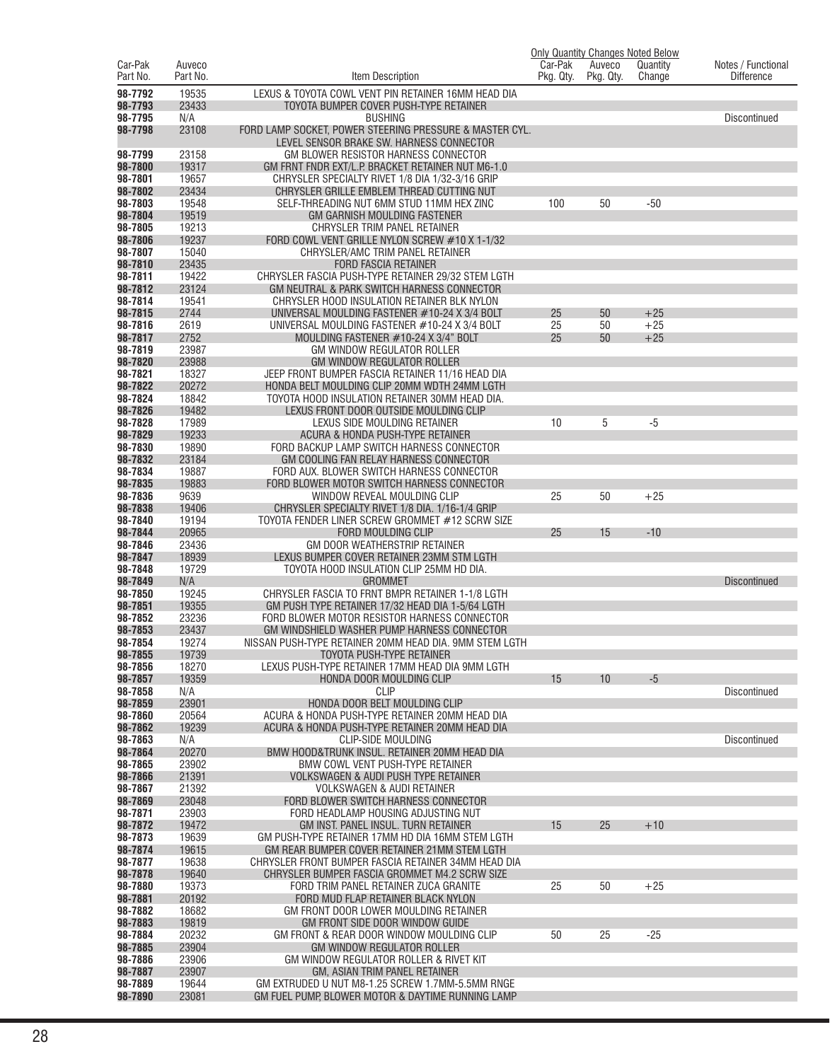| Car-Pak Part No. | Auveco Part No. | Item Description | Only Quantity Changes Noted Below Car-Pak Pkg. Qty. | Auveco Pkg. Qty. | Quantity Change | Notes / Functional Difference |
|---|---|---|---|---|---|---|
| 98-7792 | 19535 | LEXUS & TOYOTA COWL VENT PIN RETAINER 16MM HEAD DIA | | | | |
| 98-7793 | 23433 | TOYOTA BUMPER COVER PUSH-TYPE RETAINER | | | | |
| 98-7795 | N/A | BUSHING | | | | Discontinued |
| 98-7798 | 23108 | FORD LAMP SOCKET, POWER STEERING PRESSURE & MASTER CYL. LEVEL SENSOR BRAKE SW. HARNESS CONNECTOR | | | | |
| 98-7799 | 23158 | GM BLOWER RESISTOR HARNESS CONNECTOR | | | | |
| 98-7800 | 19317 | GM FRNT FNDR EXT/L.P. BRACKET RETAINER NUT M6-1.0 | | | | |
| 98-7801 | 19657 | CHRYSLER SPECIALTY RIVET 1/8 DIA 1/32-3/16 GRIP | | | | |
| 98-7802 | 23434 | CHRYSLER GRILLE EMBLEM THREAD CUTTING NUT | | | | |
| 98-7803 | 19548 | SELF-THREADING NUT 6MM STUD 11MM HEX ZINC | 100 | 50 | -50 | |
| 98-7804 | 19519 | GM GARNISH MOULDING FASTENER | | | | |
| 98-7805 | 19213 | CHRYSLER TRIM PANEL RETAINER | | | | |
| 98-7806 | 19237 | FORD COWL VENT GRILLE NYLON SCREW #10 X 1-1/32 | | | | |
| 98-7807 | 15040 | CHRYSLER/AMC TRIM PANEL RETAINER | | | | |
| 98-7810 | 23435 | FORD FASCIA RETAINER | | | | |
| 98-7811 | 19422 | CHRYSLER FASCIA PUSH-TYPE RETAINER 29/32 STEM LGTH | | | | |
| 98-7812 | 23124 | GM NEUTRAL & PARK SWITCH HARNESS CONNECTOR | | | | |
| 98-7814 | 19541 | CHRYSLER HOOD INSULATION RETAINER BLK NYLON | | | | |
| 98-7815 | 2744 | UNIVERSAL MOULDING FASTENER #10-24 X 3/4 BOLT | 25 | 50 | +25 | |
| 98-7816 | 2619 | UNIVERSAL MOULDING FASTENER #10-24 X 3/4 BOLT | 25 | 50 | +25 | |
| 98-7817 | 2752 | MOULDING FASTENER #10-24 X 3/4" BOLT | 25 | 50 | +25 | |
| 98-7819 | 23987 | GM WINDOW REGULATOR ROLLER | | | | |
| 98-7820 | 23988 | GM WINDOW REGULATOR ROLLER | | | | |
| 98-7821 | 18327 | JEEP FRONT BUMPER FASCIA RETAINER 11/16 HEAD DIA | | | | |
| 98-7822 | 20272 | HONDA BELT MOULDING CLIP 20MM WDTH 24MM LGTH | | | | |
| 98-7824 | 18842 | TOYOTA HOOD INSULATION RETAINER 30MM HEAD DIA. | | | | |
| 98-7826 | 19482 | LEXUS FRONT DOOR OUTSIDE MOULDING CLIP | | | | |
| 98-7828 | 17989 | LEXUS SIDE MOULDING RETAINER | 10 | 5 | -5 | |
| 98-7829 | 19233 | ACURA & HONDA PUSH-TYPE RETAINER | | | | |
| 98-7830 | 19890 | FORD BACKUP LAMP SWITCH HARNESS CONNECTOR | | | | |
| 98-7832 | 23184 | GM COOLING FAN RELAY HARNESS CONNECTOR | | | | |
| 98-7834 | 19887 | FORD AUX. BLOWER SWITCH HARNESS CONNECTOR | | | | |
| 98-7835 | 19883 | FORD BLOWER MOTOR SWITCH HARNESS CONNECTOR | | | | |
| 98-7836 | 9639 | WINDOW REVEAL MOULDING CLIP | 25 | 50 | +25 | |
| 98-7838 | 19406 | CHRYSLER SPECIALTY RIVET 1/8 DIA. 1/16-1/4 GRIP | | | | |
| 98-7840 | 19194 | TOYOTA FENDER LINER SCREW GROMMET #12 SCRW SIZE | | | | |
| 98-7844 | 20965 | FORD MOULDING CLIP | 25 | 15 | -10 | |
| 98-7846 | 23436 | GM DOOR WEATHERSTRIP RETAINER | | | | |
| 98-7847 | 18939 | LEXUS BUMPER COVER RETAINER 23MM STM LGTH | | | | |
| 98-7848 | 19729 | TOYOTA HOOD INSULATION CLIP 25MM HD DIA. | | | | |
| 98-7849 | N/A | GROMMET | | | | Discontinued |
| 98-7850 | 19245 | CHRYSLER FASCIA TO FRNT BMPR RETAINER 1-1/8 LGTH | | | | |
| 98-7851 | 19355 | GM PUSH TYPE RETAINER 17/32 HEAD DIA 1-5/64 LGTH | | | | |
| 98-7852 | 23236 | FORD BLOWER MOTOR RESISTOR HARNESS CONNECTOR | | | | |
| 98-7853 | 23437 | GM WINDSHIELD WASHER PUMP HARNESS CONNECTOR | | | | |
| 98-7854 | 19274 | NISSAN PUSH-TYPE RETAINER 20MM HEAD DIA. 9MM STEM LGTH | | | | |
| 98-7855 | 19739 | TOYOTA PUSH-TYPE RETAINER | | | | |
| 98-7856 | 18270 | LEXUS PUSH-TYPE RETAINER 17MM HEAD DIA 9MM LGTH | | | | |
| 98-7857 | 19359 | HONDA DOOR MOULDING CLIP | 15 | 10 | -5 | |
| 98-7858 | N/A | CLIP | | | | Discontinued |
| 98-7859 | 23901 | HONDA DOOR BELT MOULDING CLIP | | | | |
| 98-7860 | 20564 | ACURA & HONDA PUSH-TYPE RETAINER 20MM HEAD DIA | | | | |
| 98-7862 | 19239 | ACURA & HONDA PUSH-TYPE RETAINER 20MM HEAD DIA | | | | |
| 98-7863 | N/A | CLIP-SIDE MOULDING | | | | Discontinued |
| 98-7864 | 20270 | BMW HOOD&TRUNK INSUL. RETAINER 20MM HEAD DIA | | | | |
| 98-7865 | 23902 | BMW COWL VENT PUSH-TYPE RETAINER | | | | |
| 98-7866 | 21391 | VOLKSWAGEN & AUDI PUSH TYPE RETAINER | | | | |
| 98-7867 | 21392 | VOLKSWAGEN & AUDI RETAINER | | | | |
| 98-7869 | 23048 | FORD BLOWER SWITCH HARNESS CONNECTOR | | | | |
| 98-7871 | 23903 | FORD HEADLAMP HOUSING ADJUSTING NUT | | | | |
| 98-7872 | 19472 | GM INST. PANEL INSUL. TURN RETAINER | 15 | 25 | +10 | |
| 98-7873 | 19639 | GM PUSH-TYPE RETAINER 17MM HD DIA 16MM STEM LGTH | | | | |
| 98-7874 | 19615 | GM REAR BUMPER COVER RETAINER 21MM STEM LGTH | | | | |
| 98-7877 | 19638 | CHRYSLER FRONT BUMPER FASCIA RETAINER 34MM HEAD DIA | | | | |
| 98-7878 | 19640 | CHRYSLER BUMPER FASCIA GROMMET M4.2 SCRW SIZE | | | | |
| 98-7880 | 19373 | FORD TRIM PANEL RETAINER ZUCA GRANITE | 25 | 50 | +25 | |
| 98-7881 | 20192 | FORD MUD FLAP RETAINER BLACK NYLON | | | | |
| 98-7882 | 18682 | GM FRONT DOOR LOWER MOULDING RETAINER | | | | |
| 98-7883 | 19819 | GM FRONT SIDE DOOR WINDOW GUIDE | | | | |
| 98-7884 | 20232 | GM FRONT & REAR DOOR WINDOW MOULDING CLIP | 50 | 25 | -25 | |
| 98-7885 | 23904 | GM WINDOW REGULATOR ROLLER | | | | |
| 98-7886 | 23906 | GM WINDOW REGULATOR ROLLER & RIVET KIT | | | | |
| 98-7887 | 23907 | GM, ASIAN TRIM PANEL RETAINER | | | | |
| 98-7889 | 19644 | GM EXTRUDED U NUT M8-1.25 SCREW 1.7MM-5.5MM RNGE | | | | |
| 98-7890 | 23081 | GM FUEL PUMP, BLOWER MOTOR & DAYTIME RUNNING LAMP | | | | |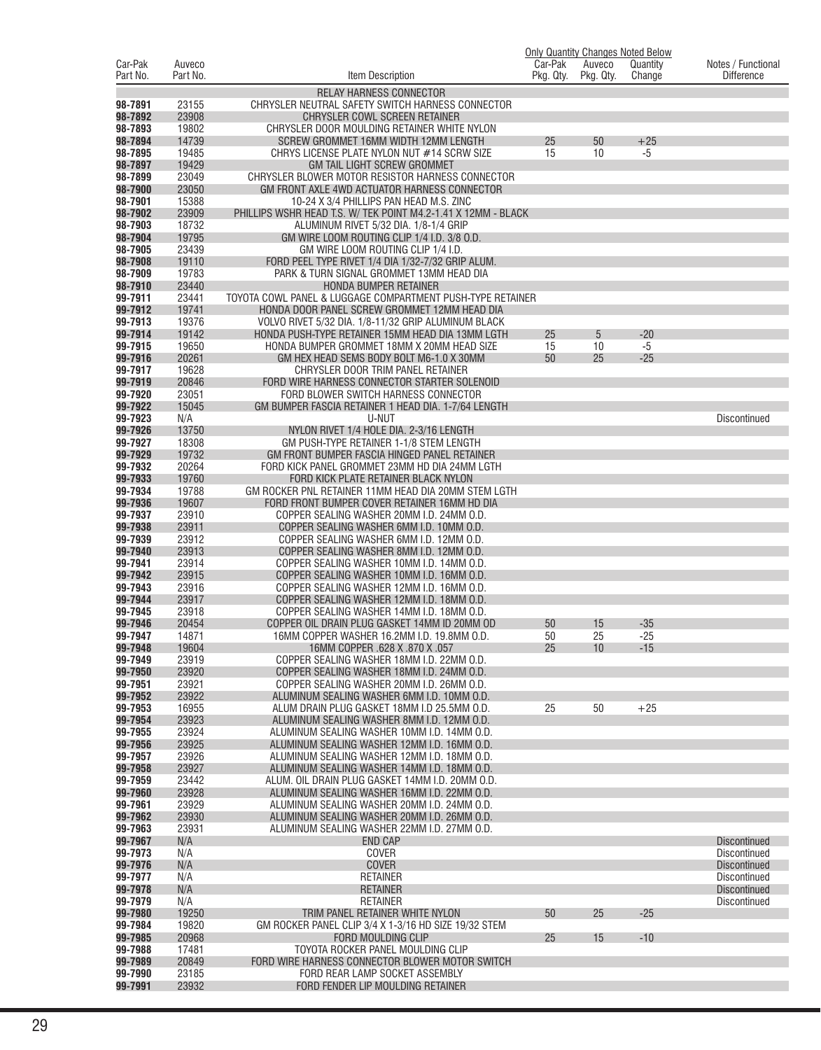| Car-Pak Part No. | Auveco Part No. | Item Description | Car-Pak Pkg. Qty. | Auveco Pkg. Qty. | Quantity Change | Notes / Functional Difference |
|---|---|---|---|---|---|---|
| | | | Only Quantity Changes Noted Below | | | |
| | | RELAY HARNESS CONNECTOR | | | | |
| 98-7891 | 23155 | CHRYSLER NEUTRAL SAFETY SWITCH HARNESS CONNECTOR | | | | |
| 98-7892 | 23908 | CHRYSLER COWL SCREEN RETAINER | | | | |
| 98-7893 | 19802 | CHRYSLER DOOR MOULDING RETAINER WHITE NYLON | | | | |
| 98-7894 | 14739 | SCREW GROMMET 16MM WIDTH 12MM LENGTH | 25 | 50 | +25 | |
| 98-7895 | 19485 | CHRYS LICENSE PLATE NYLON NUT #14 SCRW SIZE | 15 | 10 | -5 | |
| 98-7897 | 19429 | GM TAIL LIGHT SCREW GROMMET | | | | |
| 98-7899 | 23049 | CHRYSLER BLOWER MOTOR RESISTOR HARNESS CONNECTOR | | | | |
| 98-7900 | 23050 | GM FRONT AXLE 4WD ACTUATOR HARNESS CONNECTOR | | | | |
| 98-7901 | 15388 | 10-24 X 3/4 PHILLIPS PAN HEAD M.S. ZINC | | | | |
| 98-7902 | 23909 | PHILLIPS WSHR HEAD T.S. W/ TEK POINT M4.2-1.41 X 12MM - BLACK | | | | |
| 98-7903 | 18732 | ALUMINUM RIVET 5/32 DIA. 1/8-1/4 GRIP | | | | |
| 98-7904 | 19795 | GM WIRE LOOM ROUTING CLIP 1/4 I.D. 3/8 O.D. | | | | |
| 98-7905 | 23439 | GM WIRE LOOM ROUTING CLIP 1/4 I.D. | | | | |
| 98-7908 | 19110 | FORD PEEL TYPE RIVET 1/4 DIA 1/32-7/32 GRIP ALUM. | | | | |
| 98-7909 | 19783 | PARK & TURN SIGNAL GROMMET 13MM HEAD DIA | | | | |
| 98-7910 | 23440 | HONDA BUMPER RETAINER | | | | |
| 99-7911 | 23441 | TOYOTA COWL PANEL & LUGGAGE COMPARTMENT PUSH-TYPE RETAINER | | | | |
| 99-7912 | 19741 | HONDA DOOR PANEL SCREW GROMMET 12MM HEAD DIA | | | | |
| 99-7913 | 19376 | VOLVO RIVET 5/32 DIA. 1/8-11/32 GRIP ALUMINUM BLACK | | | | |
| 99-7914 | 19142 | HONDA PUSH-TYPE RETAINER 15MM HEAD DIA 13MM LGTH | 25 | 5 | -20 | |
| 99-7915 | 19650 | HONDA BUMPER GROMMET 18MM X 20MM HEAD SIZE | 15 | 10 | -5 | |
| 99-7916 | 20261 | GM HEX HEAD SEMS BODY BOLT M6-1.0 X 30MM | 50 | 25 | -25 | |
| 99-7917 | 19628 | CHRYSLER DOOR TRIM PANEL RETAINER | | | | |
| 99-7919 | 20846 | FORD WIRE HARNESS CONNECTOR STARTER SOLENOID | | | | |
| 99-7920 | 23051 | FORD BLOWER SWITCH HARNESS CONNECTOR | | | | |
| 99-7922 | 15045 | GM BUMPER FASCIA RETAINER 1 HEAD DIA. 1-7/64 LENGTH | | | | |
| 99-7923 | N/A | U-NUT | | | | Discontinued |
| 99-7926 | 13750 | NYLON RIVET 1/4 HOLE DIA. 2-3/16 LENGTH | | | | |
| 99-7927 | 18308 | GM PUSH-TYPE RETAINER 1-1/8 STEM LENGTH | | | | |
| 99-7929 | 19732 | GM FRONT BUMPER FASCIA HINGED PANEL RETAINER | | | | |
| 99-7932 | 20264 | FORD KICK PANEL GROMMET 23MM HD DIA 24MM LGTH | | | | |
| 99-7933 | 19760 | FORD KICK PLATE RETAINER BLACK NYLON | | | | |
| 99-7934 | 19788 | GM ROCKER PNL RETAINER 11MM HEAD DIA 20MM STEM LGTH | | | | |
| 99-7936 | 19607 | FORD FRONT BUMPER COVER RETAINER 16MM HD DIA | | | | |
| 99-7937 | 23910 | COPPER SEALING WASHER 20MM I.D. 24MM O.D. | | | | |
| 99-7938 | 23911 | COPPER SEALING WASHER 6MM I.D. 10MM O.D. | | | | |
| 99-7939 | 23912 | COPPER SEALING WASHER 6MM I.D. 12MM O.D. | | | | |
| 99-7940 | 23913 | COPPER SEALING WASHER 8MM I.D. 12MM O.D. | | | | |
| 99-7941 | 23914 | COPPER SEALING WASHER 10MM I.D. 14MM O.D. | | | | |
| 99-7942 | 23915 | COPPER SEALING WASHER 10MM I.D. 16MM O.D. | | | | |
| 99-7943 | 23916 | COPPER SEALING WASHER 12MM I.D. 16MM O.D. | | | | |
| 99-7944 | 23917 | COPPER SEALING WASHER 12MM I.D. 18MM O.D. | | | | |
| 99-7945 | 23918 | COPPER SEALING WASHER 14MM I.D. 18MM O.D. | | | | |
| 99-7946 | 20454 | COPPER OIL DRAIN PLUG GASKET 14MM ID 20MM OD | 50 | 15 | -35 | |
| 99-7947 | 14871 | 16MM COPPER WASHER 16.2MM I.D. 19.8MM O.D. | 50 | 25 | -25 | |
| 99-7948 | 19604 | 16MM COPPER .628 X .870 X .057 | 25 | 10 | -15 | |
| 99-7949 | 23919 | COPPER SEALING WASHER 18MM I.D. 22MM O.D. | | | | |
| 99-7950 | 23920 | COPPER SEALING WASHER 18MM I.D. 24MM O.D. | | | | |
| 99-7951 | 23921 | COPPER SEALING WASHER 20MM I.D. 26MM O.D. | | | | |
| 99-7952 | 23922 | ALUMINUM SEALING WASHER 6MM I.D. 10MM O.D. | | | | |
| 99-7953 | 16955 | ALUM DRAIN PLUG GASKET 18MM I.D 25.5MM O.D. | 25 | 50 | +25 | |
| 99-7954 | 23923 | ALUMINUM SEALING WASHER 8MM I.D. 12MM O.D. | | | | |
| 99-7955 | 23924 | ALUMINUM SEALING WASHER 10MM I.D. 14MM O.D. | | | | |
| 99-7956 | 23925 | ALUMINUM SEALING WASHER 12MM I.D. 16MM O.D. | | | | |
| 99-7957 | 23926 | ALUMINUM SEALING WASHER 12MM I.D. 18MM O.D. | | | | |
| 99-7958 | 23927 | ALUMINUM SEALING WASHER 14MM I.D. 18MM O.D. | | | | |
| 99-7959 | 23442 | ALUM. OIL DRAIN PLUG GASKET 14MM I.D. 20MM O.D. | | | | |
| 99-7960 | 23928 | ALUMINUM SEALING WASHER 16MM I.D. 22MM O.D. | | | | |
| 99-7961 | 23929 | ALUMINUM SEALING WASHER 20MM I.D. 24MM O.D. | | | | |
| 99-7962 | 23930 | ALUMINUM SEALING WASHER 20MM I.D. 26MM O.D. | | | | |
| 99-7963 | 23931 | ALUMINUM SEALING WASHER 22MM I.D. 27MM O.D. | | | | |
| 99-7967 | N/A | END CAP | | | | Discontinued |
| 99-7973 | N/A | COVER | | | | Discontinued |
| 99-7976 | N/A | COVER | | | | Discontinued |
| 99-7977 | N/A | RETAINER | | | | Discontinued |
| 99-7978 | N/A | RETAINER | | | | Discontinued |
| 99-7979 | N/A | RETAINER | | | | Discontinued |
| 99-7980 | 19250 | TRIM PANEL RETAINER WHITE NYLON | 50 | 25 | -25 | |
| 99-7984 | 19820 | GM ROCKER PANEL CLIP 3/4 X 1-3/16 HD SIZE 19/32 STEM | | | | |
| 99-7985 | 20968 | FORD MOULDING CLIP | 25 | 15 | -10 | |
| 99-7988 | 17481 | TOYOTA ROCKER PANEL MOULDING CLIP | | | | |
| 99-7989 | 20849 | FORD WIRE HARNESS CONNECTOR BLOWER MOTOR SWITCH | | | | |
| 99-7990 | 23185 | FORD REAR LAMP SOCKET ASSEMBLY | | | | |
| 99-7991 | 23932 | FORD FENDER LIP MOULDING RETAINER | | | | |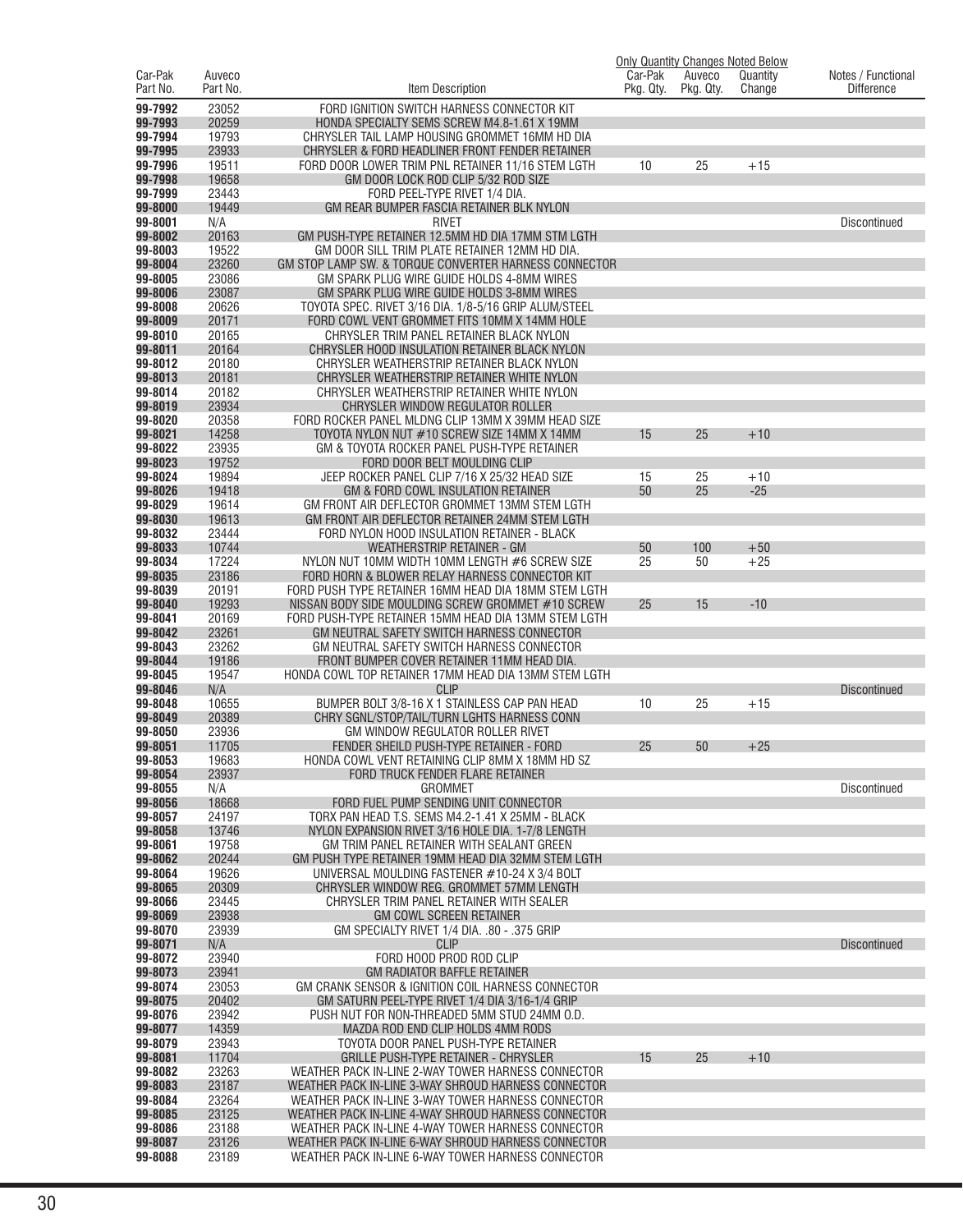| Car-Pak Part No. | Auveco Part No. | Item Description | Only Quantity Changes Noted Below | | | Notes / Functional Difference |
|---|---|---|---|---|---|---|
| | | | Car-Pak Pkg. Qty. | Auveco Pkg. Qty. | Quantity Change | |
| **99-7992** | 23052 | FORD IGNITION SWITCH HARNESS CONNECTOR KIT | | | | |
| **99-7993** | 20259 | HONDA SPECIALTY SEMS SCREW M4.8-1.61 X 19MM | | | | |
| **99-7994** | 19793 | CHRYSLER TAIL LAMP HOUSING GROMMET 16MM HD DIA | | | | |
| **99-7995** | 23933 | CHRYSLER & FORD HEADLINER FRONT FENDER RETAINER | | | | |
| **99-7996** | 19511 | FORD DOOR LOWER TRIM PNL RETAINER 11/16 STEM LGTH | 10 | 25 | +15 | |
| **99-7998** | 19658 | GM DOOR LOCK ROD CLIP 5/32 ROD SIZE | | | | |
| **99-7999** | 23443 | FORD PEEL-TYPE RIVET 1/4 DIA. | | | | |
| **99-8000** | 19449 | GM REAR BUMPER FASCIA RETAINER BLK NYLON | | | | |
| **99-8001** | N/A | RIVET | | | | Discontinued |
| **99-8002** | 20163 | GM PUSH-TYPE RETAINER 12.5MM HD DIA 17MM STM LGTH | | | | |
| **99-8003** | 19522 | GM DOOR SILL TRIM PLATE RETAINER 12MM HD DIA. | | | | |
| **99-8004** | 23260 | GM STOP LAMP SW. & TORQUE CONVERTER HARNESS CONNECTOR | | | | |
| **99-8005** | 23086 | GM SPARK PLUG WIRE GUIDE HOLDS 4-8MM WIRES | | | | |
| **99-8006** | 23087 | GM SPARK PLUG WIRE GUIDE HOLDS 3-8MM WIRES | | | | |
| **99-8008** | 20626 | TOYOTA SPEC. RIVET 3/16 DIA. 1/8-5/16 GRIP ALUM/STEEL | | | | |
| **99-8009** | 20171 | FORD COWL VENT GROMMET FITS 10MM X 14MM HOLE | | | | |
| **99-8010** | 20165 | CHRYSLER TRIM PANEL RETAINER BLACK NYLON | | | | |
| **99-8011** | 20164 | CHRYSLER HOOD INSULATION RETAINER BLACK NYLON | | | | |
| **99-8012** | 20180 | CHRYSLER WEATHERSTRIP RETAINER BLACK NYLON | | | | |
| **99-8013** | 20181 | CHRYSLER WEATHERSTRIP RETAINER WHITE NYLON | | | | |
| **99-8014** | 20182 | CHRYSLER WEATHERSTRIP RETAINER WHITE NYLON | | | | |
| **99-8019** | 23934 | CHRYSLER WINDOW REGULATOR ROLLER | | | | |
| **99-8020** | 20358 | FORD ROCKER PANEL MLDNG CLIP 13MM X 39MM HEAD SIZE | | | | |
| **99-8021** | 14258 | TOYOTA NYLON NUT #10 SCREW SIZE 14MM X 14MM | 15 | 25 | +10 | |
| **99-8022** | 23935 | GM & TOYOTA ROCKER PANEL PUSH-TYPE RETAINER | | | | |
| **99-8023** | 19752 | FORD DOOR BELT MOULDING CLIP | | | | |
| **99-8024** | 19894 | JEEP ROCKER PANEL CLIP 7/16 X 25/32 HEAD SIZE | 15 | 25 | +10 | |
| **99-8026** | 19418 | GM & FORD COWL INSULATION RETAINER | 50 | 25 | -25 | |
| **99-8029** | 19614 | GM FRONT AIR DEFLECTOR GROMMET 13MM STEM LGTH | | | | |
| **99-8030** | 19613 | GM FRONT AIR DEFLECTOR RETAINER 24MM STEM LGTH | | | | |
| **99-8032** | 23444 | FORD NYLON HOOD INSULATION RETAINER - BLACK | | | | |
| **99-8033** | 10744 | WEATHERSTRIP RETAINER - GM | 50 | 100 | +50 | |
| **99-8034** | 17224 | NYLON NUT 10MM WIDTH 10MM LENGTH #6 SCREW SIZE | 25 | 50 | +25 | |
| **99-8035** | 23186 | FORD HORN & BLOWER RELAY HARNESS CONNECTOR KIT | | | | |
| **99-8039** | 20191 | FORD PUSH TYPE RETAINER 16MM HEAD DIA 18MM STEM LGTH | | | | |
| **99-8040** | 19293 | NISSAN BODY SIDE MOULDING SCREW GROMMET #10 SCREW | 25 | 15 | -10 | |
| **99-8041** | 20169 | FORD PUSH-TYPE RETAINER 15MM HEAD DIA 13MM STEM LGTH | | | | |
| **99-8042** | 23261 | GM NEUTRAL SAFETY SWITCH HARNESS CONNECTOR | | | | |
| **99-8043** | 23262 | GM NEUTRAL SAFETY SWITCH HARNESS CONNECTOR | | | | |
| **99-8044** | 19186 | FRONT BUMPER COVER RETAINER 11MM HEAD DIA. | | | | |
| **99-8045** | 19547 | HONDA COWL TOP RETAINER 17MM HEAD DIA 13MM STEM LGTH | | | | |
| **99-8046** | N/A | CLIP | | | | Discontinued |
| **99-8048** | 10655 | BUMPER BOLT 3/8-16 X 1 STAINLESS CAP PAN HEAD | 10 | 25 | +15 | |
| **99-8049** | 20389 | CHRY SGNL/STOP/TAIL/TURN LGHTS HARNESS CONN | | | | |
| **99-8050** | 23936 | GM WINDOW REGULATOR ROLLER RIVET | | | | |
| **99-8051** | 11705 | FENDER SHEILD PUSH-TYPE RETAINER - FORD | 25 | 50 | +25 | |
| **99-8053** | 19683 | HONDA COWL VENT RETAINING CLIP 8MM X 18MM HD SZ | | | | |
| **99-8054** | 23937 | FORD TRUCK FENDER FLARE RETAINER | | | | |
| **99-8055** | N/A | GROMMET | | | | Discontinued |
| **99-8056** | 18668 | FORD FUEL PUMP SENDING UNIT CONNECTOR | | | | |
| **99-8057** | 24197 | TORX PAN HEAD T.S. SEMS M4.2-1.41 X 25MM - BLACK | | | | |
| **99-8058** | 13746 | NYLON EXPANSION RIVET 3/16 HOLE DIA. 1-7/8 LENGTH | | | | |
| **99-8061** | 19758 | GM TRIM PANEL RETAINER WITH SEALANT GREEN | | | | |
| **99-8062** | 20244 | GM PUSH TYPE RETAINER 19MM HEAD DIA 32MM STEM LGTH | | | | |
| **99-8064** | 19626 | UNIVERSAL MOULDING FASTENER #10-24 X 3/4 BOLT | | | | |
| **99-8065** | 20309 | CHRYSLER WINDOW REG. GROMMET 57MM LENGTH | | | | |
| **99-8066** | 23445 | CHRYSLER TRIM PANEL RETAINER WITH SEALER | | | | |
| **99-8069** | 23938 | GM COWL SCREEN RETAINER | | | | |
| **99-8070** | 23939 | GM SPECIALTY RIVET 1/4 DIA. .80 - .375 GRIP | | | | |
| **99-8071** | N/A | CLIP | | | | Discontinued |
| **99-8072** | 23940 | FORD HOOD PROD ROD CLIP | | | | |
| **99-8073** | 23941 | GM RADIATOR BAFFLE RETAINER | | | | |
| **99-8074** | 23053 | GM CRANK SENSOR & IGNITION COIL HARNESS CONNECTOR | | | | |
| **99-8075** | 20402 | GM SATURN PEEL-TYPE RIVET 1/4 DIA 3/16-1/4 GRIP | | | | |
| **99-8076** | 23942 | PUSH NUT FOR NON-THREADED 5MM STUD 24MM O.D. | | | | |
| **99-8077** | 14359 | MAZDA ROD END CLIP HOLDS 4MM RODS | | | | |
| **99-8079** | 23943 | TOYOTA DOOR PANEL PUSH-TYPE RETAINER | | | | |
| **99-8081** | 11704 | GRILLE PUSH-TYPE RETAINER - CHRYSLER | 15 | 25 | +10 | |
| **99-8082** | 23263 | WEATHER PACK IN-LINE 2-WAY TOWER HARNESS CONNECTOR | | | | |
| **99-8083** | 23187 | WEATHER PACK IN-LINE 3-WAY SHROUD HARNESS CONNECTOR | | | | |
| **99-8084** | 23264 | WEATHER PACK IN-LINE 3-WAY TOWER HARNESS CONNECTOR | | | | |
| **99-8085** | 23125 | WEATHER PACK IN-LINE 4-WAY SHROUD HARNESS CONNECTOR | | | | |
| **99-8086** | 23188 | WEATHER PACK IN-LINE 4-WAY TOWER HARNESS CONNECTOR | | | | |
| **99-8087** | 23126 | WEATHER PACK IN-LINE 6-WAY SHROUD HARNESS CONNECTOR | | | | |
| **99-8088** | 23189 | WEATHER PACK IN-LINE 6-WAY TOWER HARNESS CONNECTOR | | | | |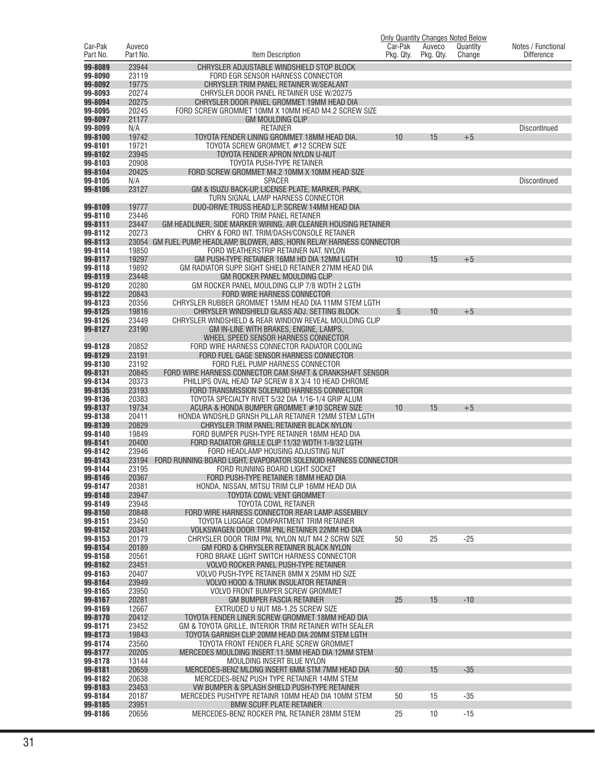| Car-Pak Part No. | Auveco Part No. | Item Description | Car-Pak Pkg. Qty. | Auveco Pkg. Qty. | Quantity Change | Notes / Functional Difference |
|---|---|---|---|---|---|---|
| | | | Only Quantity Changes Noted Below | | | |
| 99-8089 | 23944 | CHRYSLER ADJUSTABLE WINDSHIELD STOP BLOCK | | | | |
| 99-8090 | 23119 | FORD EGR SENSOR HARNESS CONNECTOR | | | | |
| 99-8092 | 19775 | CHRYSLER TRIM PANEL RETAINER W/SEALANT | | | | |
| 99-8093 | 20274 | CHRYSLER DOOR PANEL RETAINER USE W/20275 | | | | |
| 99-8094 | 20275 | CHRYSLER DOOR PANEL GROMMET 19MM HEAD DIA | | | | |
| 99-8095 | 20245 | FORD SCREW GROMMET 10MM X 10MM HEAD M4.2 SCREW SIZE | | | | |
| 99-8097 | 21177 | GM MOULDING CLIP | | | | |
| 99-8099 | N/A | RETAINER | | | | Discontinued |
| 99-8100 | 19742 | TOYOTA FENDER LINING GROMMET 18MM HEAD DIA. | 10 | 15 | +5 | |
| 99-8101 | 19721 | TOYOTA SCREW GROMMET, #12 SCREW SIZE | | | | |
| 99-8102 | 23945 | TOYOTA FENDER APRON NYLON U-NUT | | | | |
| 99-8103 | 20908 | TOYOTA PUSH-TYPE RETAINER | | | | |
| 99-8104 | 20425 | FORD SCREW GROMMET M4.2 10MM X 10MM HEAD SIZE | | | | |
| 99-8105 | N/A | SPACER | | | | Discontinued |
| 99-8106 | 23127 | GM & ISUZU BACK-UP, LICENSE PLATE, MARKER, PARK, TURN SIGNAL LAMP HARNESS CONNECTOR | | | | |
| 99-8109 | 19777 | DUO-DRIVE TRUSS HEAD L.P. SCREW 14MM HEAD DIA | | | | |
| 99-8110 | 23446 | FORD TRIM PANEL RETAINER | | | | |
| 99-8111 | 23447 | GM HEADLINER, SIDE MARKER WIRING, AIR CLEANER HOUSING RETAINER | | | | |
| 99-8112 | 20273 | CHRY & FORD INT. TRIM/DASH/CONSOLE RETAINER | | | | |
| 99-8113 | 23054 | GM FUEL PUMP, HEADLAMP, BLOWER, ABS, HORN RELAY HARNESS CONNECTOR | | | | |
| 99-8114 | 19850 | FORD WEATHERSTRIP RETAINER NAT. NYLON | | | | |
| 99-8117 | 19297 | GM PUSH-TYPE RETAINER 16MM HD DIA 12MM LGTH | 10 | 15 | +5 | |
| 99-8118 | 19892 | GM RADIATOR SUPP. SIGHT SHIELD RETAINER 27MM HEAD DIA | | | | |
| 99-8119 | 23448 | GM ROCKER PANEL MOULDING CLIP | | | | |
| 99-8120 | 20280 | GM ROCKER PANEL MOULDING CLIP 7/8 WDTH 2 LGTH | | | | |
| 99-8122 | 20843 | FORD WIRE HARNESS CONNECTOR | | | | |
| 99-8123 | 20356 | CHRYSLER RUBBER GROMMET 15MM HEAD DIA 11MM STEM LGTH | | | | |
| 99-8125 | 19816 | CHRYSLER WINDSHIELD GLASS ADJ. SETTING BLOCK | 5 | 10 | +5 | |
| 99-8126 | 23449 | CHRYSLER WINDSHIELD & REAR WINDOW REVEAL MOULDING CLIP | | | | |
| 99-8127 | 23190 | GM IN-LINE WITH BRAKES, ENGINE, LAMPS, WHEEL SPEED SENSOR HARNESS CONNECTOR | | | | |
| 99-8128 | 20852 | FORD WIRE HARNESS CONNECTOR RADIATOR COOLING | | | | |
| 99-8129 | 23191 | FORD FUEL GAGE SENSOR HARNESS CONNECTOR | | | | |
| 99-8130 | 23192 | FORD FUEL PUMP HARNESS CONNECTOR | | | | |
| 99-8131 | 20845 | FORD WIRE HARNESS CONNECTOR CAM SHAFT & CRANKSHAFT SENSOR | | | | |
| 99-8134 | 20373 | PHILLIPS OVAL HEAD TAP SCREW 8 X 3/4 10 HEAD CHROME | | | | |
| 99-8135 | 23193 | FORD TRANSMISSION SOLENOID HARNESS CONNECTOR | | | | |
| 99-8136 | 20383 | TOYOTA SPECIALTY RIVET 5/32 DIA 1/16-1/4 GRIP ALUM | | | | |
| 99-8137 | 19734 | ACURA & HONDA BUMPER GROMMET #10 SCREW SIZE | 10 | 15 | +5 | |
| 99-8138 | 20411 | HONDA WNDSHLD GRNSH PILLAR RETAINER 12MM STEM LGTH | | | | |
| 99-8139 | 20829 | CHRYSLER TRIM PANEL RETAINER BLACK NYLON | | | | |
| 99-8140 | 19849 | FORD BUMPER PUSH-TYPE RETAINER 18MM HEAD DIA | | | | |
| 99-8141 | 20400 | FORD RADIATOR GRILLE CLIP 11/32 WDTH 1-9/32 LGTH | | | | |
| 99-8142 | 23946 | FORD HEADLAMP HOUSING ADJUSTING NUT | | | | |
| 99-8143 | 23194 | FORD RUNNING BOARD LIGHT, EVAPORATOR SOLENOID HARNESS CONNECTOR | | | | |
| 99-8144 | 23195 | FORD RUNNING BOARD LIGHT SOCKET | | | | |
| 99-8146 | 20367 | FORD PUSH-TYPE RETAINER 18MM HEAD DIA | | | | |
| 99-8147 | 20381 | HONDA, NISSAN, MITSU TRIM CLIP 16MM HEAD DIA | | | | |
| 99-8148 | 23947 | TOYOTA COWL VENT GROMMET | | | | |
| 99-8149 | 23948 | TOYOTA COWL RETAINER | | | | |
| 99-8150 | 20848 | FORD WIRE HARNESS CONNECTOR REAR LAMP ASSEMBLY | | | | |
| 99-8151 | 23450 | TOYOTA LUGGAGE COMPARTMENT TRIM RETAINER | | | | |
| 99-8152 | 20341 | VOLKSWAGEN DOOR TRM PNL RETAINER 22MM HD DIA | | | | |
| 99-8153 | 20179 | CHRYSLER DOOR TRIM PNL NYLON NUT M4.2 SCRW SIZE | 50 | 25 | -25 | |
| 99-8154 | 20189 | GM FORD & CHRYSLER RETAINER BLACK NYLON | | | | |
| 99-8158 | 20561 | FORD BRAKE LIGHT SWITCH HARNESS CONNECTOR | | | | |
| 99-8162 | 23451 | VOLVO ROCKER PANEL PUSH-TYPE RETAINER | | | | |
| 99-8163 | 20407 | VOLVO PUSH-TYPE RETAINER 8MM X 25MM HD SIZE | | | | |
| 99-8164 | 23949 | VOLVO HOOD & TRUNK INSULATOR RETAINER | | | | |
| 99-8165 | 23950 | VOLVO FRONT BUMPER SCREW GROMMET | | | | |
| 99-8167 | 20281 | GM BUMPER FASCIA RETAINER | 25 | 15 | -10 | |
| 99-8169 | 12667 | EXTRUDED U NUT M8-1.25 SCREW SIZE | | | | |
| 99-8170 | 20412 | TOYOTA FENDER LINER SCREW GROMMET 18MM HEAD DIA | | | | |
| 99-8171 | 23452 | GM & TOYOTA GRILLE, INTERIOR TRIM RETAINER WITH SEALER | | | | |
| 99-8173 | 19843 | TOYOTA GARNISH CLIP 20MM HEAD DIA 20MM STEM LGTH | | | | |
| 99-8174 | 23560 | TOYOTA FRONT FENDER FLARE SCREW GROMMET | | | | |
| 99-8177 | 20205 | MERCEDES MOULDING INSERT 11.5MM HEAD DIA 12MM STEM | | | | |
| 99-8178 | 13144 | MOULDING INSERT BLUE NYLON | | | | |
| 99-8181 | 20659 | MERCEDES-BENZ MLDNG INSERT 6MM STM 7MM HEAD DIA | 50 | 15 | -35 | |
| 99-8182 | 20638 | MERCEDES-BENZ PUSH TYPE RETAINER 14MM STEM | | | | |
| 99-8183 | 23453 | VW BUMPER & SPLASH SHIELD PUSH-TYPE RETAINER | | | | |
| 99-8184 | 20187 | MERCEDES PUSHTYPE RETAINR 10MM HEAD DIA 10MM STEM | 50 | 15 | -35 | |
| 99-8185 | 23951 | BMW SCUFF PLATE RETAINER | | | | |
| 99-8186 | 20656 | MERCEDES-BENZ ROCKER PNL RETAINER 28MM STEM | 25 | 10 | -15 | |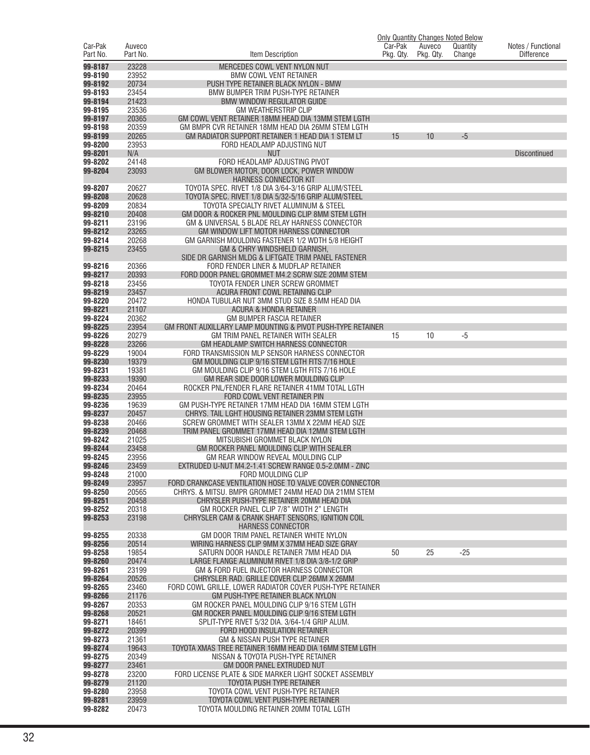| Car-Pak Part No. | Auveco Part No. | Item Description | Only Quantity Changes Noted Below Car-Pak Pkg. Qty. | Auveco Pkg. Qty. | Quantity Change | Notes / Functional Difference |
|---|---|---|---|---|---|---|
| 99-8187 | 23228 | MERCEDES COWL VENT NYLON NUT | | | | |
| 99-8190 | 23952 | BMW COWL VENT RETAINER | | | | |
| 99-8192 | 20734 | PUSH TYPE RETAINER BLACK NYLON - BMW | | | | |
| 99-8193 | 23454 | BMW BUMPER TRIM PUSH-TYPE RETAINER | | | | |
| 99-8194 | 21423 | BMW WINDOW REGULATOR GUIDE | | | | |
| 99-8195 | 23536 | GM WEATHERSTRIP CLIP | | | | |
| 99-8197 | 20365 | GM COWL VENT RETAINER 18MM HEAD DIA 13MM STEM LGTH | | | | |
| 99-8198 | 20359 | GM BMPR CVR RETAINER 18MM HEAD DIA 26MM STEM LGTH | | | | |
| 99-8199 | 20265 | GM RADIATOR SUPPORT RETAINER 1 HEAD DIA 1 STEM LT | 15 | 10 | -5 | |
| 99-8200 | 23953 | FORD HEADLAMP ADJUSTING NUT | | | | |
| 99-8201 | N/A | NUT | | | | Discontinued |
| 99-8202 | 24148 | FORD HEADLAMP ADJUSTING PIVOT | | | | |
| 99-8204 | 23093 | GM BLOWER MOTOR, DOOR LOCK, POWER WINDOW HARNESS CONNECTOR KIT | | | | |
| 99-8207 | 20627 | TOYOTA SPEC. RIVET 1/8 DIA 3/64-3/16 GRIP ALUM/STEEL | | | | |
| 99-8208 | 20628 | TOYOTA SPEC. RIVET 1/8 DIA 5/32-5/16 GRIP ALUM/STEEL | | | | |
| 99-8209 | 20834 | TOYOTA SPECIALTY RIVET ALUMINUM & STEEL | | | | |
| 99-8210 | 20408 | GM DOOR & ROCKER PNL MOULDING CLIP 8MM STEM LGTH | | | | |
| 99-8211 | 23196 | GM & UNIVERSAL 5 BLADE RELAY HARNESS CONNECTOR | | | | |
| 99-8212 | 23265 | GM WINDOW LIFT MOTOR HARNESS CONNECTOR | | | | |
| 99-8214 | 20268 | GM GARNISH MOULDING FASTENER 1/2 WDTH 5/8 HEIGHT | | | | |
| 99-8215 | 23455 | GM & CHRY WINDSHIELD GARNISH, SIDE DR GARNISH MLDG & LIFTGATE TRIM PANEL FASTENER | | | | |
| 99-8216 | 20366 | FORD FENDER LINER & MUDFLAP RETAINER | | | | |
| 99-8217 | 20393 | FORD DOOR PANEL GROMMET M4.2 SCRW SIZE 20MM STEM | | | | |
| 99-8218 | 23456 | TOYOTA FENDER LINER SCREW GROMMET | | | | |
| 99-8219 | 23457 | ACURA FRONT COWL RETAINING CLIP | | | | |
| 99-8220 | 20472 | HONDA TUBULAR NUT 3MM STUD SIZE 8.5MM HEAD DIA | | | | |
| 99-8221 | 21107 | ACURA & HONDA RETAINER | | | | |
| 99-8224 | 20362 | GM BUMPER FASCIA RETAINER | | | | |
| 99-8225 | 23954 | GM FRONT AUXILLARY LAMP MOUNTING & PIVOT PUSH-TYPE RETAINER | | | | |
| 99-8226 | 20279 | GM TRIM PANEL RETAINER WITH SEALER | 15 | 10 | -5 | |
| 99-8228 | 23266 | GM HEADLAMP SWITCH HARNESS CONNECTOR | | | | |
| 99-8229 | 19004 | FORD TRANSMISSION MLP SENSOR HARNESS CONNECTOR | | | | |
| 99-8230 | 19379 | GM MOULDING CLIP 9/16 STEM LGTH FITS 7/16 HOLE | | | | |
| 99-8231 | 19381 | GM MOULDING CLIP 9/16 STEM LGTH FITS 7/16 HOLE | | | | |
| 99-8233 | 19390 | GM REAR SIDE DOOR LOWER MOULDING CLIP | | | | |
| 99-8234 | 20464 | ROCKER PNL/FENDER FLARE RETAINER 41MM TOTAL LGTH | | | | |
| 99-8235 | 23955 | FORD COWL VENT RETAINER PIN | | | | |
| 99-8236 | 19639 | GM PUSH-TYPE RETAINER 17MM HEAD DIA 16MM STEM LGTH | | | | |
| 99-8237 | 20457 | CHRYS. TAIL LGHT HOUSING RETAINER 23MM STEM LGTH | | | | |
| 99-8238 | 20466 | SCREW GROMMET WITH SEALER 13MM X 22MM HEAD SIZE | | | | |
| 99-8239 | 20468 | TRIM PANEL GROMMET 17MM HEAD DIA 12MM STEM LGTH | | | | |
| 99-8242 | 21025 | MITSUBISHI GROMMET BLACK NYLON | | | | |
| 99-8244 | 23458 | GM ROCKER PANEL MOULDING CLIP WITH SEALER | | | | |
| 99-8245 | 23956 | GM REAR WINDOW REVEAL MOULDING CLIP | | | | |
| 99-8246 | 23459 | EXTRUDED U-NUT M4.2-1.41 SCREW RANGE 0.5-2.0MM - ZINC | | | | |
| 99-8248 | 21000 | FORD MOULDING CLIP | | | | |
| 99-8249 | 23957 | FORD CRANKCASE VENTILATION HOSE TO VALVE COVER CONNECTOR | | | | |
| 99-8250 | 20565 | CHRYS. & MITSU. BMPR GROMMET 24MM HEAD DIA 21MM STEM | | | | |
| 99-8251 | 20458 | CHRYSLER PUSH-TYPE RETAINER 20MM HEAD DIA | | | | |
| 99-8252 | 20318 | GM ROCKER PANEL CLIP 7/8" WIDTH 2" LENGTH | | | | |
| 99-8253 | 23198 | CHRYSLER CAM & CRANK SHAFT SENSORS, IGNITION COIL HARNESS CONNECTOR | | | | |
| 99-8255 | 20338 | GM DOOR TRIM PANEL RETAINER WHITE NYLON | | | | |
| 99-8256 | 20514 | WIRING HARNESS CLIP 9MM X 37MM HEAD SIZE GRAY | | | | |
| 99-8258 | 19854 | SATURN DOOR HANDLE RETAINER 7MM HEAD DIA | 50 | 25 | -25 | |
| 99-8260 | 20474 | LARGE FLANGE ALUMINUM RIVET 1/8 DIA 3/8-1/2 GRIP | | | | |
| 99-8261 | 23199 | GM & FORD FUEL INJECTOR HARNESS CONNECTOR | | | | |
| 99-8264 | 20526 | CHRYSLER RAD. GRILLE COVER CLIP 26MM X 26MM | | | | |
| 99-8265 | 23460 | FORD COWL GRILLE, LOWER RADIATOR COVER PUSH-TYPE RETAINER | | | | |
| 99-8266 | 21176 | GM PUSH-TYPE RETAINER BLACK NYLON | | | | |
| 99-8267 | 20353 | GM ROCKER PANEL MOULDING CLIP 9/16 STEM LGTH | | | | |
| 99-8268 | 20521 | GM ROCKER PANEL MOULDING CLIP 9/16 STEM LGTH | | | | |
| 99-8271 | 18461 | SPLIT-TYPE RIVET 5/32 DIA. 3/64-1/4 GRIP ALUM. | | | | |
| 99-8272 | 20399 | FORD HOOD INSULATION RETAINER | | | | |
| 99-8273 | 21361 | GM & NISSAN PUSH TYPE RETAINER | | | | |
| 99-8274 | 19643 | TOYOTA XMAS TREE RETAINER 16MM HEAD DIA 16MM STEM LGTH | | | | |
| 99-8275 | 20349 | NISSAN & TOYOTA PUSH-TYPE RETAINER | | | | |
| 99-8277 | 23461 | GM DOOR PANEL EXTRUDED NUT | | | | |
| 99-8278 | 23200 | FORD LICENSE PLATE & SIDE MARKER LIGHT SOCKET ASSEMBLY | | | | |
| 99-8279 | 21120 | TOYOTA PUSH TYPE RETAINER | | | | |
| 99-8280 | 23958 | TOYOTA COWL VENT PUSH-TYPE RETAINER | | | | |
| 99-8281 | 23959 | TOYOTA COWL VENT PUSH-TYPE RETAINER | | | | |
| 99-8282 | 20473 | TOYOTA MOULDING RETAINER 20MM TOTAL LGTH | | | | |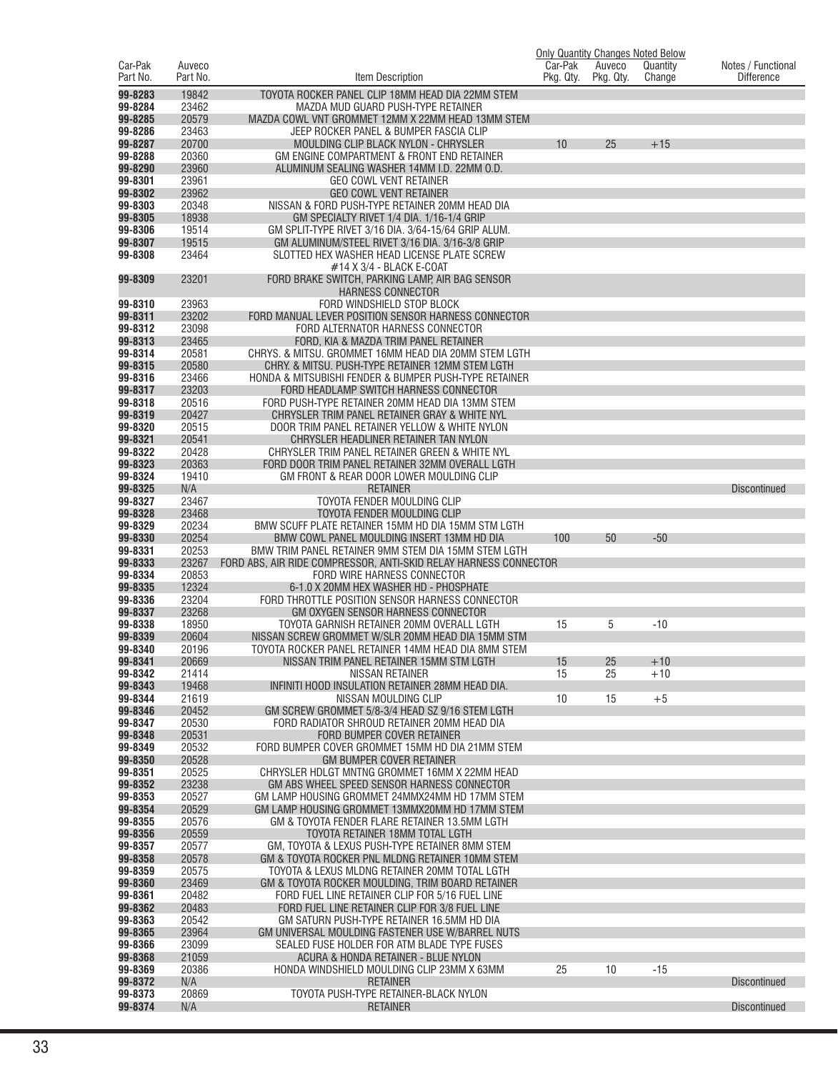| Car-Pak Part No. | Auveco Part No. | Item Description | Car-Pak Pkg. Qty. | Auveco Pkg. Qty. | Quantity Change | Notes / Functional Difference |
|---|---|---|---|---|---|---|
| | | | Only Quantity Changes Noted Below | | | |
| 99-8283 | 19842 | TOYOTA ROCKER PANEL CLIP 18MM HEAD DIA 22MM STEM | | | | |
| 99-8284 | 23462 | MAZDA MUD GUARD PUSH-TYPE RETAINER | | | | |
| 99-8285 | 20579 | MAZDA COWL VNT GROMMET 12MM X 22MM HEAD 13MM STEM | | | | |
| 99-8286 | 23463 | JEEP ROCKER PANEL & BUMPER FASCIA CLIP | | | | |
| 99-8287 | 20700 | MOULDING CLIP BLACK NYLON - CHRYSLER | 10 | 25 | +15 | |
| 99-8288 | 20360 | GM ENGINE COMPARTMENT & FRONT END RETAINER | | | | |
| 99-8290 | 23960 | ALUMINUM SEALING WASHER 14MM I.D. 22MM O.D. | | | | |
| 99-8301 | 23961 | GEO COWL VENT RETAINER | | | | |
| 99-8302 | 23962 | GEO COWL VENT RETAINER | | | | |
| 99-8303 | 20348 | NISSAN & FORD PUSH-TYPE RETAINER 20MM HEAD DIA | | | | |
| 99-8305 | 18938 | GM SPECIALTY RIVET 1/4 DIA. 1/16-1/4 GRIP | | | | |
| 99-8306 | 19514 | GM SPLIT-TYPE RIVET 3/16 DIA. 3/64-15/64 GRIP ALUM. | | | | |
| 99-8307 | 19515 | GM ALUMINUM/STEEL RIVET 3/16 DIA. 3/16-3/8 GRIP | | | | |
| 99-8308 | 23464 | SLOTTED HEX WASHER HEAD LICENSE PLATE SCREW #14 X 3/4 - BLACK E-COAT | | | | |
| 99-8309 | 23201 | FORD BRAKE SWITCH, PARKING LAMP, AIR BAG SENSOR HARNESS CONNECTOR | | | | |
| 99-8310 | 23963 | FORD WINDSHIELD STOP BLOCK | | | | |
| 99-8311 | 23202 | FORD MANUAL LEVER POSITION SENSOR HARNESS CONNECTOR | | | | |
| 99-8312 | 23098 | FORD ALTERNATOR HARNESS CONNECTOR | | | | |
| 99-8313 | 23465 | FORD, KIA & MAZDA TRIM PANEL RETAINER | | | | |
| 99-8314 | 20581 | CHRYS. & MITSU. GROMMET 16MM HEAD DIA 20MM STEM LGTH | | | | |
| 99-8315 | 20580 | CHRY. & MITSU. PUSH-TYPE RETAINER 12MM STEM LGTH | | | | |
| 99-8316 | 23466 | HONDA & MITSUBISHI FENDER & BUMPER PUSH-TYPE RETAINER | | | | |
| 99-8317 | 23203 | FORD HEADLAMP SWITCH HARNESS CONNECTOR | | | | |
| 99-8318 | 20516 | FORD PUSH-TYPE RETAINER 20MM HEAD DIA 13MM STEM | | | | |
| 99-8319 | 20427 | CHRYSLER TRIM PANEL RETAINER GRAY & WHITE NYL | | | | |
| 99-8320 | 20515 | DOOR TRIM PANEL RETAINER YELLOW & WHITE NYLON | | | | |
| 99-8321 | 20541 | CHRYSLER HEADLINER RETAINER TAN NYLON | | | | |
| 99-8322 | 20428 | CHRYSLER TRIM PANEL RETAINER GREEN & WHITE NYL | | | | |
| 99-8323 | 20363 | FORD DOOR TRIM PANEL RETAINER 32MM OVERALL LGTH | | | | |
| 99-8324 | 19410 | GM FRONT & REAR DOOR LOWER MOULDING CLIP | | | | |
| 99-8325 | N/A | RETAINER | | | | Discontinued |
| 99-8327 | 23467 | TOYOTA FENDER MOULDING CLIP | | | | |
| 99-8328 | 23468 | TOYOTA FENDER MOULDING CLIP | | | | |
| 99-8329 | 20234 | BMW SCUFF PLATE RETAINER 15MM HD DIA 15MM STM LGTH | | | | |
| 99-8330 | 20254 | BMW COWL PANEL MOULDING INSERT 13MM HD DIA | 100 | 50 | -50 | |
| 99-8331 | 20253 | BMW TRIM PANEL RETAINER 9MM STEM DIA 15MM STEM LGTH | | | | |
| 99-8333 | 23267 | FORD ABS, AIR RIDE COMPRESSOR, ANTI-SKID RELAY HARNESS CONNECTOR | | | | |
| 99-8334 | 20853 | FORD WIRE HARNESS CONNECTOR | | | | |
| 99-8335 | 12324 | 6-1.0 X 20MM HEX WASHER HD - PHOSPHATE | | | | |
| 99-8336 | 23204 | FORD THROTTLE POSITION SENSOR HARNESS CONNECTOR | | | | |
| 99-8337 | 23268 | GM OXYGEN SENSOR HARNESS CONNECTOR | | | | |
| 99-8338 | 18950 | TOYOTA GARNISH RETAINER 20MM OVERALL LGTH | 15 | 5 | -10 | |
| 99-8339 | 20604 | NISSAN SCREW GROMMET W/SLR 20MM HEAD DIA 15MM STM | | | | |
| 99-8340 | 20196 | TOYOTA ROCKER PANEL RETAINER 14MM HEAD DIA 8MM STEM | | | | |
| 99-8341 | 20669 | NISSAN TRIM PANEL RETAINER 15MM STM LGTH | 15 | 25 | +10 | |
| 99-8342 | 21414 | NISSAN RETAINER | 15 | 25 | +10 | |
| 99-8343 | 19468 | INFINITI HOOD INSULATION RETAINER 28MM HEAD DIA. | | | | |
| 99-8344 | 21619 | NISSAN MOULDING CLIP | 10 | 15 | +5 | |
| 99-8346 | 20452 | GM SCREW GROMMET 5/8-3/4 HEAD SZ 9/16 STEM LGTH | | | | |
| 99-8347 | 20530 | FORD RADIATOR SHROUD RETAINER 20MM HEAD DIA | | | | |
| 99-8348 | 20531 | FORD BUMPER COVER RETAINER | | | | |
| 99-8349 | 20532 | FORD BUMPER COVER GROMMET 15MM HD DIA 21MM STEM | | | | |
| 99-8350 | 20528 | GM BUMPER COVER RETAINER | | | | |
| 99-8351 | 20525 | CHRYSLER HDLGT MNTNG GROMMET 16MM X 22MM HEAD | | | | |
| 99-8352 | 23238 | GM ABS WHEEL SPEED SENSOR HARNESS CONNECTOR | | | | |
| 99-8353 | 20527 | GM LAMP HOUSING GROMMET 24MMX24MM HD 17MM STEM | | | | |
| 99-8354 | 20529 | GM LAMP HOUSING GROMMET 13MMX20MM HD 17MM STEM | | | | |
| 99-8355 | 20576 | GM & TOYOTA FENDER FLARE RETAINER 13.5MM LGTH | | | | |
| 99-8356 | 20559 | TOYOTA RETAINER 18MM TOTAL LGTH | | | | |
| 99-8357 | 20577 | GM, TOYOTA & LEXUS PUSH-TYPE RETAINER 8MM STEM | | | | |
| 99-8358 | 20578 | GM & TOYOTA ROCKER PNL MLDNG RETAINER 10MM STEM | | | | |
| 99-8359 | 20575 | TOYOTA & LEXUS MLDNG RETAINER 20MM TOTAL LGTH | | | | |
| 99-8360 | 23469 | GM & TOYOTA ROCKER MOULDING, TRIM BOARD RETAINER | | | | |
| 99-8361 | 20482 | FORD FUEL LINE RETAINER CLIP FOR 5/16 FUEL LINE | | | | |
| 99-8362 | 20483 | FORD FUEL LINE RETAINER CLIP FOR 3/8 FUEL LINE | | | | |
| 99-8363 | 20542 | GM SATURN PUSH-TYPE RETAINER 16.5MM HD DIA | | | | |
| 99-8365 | 23964 | GM UNIVERSAL MOULDING FASTENER USE W/BARREL NUTS | | | | |
| 99-8366 | 23099 | SEALED FUSE HOLDER FOR ATM BLADE TYPE FUSES | | | | |
| 99-8368 | 21059 | ACURA & HONDA RETAINER - BLUE NYLON | | | | |
| 99-8369 | 20386 | HONDA WINDSHIELD MOULDING CLIP 23MM X 63MM | 25 | 10 | -15 | |
| 99-8372 | N/A | RETAINER | | | | Discontinued |
| 99-8373 | 20869 | TOYOTA PUSH-TYPE RETAINER-BLACK NYLON | | | | |
| 99-8374 | N/A | RETAINER | | | | Discontinued |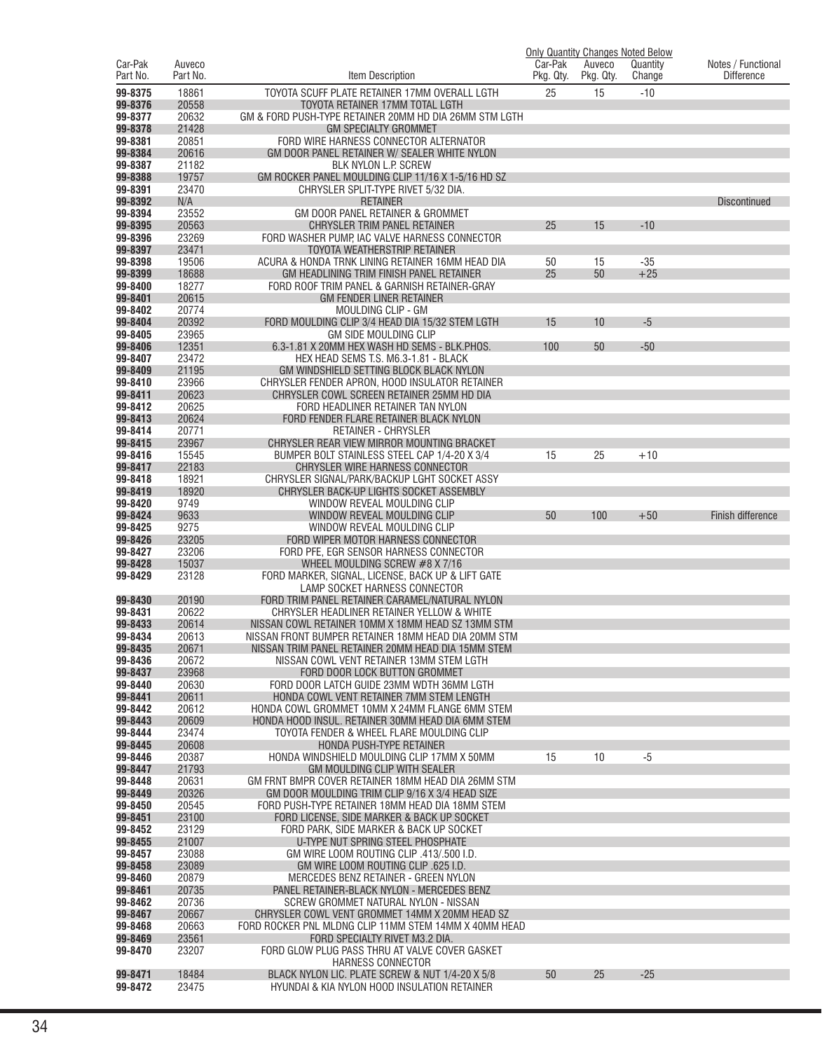| Car-Pak Part No. | Auveco Part No. | Item Description | Only Quantity Changes Noted Below | | | Notes / Functional Difference |
|---|---|---|---|---|---|---|
| | | | Car-Pak Pkg. Qty. | Auveco Pkg. Qty. | Quantity Change | |
| 99-8375 | 18861 | TOYOTA SCUFF PLATE RETAINER 17MM OVERALL LGTH | 25 | 15 | -10 | |
| 99-8376 | 20558 | TOYOTA RETAINER 17MM TOTAL LGTH | | | | |
| 99-8377 | 20632 | GM & FORD PUSH-TYPE RETAINER 20MM HD DIA 26MM STM LGTH | | | | |
| 99-8378 | 21428 | GM SPECIALTY GROMMET | | | | |
| 99-8381 | 20851 | FORD WIRE HARNESS CONNECTOR ALTERNATOR | | | | |
| 99-8384 | 20616 | GM DOOR PANEL RETAINER W/ SEALER WHITE NYLON | | | | |
| 99-8387 | 21182 | BLK NYLON L.P. SCREW | | | | |
| 99-8388 | 19757 | GM ROCKER PANEL MOULDING CLIP 11/16 X 1-5/16 HD SZ | | | | |
| 99-8391 | 23470 | CHRYSLER SPLIT-TYPE RIVET 5/32 DIA. | | | | |
| 99-8392 | N/A | RETAINER | | | | Discontinued |
| 99-8394 | 23552 | GM DOOR PANEL RETAINER & GROMMET | | | | |
| 99-8395 | 20563 | CHRYSLER TRIM PANEL RETAINER | 25 | 15 | -10 | |
| 99-8396 | 23269 | FORD WASHER PUMP, IAC VALVE HARNESS CONNECTOR | | | | |
| 99-8397 | 23471 | TOYOTA WEATHERSTRIP RETAINER | | | | |
| 99-8398 | 19506 | ACURA & HONDA TRNK LINING RETAINER 16MM HEAD DIA | 50 | 15 | -35 | |
| 99-8399 | 18688 | GM HEADLINING TRIM FINISH PANEL RETAINER | 25 | 50 | +25 | |
| 99-8400 | 18277 | FORD ROOF TRIM PANEL & GARNISH RETAINER-GRAY | | | | |
| 99-8401 | 20615 | GM FENDER LINER RETAINER | | | | |
| 99-8402 | 20774 | MOULDING CLIP - GM | | | | |
| 99-8404 | 20392 | FORD MOULDING CLIP 3/4 HEAD DIA 15/32 STEM LGTH | 15 | 10 | -5 | |
| 99-8405 | 23965 | GM SIDE MOULDING CLIP | | | | |
| 99-8406 | 12351 | 6.3-1.81 X 20MM HEX WASH HD SEMS - BLK.PHOS. | 100 | 50 | -50 | |
| 99-8407 | 23472 | HEX HEAD SEMS T.S. M6.3-1.81 - BLACK | | | | |
| 99-8409 | 21195 | GM WINDSHIELD SETTING BLOCK BLACK NYLON | | | | |
| 99-8410 | 23966 | CHRYSLER FENDER APRON, HOOD INSULATOR RETAINER | | | | |
| 99-8411 | 20623 | CHRYSLER COWL SCREEN RETAINER 25MM HD DIA | | | | |
| 99-8412 | 20625 | FORD HEADLINER RETAINER TAN NYLON | | | | |
| 99-8413 | 20624 | FORD FENDER FLARE RETAINER BLACK NYLON | | | | |
| 99-8414 | 20771 | RETAINER - CHRYSLER | | | | |
| 99-8415 | 23967 | CHRYSLER REAR VIEW MIRROR MOUNTING BRACKET | | | | |
| 99-8416 | 15545 | BUMPER BOLT STAINLESS STEEL CAP 1/4-20 X 3/4 | 15 | 25 | +10 | |
| 99-8417 | 22183 | CHRYSLER WIRE HARNESS CONNECTOR | | | | |
| 99-8418 | 18921 | CHRYSLER SIGNAL/PARK/BACKUP LGHT SOCKET ASSY | | | | |
| 99-8419 | 18920 | CHRYSLER BACK-UP LIGHTS SOCKET ASSEMBLY | | | | |
| 99-8420 | 9749 | WINDOW REVEAL MOULDING CLIP | | | | |
| 99-8424 | 9633 | WINDOW REVEAL MOULDING CLIP | 50 | 100 | +50 | Finish difference |
| 99-8425 | 9275 | WINDOW REVEAL MOULDING CLIP | | | | |
| 99-8426 | 23205 | FORD WIPER MOTOR HARNESS CONNECTOR | | | | |
| 99-8427 | 23206 | FORD PFE, EGR SENSOR HARNESS CONNECTOR | | | | |
| 99-8428 | 15037 | WHEEL MOULDING SCREW #8 X 7/16 | | | | |
| 99-8429 | 23128 | FORD MARKER, SIGNAL, LICENSE, BACK UP & LIFT GATE LAMP SOCKET HARNESS CONNECTOR | | | | |
| 99-8430 | 20190 | FORD TRIM PANEL RETAINER CARAMEL/NATURAL NYLON | | | | |
| 99-8431 | 20622 | CHRYSLER HEADLINER RETAINER YELLOW & WHITE | | | | |
| 99-8433 | 20614 | NISSAN COWL RETAINER 10MM X 18MM HEAD SZ 13MM STM | | | | |
| 99-8434 | 20613 | NISSAN FRONT BUMPER RETAINER 18MM HEAD DIA 20MM STM | | | | |
| 99-8435 | 20671 | NISSAN TRIM PANEL RETAINER 20MM HEAD DIA 15MM STEM | | | | |
| 99-8436 | 20672 | NISSAN COWL VENT RETAINER 13MM STEM LGTH | | | | |
| 99-8437 | 23968 | FORD DOOR LOCK BUTTON GROMMET | | | | |
| 99-8440 | 20630 | FORD DOOR LATCH GUIDE 23MM WDTH 36MM LGTH | | | | |
| 99-8441 | 20611 | HONDA COWL VENT RETAINER 7MM STEM LENGTH | | | | |
| 99-8442 | 20612 | HONDA COWL GROMMET 10MM X 24MM FLANGE 6MM STEM | | | | |
| 99-8443 | 20609 | HONDA HOOD INSUL. RETAINER 30MM HEAD DIA 6MM STEM | | | | |
| 99-8444 | 23474 | TOYOTA FENDER & WHEEL FLARE MOULDING CLIP | | | | |
| 99-8445 | 20608 | HONDA PUSH-TYPE RETAINER | | | | |
| 99-8446 | 20387 | HONDA WINDSHIELD MOULDING CLIP 17MM X 50MM | 15 | 10 | -5 | |
| 99-8447 | 21793 | GM MOULDING CLIP WITH SEALER | | | | |
| 99-8448 | 20631 | GM FRNT BMPR COVER RETAINER 18MM HEAD DIA 26MM STM | | | | |
| 99-8449 | 20326 | GM DOOR MOULDING TRIM CLIP 9/16 X 3/4 HEAD SIZE | | | | |
| 99-8450 | 20545 | FORD PUSH-TYPE RETAINER 18MM HEAD DIA 18MM STEM | | | | |
| 99-8451 | 23100 | FORD LICENSE, SIDE MARKER & BACK UP SOCKET | | | | |
| 99-8452 | 23129 | FORD PARK, SIDE MARKER & BACK UP SOCKET | | | | |
| 99-8455 | 21007 | U-TYPE NUT SPRING STEEL PHOSPHATE | | | | |
| 99-8457 | 23088 | GM WIRE LOOM ROUTING CLIP .413/.500 I.D. | | | | |
| 99-8458 | 23089 | GM WIRE LOOM ROUTING CLIP .625 I.D. | | | | |
| 99-8460 | 20879 | MERCEDES BENZ RETAINER - GREEN NYLON | | | | |
| 99-8461 | 20735 | PANEL RETAINER-BLACK NYLON - MERCEDES BENZ | | | | |
| 99-8462 | 20736 | SCREW GROMMET NATURAL NYLON - NISSAN | | | | |
| 99-8467 | 20667 | CHRYSLER COWL VENT GROMMET 14MM X 20MM HEAD SZ | | | | |
| 99-8468 | 20663 | FORD ROCKER PNL MLDNG CLIP 11MM STEM 14MM X 40MM HEAD | | | | |
| 99-8469 | 23561 | FORD SPECIALTY RIVET M3.2 DIA. | | | | |
| 99-8470 | 23207 | FORD GLOW PLUG PASS THRU AT VALVE COVER GASKET HARNESS CONNECTOR | | | | |
| 99-8471 | 18484 | BLACK NYLON LIC. PLATE SCREW & NUT 1/4-20 X 5/8 | 50 | 25 | -25 | |
| 99-8472 | 23475 | HYUNDAI & KIA NYLON HOOD INSULATION RETAINER | | | | |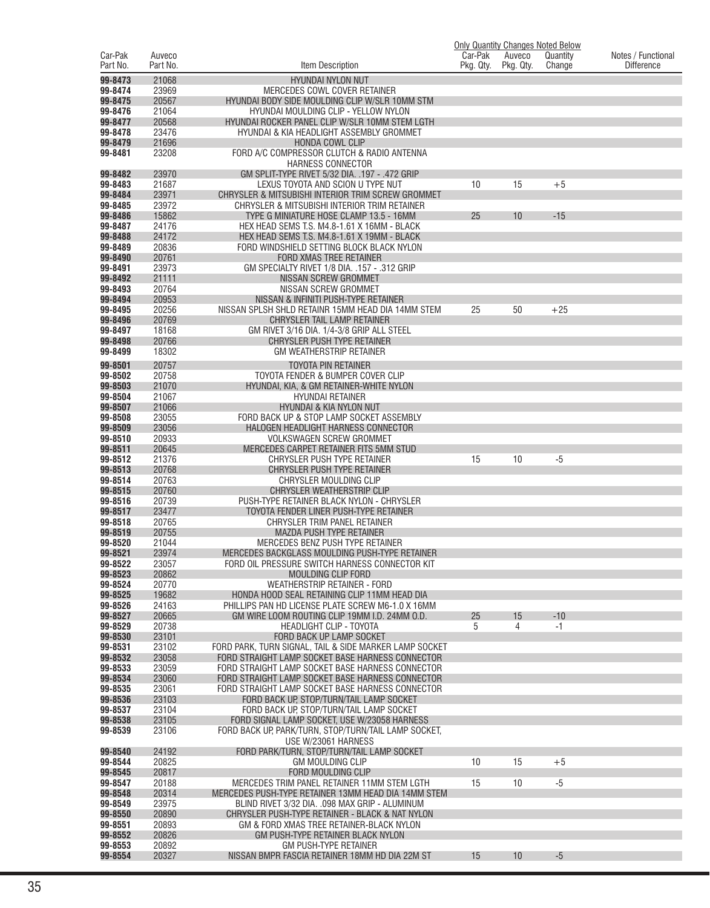| Car-Pak Part No. | Auveco Part No. | Item Description | Only Quantity Changes Noted Below Car-Pak Pkg. Qty. | Auveco Pkg. Qty. | Quantity Change | Notes / Functional Difference |
|---|---|---|---|---|---|---|
| 99-8473 | 21068 | HYUNDAI NYLON NUT | | | | |
| 99-8474 | 23969 | MERCEDES COWL COVER RETAINER | | | | |
| 99-8475 | 20567 | HYUNDAI BODY SIDE MOULDING CLIP W/SLR 10MM STM | | | | |
| 99-8476 | 21064 | HYUNDAI MOULDING CLIP - YELLOW NYLON | | | | |
| 99-8477 | 20568 | HYUNDAI ROCKER PANEL CLIP W/SLR 10MM STEM LGTH | | | | |
| 99-8478 | 23476 | HYUNDAI & KIA HEADLIGHT ASSEMBLY GROMMET | | | | |
| 99-8479 | 21696 | HONDA COWL CLIP | | | | |
| 99-8481 | 23208 | FORD A/C COMPRESSOR CLUTCH & RADIO ANTENNA HARNESS CONNECTOR | | | | |
| 99-8482 | 23970 | GM SPLIT-TYPE RIVET 5/32 DIA. .197 - .472 GRIP | | | | |
| 99-8483 | 21687 | LEXUS TOYOTA AND SCION U TYPE NUT | 10 | 15 | +5 | |
| 99-8484 | 23971 | CHRYSLER & MITSUBISHI INTERIOR TRIM SCREW GROMMET | | | | |
| 99-8485 | 23972 | CHRYSLER & MITSUBISHI INTERIOR TRIM RETAINER | | | | |
| 99-8486 | 15862 | TYPE G MINIATURE HOSE CLAMP 13.5 - 16MM | 25 | 10 | -15 | |
| 99-8487 | 24176 | HEX HEAD SEMS T.S. M4.8-1.61 X 16MM - BLACK | | | | |
| 99-8488 | 24172 | HEX HEAD SEMS T.S. M4.8-1.61 X 19MM - BLACK | | | | |
| 99-8489 | 20836 | FORD WINDSHIELD SETTING BLOCK BLACK NYLON | | | | |
| 99-8490 | 20761 | FORD XMAS TREE RETAINER | | | | |
| 99-8491 | 23973 | GM SPECIALTY RIVET 1/8 DIA. .157 - .312 GRIP | | | | |
| 99-8492 | 21111 | NISSAN SCREW GROMMET | | | | |
| 99-8493 | 20764 | NISSAN SCREW GROMMET | | | | |
| 99-8494 | 20953 | NISSAN & INFINITI PUSH-TYPE RETAINER | | | | |
| 99-8495 | 20256 | NISSAN SPLSH SHLD RETAINR 15MM HEAD DIA 14MM STEM | 25 | 50 | +25 | |
| 99-8496 | 20769 | CHRYSLER TAIL LAMP RETAINER | | | | |
| 99-8497 | 18168 | GM RIVET 3/16 DIA. 1/4-3/8 GRIP ALL STEEL | | | | |
| 99-8498 | 20766 | CHRYSLER PUSH TYPE RETAINER | | | | |
| 99-8499 | 18302 | GM WEATHERSTRIP RETAINER | | | | |
| 99-8501 | 20757 | TOYOTA PIN RETAINER | | | | |
| 99-8502 | 20758 | TOYOTA FENDER & BUMPER COVER CLIP | | | | |
| 99-8503 | 21070 | HYUNDAI, KIA, & GM RETAINER-WHITE NYLON | | | | |
| 99-8504 | 21067 | HYUNDAI RETAINER | | | | |
| 99-8507 | 21066 | HYUNDAI & KIA NYLON NUT | | | | |
| 99-8508 | 23055 | FORD BACK UP & STOP LAMP SOCKET ASSEMBLY | | | | |
| 99-8509 | 23056 | HALOGEN HEADLIGHT HARNESS CONNECTOR | | | | |
| 99-8510 | 20933 | VOLKSWAGEN SCREW GROMMET | | | | |
| 99-8511 | 20645 | MERCEDES CARPET RETAINER FITS 5MM STUD | | | | |
| 99-8512 | 21376 | CHRYSLER PUSH TYPE RETAINER | 15 | 10 | -5 | |
| 99-8513 | 20768 | CHRYSLER PUSH TYPE RETAINER | | | | |
| 99-8514 | 20763 | CHRYSLER MOULDING CLIP | | | | |
| 99-8515 | 20760 | CHRYSLER WEATHERSTRIP CLIP | | | | |
| 99-8516 | 20739 | PUSH-TYPE RETAINER BLACK NYLON - CHRYSLER | | | | |
| 99-8517 | 23477 | TOYOTA FENDER LINER PUSH-TYPE RETAINER | | | | |
| 99-8518 | 20765 | CHRYSLER TRIM PANEL RETAINER | | | | |
| 99-8519 | 20755 | MAZDA PUSH TYPE RETAINER | | | | |
| 99-8520 | 21044 | MERCEDES BENZ PUSH TYPE RETAINER | | | | |
| 99-8521 | 23974 | MERCEDES BACKGLASS MOULDING PUSH-TYPE RETAINER | | | | |
| 99-8522 | 23057 | FORD OIL PRESSURE SWITCH HARNESS CONNECTOR KIT | | | | |
| 99-8523 | 20862 | MOULDING CLIP FORD | | | | |
| 99-8524 | 20770 | WEATHERSTRIP RETAINER - FORD | | | | |
| 99-8525 | 19682 | HONDA HOOD SEAL RETAINING CLIP 11MM HEAD DIA | | | | |
| 99-8526 | 24163 | PHILLIPS PAN HD LICENSE PLATE SCREW M6-1.0 X 16MM | | | | |
| 99-8527 | 20665 | GM WIRE LOOM ROUTING CLIP 19MM I.D. 24MM O.D. | 25 | 15 | -10 | |
| 99-8529 | 20738 | HEADLIGHT CLIP - TOYOTA | 5 | 4 | -1 | |
| 99-8530 | 23101 | FORD BACK UP LAMP SOCKET | | | | |
| 99-8531 | 23102 | FORD PARK, TURN SIGNAL, TAIL & SIDE MARKER LAMP SOCKET | | | | |
| 99-8532 | 23058 | FORD STRAIGHT LAMP SOCKET BASE HARNESS CONNECTOR | | | | |
| 99-8533 | 23059 | FORD STRAIGHT LAMP SOCKET BASE HARNESS CONNECTOR | | | | |
| 99-8534 | 23060 | FORD STRAIGHT LAMP SOCKET BASE HARNESS CONNECTOR | | | | |
| 99-8535 | 23061 | FORD STRAIGHT LAMP SOCKET BASE HARNESS CONNECTOR | | | | |
| 99-8536 | 23103 | FORD BACK UP, STOP/TURN/TAIL LAMP SOCKET | | | | |
| 99-8537 | 23104 | FORD BACK UP, STOP/TURN/TAIL LAMP SOCKET | | | | |
| 99-8538 | 23105 | FORD SIGNAL LAMP SOCKET, USE W/23058 HARNESS | | | | |
| 99-8539 | 23106 | FORD BACK UP, PARK/TURN, STOP/TURN/TAIL LAMP SOCKET, USE W/23061 HARNESS | | | | |
| 99-8540 | 24192 | FORD PARK/TURN, STOP/TURN/TAIL LAMP SOCKET | | | | |
| 99-8544 | 20825 | GM MOULDING CLIP | 10 | 15 | +5 | |
| 99-8545 | 20817 | FORD MOULDING CLIP | | | | |
| 99-8547 | 20188 | MERCEDES TRIM PANEL RETAINER 11MM STEM LGTH | 15 | 10 | -5 | |
| 99-8548 | 20314 | MERCEDES PUSH-TYPE RETAINER 13MM HEAD DIA 14MM STEM | | | | |
| 99-8549 | 23975 | BLIND RIVET 3/32 DIA. .098 MAX GRIP - ALUMINUM | | | | |
| 99-8550 | 20890 | CHRYSLER PUSH-TYPE RETAINER - BLACK & NAT NYLON | | | | |
| 99-8551 | 20893 | GM & FORD XMAS TREE RETAINER-BLACK NYLON | | | | |
| 99-8552 | 20826 | GM PUSH-TYPE RETAINER BLACK NYLON | | | | |
| 99-8553 | 20892 | GM PUSH-TYPE RETAINER | | | | |
| 99-8554 | 20327 | NISSAN BMPR FASCIA RETAINER 18MM HD DIA 22M ST | 15 | 10 | -5 | |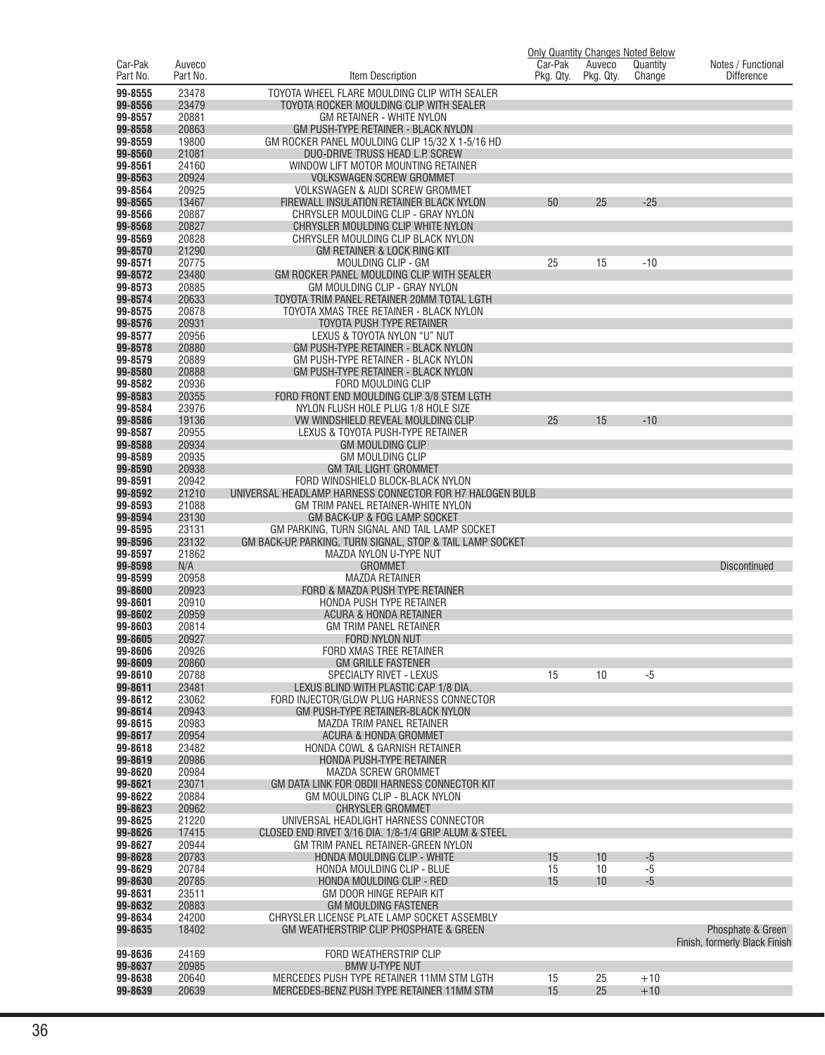| Car-Pak Part No. | Auveco Part No. | Item Description | Only Quantity Changes Noted Below Car-Pak Pkg. Qty. | Auveco Pkg. Qty. | Quantity Change | Notes / Functional Difference |
|---|---|---|---|---|---|---|
| 99-8555 | 23478 | TOYOTA WHEEL FLARE MOULDING CLIP WITH SEALER | | | | |
| 99-8556 | 23479 | TOYOTA ROCKER MOULDING CLIP WITH SEALER | | | | |
| 99-8557 | 20881 | GM RETAINER - WHITE NYLON | | | | |
| 99-8558 | 20863 | GM PUSH-TYPE RETAINER - BLACK NYLON | | | | |
| 99-8559 | 19800 | GM ROCKER PANEL MOULDING CLIP 15/32 X 1-5/16 HD | | | | |
| 99-8560 | 21081 | DUO-DRIVE TRUSS HEAD L.P. SCREW | | | | |
| 99-8561 | 24160 | WINDOW LIFT MOTOR MOUNTING RETAINER | | | | |
| 99-8563 | 20924 | VOLKSWAGEN SCREW GROMMET | | | | |
| 99-8564 | 20925 | VOLKSWAGEN & AUDI SCREW GROMMET | | | | |
| 99-8565 | 13467 | FIREWALL INSULATION RETAINER BLACK NYLON | 50 | 25 | -25 | |
| 99-8566 | 20887 | CHRYSLER MOULDING CLIP - GRAY NYLON | | | | |
| 99-8568 | 20827 | CHRYSLER MOULDING CLIP WHITE NYLON | | | | |
| 99-8569 | 20828 | CHRYSLER MOULDING CLIP BLACK NYLON | | | | |
| 99-8570 | 21290 | GM RETAINER & LOCK RING KIT | | | | |
| 99-8571 | 20775 | MOULDING CLIP - GM | 25 | 15 | -10 | |
| 99-8572 | 23480 | GM ROCKER PANEL MOULDING CLIP WITH SEALER | | | | |
| 99-8573 | 20885 | GM MOULDING CLIP - GRAY NYLON | | | | |
| 99-8574 | 20633 | TOYOTA TRIM PANEL RETAINER 20MM TOTAL LGTH | | | | |
| 99-8575 | 20878 | TOYOTA XMAS TREE RETAINER - BLACK NYLON | | | | |
| 99-8576 | 20931 | TOYOTA PUSH TYPE RETAINER | | | | |
| 99-8577 | 20956 | LEXUS & TOYOTA NYLON "U" NUT | | | | |
| 99-8578 | 20880 | GM PUSH-TYPE RETAINER - BLACK NYLON | | | | |
| 99-8579 | 20889 | GM PUSH-TYPE RETAINER - BLACK NYLON | | | | |
| 99-8580 | 20888 | GM PUSH-TYPE RETAINER - BLACK NYLON | | | | |
| 99-8582 | 20936 | FORD MOULDING CLIP | | | | |
| 99-8583 | 20355 | FORD FRONT END MOULDING CLIP 3/8 STEM LGTH | | | | |
| 99-8584 | 23976 | NYLON FLUSH HOLE PLUG 1/8 HOLE SIZE | | | | |
| 99-8586 | 19136 | VW WINDSHIELD REVEAL MOULDING CLIP | 25 | 15 | -10 | |
| 99-8587 | 20955 | LEXUS & TOYOTA PUSH-TYPE RETAINER | | | | |
| 99-8588 | 20934 | GM MOULDING CLIP | | | | |
| 99-8589 | 20935 | GM MOULDING CLIP | | | | |
| 99-8590 | 20938 | GM TAIL LIGHT GROMMET | | | | |
| 99-8591 | 20942 | FORD WINDSHIELD BLOCK-BLACK NYLON | | | | |
| 99-8592 | 21210 | UNIVERSAL HEADLAMP HARNESS CONNECTOR FOR H7 HALOGEN BULB | | | | |
| 99-8593 | 21088 | GM TRIM PANEL RETAINER-WHITE NYLON | | | | |
| 99-8594 | 23130 | GM BACK-UP & FOG LAMP SOCKET | | | | |
| 99-8595 | 23131 | GM PARKING, TURN SIGNAL AND TAIL LAMP SOCKET | | | | |
| 99-8596 | 23132 | GM BACK-UP, PARKING, TURN SIGNAL, STOP & TAIL LAMP SOCKET | | | | |
| 99-8597 | 21862 | MAZDA NYLON U-TYPE NUT | | | | |
| 99-8598 | N/A | GROMMET | | | | Discontinued |
| 99-8599 | 20958 | MAZDA RETAINER | | | | |
| 99-8600 | 20923 | FORD & MAZDA PUSH TYPE RETAINER | | | | |
| 99-8601 | 20910 | HONDA PUSH TYPE RETAINER | | | | |
| 99-8602 | 20959 | ACURA & HONDA RETAINER | | | | |
| 99-8603 | 20814 | GM TRIM PANEL RETAINER | | | | |
| 99-8605 | 20927 | FORD NYLON NUT | | | | |
| 99-8606 | 20926 | FORD XMAS TREE RETAINER | | | | |
| 99-8609 | 20860 | GM GRILLE FASTENER | | | | |
| 99-8610 | 20788 | SPECIALTY RIVET - LEXUS | 15 | 10 | -5 | |
| 99-8611 | 23481 | LEXUS BLIND WITH PLASTIC CAP 1/8 DIA. | | | | |
| 99-8612 | 23062 | FORD INJECTOR/GLOW PLUG HARNESS CONNECTOR | | | | |
| 99-8614 | 20943 | GM PUSH-TYPE RETAINER-BLACK NYLON | | | | |
| 99-8615 | 20983 | MAZDA TRIM PANEL RETAINER | | | | |
| 99-8617 | 20954 | ACURA & HONDA GROMMET | | | | |
| 99-8618 | 23482 | HONDA COWL & GARNISH RETAINER | | | | |
| 99-8619 | 20986 | HONDA PUSH-TYPE RETAINER | | | | |
| 99-8620 | 20984 | MAZDA SCREW GROMMET | | | | |
| 99-8621 | 23071 | GM DATA LINK FOR OBDII HARNESS CONNECTOR KIT | | | | |
| 99-8622 | 20884 | GM MOULDING CLIP - BLACK NYLON | | | | |
| 99-8623 | 20962 | CHRYSLER GROMMET | | | | |
| 99-8625 | 21220 | UNIVERSAL HEADLIGHT HARNESS CONNECTOR | | | | |
| 99-8626 | 17415 | CLOSED END RIVET 3/16 DIA. 1/8-1/4 GRIP ALUM & STEEL | | | | |
| 99-8627 | 20944 | GM TRIM PANEL RETAINER-GREEN NYLON | | | | |
| 99-8628 | 20783 | HONDA MOULDING CLIP - WHITE | 15 | 10 | -5 | |
| 99-8629 | 20784 | HONDA MOULDING CLIP - BLUE | 15 | 10 | -5 | |
| 99-8630 | 20785 | HONDA MOULDING CLIP - RED | 15 | 10 | -5 | |
| 99-8631 | 23511 | GM DOOR HINGE REPAIR KIT | | | | |
| 99-8632 | 20883 | GM MOULDING FASTENER | | | | |
| 99-8634 | 24200 | CHRYSLER LICENSE PLATE LAMP SOCKET ASSEMBLY | | | | |
| 99-8635 | 18402 | GM WEATHERSTRIP CLIP PHOSPHATE & GREEN | | | | Phosphate & Green Finish, formerly Black Finish |
| 99-8636 | 24169 | FORD WEATHERSTRIP CLIP | | | | |
| 99-8637 | 20985 | BMW U-TYPE NUT | | | | |
| 99-8638 | 20640 | MERCEDES PUSH TYPE RETAINER 11MM STM LGTH | 15 | 25 | +10 | |
| 99-8639 | 20639 | MERCEDES-BENZ PUSH TYPE RETAINER 11MM STM | 15 | 25 | +10 | |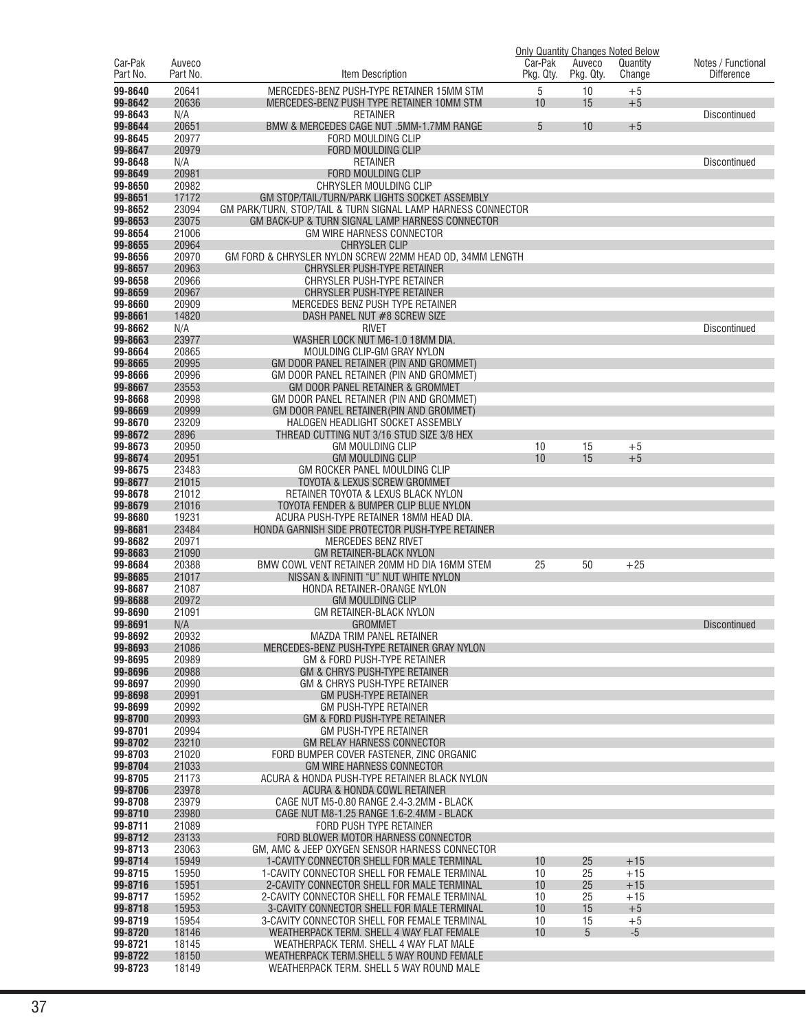| Car-Pak Part No. | Auveco Part No. | Item Description | Car-Pak Pkg. Qty. | Auveco Pkg. Qty. | Quantity Change | Notes / Functional Difference |
|---|---|---|---|---|---|---|
| | | | Only Quantity Changes Noted Below | | | |
| 99-8640 | 20641 | MERCEDES-BENZ PUSH-TYPE RETAINER 15MM STM | 5 | 10 | +5 | |
| 99-8642 | 20636 | MERCEDES-BENZ PUSH TYPE RETAINER 10MM STM | 10 | 15 | +5 | |
| 99-8643 | N/A | RETAINER | | | | Discontinued |
| 99-8644 | 20651 | BMW & MERCEDES CAGE NUT .5MM-1.7MM RANGE | 5 | 10 | +5 | |
| 99-8645 | 20977 | FORD MOULDING CLIP | | | | |
| 99-8647 | 20979 | FORD MOULDING CLIP | | | | |
| 99-8648 | N/A | RETAINER | | | | Discontinued |
| 99-8649 | 20981 | FORD MOULDING CLIP | | | | |
| 99-8650 | 20982 | CHRYSLER MOULDING CLIP | | | | |
| 99-8651 | 17172 | GM STOP/TAIL/TURN/PARK LIGHTS SOCKET ASSEMBLY | | | | |
| 99-8652 | 23094 | GM PARK/TURN, STOP/TAIL & TURN SIGNAL LAMP HARNESS CONNECTOR | | | | |
| 99-8653 | 23075 | GM BACK-UP & TURN SIGNAL LAMP HARNESS CONNECTOR | | | | |
| 99-8654 | 21006 | GM WIRE HARNESS CONNECTOR | | | | |
| 99-8655 | 20964 | CHRYSLER CLIP | | | | |
| 99-8656 | 20970 | GM FORD & CHRYSLER NYLON SCREW 22MM HEAD OD, 34MM LENGTH | | | | |
| 99-8657 | 20963 | CHRYSLER PUSH-TYPE RETAINER | | | | |
| 99-8658 | 20966 | CHRYSLER PUSH-TYPE RETAINER | | | | |
| 99-8659 | 20967 | CHRYSLER PUSH-TYPE RETAINER | | | | |
| 99-8660 | 20909 | MERCEDES BENZ PUSH TYPE RETAINER | | | | |
| 99-8661 | 14820 | DASH PANEL NUT #8 SCREW SIZE | | | | |
| 99-8662 | N/A | RIVET | | | | Discontinued |
| 99-8663 | 23977 | WASHER LOCK NUT M6-1.0 18MM DIA. | | | | |
| 99-8664 | 20865 | MOULDING CLIP-GM GRAY NYLON | | | | |
| 99-8665 | 20995 | GM DOOR PANEL RETAINER (PIN AND GROMMET) | | | | |
| 99-8666 | 20996 | GM DOOR PANEL RETAINER (PIN AND GROMMET) | | | | |
| 99-8667 | 23553 | GM DOOR PANEL RETAINER & GROMMET | | | | |
| 99-8668 | 20998 | GM DOOR PANEL RETAINER (PIN AND GROMMET) | | | | |
| 99-8669 | 20999 | GM DOOR PANEL RETAINER(PIN AND GROMMET) | | | | |
| 99-8670 | 23209 | HALOGEN HEADLIGHT SOCKET ASSEMBLY | | | | |
| 99-8672 | 2896 | THREAD CUTTING NUT 3/16 STUD SIZE 3/8 HEX | | | | |
| 99-8673 | 20950 | GM MOULDING CLIP | 10 | 15 | +5 | |
| 99-8674 | 20951 | GM MOULDING CLIP | 10 | 15 | +5 | |
| 99-8675 | 23483 | GM ROCKER PANEL MOULDING CLIP | | | | |
| 99-8677 | 21015 | TOYOTA & LEXUS SCREW GROMMET | | | | |
| 99-8678 | 21012 | RETAINER TOYOTA & LEXUS BLACK NYLON | | | | |
| 99-8679 | 21016 | TOYOTA FENDER & BUMPER CLIP BLUE NYLON | | | | |
| 99-8680 | 19231 | ACURA PUSH-TYPE RETAINER 18MM HEAD DIA. | | | | |
| 99-8681 | 23484 | HONDA GARNISH SIDE PROTECTOR PUSH-TYPE RETAINER | | | | |
| 99-8682 | 20971 | MERCEDES BENZ RIVET | | | | |
| 99-8683 | 21090 | GM RETAINER-BLACK NYLON | | | | |
| 99-8684 | 20388 | BMW COWL VENT RETAINER 20MM HD DIA 16MM STEM | 25 | 50 | +25 | |
| 99-8685 | 21017 | NISSAN & INFINITI "U" NUT WHITE NYLON | | | | |
| 99-8687 | 21087 | HONDA RETAINER-ORANGE NYLON | | | | |
| 99-8688 | 20972 | GM MOULDING CLIP | | | | |
| 99-8690 | 21091 | GM RETAINER-BLACK NYLON | | | | |
| 99-8691 | N/A | GROMMET | | | | Discontinued |
| 99-8692 | 20932 | MAZDA TRIM PANEL RETAINER | | | | |
| 99-8693 | 21086 | MERCEDES-BENZ PUSH-TYPE RETAINER GRAY NYLON | | | | |
| 99-8695 | 20989 | GM & FORD PUSH-TYPE RETAINER | | | | |
| 99-8696 | 20988 | GM & CHRYS PUSH-TYPE RETAINER | | | | |
| 99-8697 | 20990 | GM & CHRYS PUSH-TYPE RETAINER | | | | |
| 99-8698 | 20991 | GM PUSH-TYPE RETAINER | | | | |
| 99-8699 | 20992 | GM PUSH-TYPE RETAINER | | | | |
| 99-8700 | 20993 | GM & FORD PUSH-TYPE RETAINER | | | | |
| 99-8701 | 20994 | GM PUSH-TYPE RETAINER | | | | |
| 99-8702 | 23210 | GM RELAY HARNESS CONNECTOR | | | | |
| 99-8703 | 21020 | FORD BUMPER COVER FASTENER, ZINC ORGANIC | | | | |
| 99-8704 | 21033 | GM WIRE HARNESS CONNECTOR | | | | |
| 99-8705 | 21173 | ACURA & HONDA PUSH-TYPE RETAINER BLACK NYLON | | | | |
| 99-8706 | 23978 | ACURA & HONDA COWL RETAINER | | | | |
| 99-8708 | 23979 | CAGE NUT M5-0.80 RANGE 2.4-3.2MM - BLACK | | | | |
| 99-8710 | 23980 | CAGE NUT M8-1.25 RANGE 1.6-2.4MM - BLACK | | | | |
| 99-8711 | 21089 | FORD PUSH TYPE RETAINER | | | | |
| 99-8712 | 23133 | FORD BLOWER MOTOR HARNESS CONNECTOR | | | | |
| 99-8713 | 23063 | GM, AMC & JEEP OXYGEN SENSOR HARNESS CONNECTOR | | | | |
| 99-8714 | 15949 | 1-CAVITY CONNECTOR SHELL FOR MALE TERMINAL | 10 | 25 | +15 | |
| 99-8715 | 15950 | 1-CAVITY CONNECTOR SHELL FOR FEMALE TERMINAL | 10 | 25 | +15 | |
| 99-8716 | 15951 | 2-CAVITY CONNECTOR SHELL FOR MALE TERMINAL | 10 | 25 | +15 | |
| 99-8717 | 15952 | 2-CAVITY CONNECTOR SHELL FOR FEMALE TERMINAL | 10 | 25 | +15 | |
| 99-8718 | 15953 | 3-CAVITY CONNECTOR SHELL FOR MALE TERMINAL | 10 | 15 | +5 | |
| 99-8719 | 15954 | 3-CAVITY CONNECTOR SHELL FOR FEMALE TERMINAL | 10 | 15 | +5 | |
| 99-8720 | 18146 | WEATHERPACK TERM. SHELL 4 WAY FLAT FEMALE | 10 | 5 | -5 | |
| 99-8721 | 18145 | WEATHERPACK TERM. SHELL 4 WAY FLAT MALE | | | | |
| 99-8722 | 18150 | WEATHERPACK TERM.SHELL 5 WAY ROUND FEMALE | | | | |
| 99-8723 | 18149 | WEATHERPACK TERM. SHELL 5 WAY ROUND MALE | | | | |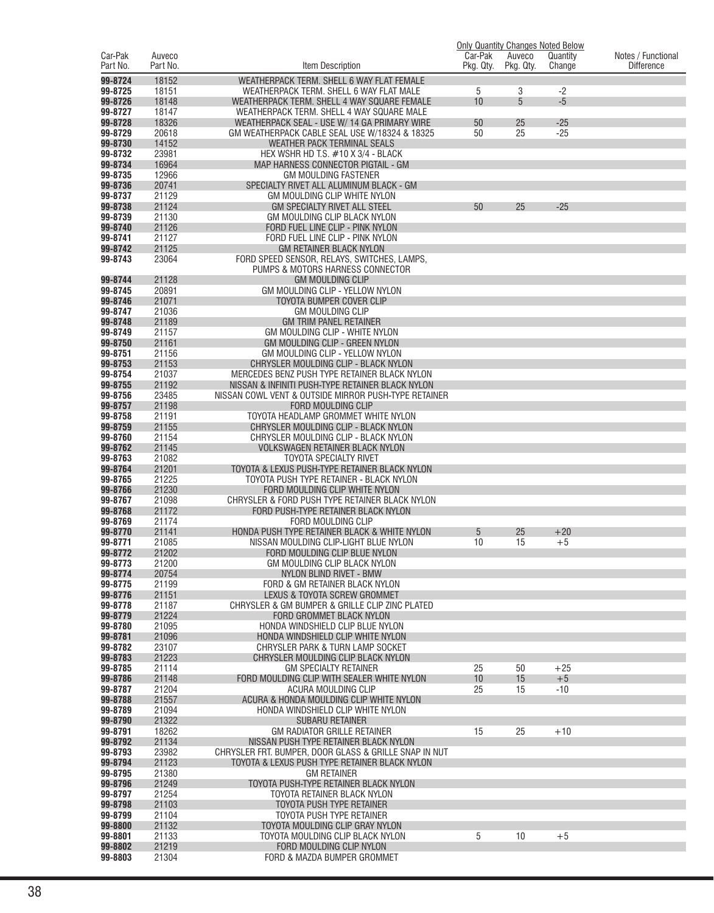| Car-Pak Part No. | Auveco Part No. | Item Description | Only Quantity Changes Noted Below Car-Pak Pkg. Qty. | Auveco Pkg. Qty. | Quantity Change | Notes / Functional Difference |
|---|---|---|---|---|---|---|
| 99-8724 | 18152 | WEATHERPACK TERM. SHELL 6 WAY FLAT FEMALE | | | | |
| 99-8725 | 18151 | WEATHERPACK TERM. SHELL 6 WAY FLAT MALE | 5 | 3 | -2 | |
| 99-8726 | 18148 | WEATHERPACK TERM. SHELL 4 WAY SQUARE FEMALE | 10 | 5 | -5 | |
| 99-8727 | 18147 | WEATHERPACK TERM. SHELL 4 WAY SQUARE MALE | | | | |
| 99-8728 | 18326 | WEATHERPACK SEAL - USE W/ 14 GA PRIMARY WIRE | 50 | 25 | -25 | |
| 99-8729 | 20618 | GM WEATHERPACK CABLE SEAL USE W/18324 & 18325 | 50 | 25 | -25 | |
| 99-8730 | 14152 | WEATHER PACK TERMINAL SEALS | | | | |
| 99-8732 | 23981 | HEX WSHR HD T.S. #10 X 3/4 - BLACK | | | | |
| 99-8734 | 16964 | MAP HARNESS CONNECTOR PIGTAIL - GM | | | | |
| 99-8735 | 12966 | GM MOULDING FASTENER | | | | |
| 99-8736 | 20741 | SPECIALTY RIVET ALL ALUMINUM BLACK - GM | | | | |
| 99-8737 | 21129 | GM MOULDING CLIP WHITE NYLON | | | | |
| 99-8738 | 21124 | GM SPECIALTY RIVET ALL STEEL | 50 | 25 | -25 | |
| 99-8739 | 21130 | GM MOULDING CLIP BLACK NYLON | | | | |
| 99-8740 | 21126 | FORD FUEL LINE CLIP - PINK NYLON | | | | |
| 99-8741 | 21127 | FORD FUEL LINE CLIP - PINK NYLON | | | | |
| 99-8742 | 21125 | GM RETAINER BLACK NYLON | | | | |
| 99-8743 | 23064 | FORD SPEED SENSOR, RELAYS, SWITCHES, LAMPS, PUMPS & MOTORS HARNESS CONNECTOR | | | | |
| 99-8744 | 21128 | GM MOULDING CLIP | | | | |
| 99-8745 | 20891 | GM MOULDING CLIP - YELLOW NYLON | | | | |
| 99-8746 | 21071 | TOYOTA BUMPER COVER CLIP | | | | |
| 99-8747 | 21036 | GM MOULDING CLIP | | | | |
| 99-8748 | 21189 | GM TRIM PANEL RETAINER | | | | |
| 99-8749 | 21157 | GM MOULDING CLIP - WHITE NYLON | | | | |
| 99-8750 | 21161 | GM MOULDING CLIP - GREEN NYLON | | | | |
| 99-8751 | 21156 | GM MOULDING CLIP - YELLOW NYLON | | | | |
| 99-8753 | 21153 | CHRYSLER MOULDING CLIP - BLACK NYLON | | | | |
| 99-8754 | 21037 | MERCEDES BENZ PUSH TYPE RETAINER BLACK NYLON | | | | |
| 99-8755 | 21192 | NISSAN & INFINITI PUSH-TYPE RETAINER BLACK NYLON | | | | |
| 99-8756 | 23485 | NISSAN COWL VENT & OUTSIDE MIRROR PUSH-TYPE RETAINER | | | | |
| 99-8757 | 21198 | FORD MOULDING CLIP | | | | |
| 99-8758 | 21191 | TOYOTA HEADLAMP GROMMET WHITE NYLON | | | | |
| 99-8759 | 21155 | CHRYSLER MOULDING CLIP - BLACK NYLON | | | | |
| 99-8760 | 21154 | CHRYSLER MOULDING CLIP - BLACK NYLON | | | | |
| 99-8762 | 21145 | VOLKSWAGEN RETAINER BLACK NYLON | | | | |
| 99-8763 | 21082 | TOYOTA SPECIALTY RIVET | | | | |
| 99-8764 | 21201 | TOYOTA & LEXUS PUSH-TYPE RETAINER BLACK NYLON | | | | |
| 99-8765 | 21225 | TOYOTA PUSH TYPE RETAINER - BLACK NYLON | | | | |
| 99-8766 | 21230 | FORD MOULDING CLIP WHITE NYLON | | | | |
| 99-8767 | 21098 | CHRYSLER & FORD PUSH TYPE RETAINER BLACK NYLON | | | | |
| 99-8768 | 21172 | FORD PUSH-TYPE RETAINER BLACK NYLON | | | | |
| 99-8769 | 21174 | FORD MOULDING CLIP | | | | |
| 99-8770 | 21141 | HONDA PUSH TYPE RETAINER BLACK & WHITE NYLON | 5 | 25 | +20 | |
| 99-8771 | 21085 | NISSAN MOULDING CLIP-LIGHT BLUE NYLON | 10 | 15 | +5 | |
| 99-8772 | 21202 | FORD MOULDING CLIP BLUE NYLON | | | | |
| 99-8773 | 21200 | GM MOULDING CLIP BLACK NYLON | | | | |
| 99-8774 | 20754 | NYLON BLIND RIVET - BMW | | | | |
| 99-8775 | 21199 | FORD & GM RETAINER BLACK NYLON | | | | |
| 99-8776 | 21151 | LEXUS & TOYOTA SCREW GROMMET | | | | |
| 99-8778 | 21187 | CHRYSLER & GM BUMPER & GRILLE CLIP ZINC PLATED | | | | |
| 99-8779 | 21224 | FORD GROMMET BLACK NYLON | | | | |
| 99-8780 | 21095 | HONDA WINDSHIELD CLIP BLUE NYLON | | | | |
| 99-8781 | 21096 | HONDA WINDSHIELD CLIP WHITE NYLON | | | | |
| 99-8782 | 23107 | CHRYSLER PARK & TURN LAMP SOCKET | | | | |
| 99-8783 | 21223 | CHRYSLER MOULDING CLIP BLACK NYLON | | | | |
| 99-8785 | 21114 | GM SPECIALTY RETAINER | 25 | 50 | +25 | |
| 99-8786 | 21148 | FORD MOULDING CLIP WITH SEALER WHITE NYLON | 10 | 15 | +5 | |
| 99-8787 | 21204 | ACURA MOULDING CLIP | 25 | 15 | -10 | |
| 99-8788 | 21557 | ACURA & HONDA MOULDING CLIP WHITE NYLON | | | | |
| 99-8789 | 21094 | HONDA WINDSHIELD CLIP WHITE NYLON | | | | |
| 99-8790 | 21322 | SUBARU RETAINER | | | | |
| 99-8791 | 18262 | GM RADIATOR GRILLE RETAINER | 15 | 25 | +10 | |
| 99-8792 | 21134 | NISSAN PUSH TYPE RETAINER BLACK NYLON | | | | |
| 99-8793 | 23982 | CHRYSLER FRT. BUMPER, DOOR GLASS & GRILLE SNAP IN NUT | | | | |
| 99-8794 | 21123 | TOYOTA & LEXUS PUSH TYPE RETAINER BLACK NYLON | | | | |
| 99-8795 | 21380 | GM RETAINER | | | | |
| 99-8796 | 21249 | TOYOTA PUSH-TYPE RETAINER BLACK NYLON | | | | |
| 99-8797 | 21254 | TOYOTA RETAINER BLACK NYLON | | | | |
| 99-8798 | 21103 | TOYOTA PUSH TYPE RETAINER | | | | |
| 99-8799 | 21104 | TOYOTA PUSH TYPE RETAINER | | | | |
| 99-8800 | 21132 | TOYOTA MOULDING CLIP GRAY NYLON | | | | |
| 99-8801 | 21133 | TOYOTA MOULDING CLIP BLACK NYLON | 5 | 10 | +5 | |
| 99-8802 | 21219 | FORD MOULDING CLIP NYLON | | | | |
| 99-8803 | 21304 | FORD & MAZDA BUMPER GROMMET | | | | |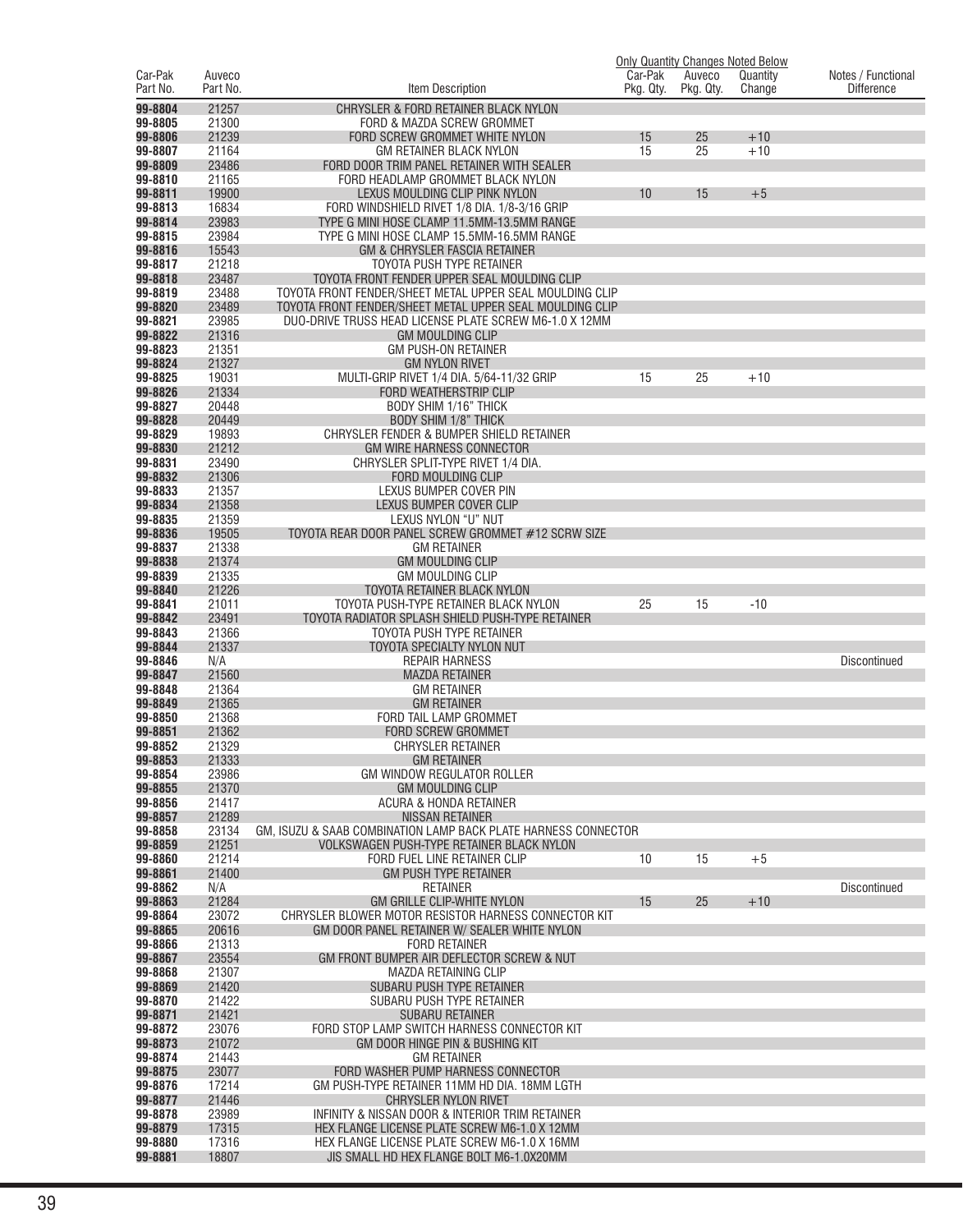| Car-Pak Part No. | Auveco Part No. | Item Description | Car-Pak Pkg. Qty. | Auveco Pkg. Qty. | Quantity Change | Notes / Functional Difference |
|---|---|---|---|---|---|---|
| | | | Only Quantity Changes Noted Below | | | |
| 99-8804 | 21257 | CHRYSLER & FORD RETAINER BLACK NYLON | | | | |
| 99-8805 | 21300 | FORD & MAZDA SCREW GROMMET | | | | |
| 99-8806 | 21239 | FORD SCREW GROMMET WHITE NYLON | 15 | 25 | +10 | |
| 99-8807 | 21164 | GM RETAINER BLACK NYLON | 15 | 25 | +10 | |
| 99-8809 | 23486 | FORD DOOR TRIM PANEL RETAINER WITH SEALER | | | | |
| 99-8810 | 21165 | FORD HEADLAMP GROMMET BLACK NYLON | | | | |
| 99-8811 | 19900 | LEXUS MOULDING CLIP PINK NYLON | 10 | 15 | +5 | |
| 99-8813 | 16834 | FORD WINDSHIELD RIVET 1/8 DIA. 1/8-3/16 GRIP | | | | |
| 99-8814 | 23983 | TYPE G MINI HOSE CLAMP 11.5MM-13.5MM RANGE | | | | |
| 99-8815 | 23984 | TYPE G MINI HOSE CLAMP 15.5MM-16.5MM RANGE | | | | |
| 99-8816 | 15543 | GM & CHRYSLER FASCIA RETAINER | | | | |
| 99-8817 | 21218 | TOYOTA PUSH TYPE RETAINER | | | | |
| 99-8818 | 23487 | TOYOTA FRONT FENDER UPPER SEAL MOULDING CLIP | | | | |
| 99-8819 | 23488 | TOYOTA FRONT FENDER/SHEET METAL UPPER SEAL MOULDING CLIP | | | | |
| 99-8820 | 23489 | TOYOTA FRONT FENDER/SHEET METAL UPPER SEAL MOULDING CLIP | | | | |
| 99-8821 | 23985 | DUO-DRIVE TRUSS HEAD LICENSE PLATE SCREW M6-1.0 X 12MM | | | | |
| 99-8822 | 21316 | GM MOULDING CLIP | | | | |
| 99-8823 | 21351 | GM PUSH-ON RETAINER | | | | |
| 99-8824 | 21327 | GM NYLON RIVET | | | | |
| 99-8825 | 19031 | MULTI-GRIP RIVET 1/4 DIA. 5/64-11/32 GRIP | 15 | 25 | +10 | |
| 99-8826 | 21334 | FORD WEATHERSTRIP CLIP | | | | |
| 99-8827 | 20448 | BODY SHIM 1/16" THICK | | | | |
| 99-8828 | 20449 | BODY SHIM 1/8" THICK | | | | |
| 99-8829 | 19893 | CHRYSLER FENDER & BUMPER SHIELD RETAINER | | | | |
| 99-8830 | 21212 | GM WIRE HARNESS CONNECTOR | | | | |
| 99-8831 | 23490 | CHRYSLER SPLIT-TYPE RIVET 1/4 DIA. | | | | |
| 99-8832 | 21306 | FORD MOULDING CLIP | | | | |
| 99-8833 | 21357 | LEXUS BUMPER COVER PIN | | | | |
| 99-8834 | 21358 | LEXUS BUMPER COVER CLIP | | | | |
| 99-8835 | 21359 | LEXUS NYLON "U" NUT | | | | |
| 99-8836 | 19505 | TOYOTA REAR DOOR PANEL SCREW GROMMET #12 SCRW SIZE | | | | |
| 99-8837 | 21338 | GM RETAINER | | | | |
| 99-8838 | 21374 | GM MOULDING CLIP | | | | |
| 99-8839 | 21335 | GM MOULDING CLIP | | | | |
| 99-8840 | 21226 | TOYOTA RETAINER BLACK NYLON | | | | |
| 99-8841 | 21011 | TOYOTA PUSH-TYPE RETAINER BLACK NYLON | 25 | 15 | -10 | |
| 99-8842 | 23491 | TOYOTA RADIATOR SPLASH SHIELD PUSH-TYPE RETAINER | | | | |
| 99-8843 | 21366 | TOYOTA PUSH TYPE RETAINER | | | | |
| 99-8844 | 21337 | TOYOTA SPECIALTY NYLON NUT | | | | |
| 99-8846 | N/A | REPAIR HARNESS | | | | Discontinued |
| 99-8847 | 21560 | MAZDA RETAINER | | | | |
| 99-8848 | 21364 | GM RETAINER | | | | |
| 99-8849 | 21365 | GM RETAINER | | | | |
| 99-8850 | 21368 | FORD TAIL LAMP GROMMET | | | | |
| 99-8851 | 21362 | FORD SCREW GROMMET | | | | |
| 99-8852 | 21329 | CHRYSLER RETAINER | | | | |
| 99-8853 | 21333 | GM RETAINER | | | | |
| 99-8854 | 23986 | GM WINDOW REGULATOR ROLLER | | | | |
| 99-8855 | 21370 | GM MOULDING CLIP | | | | |
| 99-8856 | 21417 | ACURA & HONDA RETAINER | | | | |
| 99-8857 | 21289 | NISSAN RETAINER | | | | |
| 99-8858 | 23134 | GM, ISUZU & SAAB COMBINATION LAMP BACK PLATE HARNESS CONNECTOR | | | | |
| 99-8859 | 21251 | VOLKSWAGEN PUSH-TYPE RETAINER BLACK NYLON | | | | |
| 99-8860 | 21214 | FORD FUEL LINE RETAINER CLIP | 10 | 15 | +5 | |
| 99-8861 | 21400 | GM PUSH TYPE RETAINER | | | | |
| 99-8862 | N/A | RETAINER | | | | Discontinued |
| 99-8863 | 21284 | GM GRILLE CLIP-WHITE NYLON | 15 | 25 | +10 | |
| 99-8864 | 23072 | CHRYSLER BLOWER MOTOR RESISTOR HARNESS CONNECTOR KIT | | | | |
| 99-8865 | 20616 | GM DOOR PANEL RETAINER W/ SEALER WHITE NYLON | | | | |
| 99-8866 | 21313 | FORD RETAINER | | | | |
| 99-8867 | 23554 | GM FRONT BUMPER AIR DEFLECTOR SCREW & NUT | | | | |
| 99-8868 | 21307 | MAZDA RETAINING CLIP | | | | |
| 99-8869 | 21420 | SUBARU PUSH TYPE RETAINER | | | | |
| 99-8870 | 21422 | SUBARU PUSH TYPE RETAINER | | | | |
| 99-8871 | 21421 | SUBARU RETAINER | | | | |
| 99-8872 | 23076 | FORD STOP LAMP SWITCH HARNESS CONNECTOR KIT | | | | |
| 99-8873 | 21072 | GM DOOR HINGE PIN & BUSHING KIT | | | | |
| 99-8874 | 21443 | GM RETAINER | | | | |
| 99-8875 | 23077 | FORD WASHER PUMP HARNESS CONNECTOR | | | | |
| 99-8876 | 17214 | GM PUSH-TYPE RETAINER 11MM HD DIA. 18MM LGTH | | | | |
| 99-8877 | 21446 | CHRYSLER NYLON RIVET | | | | |
| 99-8878 | 23989 | INFINITY & NISSAN DOOR & INTERIOR TRIM RETAINER | | | | |
| 99-8879 | 17315 | HEX FLANGE LICENSE PLATE SCREW M6-1.0 X 12MM | | | | |
| 99-8880 | 17316 | HEX FLANGE LICENSE PLATE SCREW M6-1.0 X 16MM | | | | |
| 99-8881 | 18807 | JIS SMALL HD HEX FLANGE BOLT M6-1.0X20MM | | | | |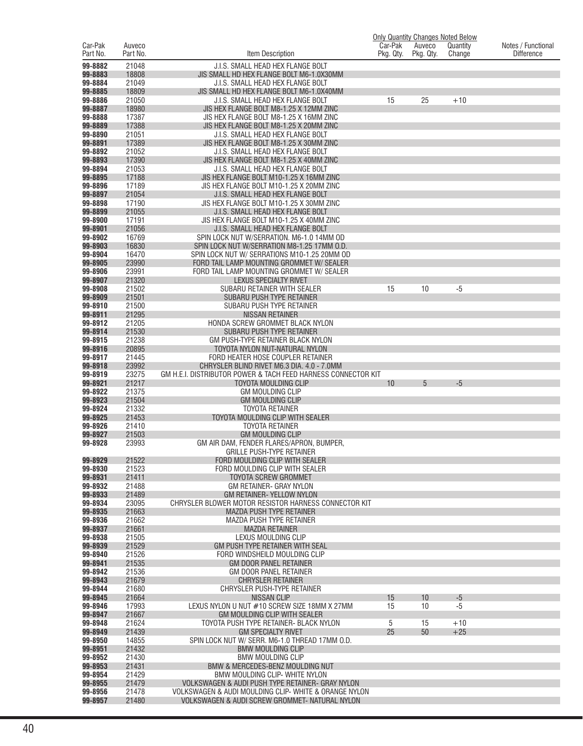| Car-Pak Part No. | Auveco Part No. | Item Description | Car-Pak Pkg. Qty. | Auveco Pkg. Qty. | Quantity Change | Notes / Functional Difference |
|---|---|---|---|---|---|---|
| | | | Only Quantity Changes Noted Below | | | |
| 99-8882 | 21048 | J.I.S. SMALL HEAD HEX FLANGE BOLT | | | | |
| 99-8883 | 18808 | JIS SMALL HD HEX FLANGE BOLT M6-1.0X30MM | | | | |
| 99-8884 | 21049 | J.I.S. SMALL HEAD HEX FLANGE BOLT | | | | |
| 99-8885 | 18809 | JIS SMALL HD HEX FLANGE BOLT M6-1.0X40MM | | | | |
| 99-8886 | 21050 | J.I.S. SMALL HEAD HEX FLANGE BOLT | 15 | 25 | +10 | |
| 99-8887 | 18980 | JIS HEX FLANGE BOLT M8-1.25 X 12MM ZINC | | | | |
| 99-8888 | 17387 | JIS HEX FLANGE BOLT M8-1.25 X 16MM ZINC | | | | |
| 99-8889 | 17388 | JIS HEX FLANGE BOLT M8-1.25 X 20MM ZINC | | | | |
| 99-8890 | 21051 | J.I.S. SMALL HEAD HEX FLANGE BOLT | | | | |
| 99-8891 | 17389 | JIS HEX FLANGE BOLT M8-1.25 X 30MM ZINC | | | | |
| 99-8892 | 21052 | J.I.S. SMALL HEAD HEX FLANGE BOLT | | | | |
| 99-8893 | 17390 | JIS HEX FLANGE BOLT M8-1.25 X 40MM ZINC | | | | |
| 99-8894 | 21053 | J.I.S. SMALL HEAD HEX FLANGE BOLT | | | | |
| 99-8895 | 17188 | JIS HEX FLANGE BOLT M10-1.25 X 16MM ZINC | | | | |
| 99-8896 | 17189 | JIS HEX FLANGE BOLT M10-1.25 X 20MM ZINC | | | | |
| 99-8897 | 21054 | J.I.S. SMALL HEAD HEX FLANGE BOLT | | | | |
| 99-8898 | 17190 | JIS HEX FLANGE BOLT M10-1.25 X 30MM ZINC | | | | |
| 99-8899 | 21055 | J.I.S. SMALL HEAD HEX FLANGE BOLT | | | | |
| 99-8900 | 17191 | JIS HEX FLANGE BOLT M10-1.25 X 40MM ZINC | | | | |
| 99-8901 | 21056 | J.I.S. SMALL HEAD HEX FLANGE BOLT | | | | |
| 99-8902 | 16769 | SPIN LOCK NUT W/SERRATION. M6-1.0 14MM OD | | | | |
| 99-8903 | 16830 | SPIN LOCK NUT W/SERRATION M8-1.25 17MM O.D. | | | | |
| 99-8904 | 16470 | SPIN LOCK NUT W/ SERRATIONS M10-1.25 20MM OD | | | | |
| 99-8905 | 23990 | FORD TAIL LAMP MOUNTING GROMMET W/ SEALER | | | | |
| 99-8906 | 23991 | FORD TAIL LAMP MOUNTING GROMMET W/ SEALER | | | | |
| 99-8907 | 21320 | LEXUS SPECIALTY RIVET | | | | |
| 99-8908 | 21502 | SUBARU RETAINER WITH SEALER | 15 | 10 | -5 | |
| 99-8909 | 21501 | SUBARU PUSH TYPE RETAINER | | | | |
| 99-8910 | 21500 | SUBARU PUSH TYPE RETAINER | | | | |
| 99-8911 | 21295 | NISSAN RETAINER | | | | |
| 99-8912 | 21205 | HONDA SCREW GROMMET BLACK NYLON | | | | |
| 99-8914 | 21530 | SUBARU PUSH TYPE RETAINER | | | | |
| 99-8915 | 21238 | GM PUSH-TYPE RETAINER BLACK NYLON | | | | |
| 99-8916 | 20895 | TOYOTA NYLON NUT-NATURAL NYLON | | | | |
| 99-8917 | 21445 | FORD HEATER HOSE COUPLER RETAINER | | | | |
| 99-8918 | 23992 | CHRYSLER BLIND RIVET M6.3 DIA. 4.0 - 7.0MM | | | | |
| 99-8919 | 23275 | GM H.E.I. DISTRIBUTOR POWER & TACH FEED HARNESS CONNECTOR KIT | | | | |
| 99-8921 | 21217 | TOYOTA MOULDING CLIP | 10 | 5 | -5 | |
| 99-8922 | 21375 | GM MOULDING CLIP | | | | |
| 99-8923 | 21504 | GM MOULDING CLIP | | | | |
| 99-8924 | 21332 | TOYOTA RETAINER | | | | |
| 99-8925 | 21453 | TOYOTA MOULDING CLIP WITH SEALER | | | | |
| 99-8926 | 21410 | TOYOTA RETAINER | | | | |
| 99-8927 | 21503 | GM MOULDING CLIP | | | | |
| 99-8928 | 23993 | GM AIR DAM, FENDER FLARES/APRON, BUMPER, GRILLE PUSH-TYPE RETAINER | | | | |
| 99-8929 | 21522 | FORD MOULDING CLIP WITH SEALER | | | | |
| 99-8930 | 21523 | FORD MOULDING CLIP WITH SEALER | | | | |
| 99-8931 | 21411 | TOYOTA SCREW GROMMET | | | | |
| 99-8932 | 21488 | GM RETAINER- GRAY NYLON | | | | |
| 99-8933 | 21489 | GM RETAINER- YELLOW NYLON | | | | |
| 99-8934 | 23095 | CHRYSLER BLOWER MOTOR RESISTOR HARNESS CONNECTOR KIT | | | | |
| 99-8935 | 21663 | MAZDA PUSH TYPE RETAINER | | | | |
| 99-8936 | 21662 | MAZDA PUSH TYPE RETAINER | | | | |
| 99-8937 | 21661 | MAZDA RETAINER | | | | |
| 99-8938 | 21505 | LEXUS MOULDING CLIP | | | | |
| 99-8939 | 21529 | GM PUSH TYPE RETAINER WITH SEAL | | | | |
| 99-8940 | 21526 | FORD WINDSHEILD MOULDING CLIP | | | | |
| 99-8941 | 21535 | GM DOOR PANEL RETAINER | | | | |
| 99-8942 | 21536 | GM DOOR PANEL RETAINER | | | | |
| 99-8943 | 21679 | CHRYSLER RETAINER | | | | |
| 99-8944 | 21680 | CHRYSLER PUSH-TYPE RETAINER | | | | |
| 99-8945 | 21664 | NISSAN CLIP | 15 | 10 | -5 | |
| 99-8946 | 17993 | LEXUS NYLON U NUT #10 SCREW SIZE 18MM X 27MM | 15 | 10 | -5 | |
| 99-8947 | 21667 | GM MOULDING CLIP WITH SEALER | | | | |
| 99-8948 | 21624 | TOYOTA PUSH TYPE RETAINER- BLACK NYLON | 5 | 15 | +10 | |
| 99-8949 | 21439 | GM SPECIALTY RIVET | 25 | 50 | +25 | |
| 99-8950 | 14855 | SPIN LOCK NUT W/ SERR. M6-1.0 THREAD 17MM O.D. | | | | |
| 99-8951 | 21432 | BMW MOULDING CLIP | | | | |
| 99-8952 | 21430 | BMW MOULDING CLIP | | | | |
| 99-8953 | 21431 | BMW & MERCEDES-BENZ MOULDING NUT | | | | |
| 99-8954 | 21429 | BMW MOULDING CLIP- WHITE NYLON | | | | |
| 99-8955 | 21479 | VOLKSWAGEN & AUDI PUSH TYPE RETAINER- GRAY NYLON | | | | |
| 99-8956 | 21478 | VOLKSWAGEN & AUDI MOULDING CLIP- WHITE & ORANGE NYLON | | | | |
| 99-8957 | 21480 | VOLKSWAGEN & AUDI SCREW GROMMET- NATURAL NYLON | | | | |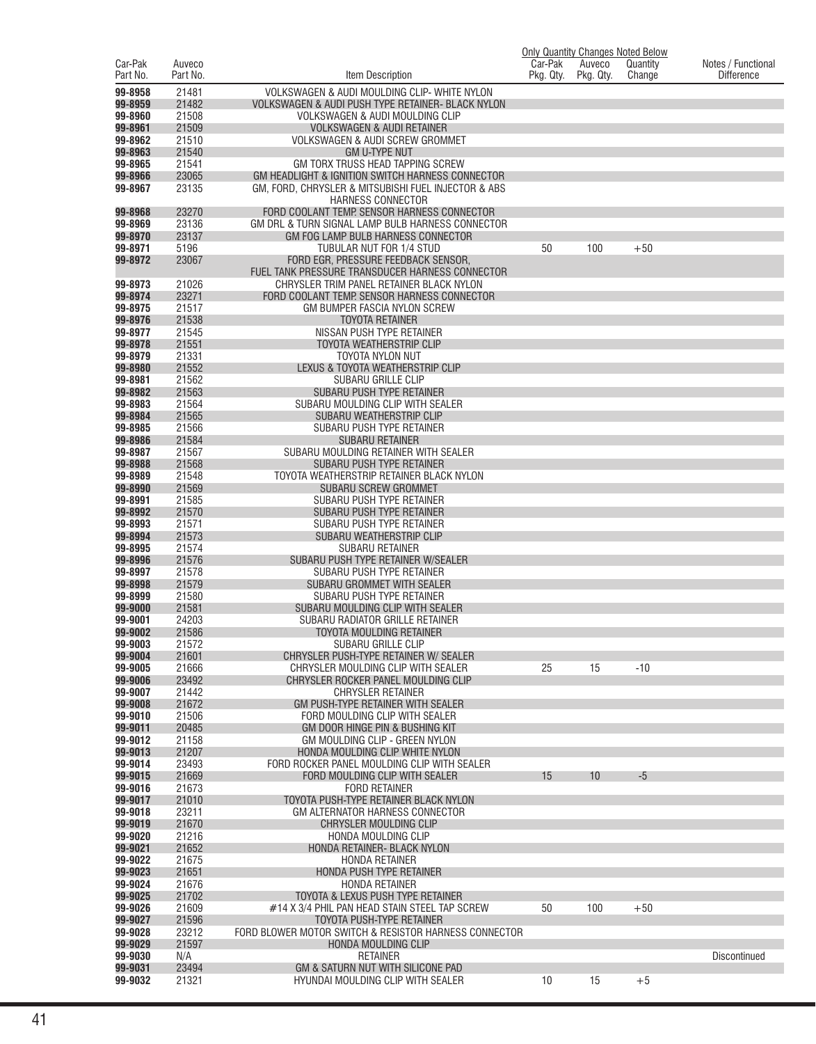| Car-Pak Part No. | Auveco Part No. | Item Description | Car-Pak Pkg. Qty. | Auveco Pkg. Qty. | Quantity Change | Notes / Functional Difference |
|---|---|---|---|---|---|---|
| | | | Only Quantity Changes Noted Below | | | |
| **99-8958** | 21481 | VOLKSWAGEN & AUDI MOULDING CLIP- WHITE NYLON | | | | |
| **99-8959** | 21482 | VOLKSWAGEN & AUDI PUSH TYPE RETAINER- BLACK NYLON | | | | |
| **99-8960** | 21508 | VOLKSWAGEN & AUDI MOULDING CLIP | | | | |
| **99-8961** | 21509 | VOLKSWAGEN & AUDI RETAINER | | | | |
| **99-8962** | 21510 | VOLKSWAGEN & AUDI SCREW GROMMET | | | | |
| **99-8963** | 21540 | GM U-TYPE NUT | | | | |
| **99-8965** | 21541 | GM TORX TRUSS HEAD TAPPING SCREW | | | | |
| **99-8966** | 23065 | GM HEADLIGHT & IGNITION SWITCH HARNESS CONNECTOR | | | | |
| **99-8967** | 23135 | GM, FORD, CHRYSLER & MITSUBISHI FUEL INJECTOR & ABS HARNESS CONNECTOR | | | | |
| **99-8968** | 23270 | FORD COOLANT TEMP. SENSOR HARNESS CONNECTOR | | | | |
| **99-8969** | 23136 | GM DRL & TURN SIGNAL LAMP BULB HARNESS CONNECTOR | | | | |
| **99-8970** | 23137 | GM FOG LAMP BULB HARNESS CONNECTOR | | | | |
| **99-8971** | 5196 | TUBULAR NUT FOR 1/4 STUD | 50 | 100 | +50 | |
| **99-8972** | 23067 | FORD EGR, PRESSURE FEEDBACK SENSOR, FUEL TANK PRESSURE TRANSDUCER HARNESS CONNECTOR | | | | |
| **99-8973** | 21026 | CHRYSLER TRIM PANEL RETAINER BLACK NYLON | | | | |
| **99-8974** | 23271 | FORD COOLANT TEMP. SENSOR HARNESS CONNECTOR | | | | |
| **99-8975** | 21517 | GM BUMPER FASCIA NYLON SCREW | | | | |
| **99-8976** | 21538 | TOYOTA RETAINER | | | | |
| **99-8977** | 21545 | NISSAN PUSH TYPE RETAINER | | | | |
| **99-8978** | 21551 | TOYOTA WEATHERSTRIP CLIP | | | | |
| **99-8979** | 21331 | TOYOTA NYLON NUT | | | | |
| **99-8980** | 21552 | LEXUS & TOYOTA WEATHERSTRIP CLIP | | | | |
| **99-8981** | 21562 | SUBARU GRILLE CLIP | | | | |
| **99-8982** | 21563 | SUBARU PUSH TYPE RETAINER | | | | |
| **99-8983** | 21564 | SUBARU MOULDING CLIP WITH SEALER | | | | |
| **99-8984** | 21565 | SUBARU WEATHERSTRIP CLIP | | | | |
| **99-8985** | 21566 | SUBARU PUSH TYPE RETAINER | | | | |
| **99-8986** | 21584 | SUBARU RETAINER | | | | |
| **99-8987** | 21567 | SUBARU MOULDING RETAINER WITH SEALER | | | | |
| **99-8988** | 21568 | SUBARU PUSH TYPE RETAINER | | | | |
| **99-8989** | 21548 | TOYOTA WEATHERSTRIP RETAINER BLACK NYLON | | | | |
| **99-8990** | 21569 | SUBARU SCREW GROMMET | | | | |
| **99-8991** | 21585 | SUBARU PUSH TYPE RETAINER | | | | |
| **99-8992** | 21570 | SUBARU PUSH TYPE RETAINER | | | | |
| **99-8993** | 21571 | SUBARU PUSH TYPE RETAINER | | | | |
| **99-8994** | 21573 | SUBARU WEATHERSTRIP CLIP | | | | |
| **99-8995** | 21574 | SUBARU RETAINER | | | | |
| **99-8996** | 21576 | SUBARU PUSH TYPE RETAINER W/SEALER | | | | |
| **99-8997** | 21578 | SUBARU PUSH TYPE RETAINER | | | | |
| **99-8998** | 21579 | SUBARU GROMMET WITH SEALER | | | | |
| **99-8999** | 21580 | SUBARU PUSH TYPE RETAINER | | | | |
| **99-9000** | 21581 | SUBARU MOULDING CLIP WITH SEALER | | | | |
| **99-9001** | 24203 | SUBARU RADIATOR GRILLE RETAINER | | | | |
| **99-9002** | 21586 | TOYOTA MOULDING RETAINER | | | | |
| **99-9003** | 21572 | SUBARU GRILLE CLIP | | | | |
| **99-9004** | 21601 | CHRYSLER PUSH-TYPE RETAINER W/ SEALER | | | | |
| **99-9005** | 21666 | CHRYSLER MOULDING CLIP WITH SEALER | 25 | 15 | -10 | |
| **99-9006** | 23492 | CHRYSLER ROCKER PANEL MOULDING CLIP | | | | |
| **99-9007** | 21442 | CHRYSLER RETAINER | | | | |
| **99-9008** | 21672 | GM PUSH-TYPE RETAINER WITH SEALER | | | | |
| **99-9010** | 21506 | FORD MOULDING CLIP WITH SEALER | | | | |
| **99-9011** | 20485 | GM DOOR HINGE PIN & BUSHING KIT | | | | |
| **99-9012** | 21158 | GM MOULDING CLIP - GREEN NYLON | | | | |
| **99-9013** | 21207 | HONDA MOULDING CLIP WHITE NYLON | | | | |
| **99-9014** | 23493 | FORD ROCKER PANEL MOULDING CLIP WITH SEALER | | | | |
| **99-9015** | 21669 | FORD MOULDING CLIP WITH SEALER | 15 | 10 | -5 | |
| **99-9016** | 21673 | FORD RETAINER | | | | |
| **99-9017** | 21010 | TOYOTA PUSH-TYPE RETAINER BLACK NYLON | | | | |
| **99-9018** | 23211 | GM ALTERNATOR HARNESS CONNECTOR | | | | |
| **99-9019** | 21670 | CHRYSLER MOULDING CLIP | | | | |
| **99-9020** | 21216 | HONDA MOULDING CLIP | | | | |
| **99-9021** | 21652 | HONDA RETAINER- BLACK NYLON | | | | |
| **99-9022** | 21675 | HONDA RETAINER | | | | |
| **99-9023** | 21651 | HONDA PUSH TYPE RETAINER | | | | |
| **99-9024** | 21676 | HONDA RETAINER | | | | |
| **99-9025** | 21702 | TOYOTA & LEXUS PUSH TYPE RETAINER | | | | |
| **99-9026** | 21609 | #14 X 3/4 PHIL PAN HEAD STAIN STEEL TAP SCREW | 50 | 100 | +50 | |
| **99-9027** | 21596 | TOYOTA PUSH-TYPE RETAINER | | | | |
| **99-9028** | 23212 | FORD BLOWER MOTOR SWITCH & RESISTOR HARNESS CONNECTOR | | | | |
| **99-9029** | 21597 | HONDA MOULDING CLIP | | | | |
| **99-9030** | N/A | RETAINER | | | | Discontinued |
| **99-9031** | 23494 | GM & SATURN NUT WITH SILICONE PAD | | | | |
| **99-9032** | 21321 | HYUNDAI MOULDING CLIP WITH SEALER | 10 | 15 | +5 | |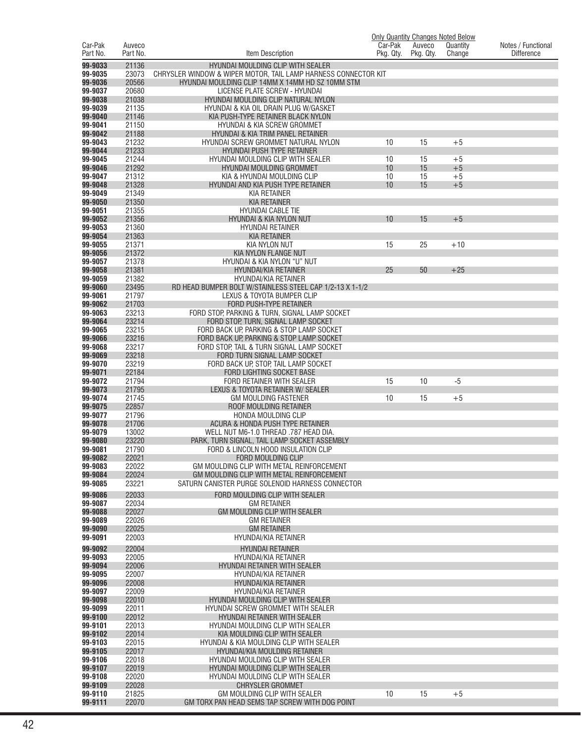| Car-Pak Part No. | Auveco Part No. | Item Description | Only Quantity Changes Noted Below Car-Pak Pkg. Qty. | Auveco Pkg. Qty. | Quantity Change | Notes / Functional Difference |
|---|---|---|---|---|---|---|
| 99-9033 | 21136 | HYUNDAI MOULDING CLIP WITH SEALER | | | | |
| 99-9035 | 23073 | CHRYSLER WINDOW & WIPER MOTOR, TAIL LAMP HARNESS CONNECTOR KIT | | | | |
| 99-9036 | 20566 | HYUNDAI MOULDING CLIP 14MM X 14MM HD SZ 10MM STM | | | | |
| 99-9037 | 20680 | LICENSE PLATE SCREW - HYUNDAI | | | | |
| 99-9038 | 21038 | HYUNDAI MOULDING CLIP NATURAL NYLON | | | | |
| 99-9039 | 21135 | HYUNDAI & KIA OIL DRAIN PLUG W/GASKET | | | | |
| 99-9040 | 21146 | KIA PUSH-TYPE RETAINER BLACK NYLON | | | | |
| 99-9041 | 21150 | HYUNDAI & KIA SCREW GROMMET | | | | |
| 99-9042 | 21188 | HYUNDAI & KIA TRIM PANEL RETAINER | | | | |
| 99-9043 | 21232 | HYUNDAI SCREW GROMMET NATURAL NYLON | 10 | 15 | +5 | |
| 99-9044 | 21233 | HYUNDAI PUSH TYPE RETAINER | | | | |
| 99-9045 | 21244 | HYUNDAI MOULDING CLIP WITH SEALER | 10 | 15 | +5 | |
| 99-9046 | 21292 | HYUNDAI MOULDING GROMMET | 10 | 15 | +5 | |
| 99-9047 | 21312 | KIA & HYUNDAI MOULDING CLIP | 10 | 15 | +5 | |
| 99-9048 | 21328 | HYUNDAI AND KIA PUSH TYPE RETAINER | 10 | 15 | +5 | |
| 99-9049 | 21349 | KIA RETAINER | | | | |
| 99-9050 | 21350 | KIA RETAINER | | | | |
| 99-9051 | 21355 | HYUNDAI CABLE TIE | | | | |
| 99-9052 | 21356 | HYUNDAI & KIA NYLON NUT | 10 | 15 | +5 | |
| 99-9053 | 21360 | HYUNDAI RETAINER | | | | |
| 99-9054 | 21363 | KIA RETAINER | | | | |
| 99-9055 | 21371 | KIA NYLON NUT | 15 | 25 | +10 | |
| 99-9056 | 21372 | KIA NYLON FLANGE NUT | | | | |
| 99-9057 | 21378 | HYUNDAI & KIA NYLON "U" NUT | | | | |
| 99-9058 | 21381 | HYUNDAI/KIA RETAINER | 25 | 50 | +25 | |
| 99-9059 | 21382 | HYUNDAI/KIA RETAINER | | | | |
| 99-9060 | 23495 | RD HEAD BUMPER BOLT W/STAINLESS STEEL CAP 1/2-13 X 1-1/2 | | | | |
| 99-9061 | 21797 | LEXUS & TOYOTA BUMPER CLIP | | | | |
| 99-9062 | 21703 | FORD PUSH-TYPE RETAINER | | | | |
| 99-9063 | 23213 | FORD STOP, PARKING & TURN, SIGNAL LAMP SOCKET | | | | |
| 99-9064 | 23214 | FORD STOP, TURN, SIGNAL LAMP SOCKET | | | | |
| 99-9065 | 23215 | FORD BACK UP, PARKING & STOP LAMP SOCKET | | | | |
| 99-9066 | 23216 | FORD BACK UP, PARKING & STOP LAMP SOCKET | | | | |
| 99-9068 | 23217 | FORD STOP, TAIL & TURN SIGNAL LAMP SOCKET | | | | |
| 99-9069 | 23218 | FORD TURN SIGNAL LAMP SOCKET | | | | |
| 99-9070 | 23219 | FORD BACK UP, STOP, TAIL LAMP SOCKET | | | | |
| 99-9071 | 22184 | FORD LIGHTING SOCKET BASE | | | | |
| 99-9072 | 21794 | FORD RETAINER WITH SEALER | 15 | 10 | -5 | |
| 99-9073 | 21795 | LEXUS & TOYOTA RETAINER W/ SEALER | | | | |
| 99-9074 | 21745 | GM MOULDING FASTENER | 10 | 15 | +5 | |
| 99-9075 | 22857 | ROOF MOULDING RETAINER | | | | |
| 99-9077 | 21796 | HONDA MOULDING CLIP | | | | |
| 99-9078 | 21706 | ACURA & HONDA PUSH TYPE RETAINER | | | | |
| 99-9079 | 13002 | WELL NUT M6-1.0 THREAD .787 HEAD DIA. | | | | |
| 99-9080 | 23220 | PARK, TURN SIGNAL, TAIL LAMP SOCKET ASSEMBLY | | | | |
| 99-9081 | 21790 | FORD & LINCOLN HOOD INSULATION CLIP | | | | |
| 99-9082 | 22021 | FORD MOULDING CLIP | | | | |
| 99-9083 | 22022 | GM MOULDING CLIP WITH METAL REINFORCEMENT | | | | |
| 99-9084 | 22024 | GM MOULDING CLIP WITH METAL REINFORCEMENT | | | | |
| 99-9085 | 23221 | SATURN CANISTER PURGE SOLENOID HARNESS CONNECTOR | | | | |
| 99-9086 | 22033 | FORD MOULDING CLIP WITH SEALER | | | | |
| 99-9087 | 22034 | GM RETAINER | | | | |
| 99-9088 | 22027 | GM MOULDING CLIP WITH SEALER | | | | |
| 99-9089 | 22026 | GM RETAINER | | | | |
| 99-9090 | 22025 | GM RETAINER | | | | |
| 99-9091 | 22003 | HYUNDAI/KIA RETAINER | | | | |
| 99-9092 | 22004 | HYUNDAI RETAINER | | | | |
| 99-9093 | 22005 | HYUNDAI/KIA RETAINER | | | | |
| 99-9094 | 22006 | HYUNDAI RETAINER WITH SEALER | | | | |
| 99-9095 | 22007 | HYUNDAI/KIA RETAINER | | | | |
| 99-9096 | 22008 | HYUNDAI/KIA RETAINER | | | | |
| 99-9097 | 22009 | HYUNDAI/KIA RETAINER | | | | |
| 99-9098 | 22010 | HYUNDAI MOULDING CLIP WITH SEALER | | | | |
| 99-9099 | 22011 | HYUNDAI SCREW GROMMET WITH SEALER | | | | |
| 99-9100 | 22012 | HYUNDAI RETAINER WITH SEALER | | | | |
| 99-9101 | 22013 | HYUNDAI MOULDING CLIP WITH SEALER | | | | |
| 99-9102 | 22014 | KIA MOULDING CLIP WITH SEALER | | | | |
| 99-9103 | 22015 | HYUNDAI & KIA MOULDING CLIP WITH SEALER | | | | |
| 99-9105 | 22017 | HYUNDAI/KIA MOULDING RETAINER | | | | |
| 99-9106 | 22018 | HYUNDAI MOULDING CLIP WITH SEALER | | | | |
| 99-9107 | 22019 | HYUNDAI MOULDING CLIP WITH SEALER | | | | |
| 99-9108 | 22020 | HYUNDAI MOULDING CLIP WITH SEALER | | | | |
| 99-9109 | 22028 | CHRYSLER GROMMET | | | | |
| 99-9110 | 21825 | GM MOULDING CLIP WITH SEALER | 10 | 15 | +5 | |
| 99-9111 | 22070 | GM TORX PAN HEAD SEMS TAP SCREW WITH DOG POINT | | | | |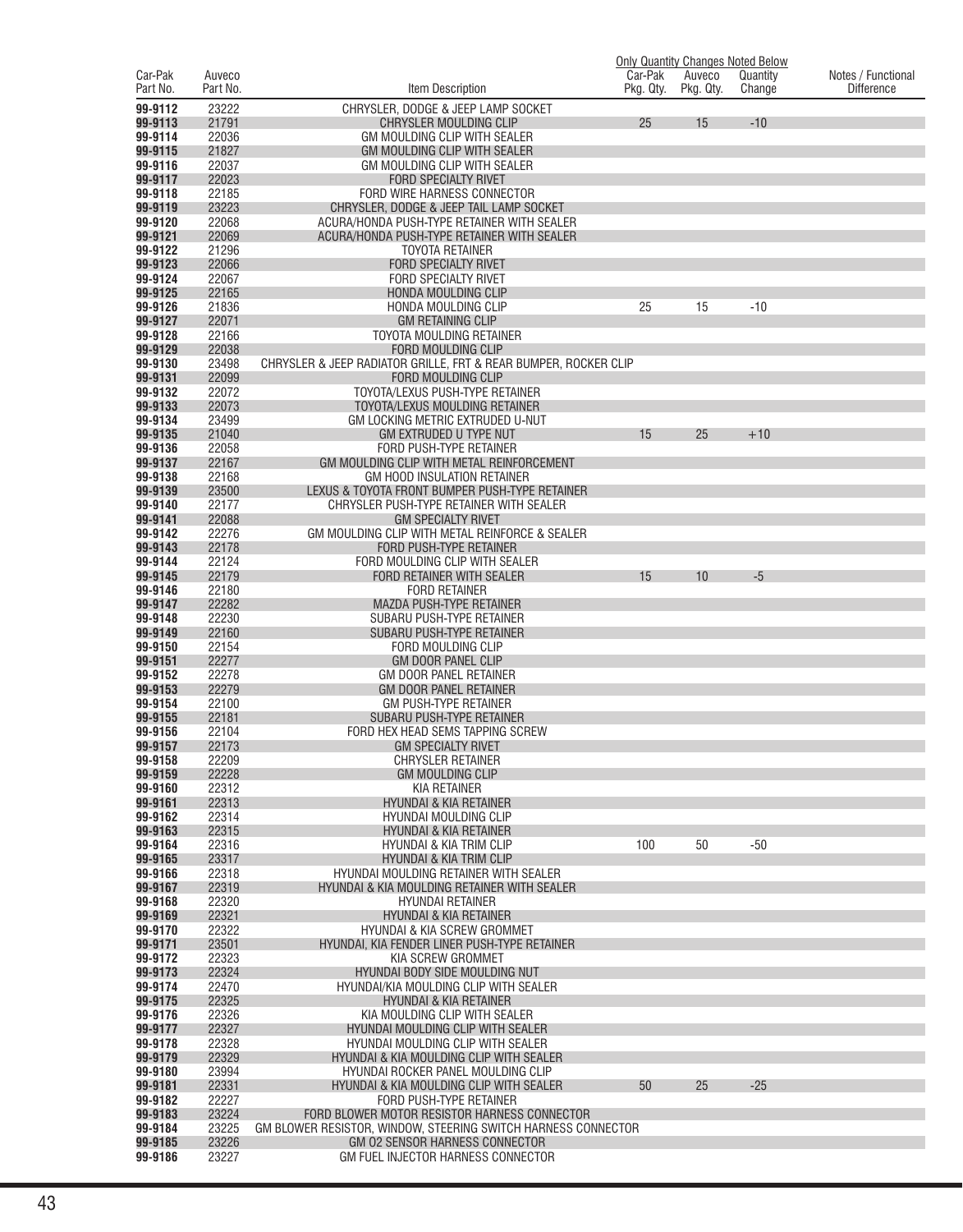| Car-Pak Part No. | Auveco Part No. | Item Description | Car-Pak Pkg. Qty. | Auveco Pkg. Qty. | Quantity Change | Notes / Functional Difference |
|---|---|---|---|---|---|---|
| | | | Only Quantity Changes Noted Below | | | |
| 99-9112 | 23222 | CHRYSLER, DODGE & JEEP LAMP SOCKET | | | | |
| 99-9113 | 21791 | CHRYSLER MOULDING CLIP | 25 | 15 | -10 | |
| 99-9114 | 22036 | GM MOULDING CLIP WITH SEALER | | | | |
| 99-9115 | 21827 | GM MOULDING CLIP WITH SEALER | | | | |
| 99-9116 | 22037 | GM MOULDING CLIP WITH SEALER | | | | |
| 99-9117 | 22023 | FORD SPECIALTY RIVET | | | | |
| 99-9118 | 22185 | FORD WIRE HARNESS CONNECTOR | | | | |
| 99-9119 | 23223 | CHRYSLER, DODGE & JEEP TAIL LAMP SOCKET | | | | |
| 99-9120 | 22068 | ACURA/HONDA PUSH-TYPE RETAINER WITH SEALER | | | | |
| 99-9121 | 22069 | ACURA/HONDA PUSH-TYPE RETAINER WITH SEALER | | | | |
| 99-9122 | 21296 | TOYOTA RETAINER | | | | |
| 99-9123 | 22066 | FORD SPECIALTY RIVET | | | | |
| 99-9124 | 22067 | FORD SPECIALTY RIVET | | | | |
| 99-9125 | 22165 | HONDA MOULDING CLIP | | | | |
| 99-9126 | 21836 | HONDA MOULDING CLIP | 25 | 15 | -10 | |
| 99-9127 | 22071 | GM RETAINING CLIP | | | | |
| 99-9128 | 22166 | TOYOTA MOULDING RETAINER | | | | |
| 99-9129 | 22038 | FORD MOULDING CLIP | | | | |
| 99-9130 | 23498 | CHRYSLER & JEEP RADIATOR GRILLE, FRT & REAR BUMPER, ROCKER CLIP | | | | |
| 99-9131 | 22099 | FORD MOULDING CLIP | | | | |
| 99-9132 | 22072 | TOYOTA/LEXUS PUSH-TYPE RETAINER | | | | |
| 99-9133 | 22073 | TOYOTA/LEXUS MOULDING RETAINER | | | | |
| 99-9134 | 23499 | GM LOCKING METRIC EXTRUDED U-NUT | | | | |
| 99-9135 | 21040 | GM EXTRUDED U TYPE NUT | 15 | 25 | +10 | |
| 99-9136 | 22058 | FORD PUSH-TYPE RETAINER | | | | |
| 99-9137 | 22167 | GM MOULDING CLIP WITH METAL REINFORCEMENT | | | | |
| 99-9138 | 22168 | GM HOOD INSULATION RETAINER | | | | |
| 99-9139 | 23500 | LEXUS & TOYOTA FRONT BUMPER PUSH-TYPE RETAINER | | | | |
| 99-9140 | 22177 | CHRYSLER PUSH-TYPE RETAINER WITH SEALER | | | | |
| 99-9141 | 22088 | GM SPECIALTY RIVET | | | | |
| 99-9142 | 22276 | GM MOULDING CLIP WITH METAL REINFORCE & SEALER | | | | |
| 99-9143 | 22178 | FORD PUSH-TYPE RETAINER | | | | |
| 99-9144 | 22124 | FORD MOULDING CLIP WITH SEALER | | | | |
| 99-9145 | 22179 | FORD RETAINER WITH SEALER | 15 | 10 | -5 | |
| 99-9146 | 22180 | FORD RETAINER | | | | |
| 99-9147 | 22282 | MAZDA PUSH-TYPE RETAINER | | | | |
| 99-9148 | 22230 | SUBARU PUSH-TYPE RETAINER | | | | |
| 99-9149 | 22160 | SUBARU PUSH-TYPE RETAINER | | | | |
| 99-9150 | 22154 | FORD MOULDING CLIP | | | | |
| 99-9151 | 22277 | GM DOOR PANEL CLIP | | | | |
| 99-9152 | 22278 | GM DOOR PANEL RETAINER | | | | |
| 99-9153 | 22279 | GM DOOR PANEL RETAINER | | | | |
| 99-9154 | 22100 | GM PUSH-TYPE RETAINER | | | | |
| 99-9155 | 22181 | SUBARU PUSH-TYPE RETAINER | | | | |
| 99-9156 | 22104 | FORD HEX HEAD SEMS TAPPING SCREW | | | | |
| 99-9157 | 22173 | GM SPECIALTY RIVET | | | | |
| 99-9158 | 22209 | CHRYSLER RETAINER | | | | |
| 99-9159 | 22228 | GM MOULDING CLIP | | | | |
| 99-9160 | 22312 | KIA RETAINER | | | | |
| 99-9161 | 22313 | HYUNDAI & KIA RETAINER | | | | |
| 99-9162 | 22314 | HYUNDAI MOULDING CLIP | | | | |
| 99-9163 | 22315 | HYUNDAI & KIA RETAINER | | | | |
| 99-9164 | 22316 | HYUNDAI & KIA TRIM CLIP | 100 | 50 | -50 | |
| 99-9165 | 23317 | HYUNDAI & KIA TRIM CLIP | | | | |
| 99-9166 | 22318 | HYUNDAI MOULDING RETAINER WITH SEALER | | | | |
| 99-9167 | 22319 | HYUNDAI & KIA MOULDING RETAINER WITH SEALER | | | | |
| 99-9168 | 22320 | HYUNDAI RETAINER | | | | |
| 99-9169 | 22321 | HYUNDAI & KIA RETAINER | | | | |
| 99-9170 | 22322 | HYUNDAI & KIA SCREW GROMMET | | | | |
| 99-9171 | 23501 | HYUNDAI, KIA FENDER LINER PUSH-TYPE RETAINER | | | | |
| 99-9172 | 22323 | KIA SCREW GROMMET | | | | |
| 99-9173 | 22324 | HYUNDAI BODY SIDE MOULDING NUT | | | | |
| 99-9174 | 22470 | HYUNDAI/KIA MOULDING CLIP WITH SEALER | | | | |
| 99-9175 | 22325 | HYUNDAI & KIA RETAINER | | | | |
| 99-9176 | 22326 | KIA MOULDING CLIP WITH SEALER | | | | |
| 99-9177 | 22327 | HYUNDAI MOULDING CLIP WITH SEALER | | | | |
| 99-9178 | 22328 | HYUNDAI MOULDING CLIP WITH SEALER | | | | |
| 99-9179 | 22329 | HYUNDAI & KIA MOULDING CLIP WITH SEALER | | | | |
| 99-9180 | 23994 | HYUNDAI ROCKER PANEL MOULDING CLIP | | | | |
| 99-9181 | 22331 | HYUNDAI & KIA MOULDING CLIP WITH SEALER | 50 | 25 | -25 | |
| 99-9182 | 22227 | FORD PUSH-TYPE RETAINER | | | | |
| 99-9183 | 23224 | FORD BLOWER MOTOR RESISTOR HARNESS CONNECTOR | | | | |
| 99-9184 | 23225 | GM BLOWER RESISTOR, WINDOW, STEERING SWITCH HARNESS CONNECTOR | | | | |
| 99-9185 | 23226 | GM O2 SENSOR HARNESS CONNECTOR | | | | |
| 99-9186 | 23227 | GM FUEL INJECTOR HARNESS CONNECTOR | | | | |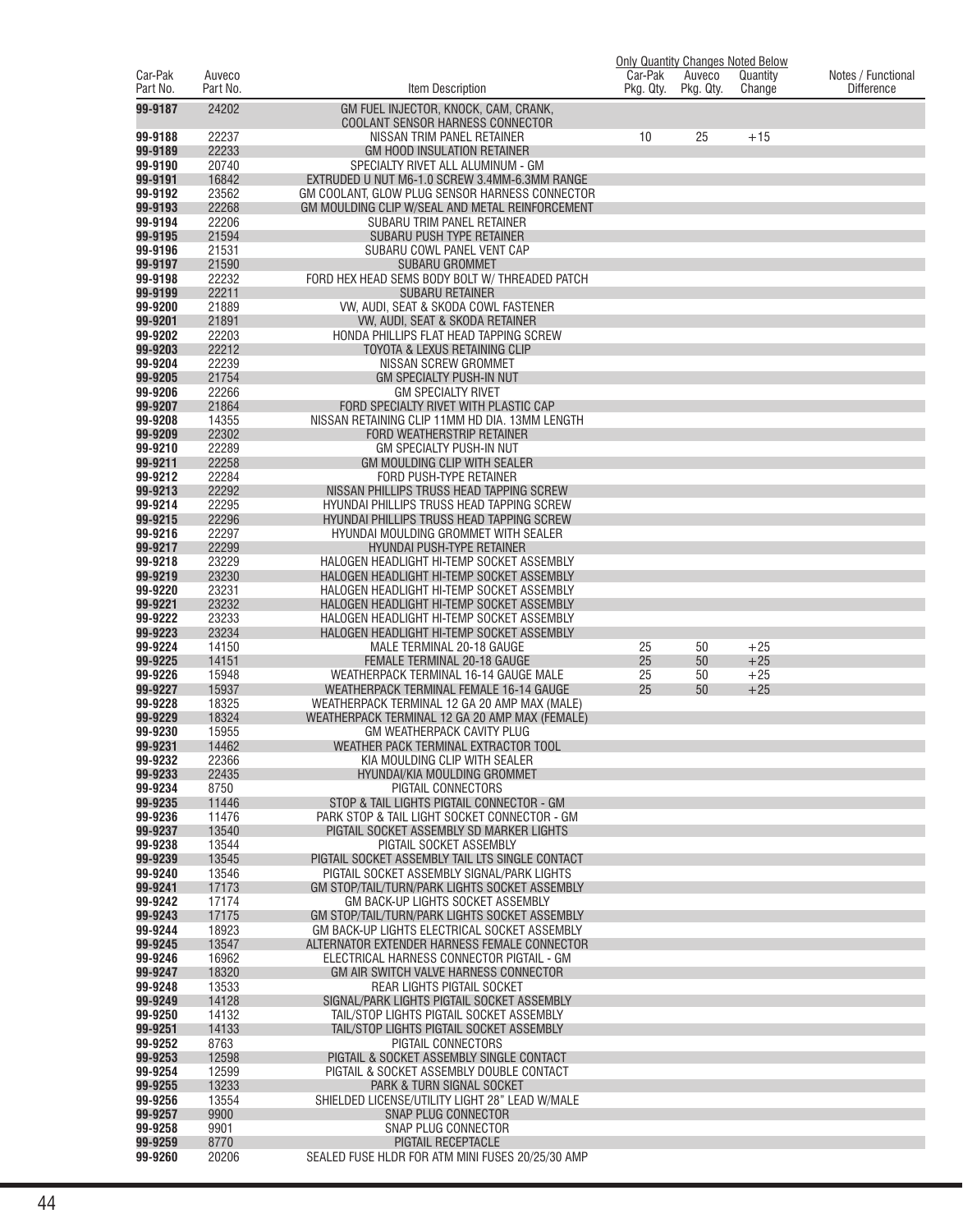| Car-Pak Part No. | Auveco Part No. | Item Description | Car-Pak Pkg. Qty. | Auveco Pkg. Qty. | Quantity Change | Notes / Functional Difference |
|---|---|---|---|---|---|---|
| | | | Only Quantity Changes Noted Below | | | |
| **99-9187** | 24202 | GM FUEL INJECTOR, KNOCK, CAM, CRANK, COOLANT SENSOR HARNESS CONNECTOR | | | | |
| **99-9188** | 22237 | NISSAN TRIM PANEL RETAINER | 10 | 25 | +15 | |
| **99-9189** | 22233 | GM HOOD INSULATION RETAINER | | | | |
| **99-9190** | 20740 | SPECIALTY RIVET ALL ALUMINUM - GM | | | | |
| **99-9191** | 16842 | EXTRUDED U NUT M6-1.0 SCREW 3.4MM-6.3MM RANGE | | | | |
| **99-9192** | 23562 | GM COOLANT, GLOW PLUG SENSOR HARNESS CONNECTOR | | | | |
| **99-9193** | 22268 | GM MOULDING CLIP W/SEAL AND METAL REINFORCEMENT | | | | |
| **99-9194** | 22206 | SUBARU TRIM PANEL RETAINER | | | | |
| **99-9195** | 21594 | SUBARU PUSH TYPE RETAINER | | | | |
| **99-9196** | 21531 | SUBARU COWL PANEL VENT CAP | | | | |
| **99-9197** | 21590 | SUBARU GROMMET | | | | |
| **99-9198** | 22232 | FORD HEX HEAD SEMS BODY BOLT W/ THREADED PATCH | | | | |
| **99-9199** | 22211 | SUBARU RETAINER | | | | |
| **99-9200** | 21889 | VW, AUDI, SEAT & SKODA COWL FASTENER | | | | |
| **99-9201** | 21891 | VW, AUDI, SEAT & SKODA RETAINER | | | | |
| **99-9202** | 22203 | HONDA PHILLIPS FLAT HEAD TAPPING SCREW | | | | |
| **99-9203** | 22212 | TOYOTA & LEXUS RETAINING CLIP | | | | |
| **99-9204** | 22239 | NISSAN SCREW GROMMET | | | | |
| **99-9205** | 21754 | GM SPECIALTY PUSH-IN NUT | | | | |
| **99-9206** | 22266 | GM SPECIALTY RIVET | | | | |
| **99-9207** | 21864 | FORD SPECIALTY RIVET WITH PLASTIC CAP | | | | |
| **99-9208** | 14355 | NISSAN RETAINING CLIP 11MM HD DIA. 13MM LENGTH | | | | |
| **99-9209** | 22302 | FORD WEATHERSTRIP RETAINER | | | | |
| **99-9210** | 22289 | GM SPECIALTY PUSH-IN NUT | | | | |
| **99-9211** | 22258 | GM MOULDING CLIP WITH SEALER | | | | |
| **99-9212** | 22284 | FORD PUSH-TYPE RETAINER | | | | |
| **99-9213** | 22292 | NISSAN PHILLIPS TRUSS HEAD TAPPING SCREW | | | | |
| **99-9214** | 22295 | HYUNDAI PHILLIPS TRUSS HEAD TAPPING SCREW | | | | |
| **99-9215** | 22296 | HYUNDAI PHILLIPS TRUSS HEAD TAPPING SCREW | | | | |
| **99-9216** | 22297 | HYUNDAI MOULDING GROMMET WITH SEALER | | | | |
| **99-9217** | 22299 | HYUNDAI PUSH-TYPE RETAINER | | | | |
| **99-9218** | 23229 | HALOGEN HEADLIGHT HI-TEMP SOCKET ASSEMBLY | | | | |
| **99-9219** | 23230 | HALOGEN HEADLIGHT HI-TEMP SOCKET ASSEMBLY | | | | |
| **99-9220** | 23231 | HALOGEN HEADLIGHT HI-TEMP SOCKET ASSEMBLY | | | | |
| **99-9221** | 23232 | HALOGEN HEADLIGHT HI-TEMP SOCKET ASSEMBLY | | | | |
| **99-9222** | 23233 | HALOGEN HEADLIGHT HI-TEMP SOCKET ASSEMBLY | | | | |
| **99-9223** | 23234 | HALOGEN HEADLIGHT HI-TEMP SOCKET ASSEMBLY | | | | |
| **99-9224** | 14150 | MALE TERMINAL 20-18 GAUGE | 25 | 50 | +25 | |
| **99-9225** | 14151 | FEMALE TERMINAL 20-18 GAUGE | 25 | 50 | +25 | |
| **99-9226** | 15948 | WEATHERPACK TERMINAL 16-14 GAUGE MALE | 25 | 50 | +25 | |
| **99-9227** | 15937 | WEATHERPACK TERMINAL FEMALE 16-14 GAUGE | 25 | 50 | +25 | |
| **99-9228** | 18325 | WEATHERPACK TERMINAL 12 GA 20 AMP MAX (MALE) | | | | |
| **99-9229** | 18324 | WEATHERPACK TERMINAL 12 GA 20 AMP MAX (FEMALE) | | | | |
| **99-9230** | 15955 | GM WEATHERPACK CAVITY PLUG | | | | |
| **99-9231** | 14462 | WEATHER PACK TERMINAL EXTRACTOR TOOL | | | | |
| **99-9232** | 22366 | KIA MOULDING CLIP WITH SEALER | | | | |
| **99-9233** | 22435 | HYUNDAI/KIA MOULDING GROMMET | | | | |
| **99-9234** | 8750 | PIGTAIL CONNECTORS | | | | |
| **99-9235** | 11446 | STOP & TAIL LIGHTS PIGTAIL CONNECTOR - GM | | | | |
| **99-9236** | 11476 | PARK STOP & TAIL LIGHT SOCKET CONNECTOR - GM | | | | |
| **99-9237** | 13540 | PIGTAIL SOCKET ASSEMBLY SD MARKER LIGHTS | | | | |
| **99-9238** | 13544 | PIGTAIL SOCKET ASSEMBLY | | | | |
| **99-9239** | 13545 | PIGTAIL SOCKET ASSEMBLY TAIL LTS SINGLE CONTACT | | | | |
| **99-9240** | 13546 | PIGTAIL SOCKET ASSEMBLY SIGNAL/PARK LIGHTS | | | | |
| **99-9241** | 17173 | GM STOP/TAIL/TURN/PARK LIGHTS SOCKET ASSEMBLY | | | | |
| **99-9242** | 17174 | GM BACK-UP LIGHTS SOCKET ASSEMBLY | | | | |
| **99-9243** | 17175 | GM STOP/TAIL/TURN/PARK LIGHTS SOCKET ASSEMBLY | | | | |
| **99-9244** | 18923 | GM BACK-UP LIGHTS ELECTRICAL SOCKET ASSEMBLY | | | | |
| **99-9245** | 13547 | ALTERNATOR EXTENDER HARNESS FEMALE CONNECTOR | | | | |
| **99-9246** | 16962 | ELECTRICAL HARNESS CONNECTOR PIGTAIL - GM | | | | |
| **99-9247** | 18320 | GM AIR SWITCH VALVE HARNESS CONNECTOR | | | | |
| **99-9248** | 13533 | REAR LIGHTS PIGTAIL SOCKET | | | | |
| **99-9249** | 14128 | SIGNAL/PARK LIGHTS PIGTAIL SOCKET ASSEMBLY | | | | |
| **99-9250** | 14132 | TAIL/STOP LIGHTS PIGTAIL SOCKET ASSEMBLY | | | | |
| **99-9251** | 14133 | TAIL/STOP LIGHTS PIGTAIL SOCKET ASSEMBLY | | | | |
| **99-9252** | 8763 | PIGTAIL CONNECTORS | | | | |
| **99-9253** | 12598 | PIGTAIL & SOCKET ASSEMBLY SINGLE CONTACT | | | | |
| **99-9254** | 12599 | PIGTAIL & SOCKET ASSEMBLY DOUBLE CONTACT | | | | |
| **99-9255** | 13233 | PARK & TURN SIGNAL SOCKET | | | | |
| **99-9256** | 13554 | SHIELDED LICENSE/UTILITY LIGHT 28" LEAD W/MALE | | | | |
| **99-9257** | 9900 | SNAP PLUG CONNECTOR | | | | |
| **99-9258** | 9901 | SNAP PLUG CONNECTOR | | | | |
| **99-9259** | 8770 | PIGTAIL RECEPTACLE | | | | |
| **99-9260** | 20206 | SEALED FUSE HLDR FOR ATM MINI FUSES 20/25/30 AMP | | | | |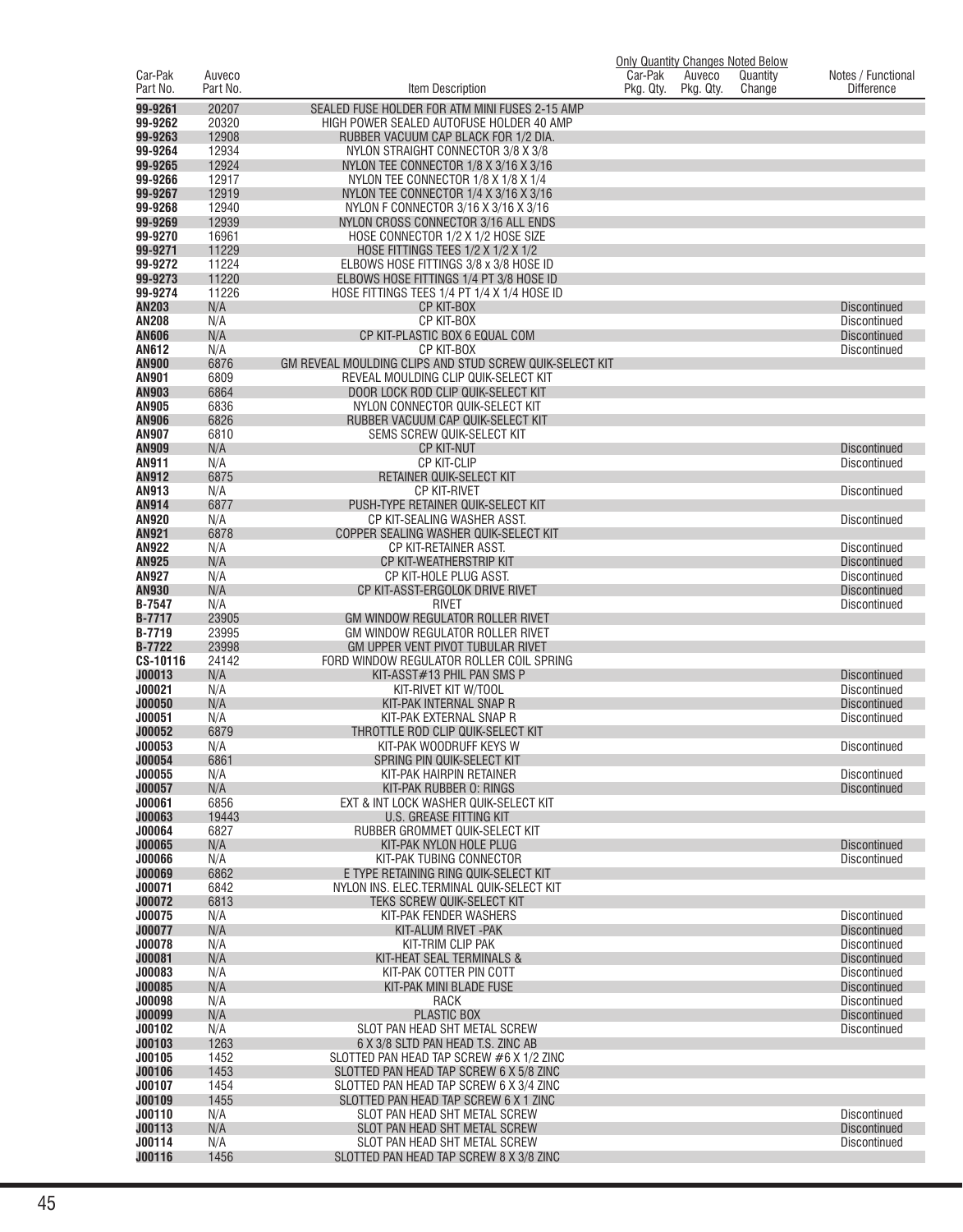| Car-Pak Part No. | Auveco Part No. | Item Description | Car-Pak Pkg. Qty. | Auveco Pkg. Qty. | Quantity Change | Notes / Functional Difference |
|---|---|---|---|---|---|---|
| | | | Only Quantity Changes Noted Below | | | |
| 99-9261 | 20207 | SEALED FUSE HOLDER FOR ATM MINI FUSES 2-15 AMP | | | | |
| 99-9262 | 20320 | HIGH POWER SEALED AUTOFUSE HOLDER 40 AMP | | | | |
| 99-9263 | 12908 | RUBBER VACUUM CAP BLACK FOR 1/2 DIA. | | | | |
| 99-9264 | 12934 | NYLON STRAIGHT CONNECTOR 3/8 X 3/8 | | | | |
| 99-9265 | 12924 | NYLON TEE CONNECTOR 1/8 X 3/16 X 3/16 | | | | |
| 99-9266 | 12917 | NYLON TEE CONNECTOR 1/8 X 1/8 X 1/4 | | | | |
| 99-9267 | 12919 | NYLON TEE CONNECTOR 1/4 X 3/16 X 3/16 | | | | |
| 99-9268 | 12940 | NYLON F CONNECTOR 3/16 X 3/16 X 3/16 | | | | |
| 99-9269 | 12939 | NYLON CROSS CONNECTOR 3/16 ALL ENDS | | | | |
| 99-9270 | 16961 | HOSE CONNECTOR 1/2 X 1/2 HOSE SIZE | | | | |
| 99-9271 | 11229 | HOSE FITTINGS TEES 1/2 X 1/2 X 1/2 | | | | |
| 99-9272 | 11224 | ELBOWS HOSE FITTINGS 3/8 x 3/8 HOSE ID | | | | |
| 99-9273 | 11220 | ELBOWS HOSE FITTINGS 1/4 PT 3/8 HOSE ID | | | | |
| 99-9274 | 11226 | HOSE FITTINGS TEES 1/4 PT 1/4 X 1/4 HOSE ID | | | | |
| AN203 | N/A | CP KIT-BOX | | | | Discontinued |
| AN208 | N/A | CP KIT-BOX | | | | Discontinued |
| AN606 | N/A | CP KIT-PLASTIC BOX 6 EQUAL COM | | | | Discontinued |
| AN612 | N/A | CP KIT-BOX | | | | Discontinued |
| AN900 | 6876 | GM REVEAL MOULDING CLIPS AND STUD SCREW QUIK-SELECT KIT | | | | |
| AN901 | 6809 | REVEAL MOULDING CLIP QUIK-SELECT KIT | | | | |
| AN903 | 6864 | DOOR LOCK ROD CLIP QUIK-SELECT KIT | | | | |
| AN905 | 6836 | NYLON CONNECTOR QUIK-SELECT KIT | | | | |
| AN906 | 6826 | RUBBER VACUUM CAP QUIK-SELECT KIT | | | | |
| AN907 | 6810 | SEMS SCREW QUIK-SELECT KIT | | | | |
| AN909 | N/A | CP KIT-NUT | | | | Discontinued |
| AN911 | N/A | CP KIT-CLIP | | | | Discontinued |
| AN912 | 6875 | RETAINER QUIK-SELECT KIT | | | | |
| AN913 | N/A | CP KIT-RIVET | | | | Discontinued |
| AN914 | 6877 | PUSH-TYPE RETAINER QUIK-SELECT KIT | | | | |
| AN920 | N/A | CP KIT-SEALING WASHER ASST. | | | | Discontinued |
| AN921 | 6878 | COPPER SEALING WASHER QUIK-SELECT KIT | | | | |
| AN922 | N/A | CP KIT-RETAINER ASST. | | | | Discontinued |
| AN925 | N/A | CP KIT-WEATHERSTRIP KIT | | | | Discontinued |
| AN927 | N/A | CP KIT-HOLE PLUG ASST. | | | | Discontinued |
| AN930 | N/A | CP KIT-ASST-ERGOLOK DRIVE RIVET | | | | Discontinued |
| B-7547 | N/A | RIVET | | | | Discontinued |
| B-7717 | 23905 | GM WINDOW REGULATOR ROLLER RIVET | | | | |
| B-7719 | 23995 | GM WINDOW REGULATOR ROLLER RIVET | | | | |
| B-7722 | 23998 | GM UPPER VENT PIVOT TUBULAR RIVET | | | | |
| CS-10116 | 24142 | FORD WINDOW REGULATOR ROLLER COIL SPRING | | | | |
| J00013 | N/A | KIT-ASST#13 PHIL PAN SMS P | | | | Discontinued |
| J00021 | N/A | KIT-RIVET KIT W/TOOL | | | | Discontinued |
| J00050 | N/A | KIT-PAK INTERNAL SNAP R | | | | Discontinued |
| J00051 | N/A | KIT-PAK EXTERNAL SNAP R | | | | Discontinued |
| J00052 | 6879 | THROTTLE ROD CLIP QUIK-SELECT KIT | | | | |
| J00053 | N/A | KIT-PAK WOODRUFF KEYS W | | | | Discontinued |
| J00054 | 6861 | SPRING PIN QUIK-SELECT KIT | | | | |
| J00055 | N/A | KIT-PAK HAIRPIN RETAINER | | | | Discontinued |
| J00057 | N/A | KIT-PAK RUBBER O: RINGS | | | | Discontinued |
| J00061 | 6856 | EXT & INT LOCK WASHER QUIK-SELECT KIT | | | | |
| J00063 | 19443 | U.S. GREASE FITTING KIT | | | | |
| J00064 | 6827 | RUBBER GROMMET QUIK-SELECT KIT | | | | |
| J00065 | N/A | KIT-PAK NYLON HOLE PLUG | | | | Discontinued |
| J00066 | N/A | KIT-PAK TUBING CONNECTOR | | | | Discontinued |
| J00069 | 6862 | E TYPE RETAINING RING QUIK-SELECT KIT | | | | |
| J00071 | 6842 | NYLON INS. ELEC.TERMINAL QUIK-SELECT KIT | | | | |
| J00072 | 6813 | TEKS SCREW QUIK-SELECT KIT | | | | |
| J00075 | N/A | KIT-PAK FENDER WASHERS | | | | Discontinued |
| J00077 | N/A | KIT-ALUM RIVET -PAK | | | | Discontinued |
| J00078 | N/A | KIT-TRIM CLIP PAK | | | | Discontinued |
| J00081 | N/A | KIT-HEAT SEAL TERMINALS & | | | | Discontinued |
| J00083 | N/A | KIT-PAK COTTER PIN COTT | | | | Discontinued |
| J00085 | N/A | KIT-PAK MINI BLADE FUSE | | | | Discontinued |
| J00098 | N/A | RACK | | | | Discontinued |
| J00099 | N/A | PLASTIC BOX | | | | Discontinued |
| J00102 | N/A | SLOT PAN HEAD SHT METAL SCREW | | | | Discontinued |
| J00103 | 1263 | 6 X 3/8 SLTD PAN HEAD T.S. ZINC AB | | | | |
| J00105 | 1452 | SLOTTED PAN HEAD TAP SCREW #6 X 1/2 ZINC | | | | |
| J00106 | 1453 | SLOTTED PAN HEAD TAP SCREW 6 X 5/8 ZINC | | | | |
| J00107 | 1454 | SLOTTED PAN HEAD TAP SCREW 6 X 3/4 ZINC | | | | |
| J00109 | 1455 | SLOTTED PAN HEAD TAP SCREW 6 X 1 ZINC | | | | |
| J00110 | N/A | SLOT PAN HEAD SHT METAL SCREW | | | | Discontinued |
| J00113 | N/A | SLOT PAN HEAD SHT METAL SCREW | | | | Discontinued |
| J00114 | N/A | SLOT PAN HEAD SHT METAL SCREW | | | | Discontinued |
| J00116 | 1456 | SLOTTED PAN HEAD TAP SCREW 8 X 3/8 ZINC | | | | |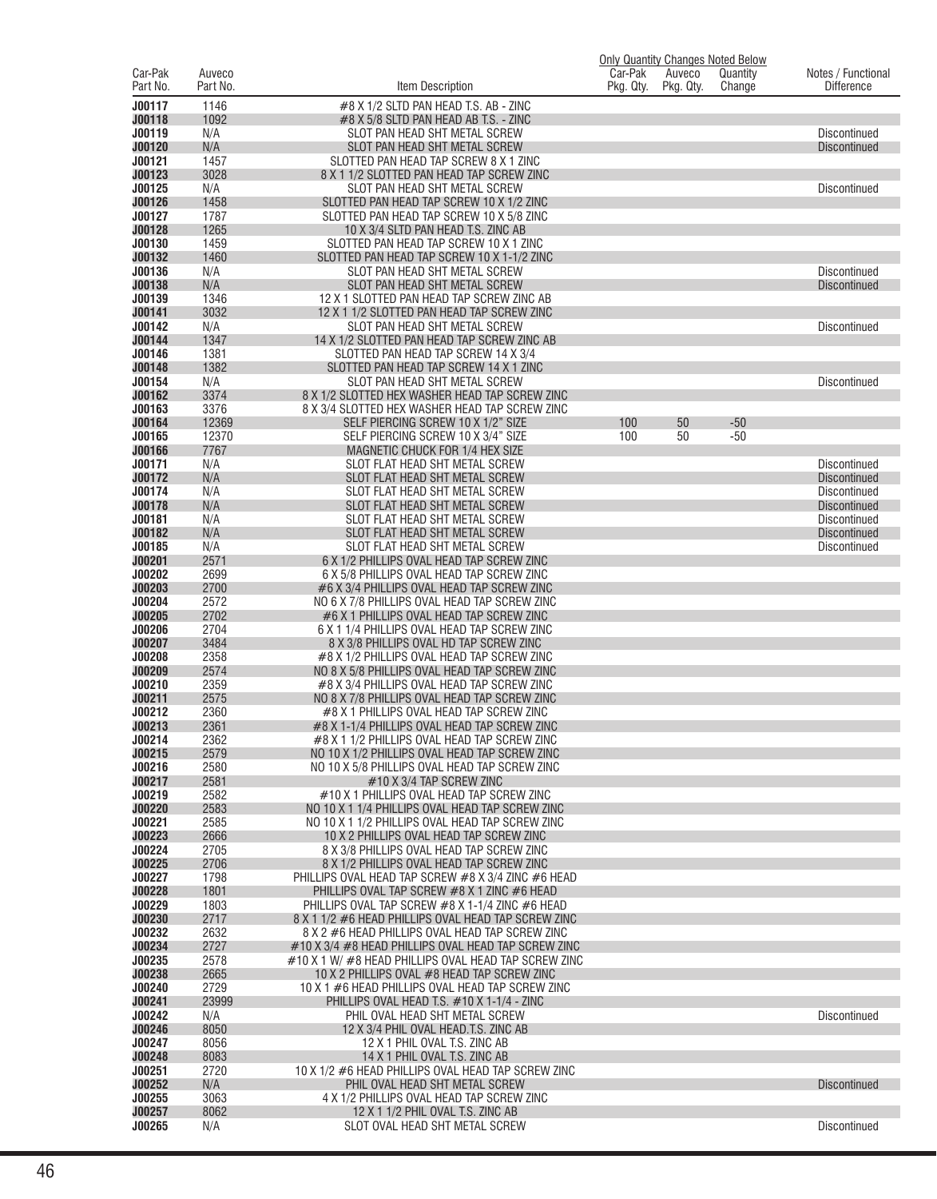| Car-Pak Part No. | Auveco Part No. | Item Description | Only Quantity Changes Noted Below | | | Notes / Functional Difference |
|---|---|---|---|---|---|---|
| | | | Car-Pak Pkg. Qty. | Auveco Pkg. Qty. | Quantity Change | |
| J00117 | 1146 | #8 X 1/2 SLTD PAN HEAD T.S. AB - ZINC | | | | |
| J00118 | 1092 | #8 X 5/8 SLTD PAN HEAD AB T.S. - ZINC | | | | |
| J00119 | N/A | SLOT PAN HEAD SHT METAL SCREW | | | | Discontinued |
| J00120 | N/A | SLOT PAN HEAD SHT METAL SCREW | | | | Discontinued |
| J00121 | 1457 | SLOTTED PAN HEAD TAP SCREW 8 X 1 ZINC | | | | |
| J00123 | 3028 | 8 X 1 1/2 SLOTTED PAN HEAD TAP SCREW ZINC | | | | |
| J00125 | N/A | SLOT PAN HEAD SHT METAL SCREW | | | | Discontinued |
| J00126 | 1458 | SLOTTED PAN HEAD TAP SCREW 10 X 1/2 ZINC | | | | |
| J00127 | 1787 | SLOTTED PAN HEAD TAP SCREW 10 X 5/8 ZINC | | | | |
| J00128 | 1265 | 10 X 3/4 SLTD PAN HEAD T.S. ZINC AB | | | | |
| J00130 | 1459 | SLOTTED PAN HEAD TAP SCREW 10 X 1 ZINC | | | | |
| J00132 | 1460 | SLOTTED PAN HEAD TAP SCREW 10 X 1-1/2 ZINC | | | | |
| J00136 | N/A | SLOT PAN HEAD SHT METAL SCREW | | | | Discontinued |
| J00138 | N/A | SLOT PAN HEAD SHT METAL SCREW | | | | Discontinued |
| J00139 | 1346 | 12 X 1 SLOTTED PAN HEAD TAP SCREW ZINC AB | | | | |
| J00141 | 3032 | 12 X 1 1/2 SLOTTED PAN HEAD TAP SCREW ZINC | | | | |
| J00142 | N/A | SLOT PAN HEAD SHT METAL SCREW | | | | Discontinued |
| J00144 | 1347 | 14 X 1/2 SLOTTED PAN HEAD TAP SCREW ZINC AB | | | | |
| J00146 | 1381 | SLOTTED PAN HEAD TAP SCREW 14 X 3/4 | | | | |
| J00148 | 1382 | SLOTTED PAN HEAD TAP SCREW 14 X 1 ZINC | | | | |
| J00154 | N/A | SLOT PAN HEAD SHT METAL SCREW | | | | Discontinued |
| J00162 | 3374 | 8 X 1/2 SLOTTED HEX WASHER HEAD TAP SCREW ZINC | | | | |
| J00163 | 3376 | 8 X 3/4 SLOTTED HEX WASHER HEAD TAP SCREW ZINC | | | | |
| J00164 | 12369 | SELF PIERCING SCREW 10 X 1/2" SIZE | 100 | 50 | -50 | |
| J00165 | 12370 | SELF PIERCING SCREW 10 X 3/4" SIZE | 100 | 50 | -50 | |
| J00166 | 7767 | MAGNETIC CHUCK FOR 1/4 HEX SIZE | | | | |
| J00171 | N/A | SLOT FLAT HEAD SHT METAL SCREW | | | | Discontinued |
| J00172 | N/A | SLOT FLAT HEAD SHT METAL SCREW | | | | Discontinued |
| J00174 | N/A | SLOT FLAT HEAD SHT METAL SCREW | | | | Discontinued |
| J00178 | N/A | SLOT FLAT HEAD SHT METAL SCREW | | | | Discontinued |
| J00181 | N/A | SLOT FLAT HEAD SHT METAL SCREW | | | | Discontinued |
| J00182 | N/A | SLOT FLAT HEAD SHT METAL SCREW | | | | Discontinued |
| J00185 | N/A | SLOT FLAT HEAD SHT METAL SCREW | | | | Discontinued |
| J00201 | 2571 | 6 X 1/2 PHILLIPS OVAL HEAD TAP SCREW ZINC | | | | |
| J00202 | 2699 | 6 X 5/8 PHILLIPS OVAL HEAD TAP SCREW ZINC | | | | |
| J00203 | 2700 | #6 X 3/4 PHILLIPS OVAL HEAD TAP SCREW ZINC | | | | |
| J00204 | 2572 | NO 6 X 7/8 PHILLIPS OVAL HEAD TAP SCREW ZINC | | | | |
| J00205 | 2702 | #6 X 1 PHILLIPS OVAL HEAD TAP SCREW ZINC | | | | |
| J00206 | 2704 | 6 X 1 1/4 PHILLIPS OVAL HEAD TAP SCREW ZINC | | | | |
| J00207 | 3484 | 8 X 3/8 PHILLIPS OVAL HD TAP SCREW ZINC | | | | |
| J00208 | 2358 | #8 X 1/2 PHILLIPS OVAL HEAD TAP SCREW ZINC | | | | |
| J00209 | 2574 | NO 8 X 5/8 PHILLIPS OVAL HEAD TAP SCREW ZINC | | | | |
| J00210 | 2359 | #8 X 3/4 PHILLIPS OVAL HEAD TAP SCREW ZINC | | | | |
| J00211 | 2575 | NO 8 X 7/8 PHILLIPS OVAL HEAD TAP SCREW ZINC | | | | |
| J00212 | 2360 | #8 X 1 PHILLIPS OVAL HEAD TAP SCREW ZINC | | | | |
| J00213 | 2361 | #8 X 1-1/4 PHILLIPS OVAL HEAD TAP SCREW ZINC | | | | |
| J00214 | 2362 | #8 X 1 1/2 PHILLIPS OVAL HEAD TAP SCREW ZINC | | | | |
| J00215 | 2579 | NO 10 X 1/2 PHILLIPS OVAL HEAD TAP SCREW ZINC | | | | |
| J00216 | 2580 | NO 10 X 5/8 PHILLIPS OVAL HEAD TAP SCREW ZINC | | | | |
| J00217 | 2581 | #10 X 3/4 TAP SCREW ZINC | | | | |
| J00219 | 2582 | #10 X 1 PHILLIPS OVAL HEAD TAP SCREW ZINC | | | | |
| J00220 | 2583 | NO 10 X 1 1/4 PHILLIPS OVAL HEAD TAP SCREW ZINC | | | | |
| J00221 | 2585 | NO 10 X 1 1/2 PHILLIPS OVAL HEAD TAP SCREW ZINC | | | | |
| J00223 | 2666 | 10 X 2 PHILLIPS OVAL HEAD TAP SCREW ZINC | | | | |
| J00224 | 2705 | 8 X 3/8 PHILLIPS OVAL HEAD TAP SCREW ZINC | | | | |
| J00225 | 2706 | 8 X 1/2 PHILLIPS OVAL HEAD TAP SCREW ZINC | | | | |
| J00227 | 1798 | PHILLIPS OVAL HEAD TAP SCREW #8 X 3/4 ZINC #6 HEAD | | | | |
| J00228 | 1801 | PHILLIPS OVAL TAP SCREW #8 X 1 ZINC #6 HEAD | | | | |
| J00229 | 1803 | PHILLIPS OVAL TAP SCREW #8 X 1-1/4 ZINC #6 HEAD | | | | |
| J00230 | 2717 | 8 X 1 1/2 #6 HEAD PHILLIPS OVAL HEAD TAP SCREW ZINC | | | | |
| J00232 | 2632 | 8 X 2 #6 HEAD PHILLIPS OVAL HEAD TAP SCREW ZINC | | | | |
| J00234 | 2727 | #10 X 3/4 #8 HEAD PHILLIPS OVAL HEAD TAP SCREW ZINC | | | | |
| J00235 | 2578 | #10 X 1 W/ #8 HEAD PHILLIPS OVAL HEAD TAP SCREW ZINC | | | | |
| J00238 | 2665 | 10 X 2 PHILLIPS OVAL #8 HEAD TAP SCREW ZINC | | | | |
| J00240 | 2729 | 10 X 1 #6 HEAD PHILLIPS OVAL HEAD TAP SCREW ZINC | | | | |
| J00241 | 23999 | PHILLIPS OVAL HEAD T.S. #10 X 1-1/4 - ZINC | | | | |
| J00242 | N/A | PHIL OVAL HEAD SHT METAL SCREW | | | | Discontinued |
| J00246 | 8050 | 12 X 3/4 PHIL OVAL HEAD.T.S. ZINC AB | | | | |
| J00247 | 8056 | 12 X 1 PHIL OVAL T.S. ZINC AB | | | | |
| J00248 | 8083 | 14 X 1 PHIL OVAL T.S. ZINC AB | | | | |
| J00251 | 2720 | 10 X 1/2 #6 HEAD PHILLIPS OVAL HEAD TAP SCREW ZINC | | | | |
| J00252 | N/A | PHIL OVAL HEAD SHT METAL SCREW | | | | Discontinued |
| J00255 | 3063 | 4 X 1/2 PHILLIPS OVAL HEAD TAP SCREW ZINC | | | | |
| J00257 | 8062 | 12 X 1 1/2 PHIL OVAL T.S. ZINC AB | | | | |
| J00265 | N/A | SLOT OVAL HEAD SHT METAL SCREW | | | | Discontinued |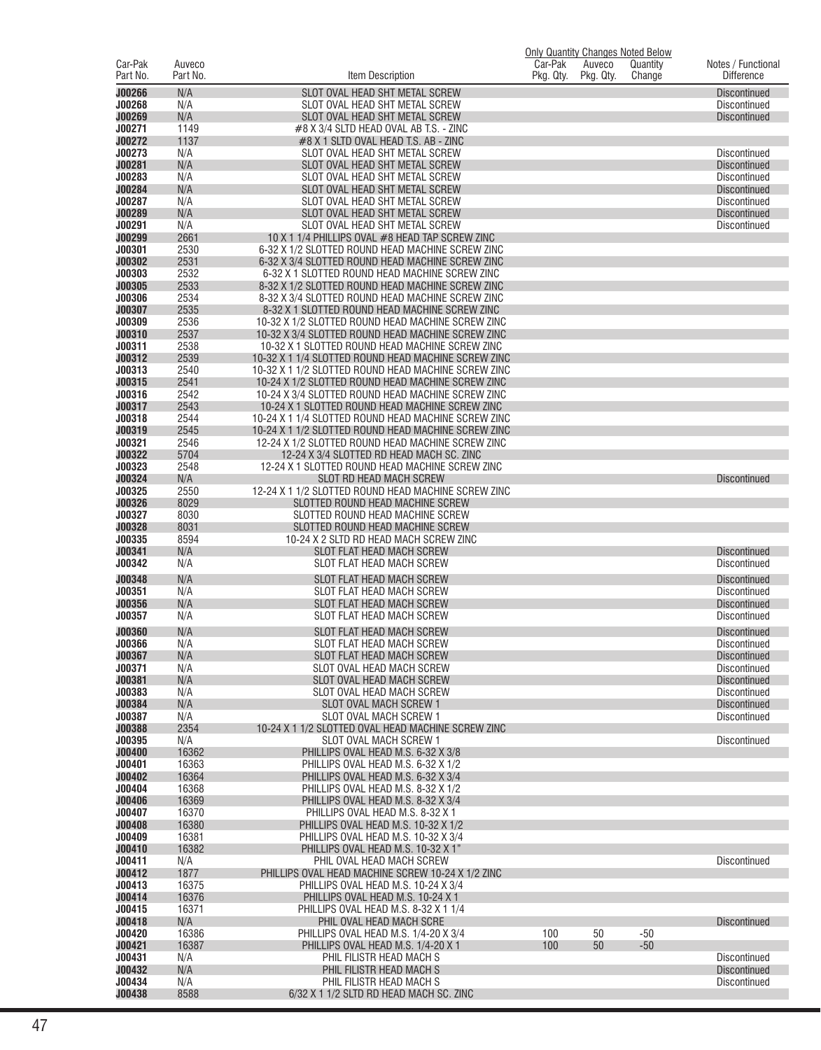| Car-Pak Part No. | Auveco Part No. | Item Description | Only Quantity Changes Noted Below Car-Pak Pkg. Qty. | Auveco Pkg. Qty. | Quantity Change | Notes / Functional Difference |
|---|---|---|---|---|---|---|
| J00266 | N/A | SLOT OVAL HEAD SHT METAL SCREW | | | | Discontinued |
| J00268 | N/A | SLOT OVAL HEAD SHT METAL SCREW | | | | Discontinued |
| J00269 | N/A | SLOT OVAL HEAD SHT METAL SCREW | | | | Discontinued |
| J00271 | 1149 | #8 X 3/4 SLTD HEAD OVAL AB T.S. - ZINC | | | | |
| J00272 | 1137 | #8 X 1 SLTD OVAL HEAD T.S. AB - ZINC | | | | |
| J00273 | N/A | SLOT OVAL HEAD SHT METAL SCREW | | | | Discontinued |
| J00281 | N/A | SLOT OVAL HEAD SHT METAL SCREW | | | | Discontinued |
| J00283 | N/A | SLOT OVAL HEAD SHT METAL SCREW | | | | Discontinued |
| J00284 | N/A | SLOT OVAL HEAD SHT METAL SCREW | | | | Discontinued |
| J00287 | N/A | SLOT OVAL HEAD SHT METAL SCREW | | | | Discontinued |
| J00289 | N/A | SLOT OVAL HEAD SHT METAL SCREW | | | | Discontinued |
| J00291 | N/A | SLOT OVAL HEAD SHT METAL SCREW | | | | Discontinued |
| J00299 | 2661 | 10 X 1 1/4 PHILLIPS OVAL #8 HEAD TAP SCREW ZINC | | | | |
| J00301 | 2530 | 6-32 X 1/2 SLOTTED ROUND HEAD MACHINE SCREW ZINC | | | | |
| J00302 | 2531 | 6-32 X 3/4 SLOTTED ROUND HEAD MACHINE SCREW ZINC | | | | |
| J00303 | 2532 | 6-32 X 1 SLOTTED ROUND HEAD MACHINE SCREW ZINC | | | | |
| J00305 | 2533 | 8-32 X 1/2 SLOTTED ROUND HEAD MACHINE SCREW ZINC | | | | |
| J00306 | 2534 | 8-32 X 3/4 SLOTTED ROUND HEAD MACHINE SCREW ZINC | | | | |
| J00307 | 2535 | 8-32 X 1 SLOTTED ROUND HEAD MACHINE SCREW ZINC | | | | |
| J00309 | 2536 | 10-32 X 1/2 SLOTTED ROUND HEAD MACHINE SCREW ZINC | | | | |
| J00310 | 2537 | 10-32 X 3/4 SLOTTED ROUND HEAD MACHINE SCREW ZINC | | | | |
| J00311 | 2538 | 10-32 X 1 SLOTTED ROUND HEAD MACHINE SCREW ZINC | | | | |
| J00312 | 2539 | 10-32 X 1 1/4 SLOTTED ROUND HEAD MACHINE SCREW ZINC | | | | |
| J00313 | 2540 | 10-32 X 1 1/2 SLOTTED ROUND HEAD MACHINE SCREW ZINC | | | | |
| J00315 | 2541 | 10-24 X 1/2 SLOTTED ROUND HEAD MACHINE SCREW ZINC | | | | |
| J00316 | 2542 | 10-24 X 3/4 SLOTTED ROUND HEAD MACHINE SCREW ZINC | | | | |
| J00317 | 2543 | 10-24 X 1 SLOTTED ROUND HEAD MACHINE SCREW ZINC | | | | |
| J00318 | 2544 | 10-24 X 1 1/4 SLOTTED ROUND HEAD MACHINE SCREW ZINC | | | | |
| J00319 | 2545 | 10-24 X 1 1/2 SLOTTED ROUND HEAD MACHINE SCREW ZINC | | | | |
| J00321 | 2546 | 12-24 X 1/2 SLOTTED ROUND HEAD MACHINE SCREW ZINC | | | | |
| J00322 | 5704 | 12-24 X 3/4 SLOTTED RD HEAD MACH SC. ZINC | | | | |
| J00323 | 2548 | 12-24 X 1 SLOTTED ROUND HEAD MACHINE SCREW ZINC | | | | |
| J00324 | N/A | SLOT RD HEAD MACH SCREW | | | | Discontinued |
| J00325 | 2550 | 12-24 X 1 1/2 SLOTTED ROUND HEAD MACHINE SCREW ZINC | | | | |
| J00326 | 8029 | SLOTTED ROUND HEAD MACHINE SCREW | | | | |
| J00327 | 8030 | SLOTTED ROUND HEAD MACHINE SCREW | | | | |
| J00328 | 8031 | SLOTTED ROUND HEAD MACHINE SCREW | | | | |
| J00335 | 8594 | 10-24 X 2 SLTD RD HEAD MACH SCREW ZINC | | | | |
| J00341 | N/A | SLOT FLAT HEAD MACH SCREW | | | | Discontinued |
| J00342 | N/A | SLOT FLAT HEAD MACH SCREW | | | | Discontinued |
| J00348 | N/A | SLOT FLAT HEAD MACH SCREW | | | | Discontinued |
| J00351 | N/A | SLOT FLAT HEAD MACH SCREW | | | | Discontinued |
| J00356 | N/A | SLOT FLAT HEAD MACH SCREW | | | | Discontinued |
| J00357 | N/A | SLOT FLAT HEAD MACH SCREW | | | | Discontinued |
| J00360 | N/A | SLOT FLAT HEAD MACH SCREW | | | | Discontinued |
| J00366 | N/A | SLOT FLAT HEAD MACH SCREW | | | | Discontinued |
| J00367 | N/A | SLOT FLAT HEAD MACH SCREW | | | | Discontinued |
| J00371 | N/A | SLOT OVAL HEAD MACH SCREW | | | | Discontinued |
| J00381 | N/A | SLOT OVAL HEAD MACH SCREW | | | | Discontinued |
| J00383 | N/A | SLOT OVAL HEAD MACH SCREW | | | | Discontinued |
| J00384 | N/A | SLOT OVAL MACH SCREW 1 | | | | Discontinued |
| J00387 | N/A | SLOT OVAL MACH SCREW 1 | | | | Discontinued |
| J00388 | 2354 | 10-24 X 1 1/2 SLOTTED OVAL HEAD MACHINE SCREW ZINC | | | | |
| J00395 | N/A | SLOT OVAL MACH SCREW 1 | | | | Discontinued |
| J00400 | 16362 | PHILLIPS OVAL HEAD M.S. 6-32 X 3/8 | | | | |
| J00401 | 16363 | PHILLIPS OVAL HEAD M.S. 6-32 X 1/2 | | | | |
| J00402 | 16364 | PHILLIPS OVAL HEAD M.S. 6-32 X 3/4 | | | | |
| J00404 | 16368 | PHILLIPS OVAL HEAD M.S. 8-32 X 1/2 | | | | |
| J00406 | 16369 | PHILLIPS OVAL HEAD M.S. 8-32 X 3/4 | | | | |
| J00407 | 16370 | PHILLIPS OVAL HEAD M.S. 8-32 X 1 | | | | |
| J00408 | 16380 | PHILLIPS OVAL HEAD M.S. 10-32 X 1/2 | | | | |
| J00409 | 16381 | PHILLIPS OVAL HEAD M.S. 10-32 X 3/4 | | | | |
| J00410 | 16382 | PHILLIPS OVAL HEAD M.S. 10-32 X 1" | | | | |
| J00411 | N/A | PHIL OVAL HEAD MACH SCREW | | | | Discontinued |
| J00412 | 1877 | PHILLIPS OVAL HEAD MACHINE SCREW 10-24 X 1/2 ZINC | | | | |
| J00413 | 16375 | PHILLIPS OVAL HEAD M.S. 10-24 X 3/4 | | | | |
| J00414 | 16376 | PHILLIPS OVAL HEAD M.S. 10-24 X 1 | | | | |
| J00415 | 16371 | PHILLIPS OVAL HEAD M.S. 8-32 X 1 1/4 | | | | |
| J00418 | N/A | PHIL OVAL HEAD MACH SCRE | | | | Discontinued |
| J00420 | 16386 | PHILLIPS OVAL HEAD M.S. 1/4-20 X 3/4 | 100 | 50 | -50 | |
| J00421 | 16387 | PHILLIPS OVAL HEAD M.S. 1/4-20 X 1 | 100 | 50 | -50 | |
| J00431 | N/A | PHIL FILISTR HEAD MACH S | | | | Discontinued |
| J00432 | N/A | PHIL FILISTR HEAD MACH S | | | | Discontinued |
| J00434 | N/A | PHIL FILISTR HEAD MACH S | | | | Discontinued |
| J00438 | 8588 | 6/32 X 1 1/2 SLTD RD HEAD MACH SC. ZINC | | | | |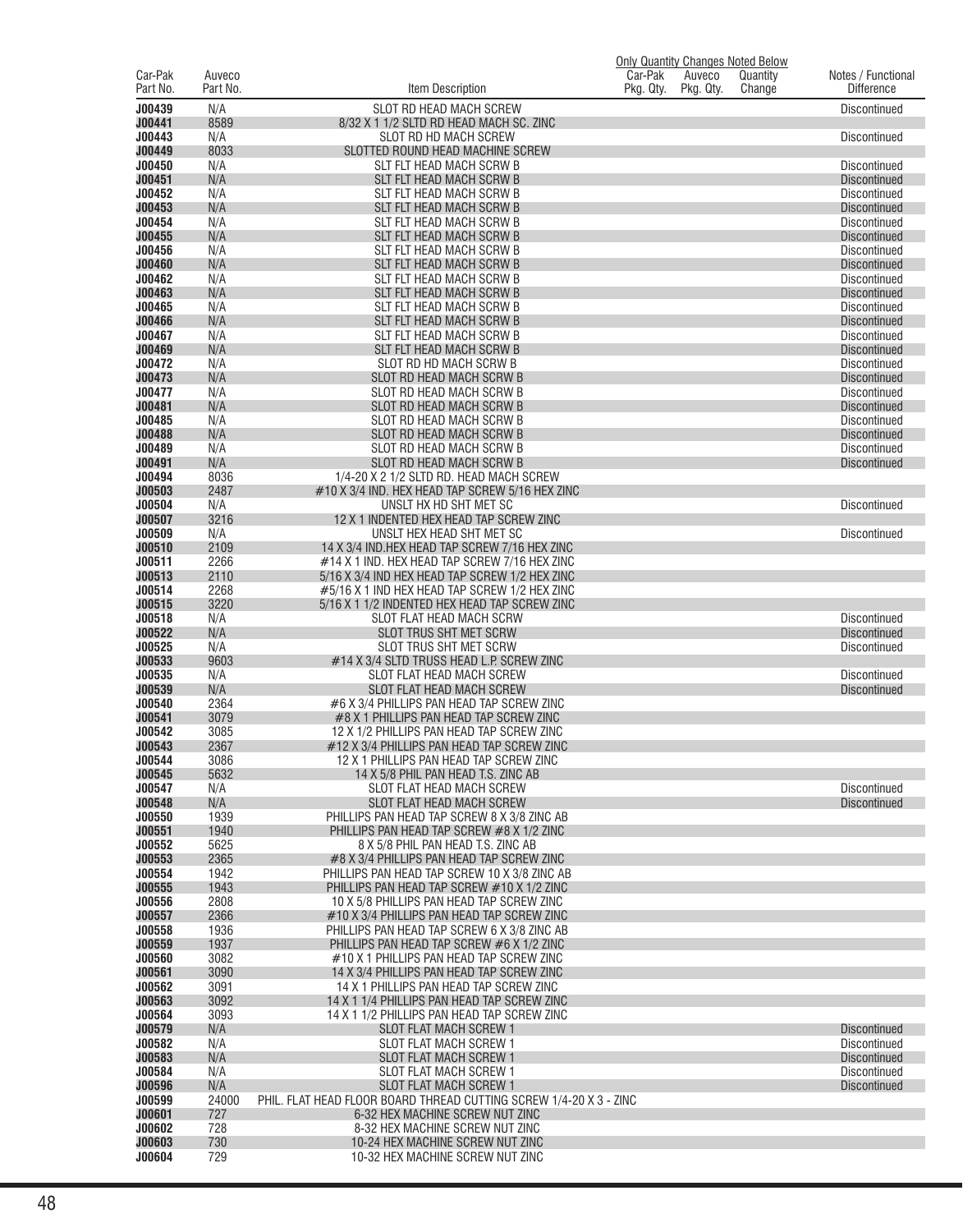| Car-Pak Part No. | Auveco Part No. | Item Description | Only Quantity Changes Noted Below | | | Notes / Functional Difference |
|---|---|---|---|---|---|---|
| | | | Car-Pak Pkg. Qty. | Auveco Pkg. Qty. | Quantity Change | |
| **J00439** | N/A | SLOT RD HEAD MACH SCREW | | | | Discontinued |
| **J00441** | 8589 | 8/32 X 1 1/2 SLTD RD HEAD MACH SC. ZINC | | | | |
| **J00443** | N/A | SLOT RD HD MACH SCREW | | | | Discontinued |
| **J00449** | 8033 | SLOTTED ROUND HEAD MACHINE SCREW | | | | |
| **J00450** | N/A | SLT FLT HEAD MACH SCRW B | | | | Discontinued |
| **J00451** | N/A | SLT FLT HEAD MACH SCRW B | | | | Discontinued |
| **J00452** | N/A | SLT FLT HEAD MACH SCRW B | | | | Discontinued |
| **J00453** | N/A | SLT FLT HEAD MACH SCRW B | | | | Discontinued |
| **J00454** | N/A | SLT FLT HEAD MACH SCRW B | | | | Discontinued |
| **J00455** | N/A | SLT FLT HEAD MACH SCRW B | | | | Discontinued |
| **J00456** | N/A | SLT FLT HEAD MACH SCRW B | | | | Discontinued |
| **J00460** | N/A | SLT FLT HEAD MACH SCRW B | | | | Discontinued |
| **J00462** | N/A | SLT FLT HEAD MACH SCRW B | | | | Discontinued |
| **J00463** | N/A | SLT FLT HEAD MACH SCRW B | | | | Discontinued |
| **J00465** | N/A | SLT FLT HEAD MACH SCRW B | | | | Discontinued |
| **J00466** | N/A | SLT FLT HEAD MACH SCRW B | | | | Discontinued |
| **J00467** | N/A | SLT FLT HEAD MACH SCRW B | | | | Discontinued |
| **J00469** | N/A | SLT FLT HEAD MACH SCRW B | | | | Discontinued |
| **J00472** | N/A | SLOT RD HD MACH SCRW B | | | | Discontinued |
| **J00473** | N/A | SLOT RD HEAD MACH SCRW B | | | | Discontinued |
| **J00477** | N/A | SLOT RD HEAD MACH SCRW B | | | | Discontinued |
| **J00481** | N/A | SLOT RD HEAD MACH SCRW B | | | | Discontinued |
| **J00485** | N/A | SLOT RD HEAD MACH SCRW B | | | | Discontinued |
| **J00488** | N/A | SLOT RD HEAD MACH SCRW B | | | | Discontinued |
| **J00489** | N/A | SLOT RD HEAD MACH SCRW B | | | | Discontinued |
| **J00491** | N/A | SLOT RD HEAD MACH SCRW B | | | | Discontinued |
| **J00494** | 8036 | 1/4-20 X 2 1/2 SLTD RD. HEAD MACH SCREW | | | | |
| **J00503** | 2487 | #10 X 3/4 IND. HEX HEAD TAP SCREW 5/16 HEX ZINC | | | | |
| **J00504** | N/A | UNSLT HX HD SHT MET SC | | | | Discontinued |
| **J00507** | 3216 | 12 X 1 INDENTED HEX HEAD TAP SCREW ZINC | | | | |
| **J00509** | N/A | UNSLT HEX HEAD SHT MET SC | | | | Discontinued |
| **J00510** | 2109 | 14 X 3/4 IND.HEX HEAD TAP SCREW 7/16 HEX ZINC | | | | |
| **J00511** | 2266 | #14 X 1 IND. HEX HEAD TAP SCREW 7/16 HEX ZINC | | | | |
| **J00513** | 2110 | 5/16 X 3/4 IND HEX HEAD TAP SCREW 1/2 HEX ZINC | | | | |
| **J00514** | 2268 | #5/16 X 1 IND HEX HEAD TAP SCREW 1/2 HEX ZINC | | | | |
| **J00515** | 3220 | 5/16 X 1 1/2 INDENTED HEX HEAD TAP SCREW ZINC | | | | |
| **J00518** | N/A | SLOT FLAT HEAD MACH SCRW | | | | Discontinued |
| **J00522** | N/A | SLOT TRUS SHT MET SCRW | | | | Discontinued |
| **J00525** | N/A | SLOT TRUS SHT MET SCRW | | | | Discontinued |
| **J00533** | 9603 | #14 X 3/4 SLTD TRUSS HEAD L.P. SCREW ZINC | | | | |
| **J00535** | N/A | SLOT FLAT HEAD MACH SCREW | | | | Discontinued |
| **J00539** | N/A | SLOT FLAT HEAD MACH SCREW | | | | Discontinued |
| **J00540** | 2364 | #6 X 3/4 PHILLIPS PAN HEAD TAP SCREW ZINC | | | | |
| **J00541** | 3079 | #8 X 1 PHILLIPS PAN HEAD TAP SCREW ZINC | | | | |
| **J00542** | 3085 | 12 X 1/2 PHILLIPS PAN HEAD TAP SCREW ZINC | | | | |
| **J00543** | 2367 | #12 X 3/4 PHILLIPS PAN HEAD TAP SCREW ZINC | | | | |
| **J00544** | 3086 | 12 X 1 PHILLIPS PAN HEAD TAP SCREW ZINC | | | | |
| **J00545** | 5632 | 14 X 5/8 PHIL PAN HEAD T.S. ZINC AB | | | | |
| **J00547** | N/A | SLOT FLAT HEAD MACH SCREW | | | | Discontinued |
| **J00548** | N/A | SLOT FLAT HEAD MACH SCREW | | | | Discontinued |
| **J00550** | 1939 | PHILLIPS PAN HEAD TAP SCREW 8 X 3/8 ZINC AB | | | | |
| **J00551** | 1940 | PHILLIPS PAN HEAD TAP SCREW #8 X 1/2 ZINC | | | | |
| **J00552** | 5625 | 8 X 5/8 PHIL PAN HEAD T.S. ZINC AB | | | | |
| **J00553** | 2365 | #8 X 3/4 PHILLIPS PAN HEAD TAP SCREW ZINC | | | | |
| **J00554** | 1942 | PHILLIPS PAN HEAD TAP SCREW 10 X 3/8 ZINC AB | | | | |
| **J00555** | 1943 | PHILLIPS PAN HEAD TAP SCREW #10 X 1/2 ZINC | | | | |
| **J00556** | 2808 | 10 X 5/8 PHILLIPS PAN HEAD TAP SCREW ZINC | | | | |
| **J00557** | 2366 | #10 X 3/4 PHILLIPS PAN HEAD TAP SCREW ZINC | | | | |
| **J00558** | 1936 | PHILLIPS PAN HEAD TAP SCREW 6 X 3/8 ZINC AB | | | | |
| **J00559** | 1937 | PHILLIPS PAN HEAD TAP SCREW #6 X 1/2 ZINC | | | | |
| **J00560** | 3082 | #10 X 1 PHILLIPS PAN HEAD TAP SCREW ZINC | | | | |
| **J00561** | 3090 | 14 X 3/4 PHILLIPS PAN HEAD TAP SCREW ZINC | | | | |
| **J00562** | 3091 | 14 X 1 PHILLIPS PAN HEAD TAP SCREW ZINC | | | | |
| **J00563** | 3092 | 14 X 1 1/4 PHILLIPS PAN HEAD TAP SCREW ZINC | | | | |
| **J00564** | 3093 | 14 X 1 1/2 PHILLIPS PAN HEAD TAP SCREW ZINC | | | | |
| **J00579** | N/A | SLOT FLAT MACH SCREW 1 | | | | Discontinued |
| **J00582** | N/A | SLOT FLAT MACH SCREW 1 | | | | Discontinued |
| **J00583** | N/A | SLOT FLAT MACH SCREW 1 | | | | Discontinued |
| **J00584** | N/A | SLOT FLAT MACH SCREW 1 | | | | Discontinued |
| **J00596** | N/A | SLOT FLAT MACH SCREW 1 | | | | Discontinued |
| **J00599** | 24000 | PHIL. FLAT HEAD FLOOR BOARD THREAD CUTTING SCREW 1/4-20 X 3 - ZINC | | | | |
| **J00601** | 727 | 6-32 HEX MACHINE SCREW NUT ZINC | | | | |
| **J00602** | 728 | 8-32 HEX MACHINE SCREW NUT ZINC | | | | |
| **J00603** | 730 | 10-24 HEX MACHINE SCREW NUT ZINC | | | | |
| **J00604** | 729 | 10-32 HEX MACHINE SCREW NUT ZINC | | | | |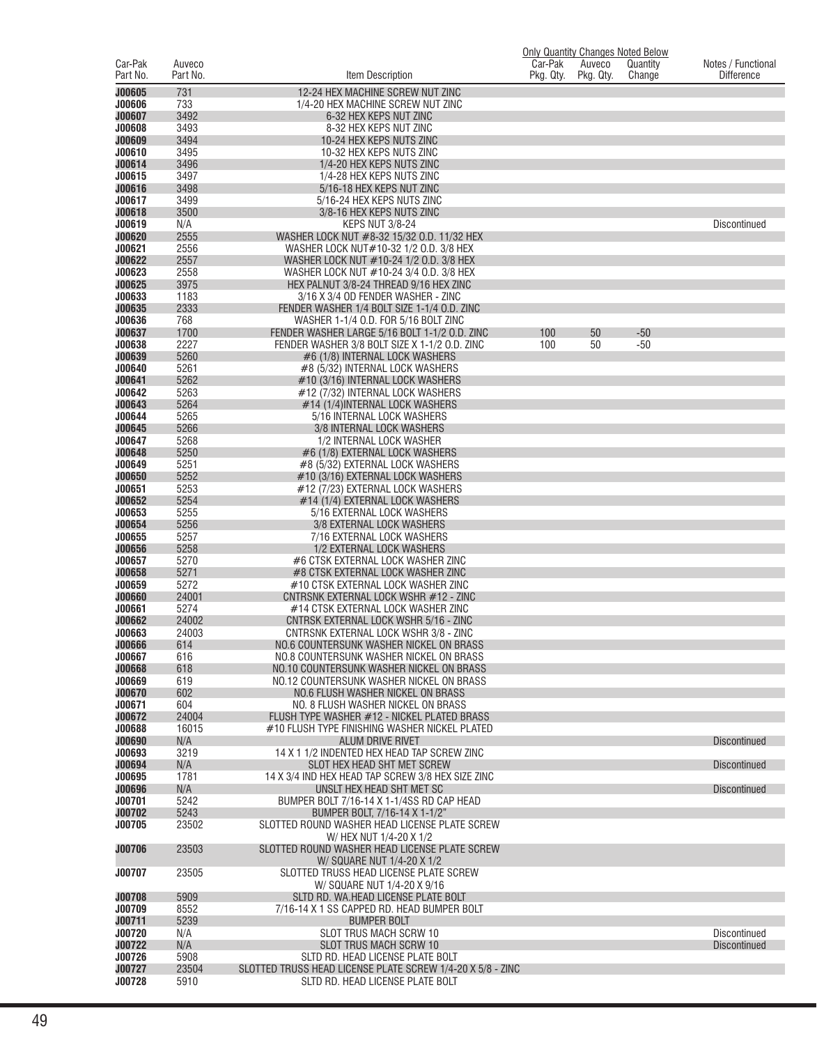| Car-Pak Part No. | Auveco Part No. | Item Description | Only Quantity Changes Noted Below Car-Pak Pkg. Qty. | Auveco Pkg. Qty. | Quantity Change | Notes / Functional Difference |
|---|---|---|---|---|---|---|
| J00605 | 731 | 12-24 HEX MACHINE SCREW NUT ZINC | | | | |
| J00606 | 733 | 1/4-20 HEX MACHINE SCREW NUT ZINC | | | | |
| J00607 | 3492 | 6-32 HEX KEPS NUT ZINC | | | | |
| J00608 | 3493 | 8-32 HEX KEPS NUT ZINC | | | | |
| J00609 | 3494 | 10-24 HEX KEPS NUTS ZINC | | | | |
| J00610 | 3495 | 10-32 HEX KEPS NUTS ZINC | | | | |
| J00614 | 3496 | 1/4-20 HEX KEPS NUTS ZINC | | | | |
| J00615 | 3497 | 1/4-28 HEX KEPS NUTS ZINC | | | | |
| J00616 | 3498 | 5/16-18 HEX KEPS NUT ZINC | | | | |
| J00617 | 3499 | 5/16-24 HEX KEPS NUTS ZINC | | | | |
| J00618 | 3500 | 3/8-16 HEX KEPS NUTS ZINC | | | | |
| J00619 | N/A | KEPS NUT 3/8-24 | | | | Discontinued |
| J00620 | 2555 | WASHER LOCK NUT #8-32 15/32 O.D. 11/32 HEX | | | | |
| J00621 | 2556 | WASHER LOCK NUT#10-32 1/2 O.D. 3/8 HEX | | | | |
| J00622 | 2557 | WASHER LOCK NUT #10-24 1/2 O.D. 3/8 HEX | | | | |
| J00623 | 2558 | WASHER LOCK NUT #10-24 3/4 O.D. 3/8 HEX | | | | |
| J00625 | 3975 | HEX PALNUT 3/8-24 THREAD 9/16 HEX ZINC | | | | |
| J00633 | 1183 | 3/16 X 3/4 OD FENDER WASHER - ZINC | | | | |
| J00635 | 2333 | FENDER WASHER 1/4 BOLT SIZE 1-1/4 O.D. ZINC | | | | |
| J00636 | 768 | WASHER 1-1/4 O.D. FOR 5/16 BOLT ZINC | | | | |
| J00637 | 1700 | FENDER WASHER LARGE 5/16 BOLT 1-1/2 O.D. ZINC | 100 | 50 | -50 | |
| J00638 | 2227 | FENDER WASHER 3/8 BOLT SIZE X 1-1/2 O.D. ZINC | 100 | 50 | -50 | |
| J00639 | 5260 | #6 (1/8) INTERNAL LOCK WASHERS | | | | |
| J00640 | 5261 | #8 (5/32) INTERNAL LOCK WASHERS | | | | |
| J00641 | 5262 | #10 (3/16) INTERNAL LOCK WASHERS | | | | |
| J00642 | 5263 | #12 (7/32) INTERNAL LOCK WASHERS | | | | |
| J00643 | 5264 | #14 (1/4)INTERNAL LOCK WASHERS | | | | |
| J00644 | 5265 | 5/16 INTERNAL LOCK WASHERS | | | | |
| J00645 | 5266 | 3/8 INTERNAL LOCK WASHERS | | | | |
| J00647 | 5268 | 1/2 INTERNAL LOCK WASHER | | | | |
| J00648 | 5250 | #6 (1/8) EXTERNAL LOCK WASHERS | | | | |
| J00649 | 5251 | #8 (5/32) EXTERNAL LOCK WASHERS | | | | |
| J00650 | 5252 | #10 (3/16) EXTERNAL LOCK WASHERS | | | | |
| J00651 | 5253 | #12 (7/23) EXTERNAL LOCK WASHERS | | | | |
| J00652 | 5254 | #14 (1/4) EXTERNAL LOCK WASHERS | | | | |
| J00653 | 5255 | 5/16 EXTERNAL LOCK WASHERS | | | | |
| J00654 | 5256 | 3/8 EXTERNAL LOCK WASHERS | | | | |
| J00655 | 5257 | 7/16 EXTERNAL LOCK WASHERS | | | | |
| J00656 | 5258 | 1/2 EXTERNAL LOCK WASHERS | | | | |
| J00657 | 5270 | #6 CTSK EXTERNAL LOCK WASHER ZINC | | | | |
| J00658 | 5271 | #8 CTSK EXTERNAL LOCK WASHER ZINC | | | | |
| J00659 | 5272 | #10 CTSK EXTERNAL LOCK WASHER ZINC | | | | |
| J00660 | 24001 | CNTRSNK EXTERNAL LOCK WSHR #12 - ZINC | | | | |
| J00661 | 5274 | #14 CTSK EXTERNAL LOCK WASHER ZINC | | | | |
| J00662 | 24002 | CNTRSK EXTERNAL LOCK WSHR 5/16 - ZINC | | | | |
| J00663 | 24003 | CNTRSNK EXTERNAL LOCK WSHR 3/8 - ZINC | | | | |
| J00666 | 614 | NO.6 COUNTERSUNK WASHER NICKEL ON BRASS | | | | |
| J00667 | 616 | NO.8 COUNTERSUNK WASHER NICKEL ON BRASS | | | | |
| J00668 | 618 | NO.10 COUNTERSUNK WASHER NICKEL ON BRASS | | | | |
| J00669 | 619 | NO.12 COUNTERSUNK WASHER NICKEL ON BRASS | | | | |
| J00670 | 602 | NO.6 FLUSH WASHER NICKEL ON BRASS | | | | |
| J00671 | 604 | NO. 8 FLUSH WASHER NICKEL ON BRASS | | | | |
| J00672 | 24004 | FLUSH TYPE WASHER #12 - NICKEL PLATED BRASS | | | | |
| J00688 | 16015 | #10 FLUSH TYPE FINISHING WASHER NICKEL PLATED | | | | |
| J00690 | N/A | ALUM DRIVE RIVET | | | | Discontinued |
| J00693 | 3219 | 14 X 1 1/2 INDENTED HEX HEAD TAP SCREW ZINC | | | | |
| J00694 | N/A | SLOT HEX HEAD SHT MET SCREW | | | | Discontinued |
| J00695 | 1781 | 14 X 3/4 IND HEX HEAD TAP SCREW 3/8 HEX SIZE ZINC | | | | |
| J00696 | N/A | UNSLT HEX HEAD SHT MET SC | | | | Discontinued |
| J00701 | 5242 | BUMPER BOLT 7/16-14 X 1-1/4SS RD CAP HEAD | | | | |
| J00702 | 5243 | BUMPER BOLT, 7/16-14 X 1-1/2" | | | | |
| J00705 | 23502 | SLOTTED ROUND WASHER HEAD LICENSE PLATE SCREW W/ HEX NUT 1/4-20 X 1/2 | | | | |
| J00706 | 23503 | SLOTTED ROUND WASHER HEAD LICENSE PLATE SCREW W/ SQUARE NUT 1/4-20 X 1/2 | | | | |
| J00707 | 23505 | SLOTTED TRUSS HEAD LICENSE PLATE SCREW W/ SQUARE NUT 1/4-20 X 9/16 | | | | |
| J00708 | 5909 | SLTD RD. WA.HEAD LICENSE PLATE BOLT | | | | |
| J00709 | 8552 | 7/16-14 X 1 SS CAPPED RD. HEAD BUMPER BOLT | | | | |
| J00711 | 5239 | BUMPER BOLT | | | | |
| J00720 | N/A | SLOT TRUS MACH SCRW 10 | | | | Discontinued |
| J00722 | N/A | SLOT TRUS MACH SCRW 10 | | | | Discontinued |
| J00726 | 5908 | SLTD RD. HEAD LICENSE PLATE BOLT | | | | |
| J00727 | 23504 | SLOTTED TRUSS HEAD LICENSE PLATE SCREW 1/4-20 X 5/8 - ZINC | | | | |
| J00728 | 5910 | SLTD RD. HEAD LICENSE PLATE BOLT | | | | |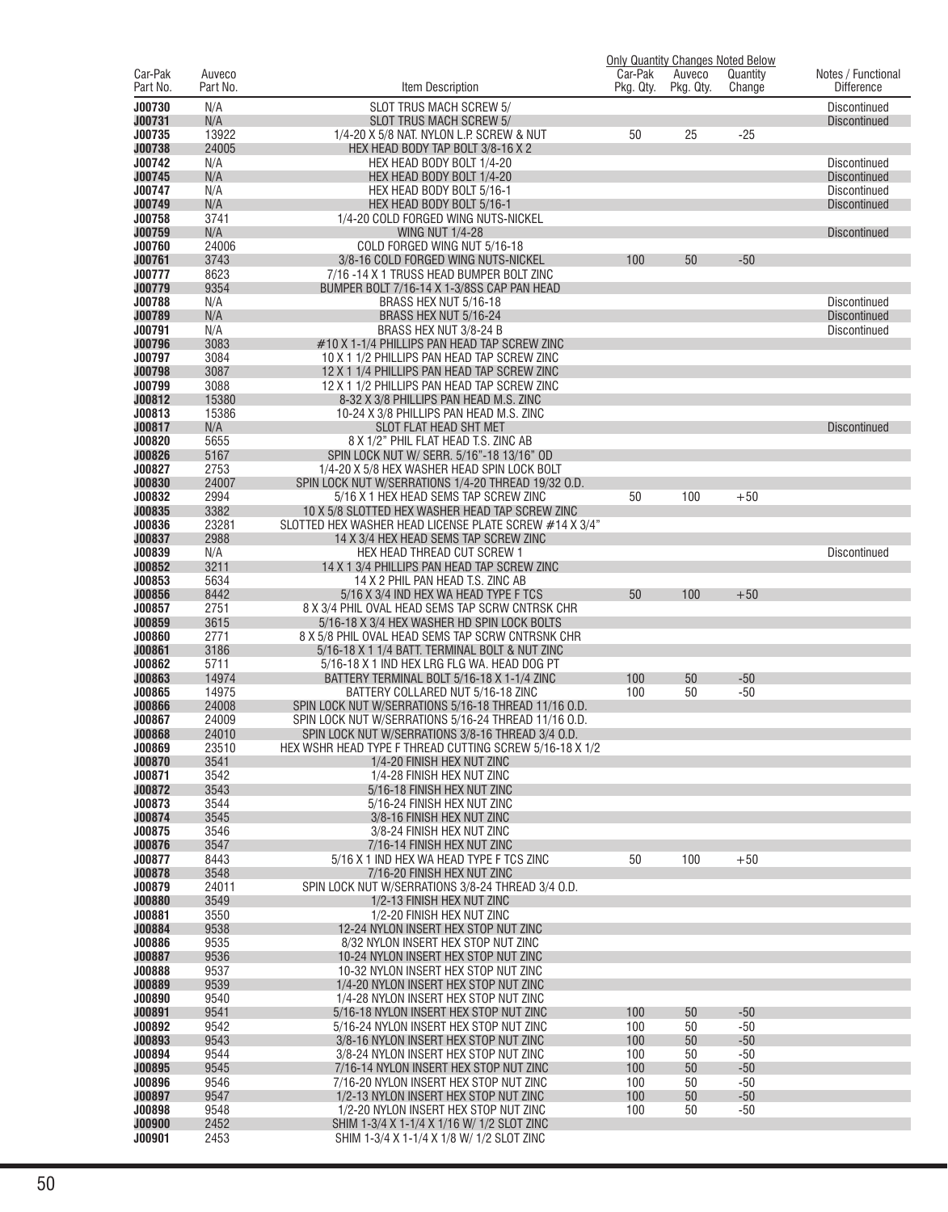| Car-Pak Part No. | Auveco Part No. | Item Description | Only Quantity Changes Noted Below Car-Pak Pkg. Qty. | Auveco Pkg. Qty. | Quantity Change | Notes / Functional Difference |
|---|---|---|---|---|---|---|
| J00730 | N/A | SLOT TRUS MACH SCREW 5/ | | | | Discontinued |
| J00731 | N/A | SLOT TRUS MACH SCREW 5/ | | | | Discontinued |
| J00735 | 13922 | 1/4-20 X 5/8 NAT. NYLON L.P. SCREW & NUT | 50 | 25 | -25 | |
| J00738 | 24005 | HEX HEAD BODY TAP BOLT 3/8-16 X 2 | | | | |
| J00742 | N/A | HEX HEAD BODY BOLT 1/4-20 | | | | Discontinued |
| J00745 | N/A | HEX HEAD BODY BOLT 1/4-20 | | | | Discontinued |
| J00747 | N/A | HEX HEAD BODY BOLT 5/16-1 | | | | Discontinued |
| J00749 | N/A | HEX HEAD BODY BOLT 5/16-1 | | | | Discontinued |
| J00758 | 3741 | 1/4-20 COLD FORGED WING NUTS-NICKEL | | | | |
| J00759 | N/A | WING NUT 1/4-28 | | | | Discontinued |
| J00760 | 24006 | COLD FORGED WING NUT 5/16-18 | | | | |
| J00761 | 3743 | 3/8-16 COLD FORGED WING NUTS-NICKEL | 100 | 50 | -50 | |
| J00777 | 8623 | 7/16 -14 X 1 TRUSS HEAD BUMPER BOLT ZINC | | | | |
| J00779 | 9354 | BUMPER BOLT 7/16-14 X 1-3/8SS CAP PAN HEAD | | | | |
| J00788 | N/A | BRASS HEX NUT 5/16-18 | | | | Discontinued |
| J00789 | N/A | BRASS HEX NUT 5/16-24 | | | | Discontinued |
| J00791 | N/A | BRASS HEX NUT 3/8-24 B | | | | Discontinued |
| J00796 | 3083 | #10 X 1-1/4 PHILLIPS PAN HEAD TAP SCREW ZINC | | | | |
| J00797 | 3084 | 10 X 1 1/2 PHILLIPS PAN HEAD TAP SCREW ZINC | | | | |
| J00798 | 3087 | 12 X 1 1/4 PHILLIPS PAN HEAD TAP SCREW ZINC | | | | |
| J00799 | 3088 | 12 X 1 1/2 PHILLIPS PAN HEAD TAP SCREW ZINC | | | | |
| J00812 | 15380 | 8-32 X 3/8 PHILLIPS PAN HEAD M.S. ZINC | | | | |
| J00813 | 15386 | 10-24 X 3/8 PHILLIPS PAN HEAD M.S. ZINC | | | | |
| J00817 | N/A | SLOT FLAT HEAD SHT MET | | | | Discontinued |
| J00820 | 5655 | 8 X 1/2" PHIL FLAT HEAD T.S. ZINC AB | | | | |
| J00826 | 5167 | SPIN LOCK NUT W/ SERR. 5/16"-18 13/16" OD | | | | |
| J00827 | 2753 | 1/4-20 X 5/8 HEX WASHER HEAD SPIN LOCK BOLT | | | | |
| J00830 | 24007 | SPIN LOCK NUT W/SERRATIONS 1/4-20 THREAD 19/32 O.D. | | | | |
| J00832 | 2994 | 5/16 X 1 HEX HEAD SEMS TAP SCREW ZINC | 50 | 100 | +50 | |
| J00835 | 3382 | 10 X 5/8 SLOTTED HEX WASHER HEAD TAP SCREW ZINC | | | | |
| J00836 | 23281 | SLOTTED HEX WASHER HEAD LICENSE PLATE SCREW #14 X 3/4" | | | | |
| J00837 | 2988 | 14 X 3/4 HEX HEAD SEMS TAP SCREW ZINC | | | | |
| J00839 | N/A | HEX HEAD THREAD CUT SCREW 1 | | | | Discontinued |
| J00852 | 3211 | 14 X 1 3/4 PHILLIPS PAN HEAD TAP SCREW ZINC | | | | |
| J00853 | 5634 | 14 X 2 PHIL PAN HEAD T.S. ZINC AB | | | | |
| J00856 | 8442 | 5/16 X 3/4 IND HEX WA HEAD TYPE F TCS | 50 | 100 | +50 | |
| J00857 | 2751 | 8 X 3/4 PHIL OVAL HEAD SEMS TAP SCRW CNTRSK CHR | | | | |
| J00859 | 3615 | 5/16-18 X 3/4 HEX WASHER HD SPIN LOCK BOLTS | | | | |
| J00860 | 2771 | 8 X 5/8 PHIL OVAL HEAD SEMS TAP SCRW CNTRSNK CHR | | | | |
| J00861 | 3186 | 5/16-18 X 1 1/4 BATT. TERMINAL BOLT & NUT ZINC | | | | |
| J00862 | 5711 | 5/16-18 X 1 IND HEX LRG FLG WA. HEAD DOG PT | | | | |
| J00863 | 14974 | BATTERY TERMINAL BOLT 5/16-18 X 1-1/4 ZINC | 100 | 50 | -50 | |
| J00865 | 14975 | BATTERY COLLARED NUT 5/16-18 ZINC | 100 | 50 | -50 | |
| J00866 | 24008 | SPIN LOCK NUT W/SERRATIONS 5/16-18 THREAD 11/16 O.D. | | | | |
| J00867 | 24009 | SPIN LOCK NUT W/SERRATIONS 5/16-24 THREAD 11/16 O.D. | | | | |
| J00868 | 24010 | SPIN LOCK NUT W/SERRATIONS 3/8-16 THREAD 3/4 O.D. | | | | |
| J00869 | 23510 | HEX WSHR HEAD TYPE F THREAD CUTTING SCREW 5/16-18 X 1/2 | | | | |
| J00870 | 3541 | 1/4-20 FINISH HEX NUT ZINC | | | | |
| J00871 | 3542 | 1/4-28 FINISH HEX NUT ZINC | | | | |
| J00872 | 3543 | 5/16-18 FINISH HEX NUT ZINC | | | | |
| J00873 | 3544 | 5/16-24 FINISH HEX NUT ZINC | | | | |
| J00874 | 3545 | 3/8-16 FINISH HEX NUT ZINC | | | | |
| J00875 | 3546 | 3/8-24 FINISH HEX NUT ZINC | | | | |
| J00876 | 3547 | 7/16-14 FINISH HEX NUT ZINC | | | | |
| J00877 | 8443 | 5/16 X 1 IND HEX WA HEAD TYPE F TCS ZINC | 50 | 100 | +50 | |
| J00878 | 3548 | 7/16-20 FINISH HEX NUT ZINC | | | | |
| J00879 | 24011 | SPIN LOCK NUT W/SERRATIONS 3/8-24 THREAD 3/4 O.D. | | | | |
| J00880 | 3549 | 1/2-13 FINISH HEX NUT ZINC | | | | |
| J00881 | 3550 | 1/2-20 FINISH HEX NUT ZINC | | | | |
| J00884 | 9538 | 12-24 NYLON INSERT HEX STOP NUT ZINC | | | | |
| J00886 | 9535 | 8/32 NYLON INSERT HEX STOP NUT ZINC | | | | |
| J00887 | 9536 | 10-24 NYLON INSERT HEX STOP NUT ZINC | | | | |
| J00888 | 9537 | 10-32 NYLON INSERT HEX STOP NUT ZINC | | | | |
| J00889 | 9539 | 1/4-20 NYLON INSERT HEX STOP NUT ZINC | | | | |
| J00890 | 9540 | 1/4-28 NYLON INSERT HEX STOP NUT ZINC | | | | |
| J00891 | 9541 | 5/16-18 NYLON INSERT HEX STOP NUT ZINC | 100 | 50 | -50 | |
| J00892 | 9542 | 5/16-24 NYLON INSERT HEX STOP NUT ZINC | 100 | 50 | -50 | |
| J00893 | 9543 | 3/8-16 NYLON INSERT HEX STOP NUT ZINC | 100 | 50 | -50 | |
| J00894 | 9544 | 3/8-24 NYLON INSERT HEX STOP NUT ZINC | 100 | 50 | -50 | |
| J00895 | 9545 | 7/16-14 NYLON INSERT HEX STOP NUT ZINC | 100 | 50 | -50 | |
| J00896 | 9546 | 7/16-20 NYLON INSERT HEX STOP NUT ZINC | 100 | 50 | -50 | |
| J00897 | 9547 | 1/2-13 NYLON INSERT HEX STOP NUT ZINC | 100 | 50 | -50 | |
| J00898 | 9548 | 1/2-20 NYLON INSERT HEX STOP NUT ZINC | 100 | 50 | -50 | |
| J00900 | 2452 | SHIM 1-3/4 X 1-1/4 X 1/16 W/ 1/2 SLOT ZINC | | | | |
| J00901 | 2453 | SHIM 1-3/4 X 1-1/4 X 1/8 W/ 1/2 SLOT ZINC | | | | |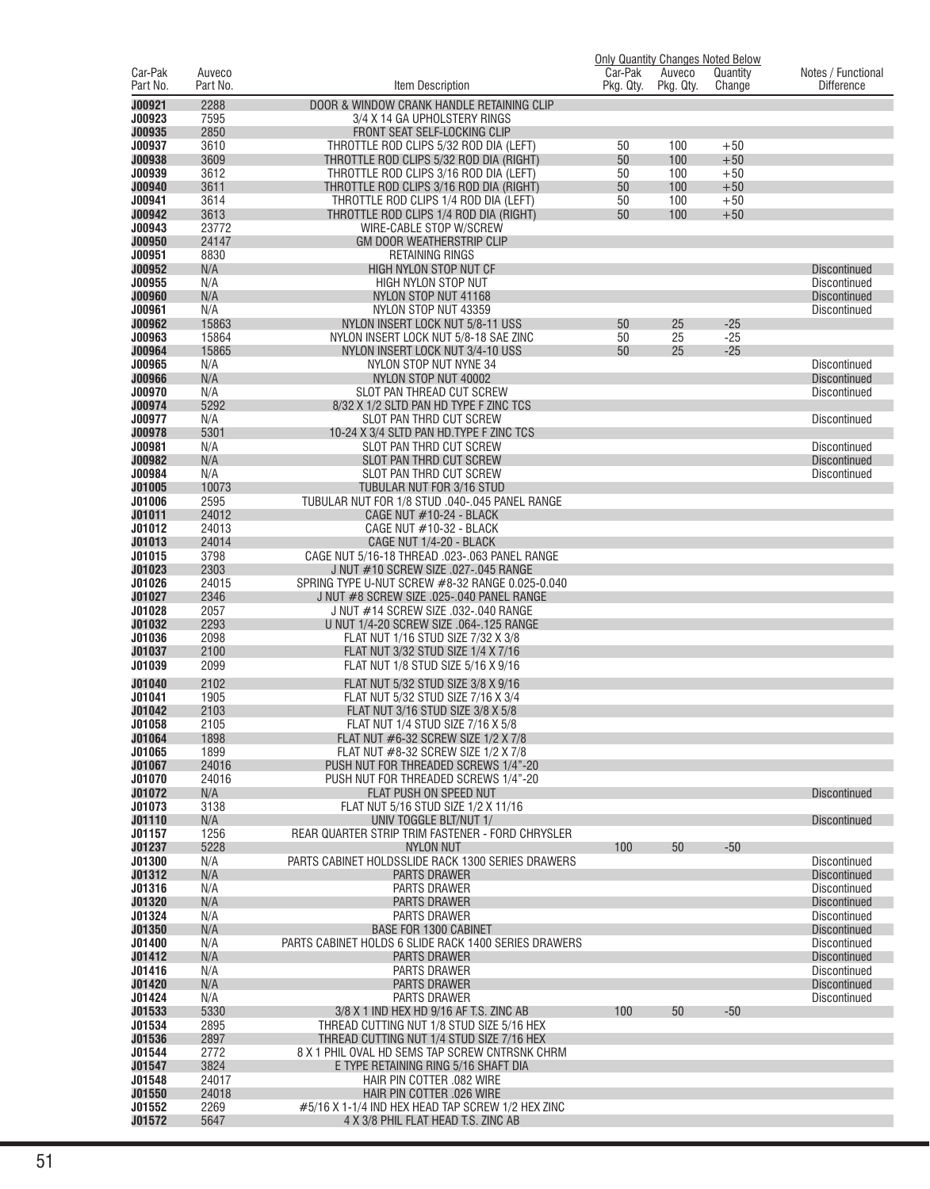| Car-Pak Part No. | Auveco Part No. | Item Description | Car-Pak Pkg. Qty. | Auveco Pkg. Qty. | Quantity Change | Notes / Functional Difference |
|---|---|---|---|---|---|---|
| | | | Only Quantity Changes Noted Below | | | |
| J00921 | 2288 | DOOR & WINDOW CRANK HANDLE RETAINING CLIP | | | | |
| J00923 | 7595 | 3/4 X 14 GA UPHOLSTERY RINGS | | | | |
| J00935 | 2850 | FRONT SEAT SELF-LOCKING CLIP | | | | |
| J00937 | 3610 | THROTTLE ROD CLIPS 5/32 ROD DIA (LEFT) | 50 | 100 | +50 | |
| J00938 | 3609 | THROTTLE ROD CLIPS 5/32 ROD DIA (RIGHT) | 50 | 100 | +50 | |
| J00939 | 3612 | THROTTLE ROD CLIPS 3/16 ROD DIA (LEFT) | 50 | 100 | +50 | |
| J00940 | 3611 | THROTTLE ROD CLIPS 3/16 ROD DIA (RIGHT) | 50 | 100 | +50 | |
| J00941 | 3614 | THROTTLE ROD CLIPS 1/4 ROD DIA (LEFT) | 50 | 100 | +50 | |
| J00942 | 3613 | THROTTLE ROD CLIPS 1/4 ROD DIA (RIGHT) | 50 | 100 | +50 | |
| J00943 | 23772 | WIRE-CABLE STOP W/SCREW | | | | |
| J00950 | 24147 | GM DOOR WEATHERSTRIP CLIP | | | | |
| J00951 | 8830 | RETAINING RINGS | | | | |
| J00952 | N/A | HIGH NYLON STOP NUT CF | | | | Discontinued |
| J00955 | N/A | HIGH NYLON STOP NUT | | | | Discontinued |
| J00960 | N/A | NYLON STOP NUT 41168 | | | | Discontinued |
| J00961 | N/A | NYLON STOP NUT 43359 | | | | Discontinued |
| J00962 | 15863 | NYLON INSERT LOCK NUT 5/8-11 USS | 50 | 25 | -25 | |
| J00963 | 15864 | NYLON INSERT LOCK NUT 5/8-18 SAE ZINC | 50 | 25 | -25 | |
| J00964 | 15865 | NYLON INSERT LOCK NUT 3/4-10 USS | 50 | 25 | -25 | |
| J00965 | N/A | NYLON STOP NUT NYNE 34 | | | | Discontinued |
| J00966 | N/A | NYLON STOP NUT 40002 | | | | Discontinued |
| J00970 | N/A | SLOT PAN THREAD CUT SCREW | | | | Discontinued |
| J00974 | 5292 | 8/32 X 1/2 SLTD PAN HD TYPE F ZINC TCS | | | | |
| J00977 | N/A | SLOT PAN THRD CUT SCREW | | | | Discontinued |
| J00978 | 5301 | 10-24 X 3/4 SLTD PAN HD.TYPE F ZINC TCS | | | | |
| J00981 | N/A | SLOT PAN THRD CUT SCREW | | | | Discontinued |
| J00982 | N/A | SLOT PAN THRD CUT SCREW | | | | Discontinued |
| J00984 | N/A | SLOT PAN THRD CUT SCREW | | | | Discontinued |
| J01005 | 10073 | TUBULAR NUT FOR 3/16 STUD | | | | |
| J01006 | 2595 | TUBULAR NUT FOR 1/8 STUD .040-.045 PANEL RANGE | | | | |
| J01011 | 24012 | CAGE NUT #10-24 - BLACK | | | | |
| J01012 | 24013 | CAGE NUT #10-32 - BLACK | | | | |
| J01013 | 24014 | CAGE NUT 1/4-20 - BLACK | | | | |
| J01015 | 3798 | CAGE NUT 5/16-18 THREAD .023-.063 PANEL RANGE | | | | |
| J01023 | 2303 | J NUT #10 SCREW SIZE .027-.045 RANGE | | | | |
| J01026 | 24015 | SPRING TYPE U-NUT SCREW #8-32 RANGE 0.025-0.040 | | | | |
| J01027 | 2346 | J NUT #8 SCREW SIZE .025-.040 PANEL RANGE | | | | |
| J01028 | 2057 | J NUT #14 SCREW SIZE .032-.040 RANGE | | | | |
| J01032 | 2293 | U NUT 1/4-20 SCREW SIZE .064-.125 RANGE | | | | |
| J01036 | 2098 | FLAT NUT 1/16 STUD SIZE 7/32 X 3/8 | | | | |
| J01037 | 2100 | FLAT NUT 3/32 STUD SIZE 1/4 X 7/16 | | | | |
| J01039 | 2099 | FLAT NUT 1/8 STUD SIZE 5/16 X 9/16 | | | | |
| J01040 | 2102 | FLAT NUT 5/32 STUD SIZE 3/8 X 9/16 | | | | |
| J01041 | 1905 | FLAT NUT 5/32 STUD SIZE 7/16 X 3/4 | | | | |
| J01042 | 2103 | FLAT NUT 3/16 STUD SIZE 3/8 X 5/8 | | | | |
| J01058 | 2105 | FLAT NUT 1/4 STUD SIZE 7/16 X 5/8 | | | | |
| J01064 | 1898 | FLAT NUT #6-32 SCREW SIZE 1/2 X 7/8 | | | | |
| J01065 | 1899 | FLAT NUT #8-32 SCREW SIZE 1/2 X 7/8 | | | | |
| J01067 | 24016 | PUSH NUT FOR THREADED SCREWS 1/4"-20 | | | | |
| J01070 | 24016 | PUSH NUT FOR THREADED SCREWS 1/4"-20 | | | | |
| J01072 | N/A | FLAT PUSH ON SPEED NUT | | | | Discontinued |
| J01073 | 3138 | FLAT NUT 5/16 STUD SIZE 1/2 X 11/16 | | | | |
| J01110 | N/A | UNIV TOGGLE BLT/NUT 1/ | | | | Discontinued |
| J01157 | 1256 | REAR QUARTER STRIP TRIM FASTENER - FORD CHRYSLER | | | | |
| J01237 | 5228 | NYLON NUT | 100 | 50 | -50 | |
| J01300 | N/A | PARTS CABINET HOLDSSLIDE RACK 1300 SERIES DRAWERS | | | | Discontinued |
| J01312 | N/A | PARTS DRAWER | | | | Discontinued |
| J01316 | N/A | PARTS DRAWER | | | | Discontinued |
| J01320 | N/A | PARTS DRAWER | | | | Discontinued |
| J01324 | N/A | PARTS DRAWER | | | | Discontinued |
| J01350 | N/A | BASE FOR 1300 CABINET | | | | Discontinued |
| J01400 | N/A | PARTS CABINET HOLDS 6 SLIDE RACK 1400 SERIES DRAWERS | | | | Discontinued |
| J01412 | N/A | PARTS DRAWER | | | | Discontinued |
| J01416 | N/A | PARTS DRAWER | | | | Discontinued |
| J01420 | N/A | PARTS DRAWER | | | | Discontinued |
| J01424 | N/A | PARTS DRAWER | | | | Discontinued |
| J01533 | 5330 | 3/8 X 1 IND HEX HD 9/16 AF T.S. ZINC AB | 100 | 50 | -50 | |
| J01534 | 2895 | THREAD CUTTING NUT 1/8 STUD SIZE 5/16 HEX | | | | |
| J01536 | 2897 | THREAD CUTTING NUT 1/4 STUD SIZE 7/16 HEX | | | | |
| J01544 | 2772 | 8 X 1 PHIL OVAL HD SEMS TAP SCREW CNTRSNK CHRM | | | | |
| J01547 | 3824 | E TYPE RETAINING RING 5/16 SHAFT DIA | | | | |
| J01548 | 24017 | HAIR PIN COTTER .082 WIRE | | | | |
| J01550 | 24018 | HAIR PIN COTTER .026 WIRE | | | | |
| J01552 | 2269 | #5/16 X 1-1/4 IND HEX HEAD TAP SCREW 1/2 HEX ZINC | | | | |
| J01572 | 5647 | 4 X 3/8 PHIL FLAT HEAD T.S. ZINC AB | | | | |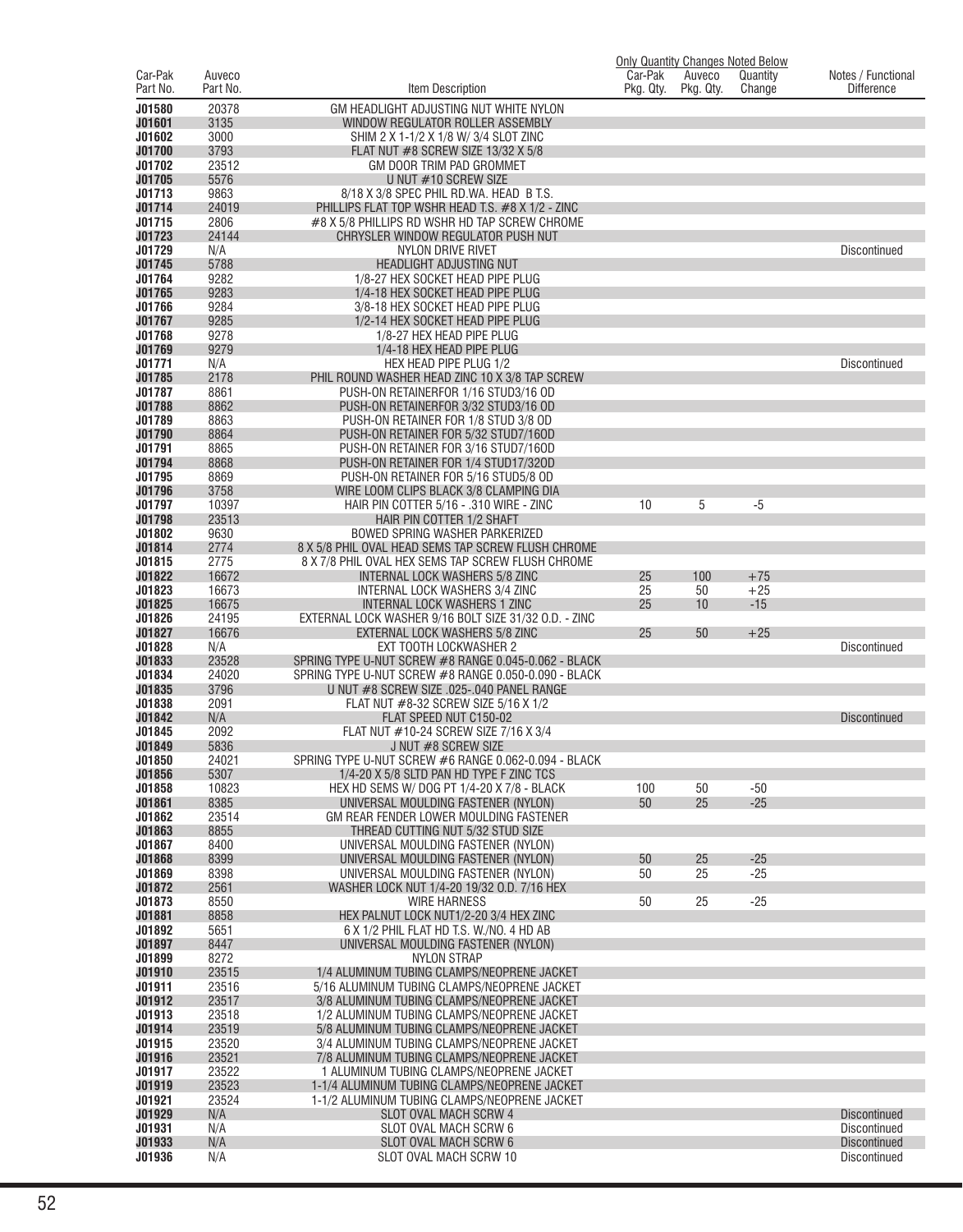| Car-Pak Part No. | Auveco Part No. | Item Description | Car-Pak Pkg. Qty. | Auveco Pkg. Qty. | Quantity Change | Notes / Functional Difference |
|---|---|---|---|---|---|---|
| | | | Only Quantity Changes Noted Below | | | |
| J01580 | 20378 | GM HEADLIGHT ADJUSTING NUT WHITE NYLON | | | | |
| J01601 | 3135 | WINDOW REGULATOR ROLLER ASSEMBLY | | | | |
| J01602 | 3000 | SHIM 2 X 1-1/2 X 1/8 W/ 3/4 SLOT ZINC | | | | |
| J01700 | 3793 | FLAT NUT #8 SCREW SIZE 13/32 X 5/8 | | | | |
| J01702 | 23512 | GM DOOR TRIM PAD GROMMET | | | | |
| J01705 | 5576 | U NUT #10 SCREW SIZE | | | | |
| J01713 | 9863 | 8/18 X 3/8 SPEC PHIL RD.WA. HEAD B T.S. | | | | |
| J01714 | 24019 | PHILLIPS FLAT TOP WSHR HEAD T.S. #8 X 1/2 - ZINC | | | | |
| J01715 | 2806 | #8 X 5/8 PHILLIPS RD WSHR HD TAP SCREW CHROME | | | | |
| J01723 | 24144 | CHRYSLER WINDOW REGULATOR PUSH NUT | | | | |
| J01729 | N/A | NYLON DRIVE RIVET | | | | Discontinued |
| J01745 | 5788 | HEADLIGHT ADJUSTING NUT | | | | |
| J01764 | 9282 | 1/8-27 HEX SOCKET HEAD PIPE PLUG | | | | |
| J01765 | 9283 | 1/4-18 HEX SOCKET HEAD PIPE PLUG | | | | |
| J01766 | 9284 | 3/8-18 HEX SOCKET HEAD PIPE PLUG | | | | |
| J01767 | 9285 | 1/2-14 HEX SOCKET HEAD PIPE PLUG | | | | |
| J01768 | 9278 | 1/8-27 HEX HEAD PIPE PLUG | | | | |
| J01769 | 9279 | 1/4-18 HEX HEAD PIPE PLUG | | | | |
| J01771 | N/A | HEX HEAD PIPE PLUG 1/2 | | | | Discontinued |
| J01785 | 2178 | PHIL ROUND WASHER HEAD ZINC 10 X 3/8 TAP SCREW | | | | |
| J01787 | 8861 | PUSH-ON RETAINERFOR 1/16 STUD3/16 OD | | | | |
| J01788 | 8862 | PUSH-ON RETAINERFOR 3/32 STUD3/16 OD | | | | |
| J01789 | 8863 | PUSH-ON RETAINER FOR 1/8 STUD 3/8 OD | | | | |
| J01790 | 8864 | PUSH-ON RETAINER FOR 5/32 STUD7/16OD | | | | |
| J01791 | 8865 | PUSH-ON RETAINER FOR 3/16 STUD7/16OD | | | | |
| J01794 | 8868 | PUSH-ON RETAINER FOR 1/4 STUD17/32OD | | | | |
| J01795 | 8869 | PUSH-ON RETAINER FOR 5/16 STUD5/8 OD | | | | |
| J01796 | 3758 | WIRE LOOM CLIPS BLACK 3/8 CLAMPING DIA | | | | |
| J01797 | 10397 | HAIR PIN COTTER 5/16 - .310 WIRE - ZINC | 10 | 5 | -5 | |
| J01798 | 23513 | HAIR PIN COTTER 1/2 SHAFT | | | | |
| J01802 | 9630 | BOWED SPRING WASHER PARKERIZED | | | | |
| J01814 | 2774 | 8 X 5/8 PHIL OVAL HEAD SEMS TAP SCREW FLUSH CHROME | | | | |
| J01815 | 2775 | 8 X 7/8 PHIL OVAL HEX SEMS TAP SCREW FLUSH CHROME | | | | |
| J01822 | 16672 | INTERNAL LOCK WASHERS 5/8 ZINC | 25 | 100 | +75 | |
| J01823 | 16673 | INTERNAL LOCK WASHERS 3/4 ZINC | 25 | 50 | +25 | |
| J01825 | 16675 | INTERNAL LOCK WASHERS 1 ZINC | 25 | 10 | -15 | |
| J01826 | 24195 | EXTERNAL LOCK WASHER 9/16 BOLT SIZE 31/32 O.D. - ZINC | | | | |
| J01827 | 16676 | EXTERNAL LOCK WASHERS 5/8 ZINC | 25 | 50 | +25 | |
| J01828 | N/A | EXT TOOTH LOCKWASHER 2 | | | | Discontinued |
| J01833 | 23528 | SPRING TYPE U-NUT SCREW #8 RANGE 0.045-0.062 - BLACK | | | | |
| J01834 | 24020 | SPRING TYPE U-NUT SCREW #8 RANGE 0.050-0.090 - BLACK | | | | |
| J01835 | 3796 | U NUT #8 SCREW SIZE .025-.040 PANEL RANGE | | | | |
| J01838 | 2091 | FLAT NUT #8-32 SCREW SIZE 5/16 X 1/2 | | | | |
| J01842 | N/A | FLAT SPEED NUT C150-02 | | | | Discontinued |
| J01845 | 2092 | FLAT NUT #10-24 SCREW SIZE 7/16 X 3/4 | | | | |
| J01849 | 5836 | J NUT #8 SCREW SIZE | | | | |
| J01850 | 24021 | SPRING TYPE U-NUT SCREW #6 RANGE 0.062-0.094 - BLACK | | | | |
| J01856 | 5307 | 1/4-20 X 5/8 SLTD PAN HD TYPE F ZINC TCS | | | | |
| J01858 | 10823 | HEX HD SEMS W/ DOG PT 1/4-20 X 7/8 - BLACK | 100 | 50 | -50 | |
| J01861 | 8385 | UNIVERSAL MOULDING FASTENER (NYLON) | 50 | 25 | -25 | |
| J01862 | 23514 | GM REAR FENDER LOWER MOULDING FASTENER | | | | |
| J01863 | 8855 | THREAD CUTTING NUT 5/32 STUD SIZE | | | | |
| J01867 | 8400 | UNIVERSAL MOULDING FASTENER (NYLON) | | | | |
| J01868 | 8399 | UNIVERSAL MOULDING FASTENER (NYLON) | 50 | 25 | -25 | |
| J01869 | 8398 | UNIVERSAL MOULDING FASTENER (NYLON) | 50 | 25 | -25 | |
| J01872 | 2561 | WASHER LOCK NUT 1/4-20 19/32 O.D. 7/16 HEX | | | | |
| J01873 | 8550 | WIRE HARNESS | 50 | 25 | -25 | |
| J01881 | 8858 | HEX PALNUT LOCK NUT1/2-20 3/4 HEX ZINC | | | | |
| J01892 | 5651 | 6 X 1/2 PHIL FLAT HD T.S. W./NO. 4 HD AB | | | | |
| J01897 | 8447 | UNIVERSAL MOULDING FASTENER (NYLON) | | | | |
| J01899 | 8272 | NYLON STRAP | | | | |
| J01910 | 23515 | 1/4 ALUMINUM TUBING CLAMPS/NEOPRENE JACKET | | | | |
| J01911 | 23516 | 5/16 ALUMINUM TUBING CLAMPS/NEOPRENE JACKET | | | | |
| J01912 | 23517 | 3/8 ALUMINUM TUBING CLAMPS/NEOPRENE JACKET | | | | |
| J01913 | 23518 | 1/2 ALUMINUM TUBING CLAMPS/NEOPRENE JACKET | | | | |
| J01914 | 23519 | 5/8 ALUMINUM TUBING CLAMPS/NEOPRENE JACKET | | | | |
| J01915 | 23520 | 3/4 ALUMINUM TUBING CLAMPS/NEOPRENE JACKET | | | | |
| J01916 | 23521 | 7/8 ALUMINUM TUBING CLAMPS/NEOPRENE JACKET | | | | |
| J01917 | 23522 | 1 ALUMINUM TUBING CLAMPS/NEOPRENE JACKET | | | | |
| J01919 | 23523 | 1-1/4 ALUMINUM TUBING CLAMPS/NEOPRENE JACKET | | | | |
| J01921 | 23524 | 1-1/2 ALUMINUM TUBING CLAMPS/NEOPRENE JACKET | | | | |
| J01929 | N/A | SLOT OVAL MACH SCRW 4 | | | | Discontinued |
| J01931 | N/A | SLOT OVAL MACH SCRW 6 | | | | Discontinued |
| J01933 | N/A | SLOT OVAL MACH SCRW 6 | | | | Discontinued |
| J01936 | N/A | SLOT OVAL MACH SCRW 10 | | | | Discontinued |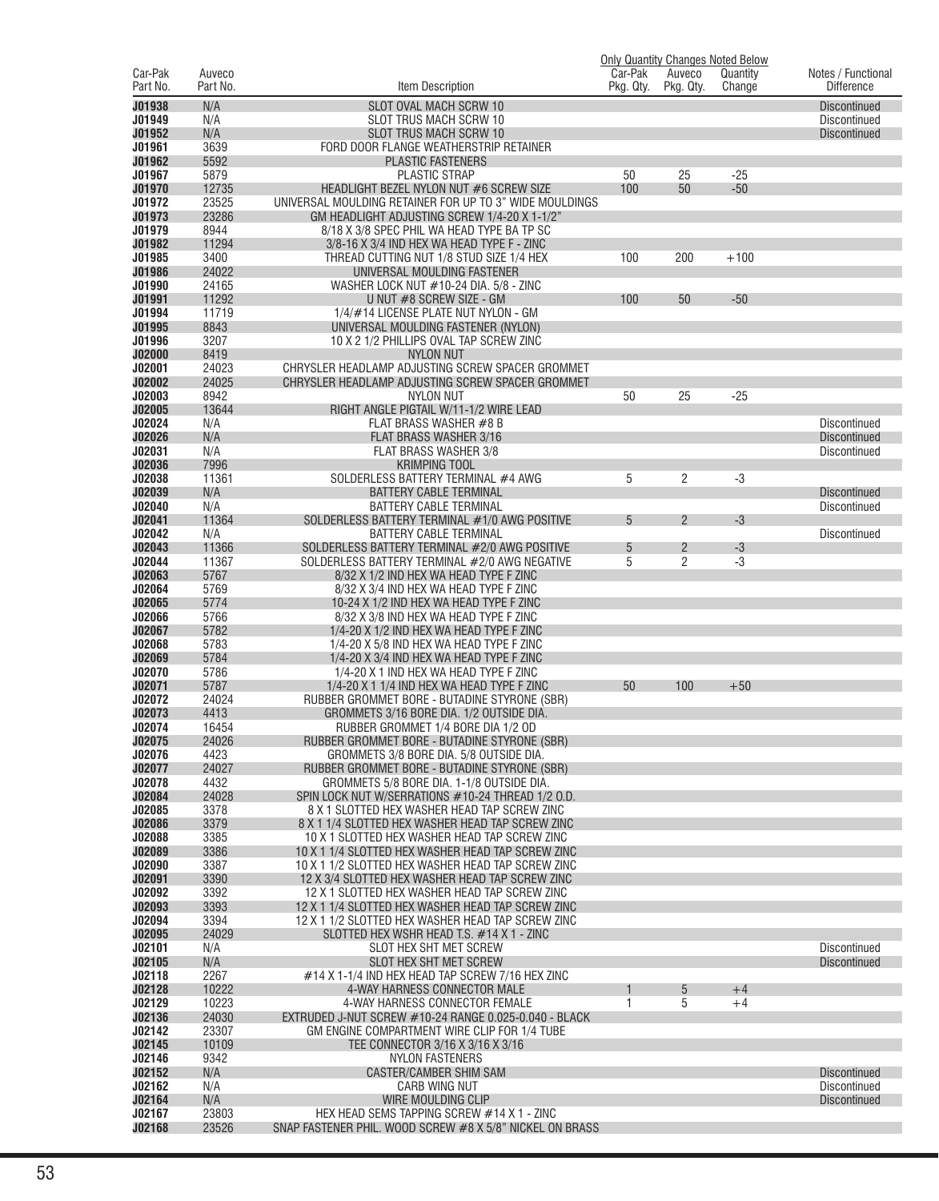| Car-Pak Part No. | Auveco Part No. | Item Description | Car-Pak Pkg. Qty. | Auveco Pkg. Qty. | Quantity Change | Notes / Functional Difference |
|---|---|---|---|---|---|---|
| | | | Only Quantity Changes Noted Below | | | |
| J01938 | N/A | SLOT OVAL MACH SCRW 10 | | | | Discontinued |
| J01949 | N/A | SLOT TRUS MACH SCRW 10 | | | | Discontinued |
| J01952 | N/A | SLOT TRUS MACH SCRW 10 | | | | Discontinued |
| J01961 | 3639 | FORD DOOR FLANGE WEATHERSTRIP RETAINER | | | | |
| J01962 | 5592 | PLASTIC FASTENERS | | | | |
| J01967 | 5879 | PLASTIC STRAP | 50 | 25 | -25 | |
| J01970 | 12735 | HEADLIGHT BEZEL NYLON NUT #6 SCREW SIZE | 100 | 50 | -50 | |
| J01972 | 23525 | UNIVERSAL MOULDING RETAINER FOR UP TO 3" WIDE MOULDINGS | | | | |
| J01973 | 23286 | GM HEADLIGHT ADJUSTING SCREW 1/4-20 X 1-1/2" | | | | |
| J01979 | 8944 | 8/18 X 3/8 SPEC PHIL WA HEAD TYPE BA TP SC | | | | |
| J01982 | 11294 | 3/8-16 X 3/4 IND HEX WA HEAD TYPE F - ZINC | | | | |
| J01985 | 3400 | THREAD CUTTING NUT 1/8 STUD SIZE 1/4 HEX | 100 | 200 | +100 | |
| J01986 | 24022 | UNIVERSAL MOULDING FASTENER | | | | |
| J01990 | 24165 | WASHER LOCK NUT #10-24 DIA. 5/8 - ZINC | | | | |
| J01991 | 11292 | U NUT #8 SCREW SIZE - GM | 100 | 50 | -50 | |
| J01994 | 11719 | 1/4/#14 LICENSE PLATE NUT NYLON - GM | | | | |
| J01995 | 8843 | UNIVERSAL MOULDING FASTENER (NYLON) | | | | |
| J01996 | 3207 | 10 X 2 1/2 PHILLIPS OVAL TAP SCREW ZINC | | | | |
| J02000 | 8419 | NYLON NUT | | | | |
| J02001 | 24023 | CHRYSLER HEADLAMP ADJUSTING SCREW SPACER GROMMET | | | | |
| J02002 | 24025 | CHRYSLER HEADLAMP ADJUSTING SCREW SPACER GROMMET | | | | |
| J02003 | 8942 | NYLON NUT | 50 | 25 | -25 | |
| J02005 | 13644 | RIGHT ANGLE PIGTAIL W/11-1/2 WIRE LEAD | | | | |
| J02024 | N/A | FLAT BRASS WASHER #8 B | | | | Discontinued |
| J02026 | N/A | FLAT BRASS WASHER 3/16 | | | | Discontinued |
| J02031 | N/A | FLAT BRASS WASHER 3/8 | | | | Discontinued |
| J02036 | 7996 | KRIMPING TOOL | | | | |
| J02038 | 11361 | SOLDERLESS BATTERY TERMINAL #4 AWG | 5 | 2 | -3 | |
| J02039 | N/A | BATTERY CABLE TERMINAL | | | | Discontinued |
| J02040 | N/A | BATTERY CABLE TERMINAL | | | | Discontinued |
| J02041 | 11364 | SOLDERLESS BATTERY TERMINAL #1/0 AWG POSITIVE | 5 | 2 | -3 | |
| J02042 | N/A | BATTERY CABLE TERMINAL | | | | Discontinued |
| J02043 | 11366 | SOLDERLESS BATTERY TERMINAL #2/0 AWG POSITIVE | 5 | 2 | -3 | |
| J02044 | 11367 | SOLDERLESS BATTERY TERMINAL #2/0 AWG NEGATIVE | 5 | 2 | -3 | |
| J02063 | 5767 | 8/32 X 1/2 IND HEX WA HEAD TYPE F ZINC | | | | |
| J02064 | 5769 | 8/32 X 3/4 IND HEX WA HEAD TYPE F ZINC | | | | |
| J02065 | 5774 | 10-24 X 1/2 IND HEX WA HEAD TYPE F ZINC | | | | |
| J02066 | 5766 | 8/32 X 3/8 IND HEX WA HEAD TYPE F ZINC | | | | |
| J02067 | 5782 | 1/4-20 X 1/2 IND HEX WA HEAD TYPE F ZINC | | | | |
| J02068 | 5783 | 1/4-20 X 5/8 IND HEX WA HEAD TYPE F ZINC | | | | |
| J02069 | 5784 | 1/4-20 X 3/4 IND HEX WA HEAD TYPE F ZINC | | | | |
| J02070 | 5786 | 1/4-20 X 1 IND HEX WA HEAD TYPE F ZINC | | | | |
| J02071 | 5787 | 1/4-20 X 1 1/4 IND HEX WA HEAD TYPE F ZINC | 50 | 100 | +50 | |
| J02072 | 24024 | RUBBER GROMMET BORE - BUTADINE STYRONE (SBR) | | | | |
| J02073 | 4413 | GROMMETS 3/16 BORE DIA. 1/2 OUTSIDE DIA. | | | | |
| J02074 | 16454 | RUBBER GROMMET 1/4 BORE DIA 1/2 OD | | | | |
| J02075 | 24026 | RUBBER GROMMET BORE - BUTADINE STYRONE (SBR) | | | | |
| J02076 | 4423 | GROMMETS 3/8 BORE DIA. 5/8 OUTSIDE DIA. | | | | |
| J02077 | 24027 | RUBBER GROMMET BORE - BUTADINE STYRONE (SBR) | | | | |
| J02078 | 4432 | GROMMETS 5/8 BORE DIA. 1-1/8 OUTSIDE DIA. | | | | |
| J02084 | 24028 | SPIN LOCK NUT W/SERRATIONS #10-24 THREAD 1/2 O.D. | | | | |
| J02085 | 3378 | 8 X 1 SLOTTED HEX WASHER HEAD TAP SCREW ZINC | | | | |
| J02086 | 3379 | 8 X 1 1/4 SLOTTED HEX WASHER HEAD TAP SCREW ZINC | | | | |
| J02088 | 3385 | 10 X 1 SLOTTED HEX WASHER HEAD TAP SCREW ZINC | | | | |
| J02089 | 3386 | 10 X 1 1/4 SLOTTED HEX WASHER HEAD TAP SCREW ZINC | | | | |
| J02090 | 3387 | 10 X 1 1/2 SLOTTED HEX WASHER HEAD TAP SCREW ZINC | | | | |
| J02091 | 3390 | 12 X 3/4 SLOTTED HEX WASHER HEAD TAP SCREW ZINC | | | | |
| J02092 | 3392 | 12 X 1 SLOTTED HEX WASHER HEAD TAP SCREW ZINC | | | | |
| J02093 | 3393 | 12 X 1 1/4 SLOTTED HEX WASHER HEAD TAP SCREW ZINC | | | | |
| J02094 | 3394 | 12 X 1 1/2 SLOTTED HEX WASHER HEAD TAP SCREW ZINC | | | | |
| J02095 | 24029 | SLOTTED HEX WSHR HEAD T.S. #14 X 1 - ZINC | | | | |
| J02101 | N/A | SLOT HEX SHT MET SCREW | | | | Discontinued |
| J02105 | N/A | SLOT HEX SHT MET SCREW | | | | Discontinued |
| J02118 | 2267 | #14 X 1-1/4 IND HEX HEAD TAP SCREW 7/16 HEX ZINC | | | | |
| J02128 | 10222 | 4-WAY HARNESS CONNECTOR MALE | 1 | 5 | +4 | |
| J02129 | 10223 | 4-WAY HARNESS CONNECTOR FEMALE | 1 | 5 | +4 | |
| J02136 | 24030 | EXTRUDED J-NUT SCREW #10-24 RANGE 0.025-0.040 - BLACK | | | | |
| J02142 | 23307 | GM ENGINE COMPARTMENT WIRE CLIP FOR 1/4 TUBE | | | | |
| J02145 | 10109 | TEE CONNECTOR 3/16 X 3/16 X 3/16 | | | | |
| J02146 | 9342 | NYLON FASTENERS | | | | |
| J02152 | N/A | CASTER/CAMBER SHIM SAM | | | | Discontinued |
| J02162 | N/A | CARB WING NUT | | | | Discontinued |
| J02164 | N/A | WIRE MOULDING CLIP | | | | Discontinued |
| J02167 | 23803 | HEX HEAD SEMS TAPPING SCREW #14 X 1 - ZINC | | | | |
| J02168 | 23526 | SNAP FASTENER PHIL. WOOD SCREW #8 X 5/8" NICKEL ON BRASS | | | | |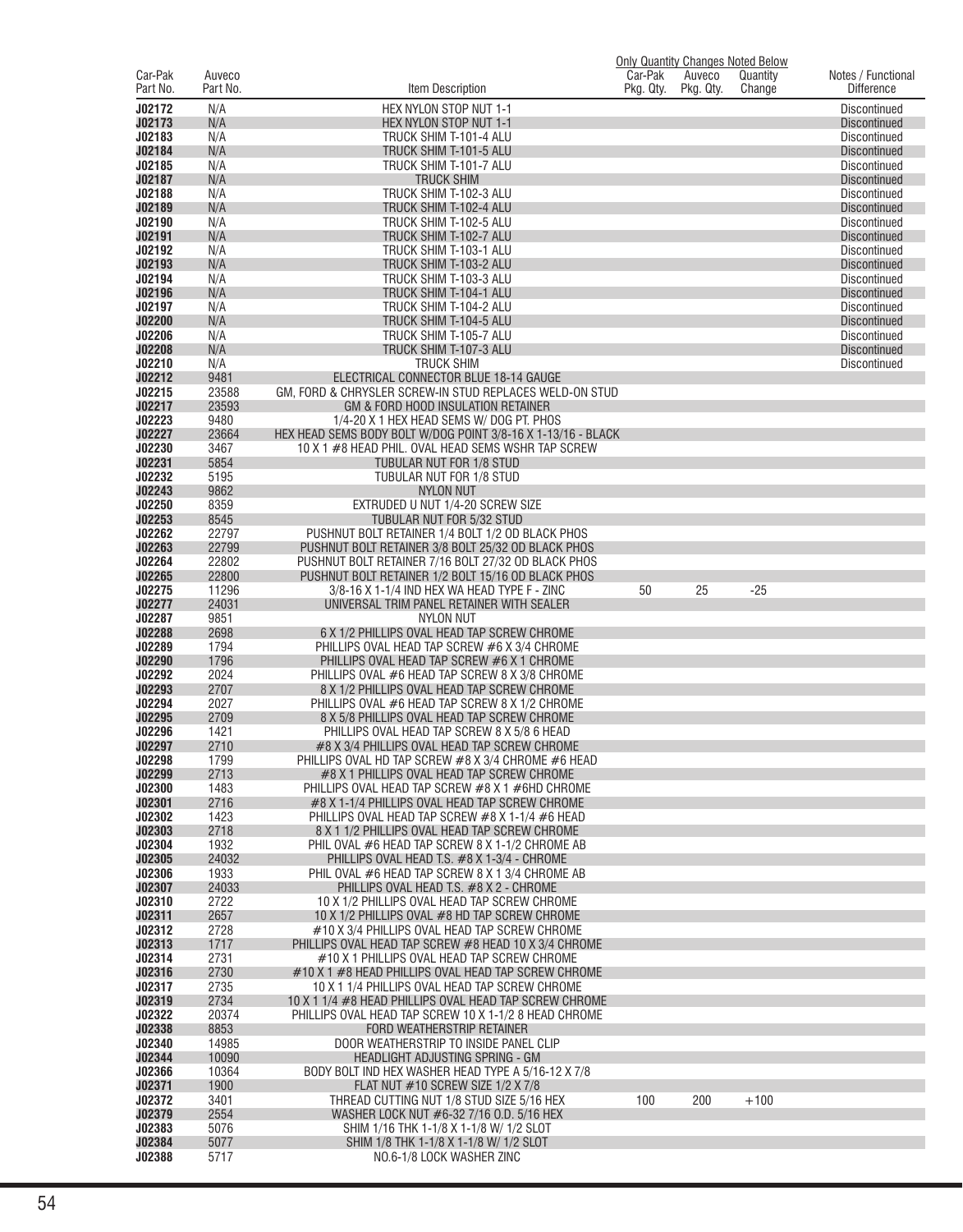| Car-Pak Part No. | Auveco Part No. | Item Description | Car-Pak Pkg. Qty. | Auveco Pkg. Qty. | Quantity Change | Notes / Functional Difference |
|---|---|---|---|---|---|---|
| | | | Only Quantity Changes Noted Below | | | |
| J02172 | N/A | HEX NYLON STOP NUT 1-1 | | | | Discontinued |
| J02173 | N/A | HEX NYLON STOP NUT 1-1 | | | | Discontinued |
| J02183 | N/A | TRUCK SHIM T-101-4 ALU | | | | Discontinued |
| J02184 | N/A | TRUCK SHIM T-101-5 ALU | | | | Discontinued |
| J02185 | N/A | TRUCK SHIM T-101-7 ALU | | | | Discontinued |
| J02187 | N/A | TRUCK SHIM | | | | Discontinued |
| J02188 | N/A | TRUCK SHIM T-102-3 ALU | | | | Discontinued |
| J02189 | N/A | TRUCK SHIM T-102-4 ALU | | | | Discontinued |
| J02190 | N/A | TRUCK SHIM T-102-5 ALU | | | | Discontinued |
| J02191 | N/A | TRUCK SHIM T-102-7 ALU | | | | Discontinued |
| J02192 | N/A | TRUCK SHIM T-103-1 ALU | | | | Discontinued |
| J02193 | N/A | TRUCK SHIM T-103-2 ALU | | | | Discontinued |
| J02194 | N/A | TRUCK SHIM T-103-3 ALU | | | | Discontinued |
| J02196 | N/A | TRUCK SHIM T-104-1 ALU | | | | Discontinued |
| J02197 | N/A | TRUCK SHIM T-104-2 ALU | | | | Discontinued |
| J02200 | N/A | TRUCK SHIM T-104-5 ALU | | | | Discontinued |
| J02206 | N/A | TRUCK SHIM T-105-7 ALU | | | | Discontinued |
| J02208 | N/A | TRUCK SHIM T-107-3 ALU | | | | Discontinued |
| J02210 | N/A | TRUCK SHIM | | | | Discontinued |
| J02212 | 9481 | ELECTRICAL CONNECTOR BLUE 18-14 GAUGE | | | | |
| J02215 | 23588 | GM, FORD & CHRYSLER SCREW-IN STUD REPLACES WELD-ON STUD | | | | |
| J02217 | 23593 | GM & FORD HOOD INSULATION RETAINER | | | | |
| J02223 | 9480 | 1/4-20 X 1 HEX HEAD SEMS W/ DOG PT. PHOS | | | | |
| J02227 | 23664 | HEX HEAD SEMS BODY BOLT W/DOG POINT 3/8-16 X 1-13/16 - BLACK | | | | |
| J02230 | 3467 | 10 X 1 #8 HEAD PHIL. OVAL HEAD SEMS WSHR TAP SCREW | | | | |
| J02231 | 5854 | TUBULAR NUT FOR 1/8 STUD | | | | |
| J02232 | 5195 | TUBULAR NUT FOR 1/8 STUD | | | | |
| J02243 | 9862 | NYLON NUT | | | | |
| J02250 | 8359 | EXTRUDED U NUT 1/4-20 SCREW SIZE | | | | |
| J02253 | 8545 | TUBULAR NUT FOR 5/32 STUD | | | | |
| J02262 | 22797 | PUSHNUT BOLT RETAINER 1/4 BOLT 1/2 OD BLACK PHOS | | | | |
| J02263 | 22799 | PUSHNUT BOLT RETAINER 3/8 BOLT 25/32 OD BLACK PHOS | | | | |
| J02264 | 22802 | PUSHNUT BOLT RETAINER 7/16 BOLT 27/32 OD BLACK PHOS | | | | |
| J02265 | 22800 | PUSHNUT BOLT RETAINER 1/2 BOLT 15/16 OD BLACK PHOS | | | | |
| J02275 | 11296 | 3/8-16 X 1-1/4 IND HEX WA HEAD TYPE F - ZINC | 50 | 25 | -25 | |
| J02277 | 24031 | UNIVERSAL TRIM PANEL RETAINER WITH SEALER | | | | |
| J02287 | 9851 | NYLON NUT | | | | |
| J02288 | 2698 | 6 X 1/2 PHILLIPS OVAL HEAD TAP SCREW CHROME | | | | |
| J02289 | 1794 | PHILLIPS OVAL HEAD TAP SCREW #6 X 3/4 CHROME | | | | |
| J02290 | 1796 | PHILLIPS OVAL HEAD TAP SCREW #6 X 1 CHROME | | | | |
| J02292 | 2024 | PHILLIPS OVAL #6 HEAD TAP SCREW 8 X 3/8 CHROME | | | | |
| J02293 | 2707 | 8 X 1/2 PHILLIPS OVAL HEAD TAP SCREW CHROME | | | | |
| J02294 | 2027 | PHILLIPS OVAL #6 HEAD TAP SCREW 8 X 1/2 CHROME | | | | |
| J02295 | 2709 | 8 X 5/8 PHILLIPS OVAL HEAD TAP SCREW CHROME | | | | |
| J02296 | 1421 | PHILLIPS OVAL HEAD TAP SCREW 8 X 5/8 6 HEAD | | | | |
| J02297 | 2710 | #8 X 3/4 PHILLIPS OVAL HEAD TAP SCREW CHROME | | | | |
| J02298 | 1799 | PHILLIPS OVAL HD TAP SCREW #8 X 3/4 CHROME #6 HEAD | | | | |
| J02299 | 2713 | #8 X 1 PHILLIPS OVAL HEAD TAP SCREW CHROME | | | | |
| J02300 | 1483 | PHILLIPS OVAL HEAD TAP SCREW #8 X 1 #6HD CHROME | | | | |
| J02301 | 2716 | #8 X 1-1/4 PHILLIPS OVAL HEAD TAP SCREW CHROME | | | | |
| J02302 | 1423 | PHILLIPS OVAL HEAD TAP SCREW #8 X 1-1/4 #6 HEAD | | | | |
| J02303 | 2718 | 8 X 1 1/2 PHILLIPS OVAL HEAD TAP SCREW CHROME | | | | |
| J02304 | 1932 | PHIL OVAL #6 HEAD TAP SCREW 8 X 1-1/2 CHROME AB | | | | |
| J02305 | 24032 | PHILLIPS OVAL HEAD T.S. #8 X 1-3/4 - CHROME | | | | |
| J02306 | 1933 | PHIL OVAL #6 HEAD TAP SCREW 8 X 1 3/4 CHROME AB | | | | |
| J02307 | 24033 | PHILLIPS OVAL HEAD T.S. #8 X 2 - CHROME | | | | |
| J02310 | 2722 | 10 X 1/2 PHILLIPS OVAL HEAD TAP SCREW CHROME | | | | |
| J02311 | 2657 | 10 X 1/2 PHILLIPS OVAL #8 HD TAP SCREW CHROME | | | | |
| J02312 | 2728 | #10 X 3/4 PHILLIPS OVAL HEAD TAP SCREW CHROME | | | | |
| J02313 | 1717 | PHILLIPS OVAL HEAD TAP SCREW #8 HEAD 10 X 3/4 CHROME | | | | |
| J02314 | 2731 | #10 X 1 PHILLIPS OVAL HEAD TAP SCREW CHROME | | | | |
| J02316 | 2730 | #10 X 1 #8 HEAD PHILLIPS OVAL HEAD TAP SCREW CHROME | | | | |
| J02317 | 2735 | 10 X 1 1/4 PHILLIPS OVAL HEAD TAP SCREW CHROME | | | | |
| J02319 | 2734 | 10 X 1 1/4 #8 HEAD PHILLIPS OVAL HEAD TAP SCREW CHROME | | | | |
| J02322 | 20374 | PHILLIPS OVAL HEAD TAP SCREW 10 X 1-1/2 8 HEAD CHROME | | | | |
| J02338 | 8853 | FORD WEATHERSTRIP RETAINER | | | | |
| J02340 | 14985 | DOOR WEATHERSTRIP TO INSIDE PANEL CLIP | | | | |
| J02344 | 10090 | HEADLIGHT ADJUSTING SPRING - GM | | | | |
| J02366 | 10364 | BODY BOLT IND HEX WASHER HEAD TYPE A 5/16-12 X 7/8 | | | | |
| J02371 | 1900 | FLAT NUT #10 SCREW SIZE 1/2 X 7/8 | | | | |
| J02372 | 3401 | THREAD CUTTING NUT 1/8 STUD SIZE 5/16 HEX | 100 | 200 | +100 | |
| J02379 | 2554 | WASHER LOCK NUT #6-32 7/16 O.D. 5/16 HEX | | | | |
| J02383 | 5076 | SHIM 1/16 THK 1-1/8 X 1-1/8 W/ 1/2 SLOT | | | | |
| J02384 | 5077 | SHIM 1/8 THK 1-1/8 X 1-1/8 W/ 1/2 SLOT | | | | |
| J02388 | 5717 | NO.6-1/8 LOCK WASHER ZINC | | | | |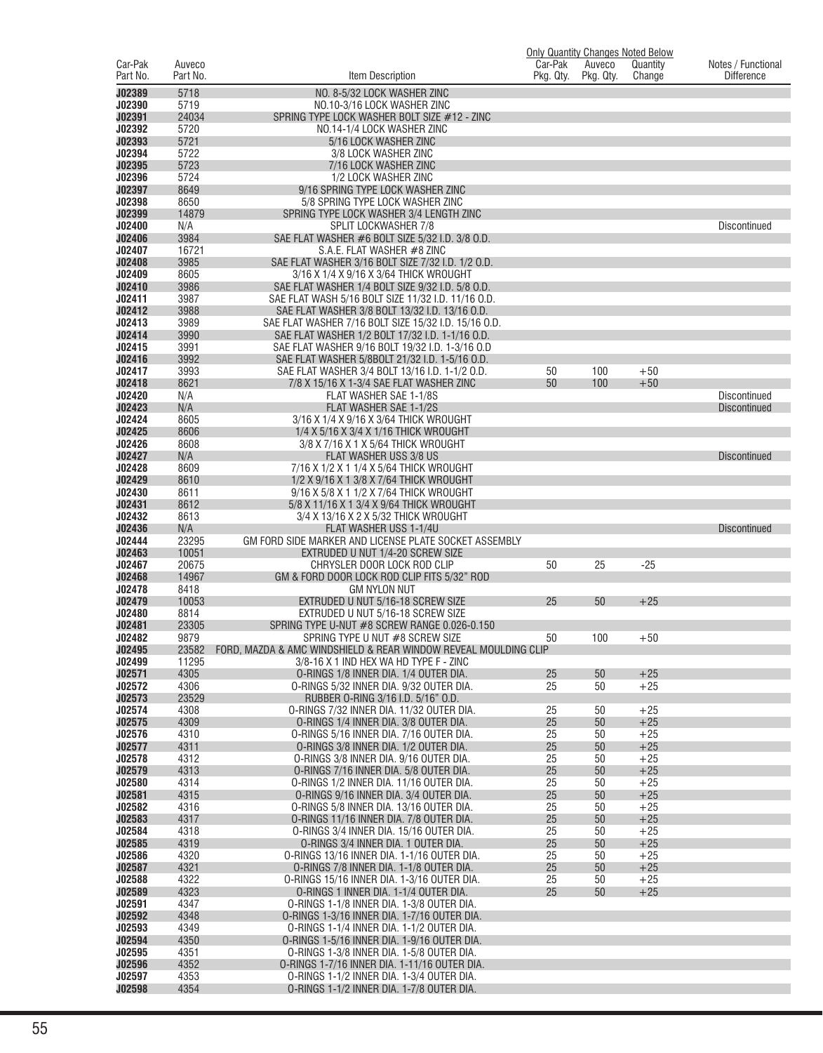| Car-Pak Part No. | Auveco Part No. | Item Description | Car-Pak Pkg. Qty. | Auveco Pkg. Qty. | Quantity Change | Notes / Functional Difference |
|---|---|---|---|---|---|---|
| | | | Only Quantity Changes Noted Below | | | |
| J02389 | 5718 | NO. 8-5/32 LOCK WASHER ZINC | | | | |
| J02390 | 5719 | NO.10-3/16 LOCK WASHER ZINC | | | | |
| J02391 | 24034 | SPRING TYPE LOCK WASHER BOLT SIZE #12 - ZINC | | | | |
| J02392 | 5720 | NO.14-1/4 LOCK WASHER ZINC | | | | |
| J02393 | 5721 | 5/16 LOCK WASHER ZINC | | | | |
| J02394 | 5722 | 3/8 LOCK WASHER ZINC | | | | |
| J02395 | 5723 | 7/16 LOCK WASHER ZINC | | | | |
| J02396 | 5724 | 1/2 LOCK WASHER ZINC | | | | |
| J02397 | 8649 | 9/16 SPRING TYPE LOCK WASHER ZINC | | | | |
| J02398 | 8650 | 5/8 SPRING TYPE LOCK WASHER ZINC | | | | |
| J02399 | 14879 | SPRING TYPE LOCK WASHER 3/4 LENGTH ZINC | | | | |
| J02400 | N/A | SPLIT LOCKWASHER 7/8 | | | | Discontinued |
| J02406 | 3984 | SAE FLAT WASHER #6 BOLT SIZE 5/32 I.D. 3/8 O.D. | | | | |
| J02407 | 16721 | S.A.E. FLAT WASHER #8 ZINC | | | | |
| J02408 | 3985 | SAE FLAT WASHER 3/16 BOLT SIZE 7/32 I.D. 1/2 O.D. | | | | |
| J02409 | 8605 | 3/16 X 1/4 X 9/16 X 3/64 THICK WROUGHT | | | | |
| J02410 | 3986 | SAE FLAT WASHER 1/4 BOLT SIZE 9/32 I.D. 5/8 O.D. | | | | |
| J02411 | 3987 | SAE FLAT WASH 5/16 BOLT SIZE 11/32 I.D. 11/16 O.D. | | | | |
| J02412 | 3988 | SAE FLAT WASHER 3/8 BOLT 13/32 I.D. 13/16 O.D. | | | | |
| J02413 | 3989 | SAE FLAT WASHER 7/16 BOLT SIZE 15/32 I.D. 15/16 O.D. | | | | |
| J02414 | 3990 | SAE FLAT WASHER 1/2 BOLT 17/32 I.D. 1-1/16 O.D. | | | | |
| J02415 | 3991 | SAE FLAT WASHER 9/16 BOLT 19/32 I.D. 1-3/16 O.D | | | | |
| J02416 | 3992 | SAE FLAT WASHER 5/8BOLT 21/32 I.D. 1-5/16 O.D. | | | | |
| J02417 | 3993 | SAE FLAT WASHER 3/4 BOLT 13/16 I.D. 1-1/2 O.D. | 50 | 100 | +50 | |
| J02418 | 8621 | 7/8 X 15/16 X 1-3/4 SAE FLAT WASHER ZINC | 50 | 100 | +50 | |
| J02420 | N/A | FLAT WASHER SAE 1-1/8S | | | | Discontinued |
| J02423 | N/A | FLAT WASHER SAE 1-1/2S | | | | Discontinued |
| J02424 | 8605 | 3/16 X 1/4 X 9/16 X 3/64 THICK WROUGHT | | | | |
| J02425 | 8606 | 1/4 X 5/16 X 3/4 X 1/16 THICK WROUGHT | | | | |
| J02426 | 8608 | 3/8 X 7/16 X 1 X 5/64 THICK WROUGHT | | | | |
| J02427 | N/A | FLAT WASHER USS 3/8 US | | | | Discontinued |
| J02428 | 8609 | 7/16 X 1/2 X 1 1/4 X 5/64 THICK WROUGHT | | | | |
| J02429 | 8610 | 1/2 X 9/16 X 1 3/8 X 7/64 THICK WROUGHT | | | | |
| J02430 | 8611 | 9/16 X 5/8 X 1 1/2 X 7/64 THICK WROUGHT | | | | |
| J02431 | 8612 | 5/8 X 11/16 X 1 3/4 X 9/64 THICK WROUGHT | | | | |
| J02432 | 8613 | 3/4 X 13/16 X 2 X 5/32 THICK WROUGHT | | | | |
| J02436 | N/A | FLAT WASHER USS 1-1/4U | | | | Discontinued |
| J02444 | 23295 | GM FORD SIDE MARKER AND LICENSE PLATE SOCKET ASSEMBLY | | | | |
| J02463 | 10051 | EXTRUDED U NUT 1/4-20 SCREW SIZE | | | | |
| J02467 | 20675 | CHRYSLER DOOR LOCK ROD CLIP | 50 | 25 | -25 | |
| J02468 | 14967 | GM & FORD DOOR LOCK ROD CLIP FITS 5/32" ROD | | | | |
| J02478 | 8418 | GM NYLON NUT | | | | |
| J02479 | 10053 | EXTRUDED U NUT 5/16-18 SCREW SIZE | 25 | 50 | +25 | |
| J02480 | 8814 | EXTRUDED U NUT 5/16-18 SCREW SIZE | | | | |
| J02481 | 23305 | SPRING TYPE U-NUT #8 SCREW RANGE 0.026-0.150 | | | | |
| J02482 | 9879 | SPRING TYPE U NUT #8 SCREW SIZE | 50 | 100 | +50 | |
| J02495 | 23582 | FORD, MAZDA & AMC WINDSHIELD & REAR WINDOW REVEAL MOULDING CLIP | | | | |
| J02499 | 11295 | 3/8-16 X 1 IND HEX WA HD TYPE F - ZINC | | | | |
| J02571 | 4305 | O-RINGS 1/8 INNER DIA. 1/4 OUTER DIA. | 25 | 50 | +25 | |
| J02572 | 4306 | O-RINGS 5/32 INNER DIA. 9/32 OUTER DIA. | 25 | 50 | +25 | |
| J02573 | 23529 | RUBBER O-RING 3/16 I.D. 5/16" O.D. | | | | |
| J02574 | 4308 | O-RINGS 7/32 INNER DIA. 11/32 OUTER DIA. | 25 | 50 | +25 | |
| J02575 | 4309 | O-RINGS 1/4 INNER DIA. 3/8 OUTER DIA. | 25 | 50 | +25 | |
| J02576 | 4310 | O-RINGS 5/16 INNER DIA. 7/16 OUTER DIA. | 25 | 50 | +25 | |
| J02577 | 4311 | O-RINGS 3/8 INNER DIA. 1/2 OUTER DIA. | 25 | 50 | +25 | |
| J02578 | 4312 | O-RINGS 3/8 INNER DIA. 9/16 OUTER DIA. | 25 | 50 | +25 | |
| J02579 | 4313 | O-RINGS 7/16 INNER DIA. 5/8 OUTER DIA. | 25 | 50 | +25 | |
| J02580 | 4314 | O-RINGS 1/2 INNER DIA. 11/16 OUTER DIA. | 25 | 50 | +25 | |
| J02581 | 4315 | O-RINGS 9/16 INNER DIA. 3/4 OUTER DIA. | 25 | 50 | +25 | |
| J02582 | 4316 | O-RINGS 5/8 INNER DIA. 13/16 OUTER DIA. | 25 | 50 | +25 | |
| J02583 | 4317 | O-RINGS 11/16 INNER DIA. 7/8 OUTER DIA. | 25 | 50 | +25 | |
| J02584 | 4318 | O-RINGS 3/4 INNER DIA. 15/16 OUTER DIA. | 25 | 50 | +25 | |
| J02585 | 4319 | O-RINGS 3/4 INNER DIA. 1 OUTER DIA. | 25 | 50 | +25 | |
| J02586 | 4320 | O-RINGS 13/16 INNER DIA. 1-1/16 OUTER DIA. | 25 | 50 | +25 | |
| J02587 | 4321 | O-RINGS 7/8 INNER DIA. 1-1/8 OUTER DIA. | 25 | 50 | +25 | |
| J02588 | 4322 | O-RINGS 15/16 INNER DIA. 1-3/16 OUTER DIA. | 25 | 50 | +25 | |
| J02589 | 4323 | O-RINGS 1 INNER DIA. 1-1/4 OUTER DIA. | 25 | 50 | +25 | |
| J02591 | 4347 | O-RINGS 1-1/8 INNER DIA. 1-3/8 OUTER DIA. | | | | |
| J02592 | 4348 | O-RINGS 1-3/16 INNER DIA. 1-7/16 OUTER DIA. | | | | |
| J02593 | 4349 | O-RINGS 1-1/4 INNER DIA. 1-1/2 OUTER DIA. | | | | |
| J02594 | 4350 | O-RINGS 1-5/16 INNER DIA. 1-9/16 OUTER DIA. | | | | |
| J02595 | 4351 | O-RINGS 1-3/8 INNER DIA. 1-5/8 OUTER DIA. | | | | |
| J02596 | 4352 | O-RINGS 1-7/16 INNER DIA. 1-11/16 OUTER DIA. | | | | |
| J02597 | 4353 | O-RINGS 1-1/2 INNER DIA. 1-3/4 OUTER DIA. | | | | |
| J02598 | 4354 | O-RINGS 1-1/2 INNER DIA. 1-7/8 OUTER DIA. | | | | |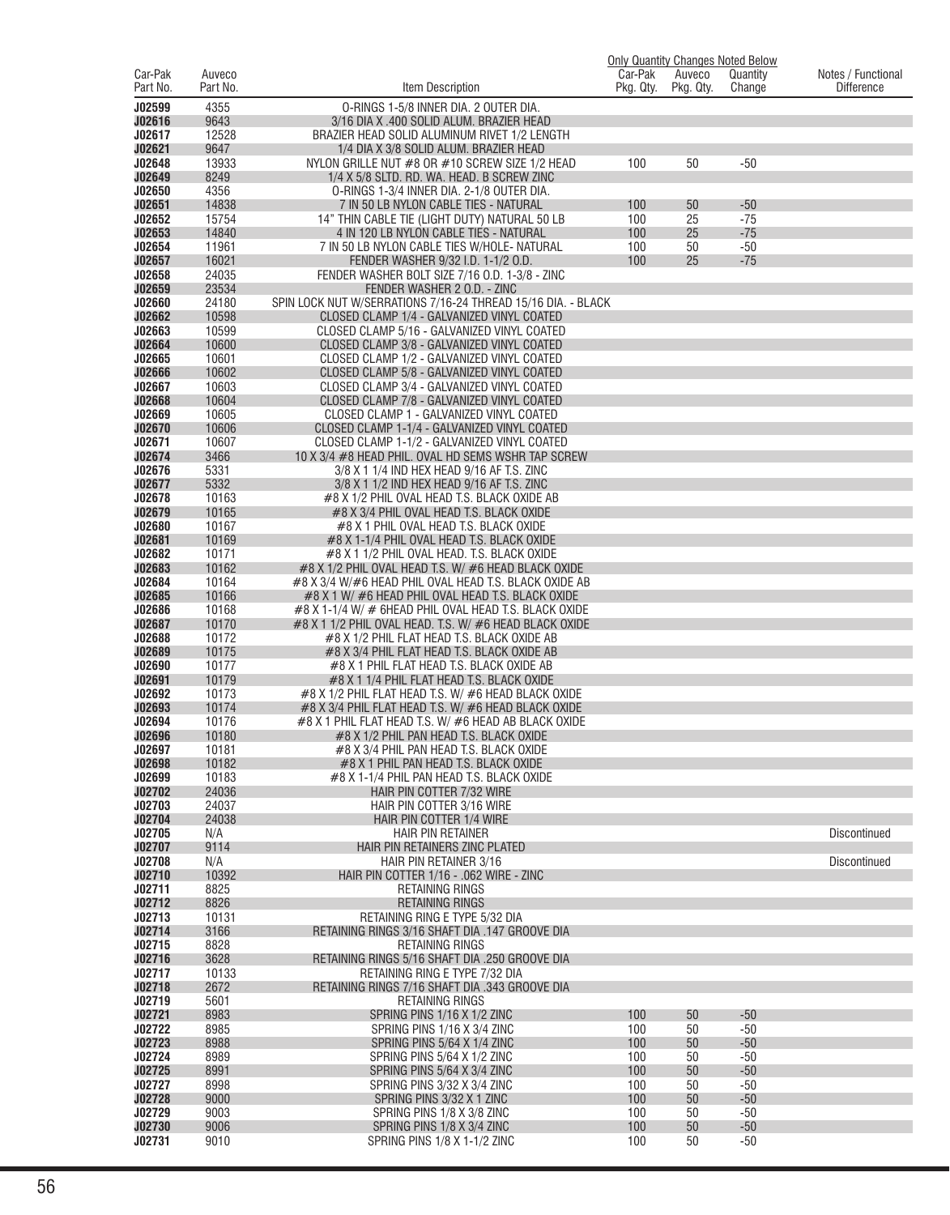| Car-Pak Part No. | Auveco Part No. | Item Description | Car-Pak Pkg. Qty. | Auveco Pkg. Qty. | Quantity Change | Notes / Functional Difference |
|---|---|---|---|---|---|---|
| | | | Only Quantity Changes Noted Below | | | |
| J02599 | 4355 | O-RINGS 1-5/8 INNER DIA. 2 OUTER DIA. | | | | |
| J02616 | 9643 | 3/16 DIA X .400 SOLID ALUM. BRAZIER HEAD | | | | |
| J02617 | 12528 | BRAZIER HEAD SOLID ALUMINUM RIVET 1/2 LENGTH | | | | |
| J02621 | 9647 | 1/4 DIA X 3/8 SOLID ALUM. BRAZIER HEAD | | | | |
| J02648 | 13933 | NYLON GRILLE NUT #8 OR #10 SCREW SIZE 1/2 HEAD | 100 | 50 | -50 | |
| J02649 | 8249 | 1/4 X 5/8 SLTD. RD. WA. HEAD. B SCREW ZINC | | | | |
| J02650 | 4356 | O-RINGS 1-3/4 INNER DIA. 2-1/8 OUTER DIA. | | | | |
| J02651 | 14838 | 7 IN 50 LB NYLON CABLE TIES - NATURAL | 100 | 50 | -50 | |
| J02652 | 15754 | 14" THIN CABLE TIE (LIGHT DUTY) NATURAL 50 LB | 100 | 25 | -75 | |
| J02653 | 14840 | 4 IN 120 LB NYLON CABLE TIES - NATURAL | 100 | 25 | -75 | |
| J02654 | 11961 | 7 IN 50 LB NYLON CABLE TIES W/HOLE- NATURAL | 100 | 50 | -50 | |
| J02657 | 16021 | FENDER WASHER 9/32 I.D. 1-1/2 O.D. | 100 | 25 | -75 | |
| J02658 | 24035 | FENDER WASHER BOLT SIZE 7/16 O.D. 1-3/8 - ZINC | | | | |
| J02659 | 23534 | FENDER WASHER 2 O.D. - ZINC | | | | |
| J02660 | 24180 | SPIN LOCK NUT W/SERRATIONS 7/16-24 THREAD 15/16 DIA. - BLACK | | | | |
| J02662 | 10598 | CLOSED CLAMP 1/4 - GALVANIZED VINYL COATED | | | | |
| J02663 | 10599 | CLOSED CLAMP 5/16 - GALVANIZED VINYL COATED | | | | |
| J02664 | 10600 | CLOSED CLAMP 3/8 - GALVANIZED VINYL COATED | | | | |
| J02665 | 10601 | CLOSED CLAMP 1/2 - GALVANIZED VINYL COATED | | | | |
| J02666 | 10602 | CLOSED CLAMP 5/8 - GALVANIZED VINYL COATED | | | | |
| J02667 | 10603 | CLOSED CLAMP 3/4 - GALVANIZED VINYL COATED | | | | |
| J02668 | 10604 | CLOSED CLAMP 7/8 - GALVANIZED VINYL COATED | | | | |
| J02669 | 10605 | CLOSED CLAMP 1 - GALVANIZED VINYL COATED | | | | |
| J02670 | 10606 | CLOSED CLAMP 1-1/4 - GALVANIZED VINYL COATED | | | | |
| J02671 | 10607 | CLOSED CLAMP 1-1/2 - GALVANIZED VINYL COATED | | | | |
| J02674 | 3466 | 10 X 3/4 #8 HEAD PHIL. OVAL HD SEMS WSHR TAP SCREW | | | | |
| J02676 | 5331 | 3/8 X 1 1/4 IND HEX HEAD 9/16 AF T.S. ZINC | | | | |
| J02677 | 5332 | 3/8 X 1 1/2 IND HEX HEAD 9/16 AF T.S. ZINC | | | | |
| J02678 | 10163 | #8 X 1/2 PHIL OVAL HEAD T.S. BLACK OXIDE AB | | | | |
| J02679 | 10165 | #8 X 3/4 PHIL OVAL HEAD T.S. BLACK OXIDE | | | | |
| J02680 | 10167 | #8 X 1 PHIL OVAL HEAD T.S. BLACK OXIDE | | | | |
| J02681 | 10169 | #8 X 1-1/4 PHIL OVAL HEAD T.S. BLACK OXIDE | | | | |
| J02682 | 10171 | #8 X 1 1/2 PHIL OVAL HEAD. T.S. BLACK OXIDE | | | | |
| J02683 | 10162 | #8 X 1/2 PHIL OVAL HEAD T.S. W/ #6 HEAD BLACK OXIDE | | | | |
| J02684 | 10164 | #8 X 3/4 W/#6 HEAD PHIL OVAL HEAD T.S. BLACK OXIDE AB | | | | |
| J02685 | 10166 | #8 X 1 W/ #6 HEAD PHIL OVAL HEAD T.S. BLACK OXIDE | | | | |
| J02686 | 10168 | #8 X 1-1/4 W/ # 6HEAD PHIL OVAL HEAD T.S. BLACK OXIDE | | | | |
| J02687 | 10170 | #8 X 1 1/2 PHIL OVAL HEAD. T.S. W/ #6 HEAD BLACK OXIDE | | | | |
| J02688 | 10172 | #8 X 1/2 PHIL FLAT HEAD T.S. BLACK OXIDE AB | | | | |
| J02689 | 10175 | #8 X 3/4 PHIL FLAT HEAD T.S. BLACK OXIDE AB | | | | |
| J02690 | 10177 | #8 X 1 PHIL FLAT HEAD T.S. BLACK OXIDE AB | | | | |
| J02691 | 10179 | #8 X 1 1/4 PHIL FLAT HEAD T.S. BLACK OXIDE | | | | |
| J02692 | 10173 | #8 X 1/2 PHIL FLAT HEAD T.S. W/ #6 HEAD BLACK OXIDE | | | | |
| J02693 | 10174 | #8 X 3/4 PHIL FLAT HEAD T.S. W/ #6 HEAD BLACK OXIDE | | | | |
| J02694 | 10176 | #8 X 1 PHIL FLAT HEAD T.S. W/ #6 HEAD AB BLACK OXIDE | | | | |
| J02696 | 10180 | #8 X 1/2 PHIL PAN HEAD T.S. BLACK OXIDE | | | | |
| J02697 | 10181 | #8 X 3/4 PHIL PAN HEAD T.S. BLACK OXIDE | | | | |
| J02698 | 10182 | #8 X 1 PHIL PAN HEAD T.S. BLACK OXIDE | | | | |
| J02699 | 10183 | #8 X 1-1/4 PHIL PAN HEAD T.S. BLACK OXIDE | | | | |
| J02702 | 24036 | HAIR PIN COTTER 7/32 WIRE | | | | |
| J02703 | 24037 | HAIR PIN COTTER 3/16 WIRE | | | | |
| J02704 | 24038 | HAIR PIN COTTER 1/4 WIRE | | | | |
| J02705 | N/A | HAIR PIN RETAINER | | | | Discontinued |
| J02707 | 9114 | HAIR PIN RETAINERS ZINC PLATED | | | | |
| J02708 | N/A | HAIR PIN RETAINER 3/16 | | | | Discontinued |
| J02710 | 10392 | HAIR PIN COTTER 1/16 - .062 WIRE - ZINC | | | | |
| J02711 | 8825 | RETAINING RINGS | | | | |
| J02712 | 8826 | RETAINING RINGS | | | | |
| J02713 | 10131 | RETAINING RING E TYPE 5/32 DIA | | | | |
| J02714 | 3166 | RETAINING RINGS 3/16 SHAFT DIA .147 GROOVE DIA | | | | |
| J02715 | 8828 | RETAINING RINGS | | | | |
| J02716 | 3628 | RETAINING RINGS 5/16 SHAFT DIA .250 GROOVE DIA | | | | |
| J02717 | 10133 | RETAINING RING E TYPE 7/32 DIA | | | | |
| J02718 | 2672 | RETAINING RINGS 7/16 SHAFT DIA .343 GROOVE DIA | | | | |
| J02719 | 5601 | RETAINING RINGS | | | | |
| J02721 | 8983 | SPRING PINS 1/16 X 1/2 ZINC | 100 | 50 | -50 | |
| J02722 | 8985 | SPRING PINS 1/16 X 3/4 ZINC | 100 | 50 | -50 | |
| J02723 | 8988 | SPRING PINS 5/64 X 1/4 ZINC | 100 | 50 | -50 | |
| J02724 | 8989 | SPRING PINS 5/64 X 1/2 ZINC | 100 | 50 | -50 | |
| J02725 | 8991 | SPRING PINS 5/64 X 3/4 ZINC | 100 | 50 | -50 | |
| J02727 | 8998 | SPRING PINS 3/32 X 3/4 ZINC | 100 | 50 | -50 | |
| J02728 | 9000 | SPRING PINS 3/32 X 1 ZINC | 100 | 50 | -50 | |
| J02729 | 9003 | SPRING PINS 1/8 X 3/8 ZINC | 100 | 50 | -50 | |
| J02730 | 9006 | SPRING PINS 1/8 X 3/4 ZINC | 100 | 50 | -50 | |
| J02731 | 9010 | SPRING PINS 1/8 X 1-1/2 ZINC | 100 | 50 | -50 | |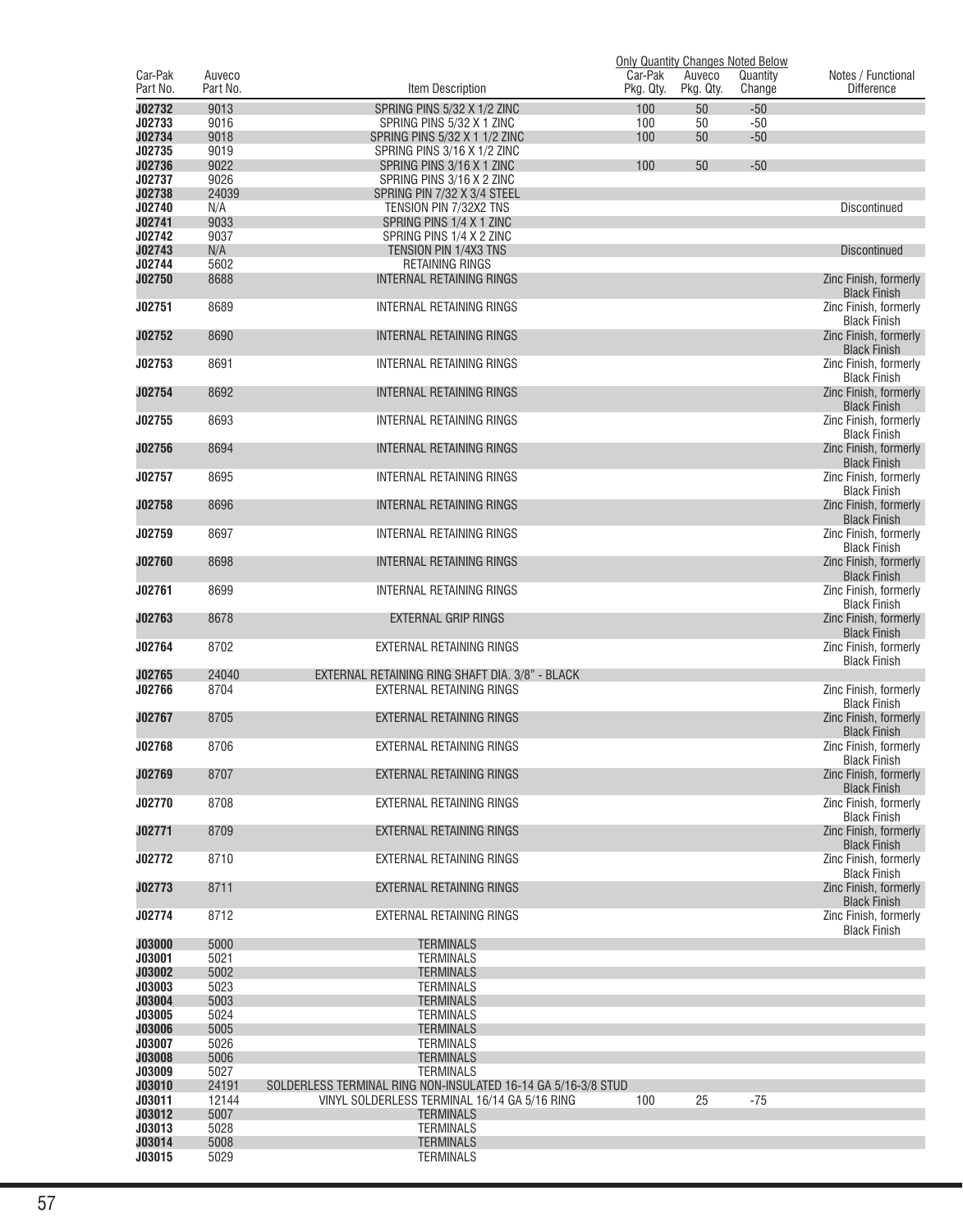| Car-Pak Part No. | Auveco Part No. | Item Description | Car-Pak Pkg. Qty. | Auveco Pkg. Qty. | Quantity Change | Notes / Functional Difference |
|---|---|---|---|---|---|---|
| | | | Only Quantity Changes Noted Below | | | |
| J02732 | 9013 | SPRING PINS 5/32 X 1/2 ZINC | 100 | 50 | -50 | |
| J02733 | 9016 | SPRING PINS 5/32 X 1 ZINC | 100 | 50 | -50 | |
| J02734 | 9018 | SPRING PINS 5/32 X 1 1/2 ZINC | 100 | 50 | -50 | |
| J02735 | 9019 | SPRING PINS 3/16 X 1/2 ZINC | | | | |
| J02736 | 9022 | SPRING PINS 3/16 X 1 ZINC | 100 | 50 | -50 | |
| J02737 | 9026 | SPRING PINS 3/16 X 2 ZINC | | | | |
| J02738 | 24039 | SPRING PIN 7/32 X 3/4 STEEL | | | | |
| J02740 | N/A | TENSION PIN 7/32X2 TNS | | | | Discontinued |
| J02741 | 9033 | SPRING PINS 1/4 X 1 ZINC | | | | |
| J02742 | 9037 | SPRING PINS 1/4 X 2 ZINC | | | | |
| J02743 | N/A | TENSION PIN 1/4X3 TNS | | | | Discontinued |
| J02744 | 5602 | RETAINING RINGS | | | | |
| J02750 | 8688 | INTERNAL RETAINING RINGS | | | | Zinc Finish, formerly Black Finish |
| J02751 | 8689 | INTERNAL RETAINING RINGS | | | | Zinc Finish, formerly Black Finish |
| J02752 | 8690 | INTERNAL RETAINING RINGS | | | | Zinc Finish, formerly Black Finish |
| J02753 | 8691 | INTERNAL RETAINING RINGS | | | | Zinc Finish, formerly Black Finish |
| J02754 | 8692 | INTERNAL RETAINING RINGS | | | | Zinc Finish, formerly Black Finish |
| J02755 | 8693 | INTERNAL RETAINING RINGS | | | | Zinc Finish, formerly Black Finish |
| J02756 | 8694 | INTERNAL RETAINING RINGS | | | | Zinc Finish, formerly Black Finish |
| J02757 | 8695 | INTERNAL RETAINING RINGS | | | | Zinc Finish, formerly Black Finish |
| J02758 | 8696 | INTERNAL RETAINING RINGS | | | | Zinc Finish, formerly Black Finish |
| J02759 | 8697 | INTERNAL RETAINING RINGS | | | | Zinc Finish, formerly Black Finish |
| J02760 | 8698 | INTERNAL RETAINING RINGS | | | | Zinc Finish, formerly Black Finish |
| J02761 | 8699 | INTERNAL RETAINING RINGS | | | | Zinc Finish, formerly Black Finish |
| J02763 | 8678 | EXTERNAL GRIP RINGS | | | | Zinc Finish, formerly Black Finish |
| J02764 | 8702 | EXTERNAL RETAINING RINGS | | | | Zinc Finish, formerly Black Finish |
| J02765 | 24040 | EXTERNAL RETAINING RING SHAFT DIA. 3/8" - BLACK | | | | |
| J02766 | 8704 | EXTERNAL RETAINING RINGS | | | | Zinc Finish, formerly Black Finish |
| J02767 | 8705 | EXTERNAL RETAINING RINGS | | | | Zinc Finish, formerly Black Finish |
| J02768 | 8706 | EXTERNAL RETAINING RINGS | | | | Zinc Finish, formerly Black Finish |
| J02769 | 8707 | EXTERNAL RETAINING RINGS | | | | Zinc Finish, formerly Black Finish |
| J02770 | 8708 | EXTERNAL RETAINING RINGS | | | | Zinc Finish, formerly Black Finish |
| J02771 | 8709 | EXTERNAL RETAINING RINGS | | | | Zinc Finish, formerly Black Finish |
| J02772 | 8710 | EXTERNAL RETAINING RINGS | | | | Zinc Finish, formerly Black Finish |
| J02773 | 8711 | EXTERNAL RETAINING RINGS | | | | Zinc Finish, formerly Black Finish |
| J02774 | 8712 | EXTERNAL RETAINING RINGS | | | | Zinc Finish, formerly Black Finish |
| J03000 | 5000 | TERMINALS | | | | |
| J03001 | 5021 | TERMINALS | | | | |
| J03002 | 5002 | TERMINALS | | | | |
| J03003 | 5023 | TERMINALS | | | | |
| J03004 | 5003 | TERMINALS | | | | |
| J03005 | 5024 | TERMINALS | | | | |
| J03006 | 5005 | TERMINALS | | | | |
| J03007 | 5026 | TERMINALS | | | | |
| J03008 | 5006 | TERMINALS | | | | |
| J03009 | 5027 | TERMINALS | | | | |
| J03010 | 24191 | SOLDERLESS TERMINAL RING NON-INSULATED 16-14 GA 5/16-3/8 STUD | | | | |
| J03011 | 12144 | VINYL SOLDERLESS TERMINAL 16/14 GA 5/16 RING | 100 | 25 | -75 | |
| J03012 | 5007 | TERMINALS | | | | |
| J03013 | 5028 | TERMINALS | | | | |
| J03014 | 5008 | TERMINALS | | | | |
| J03015 | 5029 | TERMINALS | | | | |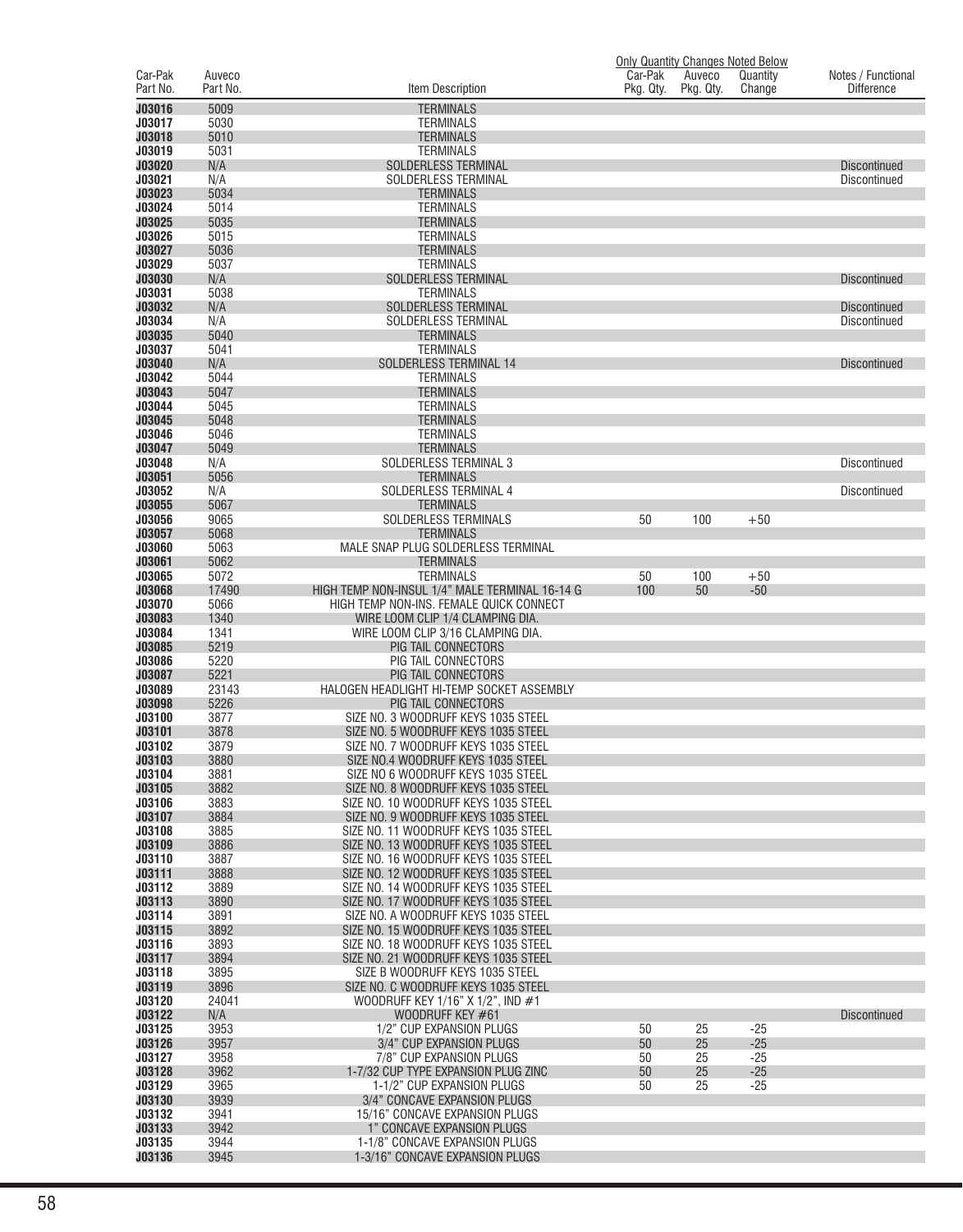| Car-Pak Part No. | Auveco Part No. | Item Description | Only Quantity Changes Noted Below | | | Notes / Functional Difference |
|---|---|---|---|---|---|---|
| | | | Car-Pak Pkg. Qty. | Auveco Pkg. Qty. | Quantity Change | |
| **J03016** | 5009 | TERMINALS | | | | |
| **J03017** | 5030 | TERMINALS | | | | |
| **J03018** | 5010 | TERMINALS | | | | |
| **J03019** | 5031 | TERMINALS | | | | |
| **J03020** | N/A | SOLDERLESS TERMINAL | | | | Discontinued |
| **J03021** | N/A | SOLDERLESS TERMINAL | | | | Discontinued |
| **J03023** | 5034 | TERMINALS | | | | |
| **J03024** | 5014 | TERMINALS | | | | |
| **J03025** | 5035 | TERMINALS | | | | |
| **J03026** | 5015 | TERMINALS | | | | |
| **J03027** | 5036 | TERMINALS | | | | |
| **J03029** | 5037 | TERMINALS | | | | |
| **J03030** | N/A | SOLDERLESS TERMINAL | | | | Discontinued |
| **J03031** | 5038 | TERMINALS | | | | |
| **J03032** | N/A | SOLDERLESS TERMINAL | | | | Discontinued |
| **J03034** | N/A | SOLDERLESS TERMINAL | | | | Discontinued |
| **J03035** | 5040 | TERMINALS | | | | |
| **J03037** | 5041 | TERMINALS | | | | |
| **J03040** | N/A | SOLDERLESS TERMINAL 14 | | | | Discontinued |
| **J03042** | 5044 | TERMINALS | | | | |
| **J03043** | 5047 | TERMINALS | | | | |
| **J03044** | 5045 | TERMINALS | | | | |
| **J03045** | 5048 | TERMINALS | | | | |
| **J03046** | 5046 | TERMINALS | | | | |
| **J03047** | 5049 | TERMINALS | | | | |
| **J03048** | N/A | SOLDERLESS TERMINAL 3 | | | | Discontinued |
| **J03051** | 5056 | TERMINALS | | | | |
| **J03052** | N/A | SOLDERLESS TERMINAL 4 | | | | Discontinued |
| **J03055** | 5067 | TERMINALS | | | | |
| **J03056** | 9065 | SOLDERLESS TERMINALS | 50 | 100 | +50 | |
| **J03057** | 5068 | TERMINALS | | | | |
| **J03060** | 5063 | MALE SNAP PLUG SOLDERLESS TERMINAL | | | | |
| **J03061** | 5062 | TERMINALS | | | | |
| **J03065** | 5072 | TERMINALS | 50 | 100 | +50 | |
| **J03068** | 17490 | HIGH TEMP NON-INSUL 1/4" MALE TERMINAL 16-14 G | 100 | 50 | -50 | |
| **J03070** | 5066 | HIGH TEMP NON-INS. FEMALE QUICK CONNECT | | | | |
| **J03083** | 1340 | WIRE LOOM CLIP 1/4 CLAMPING DIA. | | | | |
| **J03084** | 1341 | WIRE LOOM CLIP 3/16 CLAMPING DIA. | | | | |
| **J03085** | 5219 | PIG TAIL CONNECTORS | | | | |
| **J03086** | 5220 | PIG TAIL CONNECTORS | | | | |
| **J03087** | 5221 | PIG TAIL CONNECTORS | | | | |
| **J03089** | 23143 | HALOGEN HEADLIGHT HI-TEMP SOCKET ASSEMBLY | | | | |
| **J03098** | 5226 | PIG TAIL CONNECTORS | | | | |
| **J03100** | 3877 | SIZE NO. 3 WOODRUFF KEYS 1035 STEEL | | | | |
| **J03101** | 3878 | SIZE NO. 5 WOODRUFF KEYS 1035 STEEL | | | | |
| **J03102** | 3879 | SIZE NO. 7 WOODRUFF KEYS 1035 STEEL | | | | |
| **J03103** | 3880 | SIZE NO.4 WOODRUFF KEYS 1035 STEEL | | | | |
| **J03104** | 3881 | SIZE NO 6 WOODRUFF KEYS 1035 STEEL | | | | |
| **J03105** | 3882 | SIZE NO. 8 WOODRUFF KEYS 1035 STEEL | | | | |
| **J03106** | 3883 | SIZE NO. 10 WOODRUFF KEYS 1035 STEEL | | | | |
| **J03107** | 3884 | SIZE NO. 9 WOODRUFF KEYS 1035 STEEL | | | | |
| **J03108** | 3885 | SIZE NO. 11 WOODRUFF KEYS 1035 STEEL | | | | |
| **J03109** | 3886 | SIZE NO. 13 WOODRUFF KEYS 1035 STEEL | | | | |
| **J03110** | 3887 | SIZE NO. 16 WOODRUFF KEYS 1035 STEEL | | | | |
| **J03111** | 3888 | SIZE NO. 12 WOODRUFF KEYS 1035 STEEL | | | | |
| **J03112** | 3889 | SIZE NO. 14 WOODRUFF KEYS 1035 STEEL | | | | |
| **J03113** | 3890 | SIZE NO. 17 WOODRUFF KEYS 1035 STEEL | | | | |
| **J03114** | 3891 | SIZE NO. A WOODRUFF KEYS 1035 STEEL | | | | |
| **J03115** | 3892 | SIZE NO. 15 WOODRUFF KEYS 1035 STEEL | | | | |
| **J03116** | 3893 | SIZE NO. 18 WOODRUFF KEYS 1035 STEEL | | | | |
| **J03117** | 3894 | SIZE NO. 21 WOODRUFF KEYS 1035 STEEL | | | | |
| **J03118** | 3895 | SIZE B WOODRUFF KEYS 1035 STEEL | | | | |
| **J03119** | 3896 | SIZE NO. C WOODRUFF KEYS 1035 STEEL | | | | |
| **J03120** | 24041 | WOODRUFF KEY 1/16" X 1/2", IND #1 | | | | |
| **J03122** | N/A | WOODRUFF KEY #61 | | | | Discontinued |
| **J03125** | 3953 | 1/2" CUP EXPANSION PLUGS | 50 | 25 | -25 | |
| **J03126** | 3957 | 3/4" CUP EXPANSION PLUGS | 50 | 25 | -25 | |
| **J03127** | 3958 | 7/8" CUP EXPANSION PLUGS | 50 | 25 | -25 | |
| **J03128** | 3962 | 1-7/32 CUP TYPE EXPANSION PLUG ZINC | 50 | 25 | -25 | |
| **J03129** | 3965 | 1-1/2" CUP EXPANSION PLUGS | 50 | 25 | -25 | |
| **J03130** | 3939 | 3/4" CONCAVE EXPANSION PLUGS | | | | |
| **J03132** | 3941 | 15/16" CONCAVE EXPANSION PLUGS | | | | |
| **J03133** | 3942 | 1" CONCAVE EXPANSION PLUGS | | | | |
| **J03135** | 3944 | 1-1/8" CONCAVE EXPANSION PLUGS | | | | |
| **J03136** | 3945 | 1-3/16" CONCAVE EXPANSION PLUGS | | | | |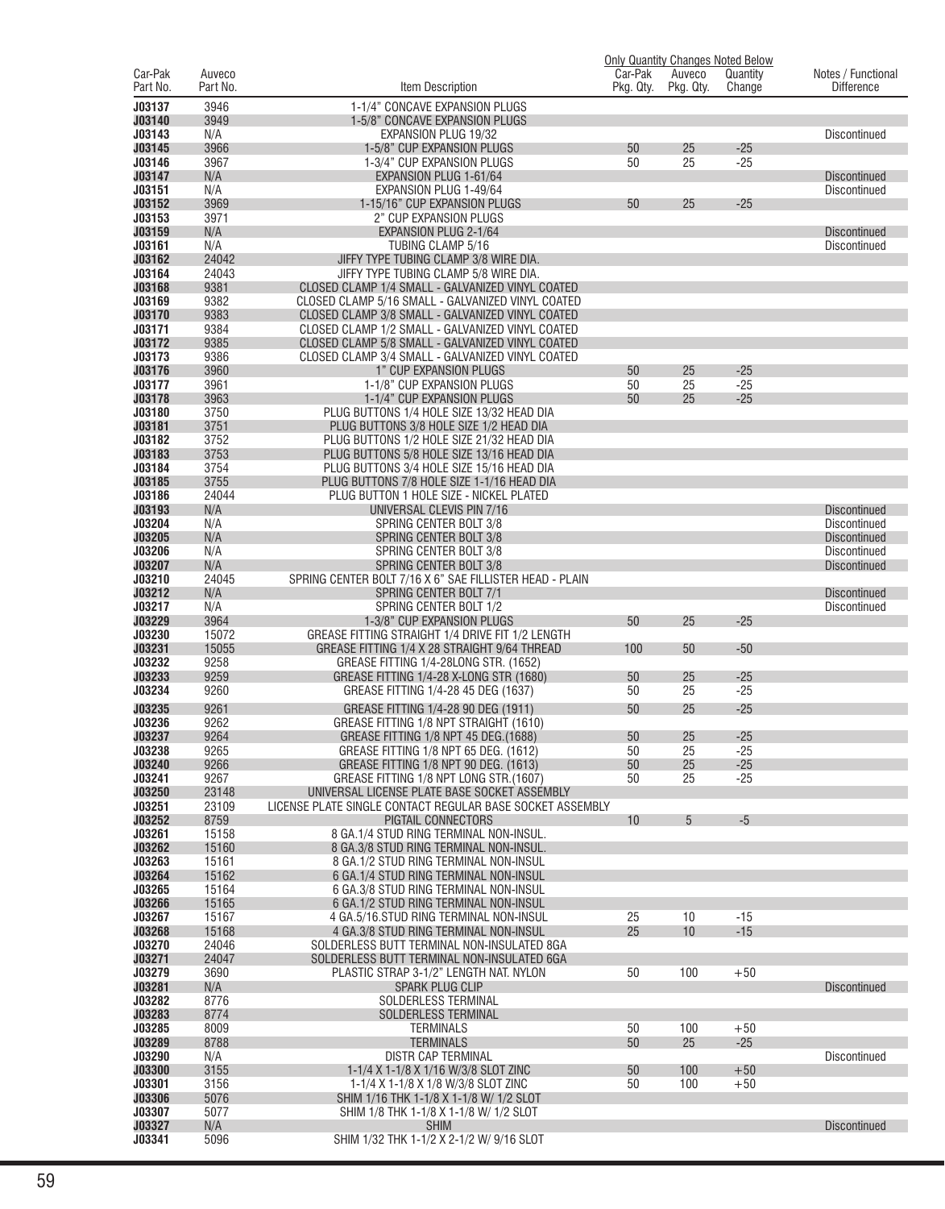| Car-Pak Part No. | Auveco Part No. | Item Description | Car-Pak Pkg. Qty. | Auveco Pkg. Qty. | Quantity Change | Notes / Functional Difference |
|---|---|---|---|---|---|---|
| | | | Only Quantity Changes Noted Below | | | |
| J03137 | 3946 | 1-1/4" CONCAVE EXPANSION PLUGS | | | | |
| J03140 | 3949 | 1-5/8" CONCAVE EXPANSION PLUGS | | | | |
| J03143 | N/A | EXPANSION PLUG 19/32 | | | | Discontinued |
| J03145 | 3966 | 1-5/8" CUP EXPANSION PLUGS | 50 | 25 | -25 | |
| J03146 | 3967 | 1-3/4" CUP EXPANSION PLUGS | 50 | 25 | -25 | |
| J03147 | N/A | EXPANSION PLUG 1-61/64 | | | | Discontinued |
| J03151 | N/A | EXPANSION PLUG 1-49/64 | | | | Discontinued |
| J03152 | 3969 | 1-15/16" CUP EXPANSION PLUGS | 50 | 25 | -25 | |
| J03153 | 3971 | 2" CUP EXPANSION PLUGS | | | | |
| J03159 | N/A | EXPANSION PLUG 2-1/64 | | | | Discontinued |
| J03161 | N/A | TUBING CLAMP 5/16 | | | | Discontinued |
| J03162 | 24042 | JIFFY TYPE TUBING CLAMP 3/8 WIRE DIA. | | | | |
| J03164 | 24043 | JIFFY TYPE TUBING CLAMP 5/8 WIRE DIA. | | | | |
| J03168 | 9381 | CLOSED CLAMP 1/4 SMALL - GALVANIZED VINYL COATED | | | | |
| J03169 | 9382 | CLOSED CLAMP 5/16 SMALL - GALVANIZED VINYL COATED | | | | |
| J03170 | 9383 | CLOSED CLAMP 3/8 SMALL - GALVANIZED VINYL COATED | | | | |
| J03171 | 9384 | CLOSED CLAMP 1/2 SMALL - GALVANIZED VINYL COATED | | | | |
| J03172 | 9385 | CLOSED CLAMP 5/8 SMALL - GALVANIZED VINYL COATED | | | | |
| J03173 | 9386 | CLOSED CLAMP 3/4 SMALL - GALVANIZED VINYL COATED | | | | |
| J03176 | 3960 | 1" CUP EXPANSION PLUGS | 50 | 25 | -25 | |
| J03177 | 3961 | 1-1/8" CUP EXPANSION PLUGS | 50 | 25 | -25 | |
| J03178 | 3963 | 1-1/4" CUP EXPANSION PLUGS | 50 | 25 | -25 | |
| J03180 | 3750 | PLUG BUTTONS 1/4 HOLE SIZE 13/32 HEAD DIA | | | | |
| J03181 | 3751 | PLUG BUTTONS 3/8 HOLE SIZE 1/2 HEAD DIA | | | | |
| J03182 | 3752 | PLUG BUTTONS 1/2 HOLE SIZE 21/32 HEAD DIA | | | | |
| J03183 | 3753 | PLUG BUTTONS 5/8 HOLE SIZE 13/16 HEAD DIA | | | | |
| J03184 | 3754 | PLUG BUTTONS 3/4 HOLE SIZE 15/16 HEAD DIA | | | | |
| J03185 | 3755 | PLUG BUTTONS 7/8 HOLE SIZE 1-1/16 HEAD DIA | | | | |
| J03186 | 24044 | PLUG BUTTON 1 HOLE SIZE - NICKEL PLATED | | | | |
| J03193 | N/A | UNIVERSAL CLEVIS PIN 7/16 | | | | Discontinued |
| J03204 | N/A | SPRING CENTER BOLT 3/8 | | | | Discontinued |
| J03205 | N/A | SPRING CENTER BOLT 3/8 | | | | Discontinued |
| J03206 | N/A | SPRING CENTER BOLT 3/8 | | | | Discontinued |
| J03207 | N/A | SPRING CENTER BOLT 3/8 | | | | Discontinued |
| J03210 | 24045 | SPRING CENTER BOLT 7/16 X 6" SAE FILLISTER HEAD - PLAIN | | | | |
| J03212 | N/A | SPRING CENTER BOLT 7/1 | | | | Discontinued |
| J03217 | N/A | SPRING CENTER BOLT 1/2 | | | | Discontinued |
| J03229 | 3964 | 1-3/8" CUP EXPANSION PLUGS | 50 | 25 | -25 | |
| J03230 | 15072 | GREASE FITTING STRAIGHT 1/4 DRIVE FIT 1/2 LENGTH | | | | |
| J03231 | 15055 | GREASE FITTING 1/4 X 28 STRAIGHT 9/64 THREAD | 100 | 50 | -50 | |
| J03232 | 9258 | GREASE FITTING 1/4-28LONG STR. (1652) | | | | |
| J03233 | 9259 | GREASE FITTING 1/4-28 X-LONG STR (1680) | 50 | 25 | -25 | |
| J03234 | 9260 | GREASE FITTING 1/4-28 45 DEG (1637) | 50 | 25 | -25 | |
| J03235 | 9261 | GREASE FITTING 1/4-28 90 DEG (1911) | 50 | 25 | -25 | |
| J03236 | 9262 | GREASE FITTING 1/8 NPT STRAIGHT (1610) | | | | |
| J03237 | 9264 | GREASE FITTING 1/8 NPT 45 DEG.(1688) | 50 | 25 | -25 | |
| J03238 | 9265 | GREASE FITTING 1/8 NPT 65 DEG. (1612) | 50 | 25 | -25 | |
| J03240 | 9266 | GREASE FITTING 1/8 NPT 90 DEG. (1613) | 50 | 25 | -25 | |
| J03241 | 9267 | GREASE FITTING 1/8 NPT LONG STR.(1607) | 50 | 25 | -25 | |
| J03250 | 23148 | UNIVERSAL LICENSE PLATE BASE SOCKET ASSEMBLY | | | | |
| J03251 | 23109 | LICENSE PLATE SINGLE CONTACT REGULAR BASE SOCKET ASSEMBLY | | | | |
| J03252 | 8759 | PIGTAIL CONNECTORS | 10 | 5 | -5 | |
| J03261 | 15158 | 8 GA.1/4 STUD RING TERMINAL NON-INSUL. | | | | |
| J03262 | 15160 | 8 GA.3/8 STUD RING TERMINAL NON-INSUL. | | | | |
| J03263 | 15161 | 8 GA.1/2 STUD RING TERMINAL NON-INSUL | | | | |
| J03264 | 15162 | 6 GA.1/4 STUD RING TERMINAL NON-INSUL | | | | |
| J03265 | 15164 | 6 GA.3/8 STUD RING TERMINAL NON-INSUL | | | | |
| J03266 | 15165 | 6 GA.1/2 STUD RING TERMINAL NON-INSUL | | | | |
| J03267 | 15167 | 4 GA.5/16.STUD RING TERMINAL NON-INSUL | 25 | 10 | -15 | |
| J03268 | 15168 | 4 GA.3/8 STUD RING TERMINAL NON-INSUL | 25 | 10 | -15 | |
| J03270 | 24046 | SOLDERLESS BUTT TERMINAL NON-INSULATED 8GA | | | | |
| J03271 | 24047 | SOLDERLESS BUTT TERMINAL NON-INSULATED 6GA | | | | |
| J03279 | 3690 | PLASTIC STRAP 3-1/2" LENGTH NAT. NYLON | 50 | 100 | +50 | |
| J03281 | N/A | SPARK PLUG CLIP | | | | Discontinued |
| J03282 | 8776 | SOLDERLESS TERMINAL | | | | |
| J03283 | 8774 | SOLDERLESS TERMINAL | | | | |
| J03285 | 8009 | TERMINALS | 50 | 100 | +50 | |
| J03289 | 8788 | TERMINALS | 50 | 25 | -25 | |
| J03290 | N/A | DISTR CAP TERMINAL | | | | Discontinued |
| J03300 | 3155 | 1-1/4 X 1-1/8 X 1/16 W/3/8 SLOT ZINC | 50 | 100 | +50 | |
| J03301 | 3156 | 1-1/4 X 1-1/8 X 1/8 W/3/8 SLOT ZINC | 50 | 100 | +50 | |
| J03306 | 5076 | SHIM 1/16 THK 1-1/8 X 1-1/8 W/ 1/2 SLOT | | | | |
| J03307 | 5077 | SHIM 1/8 THK 1-1/8 X 1-1/8 W/ 1/2 SLOT | | | | |
| J03327 | N/A | SHIM | | | | Discontinued |
| J03341 | 5096 | SHIM 1/32 THK 1-1/2 X 2-1/2 W/ 9/16 SLOT | | | | |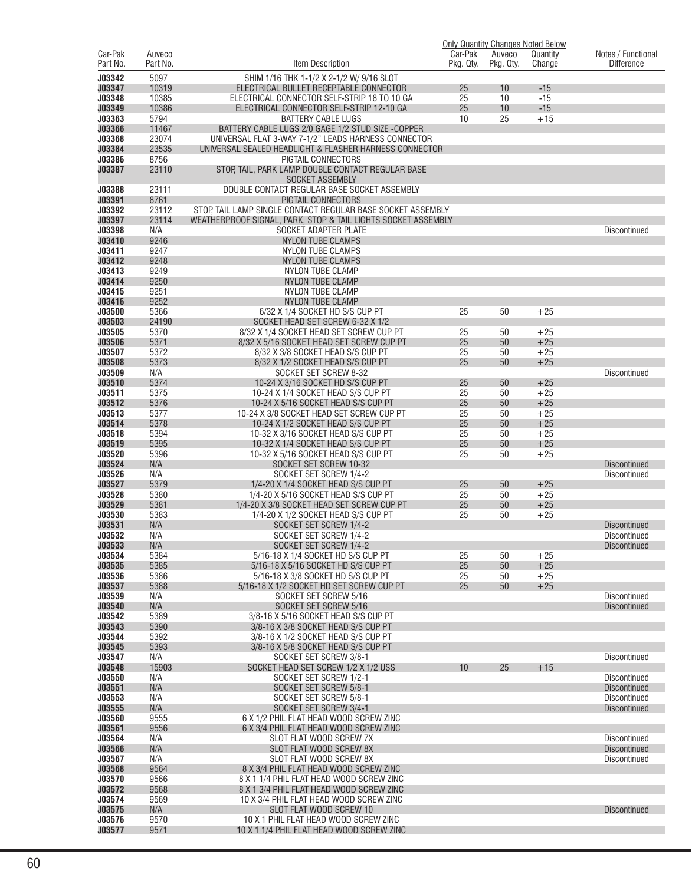| Car-Pak Part No. | Auveco Part No. | Item Description | Car-Pak Pkg. Qty. | Auveco Pkg. Qty. | Quantity Change | Notes / Functional Difference |
|---|---|---|---|---|---|---|
| | | | Only Quantity Changes Noted Below | | | |
| J03342 | 5097 | SHIM 1/16 THK 1-1/2 X 2-1/2 W/ 9/16 SLOT | | | | |
| J03347 | 10319 | ELECTRICAL BULLET RECEPTABLE CONNECTOR | 25 | 10 | -15 | |
| J03348 | 10385 | ELECTRICAL CONNECTOR SELF-STRIP 18 TO 10 GA | 25 | 10 | -15 | |
| J03349 | 10386 | ELECTRICAL CONNECTOR SELF-STRIP 12-10 GA | 25 | 10 | -15 | |
| J03363 | 5794 | BATTERY CABLE LUGS | 10 | 25 | +15 | |
| J03366 | 11467 | BATTERY CABLE LUGS 2/0 GAGE 1/2 STUD SIZE -COPPER | | | | |
| J03368 | 23074 | UNIVERSAL FLAT 3-WAY 7-1/2" LEADS HARNESS CONNECTOR | | | | |
| J03384 | 23535 | UNIVERSAL SEALED HEADLIGHT & FLASHER HARNESS CONNECTOR | | | | |
| J03386 | 8756 | PIGTAIL CONNECTORS | | | | |
| J03387 | 23110 | STOP, TAIL, PARK LAMP DOUBLE CONTACT REGULAR BASE SOCKET ASSEMBLY | | | | |
| J03388 | 23111 | DOUBLE CONTACT REGULAR BASE SOCKET ASSEMBLY | | | | |
| J03391 | 8761 | PIGTAIL CONNECTORS | | | | |
| J03392 | 23112 | STOP, TAIL LAMP SINGLE CONTACT REGULAR BASE SOCKET ASSEMBLY | | | | |
| J03397 | 23114 | WEATHERPROOF SIGNAL, PARK, STOP & TAIL LIGHTS SOCKET ASSEMBLY | | | | |
| J03398 | N/A | SOCKET ADAPTER PLATE | | | | Discontinued |
| J03410 | 9246 | NYLON TUBE CLAMPS | | | | |
| J03411 | 9247 | NYLON TUBE CLAMPS | | | | |
| J03412 | 9248 | NYLON TUBE CLAMPS | | | | |
| J03413 | 9249 | NYLON TUBE CLAMP | | | | |
| J03414 | 9250 | NYLON TUBE CLAMP | | | | |
| J03415 | 9251 | NYLON TUBE CLAMP | | | | |
| J03416 | 9252 | NYLON TUBE CLAMP | | | | |
| J03500 | 5366 | 6/32 X 1/4 SOCKET HD S/S CUP PT | 25 | 50 | +25 | |
| J03503 | 24190 | SOCKET HEAD SET SCREW 6-32 X 1/2 | | | | |
| J03505 | 5370 | 8/32 X 1/4 SOCKET HEAD SET SCREW CUP PT | 25 | 50 | +25 | |
| J03506 | 5371 | 8/32 X 5/16 SOCKET HEAD SET SCREW CUP PT | 25 | 50 | +25 | |
| J03507 | 5372 | 8/32 X 3/8 SOCKET HEAD S/S CUP PT | 25 | 50 | +25 | |
| J03508 | 5373 | 8/32 X 1/2 SOCKET HEAD S/S CUP PT | 25 | 50 | +25 | |
| J03509 | N/A | SOCKET SET SCREW 8-32 | | | | Discontinued |
| J03510 | 5374 | 10-24 X 3/16 SOCKET HD S/S CUP PT | 25 | 50 | +25 | |
| J03511 | 5375 | 10-24 X 1/4 SOCKET HEAD S/S CUP PT | 25 | 50 | +25 | |
| J03512 | 5376 | 10-24 X 5/16 SOCKET HEAD S/S CUP PT | 25 | 50 | +25 | |
| J03513 | 5377 | 10-24 X 3/8 SOCKET HEAD SET SCREW CUP PT | 25 | 50 | +25 | |
| J03514 | 5378 | 10-24 X 1/2 SOCKET HEAD S/S CUP PT | 25 | 50 | +25 | |
| J03518 | 5394 | 10-32 X 3/16 SOCKET HEAD S/S CUP PT | 25 | 50 | +25 | |
| J03519 | 5395 | 10-32 X 1/4 SOCKET HEAD S/S CUP PT | 25 | 50 | +25 | |
| J03520 | 5396 | 10-32 X 5/16 SOCKET HEAD S/S CUP PT | 25 | 50 | +25 | |
| J03524 | N/A | SOCKET SET SCREW 10-32 | | | | Discontinued |
| J03526 | N/A | SOCKET SET SCREW 1/4-2 | | | | Discontinued |
| J03527 | 5379 | 1/4-20 X 1/4 SOCKET HEAD S/S CUP PT | 25 | 50 | +25 | |
| J03528 | 5380 | 1/4-20 X 5/16 SOCKET HEAD S/S CUP PT | 25 | 50 | +25 | |
| J03529 | 5381 | 1/4-20 X 3/8 SOCKET HEAD SET SCREW CUP PT | 25 | 50 | +25 | |
| J03530 | 5383 | 1/4-20 X 1/2 SOCKET HEAD S/S CUP PT | 25 | 50 | +25 | |
| J03531 | N/A | SOCKET SET SCREW 1/4-2 | | | | Discontinued |
| J03532 | N/A | SOCKET SET SCREW 1/4-2 | | | | Discontinued |
| J03533 | N/A | SOCKET SET SCREW 1/4-2 | | | | Discontinued |
| J03534 | 5384 | 5/16-18 X 1/4 SOCKET HD S/S CUP PT | 25 | 50 | +25 | |
| J03535 | 5385 | 5/16-18 X 5/16 SOCKET HD S/S CUP PT | 25 | 50 | +25 | |
| J03536 | 5386 | 5/16-18 X 3/8 SOCKET HD S/S CUP PT | 25 | 50 | +25 | |
| J03537 | 5388 | 5/16-18 X 1/2 SOCKET HD SET SCREW CUP PT | 25 | 50 | +25 | |
| J03539 | N/A | SOCKET SET SCREW 5/16 | | | | Discontinued |
| J03540 | N/A | SOCKET SET SCREW 5/16 | | | | Discontinued |
| J03542 | 5389 | 3/8-16 X 5/16 SOCKET HEAD S/S CUP PT | | | | |
| J03543 | 5390 | 3/8-16 X 3/8 SOCKET HEAD S/S CUP PT | | | | |
| J03544 | 5392 | 3/8-16 X 1/2 SOCKET HEAD S/S CUP PT | | | | |
| J03545 | 5393 | 3/8-16 X 5/8 SOCKET HEAD S/S CUP PT | | | | |
| J03547 | N/A | SOCKET SET SCREW 3/8-1 | | | | Discontinued |
| J03548 | 15903 | SOCKET HEAD SET SCREW 1/2 X 1/2 USS | 10 | 25 | +15 | |
| J03550 | N/A | SOCKET SET SCREW 1/2-1 | | | | Discontinued |
| J03551 | N/A | SOCKET SET SCREW 5/8-1 | | | | Discontinued |
| J03553 | N/A | SOCKET SET SCREW 5/8-1 | | | | Discontinued |
| J03555 | N/A | SOCKET SET SCREW 3/4-1 | | | | Discontinued |
| J03560 | 9555 | 6 X 1/2 PHIL FLAT HEAD WOOD SCREW ZINC | | | | |
| J03561 | 9556 | 6 X 3/4 PHIL FLAT HEAD WOOD SCREW ZINC | | | | |
| J03564 | N/A | SLOT FLAT WOOD SCREW 7X | | | | Discontinued |
| J03566 | N/A | SLOT FLAT WOOD SCREW 8X | | | | Discontinued |
| J03567 | N/A | SLOT FLAT WOOD SCREW 8X | | | | Discontinued |
| J03568 | 9564 | 8 X 3/4 PHIL FLAT HEAD WOOD SCREW ZINC | | | | |
| J03570 | 9566 | 8 X 1 1/4 PHIL FLAT HEAD WOOD SCREW ZINC | | | | |
| J03572 | 9568 | 8 X 1 3/4 PHIL FLAT HEAD WOOD SCREW ZINC | | | | |
| J03574 | 9569 | 10 X 3/4 PHIL FLAT HEAD WOOD SCREW ZINC | | | | |
| J03575 | N/A | SLOT FLAT WOOD SCREW 10 | | | | Discontinued |
| J03576 | 9570 | 10 X 1 PHIL FLAT HEAD WOOD SCREW ZINC | | | | |
| J03577 | 9571 | 10 X 1 1/4 PHIL FLAT HEAD WOOD SCREW ZINC | | | | |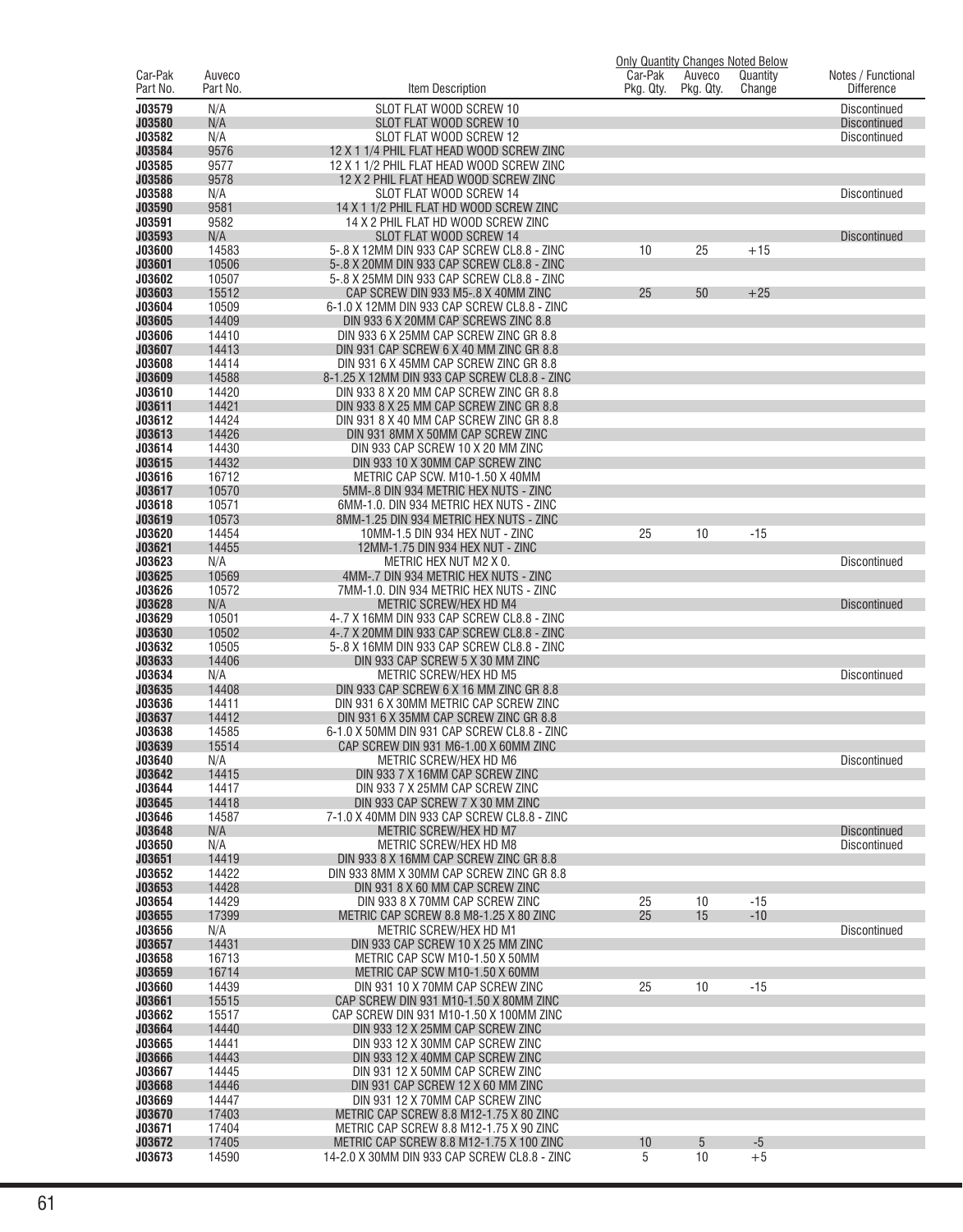| Car-Pak Part No. | Auveco Part No. | Item Description | Only Quantity Changes Noted Below Car-Pak Pkg. Qty. | Auveco Pkg. Qty. | Quantity Change | Notes / Functional Difference |
|---|---|---|---|---|---|---|
| **J03579** | N/A | SLOT FLAT WOOD SCREW 10 | | | | Discontinued |
| **J03580** | N/A | SLOT FLAT WOOD SCREW 10 | | | | Discontinued |
| **J03582** | N/A | SLOT FLAT WOOD SCREW 12 | | | | Discontinued |
| **J03584** | 9576 | 12 X 1 1/4 PHIL FLAT HEAD WOOD SCREW ZINC | | | | |
| **J03585** | 9577 | 12 X 1 1/2 PHIL FLAT HEAD WOOD SCREW ZINC | | | | |
| **J03586** | 9578 | 12 X 2 PHIL FLAT HEAD WOOD SCREW ZINC | | | | |
| **J03588** | N/A | SLOT FLAT WOOD SCREW 14 | | | | Discontinued |
| **J03590** | 9581 | 14 X 1 1/2 PHIL FLAT HD WOOD SCREW ZINC | | | | |
| **J03591** | 9582 | 14 X 2 PHIL FLAT HD WOOD SCREW ZINC | | | | |
| **J03593** | N/A | SLOT FLAT WOOD SCREW 14 | | | | Discontinued |
| **J03600** | 14583 | 5-.8 X 12MM DIN 933 CAP SCREW CL8.8 - ZINC | 10 | 25 | +15 | |
| **J03601** | 10506 | 5-.8 X 20MM DIN 933 CAP SCREW CL8.8 - ZINC | | | | |
| **J03602** | 10507 | 5-.8 X 25MM DIN 933 CAP SCREW CL8.8 - ZINC | | | | |
| **J03603** | 15512 | CAP SCREW DIN 933 M5-.8 X 40MM ZINC | 25 | 50 | +25 | |
| **J03604** | 10509 | 6-1.0 X 12MM DIN 933 CAP SCREW CL8.8 - ZINC | | | | |
| **J03605** | 14409 | DIN 933 6 X 20MM CAP SCREWS ZINC 8.8 | | | | |
| **J03606** | 14410 | DIN 933 6 X 25MM CAP SCREW ZINC GR 8.8 | | | | |
| **J03607** | 14413 | DIN 931 CAP SCREW 6 X 40 MM ZINC GR 8.8 | | | | |
| **J03608** | 14414 | DIN 931 6 X 45MM CAP SCREW ZINC GR 8.8 | | | | |
| **J03609** | 14588 | 8-1.25 X 12MM DIN 933 CAP SCREW CL8.8 - ZINC | | | | |
| **J03610** | 14420 | DIN 933 8 X 20 MM CAP SCREW ZINC GR 8.8 | | | | |
| **J03611** | 14421 | DIN 933 8 X 25 MM CAP SCREW ZINC GR 8.8 | | | | |
| **J03612** | 14424 | DIN 931 8 X 40 MM CAP SCREW ZINC GR 8.8 | | | | |
| **J03613** | 14426 | DIN 931 8MM X 50MM CAP SCREW ZINC | | | | |
| **J03614** | 14430 | DIN 933 CAP SCREW 10 X 20 MM ZINC | | | | |
| **J03615** | 14432 | DIN 933 10 X 30MM CAP SCREW ZINC | | | | |
| **J03616** | 16712 | METRIC CAP SCW. M10-1.50 X 40MM | | | | |
| **J03617** | 10570 | 5MM-.8 DIN 934 METRIC HEX NUTS - ZINC | | | | |
| **J03618** | 10571 | 6MM-1.0. DIN 934 METRIC HEX NUTS - ZINC | | | | |
| **J03619** | 10573 | 8MM-1.25 DIN 934 METRIC HEX NUTS - ZINC | | | | |
| **J03620** | 14454 | 10MM-1.5 DIN 934 HEX NUT - ZINC | 25 | 10 | -15 | |
| **J03621** | 14455 | 12MM-1.75 DIN 934 HEX NUT - ZINC | | | | |
| **J03623** | N/A | METRIC HEX NUT M2 X 0. | | | | Discontinued |
| **J03625** | 10569 | 4MM-.7 DIN 934 METRIC HEX NUTS - ZINC | | | | |
| **J03626** | 10572 | 7MM-1.0. DIN 934 METRIC HEX NUTS - ZINC | | | | |
| **J03628** | N/A | METRIC SCREW/HEX HD M4 | | | | Discontinued |
| **J03629** | 10501 | 4-.7 X 16MM DIN 933 CAP SCREW CL8.8 - ZINC | | | | |
| **J03630** | 10502 | 4-.7 X 20MM DIN 933 CAP SCREW CL8.8 - ZINC | | | | |
| **J03632** | 10505 | 5-.8 X 16MM DIN 933 CAP SCREW CL8.8 - ZINC | | | | |
| **J03633** | 14406 | DIN 933 CAP SCREW 5 X 30 MM ZINC | | | | |
| **J03634** | N/A | METRIC SCREW/HEX HD M5 | | | | Discontinued |
| **J03635** | 14408 | DIN 933 CAP SCREW 6 X 16 MM ZINC GR 8.8 | | | | |
| **J03636** | 14411 | DIN 931 6 X 30MM METRIC CAP SCREW ZINC | | | | |
| **J03637** | 14412 | DIN 931 6 X 35MM CAP SCREW ZINC GR 8.8 | | | | |
| **J03638** | 14585 | 6-1.0 X 50MM DIN 931 CAP SCREW CL8.8 - ZINC | | | | |
| **J03639** | 15514 | CAP SCREW DIN 931 M6-1.00 X 60MM ZINC | | | | |
| **J03640** | N/A | METRIC SCREW/HEX HD M6 | | | | Discontinued |
| **J03642** | 14415 | DIN 933 7 X 16MM CAP SCREW ZINC | | | | |
| **J03644** | 14417 | DIN 933 7 X 25MM CAP SCREW ZINC | | | | |
| **J03645** | 14418 | DIN 933 CAP SCREW 7 X 30 MM ZINC | | | | |
| **J03646** | 14587 | 7-1.0 X 40MM DIN 933 CAP SCREW CL8.8 - ZINC | | | | |
| **J03648** | N/A | METRIC SCREW/HEX HD M7 | | | | Discontinued |
| **J03650** | N/A | METRIC SCREW/HEX HD M8 | | | | Discontinued |
| **J03651** | 14419 | DIN 933 8 X 16MM CAP SCREW ZINC GR 8.8 | | | | |
| **J03652** | 14422 | DIN 933 8MM X 30MM CAP SCREW ZINC GR 8.8 | | | | |
| **J03653** | 14428 | DIN 931 8 X 60 MM CAP SCREW ZINC | | | | |
| **J03654** | 14429 | DIN 933 8 X 70MM CAP SCREW ZINC | 25 | 10 | -15 | |
| **J03655** | 17399 | METRIC CAP SCREW 8.8 M8-1.25 X 80 ZINC | 25 | 15 | -10 | |
| **J03656** | N/A | METRIC SCREW/HEX HD M1 | | | | Discontinued |
| **J03657** | 14431 | DIN 933 CAP SCREW 10 X 25 MM ZINC | | | | |
| **J03658** | 16713 | METRIC CAP SCW M10-1.50 X 50MM | | | | |
| **J03659** | 16714 | METRIC CAP SCW M10-1.50 X 60MM | | | | |
| **J03660** | 14439 | DIN 931 10 X 70MM CAP SCREW ZINC | 25 | 10 | -15 | |
| **J03661** | 15515 | CAP SCREW DIN 931 M10-1.50 X 80MM ZINC | | | | |
| **J03662** | 15517 | CAP SCREW DIN 931 M10-1.50 X 100MM ZINC | | | | |
| **J03664** | 14440 | DIN 933 12 X 25MM CAP SCREW ZINC | | | | |
| **J03665** | 14441 | DIN 933 12 X 30MM CAP SCREW ZINC | | | | |
| **J03666** | 14443 | DIN 933 12 X 40MM CAP SCREW ZINC | | | | |
| **J03667** | 14445 | DIN 931 12 X 50MM CAP SCREW ZINC | | | | |
| **J03668** | 14446 | DIN 931 CAP SCREW 12 X 60 MM ZINC | | | | |
| **J03669** | 14447 | DIN 931 12 X 70MM CAP SCREW ZINC | | | | |
| **J03670** | 17403 | METRIC CAP SCREW 8.8 M12-1.75 X 80 ZINC | | | | |
| **J03671** | 17404 | METRIC CAP SCREW 8.8 M12-1.75 X 90 ZINC | | | | |
| **J03672** | 17405 | METRIC CAP SCREW 8.8 M12-1.75 X 100 ZINC | 10 | 5 | -5 | |
| **J03673** | 14590 | 14-2.0 X 30MM DIN 933 CAP SCREW CL8.8 - ZINC | 5 | 10 | +5 | |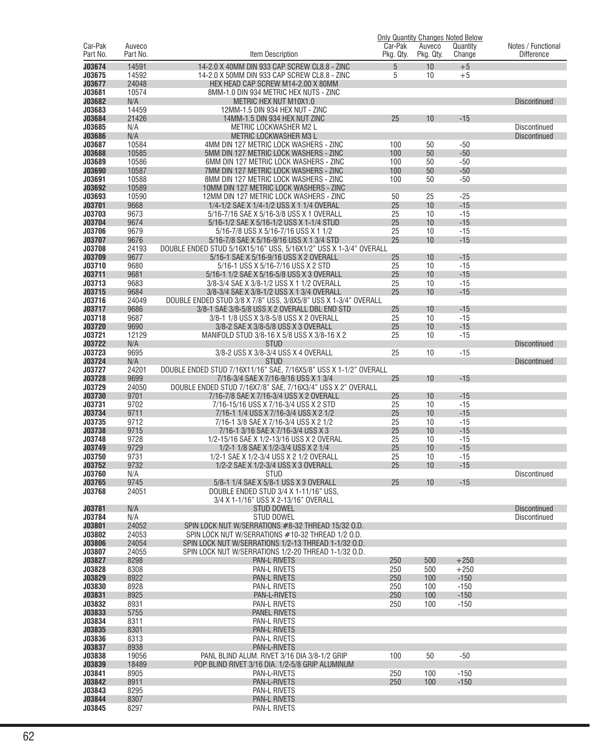| Car-Pak Part No. | Auveco Part No. | Item Description | Car-Pak Pkg. Qty. | Auveco Pkg. Qty. | Quantity Change | Notes / Functional Difference |
|---|---|---|---|---|---|---|
| | | | Only Quantity Changes Noted Below | | | |
| J03674 | 14591 | 14-2.0 X 40MM DIN 933 CAP SCREW CL8.8 - ZINC | 5 | 10 | +5 | |
| J03675 | 14592 | 14-2.0 X 50MM DIN 933 CAP SCREW CL8.8 - ZINC | 5 | 10 | +5 | |
| J03677 | 24048 | HEX HEAD CAP SCREW M14-2.00 X 80MM | | | | |
| J03681 | 10574 | 8MM-1.0 DIN 934 METRIC HEX NUTS - ZINC | | | | |
| J03682 | N/A | METRIC HEX NUT M10X1.0 | | | | Discontinued |
| J03683 | 14459 | 12MM-1.5 DIN 934 HEX NUT - ZINC | | | | |
| J03684 | 21426 | 14MM-1.5 DIN 934 HEX NUT ZINC | 25 | 10 | -15 | |
| J03685 | N/A | METRIC LOCKWASHER M2 L | | | | Discontinued |
| J03686 | N/A | METRIC LOCKWASHER M3 L | | | | Discontinued |
| J03687 | 10584 | 4MM DIN 127 METRIC LOCK WASHERS - ZINC | 100 | 50 | -50 | |
| J03688 | 10585 | 5MM DIN 127 METRIC LOCK WASHERS - ZINC | 100 | 50 | -50 | |
| J03689 | 10586 | 6MM DIN 127 METRIC LOCK WASHERS - ZINC | 100 | 50 | -50 | |
| J03690 | 10587 | 7MM DIN 127 METRIC LOCK WASHERS - ZINC | 100 | 50 | -50 | |
| J03691 | 10588 | 8MM DIN 127 METRIC LOCK WASHERS - ZINC | 100 | 50 | -50 | |
| J03692 | 10589 | 10MM DIN 127 METRIC LOCK WASHERS - ZINC | | | | |
| J03693 | 10590 | 12MM DIN 127 METRIC LOCK WASHERS - ZINC | 50 | 25 | -25 | |
| J03701 | 9668 | 1/4-1/2 SAE X 1/4-1/2 USS X 1 1/4 OVERAL | 25 | 10 | -15 | |
| J03703 | 9673 | 5/16-7/16 SAE X 5/16-3/8 USS X 1 OVERALL | 25 | 10 | -15 | |
| J03704 | 9674 | 5/16-1/2 SAE X 5/16-1/2 USS X 1-1/4 STUD | 25 | 10 | -15 | |
| J03706 | 9679 | 5/16-7/8 USS X 5/16-7/16 USS X 1 1/2 | 25 | 10 | -15 | |
| J03707 | 9676 | 5/16-7/8 SAE X 5/16-9/16 USS X 1 3/4 STD | 25 | 10 | -15 | |
| J03708 | 24193 | DOUBLE ENDED STUD 5/16X15/16" USS, 5/16X1/2" USS X 1-3/4" OVERALL | | | | |
| J03709 | 9677 | 5/16-1 SAE X 5/16-9/16 USS X 2 OVERALL | 25 | 10 | -15 | |
| J03710 | 9680 | 5/16-1 USS X 5/16-7/16 USS X 2 STD | 25 | 10 | -15 | |
| J03711 | 9681 | 5/16-1 1/2 SAE X 5/16-5/8 USS X 3 OVERALL | 25 | 10 | -15 | |
| J03713 | 9683 | 3/8-3/4 SAE X 3/8-1/2 USS X 1 1/2 OVERALL | 25 | 10 | -15 | |
| J03715 | 9684 | 3/8-3/4 SAE X 3/8-1/2 USS X 1 3/4 OVERALL | 25 | 10 | -15 | |
| J03716 | 24049 | DOUBLE ENDED STUD 3/8 X 7/8" USS, 3/8X5/8" USS X 1-3/4" OVERALL | | | | |
| J03717 | 9686 | 3/8-1 SAE 3/8-5/8 USS X 2 OVERALL DBL END STD | 25 | 10 | -15 | |
| J03718 | 9687 | 3/8-1 1/8 USS X 3/8-5/8 USS X 2 OVERALL | 25 | 10 | -15 | |
| J03720 | 9690 | 3/8-2 SAE X 3/8-5/8 USS X 3 OVERALL | 25 | 10 | -15 | |
| J03721 | 12129 | MANIFOLD STUD 3/8-16 X 5/8 USS X 3/8-16 X 2 | 25 | 10 | -15 | |
| J03722 | N/A | STUD | | | | Discontinued |
| J03723 | 9695 | 3/8-2 USS X 3/8-3/4 USS X 4 OVERALL | 25 | 10 | -15 | |
| J03724 | N/A | STUD | | | | Discontinued |
| J03727 | 24201 | DOUBLE ENDED STUD 7/16X11/16" SAE, 7/16X5/8" USS X 1-1/2" OVERALL | | | | |
| J03728 | 9699 | 7/16-3/4 SAE X 7/16-9/16 USS X 1 3/4 | 25 | 10 | -15 | |
| J03729 | 24050 | DOUBLE ENDED STUD 7/16X7/8" SAE, 7/16X3/4" USS X 2" OVERALL | | | | |
| J03730 | 9701 | 7/16-7/8 SAE X 7/16-3/4 USS X 2 OVERALL | 25 | 10 | -15 | |
| J03731 | 9702 | 7/16-15/16 USS X 7/16-3/4 USS X 2 STD | 25 | 10 | -15 | |
| J03734 | 9711 | 7/16-1 1/4 USS X 7/16-3/4 USS X 2 1/2 | 25 | 10 | -15 | |
| J03735 | 9712 | 7/16-1 3/8 SAE X 7/16-3/4 USS X 2 1/2 | 25 | 10 | -15 | |
| J03738 | 9715 | 7/16-1 3/16 SAE X 7/16-3/4 USS X 3 | 25 | 10 | -15 | |
| J03748 | 9728 | 1/2-15/16 SAE X 1/2-13/16 USS X 2 OVERAL | 25 | 10 | -15 | |
| J03749 | 9729 | 1/2-1 1/8 SAE X 1/2-3/4 USS X 2 1/4 | 25 | 10 | -15 | |
| J03750 | 9731 | 1/2-1 SAE X 1/2-3/4 USS X 2 1/2 OVERALL | 25 | 10 | -15 | |
| J03752 | 9732 | 1/2-2 SAE X 1/2-3/4 USS X 3 OVERALL | 25 | 10 | -15 | |
| J03760 | N/A | STUD | | | | Discontinued |
| J03765 | 9745 | 5/8-1 1/4 SAE X 5/8-1 USS X 3 OVERALL | 25 | 10 | -15 | |
| J03768 | 24051 | DOUBLE ENDED STUD 3/4 X 1-11/16" USS, 3/4 X 1-1/16" USS X 2-13/16" OVERALL | | | | |
| J03781 | N/A | STUD DOWEL | | | | Discontinued |
| J03784 | N/A | STUD DOWEL | | | | Discontinued |
| J03801 | 24052 | SPIN LOCK NUT W/SERRATIONS #8-32 THREAD 15/32 O.D. | | | | |
| J03802 | 24053 | SPIN LOCK NUT W/SERRATIONS #10-32 THREAD 1/2 O.D. | | | | |
| J03806 | 24054 | SPIN LOCK NUT W/SERRATIONS 1/2-13 THREAD 1-1/32 O.D. | | | | |
| J03807 | 24055 | SPIN LOCK NUT W/SERRATIONS 1/2-20 THREAD 1-1/32 O.D. | | | | |
| J03827 | 8298 | PAN-L RIVETS | 250 | 500 | +250 | |
| J03828 | 8308 | PAN-L RIVETS | 250 | 500 | +250 | |
| J03829 | 8922 | PAN-L RIVETS | 250 | 100 | -150 | |
| J03830 | 8928 | PAN-L RIVETS | 250 | 100 | -150 | |
| J03831 | 8925 | PAN-L-RIVETS | 250 | 100 | -150 | |
| J03832 | 8931 | PAN-L RIVETS | 250 | 100 | -150 | |
| J03833 | 5755 | PANEL RIVETS | | | | |
| J03834 | 8311 | PAN-L RIVETS | | | | |
| J03835 | 8301 | PAN-L RIVETS | | | | |
| J03836 | 8313 | PAN-L RIVETS | | | | |
| J03837 | 8938 | PAN-L-RIVETS | | | | |
| J03838 | 19056 | PANL BLIND ALUM. RIVET 3/16 DIA 3/8-1/2 GRIP | 100 | 50 | -50 | |
| J03839 | 18489 | POP BLIND RIVET 3/16 DIA. 1/2-5/8 GRIP ALUMINUM | | | | |
| J03841 | 8905 | PAN-L-RIVETS | 250 | 100 | -150 | |
| J03842 | 8911 | PAN-L-RIVETS | 250 | 100 | -150 | |
| J03843 | 8295 | PAN-L RIVETS | | | | |
| J03844 | 8307 | PAN-L RIVETS | | | | |
| J03845 | 8297 | PAN-L RIVETS | | | | |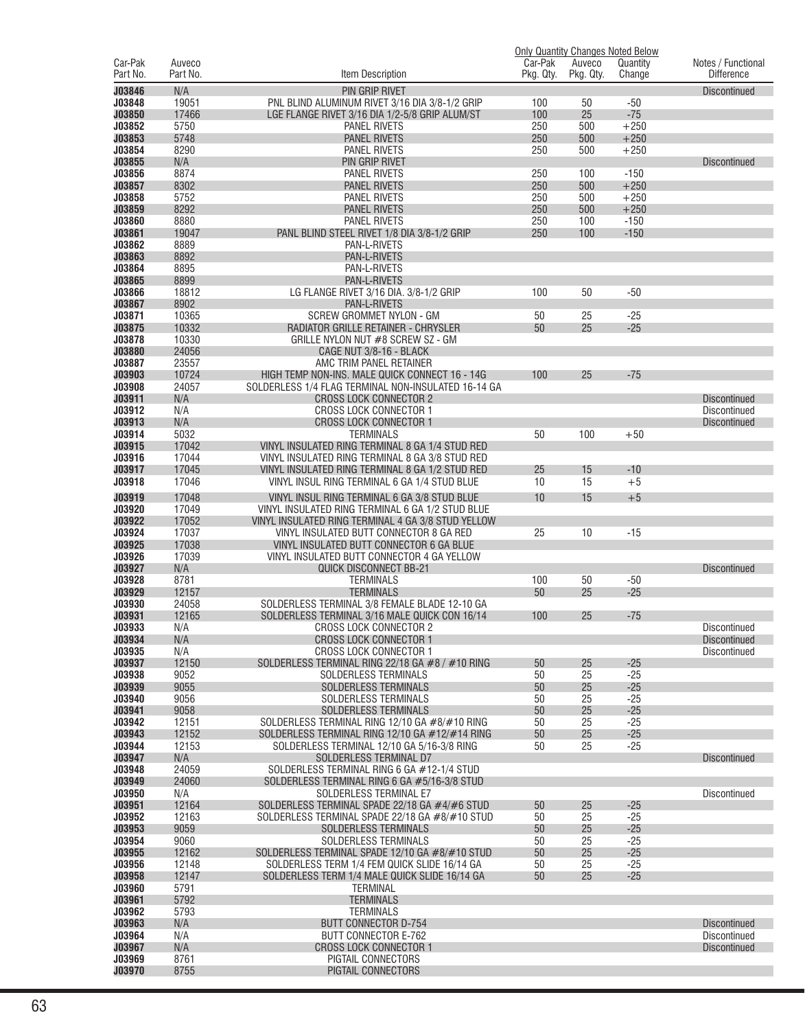| Car-Pak Part No. | Auveco Part No. | Item Description | Only Quantity Changes Noted Below | | | Notes / Functional Difference |
|---|---|---|---|---|---|---|
| | | | Car-Pak Pkg. Qty. | Auveco Pkg. Qty. | Quantity Change | |
| J03846 | N/A | PIN GRIP RIVET | | | | Discontinued |
| J03848 | 19051 | PNL BLIND ALUMINUM RIVET 3/16 DIA 3/8-1/2 GRIP | 100 | 50 | -50 | |
| J03850 | 17466 | LGE FLANGE RIVET 3/16 DIA 1/2-5/8 GRIP ALUM/ST | 100 | 25 | -75 | |
| J03852 | 5750 | PANEL RIVETS | 250 | 500 | +250 | |
| J03853 | 5748 | PANEL RIVETS | 250 | 500 | +250 | |
| J03854 | 8290 | PANEL RIVETS | 250 | 500 | +250 | |
| J03855 | N/A | PIN GRIP RIVET | | | | Discontinued |
| J03856 | 8874 | PANEL RIVETS | 250 | 100 | -150 | |
| J03857 | 8302 | PANEL RIVETS | 250 | 500 | +250 | |
| J03858 | 5752 | PANEL RIVETS | 250 | 500 | +250 | |
| J03859 | 8292 | PANEL RIVETS | 250 | 500 | +250 | |
| J03860 | 8880 | PANEL RIVETS | 250 | 100 | -150 | |
| J03861 | 19047 | PANL BLIND STEEL RIVET 1/8 DIA 3/8-1/2 GRIP | 250 | 100 | -150 | |
| J03862 | 8889 | PAN-L-RIVETS | | | | |
| J03863 | 8892 | PAN-L-RIVETS | | | | |
| J03864 | 8895 | PAN-L-RIVETS | | | | |
| J03865 | 8899 | PAN-L-RIVETS | | | | |
| J03866 | 18812 | LG FLANGE RIVET 3/16 DIA. 3/8-1/2 GRIP | 100 | 50 | -50 | |
| J03867 | 8902 | PAN-L-RIVETS | | | | |
| J03871 | 10365 | SCREW GROMMET NYLON - GM | 50 | 25 | -25 | |
| J03875 | 10332 | RADIATOR GRILLE RETAINER - CHRYSLER | 50 | 25 | -25 | |
| J03878 | 10330 | GRILLE NYLON NUT #8 SCREW SZ - GM | | | | |
| J03880 | 24056 | CAGE NUT 3/8-16 - BLACK | | | | |
| J03887 | 23557 | AMC TRIM PANEL RETAINER | | | | |
| J03903 | 10724 | HIGH TEMP NON-INS. MALE QUICK CONNECT 16 - 14G | 100 | 25 | -75 | |
| J03908 | 24057 | SOLDERLESS 1/4 FLAG TERMINAL NON-INSULATED 16-14 GA | | | | |
| J03911 | N/A | CROSS LOCK CONNECTOR 2 | | | | Discontinued |
| J03912 | N/A | CROSS LOCK CONNECTOR 1 | | | | Discontinued |
| J03913 | N/A | CROSS LOCK CONNECTOR 1 | | | | Discontinued |
| J03914 | 5032 | TERMINALS | 50 | 100 | +50 | |
| J03915 | 17042 | VINYL INSULATED RING TERMINAL 8 GA 1/4 STUD RED | | | | |
| J03916 | 17044 | VINYL INSULATED RING TERMINAL 8 GA 3/8 STUD RED | | | | |
| J03917 | 17045 | VINYL INSULATED RING TERMINAL 8 GA 1/2 STUD RED | 25 | 15 | -10 | |
| J03918 | 17046 | VINYL INSUL RING TERMINAL 6 GA 1/4 STUD BLUE | 10 | 15 | +5 | |
| J03919 | 17048 | VINYL INSUL RING TERMINAL 6 GA 3/8 STUD BLUE | 10 | 15 | +5 | |
| J03920 | 17049 | VINYL INSULATED RING TERMINAL 6 GA 1/2 STUD BLUE | | | | |
| J03922 | 17052 | VINYL INSULATED RING TERMINAL 4 GA 3/8 STUD YELLOW | | | | |
| J03924 | 17037 | VINYL INSULATED BUTT CONNECTOR 8 GA RED | 25 | 10 | -15 | |
| J03925 | 17038 | VINYL INSULATED BUTT CONNECTOR 6 GA BLUE | | | | |
| J03926 | 17039 | VINYL INSULATED BUTT CONNECTOR 4 GA YELLOW | | | | |
| J03927 | N/A | QUICK DISCONNECT BB-21 | | | | Discontinued |
| J03928 | 8781 | TERMINALS | 100 | 50 | -50 | |
| J03929 | 12157 | TERMINALS | 50 | 25 | -25 | |
| J03930 | 24058 | SOLDERLESS TERMINAL 3/8 FEMALE BLADE 12-10 GA | | | | |
| J03931 | 12165 | SOLDERLESS TERMINAL 3/16 MALE QUICK CON 16/14 | 100 | 25 | -75 | |
| J03933 | N/A | CROSS LOCK CONNECTOR 2 | | | | Discontinued |
| J03934 | N/A | CROSS LOCK CONNECTOR 1 | | | | Discontinued |
| J03935 | N/A | CROSS LOCK CONNECTOR 1 | | | | Discontinued |
| J03937 | 12150 | SOLDERLESS TERMINAL RING 22/18 GA #8 / #10 RING | 50 | 25 | -25 | |
| J03938 | 9052 | SOLDERLESS TERMINALS | 50 | 25 | -25 | |
| J03939 | 9055 | SOLDERLESS TERMINALS | 50 | 25 | -25 | |
| J03940 | 9056 | SOLDERLESS TERMINALS | 50 | 25 | -25 | |
| J03941 | 9058 | SOLDERLESS TERMINALS | 50 | 25 | -25 | |
| J03942 | 12151 | SOLDERLESS TERMINAL RING 12/10 GA #8/#10 RING | 50 | 25 | -25 | |
| J03943 | 12152 | SOLDERLESS TERMINAL RING 12/10 GA #12/#14 RING | 50 | 25 | -25 | |
| J03944 | 12153 | SOLDERLESS TERMINAL 12/10 GA 5/16-3/8 RING | 50 | 25 | -25 | |
| J03947 | N/A | SOLDERLESS TERMINAL D7 | | | | Discontinued |
| J03948 | 24059 | SOLDERLESS TERMINAL RING 6 GA #12-1/4 STUD | | | | |
| J03949 | 24060 | SOLDERLESS TERMINAL RING 6 GA #5/16-3/8 STUD | | | | |
| J03950 | N/A | SOLDERLESS TERMINAL E7 | | | | Discontinued |
| J03951 | 12164 | SOLDERLESS TERMINAL SPADE 22/18 GA #4/#6 STUD | 50 | 25 | -25 | |
| J03952 | 12163 | SOLDERLESS TERMINAL SPADE 22/18 GA #8/#10 STUD | 50 | 25 | -25 | |
| J03953 | 9059 | SOLDERLESS TERMINALS | 50 | 25 | -25 | |
| J03954 | 9060 | SOLDERLESS TERMINALS | 50 | 25 | -25 | |
| J03955 | 12162 | SOLDERLESS TERMINAL SPADE 12/10 GA #8/#10 STUD | 50 | 25 | -25 | |
| J03956 | 12148 | SOLDERLESS TERM 1/4 FEM QUICK SLIDE 16/14 GA | 50 | 25 | -25 | |
| J03958 | 12147 | SOLDERLESS TERM 1/4 MALE QUICK SLIDE 16/14 GA | 50 | 25 | -25 | |
| J03960 | 5791 | TERMINAL | | | | |
| J03961 | 5792 | TERMINALS | | | | |
| J03962 | 5793 | TERMINALS | | | | |
| J03963 | N/A | BUTT CONNECTOR D-754 | | | | Discontinued |
| J03964 | N/A | BUTT CONNECTOR E-762 | | | | Discontinued |
| J03967 | N/A | CROSS LOCK CONNECTOR 1 | | | | Discontinued |
| J03969 | 8761 | PIGTAIL CONNECTORS | | | | |
| J03970 | 8755 | PIGTAIL CONNECTORS | | | | |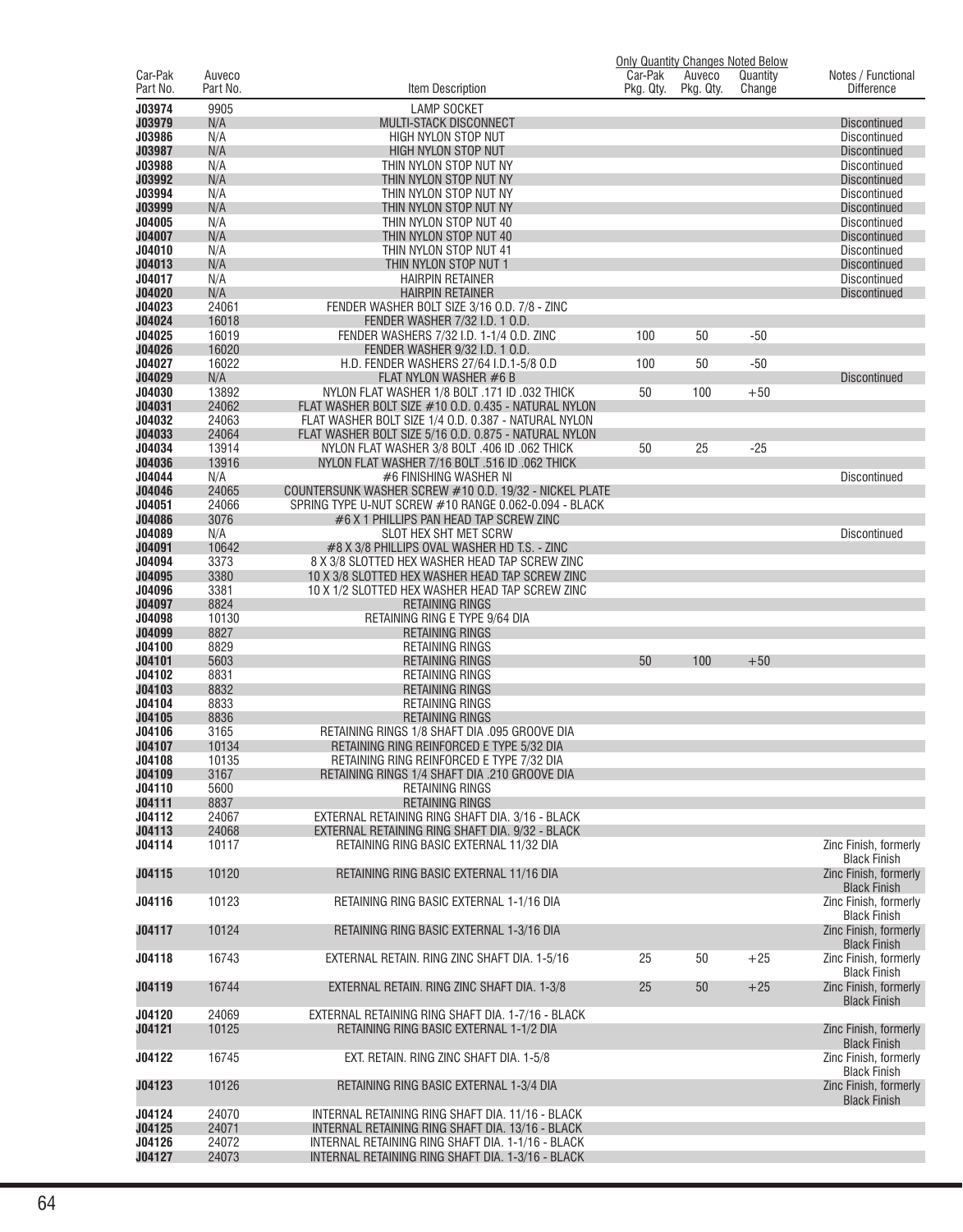| Car-Pak Part No. | Auveco Part No. | Item Description | Car-Pak Pkg. Qty. | Auveco Pkg. Qty. | Quantity Change | Notes / Functional Difference |
|---|---|---|---|---|---|---|
| | | | Only Quantity Changes Noted Below | | | |
| J03974 | 9905 | LAMP SOCKET | | | | |
| J03979 | N/A | MULTI-STACK DISCONNECT | | | | Discontinued |
| J03986 | N/A | HIGH NYLON STOP NUT | | | | Discontinued |
| J03987 | N/A | HIGH NYLON STOP NUT | | | | Discontinued |
| J03988 | N/A | THIN NYLON STOP NUT NY | | | | Discontinued |
| J03992 | N/A | THIN NYLON STOP NUT NY | | | | Discontinued |
| J03994 | N/A | THIN NYLON STOP NUT NY | | | | Discontinued |
| J03999 | N/A | THIN NYLON STOP NUT NY | | | | Discontinued |
| J04005 | N/A | THIN NYLON STOP NUT 40 | | | | Discontinued |
| J04007 | N/A | THIN NYLON STOP NUT 40 | | | | Discontinued |
| J04010 | N/A | THIN NYLON STOP NUT 41 | | | | Discontinued |
| J04013 | N/A | THIN NYLON STOP NUT 1 | | | | Discontinued |
| J04017 | N/A | HAIRPIN RETAINER | | | | Discontinued |
| J04020 | N/A | HAIRPIN RETAINER | | | | Discontinued |
| J04023 | 24061 | FENDER WASHER BOLT SIZE 3/16 O.D. 7/8 - ZINC | | | | |
| J04024 | 16018 | FENDER WASHER 7/32 I.D. 1 O.D. | | | | |
| J04025 | 16019 | FENDER WASHERS 7/32 I.D. 1-1/4 O.D. ZINC | 100 | 50 | -50 | |
| J04026 | 16020 | FENDER WASHER 9/32 I.D. 1 O.D. | | | | |
| J04027 | 16022 | H.D. FENDER WASHERS 27/64 I.D.1-5/8 O.D | 100 | 50 | -50 | |
| J04029 | N/A | FLAT NYLON WASHER #6 B | | | | Discontinued |
| J04030 | 13892 | NYLON FLAT WASHER 1/8 BOLT .171 ID .032 THICK | 50 | 100 | +50 | |
| J04031 | 24062 | FLAT WASHER BOLT SIZE #10 O.D. 0.435 - NATURAL NYLON | | | | |
| J04032 | 24063 | FLAT WASHER BOLT SIZE 1/4 O.D. 0.387 - NATURAL NYLON | | | | |
| J04033 | 24064 | FLAT WASHER BOLT SIZE 5/16 O.D. 0.875 - NATURAL NYLON | | | | |
| J04034 | 13914 | NYLON FLAT WASHER 3/8 BOLT .406 ID .062 THICK | 50 | 25 | -25 | |
| J04036 | 13916 | NYLON FLAT WASHER 7/16 BOLT .516 ID .062 THICK | | | | |
| J04044 | N/A | #6 FINISHING WASHER NI | | | | Discontinued |
| J04046 | 24065 | COUNTERSUNK WASHER SCREW #10 O.D. 19/32 - NICKEL PLATE | | | | |
| J04051 | 24066 | SPRING TYPE U-NUT SCREW #10 RANGE 0.062-0.094 - BLACK | | | | |
| J04086 | 3076 | #6 X 1 PHILLIPS PAN HEAD TAP SCREW ZINC | | | | |
| J04089 | N/A | SLOT HEX SHT MET SCRW | | | | Discontinued |
| J04091 | 10642 | #8 X 3/8 PHILLIPS OVAL WASHER HD T.S. - ZINC | | | | |
| J04094 | 3373 | 8 X 3/8 SLOTTED HEX WASHER HEAD TAP SCREW ZINC | | | | |
| J04095 | 3380 | 10 X 3/8 SLOTTED HEX WASHER HEAD TAP SCREW ZINC | | | | |
| J04096 | 3381 | 10 X 1/2 SLOTTED HEX WASHER HEAD TAP SCREW ZINC | | | | |
| J04097 | 8824 | RETAINING RINGS | | | | |
| J04098 | 10130 | RETAINING RING E TYPE 9/64 DIA | | | | |
| J04099 | 8827 | RETAINING RINGS | | | | |
| J04100 | 8829 | RETAINING RINGS | | | | |
| J04101 | 5603 | RETAINING RINGS | 50 | 100 | +50 | |
| J04102 | 8831 | RETAINING RINGS | | | | |
| J04103 | 8832 | RETAINING RINGS | | | | |
| J04104 | 8833 | RETAINING RINGS | | | | |
| J04105 | 8836 | RETAINING RINGS | | | | |
| J04106 | 3165 | RETAINING RINGS 1/8 SHAFT DIA .095 GROOVE DIA | | | | |
| J04107 | 10134 | RETAINING RING REINFORCED E TYPE 5/32 DIA | | | | |
| J04108 | 10135 | RETAINING RING REINFORCED E TYPE 7/32 DIA | | | | |
| J04109 | 3167 | RETAINING RINGS 1/4 SHAFT DIA .210 GROOVE DIA | | | | |
| J04110 | 5600 | RETAINING RINGS | | | | |
| J04111 | 8837 | RETAINING RINGS | | | | |
| J04112 | 24067 | EXTERNAL RETAINING RING SHAFT DIA. 3/16 - BLACK | | | | |
| J04113 | 24068 | EXTERNAL RETAINING RING SHAFT DIA. 9/32 - BLACK | | | | |
| J04114 | 10117 | RETAINING RING BASIC EXTERNAL 11/32 DIA | | | | Zinc Finish, formerly Black Finish |
| J04115 | 10120 | RETAINING RING BASIC EXTERNAL 11/16 DIA | | | | Zinc Finish, formerly Black Finish |
| J04116 | 10123 | RETAINING RING BASIC EXTERNAL 1-1/16 DIA | | | | Zinc Finish, formerly Black Finish |
| J04117 | 10124 | RETAINING RING BASIC EXTERNAL 1-3/16 DIA | | | | Zinc Finish, formerly Black Finish |
| J04118 | 16743 | EXTERNAL RETAIN. RING ZINC SHAFT DIA. 1-5/16 | 25 | 50 | +25 | Zinc Finish, formerly Black Finish |
| J04119 | 16744 | EXTERNAL RETAIN. RING ZINC SHAFT DIA. 1-3/8 | 25 | 50 | +25 | Zinc Finish, formerly Black Finish |
| J04120 | 24069 | EXTERNAL RETAINING RING SHAFT DIA. 1-7/16 - BLACK | | | | |
| J04121 | 10125 | RETAINING RING BASIC EXTERNAL 1-1/2 DIA | | | | Zinc Finish, formerly Black Finish |
| J04122 | 16745 | EXT. RETAIN. RING ZINC SHAFT DIA. 1-5/8 | | | | Zinc Finish, formerly Black Finish |
| J04123 | 10126 | RETAINING RING BASIC EXTERNAL 1-3/4 DIA | | | | Zinc Finish, formerly Black Finish |
| J04124 | 24070 | INTERNAL RETAINING RING SHAFT DIA. 11/16 - BLACK | | | | |
| J04125 | 24071 | INTERNAL RETAINING RING SHAFT DIA. 13/16 - BLACK | | | | |
| J04126 | 24072 | INTERNAL RETAINING RING SHAFT DIA. 1-1/16 - BLACK | | | | |
| J04127 | 24073 | INTERNAL RETAINING RING SHAFT DIA. 1-3/16 - BLACK | | | | |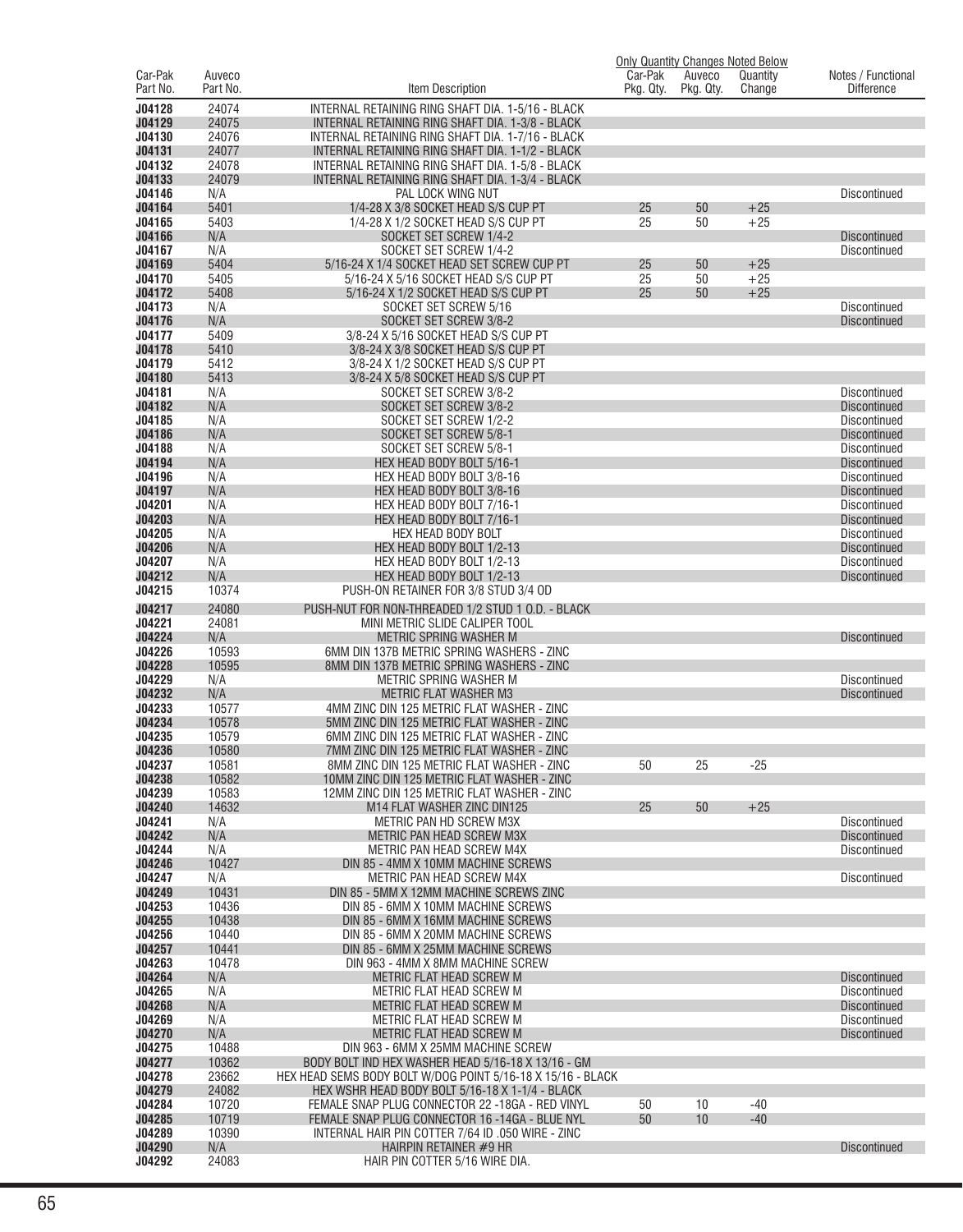| Car-Pak Part No. | Auveco Part No. | Item Description | Only Quantity Changes Noted Below | | | Notes / Functional Difference |
|---|---|---|---|---|---|---|
| | | | Car-Pak Pkg. Qty. | Auveco Pkg. Qty. | Quantity Change | |
| J04128 | 24074 | INTERNAL RETAINING RING SHAFT DIA. 1-5/16 - BLACK | | | | |
| J04129 | 24075 | INTERNAL RETAINING RING SHAFT DIA. 1-3/8 - BLACK | | | | |
| J04130 | 24076 | INTERNAL RETAINING RING SHAFT DIA. 1-7/16 - BLACK | | | | |
| J04131 | 24077 | INTERNAL RETAINING RING SHAFT DIA. 1-1/2 - BLACK | | | | |
| J04132 | 24078 | INTERNAL RETAINING RING SHAFT DIA. 1-5/8 - BLACK | | | | |
| J04133 | 24079 | INTERNAL RETAINING RING SHAFT DIA. 1-3/4 - BLACK | | | | |
| J04146 | N/A | PAL LOCK WING NUT | | | | Discontinued |
| J04164 | 5401 | 1/4-28 X 3/8 SOCKET HEAD S/S CUP PT | 25 | 50 | +25 | |
| J04165 | 5403 | 1/4-28 X 1/2 SOCKET HEAD S/S CUP PT | 25 | 50 | +25 | |
| J04166 | N/A | SOCKET SET SCREW 1/4-2 | | | | Discontinued |
| J04167 | N/A | SOCKET SET SCREW 1/4-2 | | | | Discontinued |
| J04169 | 5404 | 5/16-24 X 1/4 SOCKET HEAD SET SCREW CUP PT | 25 | 50 | +25 | |
| J04170 | 5405 | 5/16-24 X 5/16 SOCKET HEAD S/S CUP PT | 25 | 50 | +25 | |
| J04172 | 5408 | 5/16-24 X 1/2 SOCKET HEAD S/S CUP PT | 25 | 50 | +25 | |
| J04173 | N/A | SOCKET SET SCREW 5/16 | | | | Discontinued |
| J04176 | N/A | SOCKET SET SCREW 3/8-2 | | | | Discontinued |
| J04177 | 5409 | 3/8-24 X 5/16 SOCKET HEAD S/S CUP PT | | | | |
| J04178 | 5410 | 3/8-24 X 3/8 SOCKET HEAD S/S CUP PT | | | | |
| J04179 | 5412 | 3/8-24 X 1/2 SOCKET HEAD S/S CUP PT | | | | |
| J04180 | 5413 | 3/8-24 X 5/8 SOCKET HEAD S/S CUP PT | | | | |
| J04181 | N/A | SOCKET SET SCREW 3/8-2 | | | | Discontinued |
| J04182 | N/A | SOCKET SET SCREW 3/8-2 | | | | Discontinued |
| J04185 | N/A | SOCKET SET SCREW 1/2-2 | | | | Discontinued |
| J04186 | N/A | SOCKET SET SCREW 5/8-1 | | | | Discontinued |
| J04188 | N/A | SOCKET SET SCREW 5/8-1 | | | | Discontinued |
| J04194 | N/A | HEX HEAD BODY BOLT 5/16-1 | | | | Discontinued |
| J04196 | N/A | HEX HEAD BODY BOLT 3/8-16 | | | | Discontinued |
| J04197 | N/A | HEX HEAD BODY BOLT 3/8-16 | | | | Discontinued |
| J04201 | N/A | HEX HEAD BODY BOLT 7/16-1 | | | | Discontinued |
| J04203 | N/A | HEX HEAD BODY BOLT 7/16-1 | | | | Discontinued |
| J04205 | N/A | HEX HEAD BODY BOLT | | | | Discontinued |
| J04206 | N/A | HEX HEAD BODY BOLT 1/2-13 | | | | Discontinued |
| J04207 | N/A | HEX HEAD BODY BOLT 1/2-13 | | | | Discontinued |
| J04212 | N/A | HEX HEAD BODY BOLT 1/2-13 | | | | Discontinued |
| J04215 | 10374 | PUSH-ON RETAINER FOR 3/8 STUD 3/4 OD | | | | |
| J04217 | 24080 | PUSH-NUT FOR NON-THREADED 1/2 STUD 1 O.D. - BLACK | | | | |
| J04221 | 24081 | MINI METRIC SLIDE CALIPER TOOL | | | | |
| J04224 | N/A | METRIC SPRING WASHER M | | | | Discontinued |
| J04226 | 10593 | 6MM DIN 137B METRIC SPRING WASHERS - ZINC | | | | |
| J04228 | 10595 | 8MM DIN 137B METRIC SPRING WASHERS - ZINC | | | | |
| J04229 | N/A | METRIC SPRING WASHER M | | | | Discontinued |
| J04232 | N/A | METRIC FLAT WASHER M3 | | | | Discontinued |
| J04233 | 10577 | 4MM ZINC DIN 125 METRIC FLAT WASHER - ZINC | | | | |
| J04234 | 10578 | 5MM ZINC DIN 125 METRIC FLAT WASHER - ZINC | | | | |
| J04235 | 10579 | 6MM ZINC DIN 125 METRIC FLAT WASHER - ZINC | | | | |
| J04236 | 10580 | 7MM ZINC DIN 125 METRIC FLAT WASHER - ZINC | | | | |
| J04237 | 10581 | 8MM ZINC DIN 125 METRIC FLAT WASHER - ZINC | 50 | 25 | -25 | |
| J04238 | 10582 | 10MM ZINC DIN 125 METRIC FLAT WASHER - ZINC | | | | |
| J04239 | 10583 | 12MM ZINC DIN 125 METRIC FLAT WASHER - ZINC | | | | |
| J04240 | 14632 | M14 FLAT WASHER ZINC DIN125 | 25 | 50 | +25 | |
| J04241 | N/A | METRIC PAN HD SCREW M3X | | | | Discontinued |
| J04242 | N/A | METRIC PAN HEAD SCREW M3X | | | | Discontinued |
| J04244 | N/A | METRIC PAN HEAD SCREW M4X | | | | Discontinued |
| J04246 | 10427 | DIN 85 - 4MM X 10MM MACHINE SCREWS | | | | |
| J04247 | N/A | METRIC PAN HEAD SCREW M4X | | | | Discontinued |
| J04249 | 10431 | DIN 85 - 5MM X 12MM MACHINE SCREWS ZINC | | | | |
| J04253 | 10436 | DIN 85 - 6MM X 10MM MACHINE SCREWS | | | | |
| J04255 | 10438 | DIN 85 - 6MM X 16MM MACHINE SCREWS | | | | |
| J04256 | 10440 | DIN 85 - 6MM X 20MM MACHINE SCREWS | | | | |
| J04257 | 10441 | DIN 85 - 6MM X 25MM MACHINE SCREWS | | | | |
| J04263 | 10478 | DIN 963 - 4MM X 8MM MACHINE SCREW | | | | |
| J04264 | N/A | METRIC FLAT HEAD SCREW M | | | | Discontinued |
| J04265 | N/A | METRIC FLAT HEAD SCREW M | | | | Discontinued |
| J04268 | N/A | METRIC FLAT HEAD SCREW M | | | | Discontinued |
| J04269 | N/A | METRIC FLAT HEAD SCREW M | | | | Discontinued |
| J04270 | N/A | METRIC FLAT HEAD SCREW M | | | | Discontinued |
| J04275 | 10488 | DIN 963 - 6MM X 25MM MACHINE SCREW | | | | |
| J04277 | 10362 | BODY BOLT IND HEX WASHER HEAD 5/16-18 X 13/16 - GM | | | | |
| J04278 | 23662 | HEX HEAD SEMS BODY BOLT W/DOG POINT 5/16-18 X 15/16 - BLACK | | | | |
| J04279 | 24082 | HEX WSHR HEAD BODY BOLT 5/16-18 X 1-1/4 - BLACK | | | | |
| J04284 | 10720 | FEMALE SNAP PLUG CONNECTOR 22 -18GA - RED VINYL | 50 | 10 | -40 | |
| J04285 | 10719 | FEMALE SNAP PLUG CONNECTOR 16 -14GA - BLUE NYL | 50 | 10 | -40 | |
| J04289 | 10390 | INTERNAL HAIR PIN COTTER 7/64 ID .050 WIRE - ZINC | | | | |
| J04290 | N/A | HAIRPIN RETAINER #9 HR | | | | Discontinued |
| J04292 | 24083 | HAIR PIN COTTER 5/16 WIRE DIA. | | | | |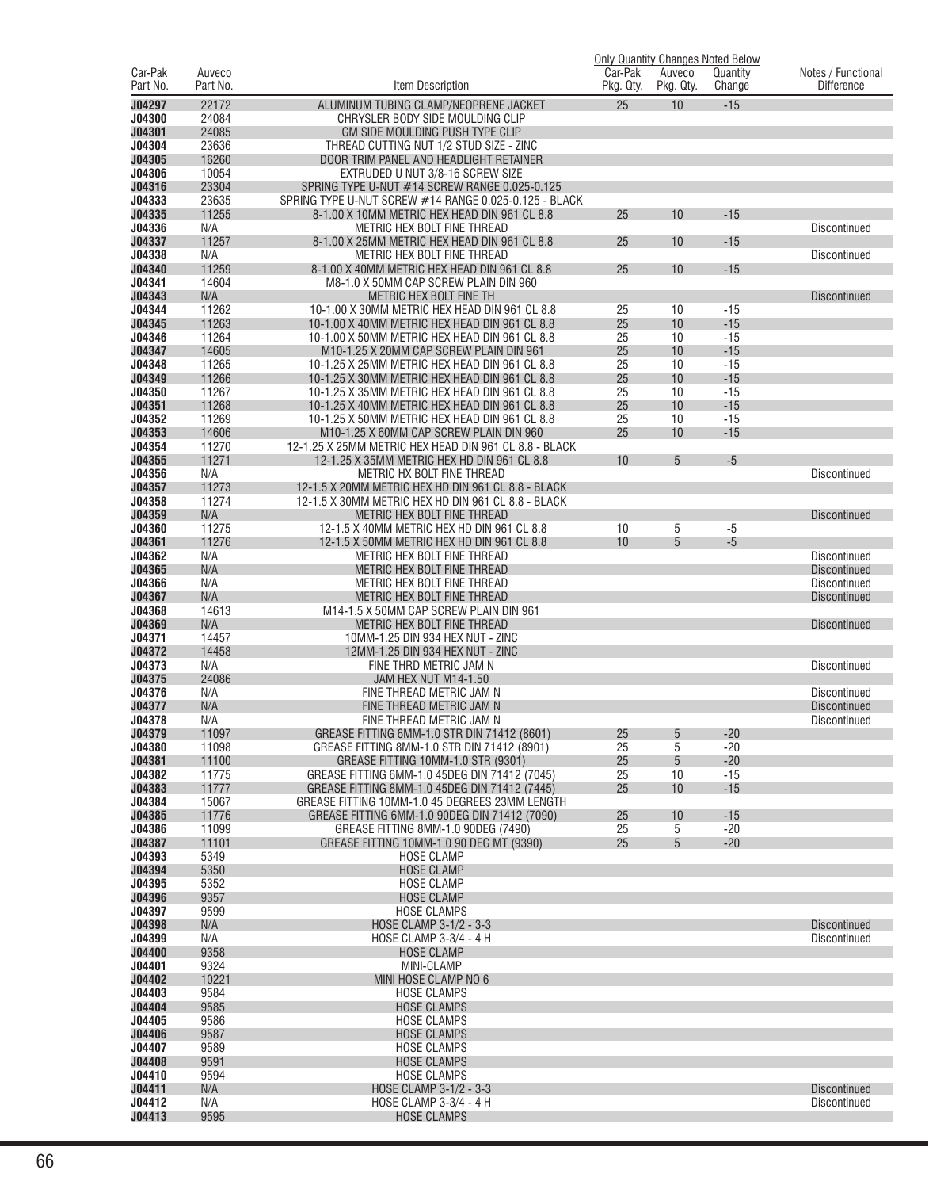| Car-Pak Part No. | Auveco Part No. | Item Description | Only Quantity Changes Noted Below Car-Pak Pkg. Qty. | Auveco Pkg. Qty. | Quantity Change | Notes / Functional Difference |
|---|---|---|---|---|---|---|
| J04297 | 22172 | ALUMINUM TUBING CLAMP/NEOPRENE JACKET | 25 | 10 | -15 | |
| J04300 | 24084 | CHRYSLER BODY SIDE MOULDING CLIP | | | | |
| J04301 | 24085 | GM SIDE MOULDING PUSH TYPE CLIP | | | | |
| J04304 | 23636 | THREAD CUTTING NUT 1/2 STUD SIZE - ZINC | | | | |
| J04305 | 16260 | DOOR TRIM PANEL AND HEADLIGHT RETAINER | | | | |
| J04306 | 10054 | EXTRUDED U NUT 3/8-16 SCREW SIZE | | | | |
| J04316 | 23304 | SPRING TYPE U-NUT #14 SCREW RANGE 0.025-0.125 | | | | |
| J04333 | 23635 | SPRING TYPE U-NUT SCREW #14 RANGE 0.025-0.125 - BLACK | | | | |
| J04335 | 11255 | 8-1.00 X 10MM METRIC HEX HEAD DIN 961 CL 8.8 | 25 | 10 | -15 | |
| J04336 | N/A | METRIC HEX BOLT FINE THREAD | | | | Discontinued |
| J04337 | 11257 | 8-1.00 X 25MM METRIC HEX HEAD DIN 961 CL 8.8 | 25 | 10 | -15 | |
| J04338 | N/A | METRIC HEX BOLT FINE THREAD | | | | Discontinued |
| J04340 | 11259 | 8-1.00 X 40MM METRIC HEX HEAD DIN 961 CL 8.8 | 25 | 10 | -15 | |
| J04341 | 14604 | M8-1.0 X 50MM CAP SCREW PLAIN DIN 960 | | | | |
| J04343 | N/A | METRIC HEX BOLT FINE TH | | | | Discontinued |
| J04344 | 11262 | 10-1.00 X 30MM METRIC HEX HEAD DIN 961 CL 8.8 | 25 | 10 | -15 | |
| J04345 | 11263 | 10-1.00 X 40MM METRIC HEX HEAD DIN 961 CL 8.8 | 25 | 10 | -15 | |
| J04346 | 11264 | 10-1.00 X 50MM METRIC HEX HEAD DIN 961 CL 8.8 | 25 | 10 | -15 | |
| J04347 | 14605 | M10-1.25 X 20MM CAP SCREW PLAIN DIN 961 | 25 | 10 | -15 | |
| J04348 | 11265 | 10-1.25 X 25MM METRIC HEX HEAD DIN 961 CL 8.8 | 25 | 10 | -15 | |
| J04349 | 11266 | 10-1.25 X 30MM METRIC HEX HEAD DIN 961 CL 8.8 | 25 | 10 | -15 | |
| J04350 | 11267 | 10-1.25 X 35MM METRIC HEX HEAD DIN 961 CL 8.8 | 25 | 10 | -15 | |
| J04351 | 11268 | 10-1.25 X 40MM METRIC HEX HEAD DIN 961 CL 8.8 | 25 | 10 | -15 | |
| J04352 | 11269 | 10-1.25 X 50MM METRIC HEX HEAD DIN 961 CL 8.8 | 25 | 10 | -15 | |
| J04353 | 14606 | M10-1.25 X 60MM CAP SCREW PLAIN DIN 960 | 25 | 10 | -15 | |
| J04354 | 11270 | 12-1.25 X 25MM METRIC HEX HEAD DIN 961 CL 8.8 - BLACK | | | | |
| J04355 | 11271 | 12-1.25 X 35MM METRIC HEX HD DIN 961 CL 8.8 | 10 | 5 | -5 | |
| J04356 | N/A | METRIC HX BOLT FINE THREAD | | | | Discontinued |
| J04357 | 11273 | 12-1.5 X 20MM METRIC HEX HD DIN 961 CL 8.8 - BLACK | | | | |
| J04358 | 11274 | 12-1.5 X 30MM METRIC HEX HD DIN 961 CL 8.8 - BLACK | | | | |
| J04359 | N/A | METRIC HEX BOLT FINE THREAD | | | | Discontinued |
| J04360 | 11275 | 12-1.5 X 40MM METRIC HEX HD DIN 961 CL 8.8 | 10 | 5 | -5 | |
| J04361 | 11276 | 12-1.5 X 50MM METRIC HEX HD DIN 961 CL 8.8 | 10 | 5 | -5 | |
| J04362 | N/A | METRIC HEX BOLT FINE THREAD | | | | Discontinued |
| J04365 | N/A | METRIC HEX BOLT FINE THREAD | | | | Discontinued |
| J04366 | N/A | METRIC HEX BOLT FINE THREAD | | | | Discontinued |
| J04367 | N/A | METRIC HEX BOLT FINE THREAD | | | | Discontinued |
| J04368 | 14613 | M14-1.5 X 50MM CAP SCREW PLAIN DIN 961 | | | | |
| J04369 | N/A | METRIC HEX BOLT FINE THREAD | | | | Discontinued |
| J04371 | 14457 | 10MM-1.25 DIN 934 HEX NUT - ZINC | | | | |
| J04372 | 14458 | 12MM-1.25 DIN 934 HEX NUT - ZINC | | | | |
| J04373 | N/A | FINE THRD METRIC JAM N | | | | Discontinued |
| J04375 | 24086 | JAM HEX NUT M14-1.50 | | | | |
| J04376 | N/A | FINE THREAD METRIC JAM N | | | | Discontinued |
| J04377 | N/A | FINE THREAD METRIC JAM N | | | | Discontinued |
| J04378 | N/A | FINE THREAD METRIC JAM N | | | | Discontinued |
| J04379 | 11097 | GREASE FITTING 6MM-1.0 STR DIN 71412 (8601) | 25 | 5 | -20 | |
| J04380 | 11098 | GREASE FITTING 8MM-1.0 STR DIN 71412 (8901) | 25 | 5 | -20 | |
| J04381 | 11100 | GREASE FITTING 10MM-1.0 STR (9301) | 25 | 5 | -20 | |
| J04382 | 11775 | GREASE FITTING 6MM-1.0 45DEG DIN 71412 (7045) | 25 | 10 | -15 | |
| J04383 | 11777 | GREASE FITTING 8MM-1.0 45DEG DIN 71412 (7445) | 25 | 10 | -15 | |
| J04384 | 15067 | GREASE FITTING 10MM-1.0 45 DEGREES 23MM LENGTH | | | | |
| J04385 | 11776 | GREASE FITTING 6MM-1.0 90DEG DIN 71412 (7090) | 25 | 10 | -15 | |
| J04386 | 11099 | GREASE FITTING 8MM-1.0 90DEG (7490) | 25 | 5 | -20 | |
| J04387 | 11101 | GREASE FITTING 10MM-1.0 90 DEG MT (9390) | 25 | 5 | -20 | |
| J04393 | 5349 | HOSE CLAMP | | | | |
| J04394 | 5350 | HOSE CLAMP | | | | |
| J04395 | 5352 | HOSE CLAMP | | | | |
| J04396 | 9357 | HOSE CLAMP | | | | |
| J04397 | 9599 | HOSE CLAMPS | | | | |
| J04398 | N/A | HOSE CLAMP 3-1/2 - 3-3 | | | | Discontinued |
| J04399 | N/A | HOSE CLAMP 3-3/4 - 4 H | | | | Discontinued |
| J04400 | 9358 | HOSE CLAMP | | | | |
| J04401 | 9324 | MINI-CLAMP | | | | |
| J04402 | 10221 | MINI HOSE CLAMP NO 6 | | | | |
| J04403 | 9584 | HOSE CLAMPS | | | | |
| J04404 | 9585 | HOSE CLAMPS | | | | |
| J04405 | 9586 | HOSE CLAMPS | | | | |
| J04406 | 9587 | HOSE CLAMPS | | | | |
| J04407 | 9589 | HOSE CLAMPS | | | | |
| J04408 | 9591 | HOSE CLAMPS | | | | |
| J04410 | 9594 | HOSE CLAMPS | | | | |
| J04411 | N/A | HOSE CLAMP 3-1/2 - 3-3 | | | | Discontinued |
| J04412 | N/A | HOSE CLAMP 3-3/4 - 4 H | | | | Discontinued |
| J04413 | 9595 | HOSE CLAMPS | | | | |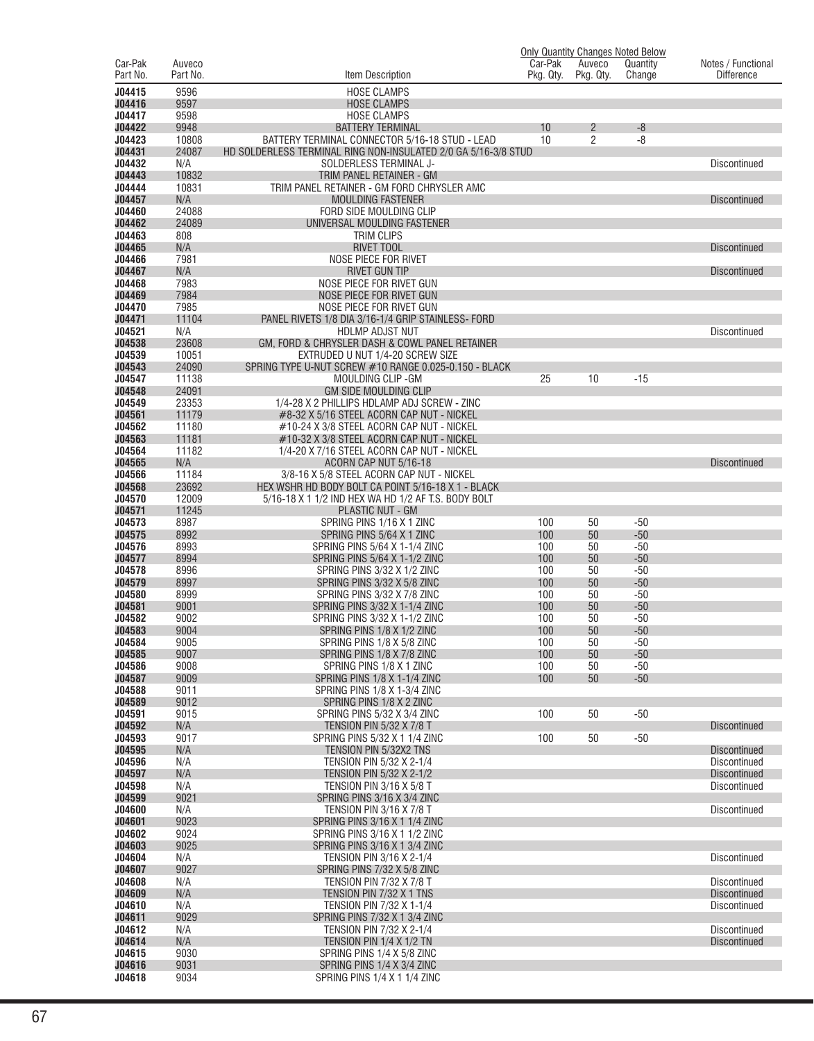| Car-Pak Part No. | Auveco Part No. | Item Description | Car-Pak Pkg. Qty. | Auveco Pkg. Qty. | Quantity Change | Notes / Functional Difference |
|---|---|---|---|---|---|---|
| | | | Only Quantity Changes Noted Below | | | |
| J04415 | 9596 | HOSE CLAMPS | | | | |
| J04416 | 9597 | HOSE CLAMPS | | | | |
| J04417 | 9598 | HOSE CLAMPS | | | | |
| J04422 | 9948 | BATTERY TERMINAL | 10 | 2 | -8 | |
| J04423 | 10808 | BATTERY TERMINAL CONNECTOR 5/16-18 STUD - LEAD | 10 | 2 | -8 | |
| J04431 | 24087 | HD SOLDERLESS TERMINAL RING NON-INSULATED 2/0 GA 5/16-3/8 STUD | | | | |
| J04432 | N/A | SOLDERLESS TERMINAL J- | | | | Discontinued |
| J04443 | 10832 | TRIM PANEL RETAINER - GM | | | | |
| J04444 | 10831 | TRIM PANEL RETAINER - GM FORD CHRYSLER AMC | | | | |
| J04457 | N/A | MOULDING FASTENER | | | | Discontinued |
| J04460 | 24088 | FORD SIDE MOULDING CLIP | | | | |
| J04462 | 24089 | UNIVERSAL MOULDING FASTENER | | | | |
| J04463 | 808 | TRIM CLIPS | | | | |
| J04465 | N/A | RIVET TOOL | | | | Discontinued |
| J04466 | 7981 | NOSE PIECE FOR RIVET | | | | |
| J04467 | N/A | RIVET GUN TIP | | | | Discontinued |
| J04468 | 7983 | NOSE PIECE FOR RIVET GUN | | | | |
| J04469 | 7984 | NOSE PIECE FOR RIVET GUN | | | | |
| J04470 | 7985 | NOSE PIECE FOR RIVET GUN | | | | |
| J04471 | 11104 | PANEL RIVETS 1/8 DIA 3/16-1/4 GRIP STAINLESS- FORD | | | | |
| J04521 | N/A | HDLMP ADJST NUT | | | | Discontinued |
| J04538 | 23608 | GM, FORD & CHRYSLER DASH & COWL PANEL RETAINER | | | | |
| J04539 | 10051 | EXTRUDED U NUT 1/4-20 SCREW SIZE | | | | |
| J04543 | 24090 | SPRING TYPE U-NUT SCREW #10 RANGE 0.025-0.150 - BLACK | | | | |
| J04547 | 11138 | MOULDING CLIP -GM | 25 | 10 | -15 | |
| J04548 | 24091 | GM SIDE MOULDING CLIP | | | | |
| J04549 | 23353 | 1/4-28 X 2 PHILLIPS HDLAMP ADJ SCREW - ZINC | | | | |
| J04561 | 11179 | #8-32 X 5/16 STEEL ACORN CAP NUT - NICKEL | | | | |
| J04562 | 11180 | #10-24 X 3/8 STEEL ACORN CAP NUT - NICKEL | | | | |
| J04563 | 11181 | #10-32 X 3/8 STEEL ACORN CAP NUT - NICKEL | | | | |
| J04564 | 11182 | 1/4-20 X 7/16 STEEL ACORN CAP NUT - NICKEL | | | | |
| J04565 | N/A | ACORN CAP NUT 5/16-18 | | | | Discontinued |
| J04566 | 11184 | 3/8-16 X 5/8 STEEL ACORN CAP NUT - NICKEL | | | | |
| J04568 | 23692 | HEX WSHR HD BODY BOLT CA POINT 5/16-18 X 1 - BLACK | | | | |
| J04570 | 12009 | 5/16-18 X 1 1/2 IND HEX WA HD 1/2 AF T.S. BODY BOLT | | | | |
| J04571 | 11245 | PLASTIC NUT - GM | | | | |
| J04573 | 8987 | SPRING PINS 1/16 X 1 ZINC | 100 | 50 | -50 | |
| J04575 | 8992 | SPRING PINS 5/64 X 1 ZINC | 100 | 50 | -50 | |
| J04576 | 8993 | SPRING PINS 5/64 X 1-1/4 ZINC | 100 | 50 | -50 | |
| J04577 | 8994 | SPRING PINS 5/64 X 1-1/2 ZINC | 100 | 50 | -50 | |
| J04578 | 8996 | SPRING PINS 3/32 X 1/2 ZINC | 100 | 50 | -50 | |
| J04579 | 8997 | SPRING PINS 3/32 X 5/8 ZINC | 100 | 50 | -50 | |
| J04580 | 8999 | SPRING PINS 3/32 X 7/8 ZINC | 100 | 50 | -50 | |
| J04581 | 9001 | SPRING PINS 3/32 X 1-1/4 ZINC | 100 | 50 | -50 | |
| J04582 | 9002 | SPRING PINS 3/32 X 1-1/2 ZINC | 100 | 50 | -50 | |
| J04583 | 9004 | SPRING PINS 1/8 X 1/2 ZINC | 100 | 50 | -50 | |
| J04584 | 9005 | SPRING PINS 1/8 X 5/8 ZINC | 100 | 50 | -50 | |
| J04585 | 9007 | SPRING PINS 1/8 X 7/8 ZINC | 100 | 50 | -50 | |
| J04586 | 9008 | SPRING PINS 1/8 X 1 ZINC | 100 | 50 | -50 | |
| J04587 | 9009 | SPRING PINS 1/8 X 1-1/4 ZINC | 100 | 50 | -50 | |
| J04588 | 9011 | SPRING PINS 1/8 X 1-3/4 ZINC | | | | |
| J04589 | 9012 | SPRING PINS 1/8 X 2 ZINC | | | | |
| J04591 | 9015 | SPRING PINS 5/32 X 3/4 ZINC | 100 | 50 | -50 | |
| J04592 | N/A | TENSION PIN 5/32 X 7/8 T | | | | Discontinued |
| J04593 | 9017 | SPRING PINS 5/32 X 1 1/4 ZINC | 100 | 50 | -50 | |
| J04595 | N/A | TENSION PIN 5/32X2 TNS | | | | Discontinued |
| J04596 | N/A | TENSION PIN 5/32 X 2-1/4 | | | | Discontinued |
| J04597 | N/A | TENSION PIN 5/32 X 2-1/2 | | | | Discontinued |
| J04598 | N/A | TENSION PIN 3/16 X 5/8 T | | | | Discontinued |
| J04599 | 9021 | SPRING PINS 3/16 X 3/4 ZINC | | | | |
| J04600 | N/A | TENSION PIN 3/16 X 7/8 T | | | | Discontinued |
| J04601 | 9023 | SPRING PINS 3/16 X 1 1/4 ZINC | | | | |
| J04602 | 9024 | SPRING PINS 3/16 X 1 1/2 ZINC | | | | |
| J04603 | 9025 | SPRING PINS 3/16 X 1 3/4 ZINC | | | | |
| J04604 | N/A | TENSION PIN 3/16 X 2-1/4 | | | | Discontinued |
| J04607 | 9027 | SPRING PINS 7/32 X 5/8 ZINC | | | | |
| J04608 | N/A | TENSION PIN 7/32 X 7/8 T | | | | Discontinued |
| J04609 | N/A | TENSION PIN 7/32 X 1 TNS | | | | Discontinued |
| J04610 | N/A | TENSION PIN 7/32 X 1-1/4 | | | | Discontinued |
| J04611 | 9029 | SPRING PINS 7/32 X 1 3/4 ZINC | | | | |
| J04612 | N/A | TENSION PIN 7/32 X 2-1/4 | | | | Discontinued |
| J04614 | N/A | TENSION PIN 1/4 X 1/2 TN | | | | Discontinued |
| J04615 | 9030 | SPRING PINS 1/4 X 5/8 ZINC | | | | |
| J04616 | 9031 | SPRING PINS 1/4 X 3/4 ZINC | | | | |
| J04618 | 9034 | SPRING PINS 1/4 X 1 1/4 ZINC | | | | |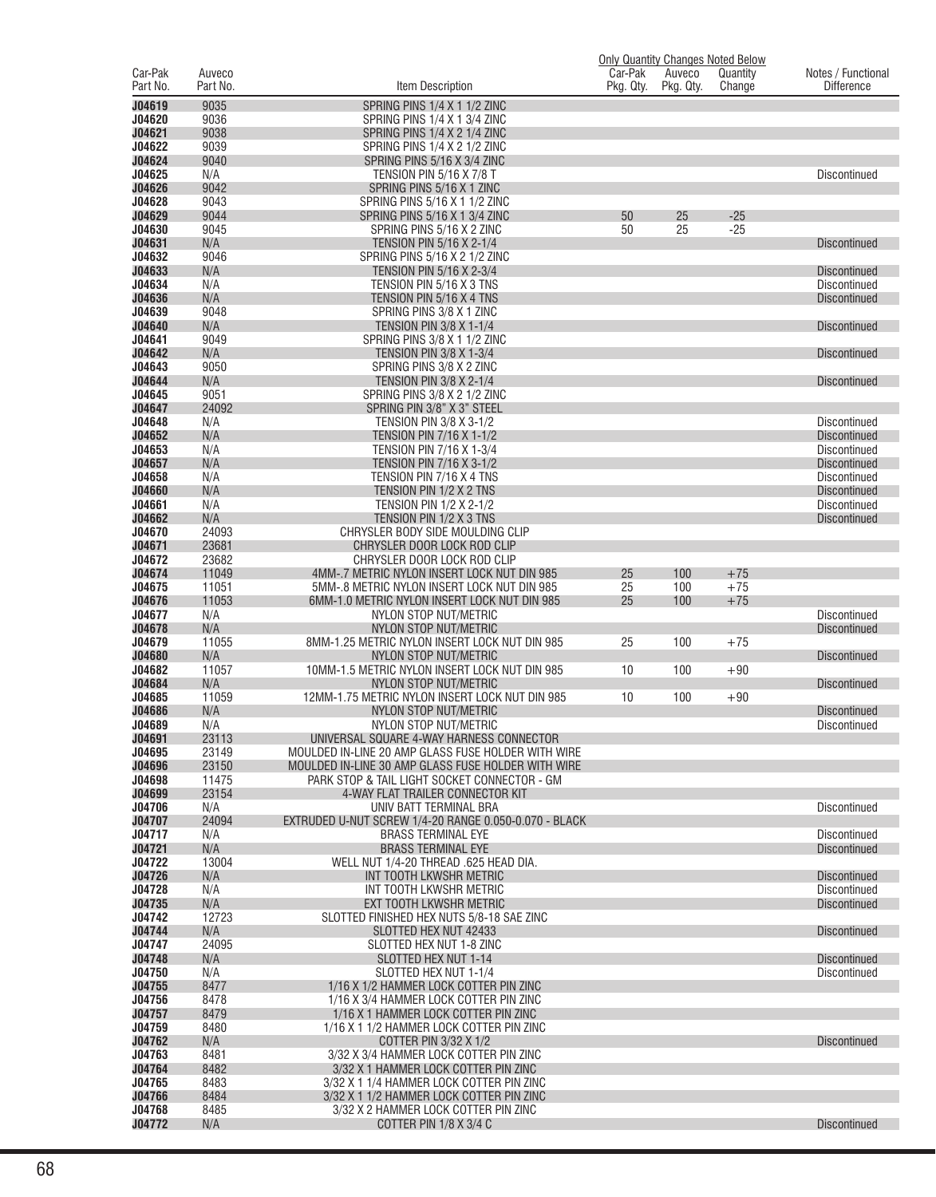| Car-Pak Part No. | Auveco Part No. | Item Description | Car-Pak Pkg. Qty. | Auveco Pkg. Qty. | Quantity Change | Notes / Functional Difference |
|---|---|---|---|---|---|---|
| | | | Only Quantity Changes Noted Below | | | |
| J04619 | 9035 | SPRING PINS 1/4 X 1 1/2 ZINC | | | | |
| J04620 | 9036 | SPRING PINS 1/4 X 1 3/4 ZINC | | | | |
| J04621 | 9038 | SPRING PINS 1/4 X 2 1/4 ZINC | | | | |
| J04622 | 9039 | SPRING PINS 1/4 X 2 1/2 ZINC | | | | |
| J04624 | 9040 | SPRING PINS 5/16 X 3/4 ZINC | | | | |
| J04625 | N/A | TENSION PIN 5/16 X 7/8 T | | | | Discontinued |
| J04626 | 9042 | SPRING PINS 5/16 X 1 ZINC | | | | |
| J04628 | 9043 | SPRING PINS 5/16 X 1 1/2 ZINC | | | | |
| J04629 | 9044 | SPRING PINS 5/16 X 1 3/4 ZINC | 50 | 25 | -25 | |
| J04630 | 9045 | SPRING PINS 5/16 X 2 ZINC | 50 | 25 | -25 | |
| J04631 | N/A | TENSION PIN 5/16 X 2-1/4 | | | | Discontinued |
| J04632 | 9046 | SPRING PINS 5/16 X 2 1/2 ZINC | | | | |
| J04633 | N/A | TENSION PIN 5/16 X 2-3/4 | | | | Discontinued |
| J04634 | N/A | TENSION PIN 5/16 X 3 TNS | | | | Discontinued |
| J04636 | N/A | TENSION PIN 5/16 X 4 TNS | | | | Discontinued |
| J04639 | 9048 | SPRING PINS 3/8 X 1 ZINC | | | | |
| J04640 | N/A | TENSION PIN 3/8 X 1-1/4 | | | | Discontinued |
| J04641 | 9049 | SPRING PINS 3/8 X 1 1/2 ZINC | | | | |
| J04642 | N/A | TENSION PIN 3/8 X 1-3/4 | | | | Discontinued |
| J04643 | 9050 | SPRING PINS 3/8 X 2 ZINC | | | | |
| J04644 | N/A | TENSION PIN 3/8 X 2-1/4 | | | | Discontinued |
| J04645 | 9051 | SPRING PINS 3/8 X 2 1/2 ZINC | | | | |
| J04647 | 24092 | SPRING PIN 3/8" X 3" STEEL | | | | |
| J04648 | N/A | TENSION PIN 3/8 X 3-1/2 | | | | Discontinued |
| J04652 | N/A | TENSION PIN 7/16 X 1-1/2 | | | | Discontinued |
| J04653 | N/A | TENSION PIN 7/16 X 1-3/4 | | | | Discontinued |
| J04657 | N/A | TENSION PIN 7/16 X 3-1/2 | | | | Discontinued |
| J04658 | N/A | TENSION PIN 7/16 X 4 TNS | | | | Discontinued |
| J04660 | N/A | TENSION PIN 1/2 X 2 TNS | | | | Discontinued |
| J04661 | N/A | TENSION PIN 1/2 X 2-1/2 | | | | Discontinued |
| J04662 | N/A | TENSION PIN 1/2 X 3 TNS | | | | Discontinued |
| J04670 | 24093 | CHRYSLER BODY SIDE MOULDING CLIP | | | | |
| J04671 | 23681 | CHRYSLER DOOR LOCK ROD CLIP | | | | |
| J04672 | 23682 | CHRYSLER DOOR LOCK ROD CLIP | | | | |
| J04674 | 11049 | 4MM-.7 METRIC NYLON INSERT LOCK NUT DIN 985 | 25 | 100 | +75 | |
| J04675 | 11051 | 5MM-.8 METRIC NYLON INSERT LOCK NUT DIN 985 | 25 | 100 | +75 | |
| J04676 | 11053 | 6MM-1.0 METRIC NYLON INSERT LOCK NUT DIN 985 | 25 | 100 | +75 | |
| J04677 | N/A | NYLON STOP NUT/METRIC | | | | Discontinued |
| J04678 | N/A | NYLON STOP NUT/METRIC | | | | Discontinued |
| J04679 | 11055 | 8MM-1.25 METRIC NYLON INSERT LOCK NUT DIN 985 | 25 | 100 | +75 | |
| J04680 | N/A | NYLON STOP NUT/METRIC | | | | Discontinued |
| J04682 | 11057 | 10MM-1.5 METRIC NYLON INSERT LOCK NUT DIN 985 | 10 | 100 | +90 | |
| J04684 | N/A | NYLON STOP NUT/METRIC | | | | Discontinued |
| J04685 | 11059 | 12MM-1.75 METRIC NYLON INSERT LOCK NUT DIN 985 | 10 | 100 | +90 | |
| J04686 | N/A | NYLON STOP NUT/METRIC | | | | Discontinued |
| J04689 | N/A | NYLON STOP NUT/METRIC | | | | Discontinued |
| J04691 | 23113 | UNIVERSAL SQUARE 4-WAY HARNESS CONNECTOR | | | | |
| J04695 | 23149 | MOULDED IN-LINE 20 AMP GLASS FUSE HOLDER WITH WIRE | | | | |
| J04696 | 23150 | MOULDED IN-LINE 30 AMP GLASS FUSE HOLDER WITH WIRE | | | | |
| J04698 | 11475 | PARK STOP & TAIL LIGHT SOCKET CONNECTOR - GM | | | | |
| J04699 | 23154 | 4-WAY FLAT TRAILER CONNECTOR KIT | | | | |
| J04706 | N/A | UNIV BATT TERMINAL BRA | | | | Discontinued |
| J04707 | 24094 | EXTRUDED U-NUT SCREW 1/4-20 RANGE 0.050-0.070 - BLACK | | | | |
| J04717 | N/A | BRASS TERMINAL EYE | | | | Discontinued |
| J04721 | N/A | BRASS TERMINAL EYE | | | | Discontinued |
| J04722 | 13004 | WELL NUT 1/4-20 THREAD .625 HEAD DIA. | | | | |
| J04726 | N/A | INT TOOTH LKWSHR METRIC | | | | Discontinued |
| J04728 | N/A | INT TOOTH LKWSHR METRIC | | | | Discontinued |
| J04735 | N/A | EXT TOOTH LKWSHR METRIC | | | | Discontinued |
| J04742 | 12723 | SLOTTED FINISHED HEX NUTS 5/8-18 SAE ZINC | | | | |
| J04744 | N/A | SLOTTED HEX NUT 42433 | | | | Discontinued |
| J04747 | 24095 | SLOTTED HEX NUT 1-8 ZINC | | | | |
| J04748 | N/A | SLOTTED HEX NUT 1-14 | | | | Discontinued |
| J04750 | N/A | SLOTTED HEX NUT 1-1/4 | | | | Discontinued |
| J04755 | 8477 | 1/16 X 1/2 HAMMER LOCK COTTER PIN ZINC | | | | |
| J04756 | 8478 | 1/16 X 3/4 HAMMER LOCK COTTER PIN ZINC | | | | |
| J04757 | 8479 | 1/16 X 1 HAMMER LOCK COTTER PIN ZINC | | | | |
| J04759 | 8480 | 1/16 X 1 1/2 HAMMER LOCK COTTER PIN ZINC | | | | |
| J04762 | N/A | COTTER PIN 3/32 X 1/2 | | | | Discontinued |
| J04763 | 8481 | 3/32 X 3/4 HAMMER LOCK COTTER PIN ZINC | | | | |
| J04764 | 8482 | 3/32 X 1 HAMMER LOCK COTTER PIN ZINC | | | | |
| J04765 | 8483 | 3/32 X 1 1/4 HAMMER LOCK COTTER PIN ZINC | | | | |
| J04766 | 8484 | 3/32 X 1 1/2 HAMMER LOCK COTTER PIN ZINC | | | | |
| J04768 | 8485 | 3/32 X 2 HAMMER LOCK COTTER PIN ZINC | | | | |
| J04772 | N/A | COTTER PIN 1/8 X 3/4 C | | | | Discontinued |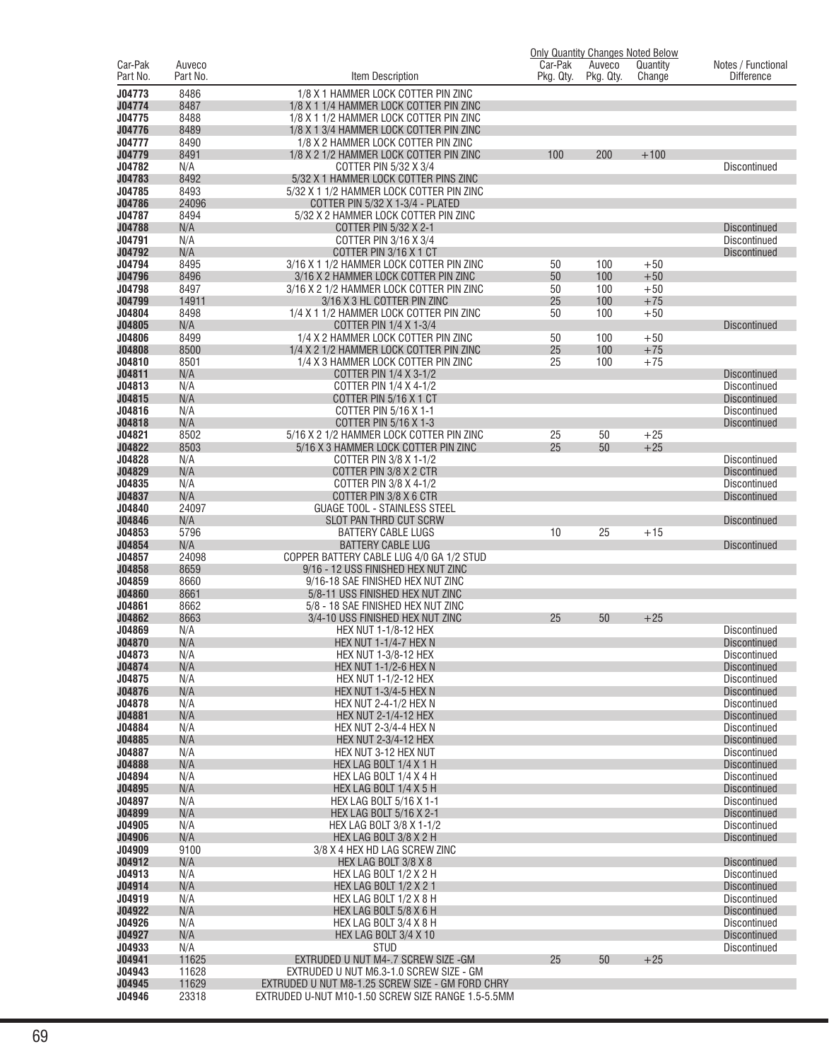| Car-Pak Part No. | Auveco Part No. | Item Description | Car-Pak Pkg. Qty. | Auveco Pkg. Qty. | Quantity Change | Notes / Functional Difference |
|---|---|---|---|---|---|---|
| | | | Only Quantity Changes Noted Below | | | |
| J04773 | 8486 | 1/8 X 1 HAMMER LOCK COTTER PIN ZINC | | | | |
| J04774 | 8487 | 1/8 X 1 1/4 HAMMER LOCK COTTER PIN ZINC | | | | |
| J04775 | 8488 | 1/8 X 1 1/2 HAMMER LOCK COTTER PIN ZINC | | | | |
| J04776 | 8489 | 1/8 X 1 3/4 HAMMER LOCK COTTER PIN ZINC | | | | |
| J04777 | 8490 | 1/8 X 2 HAMMER LOCK COTTER PIN ZINC | | | | |
| J04779 | 8491 | 1/8 X 2 1/2 HAMMER LOCK COTTER PIN ZINC | 100 | 200 | +100 | |
| J04782 | N/A | COTTER PIN 5/32 X 3/4 | | | | Discontinued |
| J04783 | 8492 | 5/32 X 1 HAMMER LOCK COTTER PINS ZINC | | | | |
| J04785 | 8493 | 5/32 X 1 1/2 HAMMER LOCK COTTER PIN ZINC | | | | |
| J04786 | 24096 | COTTER PIN 5/32 X 1-3/4 - PLATED | | | | |
| J04787 | 8494 | 5/32 X 2 HAMMER LOCK COTTER PIN ZINC | | | | |
| J04788 | N/A | COTTER PIN 5/32 X 2-1 | | | | Discontinued |
| J04791 | N/A | COTTER PIN 3/16 X 3/4 | | | | Discontinued |
| J04792 | N/A | COTTER PIN 3/16 X 1 CT | | | | Discontinued |
| J04794 | 8495 | 3/16 X 1 1/2 HAMMER LOCK COTTER PIN ZINC | 50 | 100 | +50 | |
| J04796 | 8496 | 3/16 X 2 HAMMER LOCK COTTER PIN ZINC | 50 | 100 | +50 | |
| J04798 | 8497 | 3/16 X 2 1/2 HAMMER LOCK COTTER PIN ZINC | 50 | 100 | +50 | |
| J04799 | 14911 | 3/16 X 3 HL COTTER PIN ZINC | 25 | 100 | +75 | |
| J04804 | 8498 | 1/4 X 1 1/2 HAMMER LOCK COTTER PIN ZINC | 50 | 100 | +50 | |
| J04805 | N/A | COTTER PIN 1/4 X 1-3/4 | | | | Discontinued |
| J04806 | 8499 | 1/4 X 2 HAMMER LOCK COTTER PIN ZINC | 50 | 100 | +50 | |
| J04808 | 8500 | 1/4 X 2 1/2 HAMMER LOCK COTTER PIN ZINC | 25 | 100 | +75 | |
| J04810 | 8501 | 1/4 X 3 HAMMER LOCK COTTER PIN ZINC | 25 | 100 | +75 | |
| J04811 | N/A | COTTER PIN 1/4 X 3-1/2 | | | | Discontinued |
| J04813 | N/A | COTTER PIN 1/4 X 4-1/2 | | | | Discontinued |
| J04815 | N/A | COTTER PIN 5/16 X 1 CT | | | | Discontinued |
| J04816 | N/A | COTTER PIN 5/16 X 1-1 | | | | Discontinued |
| J04818 | N/A | COTTER PIN 5/16 X 1-3 | | | | Discontinued |
| J04821 | 8502 | 5/16 X 2 1/2 HAMMER LOCK COTTER PIN ZINC | 25 | 50 | +25 | |
| J04822 | 8503 | 5/16 X 3 HAMMER LOCK COTTER PIN ZINC | 25 | 50 | +25 | |
| J04828 | N/A | COTTER PIN 3/8 X 1-1/2 | | | | Discontinued |
| J04829 | N/A | COTTER PIN 3/8 X 2 CTR | | | | Discontinued |
| J04835 | N/A | COTTER PIN 3/8 X 4-1/2 | | | | Discontinued |
| J04837 | N/A | COTTER PIN 3/8 X 6 CTR | | | | Discontinued |
| J04840 | 24097 | GUAGE TOOL - STAINLESS STEEL | | | | |
| J04846 | N/A | SLOT PAN THRD CUT SCRW | | | | Discontinued |
| J04853 | 5796 | BATTERY CABLE LUGS | 10 | 25 | +15 | |
| J04854 | N/A | BATTERY CABLE LUG | | | | Discontinued |
| J04857 | 24098 | COPPER BATTERY CABLE LUG 4/0 GA 1/2 STUD | | | | |
| J04858 | 8659 | 9/16 - 12 USS FINISHED HEX NUT ZINC | | | | |
| J04859 | 8660 | 9/16-18 SAE FINISHED HEX NUT ZINC | | | | |
| J04860 | 8661 | 5/8-11 USS FINISHED HEX NUT ZINC | | | | |
| J04861 | 8662 | 5/8 - 18 SAE FINISHED HEX NUT ZINC | | | | |
| J04862 | 8663 | 3/4-10 USS FINISHED HEX NUT ZINC | 25 | 50 | +25 | |
| J04869 | N/A | HEX NUT 1-1/8-12 HEX | | | | Discontinued |
| J04870 | N/A | HEX NUT 1-1/4-7 HEX N | | | | Discontinued |
| J04873 | N/A | HEX NUT 1-3/8-12 HEX | | | | Discontinued |
| J04874 | N/A | HEX NUT 1-1/2-6 HEX N | | | | Discontinued |
| J04875 | N/A | HEX NUT 1-1/2-12 HEX | | | | Discontinued |
| J04876 | N/A | HEX NUT 1-3/4-5 HEX N | | | | Discontinued |
| J04878 | N/A | HEX NUT 2-4-1/2 HEX N | | | | Discontinued |
| J04881 | N/A | HEX NUT 2-1/4-12 HEX | | | | Discontinued |
| J04884 | N/A | HEX NUT 2-3/4-4 HEX N | | | | Discontinued |
| J04885 | N/A | HEX NUT 2-3/4-12 HEX | | | | Discontinued |
| J04887 | N/A | HEX NUT 3-12 HEX NUT | | | | Discontinued |
| J04888 | N/A | HEX LAG BOLT 1/4 X 1 H | | | | Discontinued |
| J04894 | N/A | HEX LAG BOLT 1/4 X 4 H | | | | Discontinued |
| J04895 | N/A | HEX LAG BOLT 1/4 X 5 H | | | | Discontinued |
| J04897 | N/A | HEX LAG BOLT 5/16 X 1-1 | | | | Discontinued |
| J04899 | N/A | HEX LAG BOLT 5/16 X 2-1 | | | | Discontinued |
| J04905 | N/A | HEX LAG BOLT 3/8 X 1-1/2 | | | | Discontinued |
| J04906 | N/A | HEX LAG BOLT 3/8 X 2 H | | | | Discontinued |
| J04909 | 9100 | 3/8 X 4 HEX HD LAG SCREW ZINC | | | | |
| J04912 | N/A | HEX LAG BOLT 3/8 X 8 | | | | Discontinued |
| J04913 | N/A | HEX LAG BOLT 1/2 X 2 H | | | | Discontinued |
| J04914 | N/A | HEX LAG BOLT 1/2 X 2 1 | | | | Discontinued |
| J04919 | N/A | HEX LAG BOLT 1/2 X 8 H | | | | Discontinued |
| J04922 | N/A | HEX LAG BOLT 5/8 X 6 H | | | | Discontinued |
| J04926 | N/A | HEX LAG BOLT 3/4 X 8 H | | | | Discontinued |
| J04927 | N/A | HEX LAG BOLT 3/4 X 10 | | | | Discontinued |
| J04933 | N/A | STUD | | | | Discontinued |
| J04941 | 11625 | EXTRUDED U NUT M4-.7 SCREW SIZE -GM | 25 | 50 | +25 | |
| J04943 | 11628 | EXTRUDED U NUT M6.3-1.0 SCREW SIZE - GM | | | | |
| J04945 | 11629 | EXTRUDED U NUT M8-1.25 SCREW SIZE - GM FORD CHRY | | | | |
| J04946 | 23318 | EXTRUDED U-NUT M10-1.50 SCREW SIZE RANGE 1.5-5.5MM | | | | |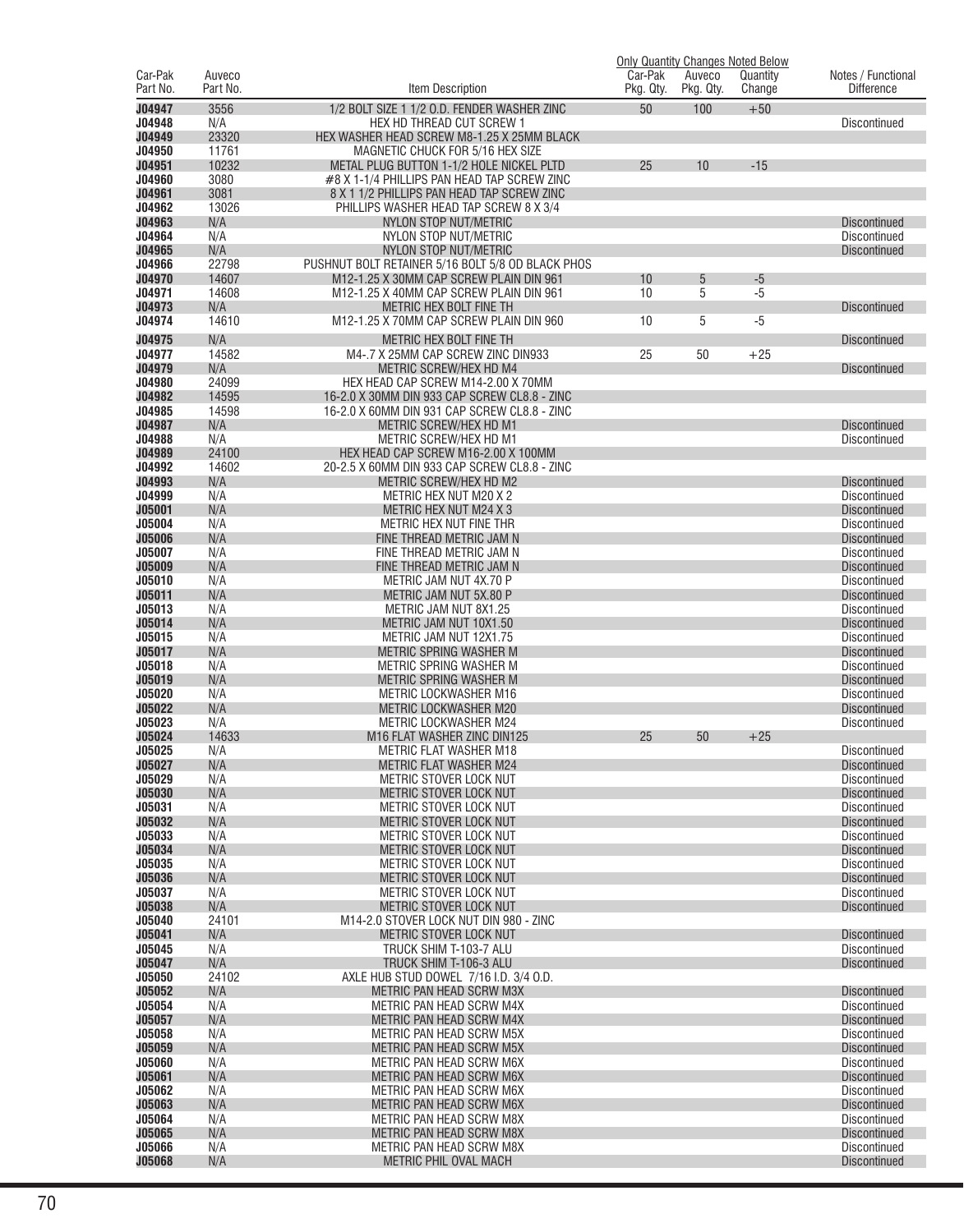| Car-Pak Part No. | Auveco Part No. | Item Description | Car-Pak Pkg. Qty. | Auveco Pkg. Qty. | Quantity Change | Notes / Functional Difference |
|---|---|---|---|---|---|---|
| | | | Only Quantity Changes Noted Below | | | |
| J04947 | 3556 | 1/2 BOLT SIZE 1 1/2 O.D. FENDER WASHER ZINC | 50 | 100 | +50 | |
| J04948 | N/A | HEX HD THREAD CUT SCREW 1 | | | | Discontinued |
| J04949 | 23320 | HEX WASHER HEAD SCREW M8-1.25 X 25MM BLACK | | | | |
| J04950 | 11761 | MAGNETIC CHUCK FOR 5/16 HEX SIZE | | | | |
| J04951 | 10232 | METAL PLUG BUTTON 1-1/2 HOLE NICKEL PLTD | 25 | 10 | -15 | |
| J04960 | 3080 | #8 X 1-1/4 PHILLIPS PAN HEAD TAP SCREW ZINC | | | | |
| J04961 | 3081 | 8 X 1 1/2 PHILLIPS PAN HEAD TAP SCREW ZINC | | | | |
| J04962 | 13026 | PHILLIPS WASHER HEAD TAP SCREW 8 X 3/4 | | | | |
| J04963 | N/A | NYLON STOP NUT/METRIC | | | | Discontinued |
| J04964 | N/A | NYLON STOP NUT/METRIC | | | | Discontinued |
| J04965 | N/A | NYLON STOP NUT/METRIC | | | | Discontinued |
| J04966 | 22798 | PUSHNUT BOLT RETAINER 5/16 BOLT 5/8 OD BLACK PHOS | | | | |
| J04970 | 14607 | M12-1.25 X 30MM CAP SCREW PLAIN DIN 961 | 10 | 5 | -5 | |
| J04971 | 14608 | M12-1.25 X 40MM CAP SCREW PLAIN DIN 961 | 10 | 5 | -5 | |
| J04973 | N/A | METRIC HEX BOLT FINE TH | | | | Discontinued |
| J04974 | 14610 | M12-1.25 X 70MM CAP SCREW PLAIN DIN 960 | 10 | 5 | -5 | |
| J04975 | N/A | METRIC HEX BOLT FINE TH | | | | Discontinued |
| J04977 | 14582 | M4-.7 X 25MM CAP SCREW ZINC DIN933 | 25 | 50 | +25 | |
| J04979 | N/A | METRIC SCREW/HEX HD M4 | | | | Discontinued |
| J04980 | 24099 | HEX HEAD CAP SCREW M14-2.00 X 70MM | | | | |
| J04982 | 14595 | 16-2.0 X 30MM DIN 933 CAP SCREW CL8.8 - ZINC | | | | |
| J04985 | 14598 | 16-2.0 X 60MM DIN 931 CAP SCREW CL8.8 - ZINC | | | | |
| J04987 | N/A | METRIC SCREW/HEX HD M1 | | | | Discontinued |
| J04988 | N/A | METRIC SCREW/HEX HD M1 | | | | Discontinued |
| J04989 | 24100 | HEX HEAD CAP SCREW M16-2.00 X 100MM | | | | |
| J04992 | 14602 | 20-2.5 X 60MM DIN 933 CAP SCREW CL8.8 - ZINC | | | | |
| J04993 | N/A | METRIC SCREW/HEX HD M2 | | | | Discontinued |
| J04999 | N/A | METRIC HEX NUT M20 X 2 | | | | Discontinued |
| J05001 | N/A | METRIC HEX NUT M24 X 3 | | | | Discontinued |
| J05004 | N/A | METRIC HEX NUT FINE THR | | | | Discontinued |
| J05006 | N/A | FINE THREAD METRIC JAM N | | | | Discontinued |
| J05007 | N/A | FINE THREAD METRIC JAM N | | | | Discontinued |
| J05009 | N/A | FINE THREAD METRIC JAM N | | | | Discontinued |
| J05010 | N/A | METRIC JAM NUT 4X.70 P | | | | Discontinued |
| J05011 | N/A | METRIC JAM NUT 5X.80 P | | | | Discontinued |
| J05013 | N/A | METRIC JAM NUT 8X1.25 | | | | Discontinued |
| J05014 | N/A | METRIC JAM NUT 10X1.50 | | | | Discontinued |
| J05015 | N/A | METRIC JAM NUT 12X1.75 | | | | Discontinued |
| J05017 | N/A | METRIC SPRING WASHER M | | | | Discontinued |
| J05018 | N/A | METRIC SPRING WASHER M | | | | Discontinued |
| J05019 | N/A | METRIC SPRING WASHER M | | | | Discontinued |
| J05020 | N/A | METRIC LOCKWASHER M16 | | | | Discontinued |
| J05022 | N/A | METRIC LOCKWASHER M20 | | | | Discontinued |
| J05023 | N/A | METRIC LOCKWASHER M24 | | | | Discontinued |
| J05024 | 14633 | M16 FLAT WASHER ZINC DIN125 | 25 | 50 | +25 | |
| J05025 | N/A | METRIC FLAT WASHER M18 | | | | Discontinued |
| J05027 | N/A | METRIC FLAT WASHER M24 | | | | Discontinued |
| J05029 | N/A | METRIC STOVER LOCK NUT | | | | Discontinued |
| J05030 | N/A | METRIC STOVER LOCK NUT | | | | Discontinued |
| J05031 | N/A | METRIC STOVER LOCK NUT | | | | Discontinued |
| J05032 | N/A | METRIC STOVER LOCK NUT | | | | Discontinued |
| J05033 | N/A | METRIC STOVER LOCK NUT | | | | Discontinued |
| J05034 | N/A | METRIC STOVER LOCK NUT | | | | Discontinued |
| J05035 | N/A | METRIC STOVER LOCK NUT | | | | Discontinued |
| J05036 | N/A | METRIC STOVER LOCK NUT | | | | Discontinued |
| J05037 | N/A | METRIC STOVER LOCK NUT | | | | Discontinued |
| J05038 | N/A | METRIC STOVER LOCK NUT | | | | Discontinued |
| J05040 | 24101 | M14-2.0 STOVER LOCK NUT DIN 980 - ZINC | | | | |
| J05041 | N/A | METRIC STOVER LOCK NUT | | | | Discontinued |
| J05045 | N/A | TRUCK SHIM T-103-7 ALU | | | | Discontinued |
| J05047 | N/A | TRUCK SHIM T-106-3 ALU | | | | Discontinued |
| J05050 | 24102 | AXLE HUB STUD DOWEL 7/16 I.D. 3/4 O.D. | | | | |
| J05052 | N/A | METRIC PAN HEAD SCRW M3X | | | | Discontinued |
| J05054 | N/A | METRIC PAN HEAD SCRW M4X | | | | Discontinued |
| J05057 | N/A | METRIC PAN HEAD SCRW M4X | | | | Discontinued |
| J05058 | N/A | METRIC PAN HEAD SCRW M5X | | | | Discontinued |
| J05059 | N/A | METRIC PAN HEAD SCRW M5X | | | | Discontinued |
| J05060 | N/A | METRIC PAN HEAD SCRW M6X | | | | Discontinued |
| J05061 | N/A | METRIC PAN HEAD SCRW M6X | | | | Discontinued |
| J05062 | N/A | METRIC PAN HEAD SCRW M6X | | | | Discontinued |
| J05063 | N/A | METRIC PAN HEAD SCRW M6X | | | | Discontinued |
| J05064 | N/A | METRIC PAN HEAD SCRW M8X | | | | Discontinued |
| J05065 | N/A | METRIC PAN HEAD SCRW M8X | | | | Discontinued |
| J05066 | N/A | METRIC PAN HEAD SCRW M8X | | | | Discontinued |
| J05068 | N/A | METRIC PHIL OVAL MACH | | | | Discontinued |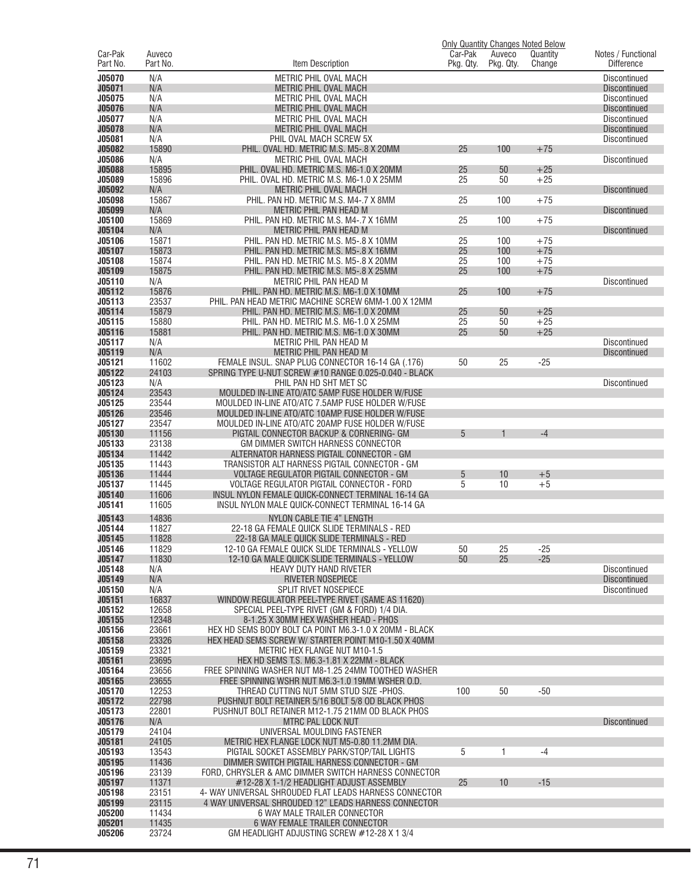| Car-Pak Part No. | Auveco Part No. | Item Description | Car-Pak Pkg. Qty. | Auveco Pkg. Qty. | Quantity Change | Notes / Functional Difference |
|---|---|---|---|---|---|---|
| | | | Only Quantity Changes Noted Below | | | |
| J05070 | N/A | METRIC PHIL OVAL MACH | | | | Discontinued |
| J05071 | N/A | METRIC PHIL OVAL MACH | | | | Discontinued |
| J05075 | N/A | METRIC PHIL OVAL MACH | | | | Discontinued |
| J05076 | N/A | METRIC PHIL OVAL MACH | | | | Discontinued |
| J05077 | N/A | METRIC PHIL OVAL MACH | | | | Discontinued |
| J05078 | N/A | METRIC PHIL OVAL MACH | | | | Discontinued |
| J05081 | N/A | PHIL OVAL MACH SCREW 5X | | | | Discontinued |
| J05082 | 15890 | PHIL. OVAL HD. METRIC M.S. M5-.8 X 20MM | 25 | 100 | +75 | |
| J05086 | N/A | METRIC PHIL OVAL MACH | | | | Discontinued |
| J05088 | 15895 | PHIL. OVAL HD. METRIC M.S. M6-1.0 X 20MM | 25 | 50 | +25 | |
| J05089 | 15896 | PHIL. OVAL HD. METRIC M.S. M6-1.0 X 25MM | 25 | 50 | +25 | |
| J05092 | N/A | METRIC PHIL OVAL MACH | | | | Discontinued |
| J05098 | 15867 | PHIL. PAN HD. METRIC M.S. M4-.7 X 8MM | 25 | 100 | +75 | |
| J05099 | N/A | METRIC PHIL PAN HEAD M | | | | Discontinued |
| J05100 | 15869 | PHIL. PAN HD. METRIC M.S. M4-.7 X 16MM | 25 | 100 | +75 | |
| J05104 | N/A | METRIC PHIL PAN HEAD M | | | | Discontinued |
| J05106 | 15871 | PHIL. PAN HD. METRIC M.S. M5-.8 X 10MM | 25 | 100 | +75 | |
| J05107 | 15873 | PHIL. PAN HD. METRIC M.S. M5-.8 X 16MM | 25 | 100 | +75 | |
| J05108 | 15874 | PHIL. PAN HD. METRIC M.S. M5-.8 X 20MM | 25 | 100 | +75 | |
| J05109 | 15875 | PHIL. PAN HD. METRIC M.S. M5-.8 X 25MM | 25 | 100 | +75 | |
| J05110 | N/A | METRIC PHIL PAN HEAD M | | | | Discontinued |
| J05112 | 15876 | PHIL. PAN HD. METRIC M.S. M6-1.0 X 10MM | 25 | 100 | +75 | |
| J05113 | 23537 | PHIL. PAN HEAD METRIC MACHINE SCREW 6MM-1.00 X 12MM | | | | |
| J05114 | 15879 | PHIL. PAN HD. METRIC M.S. M6-1.0 X 20MM | 25 | 50 | +25 | |
| J05115 | 15880 | PHIL. PAN HD. METRIC M.S. M6-1.0 X 25MM | 25 | 50 | +25 | |
| J05116 | 15881 | PHIL. PAN HD. METRIC M.S. M6-1.0 X 30MM | 25 | 50 | +25 | |
| J05117 | N/A | METRIC PHIL PAN HEAD M | | | | Discontinued |
| J05119 | N/A | METRIC PHIL PAN HEAD M | | | | Discontinued |
| J05121 | 11602 | FEMALE INSUL. SNAP PLUG CONNECTOR 16-14 GA (.176) | 50 | 25 | -25 | |
| J05122 | 24103 | SPRING TYPE U-NUT SCREW #10 RANGE 0.025-0.040 - BLACK | | | | |
| J05123 | N/A | PHIL PAN HD SHT MET SC | | | | Discontinued |
| J05124 | 23543 | MOULDED IN-LINE ATO/ATC 5AMP FUSE HOLDER W/FUSE | | | | |
| J05125 | 23544 | MOULDED IN-LINE ATO/ATC 7.5AMP FUSE HOLDER W/FUSE | | | | |
| J05126 | 23546 | MOULDED IN-LINE ATO/ATC 10AMP FUSE HOLDER W/FUSE | | | | |
| J05127 | 23547 | MOULDED IN-LINE ATO/ATC 20AMP FUSE HOLDER W/FUSE | | | | |
| J05130 | 11156 | PIGTAIL CONNECTOR BACKUP & CORNERING- GM | 5 | 1 | -4 | |
| J05133 | 23138 | GM DIMMER SWITCH HARNESS CONNECTOR | | | | |
| J05134 | 11442 | ALTERNATOR HARNESS PIGTAIL CONNECTOR - GM | | | | |
| J05135 | 11443 | TRANSISTOR ALT HARNESS PIGTAIL CONNECTOR - GM | | | | |
| J05136 | 11444 | VOLTAGE REGULATOR PIGTAIL CONNECTOR - GM | 5 | 10 | +5 | |
| J05137 | 11445 | VOLTAGE REGULATOR PIGTAIL CONNECTOR - FORD | 5 | 10 | +5 | |
| J05140 | 11606 | INSUL NYLON FEMALE QUICK-CONNECT TERMINAL 16-14 GA | | | | |
| J05141 | 11605 | INSUL NYLON MALE QUICK-CONNECT TERMINAL 16-14 GA | | | | |
| J05143 | 14836 | NYLON CABLE TIE 4" LENGTH | | | | |
| J05144 | 11827 | 22-18 GA FEMALE QUICK SLIDE TERMINALS - RED | | | | |
| J05145 | 11828 | 22-18 GA MALE QUICK SLIDE TERMINALS - RED | | | | |
| J05146 | 11829 | 12-10 GA FEMALE QUICK SLIDE TERMINALS - YELLOW | 50 | 25 | -25 | |
| J05147 | 11830 | 12-10 GA MALE QUICK SLIDE TERMINALS - YELLOW | 50 | 25 | -25 | |
| J05148 | N/A | HEAVY DUTY HAND RIVETER | | | | Discontinued |
| J05149 | N/A | RIVETER NOSEPIECE | | | | Discontinued |
| J05150 | N/A | SPLIT RIVET NOSEPIECE | | | | Discontinued |
| J05151 | 16837 | WINDOW REGULATOR PEEL-TYPE RIVET (SAME AS 11620) | | | | |
| J05152 | 12658 | SPECIAL PEEL-TYPE RIVET (GM & FORD) 1/4 DIA. | | | | |
| J05155 | 12348 | 8-1.25 X 30MM HEX WASHER HEAD - PHOS | | | | |
| J05156 | 23661 | HEX HD SEMS BODY BOLT CA POINT M6.3-1.0 X 20MM - BLACK | | | | |
| J05158 | 23326 | HEX HEAD SEMS SCREW W/ STARTER POINT M10-1.50 X 40MM | | | | |
| J05159 | 23321 | METRIC HEX FLANGE NUT M10-1.5 | | | | |
| J05161 | 23695 | HEX HD SEMS T.S. M6.3-1.81 X 22MM - BLACK | | | | |
| J05164 | 23656 | FREE SPINNING WASHER NUT M8-1.25 24MM TOOTHED WASHER | | | | |
| J05165 | 23655 | FREE SPINNING WSHR NUT M6.3-1.0 19MM WSHER O.D. | | | | |
| J05170 | 12253 | THREAD CUTTING NUT 5MM STUD SIZE -PHOS. | 100 | 50 | -50 | |
| J05172 | 22798 | PUSHNUT BOLT RETAINER 5/16 BOLT 5/8 OD BLACK PHOS | | | | |
| J05173 | 22801 | PUSHNUT BOLT RETAINER M12-1.75 21MM OD BLACK PHOS | | | | |
| J05176 | N/A | MTRC PAL LOCK NUT | | | | Discontinued |
| J05179 | 24104 | UNIVERSAL MOULDING FASTENER | | | | |
| J05181 | 24105 | METRIC HEX FLANGE LOCK NUT M5-0.80 11.2MM DIA. | | | | |
| J05193 | 13543 | PIGTAIL SOCKET ASSEMBLY PARK/STOP/TAIL LIGHTS | 5 | 1 | -4 | |
| J05195 | 11436 | DIMMER SWITCH PIGTAIL HARNESS CONNECTOR - GM | | | | |
| J05196 | 23139 | FORD, CHRYSLER & AMC DIMMER SWITCH HARNESS CONNECTOR | | | | |
| J05197 | 11371 | #12-28 X 1-1/2 HEADLIGHT ADJUST ASSEMBLY | 25 | 10 | -15 | |
| J05198 | 23151 | 4- WAY UNIVERSAL SHROUDED FLAT LEADS HARNESS CONNECTOR | | | | |
| J05199 | 23115 | 4 WAY UNIVERSAL SHROUDED 12" LEADS HARNESS CONNECTOR | | | | |
| J05200 | 11434 | 6 WAY MALE TRAILER CONNECTOR | | | | |
| J05201 | 11435 | 6 WAY FEMALE TRAILER CONNECTOR | | | | |
| J05206 | 23724 | GM HEADLIGHT ADJUSTING SCREW #12-28 X 1 3/4 | | | | |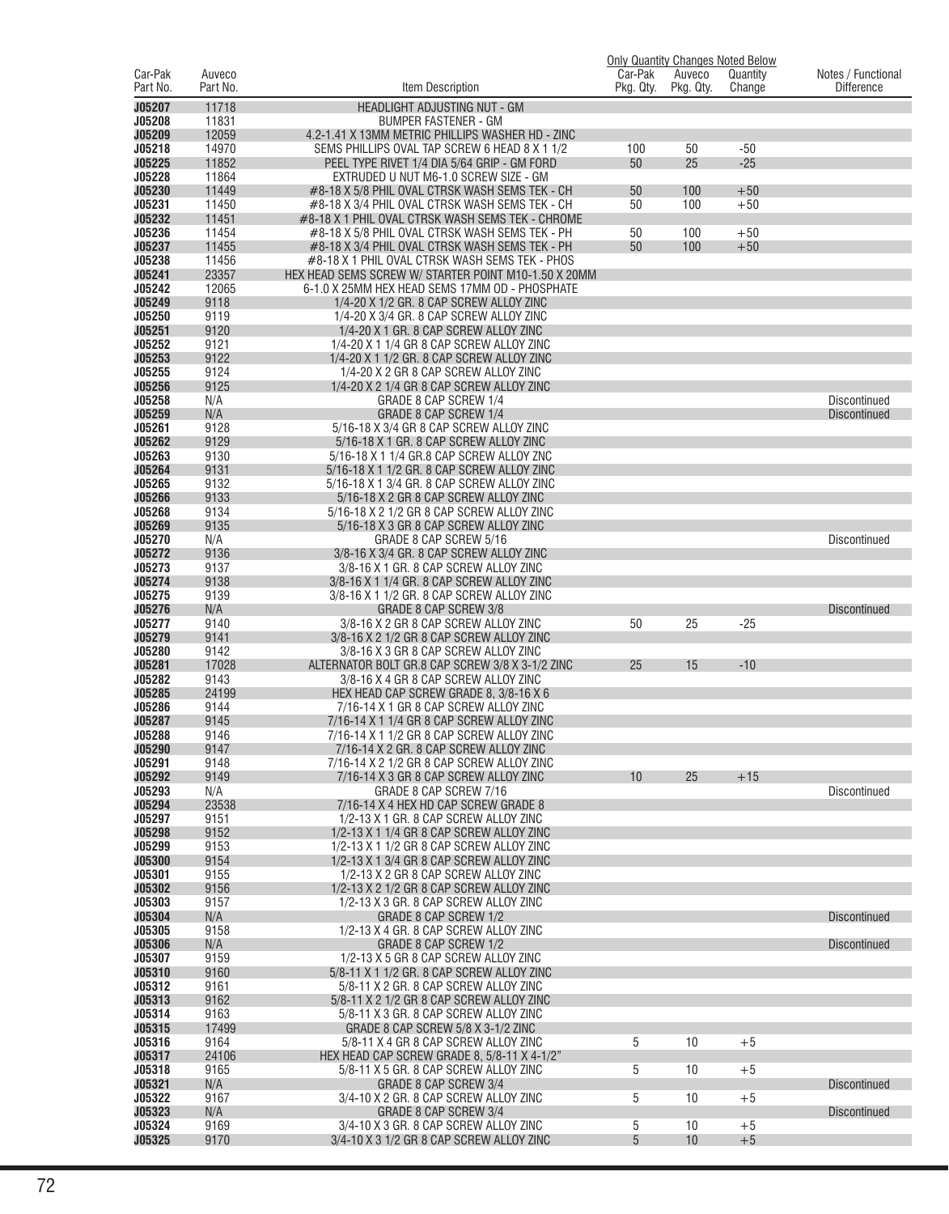| Car-Pak Part No. | Auveco Part No. | Item Description | Car-Pak Pkg. Qty. | Auveco Pkg. Qty. | Quantity Change | Notes / Functional Difference |
|---|---|---|---|---|---|---|
| | | | Only Quantity Changes Noted Below | | | |
| J05207 | 11718 | HEADLIGHT ADJUSTING NUT - GM | | | | |
| J05208 | 11831 | BUMPER FASTENER - GM | | | | |
| J05209 | 12059 | 4.2-1.41 X 13MM METRIC PHILLIPS WASHER HD - ZINC | | | | |
| J05218 | 14970 | SEMS PHILLIPS OVAL TAP SCREW 6 HEAD 8 X 1 1/2 | 100 | 50 | -50 | |
| J05225 | 11852 | PEEL TYPE RIVET 1/4 DIA 5/64 GRIP - GM FORD | 50 | 25 | -25 | |
| J05228 | 11864 | EXTRUDED U NUT M6-1.0 SCREW SIZE - GM | | | | |
| J05230 | 11449 | #8-18 X 5/8 PHIL OVAL CTRSK WASH SEMS TEK - CH | 50 | 100 | +50 | |
| J05231 | 11450 | #8-18 X 3/4 PHIL OVAL CTRSK WASH SEMS TEK - CH | 50 | 100 | +50 | |
| J05232 | 11451 | #8-18 X 1 PHIL OVAL CTRSK WASH SEMS TEK - CHROME | | | | |
| J05236 | 11454 | #8-18 X 5/8 PHIL OVAL CTRSK WASH SEMS TEK - PH | 50 | 100 | +50 | |
| J05237 | 11455 | #8-18 X 3/4 PHIL OVAL CTRSK WASH SEMS TEK - PH | 50 | 100 | +50 | |
| J05238 | 11456 | #8-18 X 1 PHIL OVAL CTRSK WASH SEMS TEK - PHOS | | | | |
| J05241 | 23357 | HEX HEAD SEMS SCREW W/ STARTER POINT M10-1.50 X 20MM | | | | |
| J05242 | 12065 | 6-1.0 X 25MM HEX HEAD SEMS 17MM OD - PHOSPHATE | | | | |
| J05249 | 9118 | 1/4-20 X 1/2 GR. 8 CAP SCREW ALLOY ZINC | | | | |
| J05250 | 9119 | 1/4-20 X 3/4 GR. 8 CAP SCREW ALLOY ZINC | | | | |
| J05251 | 9120 | 1/4-20 X 1 GR. 8 CAP SCREW ALLOY ZINC | | | | |
| J05252 | 9121 | 1/4-20 X 1 1/4 GR 8 CAP SCREW ALLOY ZINC | | | | |
| J05253 | 9122 | 1/4-20 X 1 1/2 GR. 8 CAP SCREW ALLOY ZINC | | | | |
| J05255 | 9124 | 1/4-20 X 2 GR 8 CAP SCREW ALLOY ZINC | | | | |
| J05256 | 9125 | 1/4-20 X 2 1/4 GR 8 CAP SCREW ALLOY ZINC | | | | |
| J05258 | N/A | GRADE 8 CAP SCREW 1/4 | | | | Discontinued |
| J05259 | N/A | GRADE 8 CAP SCREW 1/4 | | | | Discontinued |
| J05261 | 9128 | 5/16-18 X 3/4 GR 8 CAP SCREW ALLOY ZINC | | | | |
| J05262 | 9129 | 5/16-18 X 1 GR. 8 CAP SCREW ALLOY ZINC | | | | |
| J05263 | 9130 | 5/16-18 X 1 1/4 GR.8 CAP SCREW ALLOY ZNC | | | | |
| J05264 | 9131 | 5/16-18 X 1 1/2 GR. 8 CAP SCREW ALLOY ZINC | | | | |
| J05265 | 9132 | 5/16-18 X 1 3/4 GR. 8 CAP SCREW ALLOY ZINC | | | | |
| J05266 | 9133 | 5/16-18 X 2 GR 8 CAP SCREW ALLOY ZINC | | | | |
| J05268 | 9134 | 5/16-18 X 2 1/2 GR 8 CAP SCREW ALLOY ZINC | | | | |
| J05269 | 9135 | 5/16-18 X 3 GR 8 CAP SCREW ALLOY ZINC | | | | |
| J05270 | N/A | GRADE 8 CAP SCREW 5/16 | | | | Discontinued |
| J05272 | 9136 | 3/8-16 X 3/4 GR. 8 CAP SCREW ALLOY ZINC | | | | |
| J05273 | 9137 | 3/8-16 X 1 GR. 8 CAP SCREW ALLOY ZINC | | | | |
| J05274 | 9138 | 3/8-16 X 1 1/4 GR. 8 CAP SCREW ALLOY ZINC | | | | |
| J05275 | 9139 | 3/8-16 X 1 1/2 GR. 8 CAP SCREW ALLOY ZINC | | | | |
| J05276 | N/A | GRADE 8 CAP SCREW 3/8 | | | | Discontinued |
| J05277 | 9140 | 3/8-16 X 2 GR 8 CAP SCREW ALLOY ZINC | 50 | 25 | -25 | |
| J05279 | 9141 | 3/8-16 X 2 1/2 GR 8 CAP SCREW ALLOY ZINC | | | | |
| J05280 | 9142 | 3/8-16 X 3 GR 8 CAP SCREW ALLOY ZINC | | | | |
| J05281 | 17028 | ALTERNATOR BOLT GR.8 CAP SCREW 3/8 X 3-1/2 ZINC | 25 | 15 | -10 | |
| J05282 | 9143 | 3/8-16 X 4 GR 8 CAP SCREW ALLOY ZINC | | | | |
| J05285 | 24199 | HEX HEAD CAP SCREW GRADE 8, 3/8-16 X 6 | | | | |
| J05286 | 9144 | 7/16-14 X 1 GR 8 CAP SCREW ALLOY ZINC | | | | |
| J05287 | 9145 | 7/16-14 X 1 1/4 GR 8 CAP SCREW ALLOY ZINC | | | | |
| J05288 | 9146 | 7/16-14 X 1 1/2 GR 8 CAP SCREW ALLOY ZINC | | | | |
| J05290 | 9147 | 7/16-14 X 2 GR. 8 CAP SCREW ALLOY ZINC | | | | |
| J05291 | 9148 | 7/16-14 X 2 1/2 GR 8 CAP SCREW ALLOY ZINC | | | | |
| J05292 | 9149 | 7/16-14 X 3 GR 8 CAP SCREW ALLOY ZINC | 10 | 25 | +15 | |
| J05293 | N/A | GRADE 8 CAP SCREW 7/16 | | | | Discontinued |
| J05294 | 23538 | 7/16-14 X 4 HEX HD CAP SCREW GRADE 8 | | | | |
| J05297 | 9151 | 1/2-13 X 1 GR. 8 CAP SCREW ALLOY ZINC | | | | |
| J05298 | 9152 | 1/2-13 X 1 1/4 GR 8 CAP SCREW ALLOY ZINC | | | | |
| J05299 | 9153 | 1/2-13 X 1 1/2 GR 8 CAP SCREW ALLOY ZINC | | | | |
| J05300 | 9154 | 1/2-13 X 1 3/4 GR 8 CAP SCREW ALLOY ZINC | | | | |
| J05301 | 9155 | 1/2-13 X 2 GR 8 CAP SCREW ALLOY ZINC | | | | |
| J05302 | 9156 | 1/2-13 X 2 1/2 GR 8 CAP SCREW ALLOY ZINC | | | | |
| J05303 | 9157 | 1/2-13 X 3 GR. 8 CAP SCREW ALLOY ZINC | | | | |
| J05304 | N/A | GRADE 8 CAP SCREW 1/2 | | | | Discontinued |
| J05305 | 9158 | 1/2-13 X 4 GR. 8 CAP SCREW ALLOY ZINC | | | | |
| J05306 | N/A | GRADE 8 CAP SCREW 1/2 | | | | Discontinued |
| J05307 | 9159 | 1/2-13 X 5 GR 8 CAP SCREW ALLOY ZINC | | | | |
| J05310 | 9160 | 5/8-11 X 1 1/2 GR. 8 CAP SCREW ALLOY ZINC | | | | |
| J05312 | 9161 | 5/8-11 X 2 GR. 8 CAP SCREW ALLOY ZINC | | | | |
| J05313 | 9162 | 5/8-11 X 2 1/2 GR 8 CAP SCREW ALLOY ZINC | | | | |
| J05314 | 9163 | 5/8-11 X 3 GR. 8 CAP SCREW ALLOY ZINC | | | | |
| J05315 | 17499 | GRADE 8 CAP SCREW 5/8 X 3-1/2 ZINC | | | | |
| J05316 | 9164 | 5/8-11 X 4 GR 8 CAP SCREW ALLOY ZINC | 5 | 10 | +5 | |
| J05317 | 24106 | HEX HEAD CAP SCREW GRADE 8, 5/8-11 X 4-1/2" | | | | |
| J05318 | 9165 | 5/8-11 X 5 GR. 8 CAP SCREW ALLOY ZINC | 5 | 10 | +5 | |
| J05321 | N/A | GRADE 8 CAP SCREW 3/4 | | | | Discontinued |
| J05322 | 9167 | 3/4-10 X 2 GR. 8 CAP SCREW ALLOY ZINC | 5 | 10 | +5 | |
| J05323 | N/A | GRADE 8 CAP SCREW 3/4 | | | | Discontinued |
| J05324 | 9169 | 3/4-10 X 3 GR. 8 CAP SCREW ALLOY ZINC | 5 | 10 | +5 | |
| J05325 | 9170 | 3/4-10 X 3 1/2 GR 8 CAP SCREW ALLOY ZINC | 5 | 10 | +5 | |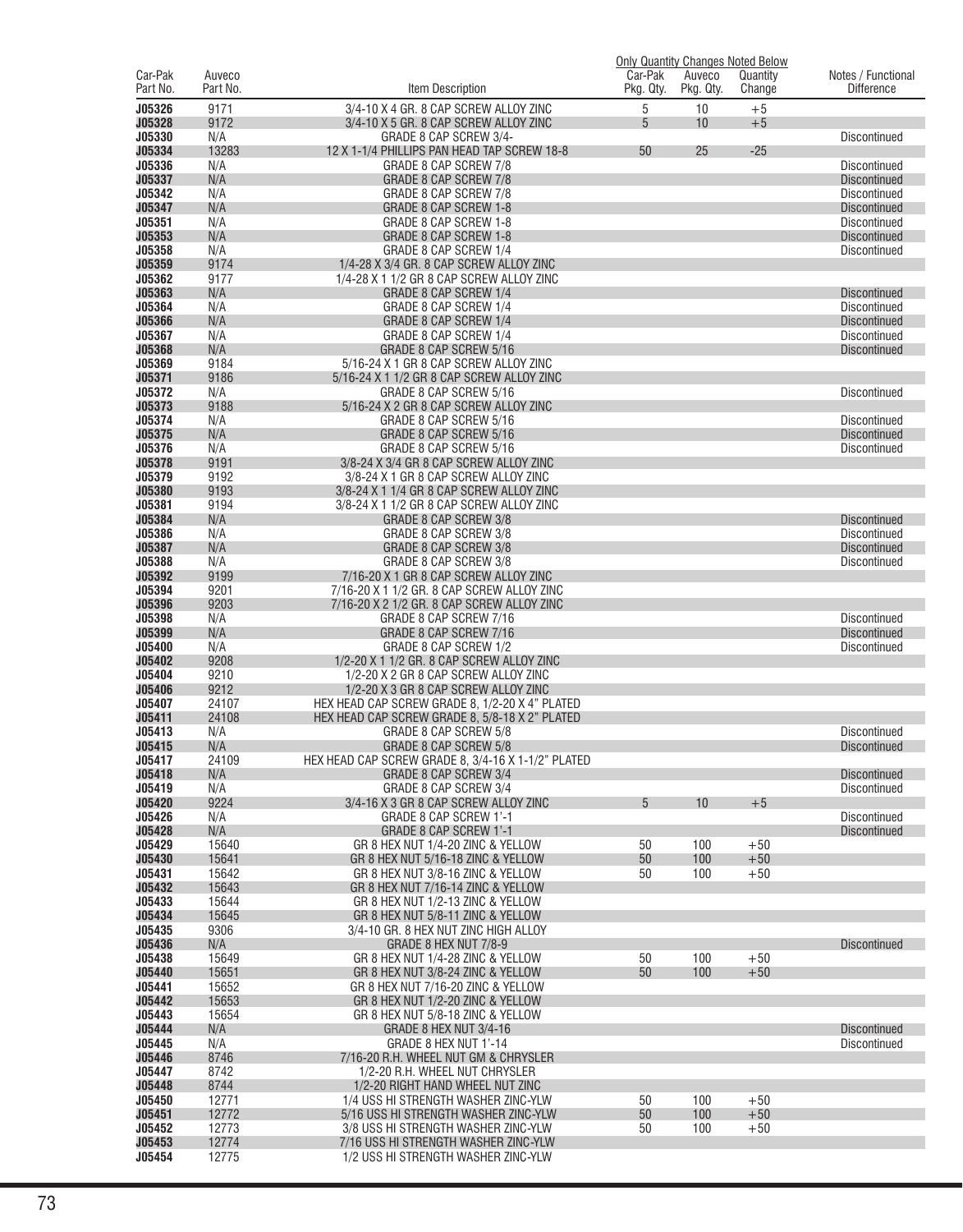| Car-Pak Part No. | Auveco Part No. | Item Description | Car-Pak Pkg. Qty. | Auveco Pkg. Qty. | Quantity Change | Notes / Functional Difference |
|---|---|---|---|---|---|---|
| | | | Only Quantity Changes Noted Below | | | |
| J05326 | 9171 | 3/4-10 X 4 GR. 8 CAP SCREW ALLOY ZINC | 5 | 10 | +5 | |
| J05328 | 9172 | 3/4-10 X 5 GR. 8 CAP SCREW ALLOY ZINC | 5 | 10 | +5 | |
| J05330 | N/A | GRADE 8 CAP SCREW 3/4- | | | | Discontinued |
| J05334 | 13283 | 12 X 1-1/4 PHILLIPS PAN HEAD TAP SCREW 18-8 | 50 | 25 | -25 | |
| J05336 | N/A | GRADE 8 CAP SCREW 7/8 | | | | Discontinued |
| J05337 | N/A | GRADE 8 CAP SCREW 7/8 | | | | Discontinued |
| J05342 | N/A | GRADE 8 CAP SCREW 7/8 | | | | Discontinued |
| J05347 | N/A | GRADE 8 CAP SCREW 1-8 | | | | Discontinued |
| J05351 | N/A | GRADE 8 CAP SCREW 1-8 | | | | Discontinued |
| J05353 | N/A | GRADE 8 CAP SCREW 1-8 | | | | Discontinued |
| J05358 | N/A | GRADE 8 CAP SCREW 1/4 | | | | Discontinued |
| J05359 | 9174 | 1/4-28 X 3/4 GR. 8 CAP SCREW ALLOY ZINC | | | | |
| J05362 | 9177 | 1/4-28 X 1 1/2 GR 8 CAP SCREW ALLOY ZINC | | | | |
| J05363 | N/A | GRADE 8 CAP SCREW 1/4 | | | | Discontinued |
| J05364 | N/A | GRADE 8 CAP SCREW 1/4 | | | | Discontinued |
| J05366 | N/A | GRADE 8 CAP SCREW 1/4 | | | | Discontinued |
| J05367 | N/A | GRADE 8 CAP SCREW 1/4 | | | | Discontinued |
| J05368 | N/A | GRADE 8 CAP SCREW 5/16 | | | | Discontinued |
| J05369 | 9184 | 5/16-24 X 1 GR 8 CAP SCREW ALLOY ZINC | | | | |
| J05371 | 9186 | 5/16-24 X 1 1/2 GR 8 CAP SCREW ALLOY ZINC | | | | |
| J05372 | N/A | GRADE 8 CAP SCREW 5/16 | | | | Discontinued |
| J05373 | 9188 | 5/16-24 X 2 GR 8 CAP SCREW ALLOY ZINC | | | | |
| J05374 | N/A | GRADE 8 CAP SCREW 5/16 | | | | Discontinued |
| J05375 | N/A | GRADE 8 CAP SCREW 5/16 | | | | Discontinued |
| J05376 | N/A | GRADE 8 CAP SCREW 5/16 | | | | Discontinued |
| J05378 | 9191 | 3/8-24 X 3/4 GR 8 CAP SCREW ALLOY ZINC | | | | |
| J05379 | 9192 | 3/8-24 X 1 GR 8 CAP SCREW ALLOY ZINC | | | | |
| J05380 | 9193 | 3/8-24 X 1 1/4 GR 8 CAP SCREW ALLOY ZINC | | | | |
| J05381 | 9194 | 3/8-24 X 1 1/2 GR 8 CAP SCREW ALLOY ZINC | | | | |
| J05384 | N/A | GRADE 8 CAP SCREW 3/8 | | | | Discontinued |
| J05386 | N/A | GRADE 8 CAP SCREW 3/8 | | | | Discontinued |
| J05387 | N/A | GRADE 8 CAP SCREW 3/8 | | | | Discontinued |
| J05388 | N/A | GRADE 8 CAP SCREW 3/8 | | | | Discontinued |
| J05392 | 9199 | 7/16-20 X 1 GR 8 CAP SCREW ALLOY ZINC | | | | |
| J05394 | 9201 | 7/16-20 X 1 1/2 GR. 8 CAP SCREW ALLOY ZINC | | | | |
| J05396 | 9203 | 7/16-20 X 2 1/2 GR. 8 CAP SCREW ALLOY ZINC | | | | |
| J05398 | N/A | GRADE 8 CAP SCREW 7/16 | | | | Discontinued |
| J05399 | N/A | GRADE 8 CAP SCREW 7/16 | | | | Discontinued |
| J05400 | N/A | GRADE 8 CAP SCREW 1/2 | | | | Discontinued |
| J05402 | 9208 | 1/2-20 X 1 1/2 GR. 8 CAP SCREW ALLOY ZINC | | | | |
| J05404 | 9210 | 1/2-20 X 2 GR 8 CAP SCREW ALLOY ZINC | | | | |
| J05406 | 9212 | 1/2-20 X 3 GR 8 CAP SCREW ALLOY ZINC | | | | |
| J05407 | 24107 | HEX HEAD CAP SCREW GRADE 8, 1/2-20 X 4" PLATED | | | | |
| J05411 | 24108 | HEX HEAD CAP SCREW GRADE 8, 5/8-18 X 2" PLATED | | | | |
| J05413 | N/A | GRADE 8 CAP SCREW 5/8 | | | | Discontinued |
| J05415 | N/A | GRADE 8 CAP SCREW 5/8 | | | | Discontinued |
| J05417 | 24109 | HEX HEAD CAP SCREW GRADE 8, 3/4-16 X 1-1/2" PLATED | | | | |
| J05418 | N/A | GRADE 8 CAP SCREW 3/4 | | | | Discontinued |
| J05419 | N/A | GRADE 8 CAP SCREW 3/4 | | | | Discontinued |
| J05420 | 9224 | 3/4-16 X 3 GR 8 CAP SCREW ALLOY ZINC | 5 | 10 | +5 | |
| J05426 | N/A | GRADE 8 CAP SCREW 1'-1 | | | | Discontinued |
| J05428 | N/A | GRADE 8 CAP SCREW 1'-1 | | | | Discontinued |
| J05429 | 15640 | GR 8 HEX NUT 1/4-20 ZINC & YELLOW | 50 | 100 | +50 | |
| J05430 | 15641 | GR 8 HEX NUT 5/16-18 ZINC & YELLOW | 50 | 100 | +50 | |
| J05431 | 15642 | GR 8 HEX NUT 3/8-16 ZINC & YELLOW | 50 | 100 | +50 | |
| J05432 | 15643 | GR 8 HEX NUT 7/16-14 ZINC & YELLOW | | | | |
| J05433 | 15644 | GR 8 HEX NUT 1/2-13 ZINC & YELLOW | | | | |
| J05434 | 15645 | GR 8 HEX NUT 5/8-11 ZINC & YELLOW | | | | |
| J05435 | 9306 | 3/4-10 GR. 8 HEX NUT ZINC HIGH ALLOY | | | | |
| J05436 | N/A | GRADE 8 HEX NUT 7/8-9 | | | | Discontinued |
| J05438 | 15649 | GR 8 HEX NUT 1/4-28 ZINC & YELLOW | 50 | 100 | +50 | |
| J05440 | 15651 | GR 8 HEX NUT 3/8-24 ZINC & YELLOW | 50 | 100 | +50 | |
| J05441 | 15652 | GR 8 HEX NUT 7/16-20 ZINC & YELLOW | | | | |
| J05442 | 15653 | GR 8 HEX NUT 1/2-20 ZINC & YELLOW | | | | |
| J05443 | 15654 | GR 8 HEX NUT 5/8-18 ZINC & YELLOW | | | | |
| J05444 | N/A | GRADE 8 HEX NUT 3/4-16 | | | | Discontinued |
| J05445 | N/A | GRADE 8 HEX NUT 1'-14 | | | | Discontinued |
| J05446 | 8746 | 7/16-20 R.H. WHEEL NUT GM & CHRYSLER | | | | |
| J05447 | 8742 | 1/2-20 R.H. WHEEL NUT CHRYSLER | | | | |
| J05448 | 8744 | 1/2-20 RIGHT HAND WHEEL NUT ZINC | | | | |
| J05450 | 12771 | 1/4 USS HI STRENGTH WASHER ZINC-YLW | 50 | 100 | +50 | |
| J05451 | 12772 | 5/16 USS HI STRENGTH WASHER ZINC-YLW | 50 | 100 | +50 | |
| J05452 | 12773 | 3/8 USS HI STRENGTH WASHER ZINC-YLW | 50 | 100 | +50 | |
| J05453 | 12774 | 7/16 USS HI STRENGTH WASHER ZINC-YLW | | | | |
| J05454 | 12775 | 1/2 USS HI STRENGTH WASHER ZINC-YLW | | | | |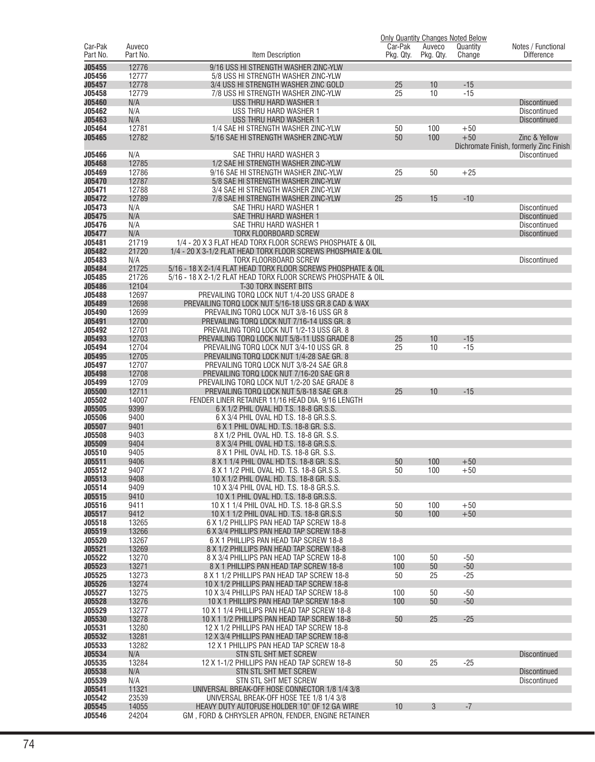| Car-Pak Part No. | Auveco Part No. | Item Description | Car-Pak Pkg. Qty. | Auveco Pkg. Qty. | Quantity Change | Notes / Functional Difference |
|---|---|---|---|---|---|---|
| | | | Only Quantity Changes Noted Below | | | |
| J05455 | 12776 | 9/16 USS HI STRENGTH WASHER ZINC-YLW | | | | |
| J05456 | 12777 | 5/8 USS HI STRENGTH WASHER ZINC-YLW | | | | |
| J05457 | 12778 | 3/4 USS HI STRENGTH WASHER ZINC GOLD | 25 | 10 | -15 | |
| J05458 | 12779 | 7/8 USS HI STRENGTH WASHER ZINC-YLW | 25 | 10 | -15 | |
| J05460 | N/A | USS THRU HARD WASHER 1 | | | | Discontinued |
| J05462 | N/A | USS THRU HARD WASHER 1 | | | | Discontinued |
| J05463 | N/A | USS THRU HARD WASHER 1 | | | | Discontinued |
| J05464 | 12781 | 1/4 SAE HI STRENGTH WASHER ZINC-YLW | 50 | 100 | +50 | |
| J05465 | 12782 | 5/16 SAE HI STRENGTH WASHER ZINC-YLW | 50 | 100 | +50 | Zinc & Yellow Dichromate Finish, formerly Zinc Finish |
| J05466 | N/A | SAE THRU HARD WASHER 3 | | | | Discontinued |
| J05468 | 12785 | 1/2 SAE HI STRENGTH WASHER ZINC-YLW | | | | |
| J05469 | 12786 | 9/16 SAE HI STRENGTH WASHER ZINC-YLW | 25 | 50 | +25 | |
| J05470 | 12787 | 5/8 SAE HI STRENGTH WASHER ZINC-YLW | | | | |
| J05471 | 12788 | 3/4 SAE HI STRENGTH WASHER ZINC-YLW | | | | |
| J05472 | 12789 | 7/8 SAE HI STRENGTH WASHER ZINC-YLW | 25 | 15 | -10 | |
| J05473 | N/A | SAE THRU HARD WASHER 1 | | | | Discontinued |
| J05475 | N/A | SAE THRU HARD WASHER 1 | | | | Discontinued |
| J05476 | N/A | SAE THRU HARD WASHER 1 | | | | Discontinued |
| J05477 | N/A | TORX FLOORBOARD SCREW | | | | Discontinued |
| J05481 | 21719 | 1/4 - 20 X 3 FLAT HEAD TORX FLOOR SCREWS PHOSPHATE & OIL | | | | |
| J05482 | 21720 | 1/4 - 20 X 3-1/2 FLAT HEAD TORX FLOOR SCREWS PHOSPHATE & OIL | | | | |
| J05483 | N/A | TORX FLOORBOARD SCREW | | | | Discontinued |
| J05484 | 21725 | 5/16 - 18 X 2-1/4 FLAT HEAD TORX FLOOR SCREWS PHOSPHATE & OIL | | | | |
| J05485 | 21726 | 5/16 - 18 X 2-1/2 FLAT HEAD TORX FLOOR SCREWS PHOSPHATE & OIL | | | | |
| J05486 | 12104 | T-30 TORX INSERT BITS | | | | |
| J05488 | 12697 | PREVAILING TORQ LOCK NUT 1/4-20 USS GRADE 8 | | | | |
| J05489 | 12698 | PREVAILING TORQ LOCK NUT 5/16-18 USS GR.8 CAD & WAX | | | | |
| J05490 | 12699 | PREVAILING TORQ LOCK NUT 3/8-16 USS GR 8 | | | | |
| J05491 | 12700 | PREVAILING TORQ LOCK NUT 7/16-14 USS GR. 8 | | | | |
| J05492 | 12701 | PREVAILING TORQ LOCK NUT 1/2-13 USS GR. 8 | | | | |
| J05493 | 12703 | PREVAILING TORQ LOCK NUT 5/8-11 USS GRADE 8 | 25 | 10 | -15 | |
| J05494 | 12704 | PREVAILING TORQ LOCK NUT 3/4-10 USS GR. 8 | 25 | 10 | -15 | |
| J05495 | 12705 | PREVAILING TORQ LOCK NUT 1/4-28 SAE GR. 8 | | | | |
| J05497 | 12707 | PREVAILING TORQ LOCK NUT 3/8-24 SAE GR.8 | | | | |
| J05498 | 12708 | PREVAILING TORQ LOCK NUT 7/16-20 SAE GR 8 | | | | |
| J05499 | 12709 | PREVAILING TORQ LOCK NUT 1/2-20 SAE GRADE 8 | | | | |
| J05500 | 12711 | PREVAILING TORQ LOCK NUT 5/8-18 SAE GR.8 | 25 | 10 | -15 | |
| J05502 | 14007 | FENDER LINER RETAINER 11/16 HEAD DIA. 9/16 LENGTH | | | | |
| J05505 | 9399 | 6 X 1/2 PHIL OVAL HD T.S. 18-8 GR.S.S. | | | | |
| J05506 | 9400 | 6 X 3/4 PHIL OVAL HD T.S. 18-8 GR.S.S. | | | | |
| J05507 | 9401 | 6 X 1 PHIL OVAL HD. T.S. 18-8 GR. S.S. | | | | |
| J05508 | 9403 | 8 X 1/2 PHIL OVAL HD. T.S. 18-8 GR. S.S. | | | | |
| J05509 | 9404 | 8 X 3/4 PHIL OVAL HD T.S. 18-8 GR.S.S. | | | | |
| J05510 | 9405 | 8 X 1 PHIL OVAL HD. T.S. 18-8 GR. S.S. | | | | |
| J05511 | 9406 | 8 X 1 1/4 PHIL OVAL HD T.S. 18-8 GR. S.S. | 50 | 100 | +50 | |
| J05512 | 9407 | 8 X 1 1/2 PHIL OVAL HD. T.S. 18-8 GR.S.S. | 50 | 100 | +50 | |
| J05513 | 9408 | 10 X 1/2 PHIL OVAL HD. T.S. 18-8 GR. S.S. | | | | |
| J05514 | 9409 | 10 X 3/4 PHIL OVAL HD. T.S. 18-8 GR.S.S. | | | | |
| J05515 | 9410 | 10 X 1 PHIL OVAL HD. T.S. 18-8 GR.S.S. | | | | |
| J05516 | 9411 | 10 X 1 1/4 PHIL OVAL HD. T.S. 18-8 GR.S.S | 50 | 100 | +50 | |
| J05517 | 9412 | 10 X 1 1/2 PHIL OVAL HD. T.S. 18-8 GR.S.S | 50 | 100 | +50 | |
| J05518 | 13265 | 6 X 1/2 PHILLIPS PAN HEAD TAP SCREW 18-8 | | | | |
| J05519 | 13266 | 6 X 3/4 PHILLIPS PAN HEAD TAP SCREW 18-8 | | | | |
| J05520 | 13267 | 6 X 1 PHILLIPS PAN HEAD TAP SCREW 18-8 | | | | |
| J05521 | 13269 | 8 X 1/2 PHILLIPS PAN HEAD TAP SCREW 18-8 | | | | |
| J05522 | 13270 | 8 X 3/4 PHILLIPS PAN HEAD TAP SCREW 18-8 | 100 | 50 | -50 | |
| J05523 | 13271 | 8 X 1 PHILLIPS PAN HEAD TAP SCREW 18-8 | 100 | 50 | -50 | |
| J05525 | 13273 | 8 X 1 1/2 PHILLIPS PAN HEAD TAP SCREW 18-8 | 50 | 25 | -25 | |
| J05526 | 13274 | 10 X 1/2 PHILLIPS PAN HEAD TAP SCREW 18-8 | | | | |
| J05527 | 13275 | 10 X 3/4 PHILLIPS PAN HEAD TAP SCREW 18-8 | 100 | 50 | -50 | |
| J05528 | 13276 | 10 X 1 PHILLIPS PAN HEAD TAP SCREW 18-8 | 100 | 50 | -50 | |
| J05529 | 13277 | 10 X 1 1/4 PHILLIPS PAN HEAD TAP SCREW 18-8 | | | | |
| J05530 | 13278 | 10 X 1 1/2 PHILLIPS PAN HEAD TAP SCREW 18-8 | 50 | 25 | -25 | |
| J05531 | 13280 | 12 X 1/2 PHILLIPS PAN HEAD TAP SCREW 18-8 | | | | |
| J05532 | 13281 | 12 X 3/4 PHILLIPS PAN HEAD TAP SCREW 18-8 | | | | |
| J05533 | 13282 | 12 X 1 PHILLIPS PAN HEAD TAP SCREW 18-8 | | | | |
| J05534 | N/A | STN STL SHT MET SCREW | | | | Discontinued |
| J05535 | 13284 | 12 X 1-1/2 PHILLIPS PAN HEAD TAP SCREW 18-8 | 50 | 25 | -25 | |
| J05538 | N/A | STN STL SHT MET SCREW | | | | Discontinued |
| J05539 | N/A | STN STL SHT MET SCREW | | | | Discontinued |
| J05541 | 11321 | UNIVERSAL BREAK-OFF HOSE CONNECTOR 1/8 1/4 3/8 | | | | |
| J05542 | 23539 | UNIVERSAL BREAK-OFF HOSE TEE 1/8 1/4 3/8 | | | | |
| J05545 | 14055 | HEAVY DUTY AUTOFUSE HOLDER 10" OF 12 GA WIRE | 10 | 3 | -7 | |
| J05546 | 24204 | GM , FORD & CHRYSLER APRON, FENDER, ENGINE RETAINER | | | | |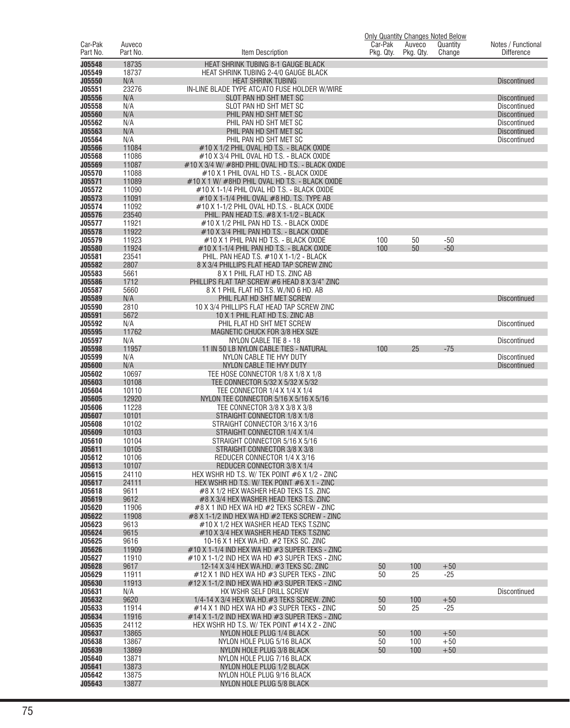| Car-Pak Part No. | Auveco Part No. | Item Description | Car-Pak Pkg. Qty. | Auveco Pkg. Qty. | Quantity Change | Notes / Functional Difference |
|---|---|---|---|---|---|---|
| | | | Only Quantity Changes Noted Below | | | |
| J05548 | 18735 | HEAT SHRINK TUBING 8-1 GAUGE BLACK | | | | |
| J05549 | 18737 | HEAT SHRINK TUBING 2-4/0 GAUGE BLACK | | | | |
| J05550 | N/A | HEAT SHRINK TUBING | | | | Discontinued |
| J05551 | 23276 | IN-LINE BLADE TYPE ATC/ATO FUSE HOLDER W/WIRE | | | | |
| J05556 | N/A | SLOT PAN HD SHT MET SC | | | | Discontinued |
| J05558 | N/A | SLOT PAN HD SHT MET SC | | | | Discontinued |
| J05560 | N/A | PHIL PAN HD SHT MET SC | | | | Discontinued |
| J05562 | N/A | PHIL PAN HD SHT MET SC | | | | Discontinued |
| J05563 | N/A | PHIL PAN HD SHT MET SC | | | | Discontinued |
| J05564 | N/A | PHIL PAN HD SHT MET SC | | | | Discontinued |
| J05566 | 11084 | #10 X 1/2 PHIL OVAL HD T.S. - BLACK OXIDE | | | | |
| J05568 | 11086 | #10 X 3/4 PHIL OVAL HD T.S. - BLACK OXIDE | | | | |
| J05569 | 11087 | #10 X 3/4 W/ #8HD PHIL OVAL HD T.S. - BLACK OXIDE | | | | |
| J05570 | 11088 | #10 X 1 PHIL OVAL HD T.S. - BLACK OXIDE | | | | |
| J05571 | 11089 | #10 X 1 W/ #8HD PHIL OVAL HD T.S. - BLACK OXIDE | | | | |
| J05572 | 11090 | #10 X 1-1/4 PHIL OVAL HD T.S. - BLACK OXIDE | | | | |
| J05573 | 11091 | #10 X 1-1/4 PHIL OVAL #8 HD. T.S. TYPE AB | | | | |
| J05574 | 11092 | #10 X 1-1/2 PHIL OVAL HD.T.S. - BLACK OXIDE | | | | |
| J05576 | 23540 | PHIL. PAN HEAD T.S. #8 X 1-1/2 - BLACK | | | | |
| J05577 | 11921 | #10 X 1/2 PHIL PAN HD T.S. - BLACK OXIDE | | | | |
| J05578 | 11922 | #10 X 3/4 PHIL PAN HD T.S. - BLACK OXIDE | | | | |
| J05579 | 11923 | #10 X 1 PHIL PAN HD T.S. - BLACK OXIDE | 100 | 50 | -50 | |
| J05580 | 11924 | #10 X 1-1/4 PHIL PAN HD T.S. - BLACK OXIDE | 100 | 50 | -50 | |
| J05581 | 23541 | PHIL. PAN HEAD T.S. #10 X 1-1/2 - BLACK | | | | |
| J05582 | 2807 | 8 X 3/4 PHILLIPS FLAT HEAD TAP SCREW ZINC | | | | |
| J05583 | 5661 | 8 X 1 PHIL FLAT HD T.S. ZINC AB | | | | |
| J05586 | 1712 | PHILLIPS FLAT TAP SCREW #6 HEAD 8 X 3/4" ZINC | | | | |
| J05587 | 5660 | 8 X 1 PHIL FLAT HD T.S. W./NO 6 HD. AB | | | | |
| J05589 | N/A | PHIL FLAT HD SHT MET SCREW | | | | Discontinued |
| J05590 | 2810 | 10 X 3/4 PHILLIPS FLAT HEAD TAP SCREW ZINC | | | | |
| J05591 | 5672 | 10 X 1 PHIL FLAT HD T.S. ZINC AB | | | | |
| J05592 | N/A | PHIL FLAT HD SHT MET SCREW | | | | Discontinued |
| J05595 | 11762 | MAGNETIC CHUCK FOR 3/8 HEX SIZE | | | | |
| J05597 | N/A | NYLON CABLE TIE 8 - 18 | | | | Discontinued |
| J05598 | 11957 | 11 IN 50 LB NYLON CABLE TIES - NATURAL | 100 | 25 | -75 | |
| J05599 | N/A | NYLON CABLE TIE HVY DUTY | | | | Discontinued |
| J05600 | N/A | NYLON CABLE TIE HVY DUTY | | | | Discontinued |
| J05602 | 10697 | TEE HOSE CONNECTOR 1/8 X 1/8 X 1/8 | | | | |
| J05603 | 10108 | TEE CONNECTOR 5/32 X 5/32 X 5/32 | | | | |
| J05604 | 10110 | TEE CONNECTOR 1/4 X 1/4 X 1/4 | | | | |
| J05605 | 12920 | NYLON TEE CONNECTOR 5/16 X 5/16 X 5/16 | | | | |
| J05606 | 11228 | TEE CONNECTOR 3/8 X 3/8 X 3/8 | | | | |
| J05607 | 10101 | STRAIGHT CONNECTOR 1/8 X 1/8 | | | | |
| J05608 | 10102 | STRAIGHT CONNECTOR 3/16 X 3/16 | | | | |
| J05609 | 10103 | STRAIGHT CONNECTOR 1/4 X 1/4 | | | | |
| J05610 | 10104 | STRAIGHT CONNECTOR 5/16 X 5/16 | | | | |
| J05611 | 10105 | STRAIGHT CONNECTOR 3/8 X 3/8 | | | | |
| J05612 | 10106 | REDUCER CONNECTOR 1/4 X 3/16 | | | | |
| J05613 | 10107 | REDUCER CONNECTOR 3/8 X 1/4 | | | | |
| J05615 | 24110 | HEX WSHR HD T.S. W/ TEK POINT #6 X 1/2 - ZINC | | | | |
| J05617 | 24111 | HEX WSHR HD T.S. W/ TEK POINT #6 X 1 - ZINC | | | | |
| J05618 | 9611 | #8 X 1/2 HEX WASHER HEAD TEKS T.S. ZINC | | | | |
| J05619 | 9612 | #8 X 3/4 HEX WASHER HEAD TEKS T.S. ZINC | | | | |
| J05620 | 11906 | #8 X 1 IND HEX WA HD #2 TEKS SCREW - ZINC | | | | |
| J05622 | 11908 | #8 X 1-1/2 IND HEX WA HD #2 TEKS SCREW - ZINC | | | | |
| J05623 | 9613 | #10 X 1/2 HEX WASHER HEAD TEKS T.SZINC | | | | |
| J05624 | 9615 | #10 X 3/4 HEX WASHER HEAD TEKS T.SZINC | | | | |
| J05625 | 9616 | 10-16 X 1 HEX WA.HD. #2 TEKS SC. ZINC | | | | |
| J05626 | 11909 | #10 X 1-1/4 IND HEX WA HD #3 SUPER TEKS - ZINC | | | | |
| J05627 | 11910 | #10 X 1-1/2 IND HEX WA HD #3 SUPER TEKS - ZINC | | | | |
| J05628 | 9617 | 12-14 X 3/4 HEX WA.HD. #3 TEKS SC. ZINC | 50 | 100 | +50 | |
| J05629 | 11911 | #12 X 1 IND HEX WA HD #3 SUPER TEKS - ZINC | 50 | 25 | -25 | |
| J05630 | 11913 | #12 X 1-1/2 IND HEX WA HD #3 SUPER TEKS - ZINC | | | | |
| J05631 | N/A | HX WSHR SELF DRILL SCREW | | | | Discontinued |
| J05632 | 9620 | 1/4-14 X 3/4 HEX WA.HD.#3 TEKS SCREW. ZINC | 50 | 100 | +50 | |
| J05633 | 11914 | #14 X 1 IND HEX WA HD #3 SUPER TEKS - ZINC | 50 | 25 | -25 | |
| J05634 | 11916 | #14 X 1-1/2 IND HEX WA HD #3 SUPER TEKS - ZINC | | | | |
| J05635 | 24112 | HEX WSHR HD T.S. W/ TEK POINT #14 X 2 - ZINC | | | | |
| J05637 | 13865 | NYLON HOLE PLUG 1/4 BLACK | 50 | 100 | +50 | |
| J05638 | 13867 | NYLON HOLE PLUG 5/16 BLACK | 50 | 100 | +50 | |
| J05639 | 13869 | NYLON HOLE PLUG 3/8 BLACK | 50 | 100 | +50 | |
| J05640 | 13871 | NYLON HOLE PLUG 7/16 BLACK | | | | |
| J05641 | 13873 | NYLON HOLE PLUG 1/2 BLACK | | | | |
| J05642 | 13875 | NYLON HOLE PLUG 9/16 BLACK | | | | |
| J05643 | 13877 | NYLON HOLE PLUG 5/8 BLACK | | | | |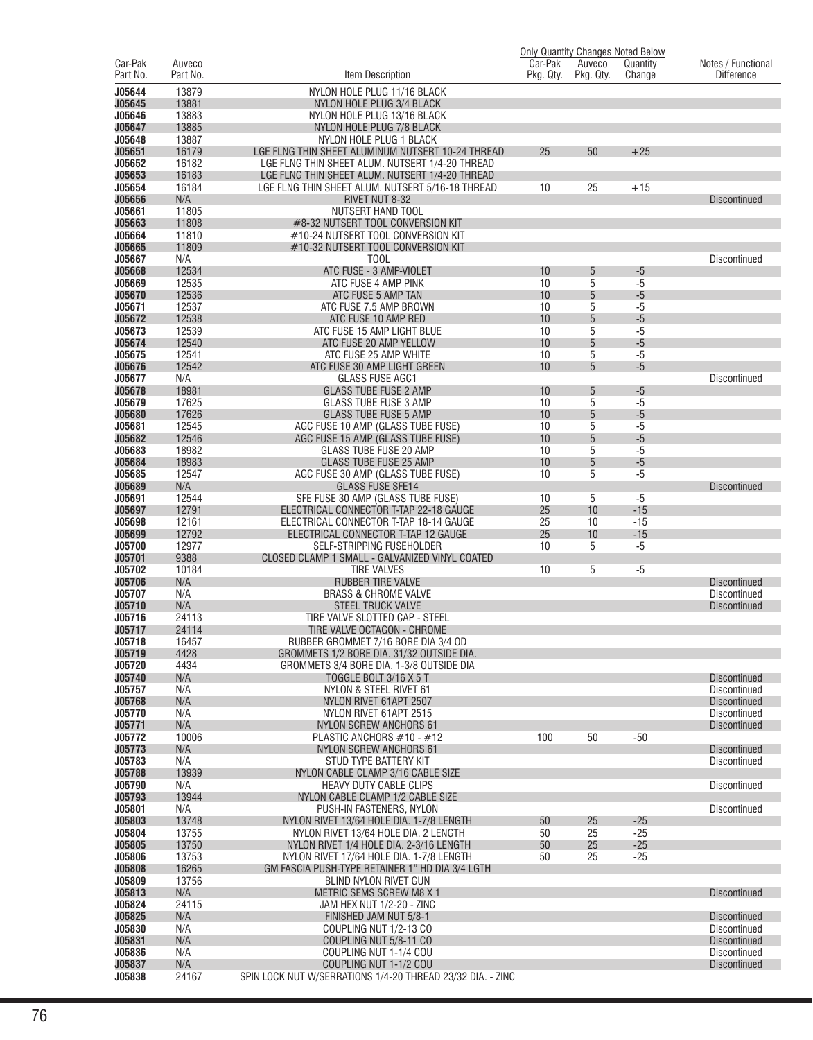| Car-Pak Part No. | Auveco Part No. | Item Description | Car-Pak Pkg. Qty. | Auveco Pkg. Qty. | Quantity Change | Notes / Functional Difference |
|---|---|---|---|---|---|---|
| | | | Only Quantity Changes Noted Below | | | |
| J05644 | 13879 | NYLON HOLE PLUG 11/16 BLACK | | | | |
| J05645 | 13881 | NYLON HOLE PLUG 3/4 BLACK | | | | |
| J05646 | 13883 | NYLON HOLE PLUG 13/16 BLACK | | | | |
| J05647 | 13885 | NYLON HOLE PLUG 7/8 BLACK | | | | |
| J05648 | 13887 | NYLON HOLE PLUG 1 BLACK | | | | |
| J05651 | 16179 | LGE FLNG THIN SHEET ALUMINUM NUTSERT 10-24 THREAD | 25 | 50 | +25 | |
| J05652 | 16182 | LGE FLNG THIN SHEET ALUM. NUTSERT 1/4-20 THREAD | | | | |
| J05653 | 16183 | LGE FLNG THIN SHEET ALUM. NUTSERT 1/4-20 THREAD | | | | |
| J05654 | 16184 | LGE FLNG THIN SHEET ALUM. NUTSERT 5/16-18 THREAD | 10 | 25 | +15 | |
| J05656 | N/A | RIVET NUT 8-32 | | | | Discontinued |
| J05661 | 11805 | NUTSERT HAND TOOL | | | | |
| J05663 | 11808 | #8-32 NUTSERT TOOL CONVERSION KIT | | | | |
| J05664 | 11810 | #10-24 NUTSERT TOOL CONVERSION KIT | | | | |
| J05665 | 11809 | #10-32 NUTSERT TOOL CONVERSION KIT | | | | |
| J05667 | N/A | TOOL | | | | Discontinued |
| J05668 | 12534 | ATC FUSE - 3 AMP-VIOLET | 10 | 5 | -5 | |
| J05669 | 12535 | ATC FUSE 4 AMP PINK | 10 | 5 | -5 | |
| J05670 | 12536 | ATC FUSE 5 AMP TAN | 10 | 5 | -5 | |
| J05671 | 12537 | ATC FUSE 7.5 AMP BROWN | 10 | 5 | -5 | |
| J05672 | 12538 | ATC FUSE 10 AMP RED | 10 | 5 | -5 | |
| J05673 | 12539 | ATC FUSE 15 AMP LIGHT BLUE | 10 | 5 | -5 | |
| J05674 | 12540 | ATC FUSE 20 AMP YELLOW | 10 | 5 | -5 | |
| J05675 | 12541 | ATC FUSE 25 AMP WHITE | 10 | 5 | -5 | |
| J05676 | 12542 | ATC FUSE 30 AMP LIGHT GREEN | 10 | 5 | -5 | |
| J05677 | N/A | GLASS FUSE AGC1 | | | | Discontinued |
| J05678 | 18981 | GLASS TUBE FUSE 2 AMP | 10 | 5 | -5 | |
| J05679 | 17625 | GLASS TUBE FUSE 3 AMP | 10 | 5 | -5 | |
| J05680 | 17626 | GLASS TUBE FUSE 5 AMP | 10 | 5 | -5 | |
| J05681 | 12545 | AGC FUSE 10 AMP (GLASS TUBE FUSE) | 10 | 5 | -5 | |
| J05682 | 12546 | AGC FUSE 15 AMP (GLASS TUBE FUSE) | 10 | 5 | -5 | |
| J05683 | 18982 | GLASS TUBE FUSE 20 AMP | 10 | 5 | -5 | |
| J05684 | 18983 | GLASS TUBE FUSE 25 AMP | 10 | 5 | -5 | |
| J05685 | 12547 | AGC FUSE 30 AMP (GLASS TUBE FUSE) | 10 | 5 | -5 | |
| J05689 | N/A | GLASS FUSE SFE14 | | | | Discontinued |
| J05691 | 12544 | SFE FUSE 30 AMP (GLASS TUBE FUSE) | 10 | 5 | -5 | |
| J05697 | 12791 | ELECTRICAL CONNECTOR T-TAP 22-18 GAUGE | 25 | 10 | -15 | |
| J05698 | 12161 | ELECTRICAL CONNECTOR T-TAP 18-14 GAUGE | 25 | 10 | -15 | |
| J05699 | 12792 | ELECTRICAL CONNECTOR T-TAP 12 GAUGE | 25 | 10 | -15 | |
| J05700 | 12977 | SELF-STRIPPING FUSEHOLDER | 10 | 5 | -5 | |
| J05701 | 9388 | CLOSED CLAMP 1 SMALL - GALVANIZED VINYL COATED | | | | |
| J05702 | 10184 | TIRE VALVES | 10 | 5 | -5 | |
| J05706 | N/A | RUBBER TIRE VALVE | | | | Discontinued |
| J05707 | N/A | BRASS & CHROME VALVE | | | | Discontinued |
| J05710 | N/A | STEEL TRUCK VALVE | | | | Discontinued |
| J05716 | 24113 | TIRE VALVE SLOTTED CAP - STEEL | | | | |
| J05717 | 24114 | TIRE VALVE OCTAGON - CHROME | | | | |
| J05718 | 16457 | RUBBER GROMMET 7/16 BORE DIA 3/4 OD | | | | |
| J05719 | 4428 | GROMMETS 1/2 BORE DIA. 31/32 OUTSIDE DIA. | | | | |
| J05720 | 4434 | GROMMETS 3/4 BORE DIA. 1-3/8 OUTSIDE DIA | | | | |
| J05740 | N/A | TOGGLE BOLT 3/16 X 5 T | | | | Discontinued |
| J05757 | N/A | NYLON & STEEL RIVET 61 | | | | Discontinued |
| J05768 | N/A | NYLON RIVET 61APT 2507 | | | | Discontinued |
| J05770 | N/A | NYLON RIVET 61APT 2515 | | | | Discontinued |
| J05771 | N/A | NYLON SCREW ANCHORS 61 | | | | Discontinued |
| J05772 | 10006 | PLASTIC ANCHORS #10 - #12 | 100 | 50 | -50 | |
| J05773 | N/A | NYLON SCREW ANCHORS 61 | | | | Discontinued |
| J05783 | N/A | STUD TYPE BATTERY KIT | | | | Discontinued |
| J05788 | 13939 | NYLON CABLE CLAMP 3/16 CABLE SIZE | | | | |
| J05790 | N/A | HEAVY DUTY CABLE CLIPS | | | | Discontinued |
| J05793 | 13944 | NYLON CABLE CLAMP 1/2 CABLE SIZE | | | | |
| J05801 | N/A | PUSH-IN FASTENERS, NYLON | | | | Discontinued |
| J05803 | 13748 | NYLON RIVET 13/64 HOLE DIA. 1-7/8 LENGTH | 50 | 25 | -25 | |
| J05804 | 13755 | NYLON RIVET 13/64 HOLE DIA. 2 LENGTH | 50 | 25 | -25 | |
| J05805 | 13750 | NYLON RIVET 1/4 HOLE DIA. 2-3/16 LENGTH | 50 | 25 | -25 | |
| J05806 | 13753 | NYLON RIVET 17/64 HOLE DIA. 1-7/8 LENGTH | 50 | 25 | -25 | |
| J05808 | 16265 | GM FASCIA PUSH-TYPE RETAINER 1" HD DIA 3/4 LGTH | | | | |
| J05809 | 13756 | BLIND NYLON RIVET GUN | | | | |
| J05813 | N/A | METRIC SEMS SCREW M8 X 1 | | | | Discontinued |
| J05824 | 24115 | JAM HEX NUT 1/2-20 - ZINC | | | | |
| J05825 | N/A | FINISHED JAM NUT 5/8-1 | | | | Discontinued |
| J05830 | N/A | COUPLING NUT 1/2-13 CO | | | | Discontinued |
| J05831 | N/A | COUPLING NUT 5/8-11 CO | | | | Discontinued |
| J05836 | N/A | COUPLING NUT 1-1/4 COU | | | | Discontinued |
| J05837 | N/A | COUPLING NUT 1-1/2 COU | | | | Discontinued |
| J05838 | 24167 | SPIN LOCK NUT W/SERRATIONS 1/4-20 THREAD 23/32 DIA. - ZINC | | | | |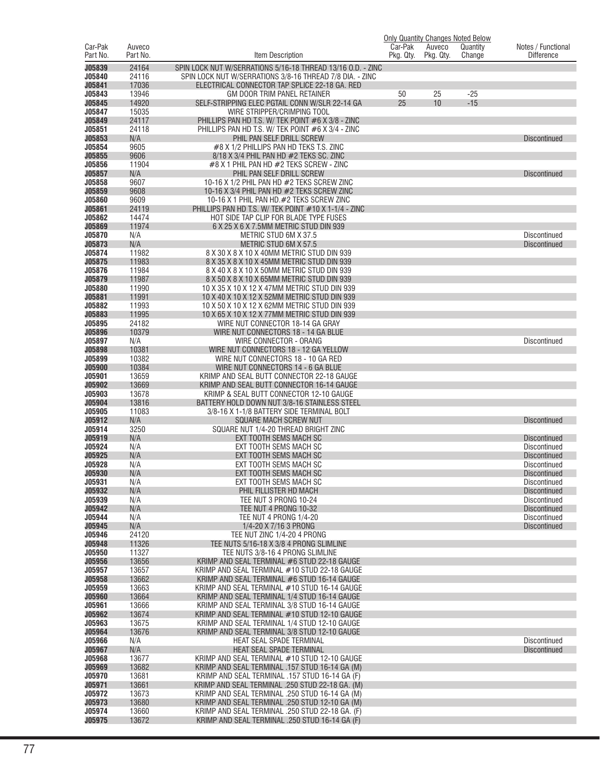| Car-Pak Part No. | Auveco Part No. | Item Description | Car-Pak Pkg. Qty. | Auveco Pkg. Qty. | Quantity Change | Notes / Functional Difference |
|---|---|---|---|---|---|---|
| | | | Only Quantity Changes Noted Below | | | |
| J05839 | 24164 | SPIN LOCK NUT W/SERRATIONS 5/16-18 THREAD 13/16 O.D. - ZINC | | | | |
| J05840 | 24116 | SPIN LOCK NUT W/SERRATIONS 3/8-16 THREAD 7/8 DIA. - ZINC | | | | |
| J05841 | 17036 | ELECTRICAL CONNECTOR TAP SPLICE 22-18 GA. RED | | | | |
| J05843 | 13946 | GM DOOR TRIM PANEL RETAINER | 50 | 25 | -25 | |
| J05845 | 14920 | SELF-STRIPPING ELEC PGTAIL CONN W/SLR 22-14 GA | 25 | 10 | -15 | |
| J05847 | 15035 | WIRE STRIPPER/CRIMPING TOOL | | | | |
| J05849 | 24117 | PHILLIPS PAN HD T.S. W/ TEK POINT #6 X 3/8 - ZINC | | | | |
| J05851 | 24118 | PHILLIPS PAN HD T.S. W/ TEK POINT #6 X 3/4 - ZINC | | | | |
| J05853 | N/A | PHIL PAN SELF DRILL SCREW | | | | Discontinued |
| J05854 | 9605 | #8 X 1/2 PHILLIPS PAN HD TEKS T.S. ZINC | | | | |
| J05855 | 9606 | 8/18 X 3/4 PHIL PAN HD #2 TEKS SC. ZINC | | | | |
| J05856 | 11904 | #8 X 1 PHIL PAN HD #2 TEKS SCREW - ZINC | | | | |
| J05857 | N/A | PHIL PAN SELF DRILL SCREW | | | | Discontinued |
| J05858 | 9607 | 10-16 X 1/2 PHIL PAN HD #2 TEKS SCREW ZINC | | | | |
| J05859 | 9608 | 10-16 X 3/4 PHIL PAN HD #2 TEKS SCREW ZINC | | | | |
| J05860 | 9609 | 10-16 X 1 PHIL PAN HD.#2 TEKS SCREW ZINC | | | | |
| J05861 | 24119 | PHILLIPS PAN HD T.S. W/ TEK POINT #10 X 1-1/4 - ZINC | | | | |
| J05862 | 14474 | HOT SIDE TAP CLIP FOR BLADE TYPE FUSES | | | | |
| J05869 | 11974 | 6 X 25 X 6 X 7.5MM METRIC STUD DIN 939 | | | | |
| J05870 | N/A | METRIC STUD 6M X 37.5 | | | | Discontinued |
| J05873 | N/A | METRIC STUD 6M X 57.5 | | | | Discontinued |
| J05874 | 11982 | 8 X 30 X 8 X 10 X 40MM METRIC STUD DIN 939 | | | | |
| J05875 | 11983 | 8 X 35 X 8 X 10 X 45MM METRIC STUD DIN 939 | | | | |
| J05876 | 11984 | 8 X 40 X 8 X 10 X 50MM METRIC STUD DIN 939 | | | | |
| J05879 | 11987 | 8 X 50 X 8 X 10 X 65MM METRIC STUD DIN 939 | | | | |
| J05880 | 11990 | 10 X 35 X 10 X 12 X 47MM METRIC STUD DIN 939 | | | | |
| J05881 | 11991 | 10 X 40 X 10 X 12 X 52MM METRIC STUD DIN 939 | | | | |
| J05882 | 11993 | 10 X 50 X 10 X 12 X 62MM METRIC STUD DIN 939 | | | | |
| J05883 | 11995 | 10 X 65 X 10 X 12 X 77MM METRIC STUD DIN 939 | | | | |
| J05895 | 24182 | WIRE NUT CONNECTOR 18-14 GA GRAY | | | | |
| J05896 | 10379 | WIRE NUT CONNECTORS 18 - 14 GA BLUE | | | | |
| J05897 | N/A | WIRE CONNECTOR - ORANG | | | | Discontinued |
| J05898 | 10381 | WIRE NUT CONNECTORS 18 - 12 GA YELLOW | | | | |
| J05899 | 10382 | WIRE NUT CONNECTORS 18 - 10 GA RED | | | | |
| J05900 | 10384 | WIRE NUT CONNECTORS 14 - 6 GA BLUE | | | | |
| J05901 | 13659 | KRIMP AND SEAL BUTT CONNECTOR 22-18 GAUGE | | | | |
| J05902 | 13669 | KRIMP AND SEAL BUTT CONNECTOR 16-14 GAUGE | | | | |
| J05903 | 13678 | KRIMP & SEAL BUTT CONNECTOR 12-10 GAUGE | | | | |
| J05904 | 13816 | BATTERY HOLD DOWN NUT 3/8-16 STAINLESS STEEL | | | | |
| J05905 | 11083 | 3/8-16 X 1-1/8 BATTERY SIDE TERMINAL BOLT | | | | |
| J05912 | N/A | SQUARE MACH SCREW NUT | | | | Discontinued |
| J05914 | 3250 | SQUARE NUT 1/4-20 THREAD BRIGHT ZINC | | | | |
| J05919 | N/A | EXT TOOTH SEMS MACH SC | | | | Discontinued |
| J05924 | N/A | EXT TOOTH SEMS MACH SC | | | | Discontinued |
| J05925 | N/A | EXT TOOTH SEMS MACH SC | | | | Discontinued |
| J05928 | N/A | EXT TOOTH SEMS MACH SC | | | | Discontinued |
| J05930 | N/A | EXT TOOTH SEMS MACH SC | | | | Discontinued |
| J05931 | N/A | EXT TOOTH SEMS MACH SC | | | | Discontinued |
| J05932 | N/A | PHIL FILLISTER HD MACH | | | | Discontinued |
| J05939 | N/A | TEE NUT 3 PRONG 10-24 | | | | Discontinued |
| J05942 | N/A | TEE NUT 4 PRONG 10-32 | | | | Discontinued |
| J05944 | N/A | TEE NUT 4 PRONG 1/4-20 | | | | Discontinued |
| J05945 | N/A | 1/4-20 X 7/16 3 PRONG | | | | Discontinued |
| J05946 | 24120 | TEE NUT ZINC 1/4-20 4 PRONG | | | | |
| J05948 | 11326 | TEE NUTS 5/16-18 X 3/8 4 PRONG SLIMLINE | | | | |
| J05950 | 11327 | TEE NUTS 3/8-16 4 PRONG SLIMLINE | | | | |
| J05956 | 13656 | KRIMP AND SEAL TERMINAL #6 STUD 22-18 GAUGE | | | | |
| J05957 | 13657 | KRIMP AND SEAL TERMINAL #10 STUD 22-18 GAUGE | | | | |
| J05958 | 13662 | KRIMP AND SEAL TERMINAL #6 STUD 16-14 GAUGE | | | | |
| J05959 | 13663 | KRIMP AND SEAL TERMINAL #10 STUD 16-14 GAUGE | | | | |
| J05960 | 13664 | KRIMP AND SEAL TERMINAL 1/4 STUD 16-14 GAUGE | | | | |
| J05961 | 13666 | KRIMP AND SEAL TERMINAL 3/8 STUD 16-14 GAUGE | | | | |
| J05962 | 13674 | KRIMP AND SEAL TERMINAL #10 STUD 12-10 GAUGE | | | | |
| J05963 | 13675 | KRIMP AND SEAL TERMINAL 1/4 STUD 12-10 GAUGE | | | | |
| J05964 | 13676 | KRIMP AND SEAL TERMINAL 3/8 STUD 12-10 GAUGE | | | | |
| J05966 | N/A | HEAT SEAL SPADE TERMINAL | | | | Discontinued |
| J05967 | N/A | HEAT SEAL SPADE TERMINAL | | | | Discontinued |
| J05968 | 13677 | KRIMP AND SEAL TERMINAL #10 STUD 12-10 GAUGE | | | | |
| J05969 | 13682 | KRIMP AND SEAL TERMINAL .157 STUD 16-14 GA (M) | | | | |
| J05970 | 13681 | KRIMP AND SEAL TERMINAL .157 STUD 16-14 GA (F) | | | | |
| J05971 | 13661 | KRIMP AND SEAL TERMINAL .250 STUD 22-18 GA. (M) | | | | |
| J05972 | 13673 | KRIMP AND SEAL TERMINAL .250 STUD 16-14 GA (M) | | | | |
| J05973 | 13680 | KRIMP AND SEAL TERMINAL .250 STUD 12-10 GA (M) | | | | |
| J05974 | 13660 | KRIMP AND SEAL TERMINAL .250 STUD 22-18 GA. (F) | | | | |
| J05975 | 13672 | KRIMP AND SEAL TERMINAL .250 STUD 16-14 GA (F) | | | | |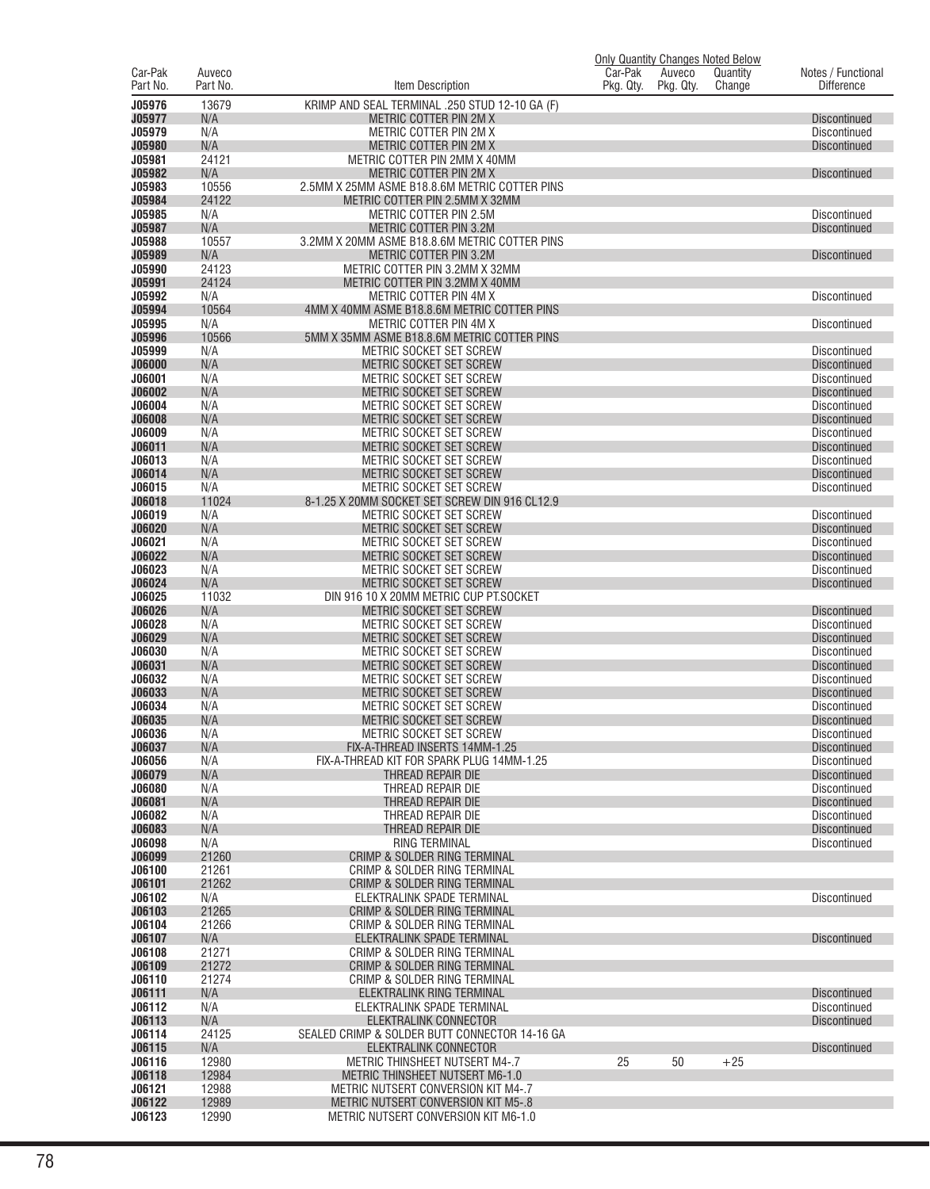| Car-Pak Part No. | Auveco Part No. | Item Description | Car-Pak Pkg. Qty. | Auveco Pkg. Qty. | Quantity Change | Notes / Functional Difference |
|---|---|---|---|---|---|---|
| | | | Only Quantity Changes Noted Below | | | |
| J05976 | 13679 | KRIMP AND SEAL TERMINAL .250 STUD 12-10 GA (F) | | | | |
| J05977 | N/A | METRIC COTTER PIN 2M X | | | | Discontinued |
| J05979 | N/A | METRIC COTTER PIN 2M X | | | | Discontinued |
| J05980 | N/A | METRIC COTTER PIN 2M X | | | | Discontinued |
| J05981 | 24121 | METRIC COTTER PIN 2MM X 40MM | | | | |
| J05982 | N/A | METRIC COTTER PIN 2M X | | | | Discontinued |
| J05983 | 10556 | 2.5MM X 25MM ASME B18.8.6M METRIC COTTER PINS | | | | |
| J05984 | 24122 | METRIC COTTER PIN 2.5MM X 32MM | | | | |
| J05985 | N/A | METRIC COTTER PIN 2.5M | | | | Discontinued |
| J05987 | N/A | METRIC COTTER PIN 3.2M | | | | Discontinued |
| J05988 | 10557 | 3.2MM X 20MM ASME B18.8.6M METRIC COTTER PINS | | | | |
| J05989 | N/A | METRIC COTTER PIN 3.2M | | | | Discontinued |
| J05990 | 24123 | METRIC COTTER PIN 3.2MM X 32MM | | | | |
| J05991 | 24124 | METRIC COTTER PIN 3.2MM X 40MM | | | | |
| J05992 | N/A | METRIC COTTER PIN 4M X | | | | Discontinued |
| J05994 | 10564 | 4MM X 40MM ASME B18.8.6M METRIC COTTER PINS | | | | |
| J05995 | N/A | METRIC COTTER PIN 4M X | | | | Discontinued |
| J05996 | 10566 | 5MM X 35MM ASME B18.8.6M METRIC COTTER PINS | | | | |
| J05999 | N/A | METRIC SOCKET SET SCREW | | | | Discontinued |
| J06000 | N/A | METRIC SOCKET SET SCREW | | | | Discontinued |
| J06001 | N/A | METRIC SOCKET SET SCREW | | | | Discontinued |
| J06002 | N/A | METRIC SOCKET SET SCREW | | | | Discontinued |
| J06004 | N/A | METRIC SOCKET SET SCREW | | | | Discontinued |
| J06008 | N/A | METRIC SOCKET SET SCREW | | | | Discontinued |
| J06009 | N/A | METRIC SOCKET SET SCREW | | | | Discontinued |
| J06011 | N/A | METRIC SOCKET SET SCREW | | | | Discontinued |
| J06013 | N/A | METRIC SOCKET SET SCREW | | | | Discontinued |
| J06014 | N/A | METRIC SOCKET SET SCREW | | | | Discontinued |
| J06015 | N/A | METRIC SOCKET SET SCREW | | | | Discontinued |
| J06018 | 11024 | 8-1.25 X 20MM SOCKET SET SCREW DIN 916 CL12.9 | | | | |
| J06019 | N/A | METRIC SOCKET SET SCREW | | | | Discontinued |
| J06020 | N/A | METRIC SOCKET SET SCREW | | | | Discontinued |
| J06021 | N/A | METRIC SOCKET SET SCREW | | | | Discontinued |
| J06022 | N/A | METRIC SOCKET SET SCREW | | | | Discontinued |
| J06023 | N/A | METRIC SOCKET SET SCREW | | | | Discontinued |
| J06024 | N/A | METRIC SOCKET SET SCREW | | | | Discontinued |
| J06025 | 11032 | DIN 916 10 X 20MM METRIC CUP PT.SOCKET | | | | |
| J06026 | N/A | METRIC SOCKET SET SCREW | | | | Discontinued |
| J06028 | N/A | METRIC SOCKET SET SCREW | | | | Discontinued |
| J06029 | N/A | METRIC SOCKET SET SCREW | | | | Discontinued |
| J06030 | N/A | METRIC SOCKET SET SCREW | | | | Discontinued |
| J06031 | N/A | METRIC SOCKET SET SCREW | | | | Discontinued |
| J06032 | N/A | METRIC SOCKET SET SCREW | | | | Discontinued |
| J06033 | N/A | METRIC SOCKET SET SCREW | | | | Discontinued |
| J06034 | N/A | METRIC SOCKET SET SCREW | | | | Discontinued |
| J06035 | N/A | METRIC SOCKET SET SCREW | | | | Discontinued |
| J06036 | N/A | METRIC SOCKET SET SCREW | | | | Discontinued |
| J06037 | N/A | FIX-A-THREAD INSERTS 14MM-1.25 | | | | Discontinued |
| J06056 | N/A | FIX-A-THREAD KIT FOR SPARK PLUG 14MM-1.25 | | | | Discontinued |
| J06079 | N/A | THREAD REPAIR DIE | | | | Discontinued |
| J06080 | N/A | THREAD REPAIR DIE | | | | Discontinued |
| J06081 | N/A | THREAD REPAIR DIE | | | | Discontinued |
| J06082 | N/A | THREAD REPAIR DIE | | | | Discontinued |
| J06083 | N/A | THREAD REPAIR DIE | | | | Discontinued |
| J06098 | N/A | RING TERMINAL | | | | Discontinued |
| J06099 | 21260 | CRIMP & SOLDER RING TERMINAL | | | | |
| J06100 | 21261 | CRIMP & SOLDER RING TERMINAL | | | | |
| J06101 | 21262 | CRIMP & SOLDER RING TERMINAL | | | | |
| J06102 | N/A | ELEKTRALINK SPADE TERMINAL | | | | Discontinued |
| J06103 | 21265 | CRIMP & SOLDER RING TERMINAL | | | | |
| J06104 | 21266 | CRIMP & SOLDER RING TERMINAL | | | | |
| J06107 | N/A | ELEKTRALINK SPADE TERMINAL | | | | Discontinued |
| J06108 | 21271 | CRIMP & SOLDER RING TERMINAL | | | | |
| J06109 | 21272 | CRIMP & SOLDER RING TERMINAL | | | | |
| J06110 | 21274 | CRIMP & SOLDER RING TERMINAL | | | | |
| J06111 | N/A | ELEKTRALINK RING TERMINAL | | | | Discontinued |
| J06112 | N/A | ELEKTRALINK SPADE TERMINAL | | | | Discontinued |
| J06113 | N/A | ELEKTRALINK CONNECTOR | | | | Discontinued |
| J06114 | 24125 | SEALED CRIMP & SOLDER BUTT CONNECTOR 14-16 GA | | | | |
| J06115 | N/A | ELEKTRALINK CONNECTOR | | | | Discontinued |
| J06116 | 12980 | METRIC THINSHEET NUTSERT M4-.7 | 25 | 50 | +25 | |
| J06118 | 12984 | METRIC THINSHEET NUTSERT M6-1.0 | | | | |
| J06121 | 12988 | METRIC NUTSERT CONVERSION KIT M4-.7 | | | | |
| J06122 | 12989 | METRIC NUTSERT CONVERSION KIT M5-.8 | | | | |
| J06123 | 12990 | METRIC NUTSERT CONVERSION KIT M6-1.0 | | | | |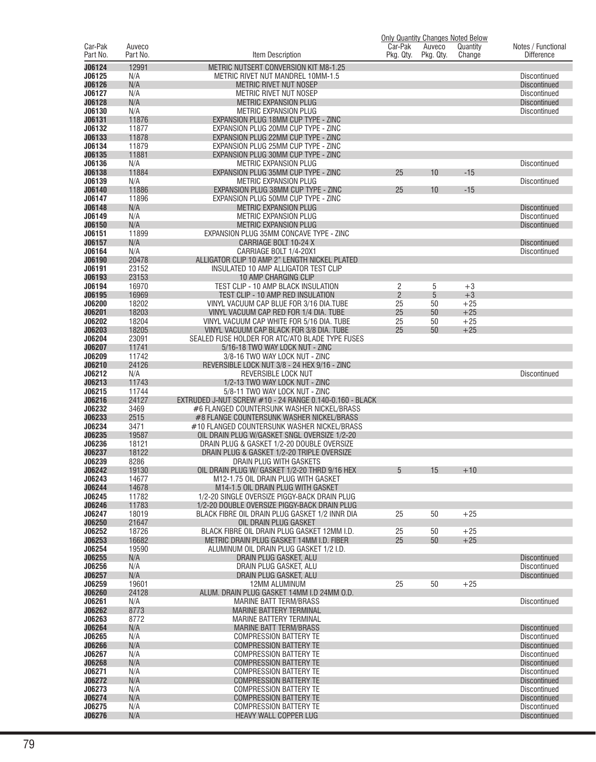| Car-Pak Part No. | Auveco Part No. | Item Description | Car-Pak Pkg. Qty. | Auveco Pkg. Qty. | Quantity Change | Notes / Functional Difference |
|---|---|---|---|---|---|---|
| | | | Only Quantity Changes Noted Below | | | |
| J06124 | 12991 | METRIC NUTSERT CONVERSION KIT M8-1.25 | | | | |
| J06125 | N/A | METRIC RIVET NUT MANDREL 10MM-1.5 | | | | Discontinued |
| J06126 | N/A | METRIC RIVET NUT NOSEP | | | | Discontinued |
| J06127 | N/A | METRIC RIVET NUT NOSEP | | | | Discontinued |
| J06128 | N/A | METRIC EXPANSION PLUG | | | | Discontinued |
| J06130 | N/A | METRIC EXPANSION PLUG | | | | Discontinued |
| J06131 | 11876 | EXPANSION PLUG 18MM CUP TYPE - ZINC | | | | |
| J06132 | 11877 | EXPANSION PLUG 20MM CUP TYPE - ZINC | | | | |
| J06133 | 11878 | EXPANSION PLUG 22MM CUP TYPE - ZINC | | | | |
| J06134 | 11879 | EXPANSION PLUG 25MM CUP TYPE - ZINC | | | | |
| J06135 | 11881 | EXPANSION PLUG 30MM CUP TYPE - ZINC | | | | |
| J06136 | N/A | METRIC EXPANSION PLUG | | | | Discontinued |
| J06138 | 11884 | EXPANSION PLUG 35MM CUP TYPE - ZINC | 25 | 10 | -15 | |
| J06139 | N/A | METRIC EXPANSION PLUG | | | | Discontinued |
| J06140 | 11886 | EXPANSION PLUG 38MM CUP TYPE - ZINC | 25 | 10 | -15 | |
| J06147 | 11896 | EXPANSION PLUG 50MM CUP TYPE - ZINC | | | | |
| J06148 | N/A | METRIC EXPANSION PLUG | | | | Discontinued |
| J06149 | N/A | METRIC EXPANSION PLUG | | | | Discontinued |
| J06150 | N/A | METRIC EXPANSION PLUG | | | | Discontinued |
| J06151 | 11899 | EXPANSION PLUG 35MM CONCAVE TYPE - ZINC | | | | |
| J06157 | N/A | CARRIAGE BOLT 10-24 X | | | | Discontinued |
| J06164 | N/A | CARRIAGE BOLT 1/4-20X1 | | | | Discontinued |
| J06190 | 20478 | ALLIGATOR CLIP 10 AMP 2" LENGTH NICKEL PLATED | | | | |
| J06191 | 23152 | INSULATED 10 AMP ALLIGATOR TEST CLIP | | | | |
| J06193 | 23153 | 10 AMP CHARGING CLIP | | | | |
| J06194 | 16970 | TEST CLIP - 10 AMP BLACK INSULATION | 2 | 5 | +3 | |
| J06195 | 16969 | TEST CLIP - 10 AMP RED INSULATION | 2 | 5 | +3 | |
| J06200 | 18202 | VINYL VACUUM CAP BLUE FOR 3/16 DIA.TUBE | 25 | 50 | +25 | |
| J06201 | 18203 | VINYL VACUUM CAP RED FOR 1/4 DIA. TUBE | 25 | 50 | +25 | |
| J06202 | 18204 | VINYL VACUUM CAP WHITE FOR 5/16 DIA. TUBE | 25 | 50 | +25 | |
| J06203 | 18205 | VINYL VACUUM CAP BLACK FOR 3/8 DIA. TUBE | 25 | 50 | +25 | |
| J06204 | 23091 | SEALED FUSE HOLDER FOR ATC/ATO BLADE TYPE FUSES | | | | |
| J06207 | 11741 | 5/16-18 TWO WAY LOCK NUT - ZINC | | | | |
| J06209 | 11742 | 3/8-16 TWO WAY LOCK NUT - ZINC | | | | |
| J06210 | 24126 | REVERSIBLE LOCK NUT 3/8 - 24 HEX 9/16 - ZINC | | | | |
| J06212 | N/A | REVERSIBLE LOCK NUT | | | | Discontinued |
| J06213 | 11743 | 1/2-13 TWO WAY LOCK NUT - ZINC | | | | |
| J06215 | 11744 | 5/8-11 TWO WAY LOCK NUT - ZINC | | | | |
| J06216 | 24127 | EXTRUDED J-NUT SCREW #10 - 24 RANGE 0.140-0.160 - BLACK | | | | |
| J06232 | 3469 | #6 FLANGED COUNTERSUNK WASHER NICKEL/BRASS | | | | |
| J06233 | 2515 | #8 FLANGE COUNTERSUNK WASHER NICKEL/BRASS | | | | |
| J06234 | 3471 | #10 FLANGED COUNTERSUNK WASHER NICKEL/BRASS | | | | |
| J06235 | 19587 | OIL DRAIN PLUG W/GASKET SNGL OVERSIZE 1/2-20 | | | | |
| J06236 | 18121 | DRAIN PLUG & GASKET 1/2-20 DOUBLE OVERSIZE | | | | |
| J06237 | 18122 | DRAIN PLUG & GASKET 1/2-20 TRIPLE OVERSIZE | | | | |
| J06239 | 8286 | DRAIN PLUG WITH GASKETS | | | | |
| J06242 | 19130 | OIL DRAIN PLUG W/ GASKET 1/2-20 THRD 9/16 HEX | 5 | 15 | +10 | |
| J06243 | 14677 | M12-1.75 OIL DRAIN PLUG WITH GASKET | | | | |
| J06244 | 14678 | M14-1.5 OIL DRAIN PLUG WITH GASKET | | | | |
| J06245 | 11782 | 1/2-20 SINGLE OVERSIZE PIGGY-BACK DRAIN PLUG | | | | |
| J06246 | 11783 | 1/2-20 DOUBLE OVERSIZE PIGGY-BACK DRAIN PLUG | | | | |
| J06247 | 18019 | BLACK FIBRE OIL DRAIN PLUG GASKET 1/2 INNR DIA | 25 | 50 | +25 | |
| J06250 | 21647 | OIL DRAIN PLUG GASKET | | | | |
| J06252 | 18726 | BLACK FIBRE OIL DRAIN PLUG GASKET 12MM I.D. | 25 | 50 | +25 | |
| J06253 | 16682 | METRIC DRAIN PLUG GASKET 14MM I.D. FIBER | 25 | 50 | +25 | |
| J06254 | 19590 | ALUMINUM OIL DRAIN PLUG GASKET 1/2 I.D. | | | | |
| J06255 | N/A | DRAIN PLUG GASKET, ALU | | | | Discontinued |
| J06256 | N/A | DRAIN PLUG GASKET, ALU | | | | Discontinued |
| J06257 | N/A | DRAIN PLUG GASKET, ALU | | | | Discontinued |
| J06259 | 19601 | 12MM ALUMINUM | 25 | 50 | +25 | |
| J06260 | 24128 | ALUM. DRAIN PLUG GASKET 14MM I.D 24MM O.D. | | | | |
| J06261 | N/A | MARINE BATT TERM/BRASS | | | | Discontinued |
| J06262 | 8773 | MARINE BATTERY TERMINAL | | | | |
| J06263 | 8772 | MARINE BATTERY TERMINAL | | | | |
| J06264 | N/A | MARINE BATT TERM/BRASS | | | | Discontinued |
| J06265 | N/A | COMPRESSION BATTERY TE | | | | Discontinued |
| J06266 | N/A | COMPRESSION BATTERY TE | | | | Discontinued |
| J06267 | N/A | COMPRESSION BATTERY TE | | | | Discontinued |
| J06268 | N/A | COMPRESSION BATTERY TE | | | | Discontinued |
| J06271 | N/A | COMPRESSION BATTERY TE | | | | Discontinued |
| J06272 | N/A | COMPRESSION BATTERY TE | | | | Discontinued |
| J06273 | N/A | COMPRESSION BATTERY TE | | | | Discontinued |
| J06274 | N/A | COMPRESSION BATTERY TE | | | | Discontinued |
| J06275 | N/A | COMPRESSION BATTERY TE | | | | Discontinued |
| J06276 | N/A | HEAVY WALL COPPER LUG | | | | Discontinued |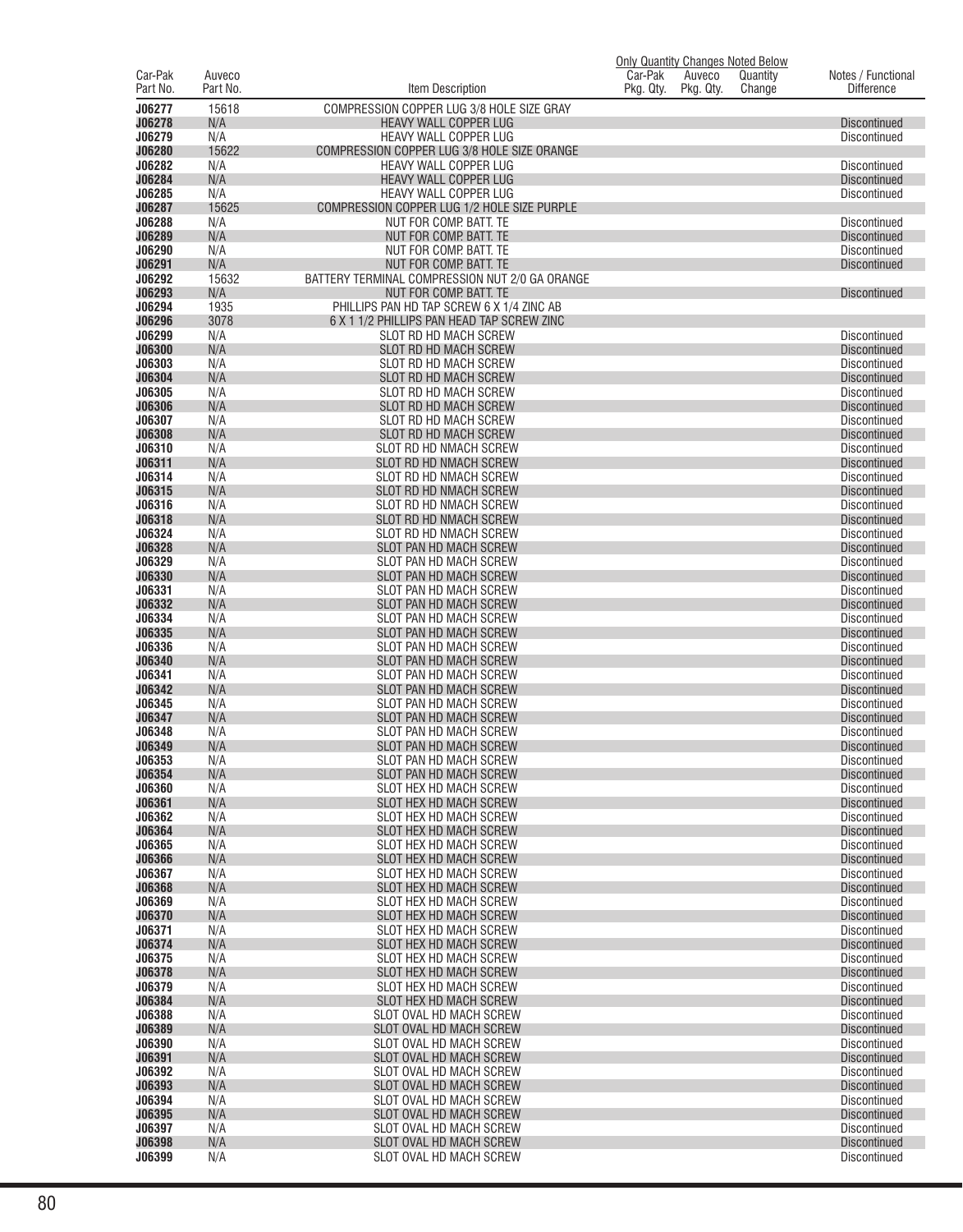| Car-Pak Part No. | Auveco Part No. | Item Description | Only Quantity Changes Noted Below Car-Pak Pkg. Qty. | Auveco Pkg. Qty. | Quantity Change | Notes / Functional Difference |
|---|---|---|---|---|---|---|
| J06277 | 15618 | COMPRESSION COPPER LUG 3/8 HOLE SIZE GRAY | | | | |
| J06278 | N/A | HEAVY WALL COPPER LUG | | | | Discontinued |
| J06279 | N/A | HEAVY WALL COPPER LUG | | | | Discontinued |
| J06280 | 15622 | COMPRESSION COPPER LUG 3/8 HOLE SIZE ORANGE | | | | |
| J06282 | N/A | HEAVY WALL COPPER LUG | | | | Discontinued |
| J06284 | N/A | HEAVY WALL COPPER LUG | | | | Discontinued |
| J06285 | N/A | HEAVY WALL COPPER LUG | | | | Discontinued |
| J06287 | 15625 | COMPRESSION COPPER LUG 1/2 HOLE SIZE PURPLE | | | | |
| J06288 | N/A | NUT FOR COMP. BATT. TE | | | | Discontinued |
| J06289 | N/A | NUT FOR COMP. BATT. TE | | | | Discontinued |
| J06290 | N/A | NUT FOR COMP. BATT. TE | | | | Discontinued |
| J06291 | N/A | NUT FOR COMP. BATT. TE | | | | Discontinued |
| J06292 | 15632 | BATTERY TERMINAL COMPRESSION NUT 2/0 GA ORANGE | | | | |
| J06293 | N/A | NUT FOR COMP. BATT. TE | | | | Discontinued |
| J06294 | 1935 | PHILLIPS PAN HD TAP SCREW 6 X 1/4 ZINC AB | | | | |
| J06296 | 3078 | 6 X 1 1/2 PHILLIPS PAN HEAD TAP SCREW ZINC | | | | |
| J06299 | N/A | SLOT RD HD MACH SCREW | | | | Discontinued |
| J06300 | N/A | SLOT RD HD MACH SCREW | | | | Discontinued |
| J06303 | N/A | SLOT RD HD MACH SCREW | | | | Discontinued |
| J06304 | N/A | SLOT RD HD MACH SCREW | | | | Discontinued |
| J06305 | N/A | SLOT RD HD MACH SCREW | | | | Discontinued |
| J06306 | N/A | SLOT RD HD MACH SCREW | | | | Discontinued |
| J06307 | N/A | SLOT RD HD MACH SCREW | | | | Discontinued |
| J06308 | N/A | SLOT RD HD MACH SCREW | | | | Discontinued |
| J06310 | N/A | SLOT RD HD NMACH SCREW | | | | Discontinued |
| J06311 | N/A | SLOT RD HD NMACH SCREW | | | | Discontinued |
| J06314 | N/A | SLOT RD HD NMACH SCREW | | | | Discontinued |
| J06315 | N/A | SLOT RD HD NMACH SCREW | | | | Discontinued |
| J06316 | N/A | SLOT RD HD NMACH SCREW | | | | Discontinued |
| J06318 | N/A | SLOT RD HD NMACH SCREW | | | | Discontinued |
| J06324 | N/A | SLOT RD HD NMACH SCREW | | | | Discontinued |
| J06328 | N/A | SLOT PAN HD MACH SCREW | | | | Discontinued |
| J06329 | N/A | SLOT PAN HD MACH SCREW | | | | Discontinued |
| J06330 | N/A | SLOT PAN HD MACH SCREW | | | | Discontinued |
| J06331 | N/A | SLOT PAN HD MACH SCREW | | | | Discontinued |
| J06332 | N/A | SLOT PAN HD MACH SCREW | | | | Discontinued |
| J06334 | N/A | SLOT PAN HD MACH SCREW | | | | Discontinued |
| J06335 | N/A | SLOT PAN HD MACH SCREW | | | | Discontinued |
| J06336 | N/A | SLOT PAN HD MACH SCREW | | | | Discontinued |
| J06340 | N/A | SLOT PAN HD MACH SCREW | | | | Discontinued |
| J06341 | N/A | SLOT PAN HD MACH SCREW | | | | Discontinued |
| J06342 | N/A | SLOT PAN HD MACH SCREW | | | | Discontinued |
| J06345 | N/A | SLOT PAN HD MACH SCREW | | | | Discontinued |
| J06347 | N/A | SLOT PAN HD MACH SCREW | | | | Discontinued |
| J06348 | N/A | SLOT PAN HD MACH SCREW | | | | Discontinued |
| J06349 | N/A | SLOT PAN HD MACH SCREW | | | | Discontinued |
| J06353 | N/A | SLOT PAN HD MACH SCREW | | | | Discontinued |
| J06354 | N/A | SLOT PAN HD MACH SCREW | | | | Discontinued |
| J06360 | N/A | SLOT HEX HD MACH SCREW | | | | Discontinued |
| J06361 | N/A | SLOT HEX HD MACH SCREW | | | | Discontinued |
| J06362 | N/A | SLOT HEX HD MACH SCREW | | | | Discontinued |
| J06364 | N/A | SLOT HEX HD MACH SCREW | | | | Discontinued |
| J06365 | N/A | SLOT HEX HD MACH SCREW | | | | Discontinued |
| J06366 | N/A | SLOT HEX HD MACH SCREW | | | | Discontinued |
| J06367 | N/A | SLOT HEX HD MACH SCREW | | | | Discontinued |
| J06368 | N/A | SLOT HEX HD MACH SCREW | | | | Discontinued |
| J06369 | N/A | SLOT HEX HD MACH SCREW | | | | Discontinued |
| J06370 | N/A | SLOT HEX HD MACH SCREW | | | | Discontinued |
| J06371 | N/A | SLOT HEX HD MACH SCREW | | | | Discontinued |
| J06374 | N/A | SLOT HEX HD MACH SCREW | | | | Discontinued |
| J06375 | N/A | SLOT HEX HD MACH SCREW | | | | Discontinued |
| J06378 | N/A | SLOT HEX HD MACH SCREW | | | | Discontinued |
| J06379 | N/A | SLOT HEX HD MACH SCREW | | | | Discontinued |
| J06384 | N/A | SLOT HEX HD MACH SCREW | | | | Discontinued |
| J06388 | N/A | SLOT OVAL HD MACH SCREW | | | | Discontinued |
| J06389 | N/A | SLOT OVAL HD MACH SCREW | | | | Discontinued |
| J06390 | N/A | SLOT OVAL HD MACH SCREW | | | | Discontinued |
| J06391 | N/A | SLOT OVAL HD MACH SCREW | | | | Discontinued |
| J06392 | N/A | SLOT OVAL HD MACH SCREW | | | | Discontinued |
| J06393 | N/A | SLOT OVAL HD MACH SCREW | | | | Discontinued |
| J06394 | N/A | SLOT OVAL HD MACH SCREW | | | | Discontinued |
| J06395 | N/A | SLOT OVAL HD MACH SCREW | | | | Discontinued |
| J06397 | N/A | SLOT OVAL HD MACH SCREW | | | | Discontinued |
| J06398 | N/A | SLOT OVAL HD MACH SCREW | | | | Discontinued |
| J06399 | N/A | SLOT OVAL HD MACH SCREW | | | | Discontinued |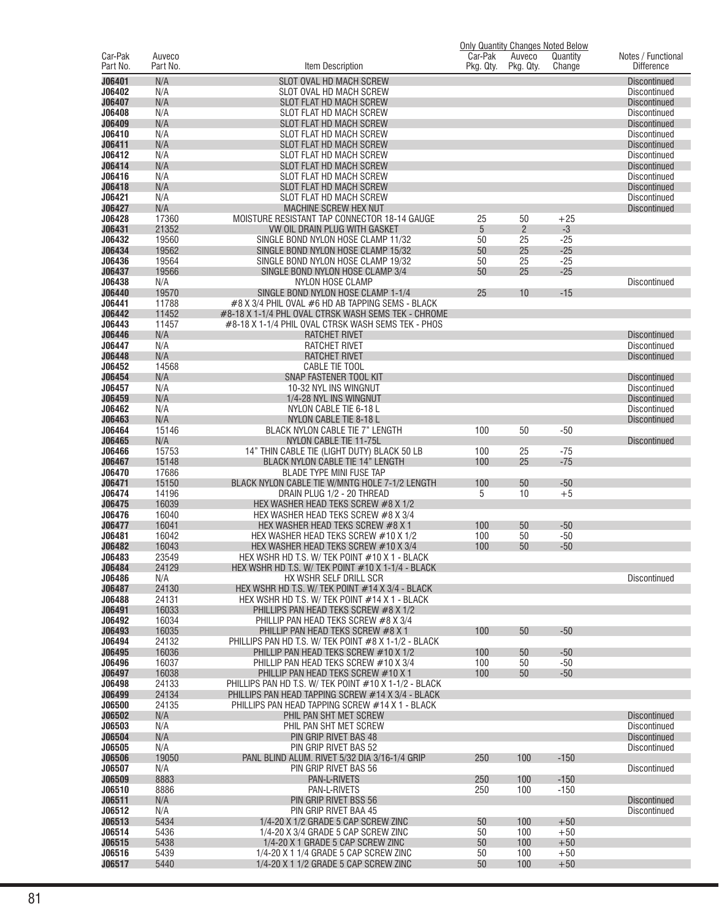| Car-Pak Part No. | Auveco Part No. | Item Description | Car-Pak Pkg. Qty. | Auveco Pkg. Qty. | Quantity Change | Notes / Functional Difference |
|---|---|---|---|---|---|---|
| | | | Only Quantity Changes Noted Below | | | |
| J06401 | N/A | SLOT OVAL HD MACH SCREW | | | | Discontinued |
| J06402 | N/A | SLOT OVAL HD MACH SCREW | | | | Discontinued |
| J06407 | N/A | SLOT FLAT HD MACH SCREW | | | | Discontinued |
| J06408 | N/A | SLOT FLAT HD MACH SCREW | | | | Discontinued |
| J06409 | N/A | SLOT FLAT HD MACH SCREW | | | | Discontinued |
| J06410 | N/A | SLOT FLAT HD MACH SCREW | | | | Discontinued |
| J06411 | N/A | SLOT FLAT HD MACH SCREW | | | | Discontinued |
| J06412 | N/A | SLOT FLAT HD MACH SCREW | | | | Discontinued |
| J06414 | N/A | SLOT FLAT HD MACH SCREW | | | | Discontinued |
| J06416 | N/A | SLOT FLAT HD MACH SCREW | | | | Discontinued |
| J06418 | N/A | SLOT FLAT HD MACH SCREW | | | | Discontinued |
| J06421 | N/A | SLOT FLAT HD MACH SCREW | | | | Discontinued |
| J06427 | N/A | MACHINE SCREW HEX NUT | | | | Discontinued |
| J06428 | 17360 | MOISTURE RESISTANT TAP CONNECTOR 18-14 GAUGE | 25 | 50 | +25 | |
| J06431 | 21352 | VW OIL DRAIN PLUG WITH GASKET | 5 | 2 | -3 | |
| J06432 | 19560 | SINGLE BOND NYLON HOSE CLAMP 11/32 | 50 | 25 | -25 | |
| J06434 | 19562 | SINGLE BOND NYLON HOSE CLAMP 15/32 | 50 | 25 | -25 | |
| J06436 | 19564 | SINGLE BOND NYLON HOSE CLAMP 19/32 | 50 | 25 | -25 | |
| J06437 | 19566 | SINGLE BOND NYLON HOSE CLAMP 3/4 | 50 | 25 | -25 | |
| J06438 | N/A | NYLON HOSE CLAMP | | | | Discontinued |
| J06440 | 19570 | SINGLE BOND NYLON HOSE CLAMP 1-1/4 | 25 | 10 | -15 | |
| J06441 | 11788 | #8 X 3/4 PHIL OVAL #6 HD AB TAPPING SEMS - BLACK | | | | |
| J06442 | 11452 | #8-18 X 1-1/4 PHL OVAL CTRSK WASH SEMS TEK - CHROME | | | | |
| J06443 | 11457 | #8-18 X 1-1/4 PHIL OVAL CTRSK WASH SEMS TEK - PHOS | | | | |
| J06446 | N/A | RATCHET RIVET | | | | Discontinued |
| J06447 | N/A | RATCHET RIVET | | | | Discontinued |
| J06448 | N/A | RATCHET RIVET | | | | Discontinued |
| J06452 | 14568 | CABLE TIE TOOL | | | | |
| J06454 | N/A | SNAP FASTENER TOOL KIT | | | | Discontinued |
| J06457 | N/A | 10-32 NYL INS WINGNUT | | | | Discontinued |
| J06459 | N/A | 1/4-28 NYL INS WINGNUT | | | | Discontinued |
| J06462 | N/A | NYLON CABLE TIE 6-18 L | | | | Discontinued |
| J06463 | N/A | NYLON CABLE TIE 8-18 L | | | | Discontinued |
| J06464 | 15146 | BLACK NYLON CABLE TIE 7" LENGTH | 100 | 50 | -50 | |
| J06465 | N/A | NYLON CABLE TIE 11-75L | | | | Discontinued |
| J06466 | 15753 | 14" THIN CABLE TIE (LIGHT DUTY) BLACK 50 LB | 100 | 25 | -75 | |
| J06467 | 15148 | BLACK NYLON CABLE TIE 14" LENGTH | 100 | 25 | -75 | |
| J06470 | 17686 | BLADE TYPE MINI FUSE TAP | | | | |
| J06471 | 15150 | BLACK NYLON CABLE TIE W/MNTG HOLE 7-1/2 LENGTH | 100 | 50 | -50 | |
| J06474 | 14196 | DRAIN PLUG 1/2 - 20 THREAD | 5 | 10 | +5 | |
| J06475 | 16039 | HEX WASHER HEAD TEKS SCREW #8 X 1/2 | | | | |
| J06476 | 16040 | HEX WASHER HEAD TEKS SCREW #8 X 3/4 | | | | |
| J06477 | 16041 | HEX WASHER HEAD TEKS SCREW #8 X 1 | 100 | 50 | -50 | |
| J06481 | 16042 | HEX WASHER HEAD TEKS SCREW #10 X 1/2 | 100 | 50 | -50 | |
| J06482 | 16043 | HEX WASHER HEAD TEKS SCREW #10 X 3/4 | 100 | 50 | -50 | |
| J06483 | 23549 | HEX WSHR HD T.S. W/ TEK POINT #10 X 1 - BLACK | | | | |
| J06484 | 24129 | HEX WSHR HD T.S. W/ TEK POINT #10 X 1-1/4 - BLACK | | | | |
| J06486 | N/A | HX WSHR SELF DRILL SCR | | | | Discontinued |
| J06487 | 24130 | HEX WSHR HD T.S. W/ TEK POINT #14 X 3/4 - BLACK | | | | |
| J06488 | 24131 | HEX WSHR HD T.S. W/ TEK POINT #14 X 1 - BLACK | | | | |
| J06491 | 16033 | PHILLIPS PAN HEAD TEKS SCREW #8 X 1/2 | | | | |
| J06492 | 16034 | PHILLIP PAN HEAD TEKS SCREW #8 X 3/4 | | | | |
| J06493 | 16035 | PHILLIP PAN HEAD TEKS SCREW #8 X 1 | 100 | 50 | -50 | |
| J06494 | 24132 | PHILLIPS PAN HD T.S. W/ TEK POINT #8 X 1-1/2 - BLACK | | | | |
| J06495 | 16036 | PHILLIP PAN HEAD TEKS SCREW #10 X 1/2 | 100 | 50 | -50 | |
| J06496 | 16037 | PHILLIP PAN HEAD TEKS SCREW #10 X 3/4 | 100 | 50 | -50 | |
| J06497 | 16038 | PHILLIP PAN HEAD TEKS SCREW #10 X 1 | 100 | 50 | -50 | |
| J06498 | 24133 | PHILLIPS PAN HD T.S. W/ TEK POINT #10 X 1-1/2 - BLACK | | | | |
| J06499 | 24134 | PHILLIPS PAN HEAD TAPPING SCREW #14 X 3/4 - BLACK | | | | |
| J06500 | 24135 | PHILLIPS PAN HEAD TAPPING SCREW #14 X 1 - BLACK | | | | |
| J06502 | N/A | PHIL PAN SHT MET SCREW | | | | Discontinued |
| J06503 | N/A | PHIL PAN SHT MET SCREW | | | | Discontinued |
| J06504 | N/A | PIN GRIP RIVET BAS 48 | | | | Discontinued |
| J06505 | N/A | PIN GRIP RIVET BAS 52 | | | | Discontinued |
| J06506 | 19050 | PANL BLIND ALUM. RIVET 5/32 DIA 3/16-1/4 GRIP | 250 | 100 | -150 | |
| J06507 | N/A | PIN GRIP RIVET BAS 56 | | | | Discontinued |
| J06509 | 8883 | PAN-L-RIVETS | 250 | 100 | -150 | |
| J06510 | 8886 | PAN-L-RIVETS | 250 | 100 | -150 | |
| J06511 | N/A | PIN GRIP RIVET BSS 56 | | | | Discontinued |
| J06512 | N/A | PIN GRIP RIVET BAA 45 | | | | Discontinued |
| J06513 | 5434 | 1/4-20 X 1/2 GRADE 5 CAP SCREW ZINC | 50 | 100 | +50 | |
| J06514 | 5436 | 1/4-20 X 3/4 GRADE 5 CAP SCREW ZINC | 50 | 100 | +50 | |
| J06515 | 5438 | 1/4-20 X 1 GRADE 5 CAP SCREW ZINC | 50 | 100 | +50 | |
| J06516 | 5439 | 1/4-20 X 1 1/4 GRADE 5 CAP SCREW ZINC | 50 | 100 | +50 | |
| J06517 | 5440 | 1/4-20 X 1 1/2 GRADE 5 CAP SCREW ZINC | 50 | 100 | +50 | |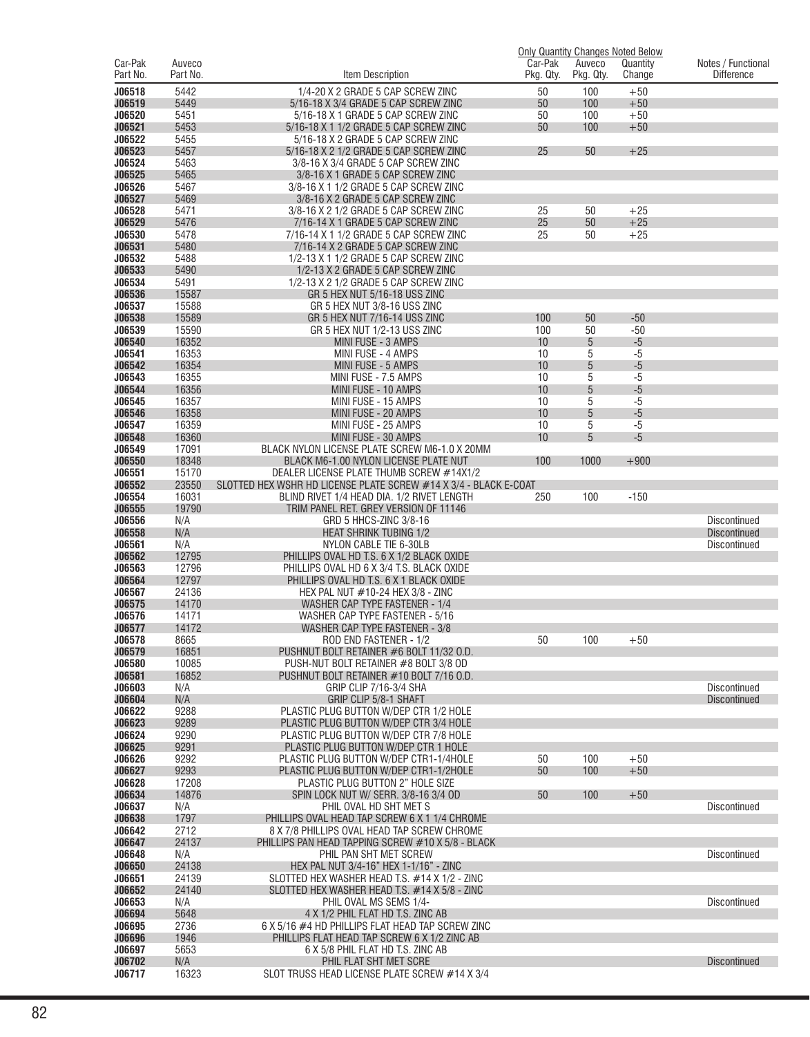| Car-Pak Part No. | Auveco Part No. | Item Description | Car-Pak Pkg. Qty. | Auveco Pkg. Qty. | Quantity Change | Notes / Functional Difference |
|---|---|---|---|---|---|---|
| | | | Only Quantity Changes Noted Below | | | |
| **J06518** | 5442 | 1/4-20 X 2 GRADE 5 CAP SCREW ZINC | 50 | 100 | +50 | |
| **J06519** | 5449 | 5/16-18 X 3/4 GRADE 5 CAP SCREW ZINC | 50 | 100 | +50 | |
| **J06520** | 5451 | 5/16-18 X 1 GRADE 5 CAP SCREW ZINC | 50 | 100 | +50 | |
| **J06521** | 5453 | 5/16-18 X 1 1/2 GRADE 5 CAP SCREW ZINC | 50 | 100 | +50 | |
| **J06522** | 5455 | 5/16-18 X 2 GRADE 5 CAP SCREW ZINC | | | | |
| **J06523** | 5457 | 5/16-18 X 2 1/2 GRADE 5 CAP SCREW ZINC | 25 | 50 | +25 | |
| **J06524** | 5463 | 3/8-16 X 3/4 GRADE 5 CAP SCREW ZINC | | | | |
| **J06525** | 5465 | 3/8-16 X 1 GRADE 5 CAP SCREW ZINC | | | | |
| **J06526** | 5467 | 3/8-16 X 1 1/2 GRADE 5 CAP SCREW ZINC | | | | |
| **J06527** | 5469 | 3/8-16 X 2 GRADE 5 CAP SCREW ZINC | | | | |
| **J06528** | 5471 | 3/8-16 X 2 1/2 GRADE 5 CAP SCREW ZINC | 25 | 50 | +25 | |
| **J06529** | 5476 | 7/16-14 X 1 GRADE 5 CAP SCREW ZINC | 25 | 50 | +25 | |
| **J06530** | 5478 | 7/16-14 X 1 1/2 GRADE 5 CAP SCREW ZINC | 25 | 50 | +25 | |
| **J06531** | 5480 | 7/16-14 X 2 GRADE 5 CAP SCREW ZINC | | | | |
| **J06532** | 5488 | 1/2-13 X 1 1/2 GRADE 5 CAP SCREW ZINC | | | | |
| **J06533** | 5490 | 1/2-13 X 2 GRADE 5 CAP SCREW ZINC | | | | |
| **J06534** | 5491 | 1/2-13 X 2 1/2 GRADE 5 CAP SCREW ZINC | | | | |
| **J06536** | 15587 | GR 5 HEX NUT 5/16-18 USS ZINC | | | | |
| **J06537** | 15588 | GR 5 HEX NUT 3/8-16 USS ZINC | | | | |
| **J06538** | 15589 | GR 5 HEX NUT 7/16-14 USS ZINC | 100 | 50 | -50 | |
| **J06539** | 15590 | GR 5 HEX NUT 1/2-13 USS ZINC | 100 | 50 | -50 | |
| **J06540** | 16352 | MINI FUSE - 3 AMPS | 10 | 5 | -5 | |
| **J06541** | 16353 | MINI FUSE - 4 AMPS | 10 | 5 | -5 | |
| **J06542** | 16354 | MINI FUSE - 5 AMPS | 10 | 5 | -5 | |
| **J06543** | 16355 | MINI FUSE - 7.5 AMPS | 10 | 5 | -5 | |
| **J06544** | 16356 | MINI FUSE - 10 AMPS | 10 | 5 | -5 | |
| **J06545** | 16357 | MINI FUSE - 15 AMPS | 10 | 5 | -5 | |
| **J06546** | 16358 | MINI FUSE - 20 AMPS | 10 | 5 | -5 | |
| **J06547** | 16359 | MINI FUSE - 25 AMPS | 10 | 5 | -5 | |
| **J06548** | 16360 | MINI FUSE - 30 AMPS | 10 | 5 | -5 | |
| **J06549** | 17091 | BLACK NYLON LICENSE PLATE SCREW M6-1.0 X 20MM | | | | |
| **J06550** | 18348 | BLACK M6-1.00 NYLON LICENSE PLATE NUT | 100 | 1000 | +900 | |
| **J06551** | 15170 | DEALER LICENSE PLATE THUMB SCREW #14X1/2 | | | | |
| **J06552** | 23550 | SLOTTED HEX WSHR HD LICENSE PLATE SCREW #14 X 3/4 - BLACK E-COAT | | | | |
| **J06554** | 16031 | BLIND RIVET 1/4 HEAD DIA. 1/2 RIVET LENGTH | 250 | 100 | -150 | |
| **J06555** | 19790 | TRIM PANEL RET. GREY VERSION OF 11146 | | | | |
| **J06556** | N/A | GRD 5 HHCS-ZINC 3/8-16 | | | | Discontinued |
| **J06558** | N/A | HEAT SHRINK TUBING 1/2 | | | | Discontinued |
| **J06561** | N/A | NYLON CABLE TIE 6-30LB | | | | Discontinued |
| **J06562** | 12795 | PHILLIPS OVAL HD T.S. 6 X 1/2 BLACK OXIDE | | | | |
| **J06563** | 12796 | PHILLIPS OVAL HD 6 X 3/4 T.S. BLACK OXIDE | | | | |
| **J06564** | 12797 | PHILLIPS OVAL HD T.S. 6 X 1 BLACK OXIDE | | | | |
| **J06567** | 24136 | HEX PAL NUT #10-24 HEX 3/8 - ZINC | | | | |
| **J06575** | 14170 | WASHER CAP TYPE FASTENER - 1/4 | | | | |
| **J06576** | 14171 | WASHER CAP TYPE FASTENER - 5/16 | | | | |
| **J06577** | 14172 | WASHER CAP TYPE FASTENER - 3/8 | | | | |
| **J06578** | 8665 | ROD END FASTENER - 1/2 | 50 | 100 | +50 | |
| **J06579** | 16851 | PUSHNUT BOLT RETAINER #6 BOLT 11/32 O.D. | | | | |
| **J06580** | 10085 | PUSH-NUT BOLT RETAINER #8 BOLT 3/8 OD | | | | |
| **J06581** | 16852 | PUSHNUT BOLT RETAINER #10 BOLT 7/16 O.D. | | | | |
| **J06603** | N/A | GRIP CLIP 7/16-3/4 SHA | | | | Discontinued |
| **J06604** | N/A | GRIP CLIP 5/8-1 SHAFT | | | | Discontinued |
| **J06622** | 9288 | PLASTIC PLUG BUTTON W/DEP CTR 1/2 HOLE | | | | |
| **J06623** | 9289 | PLASTIC PLUG BUTTON W/DEP CTR 3/4 HOLE | | | | |
| **J06624** | 9290 | PLASTIC PLUG BUTTON W/DEP CTR 7/8 HOLE | | | | |
| **J06625** | 9291 | PLASTIC PLUG BUTTON W/DEP CTR 1 HOLE | | | | |
| **J06626** | 9292 | PLASTIC PLUG BUTTON W/DEP CTR1-1/4HOLE | 50 | 100 | +50 | |
| **J06627** | 9293 | PLASTIC PLUG BUTTON W/DEP CTR1-1/2HOLE | 50 | 100 | +50 | |
| **J06628** | 17208 | PLASTIC PLUG BUTTON 2" HOLE SIZE | | | | |
| **J06634** | 14876 | SPIN LOCK NUT W/ SERR. 3/8-16 3/4 OD | 50 | 100 | +50 | |
| **J06637** | N/A | PHIL OVAL HD SHT MET S | | | | Discontinued |
| **J06638** | 1797 | PHILLIPS OVAL HEAD TAP SCREW 6 X 1 1/4 CHROME | | | | |
| **J06642** | 2712 | 8 X 7/8 PHILLIPS OVAL HEAD TAP SCREW CHROME | | | | |
| **J06647** | 24137 | PHILLIPS PAN HEAD TAPPING SCREW #10 X 5/8 - BLACK | | | | |
| **J06648** | N/A | PHIL PAN SHT MET SCREW | | | | Discontinued |
| **J06650** | 24138 | HEX PAL NUT 3/4-16" HEX 1-1/16" - ZINC | | | | |
| **J06651** | 24139 | SLOTTED HEX WASHER HEAD T.S. #14 X 1/2 - ZINC | | | | |
| **J06652** | 24140 | SLOTTED HEX WASHER HEAD T.S. #14 X 5/8 - ZINC | | | | |
| **J06653** | N/A | PHIL OVAL MS SEMS 1/4- | | | | Discontinued |
| **J06694** | 5648 | 4 X 1/2 PHIL FLAT HD T.S. ZINC AB | | | | |
| **J06695** | 2736 | 6 X 5/16 #4 HD PHILLIPS FLAT HEAD TAP SCREW ZINC | | | | |
| **J06696** | 1946 | PHILLIPS FLAT HEAD TAP SCREW 6 X 1/2 ZINC AB | | | | |
| **J06697** | 5653 | 6 X 5/8 PHIL FLAT HD T.S. ZINC AB | | | | |
| **J06702** | N/A | PHIL FLAT SHT MET SCRE | | | | Discontinued |
| **J06717** | 16323 | SLOT TRUSS HEAD LICENSE PLATE SCREW #14 X 3/4 | | | | |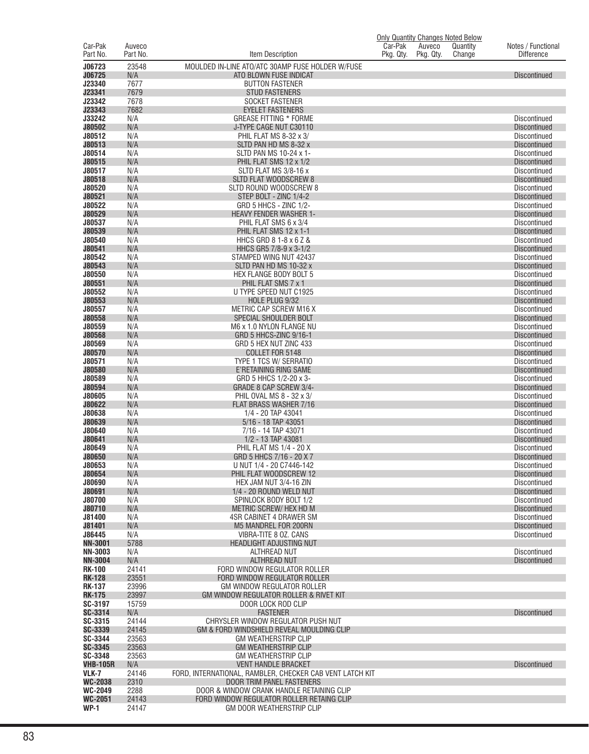| Car-Pak Part No. | Auveco Part No. | Item Description | Only Quantity Changes Noted Below | | | Notes / Functional Difference |
|---|---|---|---|---|---|---|
| | | | Car-Pak Pkg. Qty. | Auveco Pkg. Qty. | Quantity Change | |
| **J06723** | 23548 | MOULDED IN-LINE ATO/ATC 30AMP FUSE HOLDER W/FUSE | | | | |
| **J06725** | N/A | ATO BLOWN FUSE INDICAT | | | | Discontinued |
| **J23340** | 7677 | BUTTON FASTENER | | | | |
| **J23341** | 7679 | STUD FASTENERS | | | | |
| **J23342** | 7678 | SOCKET FASTENER | | | | |
| **J23343** | 7682 | EYELET FASTENERS | | | | |
| **J33242** | N/A | GREASE FITTING * FORME | | | | Discontinued |
| **J80502** | N/A | J-TYPE CAGE NUT C30110 | | | | Discontinued |
| **J80512** | N/A | PHIL FLAT MS 8-32 x 3/ | | | | Discontinued |
| **J80513** | N/A | SLTD PAN HD MS 8-32 x | | | | Discontinued |
| **J80514** | N/A | SLTD PAN MS 10-24 x 1- | | | | Discontinued |
| **J80515** | N/A | PHIL FLAT SMS 12 x 1/2 | | | | Discontinued |
| **J80517** | N/A | SLTD FLAT MS 3/8-16 x | | | | Discontinued |
| **J80518** | N/A | SLTD FLAT WOODSCREW 8 | | | | Discontinued |
| **J80520** | N/A | SLTD ROUND WOODSCREW 8 | | | | Discontinued |
| **J80521** | N/A | STEP BOLT - ZINC 1/4-2 | | | | Discontinued |
| **J80522** | N/A | GRD 5 HHCS - ZINC 1/2- | | | | Discontinued |
| **J80529** | N/A | HEAVY FENDER WASHER 1- | | | | Discontinued |
| **J80537** | N/A | PHIL FLAT SMS 6 x 3/4 | | | | Discontinued |
| **J80539** | N/A | PHIL FLAT SMS 12 x 1-1 | | | | Discontinued |
| **J80540** | N/A | HHCS GRD 8 1-8 x 6 Z & | | | | Discontinued |
| **J80541** | N/A | HHCS GR5 7/8-9 x 3-1/2 | | | | Discontinued |
| **J80542** | N/A | STAMPED WING NUT 42437 | | | | Discontinued |
| **J80543** | N/A | SLTD PAN HD MS 10-32 x | | | | Discontinued |
| **J80550** | N/A | HEX FLANGE BODY BOLT 5 | | | | Discontinued |
| **J80551** | N/A | PHIL FLAT SMS 7 x 1 | | | | Discontinued |
| **J80552** | N/A | U TYPE SPEED NUT C1925 | | | | Discontinued |
| **J80553** | N/A | HOLE PLUG 9/32 | | | | Discontinued |
| **J80557** | N/A | METRIC CAP SCREW M16 X | | | | Discontinued |
| **J80558** | N/A | SPECIAL SHOULDER BOLT | | | | Discontinued |
| **J80559** | N/A | M6 x 1.0 NYLON FLANGE NU | | | | Discontinued |
| **J80568** | N/A | GRD 5 HHCS-ZINC 9/16-1 | | | | Discontinued |
| **J80569** | N/A | GRD 5 HEX NUT ZINC 433 | | | | Discontinued |
| **J80570** | N/A | COLLET FOR 5148 | | | | Discontinued |
| **J80571** | N/A | TYPE 1 TCS W/ SERRATIO | | | | Discontinued |
| **J80580** | N/A | E'RETAINING RING SAME | | | | Discontinued |
| **J80589** | N/A | GRD 5 HHCS 1/2-20 x 3- | | | | Discontinued |
| **J80594** | N/A | GRADE 8 CAP SCREW 3/4- | | | | Discontinued |
| **J80605** | N/A | PHIL OVAL MS 8 - 32 x 3/ | | | | Discontinued |
| **J80622** | N/A | FLAT BRASS WASHER 7/16 | | | | Discontinued |
| **J80638** | N/A | 1/4 - 20 TAP 43041 | | | | Discontinued |
| **J80639** | N/A | 5/16 - 18 TAP 43051 | | | | Discontinued |
| **J80640** | N/A | 7/16 - 14 TAP 43071 | | | | Discontinued |
| **J80641** | N/A | 1/2 - 13 TAP 43081 | | | | Discontinued |
| **J80649** | N/A | PHIL FLAT MS 1/4 - 20 X | | | | Discontinued |
| **J80650** | N/A | GRD 5 HHCS 7/16 - 20 X 7 | | | | Discontinued |
| **J80653** | N/A | U NUT 1/4 - 20 C7446-142 | | | | Discontinued |
| **J80654** | N/A | PHIL FLAT WOODSCREW 12 | | | | Discontinued |
| **J80690** | N/A | HEX JAM NUT 3/4-16 ZIN | | | | Discontinued |
| **J80691** | N/A | 1/4 - 20 ROUND WELD NUT | | | | Discontinued |
| **J80700** | N/A | SPINLOCK BODY BOLT 1/2 | | | | Discontinued |
| **J80710** | N/A | METRIC SCREW/ HEX HD M | | | | Discontinued |
| **J81400** | N/A | 4SR CABINET 4 DRAWER SM | | | | Discontinued |
| **J81401** | N/A | M5 MANDREL FOR 200RN | | | | Discontinued |
| **J86445** | N/A | VIBRA-TITE 8 OZ. CANS | | | | Discontinued |
| **NN-3001** | 5788 | HEADLIGHT ADJUSTING NUT | | | | |
| **NN-3003** | N/A | ALTHREAD NUT | | | | Discontinued |
| **NN-3004** | N/A | ALTHREAD NUT | | | | Discontinued |
| **RK-100** | 24141 | FORD WINDOW REGULATOR ROLLER | | | | |
| **RK-128** | 23551 | FORD WINDOW REGULATOR ROLLER | | | | |
| **RK-137** | 23996 | GM WINDOW REGULATOR ROLLER | | | | |
| **RK-175** | 23997 | GM WINDOW REGULATOR ROLLER & RIVET KIT | | | | |
| **SC-3197** | 15759 | DOOR LOCK ROD CLIP | | | | |
| **SC-3314** | N/A | FASTENER | | | | Discontinued |
| **SC-3315** | 24144 | CHRYSLER WINDOW REGULATOR PUSH NUT | | | | |
| **SC-3339** | 24145 | GM & FORD WINDSHIELD REVEAL MOULDING CLIP | | | | |
| **SC-3344** | 23563 | GM WEATHERSTRIP CLIP | | | | |
| **SC-3345** | 23563 | GM WEATHERSTRIP CLIP | | | | |
| **SC-3348** | 23563 | GM WEATHERSTRIP CLIP | | | | |
| **VHB-105R** | N/A | VENT HANDLE BRACKET | | | | Discontinued |
| **VLK-7** | 24146 | FORD, INTERNATIONAL, RAMBLER, CHECKER CAB VENT LATCH KIT | | | | |
| **WC-2038** | 2310 | DOOR TRIM PANEL FASTENERS | | | | |
| **WC-2049** | 2288 | DOOR & WINDOW CRANK HANDLE RETAINING CLIP | | | | |
| **WC-2051** | 24143 | FORD WINDOW REGULATOR ROLLER RETAING CLIP | | | | |
| **WP-1** | 24147 | GM DOOR WEATHERSTRIP CLIP | | | | |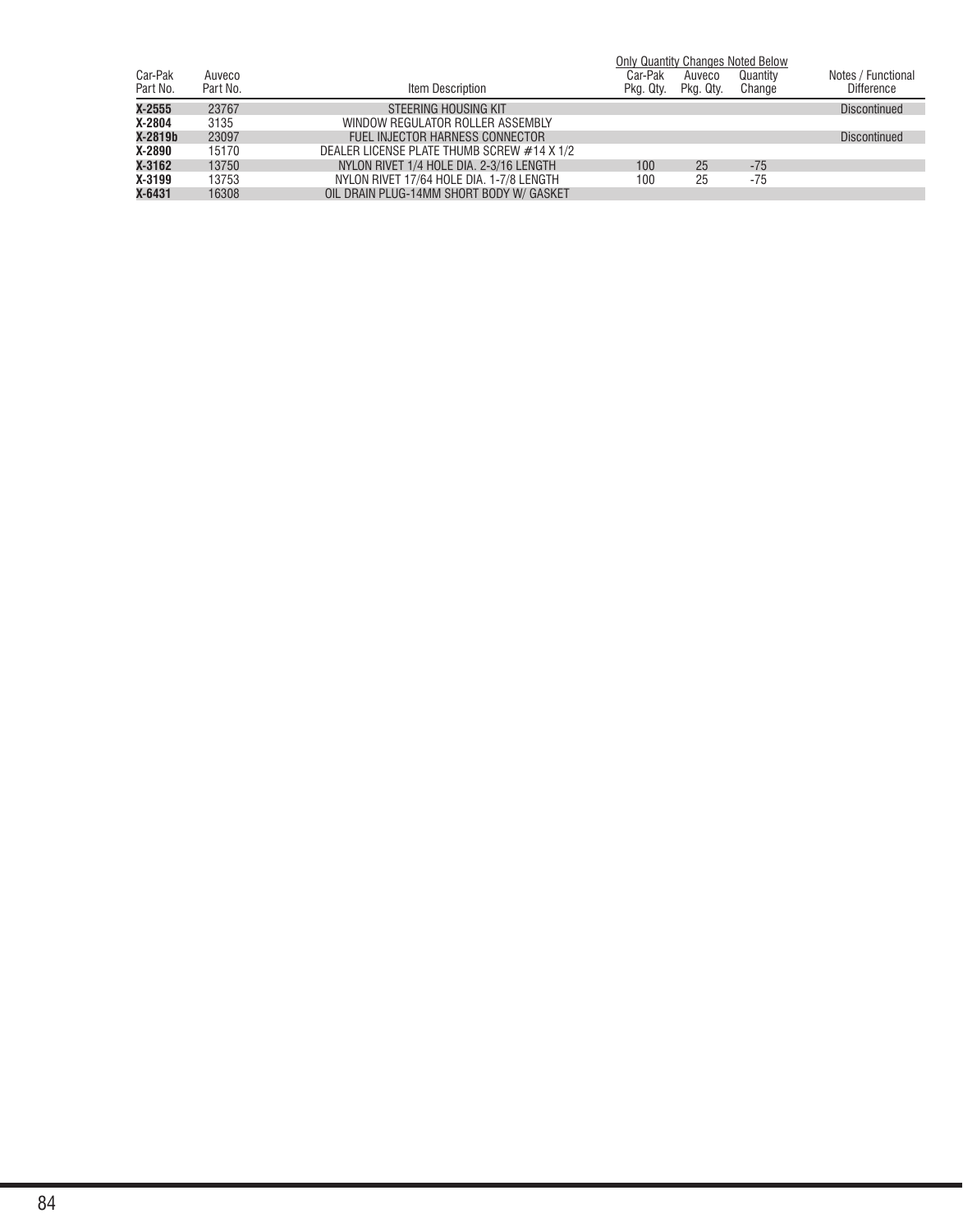| Car-Pak Part No. | Auveco Part No. | Item Description | Car-Pak Pkg. Qty. | Auveco Pkg. Qty. | Quantity Change | Notes / Functional Difference |
|---|---|---|---|---|---|---|
| | | | Only Quantity Changes Noted Below | | | |
| **X-2555** | 23767 | STEERING HOUSING KIT | | | | Discontinued |
| **X-2804** | 3135 | WINDOW REGULATOR ROLLER ASSEMBLY | | | | |
| **X-2819b** | 23097 | FUEL INJECTOR HARNESS CONNECTOR | | | | Discontinued |
| **X-2890** | 15170 | DEALER LICENSE PLATE THUMB SCREW #14 X 1/2 | | | | |
| **X-3162** | 13750 | NYLON RIVET 1/4 HOLE DIA. 2-3/16 LENGTH | 100 | 25 | -75 | |
| **X-3199** | 13753 | NYLON RIVET 17/64 HOLE DIA. 1-7/8 LENGTH | 100 | 25 | -75 | |
| **X-6431** | 16308 | OIL DRAIN PLUG-14MM SHORT BODY W/ GASKET | | | | |